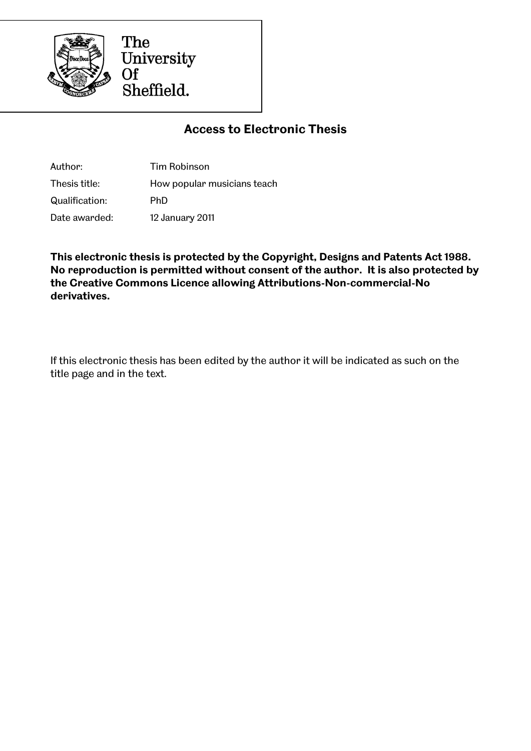The University Of Sheffield.

## Access to Electronic Thesis

| | |
|---|---|
| Author: | Tim Robinson |
| Thesis title: | How popular musicians teach |
| Qualification: | PhD |
| Date awarded: | 12 January 2011 |

**This electronic thesis is protected by the Copyright, Designs and Patents Act 1988. No reproduction is permitted without consent of the author. It is also protected by the Creative Commons Licence allowing Attributions-Non-commercial-No derivatives.**

If this electronic thesis has been edited by the author it will be indicated as such on the title page and in the text.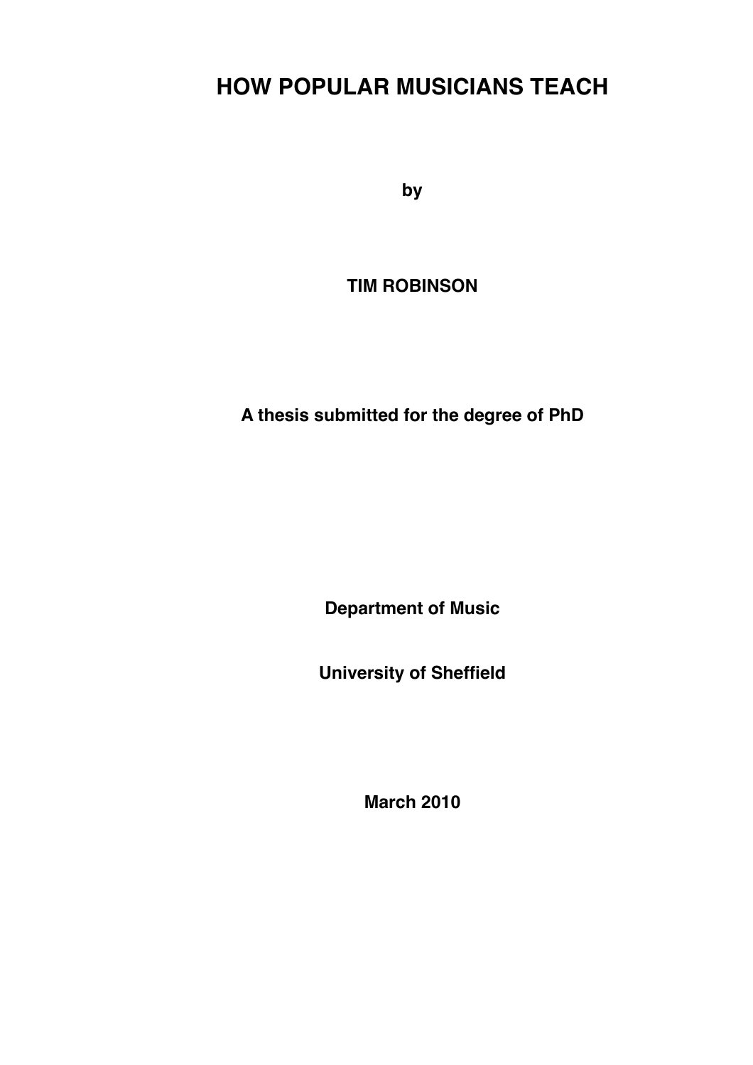# HOW POPULAR MUSICIANS TEACH

**by**

**TIM ROBINSON**

**A thesis submitted for the degree of PhD**

**Department of Music**

**University of Sheffield**

**March 2010**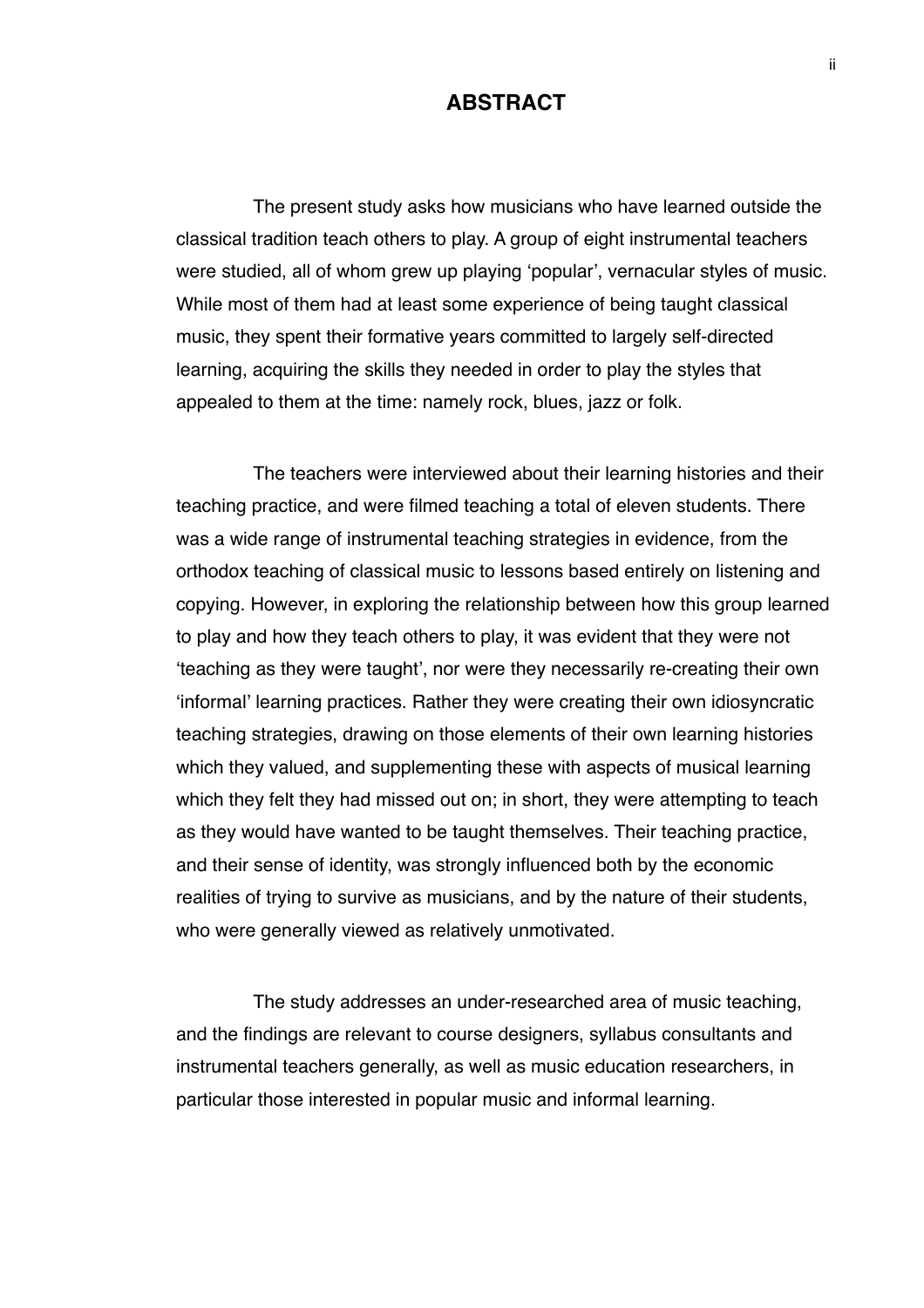# ABSTRACT

The present study asks how musicians who have learned outside the classical tradition teach others to play. A group of eight instrumental teachers were studied, all of whom grew up playing 'popular', vernacular styles of music. While most of them had at least some experience of being taught classical music, they spent their formative years committed to largely self-directed learning, acquiring the skills they needed in order to play the styles that appealed to them at the time: namely rock, blues, jazz or folk.

The teachers were interviewed about their learning histories and their teaching practice, and were filmed teaching a total of eleven students. There was a wide range of instrumental teaching strategies in evidence, from the orthodox teaching of classical music to lessons based entirely on listening and copying. However, in exploring the relationship between how this group learned to play and how they teach others to play, it was evident that they were not 'teaching as they were taught', nor were they necessarily re-creating their own 'informal' learning practices. Rather they were creating their own idiosyncratic teaching strategies, drawing on those elements of their own learning histories which they valued, and supplementing these with aspects of musical learning which they felt they had missed out on; in short, they were attempting to teach as they would have wanted to be taught themselves. Their teaching practice, and their sense of identity, was strongly influenced both by the economic realities of trying to survive as musicians, and by the nature of their students, who were generally viewed as relatively unmotivated.

The study addresses an under-researched area of music teaching, and the findings are relevant to course designers, syllabus consultants and instrumental teachers generally, as well as music education researchers, in particular those interested in popular music and informal learning.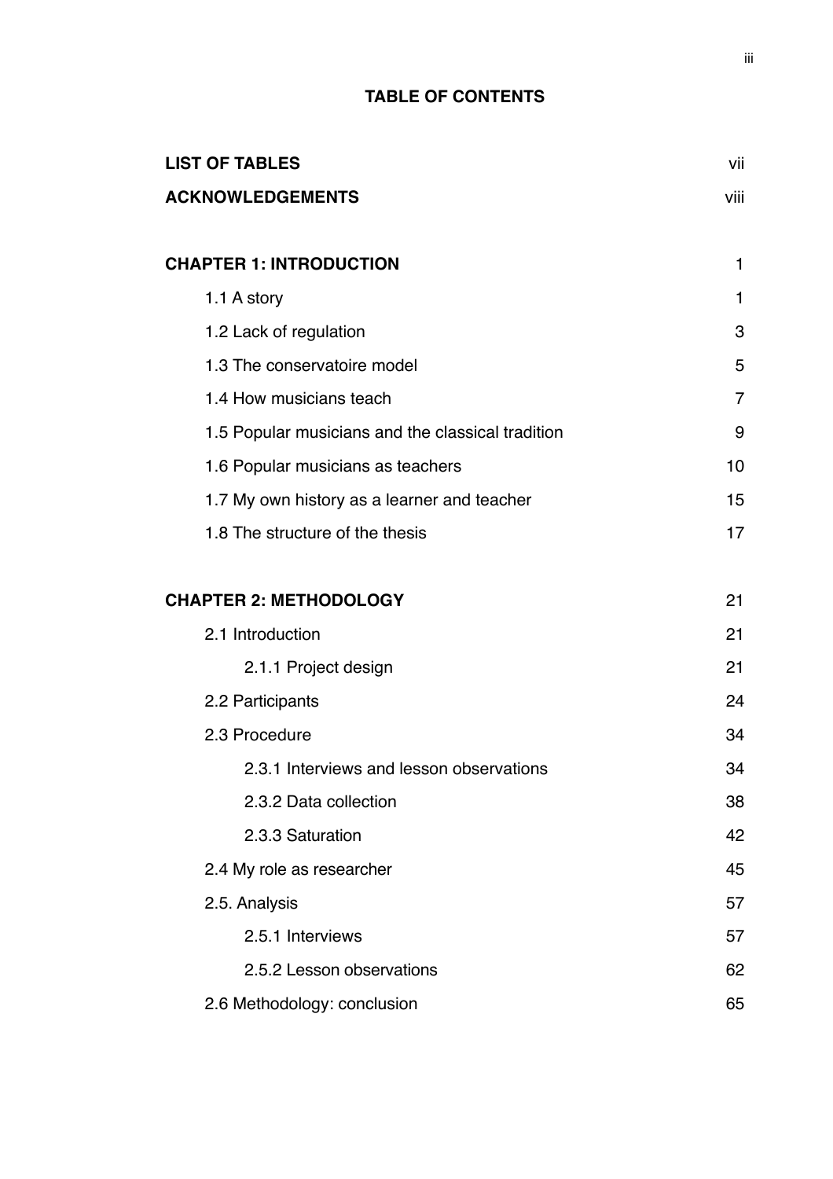# TABLE OF CONTENTS

| | |
|---|---|
| **LIST OF TABLES** | vii |
| **ACKNOWLEDGEMENTS** | viii |
| | |
| **CHAPTER 1: INTRODUCTION** | 1 |
| 1.1 A story | 1 |
| 1.2 Lack of regulation | 3 |
| 1.3 The conservatoire model | 5 |
| 1.4 How musicians teach | 7 |
| 1.5 Popular musicians and the classical tradition | 9 |
| 1.6 Popular musicians as teachers | 10 |
| 1.7 My own history as a learner and teacher | 15 |
| 1.8 The structure of the thesis | 17 |
| | |
| **CHAPTER 2: METHODOLOGY** | 21 |
| 2.1 Introduction | 21 |
| 2.1.1 Project design | 21 |
| 2.2 Participants | 24 |
| 2.3 Procedure | 34 |
| 2.3.1 Interviews and lesson observations | 34 |
| 2.3.2 Data collection | 38 |
| 2.3.3 Saturation | 42 |
| 2.4 My role as researcher | 45 |
| 2.5. Analysis | 57 |
| 2.5.1 Interviews | 57 |
| 2.5.2 Lesson observations | 62 |
| 2.6 Methodology: conclusion | 65 |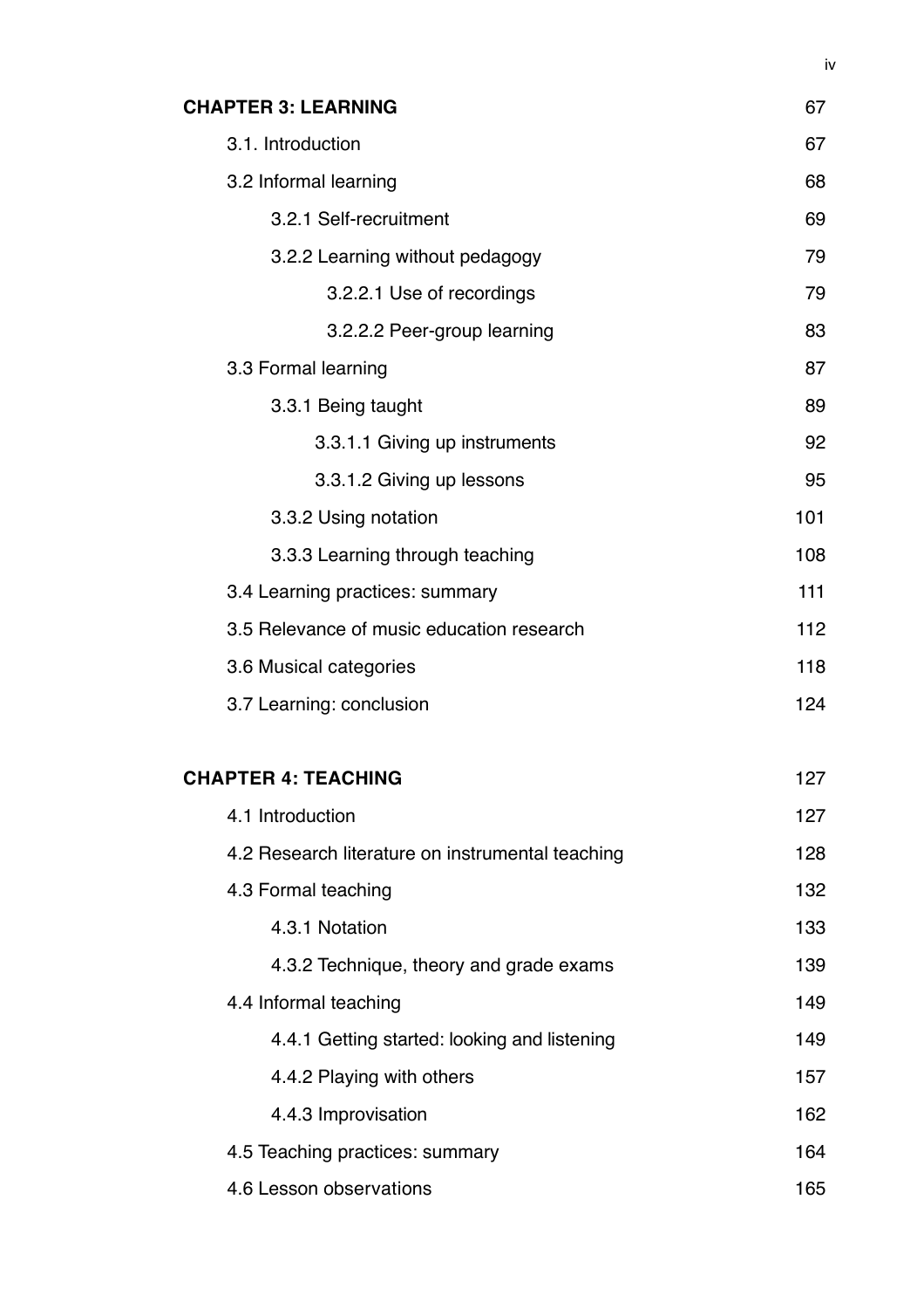| | |
|---|---|
| **CHAPTER 3: LEARNING** | 67 |
| 3.1. Introduction | 67 |
| 3.2 Informal learning | 68 |
| 3.2.1 Self-recruitment | 69 |
| 3.2.2 Learning without pedagogy | 79 |
| 3.2.2.1 Use of recordings | 79 |
| 3.2.2.2 Peer-group learning | 83 |
| 3.3 Formal learning | 87 |
| 3.3.1 Being taught | 89 |
| 3.3.1.1 Giving up instruments | 92 |
| 3.3.1.2 Giving up lessons | 95 |
| 3.3.2 Using notation | 101 |
| 3.3.3 Learning through teaching | 108 |
| 3.4 Learning practices: summary | 111 |
| 3.5 Relevance of music education research | 112 |
| 3.6 Musical categories | 118 |
| 3.7 Learning: conclusion | 124 |
| | |
| **CHAPTER 4: TEACHING** | 127 |
| 4.1 Introduction | 127 |
| 4.2 Research literature on instrumental teaching | 128 |
| 4.3 Formal teaching | 132 |
| 4.3.1 Notation | 133 |
| 4.3.2 Technique, theory and grade exams | 139 |
| 4.4 Informal teaching | 149 |
| 4.4.1 Getting started: looking and listening | 149 |
| 4.4.2 Playing with others | 157 |
| 4.4.3 Improvisation | 162 |
| 4.5 Teaching practices: summary | 164 |
| 4.6 Lesson observations | 165 |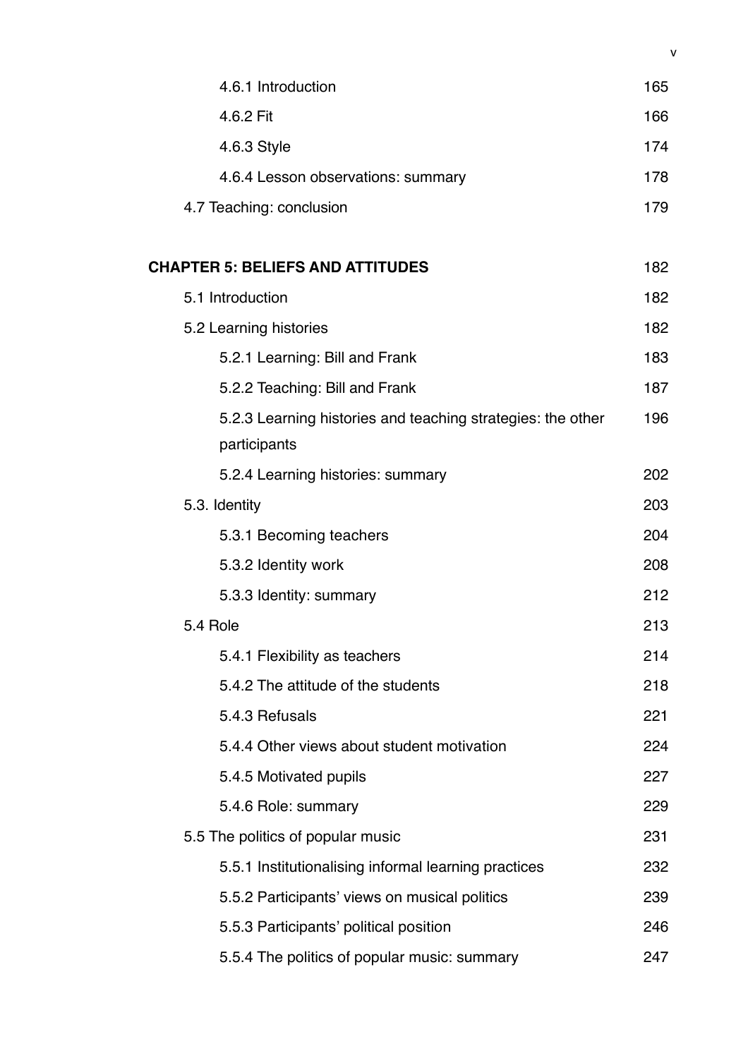4.6.1 Introduction 165

4.6.2 Fit 166

4.6.3 Style 174

4.6.4 Lesson observations: summary 178

4.7 Teaching: conclusion 179

**CHAPTER 5: BELIEFS AND ATTITUDES** 182

5.1 Introduction 182

5.2 Learning histories 182

5.2.1 Learning: Bill and Frank 183

5.2.2 Teaching: Bill and Frank 187

5.2.3 Learning histories and teaching strategies: the other participants 196

5.2.4 Learning histories: summary 202

5.3. Identity 203

5.3.1 Becoming teachers 204

5.3.2 Identity work 208

5.3.3 Identity: summary 212

5.4 Role 213

5.4.1 Flexibility as teachers 214

5.4.2 The attitude of the students 218

5.4.3 Refusals 221

5.4.4 Other views about student motivation 224

5.4.5 Motivated pupils 227

5.4.6 Role: summary 229

5.5 The politics of popular music 231

5.5.1 Institutionalising informal learning practices 232

5.5.2 Participants' views on musical politics 239

5.5.3 Participants' political position 246

5.5.4 The politics of popular music: summary 247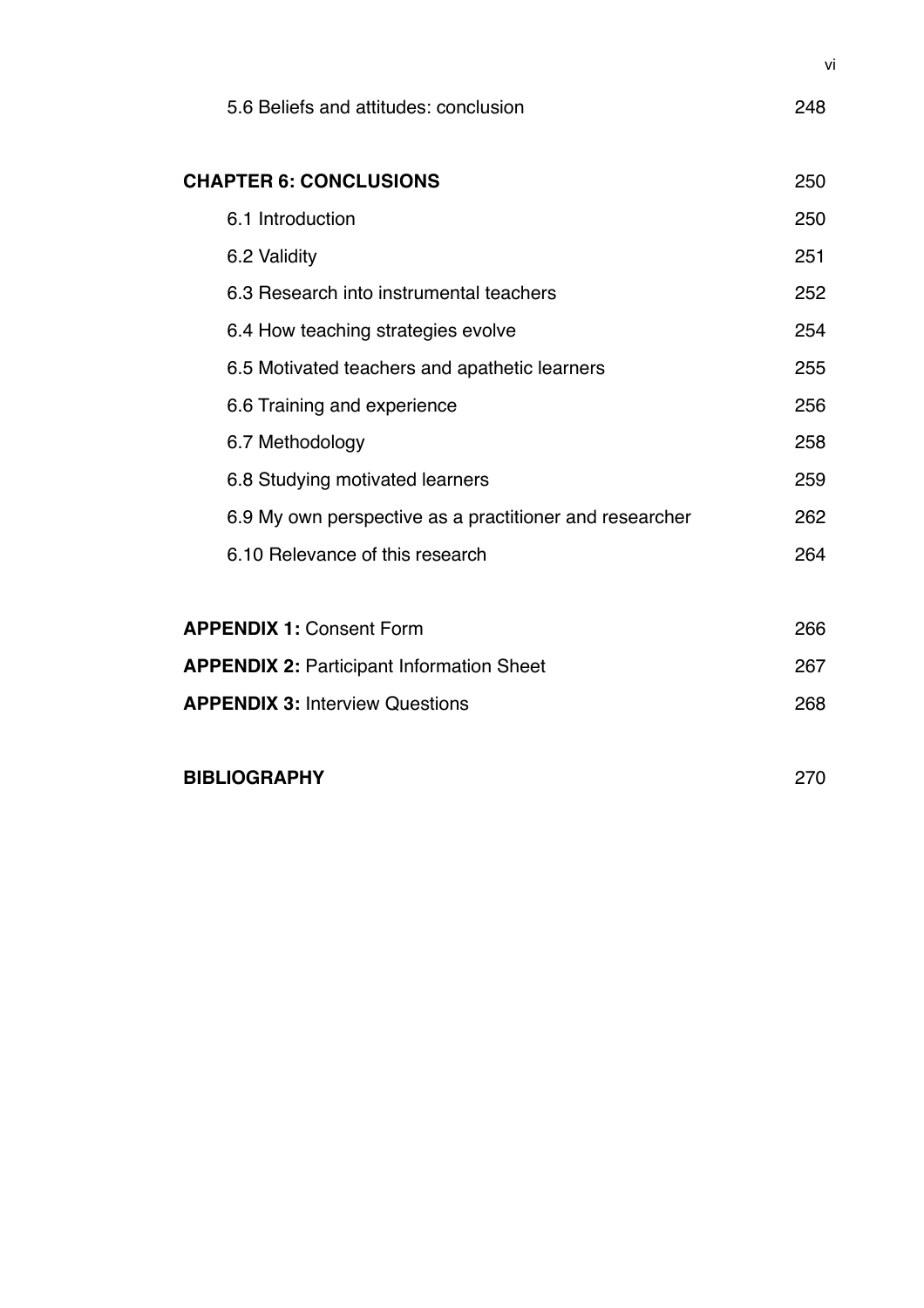5.6 Beliefs and attitudes: conclusion 248

**CHAPTER 6: CONCLUSIONS** 250

6.1 Introduction 250

6.2 Validity 251

6.3 Research into instrumental teachers 252

6.4 How teaching strategies evolve 254

6.5 Motivated teachers and apathetic learners 255

6.6 Training and experience 256

6.7 Methodology 258

6.8 Studying motivated learners 259

6.9 My own perspective as a practitioner and researcher 262

6.10 Relevance of this research 264

**APPENDIX 1:** Consent Form 266

**APPENDIX 2:** Participant Information Sheet 267

**APPENDIX 3:** Interview Questions 268

**BIBLIOGRAPHY** 270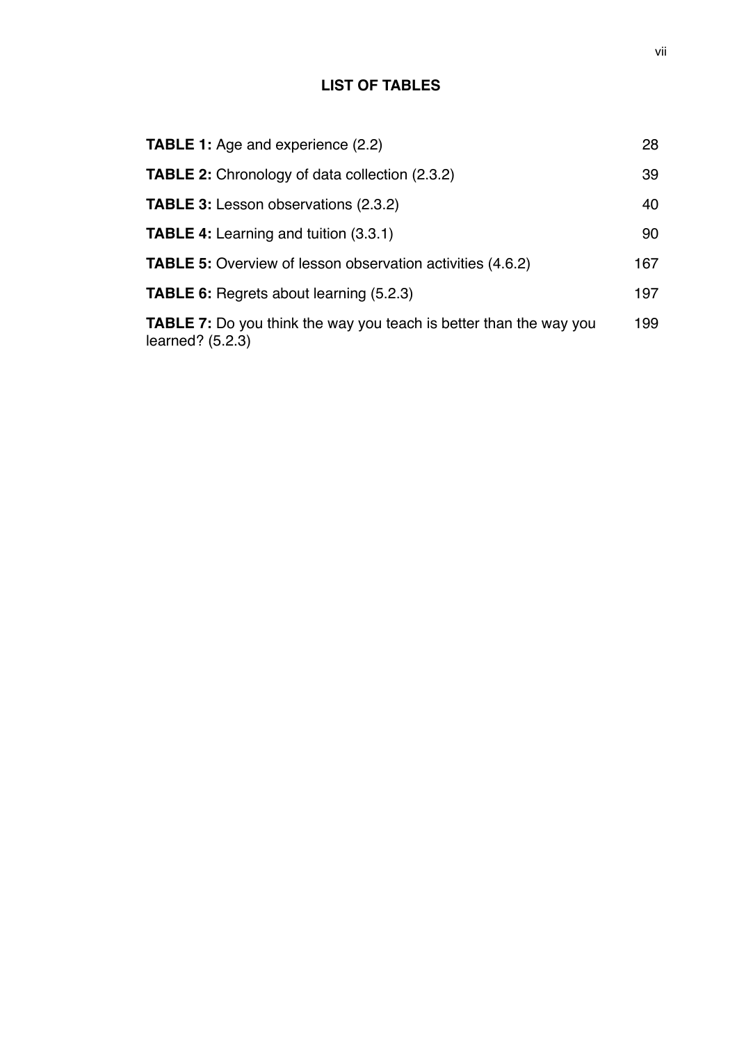# LIST OF TABLES

| | |
|---|---|
| **TABLE 1:** Age and experience (2.2) | 28 |
| **TABLE 2:** Chronology of data collection (2.3.2) | 39 |
| **TABLE 3:** Lesson observations (2.3.2) | 40 |
| **TABLE 4:** Learning and tuition (3.3.1) | 90 |
| **TABLE 5:** Overview of lesson observation activities (4.6.2) | 167 |
| **TABLE 6:** Regrets about learning (5.2.3) | 197 |
| **TABLE 7:** Do you think the way you teach is better than the way you learned? (5.2.3) | 199 |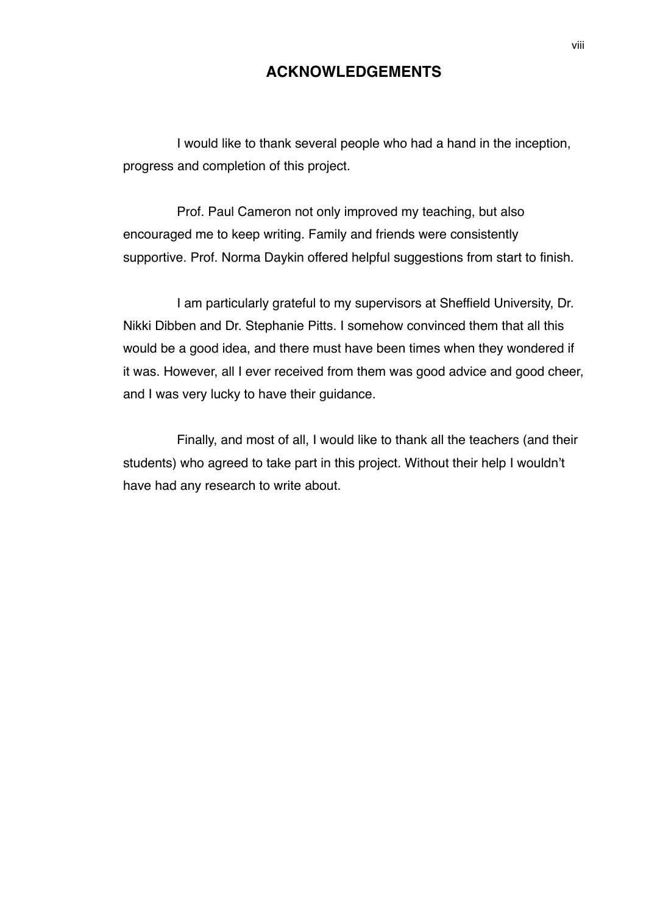# ACKNOWLEDGEMENTS

I would like to thank several people who had a hand in the inception, progress and completion of this project.

Prof. Paul Cameron not only improved my teaching, but also encouraged me to keep writing. Family and friends were consistently supportive. Prof. Norma Daykin offered helpful suggestions from start to finish.

I am particularly grateful to my supervisors at Sheffield University, Dr. Nikki Dibben and Dr. Stephanie Pitts. I somehow convinced them that all this would be a good idea, and there must have been times when they wondered if it was. However, all I ever received from them was good advice and good cheer, and I was very lucky to have their guidance.

Finally, and most of all, I would like to thank all the teachers (and their students) who agreed to take part in this project. Without their help I wouldn't have had any research to write about.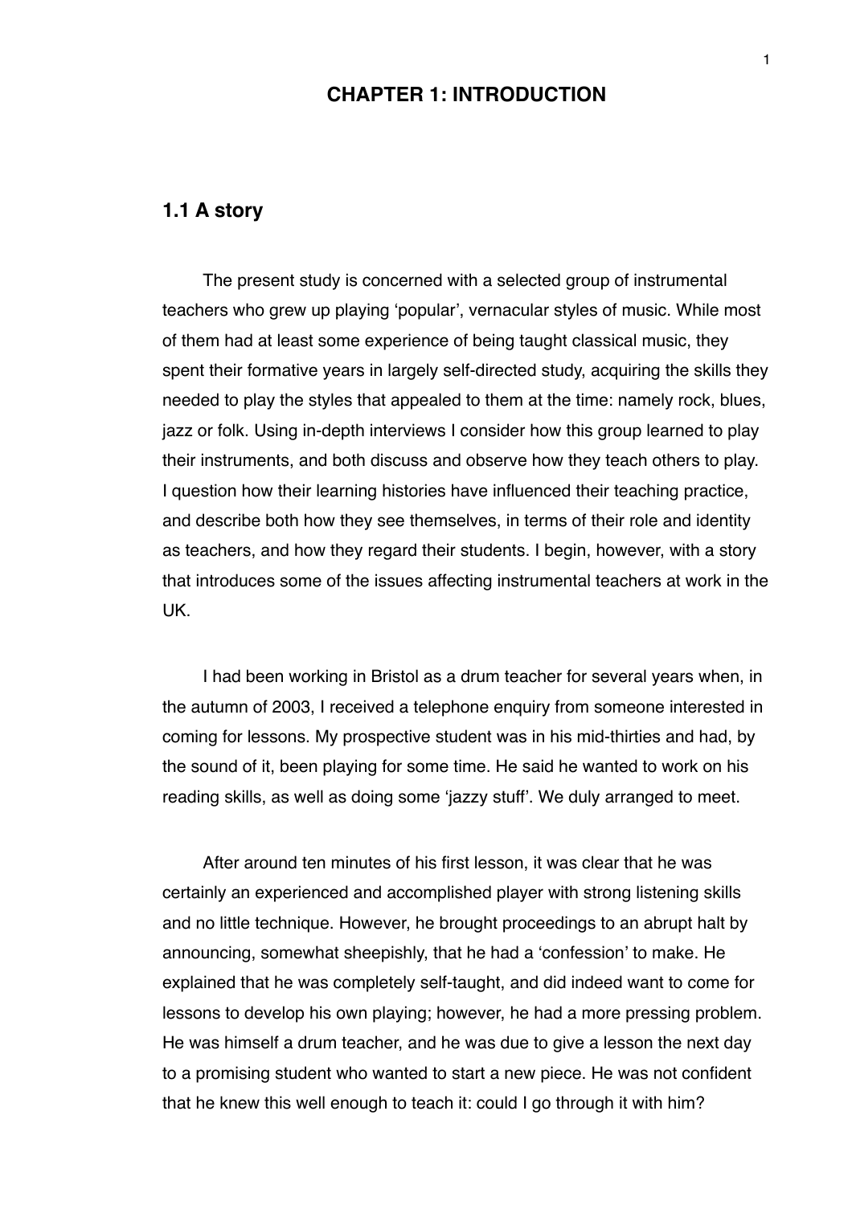# CHAPTER 1: INTRODUCTION

## 1.1 A story

The present study is concerned with a selected group of instrumental teachers who grew up playing 'popular', vernacular styles of music. While most of them had at least some experience of being taught classical music, they spent their formative years in largely self-directed study, acquiring the skills they needed to play the styles that appealed to them at the time: namely rock, blues, jazz or folk. Using in-depth interviews I consider how this group learned to play their instruments, and both discuss and observe how they teach others to play. I question how their learning histories have influenced their teaching practice, and describe both how they see themselves, in terms of their role and identity as teachers, and how they regard their students. I begin, however, with a story that introduces some of the issues affecting instrumental teachers at work in the UK.

I had been working in Bristol as a drum teacher for several years when, in the autumn of 2003, I received a telephone enquiry from someone interested in coming for lessons. My prospective student was in his mid-thirties and had, by the sound of it, been playing for some time. He said he wanted to work on his reading skills, as well as doing some 'jazzy stuff'. We duly arranged to meet.

After around ten minutes of his first lesson, it was clear that he was certainly an experienced and accomplished player with strong listening skills and no little technique. However, he brought proceedings to an abrupt halt by announcing, somewhat sheepishly, that he had a 'confession' to make. He explained that he was completely self-taught, and did indeed want to come for lessons to develop his own playing; however, he had a more pressing problem. He was himself a drum teacher, and he was due to give a lesson the next day to a promising student who wanted to start a new piece. He was not confident that he knew this well enough to teach it: could I go through it with him?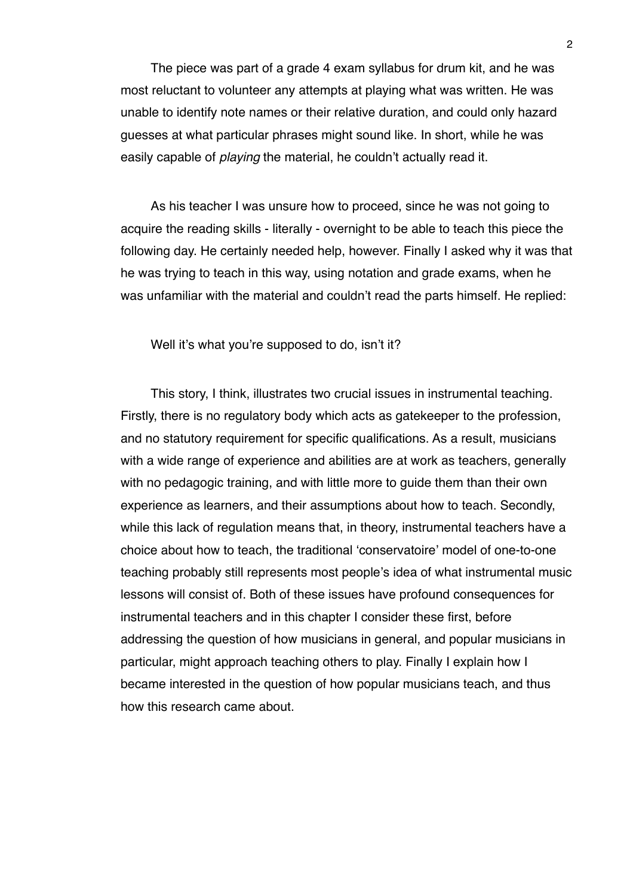The piece was part of a grade 4 exam syllabus for drum kit, and he was most reluctant to volunteer any attempts at playing what was written. He was unable to identify note names or their relative duration, and could only hazard guesses at what particular phrases might sound like. In short, while he was easily capable of *playing* the material, he couldn't actually read it.

As his teacher I was unsure how to proceed, since he was not going to acquire the reading skills - literally - overnight to be able to teach this piece the following day. He certainly needed help, however. Finally I asked why it was that he was trying to teach in this way, using notation and grade exams, when he was unfamiliar with the material and couldn't read the parts himself. He replied:

> Well it's what you're supposed to do, isn't it?

This story, I think, illustrates two crucial issues in instrumental teaching. Firstly, there is no regulatory body which acts as gatekeeper to the profession, and no statutory requirement for specific qualifications. As a result, musicians with a wide range of experience and abilities are at work as teachers, generally with no pedagogic training, and with little more to guide them than their own experience as learners, and their assumptions about how to teach. Secondly, while this lack of regulation means that, in theory, instrumental teachers have a choice about how to teach, the traditional 'conservatoire' model of one-to-one teaching probably still represents most people's idea of what instrumental music lessons will consist of. Both of these issues have profound consequences for instrumental teachers and in this chapter I consider these first, before addressing the question of how musicians in general, and popular musicians in particular, might approach teaching others to play. Finally I explain how I became interested in the question of how popular musicians teach, and thus how this research came about.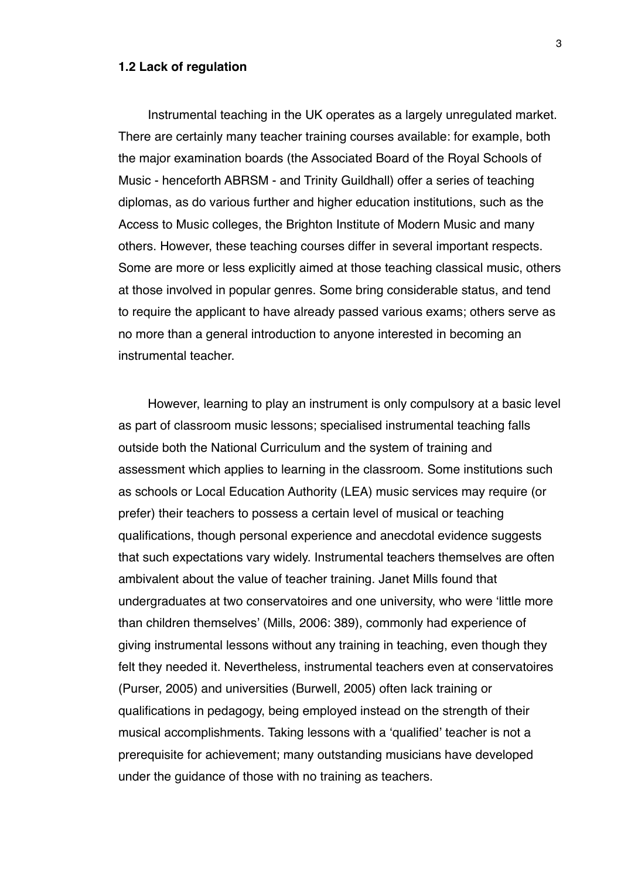### 1.2 Lack of regulation

Instrumental teaching in the UK operates as a largely unregulated market. There are certainly many teacher training courses available: for example, both the major examination boards (the Associated Board of the Royal Schools of Music - henceforth ABRSM - and Trinity Guildhall) offer a series of teaching diplomas, as do various further and higher education institutions, such as the Access to Music colleges, the Brighton Institute of Modern Music and many others. However, these teaching courses differ in several important respects. Some are more or less explicitly aimed at those teaching classical music, others at those involved in popular genres. Some bring considerable status, and tend to require the applicant to have already passed various exams; others serve as no more than a general introduction to anyone interested in becoming an instrumental teacher.

However, learning to play an instrument is only compulsory at a basic level as part of classroom music lessons; specialised instrumental teaching falls outside both the National Curriculum and the system of training and assessment which applies to learning in the classroom. Some institutions such as schools or Local Education Authority (LEA) music services may require (or prefer) their teachers to possess a certain level of musical or teaching qualifications, though personal experience and anecdotal evidence suggests that such expectations vary widely. Instrumental teachers themselves are often ambivalent about the value of teacher training. Janet Mills found that undergraduates at two conservatoires and one university, who were 'little more than children themselves' (Mills, 2006: 389), commonly had experience of giving instrumental lessons without any training in teaching, even though they felt they needed it. Nevertheless, instrumental teachers even at conservatoires (Purser, 2005) and universities (Burwell, 2005) often lack training or qualifications in pedagogy, being employed instead on the strength of their musical accomplishments. Taking lessons with a 'qualified' teacher is not a prerequisite for achievement; many outstanding musicians have developed under the guidance of those with no training as teachers.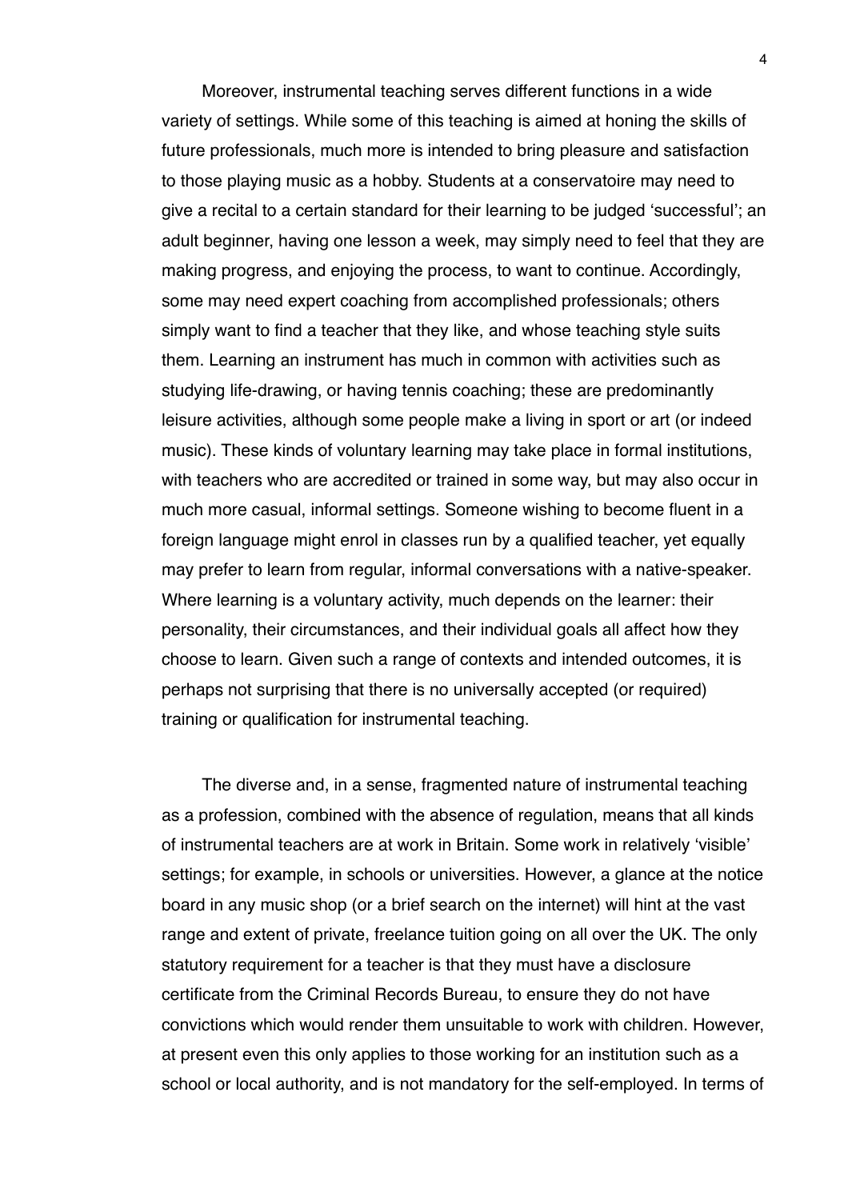Moreover, instrumental teaching serves different functions in a wide variety of settings. While some of this teaching is aimed at honing the skills of future professionals, much more is intended to bring pleasure and satisfaction to those playing music as a hobby. Students at a conservatoire may need to give a recital to a certain standard for their learning to be judged 'successful'; an adult beginner, having one lesson a week, may simply need to feel that they are making progress, and enjoying the process, to want to continue. Accordingly, some may need expert coaching from accomplished professionals; others simply want to find a teacher that they like, and whose teaching style suits them. Learning an instrument has much in common with activities such as studying life-drawing, or having tennis coaching; these are predominantly leisure activities, although some people make a living in sport or art (or indeed music). These kinds of voluntary learning may take place in formal institutions, with teachers who are accredited or trained in some way, but may also occur in much more casual, informal settings. Someone wishing to become fluent in a foreign language might enrol in classes run by a qualified teacher, yet equally may prefer to learn from regular, informal conversations with a native-speaker. Where learning is a voluntary activity, much depends on the learner: their personality, their circumstances, and their individual goals all affect how they choose to learn. Given such a range of contexts and intended outcomes, it is perhaps not surprising that there is no universally accepted (or required) training or qualification for instrumental teaching.

The diverse and, in a sense, fragmented nature of instrumental teaching as a profession, combined with the absence of regulation, means that all kinds of instrumental teachers are at work in Britain. Some work in relatively 'visible' settings; for example, in schools or universities. However, a glance at the notice board in any music shop (or a brief search on the internet) will hint at the vast range and extent of private, freelance tuition going on all over the UK. The only statutory requirement for a teacher is that they must have a disclosure certificate from the Criminal Records Bureau, to ensure they do not have convictions which would render them unsuitable to work with children. However, at present even this only applies to those working for an institution such as a school or local authority, and is not mandatory for the self-employed. In terms of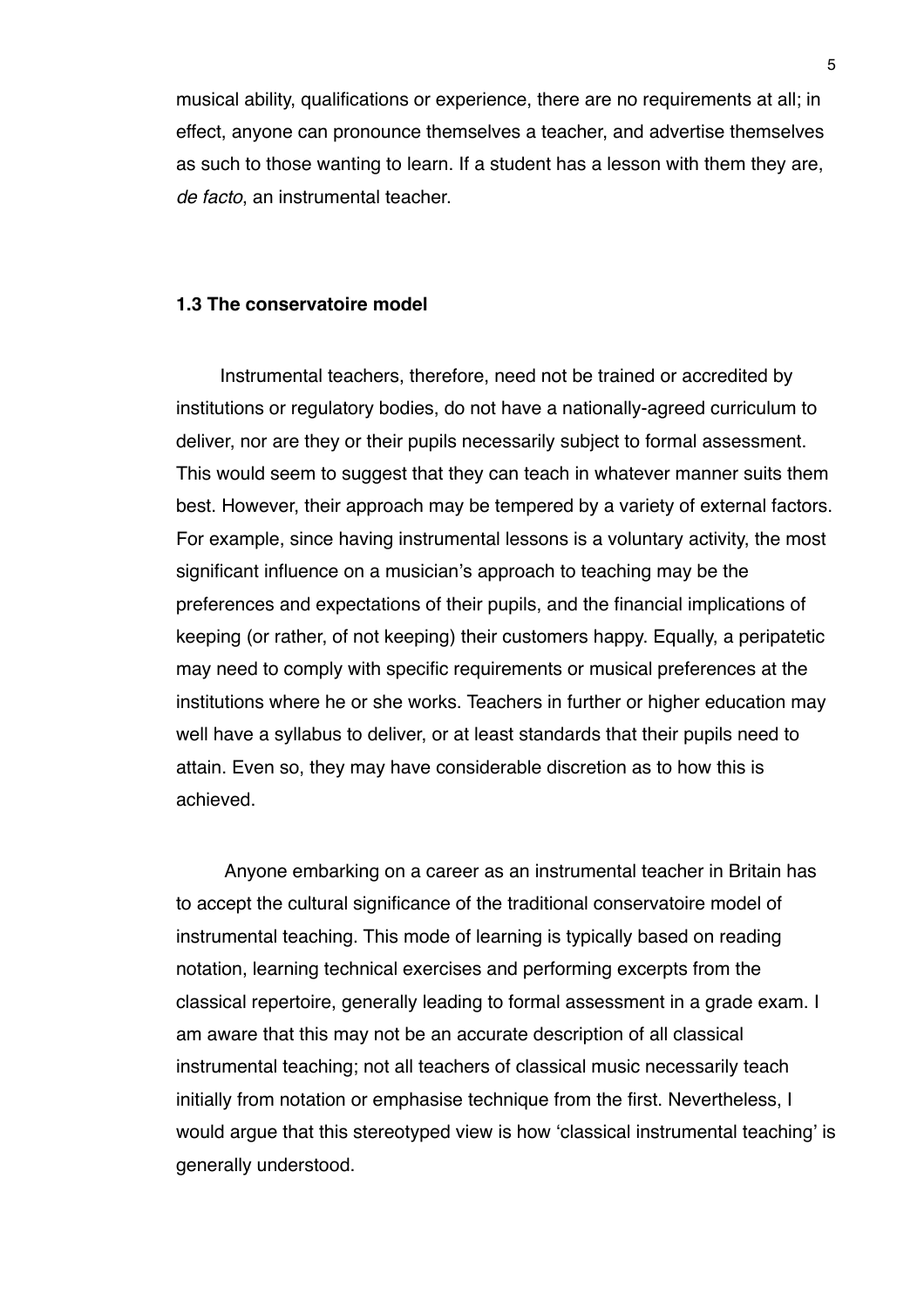musical ability, qualifications or experience, there are no requirements at all; in effect, anyone can pronounce themselves a teacher, and advertise themselves as such to those wanting to learn. If a student has a lesson with them they are, *de facto*, an instrumental teacher.

### 1.3 The conservatoire model

Instrumental teachers, therefore, need not be trained or accredited by institutions or regulatory bodies, do not have a nationally-agreed curriculum to deliver, nor are they or their pupils necessarily subject to formal assessment. This would seem to suggest that they can teach in whatever manner suits them best. However, their approach may be tempered by a variety of external factors. For example, since having instrumental lessons is a voluntary activity, the most significant influence on a musician's approach to teaching may be the preferences and expectations of their pupils, and the financial implications of keeping (or rather, of not keeping) their customers happy. Equally, a peripatetic may need to comply with specific requirements or musical preferences at the institutions where he or she works. Teachers in further or higher education may well have a syllabus to deliver, or at least standards that their pupils need to attain. Even so, they may have considerable discretion as to how this is achieved.

Anyone embarking on a career as an instrumental teacher in Britain has to accept the cultural significance of the traditional conservatoire model of instrumental teaching. This mode of learning is typically based on reading notation, learning technical exercises and performing excerpts from the classical repertoire, generally leading to formal assessment in a grade exam. I am aware that this may not be an accurate description of all classical instrumental teaching; not all teachers of classical music necessarily teach initially from notation or emphasise technique from the first. Nevertheless, I would argue that this stereotyped view is how 'classical instrumental teaching' is generally understood.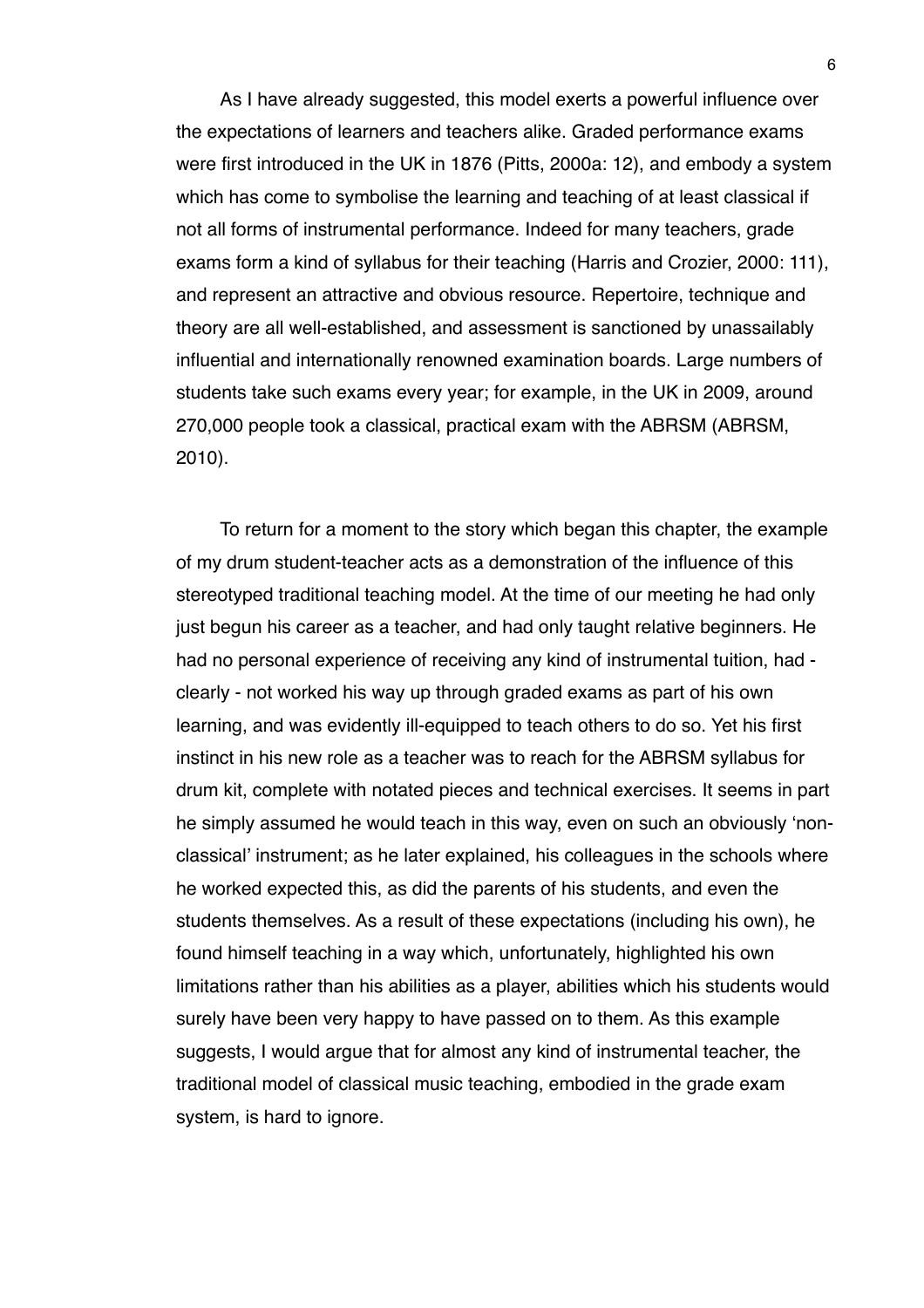As I have already suggested, this model exerts a powerful influence over the expectations of learners and teachers alike. Graded performance exams were first introduced in the UK in 1876 (Pitts, 2000a: 12), and embody a system which has come to symbolise the learning and teaching of at least classical if not all forms of instrumental performance. Indeed for many teachers, grade exams form a kind of syllabus for their teaching (Harris and Crozier, 2000: 111), and represent an attractive and obvious resource. Repertoire, technique and theory are all well-established, and assessment is sanctioned by unassailably influential and internationally renowned examination boards. Large numbers of students take such exams every year; for example, in the UK in 2009, around 270,000 people took a classical, practical exam with the ABRSM (ABRSM, 2010).

To return for a moment to the story which began this chapter, the example of my drum student-teacher acts as a demonstration of the influence of this stereotyped traditional teaching model. At the time of our meeting he had only just begun his career as a teacher, and had only taught relative beginners. He had no personal experience of receiving any kind of instrumental tuition, had - clearly - not worked his way up through graded exams as part of his own learning, and was evidently ill-equipped to teach others to do so. Yet his first instinct in his new role as a teacher was to reach for the ABRSM syllabus for drum kit, complete with notated pieces and technical exercises. It seems in part he simply assumed he would teach in this way, even on such an obviously 'non-classical' instrument; as he later explained, his colleagues in the schools where he worked expected this, as did the parents of his students, and even the students themselves. As a result of these expectations (including his own), he found himself teaching in a way which, unfortunately, highlighted his own limitations rather than his abilities as a player, abilities which his students would surely have been very happy to have passed on to them. As this example suggests, I would argue that for almost any kind of instrumental teacher, the traditional model of classical music teaching, embodied in the grade exam system, is hard to ignore.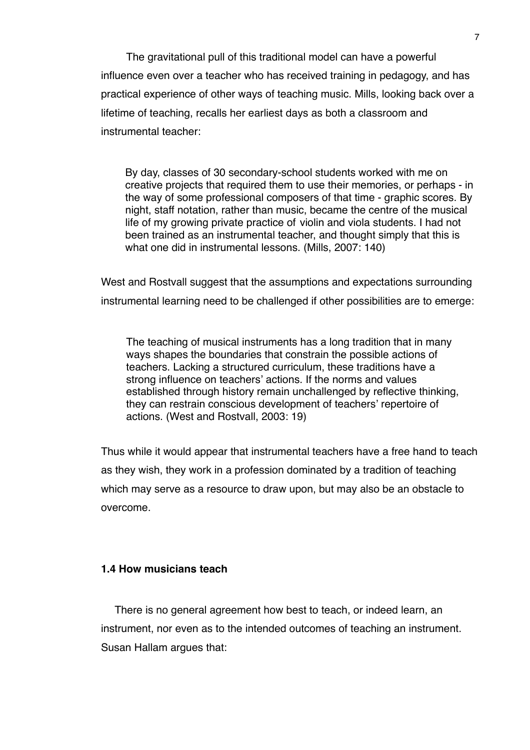The gravitational pull of this traditional model can have a powerful influence even over a teacher who has received training in pedagogy, and has practical experience of other ways of teaching music. Mills, looking back over a lifetime of teaching, recalls her earliest days as both a classroom and instrumental teacher:

> By day, classes of 30 secondary-school students worked with me on creative projects that required them to use their memories, or perhaps - in the way of some professional composers of that time - graphic scores. By night, staff notation, rather than music, became the centre of the musical life of my growing private practice of violin and viola students. I had not been trained as an instrumental teacher, and thought simply that this is what one did in instrumental lessons. (Mills, 2007: 140)

West and Rostvall suggest that the assumptions and expectations surrounding instrumental learning need to be challenged if other possibilities are to emerge:

> The teaching of musical instruments has a long tradition that in many ways shapes the boundaries that constrain the possible actions of teachers. Lacking a structured curriculum, these traditions have a strong influence on teachers' actions. If the norms and values established through history remain unchallenged by reflective thinking, they can restrain conscious development of teachers' repertoire of actions. (West and Rostvall, 2003: 19)

Thus while it would appear that instrumental teachers have a free hand to teach as they wish, they work in a profession dominated by a tradition of teaching which may serve as a resource to draw upon, but may also be an obstacle to overcome.

### 1.4 How musicians teach

There is no general agreement how best to teach, or indeed learn, an instrument, nor even as to the intended outcomes of teaching an instrument. Susan Hallam argues that: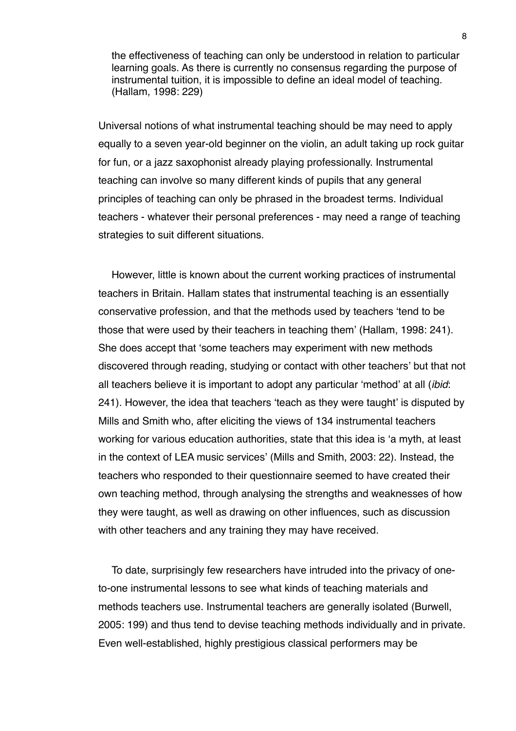> the effectiveness of teaching can only be understood in relation to particular learning goals. As there is currently no consensus regarding the purpose of instrumental tuition, it is impossible to define an ideal model of teaching. (Hallam, 1998: 229)

Universal notions of what instrumental teaching should be may need to apply equally to a seven year-old beginner on the violin, an adult taking up rock guitar for fun, or a jazz saxophonist already playing professionally. Instrumental teaching can involve so many different kinds of pupils that any general principles of teaching can only be phrased in the broadest terms. Individual teachers - whatever their personal preferences - may need a range of teaching strategies to suit different situations.

However, little is known about the current working practices of instrumental teachers in Britain. Hallam states that instrumental teaching is an essentially conservative profession, and that the methods used by teachers 'tend to be those that were used by their teachers in teaching them' (Hallam, 1998: 241). She does accept that 'some teachers may experiment with new methods discovered through reading, studying or contact with other teachers' but that not all teachers believe it is important to adopt any particular 'method' at all (*ibid*: 241). However, the idea that teachers 'teach as they were taught' is disputed by Mills and Smith who, after eliciting the views of 134 instrumental teachers working for various education authorities, state that this idea is 'a myth, at least in the context of LEA music services' (Mills and Smith, 2003: 22). Instead, the teachers who responded to their questionnaire seemed to have created their own teaching method, through analysing the strengths and weaknesses of how they were taught, as well as drawing on other influences, such as discussion with other teachers and any training they may have received.

To date, surprisingly few researchers have intruded into the privacy of one-to-one instrumental lessons to see what kinds of teaching materials and methods teachers use. Instrumental teachers are generally isolated (Burwell, 2005: 199) and thus tend to devise teaching methods individually and in private. Even well-established, highly prestigious classical performers may be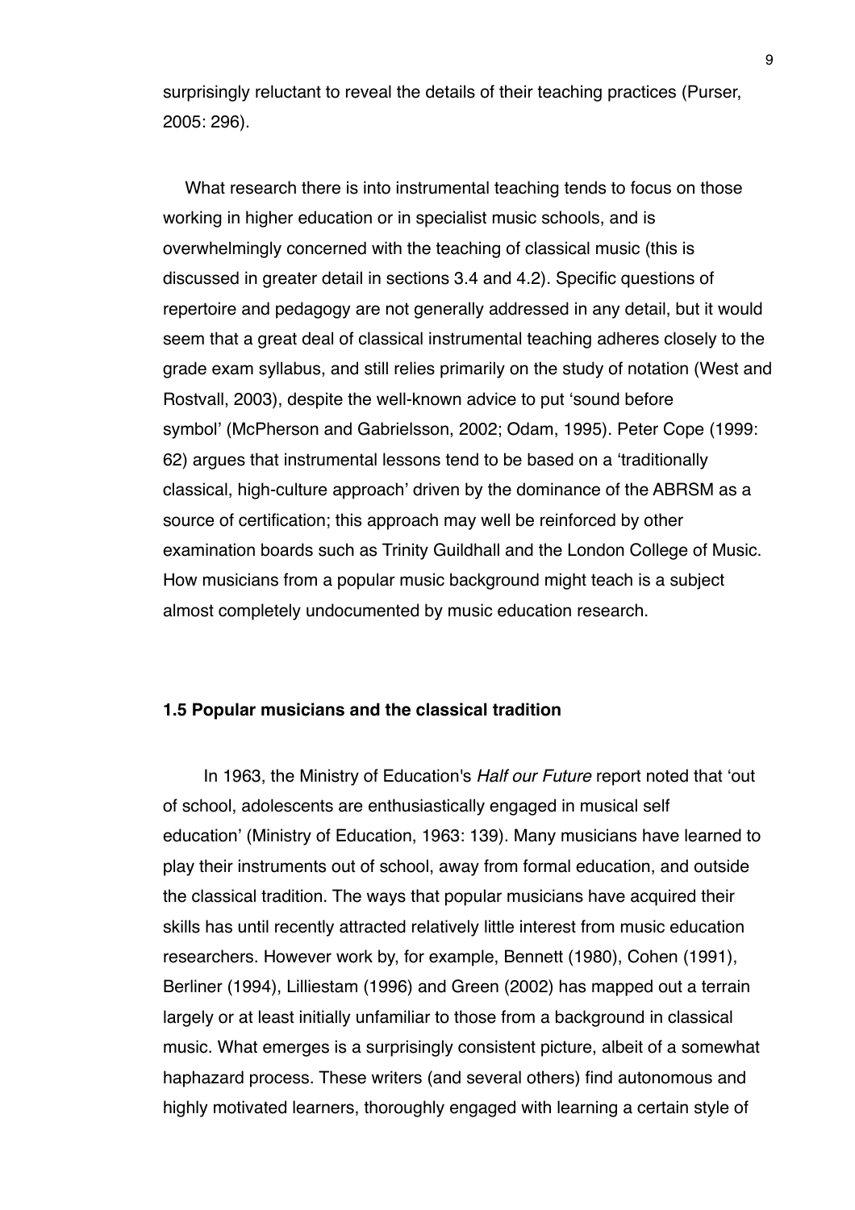surprisingly reluctant to reveal the details of their teaching practices (Purser, 2005: 296).

What research there is into instrumental teaching tends to focus on those working in higher education or in specialist music schools, and is overwhelmingly concerned with the teaching of classical music (this is discussed in greater detail in sections 3.4 and 4.2). Specific questions of repertoire and pedagogy are not generally addressed in any detail, but it would seem that a great deal of classical instrumental teaching adheres closely to the grade exam syllabus, and still relies primarily on the study of notation (West and Rostvall, 2003), despite the well-known advice to put 'sound before symbol' (McPherson and Gabrielsson, 2002; Odam, 1995). Peter Cope (1999: 62) argues that instrumental lessons tend to be based on a 'traditionally classical, high-culture approach' driven by the dominance of the ABRSM as a source of certification; this approach may well be reinforced by other examination boards such as Trinity Guildhall and the London College of Music. How musicians from a popular music background might teach is a subject almost completely undocumented by music education research.

### 1.5 Popular musicians and the classical tradition

In 1963, the Ministry of Education's *Half our Future* report noted that 'out of school, adolescents are enthusiastically engaged in musical self education' (Ministry of Education, 1963: 139). Many musicians have learned to play their instruments out of school, away from formal education, and outside the classical tradition. The ways that popular musicians have acquired their skills has until recently attracted relatively little interest from music education researchers. However work by, for example, Bennett (1980), Cohen (1991), Berliner (1994), Lilliestam (1996) and Green (2002) has mapped out a terrain largely or at least initially unfamiliar to those from a background in classical music. What emerges is a surprisingly consistent picture, albeit of a somewhat haphazard process. These writers (and several others) find autonomous and highly motivated learners, thoroughly engaged with learning a certain style of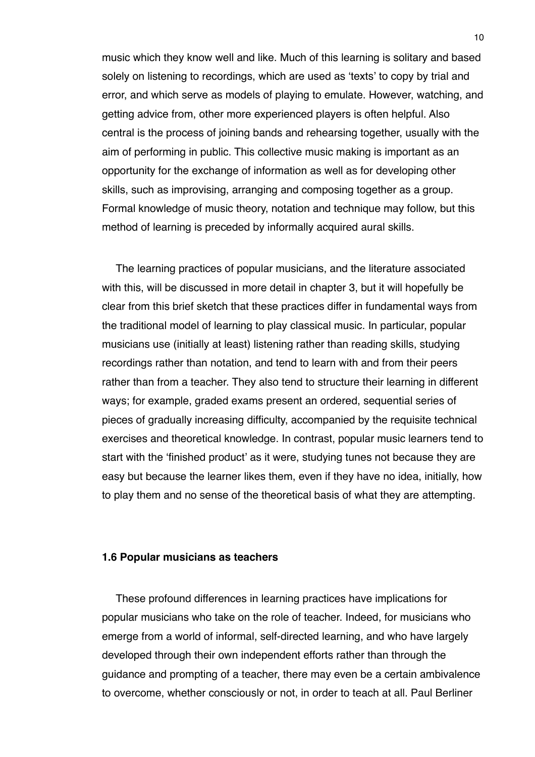music which they know well and like. Much of this learning is solitary and based solely on listening to recordings, which are used as 'texts' to copy by trial and error, and which serve as models of playing to emulate. However, watching, and getting advice from, other more experienced players is often helpful. Also central is the process of joining bands and rehearsing together, usually with the aim of performing in public. This collective music making is important as an opportunity for the exchange of information as well as for developing other skills, such as improvising, arranging and composing together as a group. Formal knowledge of music theory, notation and technique may follow, but this method of learning is preceded by informally acquired aural skills.

The learning practices of popular musicians, and the literature associated with this, will be discussed in more detail in chapter 3, but it will hopefully be clear from this brief sketch that these practices differ in fundamental ways from the traditional model of learning to play classical music. In particular, popular musicians use (initially at least) listening rather than reading skills, studying recordings rather than notation, and tend to learn with and from their peers rather than from a teacher. They also tend to structure their learning in different ways; for example, graded exams present an ordered, sequential series of pieces of gradually increasing difficulty, accompanied by the requisite technical exercises and theoretical knowledge. In contrast, popular music learners tend to start with the 'finished product' as it were, studying tunes not because they are easy but because the learner likes them, even if they have no idea, initially, how to play them and no sense of the theoretical basis of what they are attempting.

### 1.6 Popular musicians as teachers

These profound differences in learning practices have implications for popular musicians who take on the role of teacher. Indeed, for musicians who emerge from a world of informal, self-directed learning, and who have largely developed through their own independent efforts rather than through the guidance and prompting of a teacher, there may even be a certain ambivalence to overcome, whether consciously or not, in order to teach at all. Paul Berliner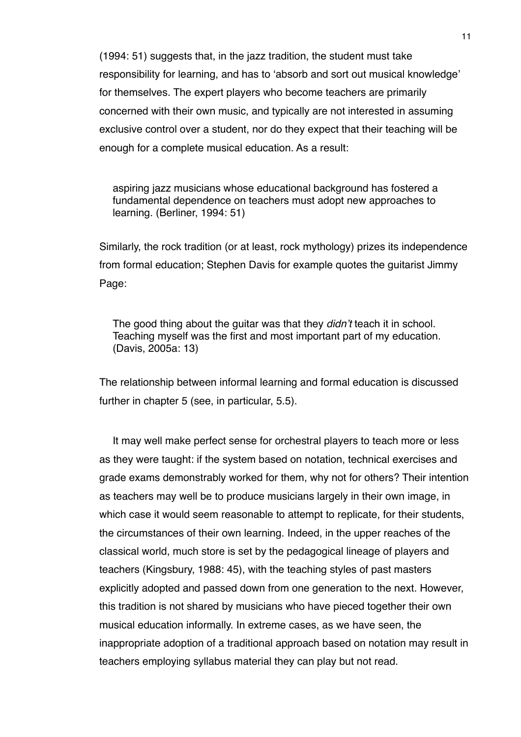(1994: 51) suggests that, in the jazz tradition, the student must take responsibility for learning, and has to 'absorb and sort out musical knowledge' for themselves. The expert players who become teachers are primarily concerned with their own music, and typically are not interested in assuming exclusive control over a student, nor do they expect that their teaching will be enough for a complete musical education. As a result:

> aspiring jazz musicians whose educational background has fostered a fundamental dependence on teachers must adopt new approaches to learning. (Berliner, 1994: 51)

Similarly, the rock tradition (or at least, rock mythology) prizes its independence from formal education; Stephen Davis for example quotes the guitarist Jimmy Page:

> The good thing about the guitar was that they *didn't* teach it in school. Teaching myself was the first and most important part of my education. (Davis, 2005a: 13)

The relationship between informal learning and formal education is discussed further in chapter 5 (see, in particular, 5.5).

It may well make perfect sense for orchestral players to teach more or less as they were taught: if the system based on notation, technical exercises and grade exams demonstrably worked for them, why not for others? Their intention as teachers may well be to produce musicians largely in their own image, in which case it would seem reasonable to attempt to replicate, for their students, the circumstances of their own learning. Indeed, in the upper reaches of the classical world, much store is set by the pedagogical lineage of players and teachers (Kingsbury, 1988: 45), with the teaching styles of past masters explicitly adopted and passed down from one generation to the next. However, this tradition is not shared by musicians who have pieced together their own musical education informally. In extreme cases, as we have seen, the inappropriate adoption of a traditional approach based on notation may result in teachers employing syllabus material they can play but not read.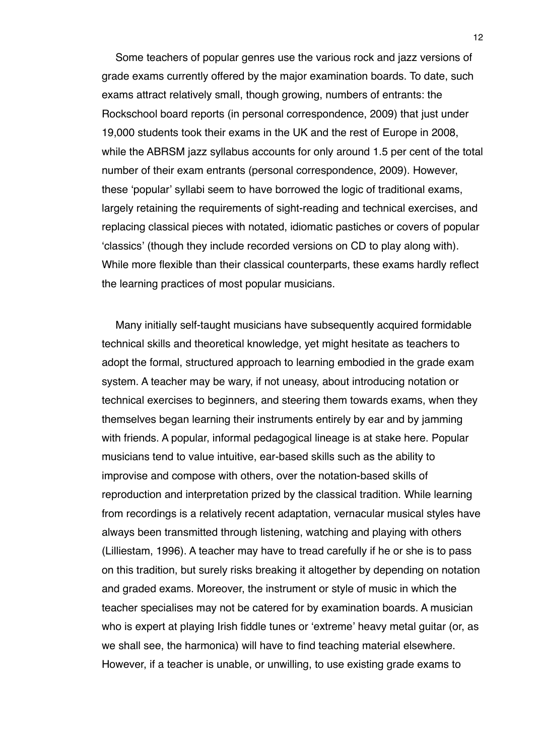Some teachers of popular genres use the various rock and jazz versions of grade exams currently offered by the major examination boards. To date, such exams attract relatively small, though growing, numbers of entrants: the Rockschool board reports (in personal correspondence, 2009) that just under 19,000 students took their exams in the UK and the rest of Europe in 2008, while the ABRSM jazz syllabus accounts for only around 1.5 per cent of the total number of their exam entrants (personal correspondence, 2009). However, these 'popular' syllabi seem to have borrowed the logic of traditional exams, largely retaining the requirements of sight-reading and technical exercises, and replacing classical pieces with notated, idiomatic pastiches or covers of popular 'classics' (though they include recorded versions on CD to play along with). While more flexible than their classical counterparts, these exams hardly reflect the learning practices of most popular musicians.

Many initially self-taught musicians have subsequently acquired formidable technical skills and theoretical knowledge, yet might hesitate as teachers to adopt the formal, structured approach to learning embodied in the grade exam system. A teacher may be wary, if not uneasy, about introducing notation or technical exercises to beginners, and steering them towards exams, when they themselves began learning their instruments entirely by ear and by jamming with friends. A popular, informal pedagogical lineage is at stake here. Popular musicians tend to value intuitive, ear-based skills such as the ability to improvise and compose with others, over the notation-based skills of reproduction and interpretation prized by the classical tradition. While learning from recordings is a relatively recent adaptation, vernacular musical styles have always been transmitted through listening, watching and playing with others (Lilliestam, 1996). A teacher may have to tread carefully if he or she is to pass on this tradition, but surely risks breaking it altogether by depending on notation and graded exams. Moreover, the instrument or style of music in which the teacher specialises may not be catered for by examination boards. A musician who is expert at playing Irish fiddle tunes or 'extreme' heavy metal guitar (or, as we shall see, the harmonica) will have to find teaching material elsewhere. However, if a teacher is unable, or unwilling, to use existing grade exams to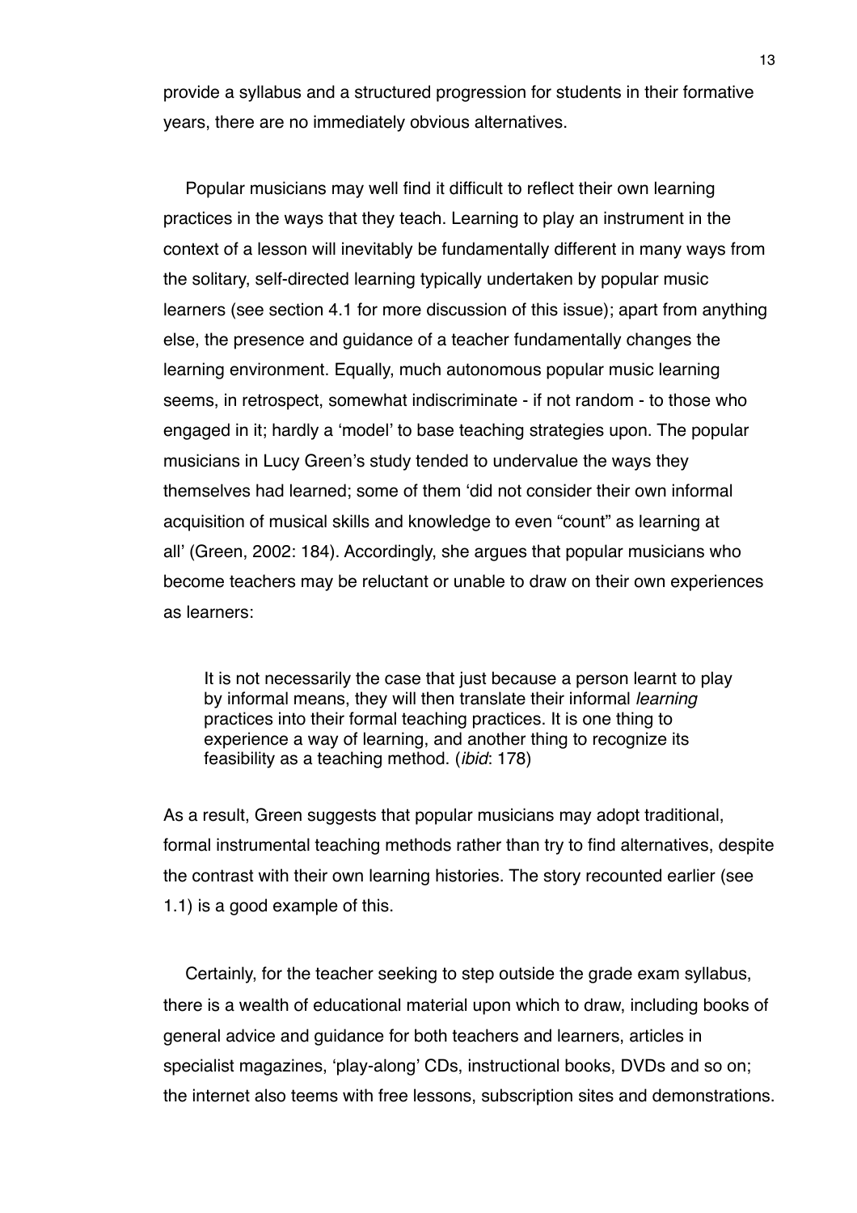provide a syllabus and a structured progression for students in their formative years, there are no immediately obvious alternatives.

Popular musicians may well find it difficult to reflect their own learning practices in the ways that they teach. Learning to play an instrument in the context of a lesson will inevitably be fundamentally different in many ways from the solitary, self-directed learning typically undertaken by popular music learners (see section 4.1 for more discussion of this issue); apart from anything else, the presence and guidance of a teacher fundamentally changes the learning environment. Equally, much autonomous popular music learning seems, in retrospect, somewhat indiscriminate - if not random - to those who engaged in it; hardly a 'model' to base teaching strategies upon. The popular musicians in Lucy Green's study tended to undervalue the ways they themselves had learned; some of them 'did not consider their own informal acquisition of musical skills and knowledge to even "count" as learning at all' (Green, 2002: 184). Accordingly, she argues that popular musicians who become teachers may be reluctant or unable to draw on their own experiences as learners:

> It is not necessarily the case that just because a person learnt to play by informal means, they will then translate their informal *learning* practices into their formal teaching practices. It is one thing to experience a way of learning, and another thing to recognize its feasibility as a teaching method. (*ibid*: 178)

As a result, Green suggests that popular musicians may adopt traditional, formal instrumental teaching methods rather than try to find alternatives, despite the contrast with their own learning histories. The story recounted earlier (see 1.1) is a good example of this.

Certainly, for the teacher seeking to step outside the grade exam syllabus, there is a wealth of educational material upon which to draw, including books of general advice and guidance for both teachers and learners, articles in specialist magazines, 'play-along' CDs, instructional books, DVDs and so on; the internet also teems with free lessons, subscription sites and demonstrations.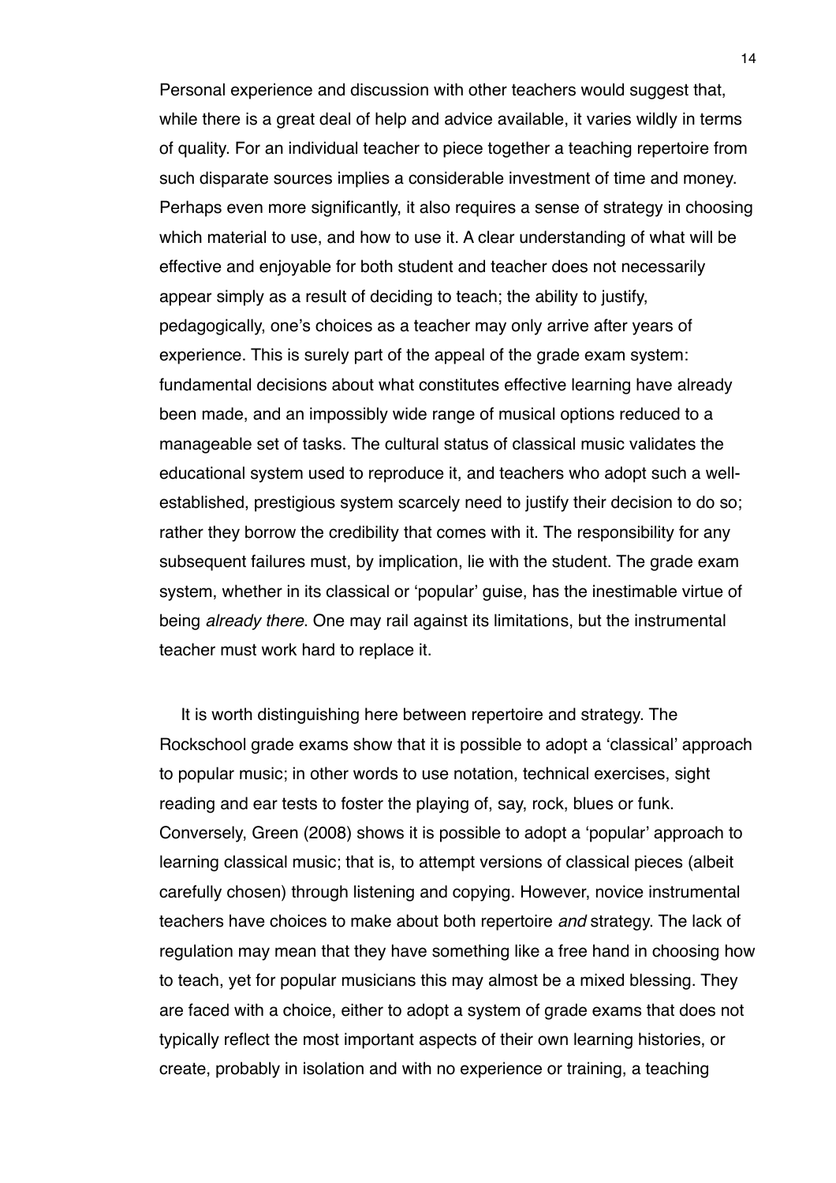Personal experience and discussion with other teachers would suggest that, while there is a great deal of help and advice available, it varies wildly in terms of quality. For an individual teacher to piece together a teaching repertoire from such disparate sources implies a considerable investment of time and money. Perhaps even more significantly, it also requires a sense of strategy in choosing which material to use, and how to use it. A clear understanding of what will be effective and enjoyable for both student and teacher does not necessarily appear simply as a result of deciding to teach; the ability to justify, pedagogically, one's choices as a teacher may only arrive after years of experience. This is surely part of the appeal of the grade exam system: fundamental decisions about what constitutes effective learning have already been made, and an impossibly wide range of musical options reduced to a manageable set of tasks. The cultural status of classical music validates the educational system used to reproduce it, and teachers who adopt such a well-established, prestigious system scarcely need to justify their decision to do so; rather they borrow the credibility that comes with it. The responsibility for any subsequent failures must, by implication, lie with the student. The grade exam system, whether in its classical or 'popular' guise, has the inestimable virtue of being *already there*. One may rail against its limitations, but the instrumental teacher must work hard to replace it.

It is worth distinguishing here between repertoire and strategy. The Rockschool grade exams show that it is possible to adopt a 'classical' approach to popular music; in other words to use notation, technical exercises, sight reading and ear tests to foster the playing of, say, rock, blues or funk. Conversely, Green (2008) shows it is possible to adopt a 'popular' approach to learning classical music; that is, to attempt versions of classical pieces (albeit carefully chosen) through listening and copying. However, novice instrumental teachers have choices to make about both repertoire *and* strategy. The lack of regulation may mean that they have something like a free hand in choosing how to teach, yet for popular musicians this may almost be a mixed blessing. They are faced with a choice, either to adopt a system of grade exams that does not typically reflect the most important aspects of their own learning histories, or create, probably in isolation and with no experience or training, a teaching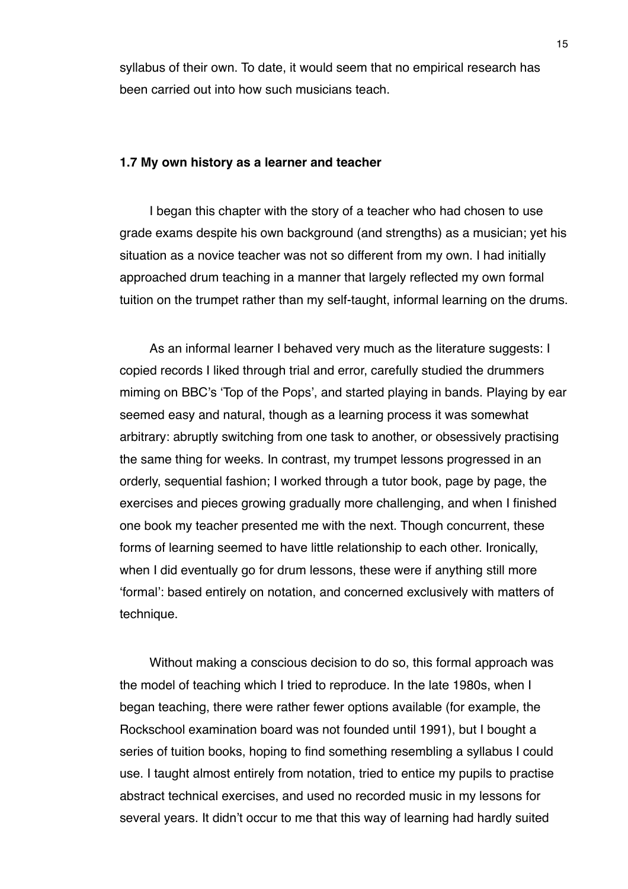syllabus of their own. To date, it would seem that no empirical research has been carried out into how such musicians teach.

### 1.7 My own history as a learner and teacher

I began this chapter with the story of a teacher who had chosen to use grade exams despite his own background (and strengths) as a musician; yet his situation as a novice teacher was not so different from my own. I had initially approached drum teaching in a manner that largely reflected my own formal tuition on the trumpet rather than my self-taught, informal learning on the drums.

As an informal learner I behaved very much as the literature suggests: I copied records I liked through trial and error, carefully studied the drummers miming on BBC's 'Top of the Pops', and started playing in bands. Playing by ear seemed easy and natural, though as a learning process it was somewhat arbitrary: abruptly switching from one task to another, or obsessively practising the same thing for weeks. In contrast, my trumpet lessons progressed in an orderly, sequential fashion; I worked through a tutor book, page by page, the exercises and pieces growing gradually more challenging, and when I finished one book my teacher presented me with the next. Though concurrent, these forms of learning seemed to have little relationship to each other. Ironically, when I did eventually go for drum lessons, these were if anything still more 'formal': based entirely on notation, and concerned exclusively with matters of technique.

Without making a conscious decision to do so, this formal approach was the model of teaching which I tried to reproduce. In the late 1980s, when I began teaching, there were rather fewer options available (for example, the Rockschool examination board was not founded until 1991), but I bought a series of tuition books, hoping to find something resembling a syllabus I could use. I taught almost entirely from notation, tried to entice my pupils to practise abstract technical exercises, and used no recorded music in my lessons for several years. It didn't occur to me that this way of learning had hardly suited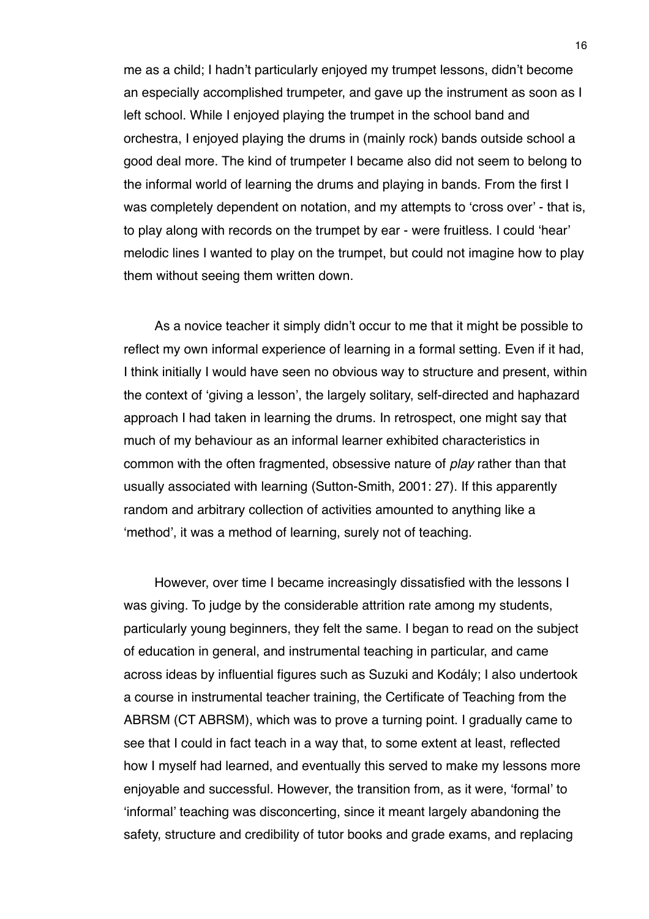me as a child; I hadn't particularly enjoyed my trumpet lessons, didn't become an especially accomplished trumpeter, and gave up the instrument as soon as I left school. While I enjoyed playing the trumpet in the school band and orchestra, I enjoyed playing the drums in (mainly rock) bands outside school a good deal more. The kind of trumpeter I became also did not seem to belong to the informal world of learning the drums and playing in bands. From the first I was completely dependent on notation, and my attempts to 'cross over' - that is, to play along with records on the trumpet by ear - were fruitless. I could 'hear' melodic lines I wanted to play on the trumpet, but could not imagine how to play them without seeing them written down.

As a novice teacher it simply didn't occur to me that it might be possible to reflect my own informal experience of learning in a formal setting. Even if it had, I think initially I would have seen no obvious way to structure and present, within the context of 'giving a lesson', the largely solitary, self-directed and haphazard approach I had taken in learning the drums. In retrospect, one might say that much of my behaviour as an informal learner exhibited characteristics in common with the often fragmented, obsessive nature of *play* rather than that usually associated with learning (Sutton-Smith, 2001: 27). If this apparently random and arbitrary collection of activities amounted to anything like a 'method', it was a method of learning, surely not of teaching.

However, over time I became increasingly dissatisfied with the lessons I was giving. To judge by the considerable attrition rate among my students, particularly young beginners, they felt the same. I began to read on the subject of education in general, and instrumental teaching in particular, and came across ideas by influential figures such as Suzuki and Kodály; I also undertook a course in instrumental teacher training, the Certificate of Teaching from the ABRSM (CT ABRSM), which was to prove a turning point. I gradually came to see that I could in fact teach in a way that, to some extent at least, reflected how I myself had learned, and eventually this served to make my lessons more enjoyable and successful. However, the transition from, as it were, 'formal' to 'informal' teaching was disconcerting, since it meant largely abandoning the safety, structure and credibility of tutor books and grade exams, and replacing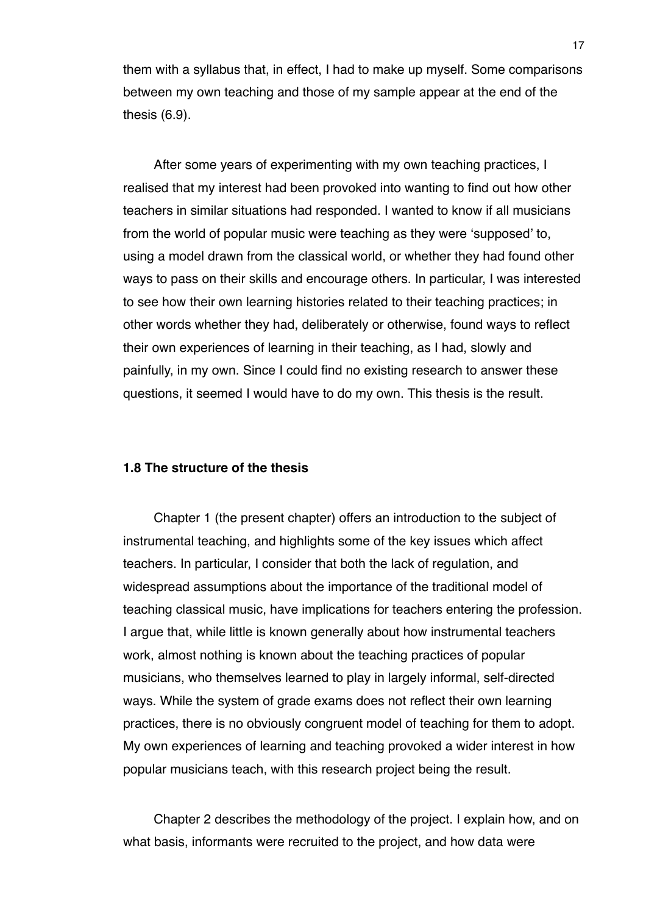them with a syllabus that, in effect, I had to make up myself. Some comparisons between my own teaching and those of my sample appear at the end of the thesis (6.9).

After some years of experimenting with my own teaching practices, I realised that my interest had been provoked into wanting to find out how other teachers in similar situations had responded. I wanted to know if all musicians from the world of popular music were teaching as they were 'supposed' to, using a model drawn from the classical world, or whether they had found other ways to pass on their skills and encourage others. In particular, I was interested to see how their own learning histories related to their teaching practices; in other words whether they had, deliberately or otherwise, found ways to reflect their own experiences of learning in their teaching, as I had, slowly and painfully, in my own. Since I could find no existing research to answer these questions, it seemed I would have to do my own. This thesis is the result.

### 1.8 The structure of the thesis

Chapter 1 (the present chapter) offers an introduction to the subject of instrumental teaching, and highlights some of the key issues which affect teachers. In particular, I consider that both the lack of regulation, and widespread assumptions about the importance of the traditional model of teaching classical music, have implications for teachers entering the profession. I argue that, while little is known generally about how instrumental teachers work, almost nothing is known about the teaching practices of popular musicians, who themselves learned to play in largely informal, self-directed ways. While the system of grade exams does not reflect their own learning practices, there is no obviously congruent model of teaching for them to adopt. My own experiences of learning and teaching provoked a wider interest in how popular musicians teach, with this research project being the result.

Chapter 2 describes the methodology of the project. I explain how, and on what basis, informants were recruited to the project, and how data were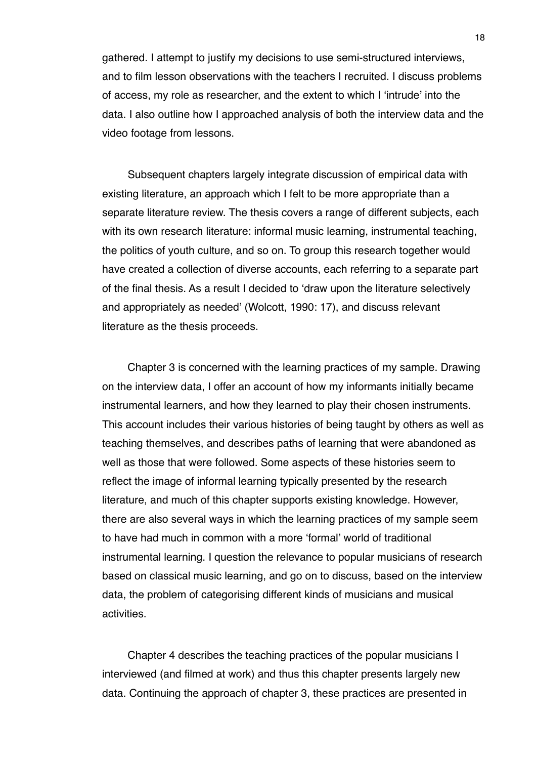gathered. I attempt to justify my decisions to use semi-structured interviews, and to film lesson observations with the teachers I recruited. I discuss problems of access, my role as researcher, and the extent to which I 'intrude' into the data. I also outline how I approached analysis of both the interview data and the video footage from lessons.

Subsequent chapters largely integrate discussion of empirical data with existing literature, an approach which I felt to be more appropriate than a separate literature review. The thesis covers a range of different subjects, each with its own research literature: informal music learning, instrumental teaching, the politics of youth culture, and so on. To group this research together would have created a collection of diverse accounts, each referring to a separate part of the final thesis. As a result I decided to 'draw upon the literature selectively and appropriately as needed' (Wolcott, 1990: 17), and discuss relevant literature as the thesis proceeds.

Chapter 3 is concerned with the learning practices of my sample. Drawing on the interview data, I offer an account of how my informants initially became instrumental learners, and how they learned to play their chosen instruments. This account includes their various histories of being taught by others as well as teaching themselves, and describes paths of learning that were abandoned as well as those that were followed. Some aspects of these histories seem to reflect the image of informal learning typically presented by the research literature, and much of this chapter supports existing knowledge. However, there are also several ways in which the learning practices of my sample seem to have had much in common with a more 'formal' world of traditional instrumental learning. I question the relevance to popular musicians of research based on classical music learning, and go on to discuss, based on the interview data, the problem of categorising different kinds of musicians and musical activities.

Chapter 4 describes the teaching practices of the popular musicians I interviewed (and filmed at work) and thus this chapter presents largely new data. Continuing the approach of chapter 3, these practices are presented in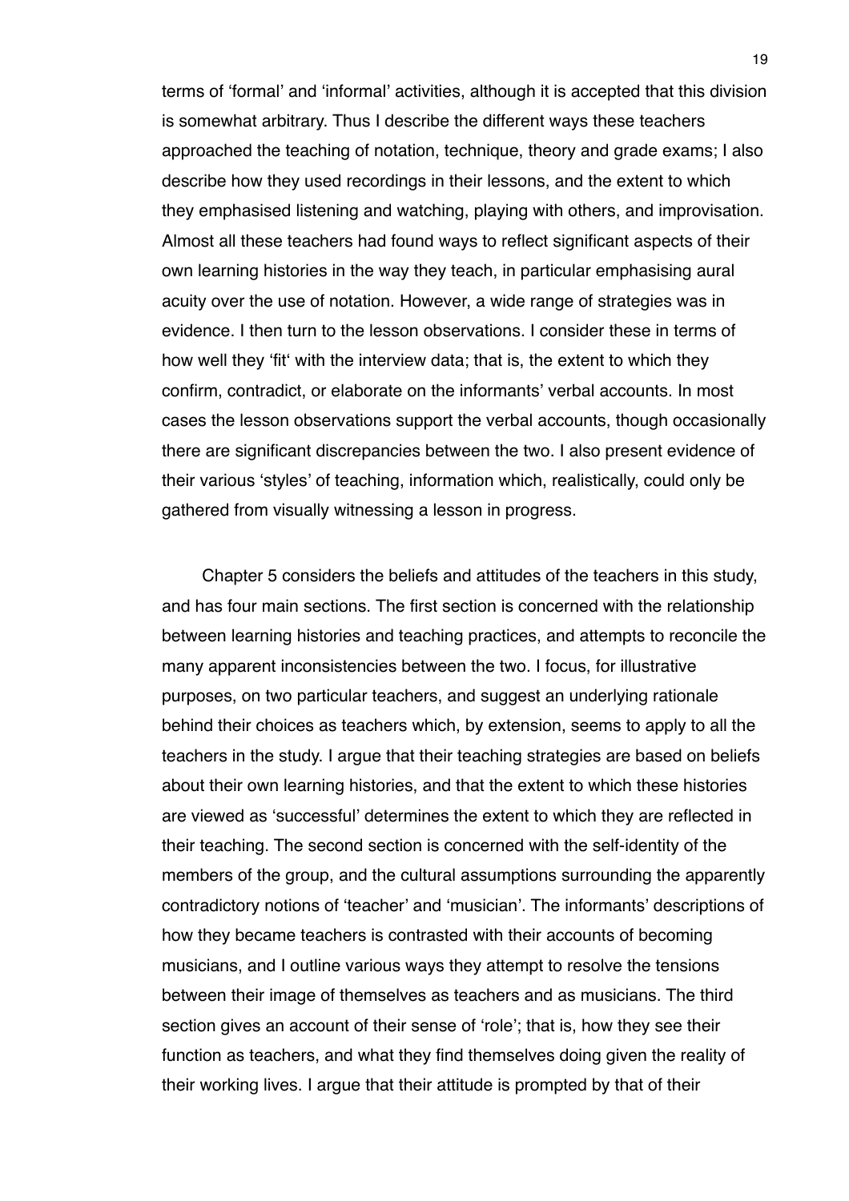terms of 'formal' and 'informal' activities, although it is accepted that this division is somewhat arbitrary. Thus I describe the different ways these teachers approached the teaching of notation, technique, theory and grade exams; I also describe how they used recordings in their lessons, and the extent to which they emphasised listening and watching, playing with others, and improvisation. Almost all these teachers had found ways to reflect significant aspects of their own learning histories in the way they teach, in particular emphasising aural acuity over the use of notation. However, a wide range of strategies was in evidence. I then turn to the lesson observations. I consider these in terms of how well they 'fit' with the interview data; that is, the extent to which they confirm, contradict, or elaborate on the informants' verbal accounts. In most cases the lesson observations support the verbal accounts, though occasionally there are significant discrepancies between the two. I also present evidence of their various 'styles' of teaching, information which, realistically, could only be gathered from visually witnessing a lesson in progress.

Chapter 5 considers the beliefs and attitudes of the teachers in this study, and has four main sections. The first section is concerned with the relationship between learning histories and teaching practices, and attempts to reconcile the many apparent inconsistencies between the two. I focus, for illustrative purposes, on two particular teachers, and suggest an underlying rationale behind their choices as teachers which, by extension, seems to apply to all the teachers in the study. I argue that their teaching strategies are based on beliefs about their own learning histories, and that the extent to which these histories are viewed as 'successful' determines the extent to which they are reflected in their teaching. The second section is concerned with the self-identity of the members of the group, and the cultural assumptions surrounding the apparently contradictory notions of 'teacher' and 'musician'. The informants' descriptions of how they became teachers is contrasted with their accounts of becoming musicians, and I outline various ways they attempt to resolve the tensions between their image of themselves as teachers and as musicians. The third section gives an account of their sense of 'role'; that is, how they see their function as teachers, and what they find themselves doing given the reality of their working lives. I argue that their attitude is prompted by that of their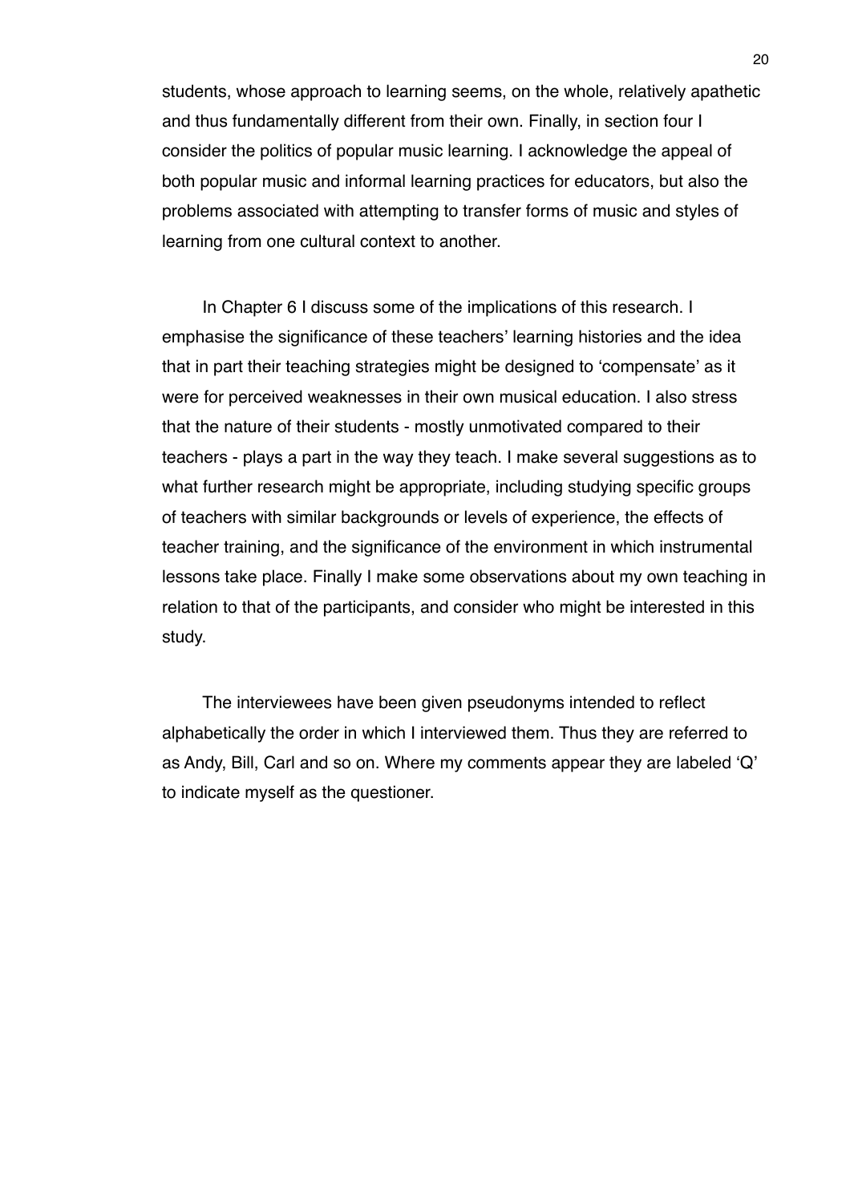students, whose approach to learning seems, on the whole, relatively apathetic and thus fundamentally different from their own. Finally, in section four I consider the politics of popular music learning. I acknowledge the appeal of both popular music and informal learning practices for educators, but also the problems associated with attempting to transfer forms of music and styles of learning from one cultural context to another.

In Chapter 6 I discuss some of the implications of this research. I emphasise the significance of these teachers' learning histories and the idea that in part their teaching strategies might be designed to 'compensate' as it were for perceived weaknesses in their own musical education. I also stress that the nature of their students - mostly unmotivated compared to their teachers - plays a part in the way they teach. I make several suggestions as to what further research might be appropriate, including studying specific groups of teachers with similar backgrounds or levels of experience, the effects of teacher training, and the significance of the environment in which instrumental lessons take place. Finally I make some observations about my own teaching in relation to that of the participants, and consider who might be interested in this study.

The interviewees have been given pseudonyms intended to reflect alphabetically the order in which I interviewed them. Thus they are referred to as Andy, Bill, Carl and so on. Where my comments appear they are labeled 'Q' to indicate myself as the questioner.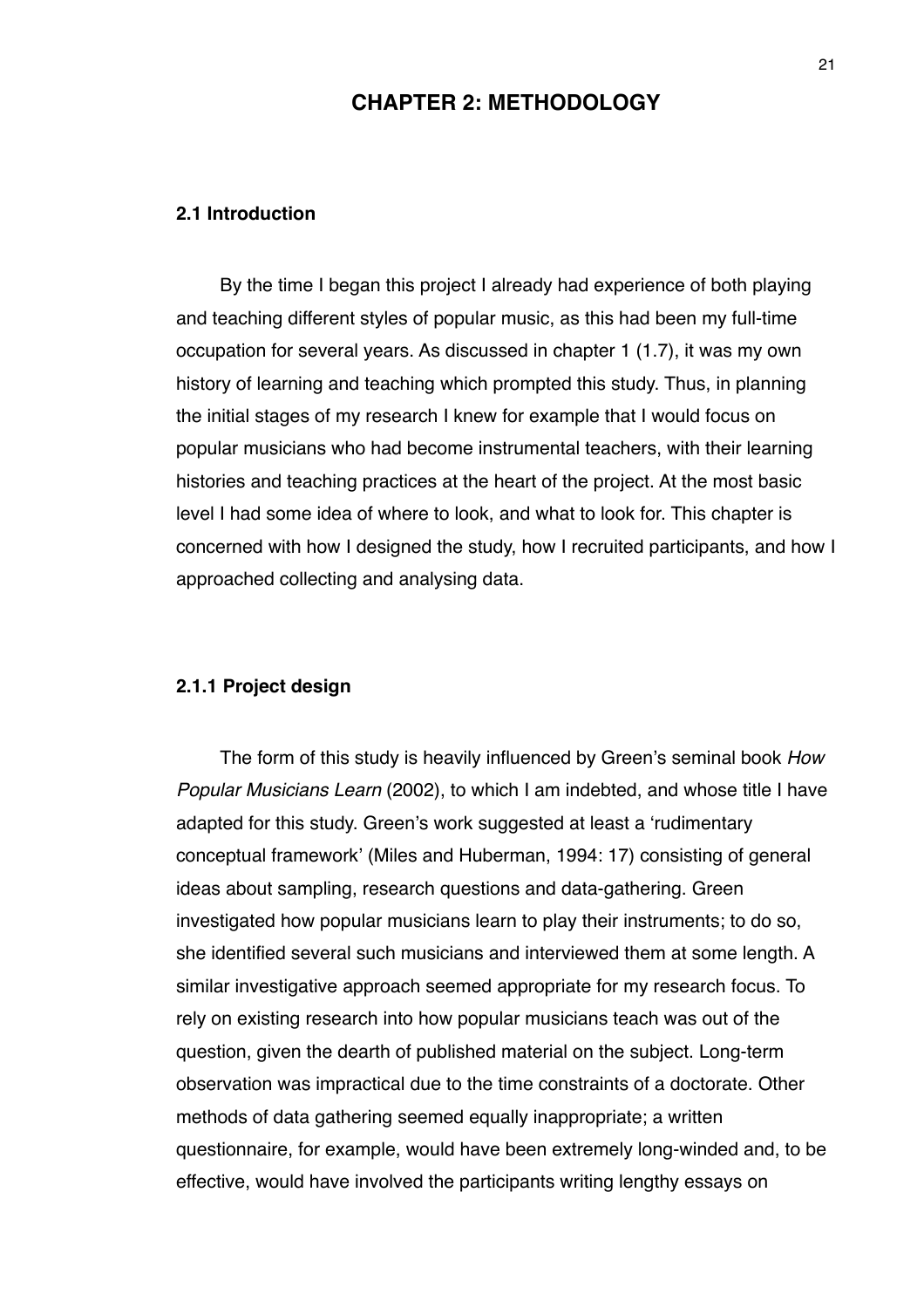# CHAPTER 2: METHODOLOGY

## 2.1 Introduction

By the time I began this project I already had experience of both playing and teaching different styles of popular music, as this had been my full-time occupation for several years. As discussed in chapter 1 (1.7), it was my own history of learning and teaching which prompted this study. Thus, in planning the initial stages of my research I knew for example that I would focus on popular musicians who had become instrumental teachers, with their learning histories and teaching practices at the heart of the project. At the most basic level I had some idea of where to look, and what to look for. This chapter is concerned with how I designed the study, how I recruited participants, and how I approached collecting and analysing data.

### 2.1.1 Project design

The form of this study is heavily influenced by Green's seminal book *How Popular Musicians Learn* (2002), to which I am indebted, and whose title I have adapted for this study. Green's work suggested at least a 'rudimentary conceptual framework' (Miles and Huberman, 1994: 17) consisting of general ideas about sampling, research questions and data-gathering. Green investigated how popular musicians learn to play their instruments; to do so, she identified several such musicians and interviewed them at some length. A similar investigative approach seemed appropriate for my research focus. To rely on existing research into how popular musicians teach was out of the question, given the dearth of published material on the subject. Long-term observation was impractical due to the time constraints of a doctorate. Other methods of data gathering seemed equally inappropriate; a written questionnaire, for example, would have been extremely long-winded and, to be effective, would have involved the participants writing lengthy essays on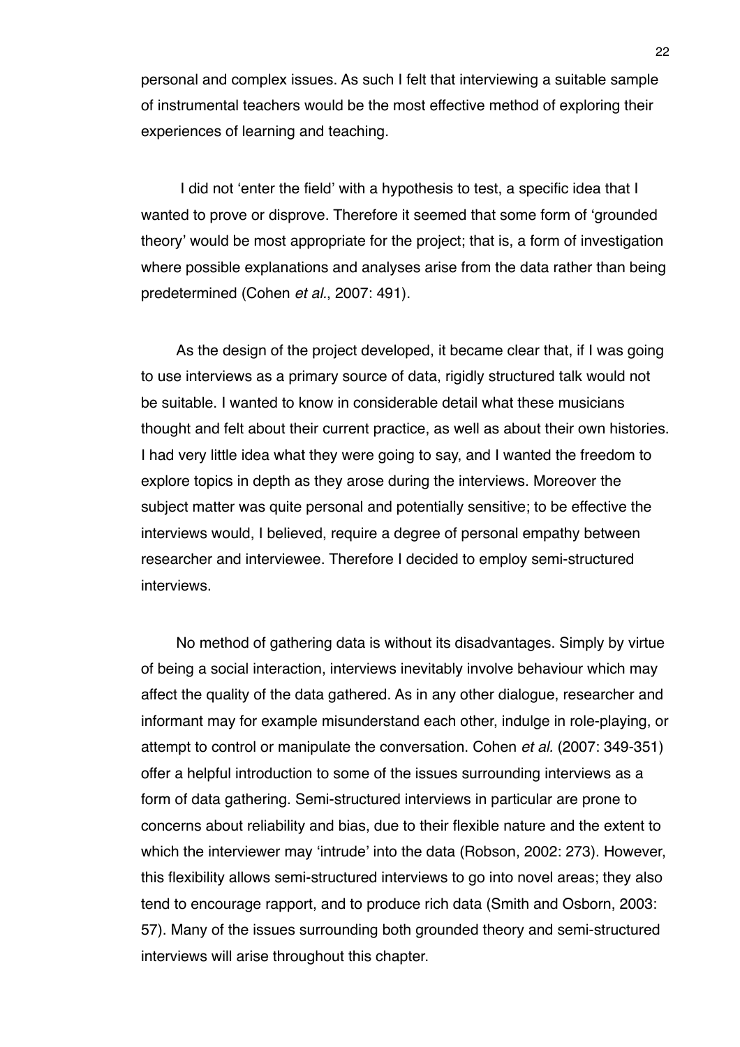personal and complex issues. As such I felt that interviewing a suitable sample of instrumental teachers would be the most effective method of exploring their experiences of learning and teaching.

I did not 'enter the field' with a hypothesis to test, a specific idea that I wanted to prove or disprove. Therefore it seemed that some form of 'grounded theory' would be most appropriate for the project; that is, a form of investigation where possible explanations and analyses arise from the data rather than being predetermined (Cohen *et al*., 2007: 491).

As the design of the project developed, it became clear that, if I was going to use interviews as a primary source of data, rigidly structured talk would not be suitable. I wanted to know in considerable detail what these musicians thought and felt about their current practice, as well as about their own histories. I had very little idea what they were going to say, and I wanted the freedom to explore topics in depth as they arose during the interviews. Moreover the subject matter was quite personal and potentially sensitive; to be effective the interviews would, I believed, require a degree of personal empathy between researcher and interviewee. Therefore I decided to employ semi-structured interviews.

No method of gathering data is without its disadvantages. Simply by virtue of being a social interaction, interviews inevitably involve behaviour which may affect the quality of the data gathered. As in any other dialogue, researcher and informant may for example misunderstand each other, indulge in role-playing, or attempt to control or manipulate the conversation. Cohen *et al.* (2007: 349-351) offer a helpful introduction to some of the issues surrounding interviews as a form of data gathering. Semi-structured interviews in particular are prone to concerns about reliability and bias, due to their flexible nature and the extent to which the interviewer may 'intrude' into the data (Robson, 2002: 273). However, this flexibility allows semi-structured interviews to go into novel areas; they also tend to encourage rapport, and to produce rich data (Smith and Osborn, 2003: 57). Many of the issues surrounding both grounded theory and semi-structured interviews will arise throughout this chapter.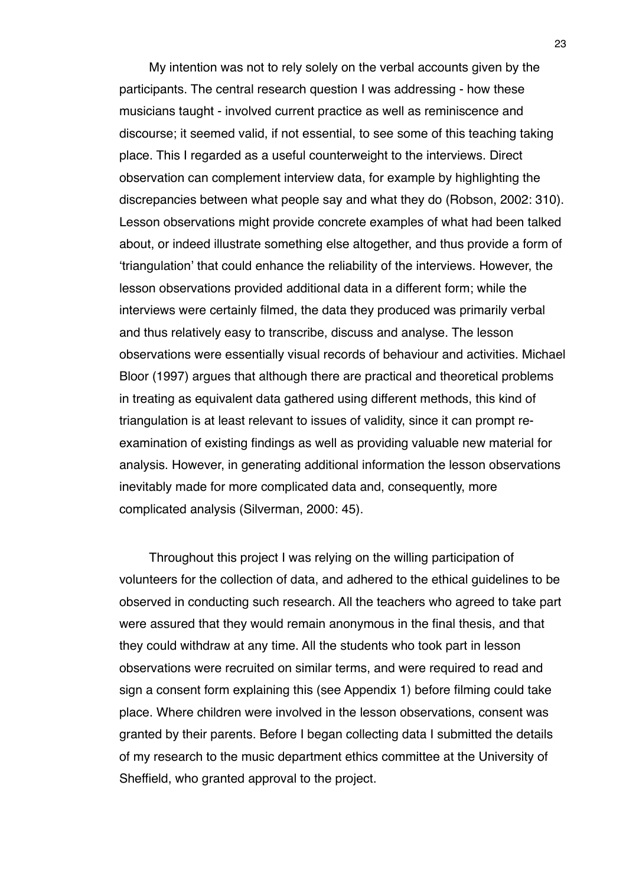My intention was not to rely solely on the verbal accounts given by the participants. The central research question I was addressing - how these musicians taught - involved current practice as well as reminiscence and discourse; it seemed valid, if not essential, to see some of this teaching taking place. This I regarded as a useful counterweight to the interviews. Direct observation can complement interview data, for example by highlighting the discrepancies between what people say and what they do (Robson, 2002: 310). Lesson observations might provide concrete examples of what had been talked about, or indeed illustrate something else altogether, and thus provide a form of 'triangulation' that could enhance the reliability of the interviews. However, the lesson observations provided additional data in a different form; while the interviews were certainly filmed, the data they produced was primarily verbal and thus relatively easy to transcribe, discuss and analyse. The lesson observations were essentially visual records of behaviour and activities. Michael Bloor (1997) argues that although there are practical and theoretical problems in treating as equivalent data gathered using different methods, this kind of triangulation is at least relevant to issues of validity, since it can prompt re-examination of existing findings as well as providing valuable new material for analysis. However, in generating additional information the lesson observations inevitably made for more complicated data and, consequently, more complicated analysis (Silverman, 2000: 45).

Throughout this project I was relying on the willing participation of volunteers for the collection of data, and adhered to the ethical guidelines to be observed in conducting such research. All the teachers who agreed to take part were assured that they would remain anonymous in the final thesis, and that they could withdraw at any time. All the students who took part in lesson observations were recruited on similar terms, and were required to read and sign a consent form explaining this (see Appendix 1) before filming could take place. Where children were involved in the lesson observations, consent was granted by their parents. Before I began collecting data I submitted the details of my research to the music department ethics committee at the University of Sheffield, who granted approval to the project.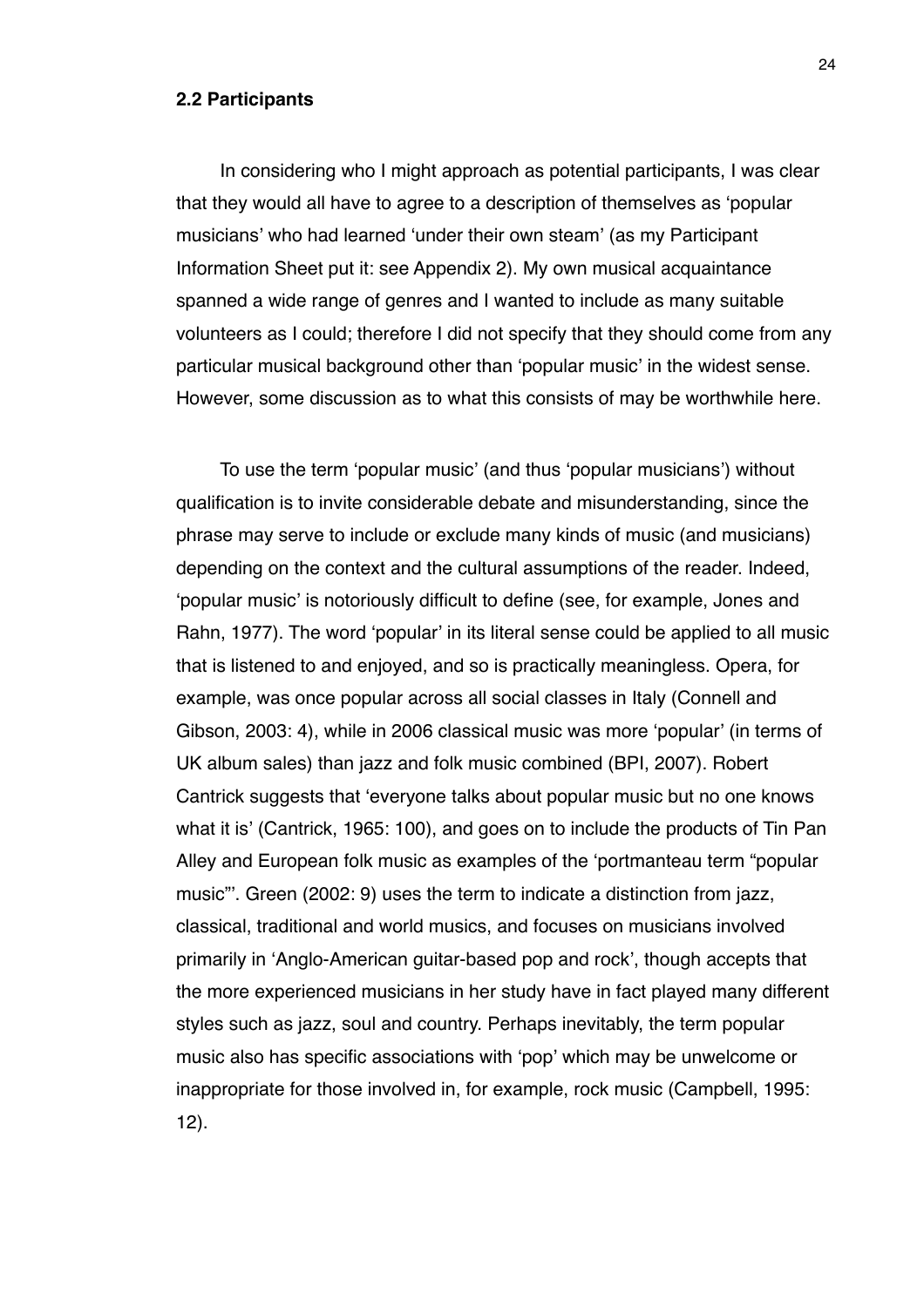### 2.2 Participants

In considering who I might approach as potential participants, I was clear that they would all have to agree to a description of themselves as 'popular musicians' who had learned 'under their own steam' (as my Participant Information Sheet put it: see Appendix 2). My own musical acquaintance spanned a wide range of genres and I wanted to include as many suitable volunteers as I could; therefore I did not specify that they should come from any particular musical background other than 'popular music' in the widest sense. However, some discussion as to what this consists of may be worthwhile here.

To use the term 'popular music' (and thus 'popular musicians') without qualification is to invite considerable debate and misunderstanding, since the phrase may serve to include or exclude many kinds of music (and musicians) depending on the context and the cultural assumptions of the reader. Indeed, 'popular music' is notoriously difficult to define (see, for example, Jones and Rahn, 1977). The word 'popular' in its literal sense could be applied to all music that is listened to and enjoyed, and so is practically meaningless. Opera, for example, was once popular across all social classes in Italy (Connell and Gibson, 2003: 4), while in 2006 classical music was more 'popular' (in terms of UK album sales) than jazz and folk music combined (BPI, 2007). Robert Cantrick suggests that 'everyone talks about popular music but no one knows what it is' (Cantrick, 1965: 100), and goes on to include the products of Tin Pan Alley and European folk music as examples of the 'portmanteau term "popular music"'. Green (2002: 9) uses the term to indicate a distinction from jazz, classical, traditional and world musics, and focuses on musicians involved primarily in 'Anglo-American guitar-based pop and rock', though accepts that the more experienced musicians in her study have in fact played many different styles such as jazz, soul and country. Perhaps inevitably, the term popular music also has specific associations with 'pop' which may be unwelcome or inappropriate for those involved in, for example, rock music (Campbell, 1995: 12).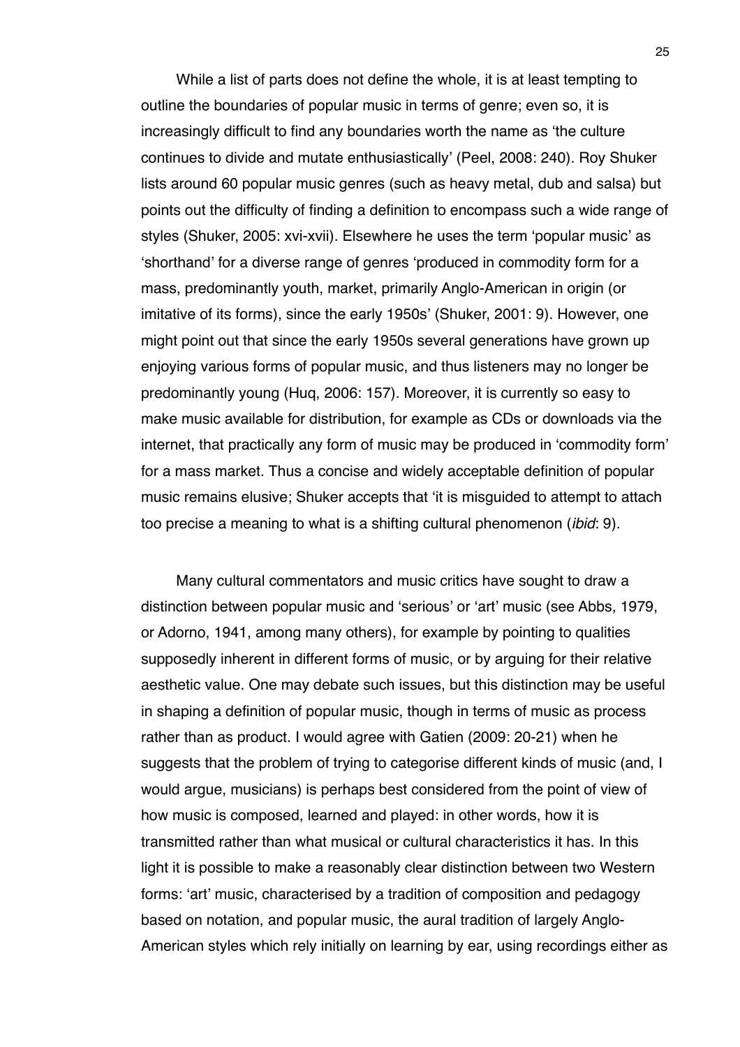While a list of parts does not define the whole, it is at least tempting to outline the boundaries of popular music in terms of genre; even so, it is increasingly difficult to find any boundaries worth the name as 'the culture continues to divide and mutate enthusiastically' (Peel, 2008: 240). Roy Shuker lists around 60 popular music genres (such as heavy metal, dub and salsa) but points out the difficulty of finding a definition to encompass such a wide range of styles (Shuker, 2005: xvi-xvii). Elsewhere he uses the term 'popular music' as 'shorthand' for a diverse range of genres 'produced in commodity form for a mass, predominantly youth, market, primarily Anglo-American in origin (or imitative of its forms), since the early 1950s' (Shuker, 2001: 9). However, one might point out that since the early 1950s several generations have grown up enjoying various forms of popular music, and thus listeners may no longer be predominantly young (Huq, 2006: 157). Moreover, it is currently so easy to make music available for distribution, for example as CDs or downloads via the internet, that practically any form of music may be produced in 'commodity form' for a mass market. Thus a concise and widely acceptable definition of popular music remains elusive; Shuker accepts that 'it is misguided to attempt to attach too precise a meaning to what is a shifting cultural phenomenon (*ibid*: 9).

Many cultural commentators and music critics have sought to draw a distinction between popular music and 'serious' or 'art' music (see Abbs, 1979, or Adorno, 1941, among many others), for example by pointing to qualities supposedly inherent in different forms of music, or by arguing for their relative aesthetic value. One may debate such issues, but this distinction may be useful in shaping a definition of popular music, though in terms of music as process rather than as product. I would agree with Gatien (2009: 20-21) when he suggests that the problem of trying to categorise different kinds of music (and, I would argue, musicians) is perhaps best considered from the point of view of how music is composed, learned and played: in other words, how it is transmitted rather than what musical or cultural characteristics it has. In this light it is possible to make a reasonably clear distinction between two Western forms: 'art' music, characterised by a tradition of composition and pedagogy based on notation, and popular music, the aural tradition of largely Anglo-American styles which rely initially on learning by ear, using recordings either as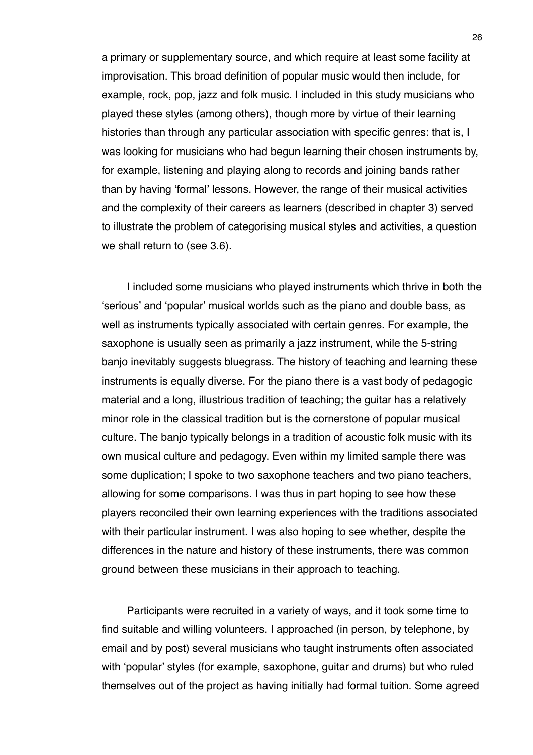a primary or supplementary source, and which require at least some facility at improvisation. This broad definition of popular music would then include, for example, rock, pop, jazz and folk music. I included in this study musicians who played these styles (among others), though more by virtue of their learning histories than through any particular association with specific genres: that is, I was looking for musicians who had begun learning their chosen instruments by, for example, listening and playing along to records and joining bands rather than by having 'formal' lessons. However, the range of their musical activities and the complexity of their careers as learners (described in chapter 3) served to illustrate the problem of categorising musical styles and activities, a question we shall return to (see 3.6).

I included some musicians who played instruments which thrive in both the 'serious' and 'popular' musical worlds such as the piano and double bass, as well as instruments typically associated with certain genres. For example, the saxophone is usually seen as primarily a jazz instrument, while the 5-string banjo inevitably suggests bluegrass. The history of teaching and learning these instruments is equally diverse. For the piano there is a vast body of pedagogic material and a long, illustrious tradition of teaching; the guitar has a relatively minor role in the classical tradition but is the cornerstone of popular musical culture. The banjo typically belongs in a tradition of acoustic folk music with its own musical culture and pedagogy. Even within my limited sample there was some duplication; I spoke to two saxophone teachers and two piano teachers, allowing for some comparisons. I was thus in part hoping to see how these players reconciled their own learning experiences with the traditions associated with their particular instrument. I was also hoping to see whether, despite the differences in the nature and history of these instruments, there was common ground between these musicians in their approach to teaching.

Participants were recruited in a variety of ways, and it took some time to find suitable and willing volunteers. I approached (in person, by telephone, by email and by post) several musicians who taught instruments often associated with 'popular' styles (for example, saxophone, guitar and drums) but who ruled themselves out of the project as having initially had formal tuition. Some agreed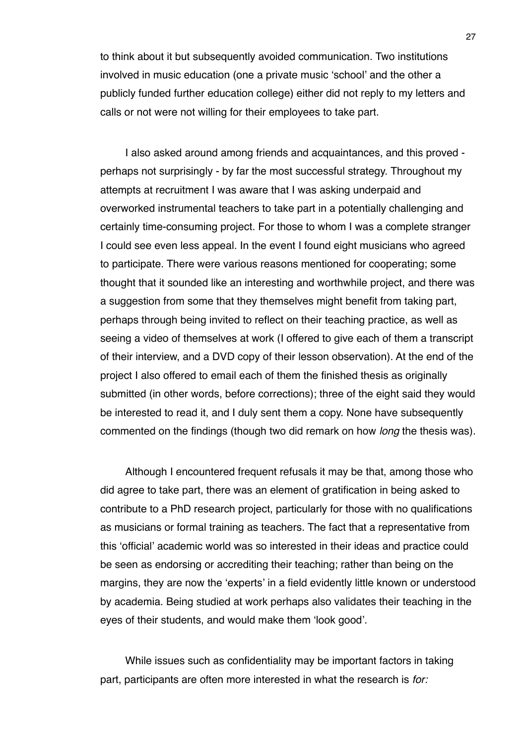to think about it but subsequently avoided communication. Two institutions involved in music education (one a private music 'school' and the other a publicly funded further education college) either did not reply to my letters and calls or not were not willing for their employees to take part.

I also asked around among friends and acquaintances, and this proved - perhaps not surprisingly - by far the most successful strategy. Throughout my attempts at recruitment I was aware that I was asking underpaid and overworked instrumental teachers to take part in a potentially challenging and certainly time-consuming project. For those to whom I was a complete stranger I could see even less appeal. In the event I found eight musicians who agreed to participate. There were various reasons mentioned for cooperating; some thought that it sounded like an interesting and worthwhile project, and there was a suggestion from some that they themselves might benefit from taking part, perhaps through being invited to reflect on their teaching practice, as well as seeing a video of themselves at work (I offered to give each of them a transcript of their interview, and a DVD copy of their lesson observation). At the end of the project I also offered to email each of them the finished thesis as originally submitted (in other words, before corrections); three of the eight said they would be interested to read it, and I duly sent them a copy. None have subsequently commented on the findings (though two did remark on how *long* the thesis was).

Although I encountered frequent refusals it may be that, among those who did agree to take part, there was an element of gratification in being asked to contribute to a PhD research project, particularly for those with no qualifications as musicians or formal training as teachers. The fact that a representative from this 'official' academic world was so interested in their ideas and practice could be seen as endorsing or accrediting their teaching; rather than being on the margins, they are now the 'experts' in a field evidently little known or understood by academia. Being studied at work perhaps also validates their teaching in the eyes of their students, and would make them 'look good'.

While issues such as confidentiality may be important factors in taking part, participants are often more interested in what the research is *for:*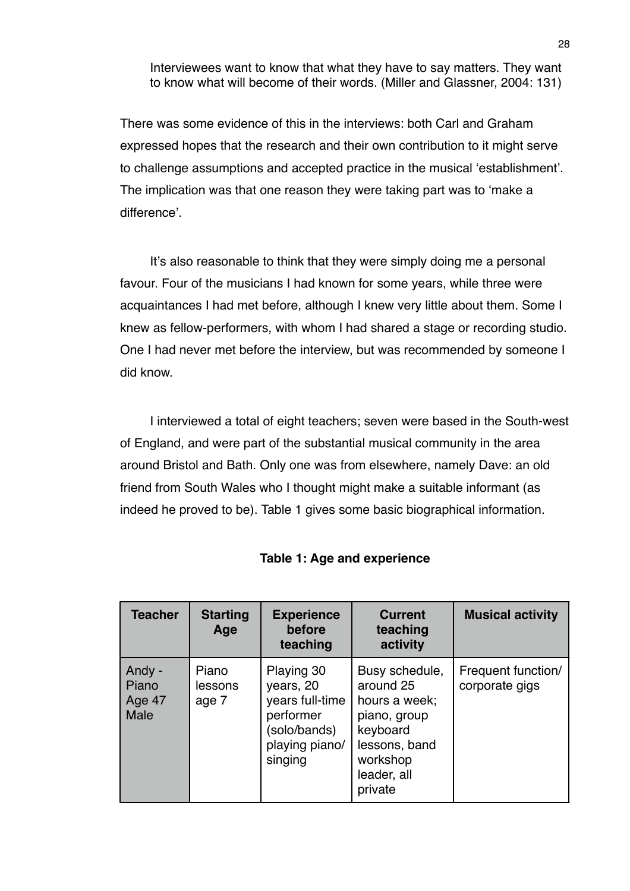> Interviewees want to know that what they have to say matters. They want to know what will become of their words. (Miller and Glassner, 2004: 131)

There was some evidence of this in the interviews: both Carl and Graham expressed hopes that the research and their own contribution to it might serve to challenge assumptions and accepted practice in the musical 'establishment'. The implication was that one reason they were taking part was to 'make a difference'.

It's also reasonable to think that they were simply doing me a personal favour. Four of the musicians I had known for some years, while three were acquaintances I had met before, although I knew very little about them. Some I knew as fellow-performers, with whom I had shared a stage or recording studio. One I had never met before the interview, but was recommended by someone I did know.

I interviewed a total of eight teachers; seven were based in the South-west of England, and were part of the substantial musical community in the area around Bristol and Bath. Only one was from elsewhere, namely Dave: an old friend from South Wales who I thought might make a suitable informant (as indeed he proved to be). Table 1 gives some basic biographical information.

**Table 1: Age and experience**

| Teacher | Starting Age | Experience before teaching | Current teaching activity | Musical activity |
|---|---|---|---|---|
| Andy - Piano Age 47 Male | Piano lessons age 7 | Playing 30 years, 20 years full-time performer (solo/bands) playing piano/ singing | Busy schedule, around 25 hours a week; piano, group keyboard lessons, band workshop leader, all private | Frequent function/ corporate gigs |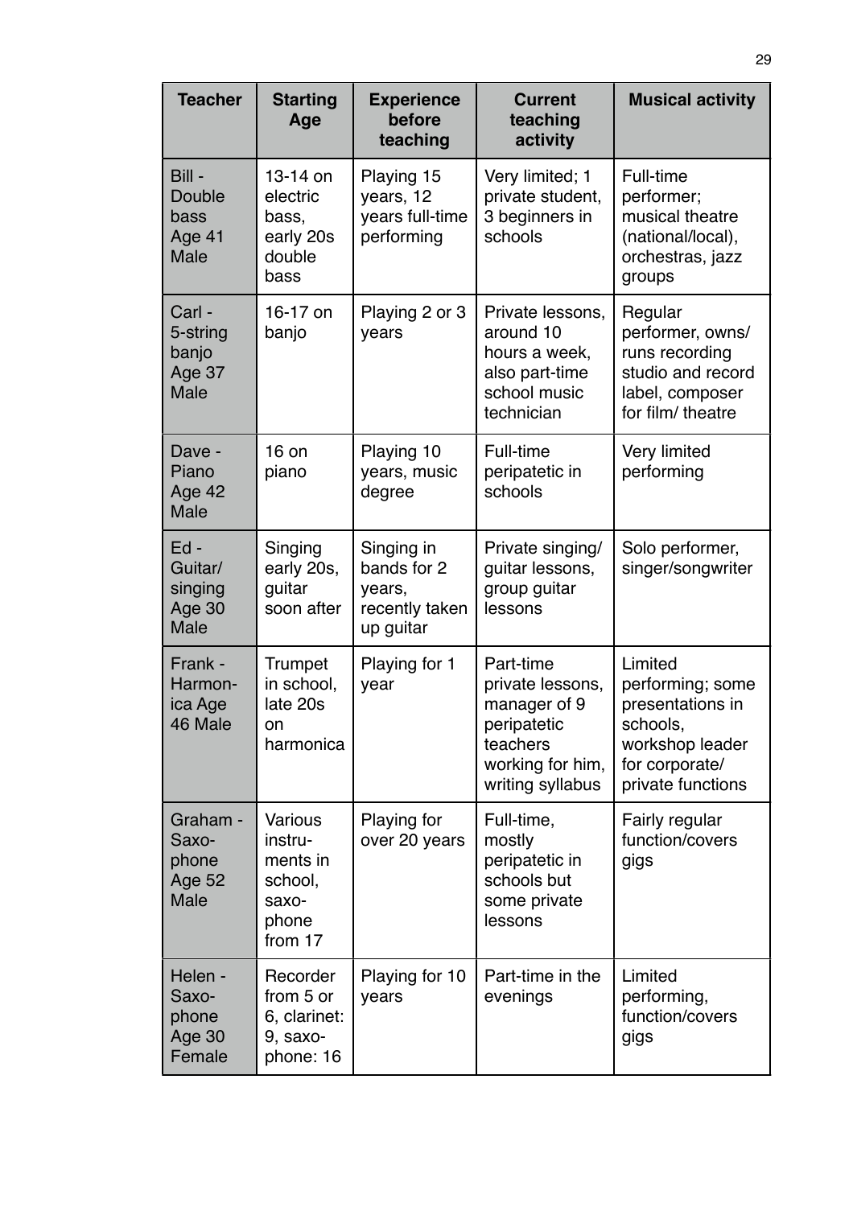| Teacher | Starting Age | Experience before teaching | Current teaching activity | Musical activity |
|---|---|---|---|---|
| Bill - Double bass Age 41 Male | 13-14 on electric bass, early 20s double bass | Playing 15 years, 12 years full-time performing | Very limited; 1 private student, 3 beginners in schools | Full-time performer; musical theatre (national/local), orchestras, jazz groups |
| Carl - 5-string banjo Age 37 Male | 16-17 on banjo | Playing 2 or 3 years | Private lessons, around 10 hours a week, also part-time school music technician | Regular performer, owns/ runs recording studio and record label, composer for film/ theatre |
| Dave - Piano Age 42 Male | 16 on piano | Playing 10 years, music degree | Full-time peripatetic in schools | Very limited performing |
| Ed - Guitar/ singing Age 30 Male | Singing early 20s, guitar soon after | Singing in bands for 2 years, recently taken up guitar | Private singing/ guitar lessons, group guitar lessons | Solo performer, singer/songwriter |
| Frank - Harmonica Age 46 Male | Trumpet in school, late 20s on harmonica | Playing for 1 year | Part-time private lessons, manager of 9 peripatetic teachers working for him, writing syllabus | Limited performing; some presentations in schools, workshop leader for corporate/ private functions |
| Graham - Saxophone Age 52 Male | Various instruments in school, saxophone from 17 | Playing for over 20 years | Full-time, mostly peripatetic in schools but some private lessons | Fairly regular function/covers gigs |
| Helen - Saxophone Age 30 Female | Recorder from 5 or 6, clarinet: 9, saxophone: 16 | Playing for 10 years | Part-time in the evenings | Limited performing, function/covers gigs |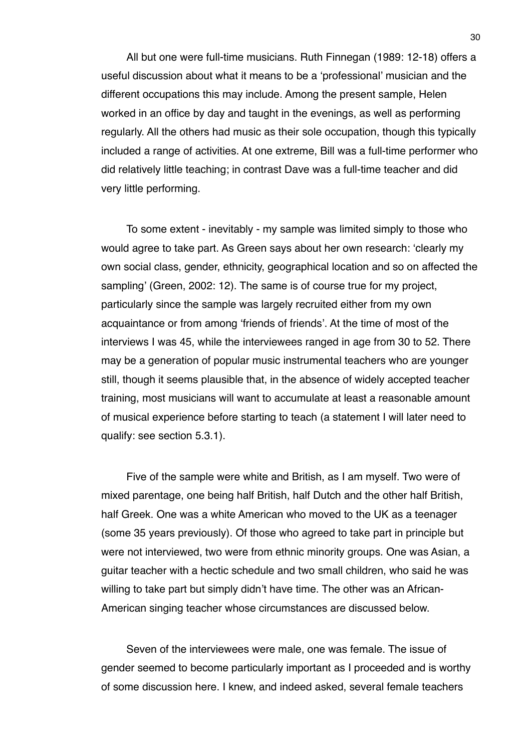All but one were full-time musicians. Ruth Finnegan (1989: 12-18) offers a useful discussion about what it means to be a 'professional' musician and the different occupations this may include. Among the present sample, Helen worked in an office by day and taught in the evenings, as well as performing regularly. All the others had music as their sole occupation, though this typically included a range of activities. At one extreme, Bill was a full-time performer who did relatively little teaching; in contrast Dave was a full-time teacher and did very little performing.

To some extent - inevitably - my sample was limited simply to those who would agree to take part. As Green says about her own research: 'clearly my own social class, gender, ethnicity, geographical location and so on affected the sampling' (Green, 2002: 12). The same is of course true for my project, particularly since the sample was largely recruited either from my own acquaintance or from among 'friends of friends'. At the time of most of the interviews I was 45, while the interviewees ranged in age from 30 to 52. There may be a generation of popular music instrumental teachers who are younger still, though it seems plausible that, in the absence of widely accepted teacher training, most musicians will want to accumulate at least a reasonable amount of musical experience before starting to teach (a statement I will later need to qualify: see section 5.3.1).

Five of the sample were white and British, as I am myself. Two were of mixed parentage, one being half British, half Dutch and the other half British, half Greek. One was a white American who moved to the UK as a teenager (some 35 years previously). Of those who agreed to take part in principle but were not interviewed, two were from ethnic minority groups. One was Asian, a guitar teacher with a hectic schedule and two small children, who said he was willing to take part but simply didn't have time. The other was an African-American singing teacher whose circumstances are discussed below.

Seven of the interviewees were male, one was female. The issue of gender seemed to become particularly important as I proceeded and is worthy of some discussion here. I knew, and indeed asked, several female teachers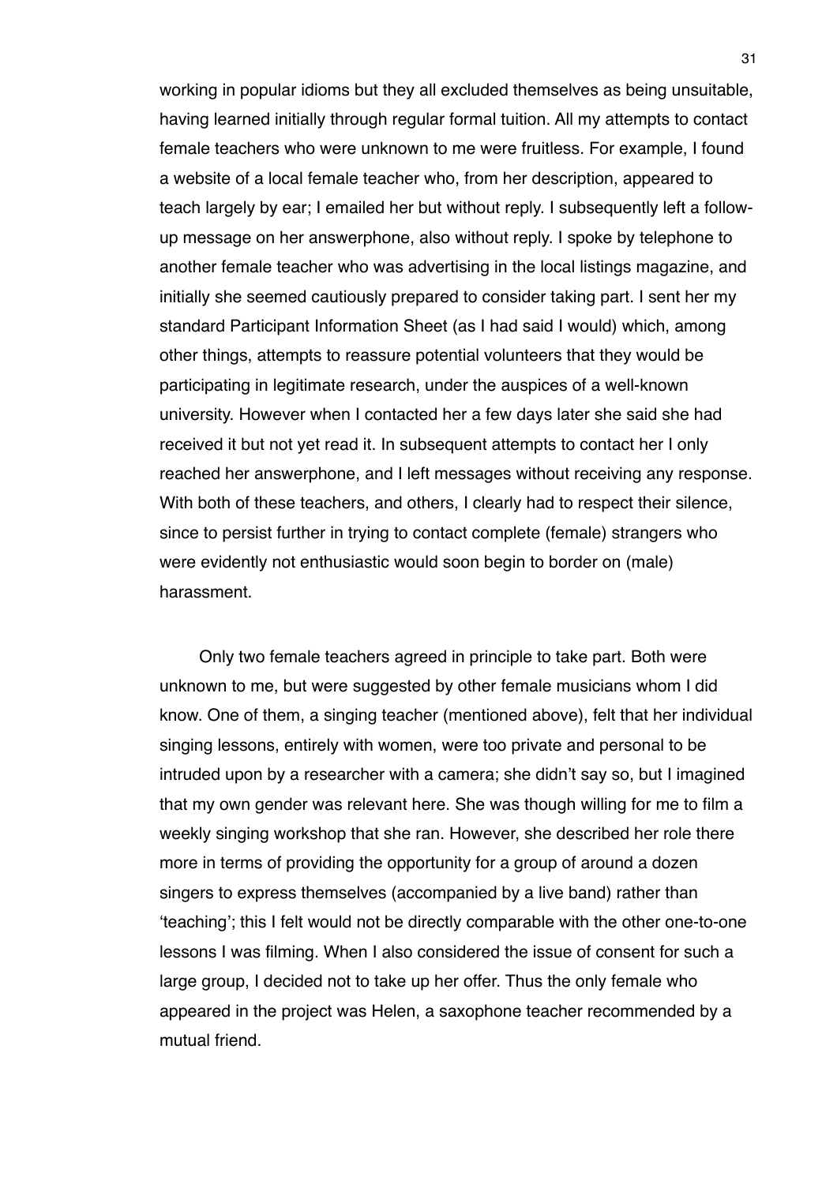working in popular idioms but they all excluded themselves as being unsuitable, having learned initially through regular formal tuition. All my attempts to contact female teachers who were unknown to me were fruitless. For example, I found a website of a local female teacher who, from her description, appeared to teach largely by ear; I emailed her but without reply. I subsequently left a follow-up message on her answerphone, also without reply. I spoke by telephone to another female teacher who was advertising in the local listings magazine, and initially she seemed cautiously prepared to consider taking part. I sent her my standard Participant Information Sheet (as I had said I would) which, among other things, attempts to reassure potential volunteers that they would be participating in legitimate research, under the auspices of a well-known university. However when I contacted her a few days later she said she had received it but not yet read it. In subsequent attempts to contact her I only reached her answerphone, and I left messages without receiving any response. With both of these teachers, and others, I clearly had to respect their silence, since to persist further in trying to contact complete (female) strangers who were evidently not enthusiastic would soon begin to border on (male) harassment.

Only two female teachers agreed in principle to take part. Both were unknown to me, but were suggested by other female musicians whom I did know. One of them, a singing teacher (mentioned above), felt that her individual singing lessons, entirely with women, were too private and personal to be intruded upon by a researcher with a camera; she didn't say so, but I imagined that my own gender was relevant here. She was though willing for me to film a weekly singing workshop that she ran. However, she described her role there more in terms of providing the opportunity for a group of around a dozen singers to express themselves (accompanied by a live band) rather than 'teaching'; this I felt would not be directly comparable with the other one-to-one lessons I was filming. When I also considered the issue of consent for such a large group, I decided not to take up her offer. Thus the only female who appeared in the project was Helen, a saxophone teacher recommended by a mutual friend.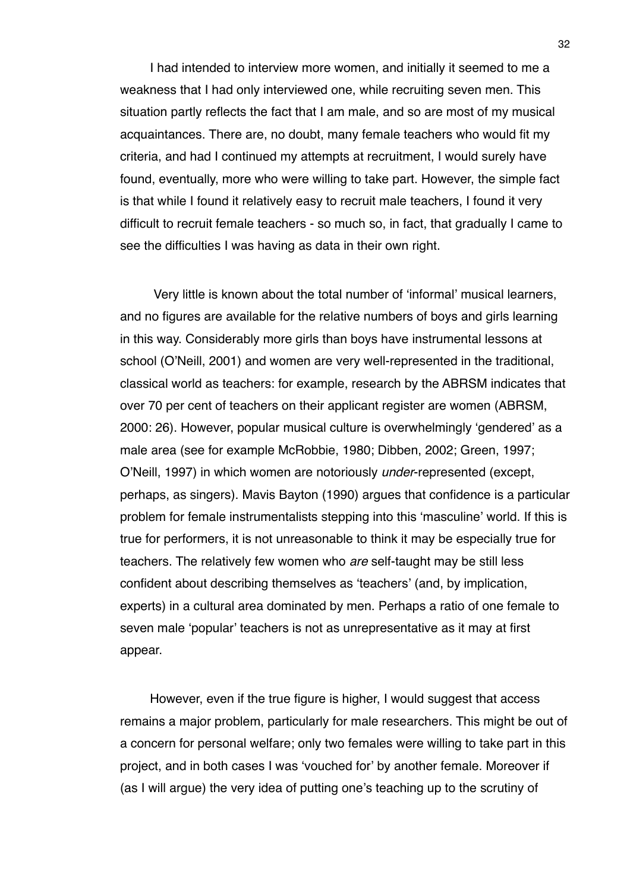I had intended to interview more women, and initially it seemed to me a weakness that I had only interviewed one, while recruiting seven men. This situation partly reflects the fact that I am male, and so are most of my musical acquaintances. There are, no doubt, many female teachers who would fit my criteria, and had I continued my attempts at recruitment, I would surely have found, eventually, more who were willing to take part. However, the simple fact is that while I found it relatively easy to recruit male teachers, I found it very difficult to recruit female teachers - so much so, in fact, that gradually I came to see the difficulties I was having as data in their own right.

Very little is known about the total number of 'informal' musical learners, and no figures are available for the relative numbers of boys and girls learning in this way. Considerably more girls than boys have instrumental lessons at school (O'Neill, 2001) and women are very well-represented in the traditional, classical world as teachers: for example, research by the ABRSM indicates that over 70 per cent of teachers on their applicant register are women (ABRSM, 2000: 26). However, popular musical culture is overwhelmingly 'gendered' as a male area (see for example McRobbie, 1980; Dibben, 2002; Green, 1997; O'Neill, 1997) in which women are notoriously *under*-represented (except, perhaps, as singers). Mavis Bayton (1990) argues that confidence is a particular problem for female instrumentalists stepping into this 'masculine' world. If this is true for performers, it is not unreasonable to think it may be especially true for teachers. The relatively few women who *are* self-taught may be still less confident about describing themselves as 'teachers' (and, by implication, experts) in a cultural area dominated by men. Perhaps a ratio of one female to seven male 'popular' teachers is not as unrepresentative as it may at first appear.

However, even if the true figure is higher, I would suggest that access remains a major problem, particularly for male researchers. This might be out of a concern for personal welfare; only two females were willing to take part in this project, and in both cases I was 'vouched for' by another female. Moreover if (as I will argue) the very idea of putting one's teaching up to the scrutiny of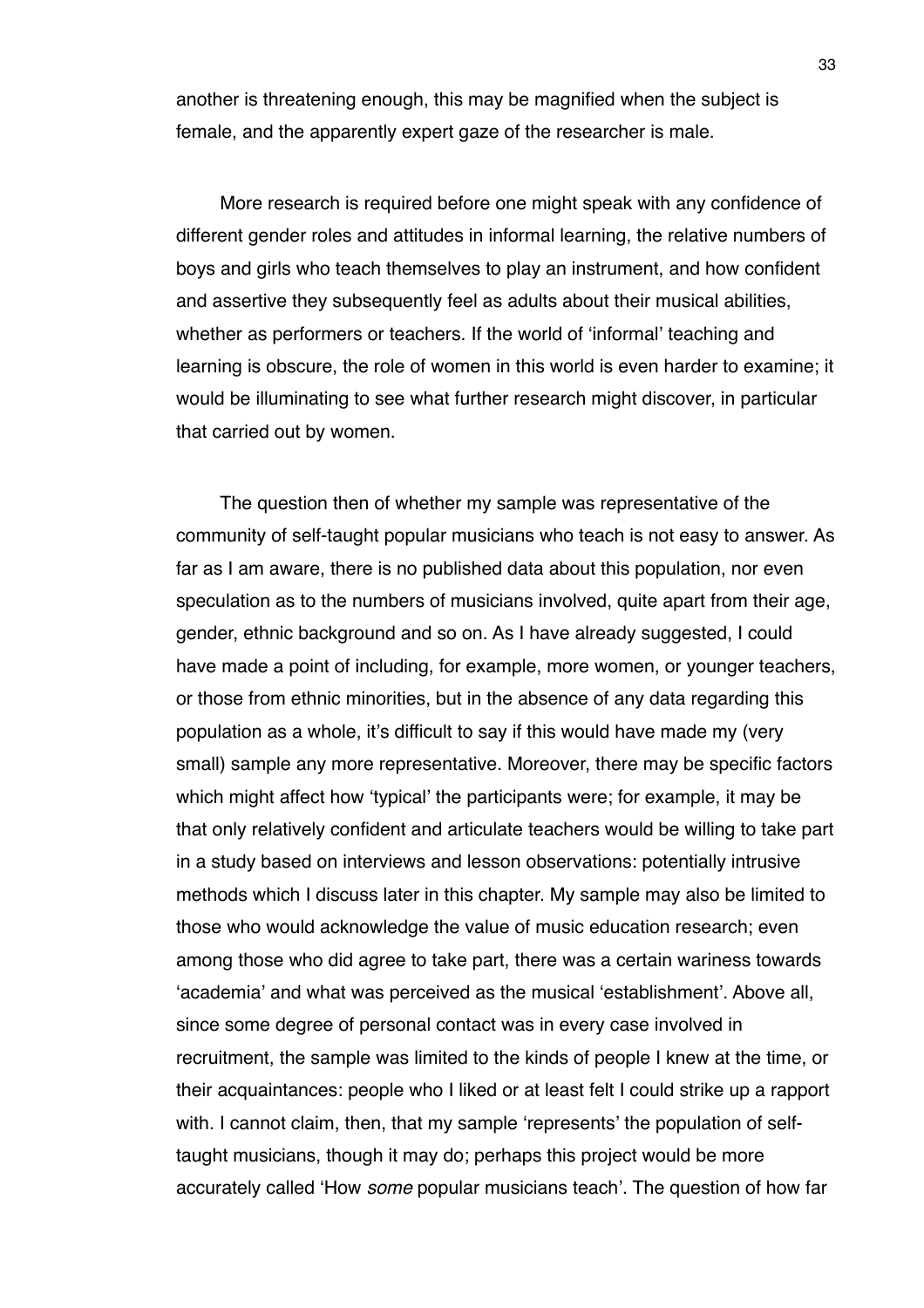another is threatening enough, this may be magnified when the subject is female, and the apparently expert gaze of the researcher is male.

More research is required before one might speak with any confidence of different gender roles and attitudes in informal learning, the relative numbers of boys and girls who teach themselves to play an instrument, and how confident and assertive they subsequently feel as adults about their musical abilities, whether as performers or teachers. If the world of 'informal' teaching and learning is obscure, the role of women in this world is even harder to examine; it would be illuminating to see what further research might discover, in particular that carried out by women.

The question then of whether my sample was representative of the community of self-taught popular musicians who teach is not easy to answer. As far as I am aware, there is no published data about this population, nor even speculation as to the numbers of musicians involved, quite apart from their age, gender, ethnic background and so on. As I have already suggested, I could have made a point of including, for example, more women, or younger teachers, or those from ethnic minorities, but in the absence of any data regarding this population as a whole, it's difficult to say if this would have made my (very small) sample any more representative. Moreover, there may be specific factors which might affect how 'typical' the participants were; for example, it may be that only relatively confident and articulate teachers would be willing to take part in a study based on interviews and lesson observations: potentially intrusive methods which I discuss later in this chapter. My sample may also be limited to those who would acknowledge the value of music education research; even among those who did agree to take part, there was a certain wariness towards 'academia' and what was perceived as the musical 'establishment'. Above all, since some degree of personal contact was in every case involved in recruitment, the sample was limited to the kinds of people I knew at the time, or their acquaintances: people who I liked or at least felt I could strike up a rapport with. I cannot claim, then, that my sample 'represents' the population of self-taught musicians, though it may do; perhaps this project would be more accurately called 'How *some* popular musicians teach'. The question of how far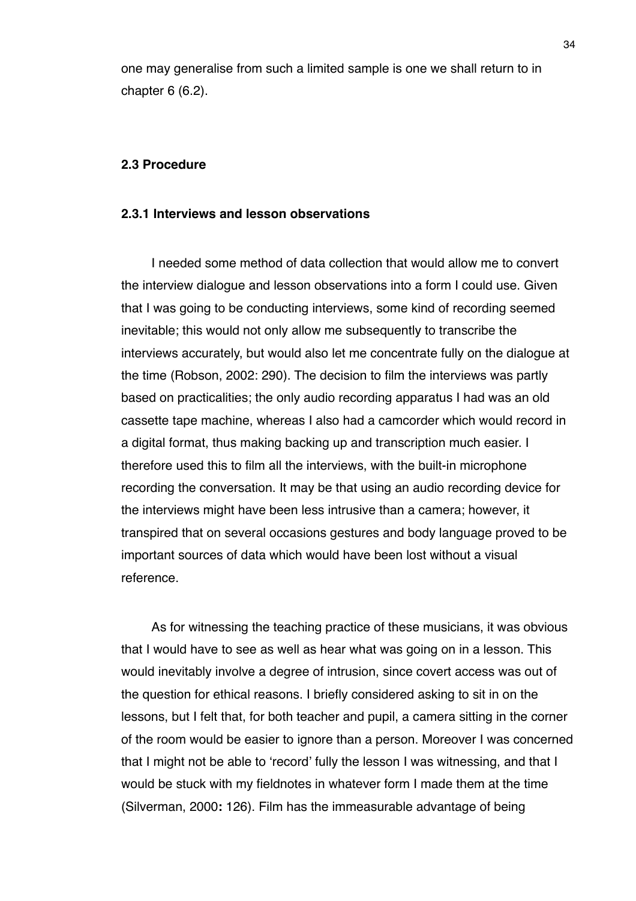one may generalise from such a limited sample is one we shall return to in chapter 6 (6.2).

## 2.3 Procedure

### 2.3.1 Interviews and lesson observations

I needed some method of data collection that would allow me to convert the interview dialogue and lesson observations into a form I could use. Given that I was going to be conducting interviews, some kind of recording seemed inevitable; this would not only allow me subsequently to transcribe the interviews accurately, but would also let me concentrate fully on the dialogue at the time (Robson, 2002: 290). The decision to film the interviews was partly based on practicalities; the only audio recording apparatus I had was an old cassette tape machine, whereas I also had a camcorder which would record in a digital format, thus making backing up and transcription much easier. I therefore used this to film all the interviews, with the built-in microphone recording the conversation. It may be that using an audio recording device for the interviews might have been less intrusive than a camera; however, it transpired that on several occasions gestures and body language proved to be important sources of data which would have been lost without a visual reference.

As for witnessing the teaching practice of these musicians, it was obvious that I would have to see as well as hear what was going on in a lesson. This would inevitably involve a degree of intrusion, since covert access was out of the question for ethical reasons. I briefly considered asking to sit in on the lessons, but I felt that, for both teacher and pupil, a camera sitting in the corner of the room would be easier to ignore than a person. Moreover I was concerned that I might not be able to 'record' fully the lesson I was witnessing, and that I would be stuck with my fieldnotes in whatever form I made them at the time (Silverman, 2000**:** 126). Film has the immeasurable advantage of being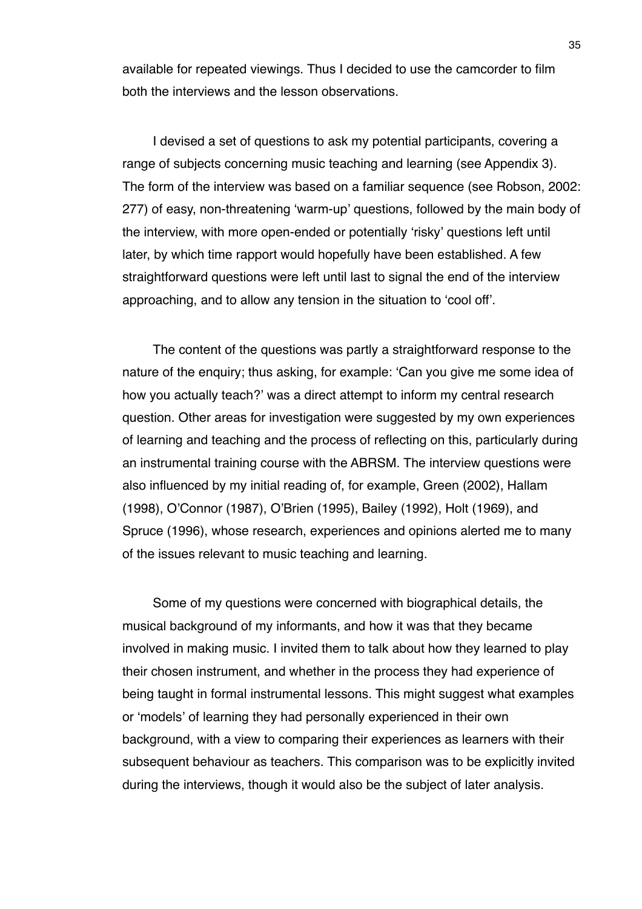available for repeated viewings. Thus I decided to use the camcorder to film both the interviews and the lesson observations.

I devised a set of questions to ask my potential participants, covering a range of subjects concerning music teaching and learning (see Appendix 3). The form of the interview was based on a familiar sequence (see Robson, 2002: 277) of easy, non-threatening 'warm-up' questions, followed by the main body of the interview, with more open-ended or potentially 'risky' questions left until later, by which time rapport would hopefully have been established. A few straightforward questions were left until last to signal the end of the interview approaching, and to allow any tension in the situation to 'cool off'.

The content of the questions was partly a straightforward response to the nature of the enquiry; thus asking, for example: 'Can you give me some idea of how you actually teach?' was a direct attempt to inform my central research question. Other areas for investigation were suggested by my own experiences of learning and teaching and the process of reflecting on this, particularly during an instrumental training course with the ABRSM. The interview questions were also influenced by my initial reading of, for example, Green (2002), Hallam (1998), O'Connor (1987), O'Brien (1995), Bailey (1992), Holt (1969), and Spruce (1996), whose research, experiences and opinions alerted me to many of the issues relevant to music teaching and learning.

Some of my questions were concerned with biographical details, the musical background of my informants, and how it was that they became involved in making music. I invited them to talk about how they learned to play their chosen instrument, and whether in the process they had experience of being taught in formal instrumental lessons. This might suggest what examples or 'models' of learning they had personally experienced in their own background, with a view to comparing their experiences as learners with their subsequent behaviour as teachers. This comparison was to be explicitly invited during the interviews, though it would also be the subject of later analysis.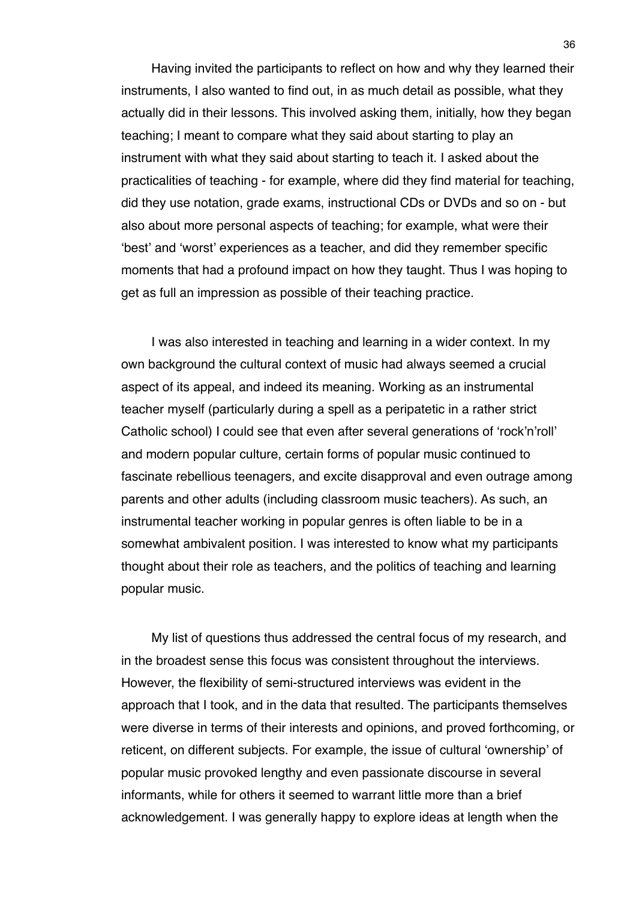Having invited the participants to reflect on how and why they learned their instruments, I also wanted to find out, in as much detail as possible, what they actually did in their lessons. This involved asking them, initially, how they began teaching; I meant to compare what they said about starting to play an instrument with what they said about starting to teach it. I asked about the practicalities of teaching - for example, where did they find material for teaching, did they use notation, grade exams, instructional CDs or DVDs and so on - but also about more personal aspects of teaching; for example, what were their 'best' and 'worst' experiences as a teacher, and did they remember specific moments that had a profound impact on how they taught. Thus I was hoping to get as full an impression as possible of their teaching practice.

I was also interested in teaching and learning in a wider context. In my own background the cultural context of music had always seemed a crucial aspect of its appeal, and indeed its meaning. Working as an instrumental teacher myself (particularly during a spell as a peripatetic in a rather strict Catholic school) I could see that even after several generations of 'rock'n'roll' and modern popular culture, certain forms of popular music continued to fascinate rebellious teenagers, and excite disapproval and even outrage among parents and other adults (including classroom music teachers). As such, an instrumental teacher working in popular genres is often liable to be in a somewhat ambivalent position. I was interested to know what my participants thought about their role as teachers, and the politics of teaching and learning popular music.

My list of questions thus addressed the central focus of my research, and in the broadest sense this focus was consistent throughout the interviews. However, the flexibility of semi-structured interviews was evident in the approach that I took, and in the data that resulted. The participants themselves were diverse in terms of their interests and opinions, and proved forthcoming, or reticent, on different subjects. For example, the issue of cultural 'ownership' of popular music provoked lengthy and even passionate discourse in several informants, while for others it seemed to warrant little more than a brief acknowledgement. I was generally happy to explore ideas at length when the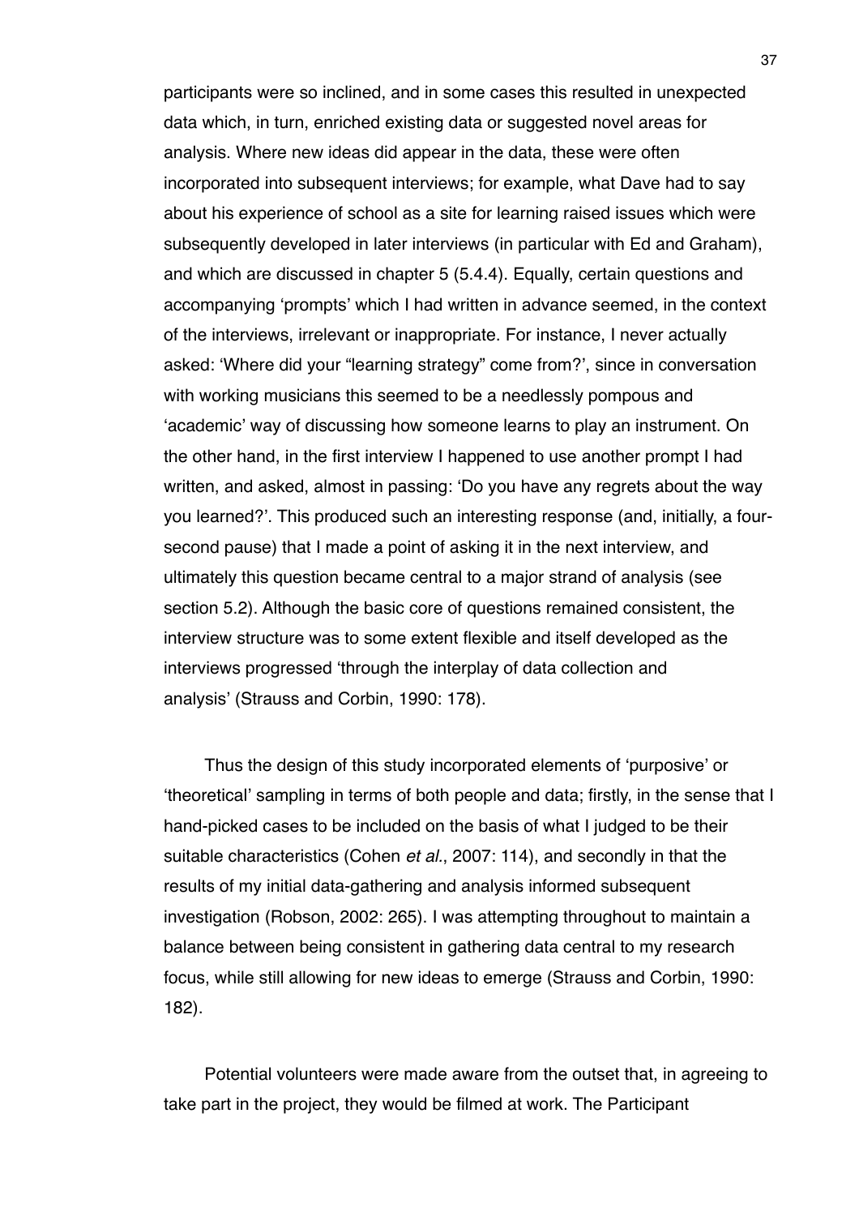participants were so inclined, and in some cases this resulted in unexpected data which, in turn, enriched existing data or suggested novel areas for analysis. Where new ideas did appear in the data, these were often incorporated into subsequent interviews; for example, what Dave had to say about his experience of school as a site for learning raised issues which were subsequently developed in later interviews (in particular with Ed and Graham), and which are discussed in chapter 5 (5.4.4). Equally, certain questions and accompanying 'prompts' which I had written in advance seemed, in the context of the interviews, irrelevant or inappropriate. For instance, I never actually asked: 'Where did your "learning strategy" come from?', since in conversation with working musicians this seemed to be a needlessly pompous and 'academic' way of discussing how someone learns to play an instrument. On the other hand, in the first interview I happened to use another prompt I had written, and asked, almost in passing: 'Do you have any regrets about the way you learned?'. This produced such an interesting response (and, initially, a four-second pause) that I made a point of asking it in the next interview, and ultimately this question became central to a major strand of analysis (see section 5.2). Although the basic core of questions remained consistent, the interview structure was to some extent flexible and itself developed as the interviews progressed 'through the interplay of data collection and analysis' (Strauss and Corbin, 1990: 178).

Thus the design of this study incorporated elements of 'purposive' or 'theoretical' sampling in terms of both people and data; firstly, in the sense that I hand-picked cases to be included on the basis of what I judged to be their suitable characteristics (Cohen *et al.*, 2007: 114), and secondly in that the results of my initial data-gathering and analysis informed subsequent investigation (Robson, 2002: 265). I was attempting throughout to maintain a balance between being consistent in gathering data central to my research focus, while still allowing for new ideas to emerge (Strauss and Corbin, 1990: 182).

Potential volunteers were made aware from the outset that, in agreeing to take part in the project, they would be filmed at work. The Participant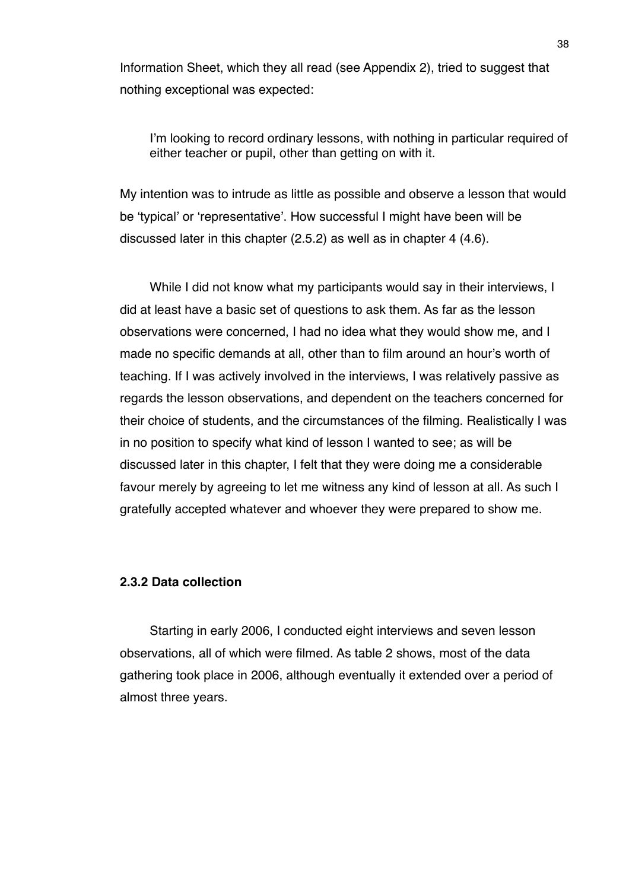Information Sheet, which they all read (see Appendix 2), tried to suggest that nothing exceptional was expected:

> I'm looking to record ordinary lessons, with nothing in particular required of either teacher or pupil, other than getting on with it.

My intention was to intrude as little as possible and observe a lesson that would be 'typical' or 'representative'. How successful I might have been will be discussed later in this chapter (2.5.2) as well as in chapter 4 (4.6).

While I did not know what my participants would say in their interviews, I did at least have a basic set of questions to ask them. As far as the lesson observations were concerned, I had no idea what they would show me, and I made no specific demands at all, other than to film around an hour's worth of teaching. If I was actively involved in the interviews, I was relatively passive as regards the lesson observations, and dependent on the teachers concerned for their choice of students, and the circumstances of the filming. Realistically I was in no position to specify what kind of lesson I wanted to see; as will be discussed later in this chapter, I felt that they were doing me a considerable favour merely by agreeing to let me witness any kind of lesson at all. As such I gratefully accepted whatever and whoever they were prepared to show me.

### 2.3.2 Data collection

Starting in early 2006, I conducted eight interviews and seven lesson observations, all of which were filmed. As table 2 shows, most of the data gathering took place in 2006, although eventually it extended over a period of almost three years.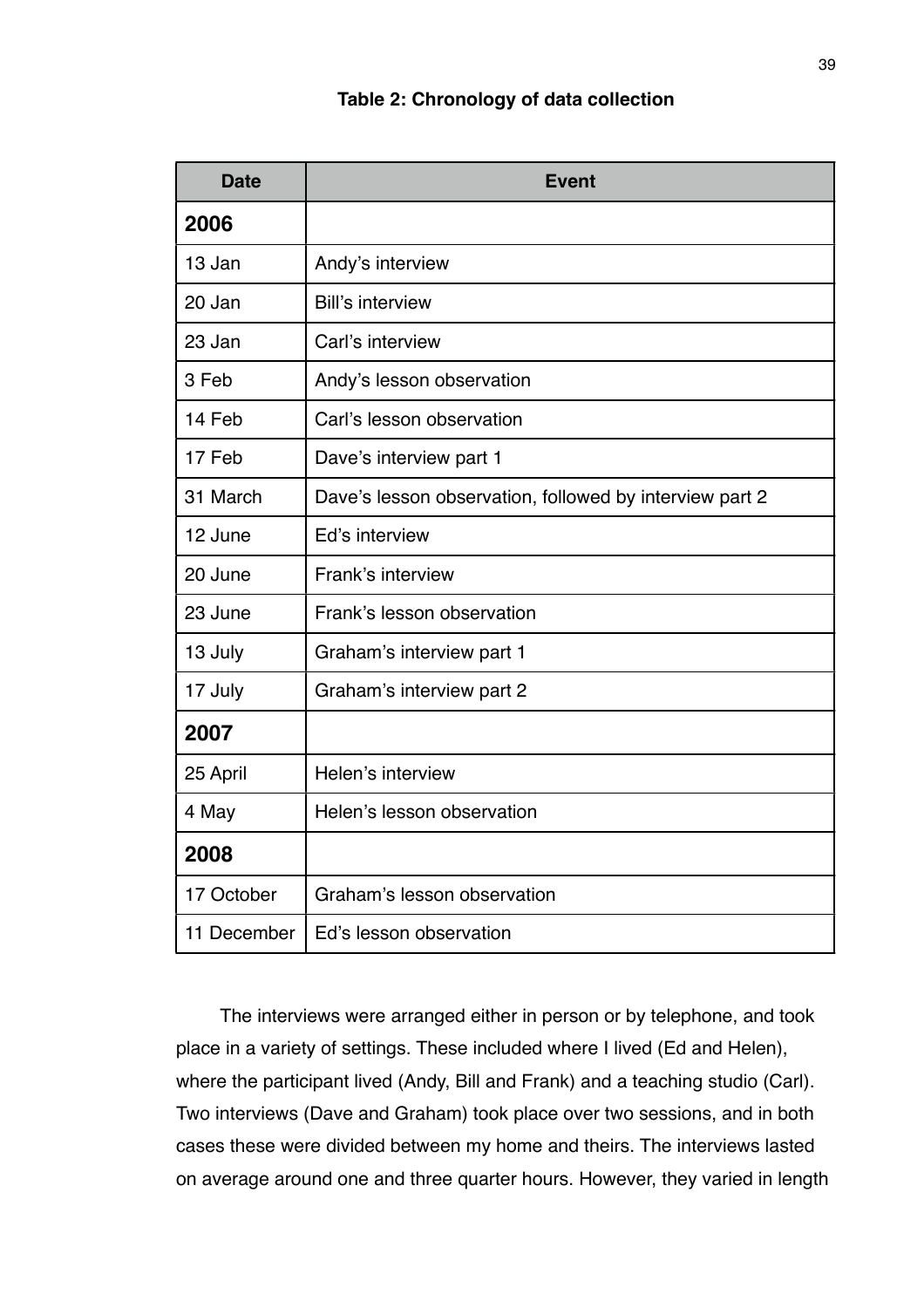**Table 2: Chronology of data collection**

| Date | Event |
|---|---|
| **2006** | |
| 13 Jan | Andy's interview |
| 20 Jan | Bill's interview |
| 23 Jan | Carl's interview |
| 3 Feb | Andy's lesson observation |
| 14 Feb | Carl's lesson observation |
| 17 Feb | Dave's interview part 1 |
| 31 March | Dave's lesson observation, followed by interview part 2 |
| 12 June | Ed's interview |
| 20 June | Frank's interview |
| 23 June | Frank's lesson observation |
| 13 July | Graham's interview part 1 |
| 17 July | Graham's interview part 2 |
| **2007** | |
| 25 April | Helen's interview |
| 4 May | Helen's lesson observation |
| **2008** | |
| 17 October | Graham's lesson observation |
| 11 December | Ed's lesson observation |

The interviews were arranged either in person or by telephone, and took place in a variety of settings. These included where I lived (Ed and Helen), where the participant lived (Andy, Bill and Frank) and a teaching studio (Carl). Two interviews (Dave and Graham) took place over two sessions, and in both cases these were divided between my home and theirs. The interviews lasted on average around one and three quarter hours. However, they varied in length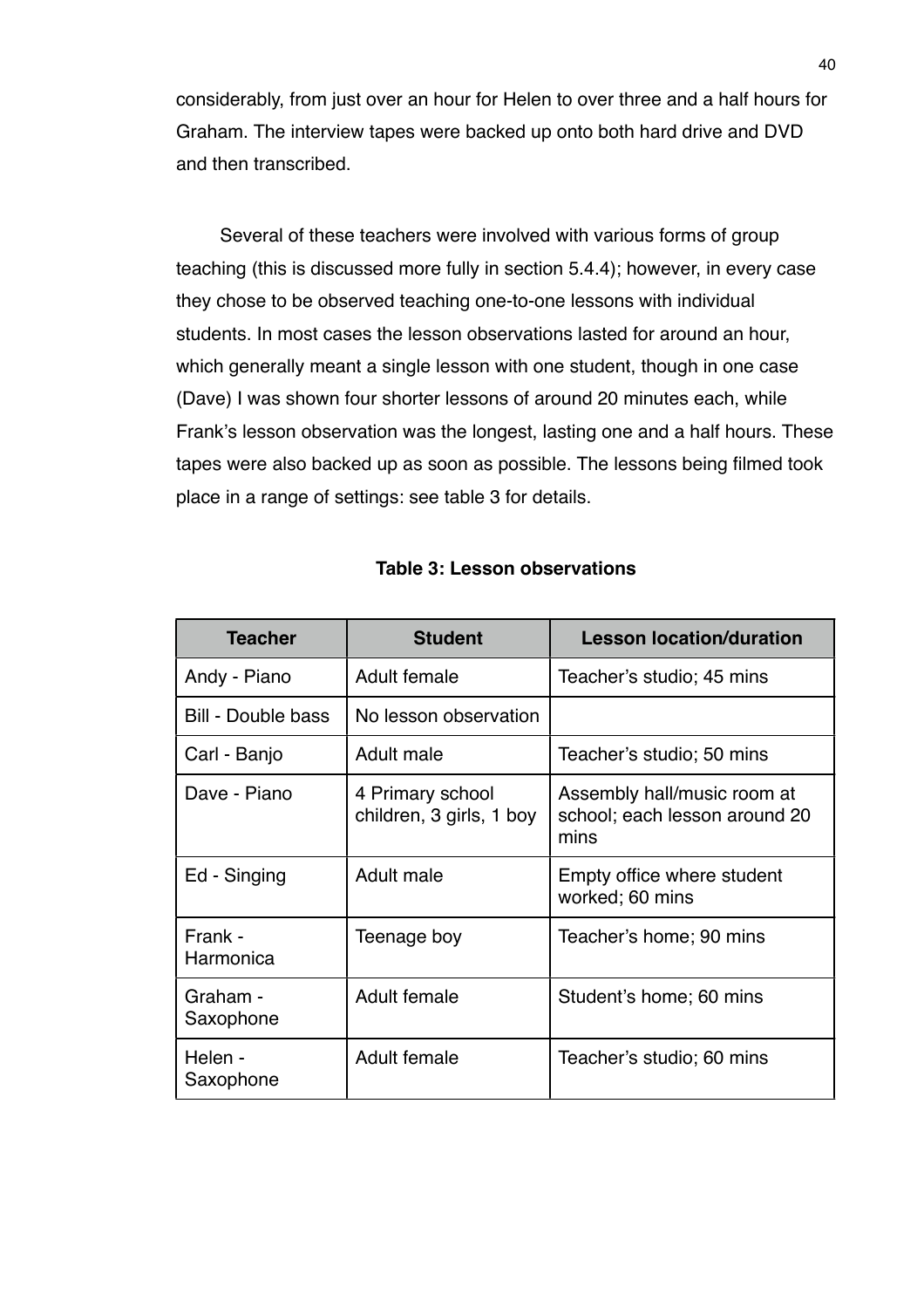considerably, from just over an hour for Helen to over three and a half hours for Graham. The interview tapes were backed up onto both hard drive and DVD and then transcribed.

Several of these teachers were involved with various forms of group teaching (this is discussed more fully in section 5.4.4); however, in every case they chose to be observed teaching one-to-one lessons with individual students. In most cases the lesson observations lasted for around an hour, which generally meant a single lesson with one student, though in one case (Dave) I was shown four shorter lessons of around 20 minutes each, while Frank's lesson observation was the longest, lasting one and a half hours. These tapes were also backed up as soon as possible. The lessons being filmed took place in a range of settings: see table 3 for details.

**Table 3: Lesson observations**

| Teacher | Student | Lesson location/duration |
|---|---|---|
| Andy - Piano | Adult female | Teacher's studio; 45 mins |
| Bill - Double bass | No lesson observation | |
| Carl - Banjo | Adult male | Teacher's studio; 50 mins |
| Dave - Piano | 4 Primary school children, 3 girls, 1 boy | Assembly hall/music room at school; each lesson around 20 mins |
| Ed - Singing | Adult male | Empty office where student worked; 60 mins |
| Frank - Harmonica | Teenage boy | Teacher's home; 90 mins |
| Graham - Saxophone | Adult female | Student's home; 60 mins |
| Helen - Saxophone | Adult female | Teacher's studio; 60 mins |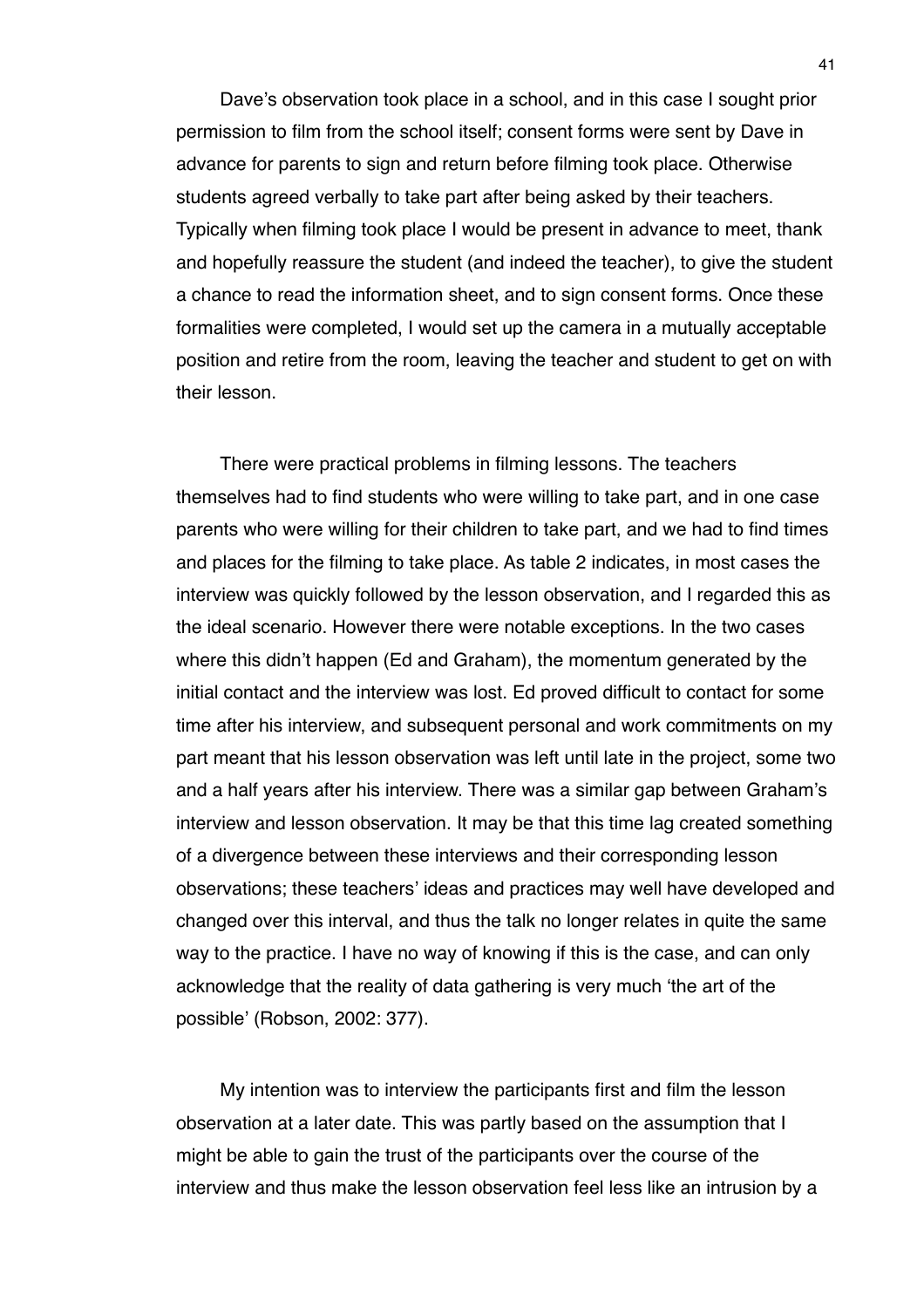Dave's observation took place in a school, and in this case I sought prior permission to film from the school itself; consent forms were sent by Dave in advance for parents to sign and return before filming took place. Otherwise students agreed verbally to take part after being asked by their teachers. Typically when filming took place I would be present in advance to meet, thank and hopefully reassure the student (and indeed the teacher), to give the student a chance to read the information sheet, and to sign consent forms. Once these formalities were completed, I would set up the camera in a mutually acceptable position and retire from the room, leaving the teacher and student to get on with their lesson.

There were practical problems in filming lessons. The teachers themselves had to find students who were willing to take part, and in one case parents who were willing for their children to take part, and we had to find times and places for the filming to take place. As table 2 indicates, in most cases the interview was quickly followed by the lesson observation, and I regarded this as the ideal scenario. However there were notable exceptions. In the two cases where this didn't happen (Ed and Graham), the momentum generated by the initial contact and the interview was lost. Ed proved difficult to contact for some time after his interview, and subsequent personal and work commitments on my part meant that his lesson observation was left until late in the project, some two and a half years after his interview. There was a similar gap between Graham's interview and lesson observation. It may be that this time lag created something of a divergence between these interviews and their corresponding lesson observations; these teachers' ideas and practices may well have developed and changed over this interval, and thus the talk no longer relates in quite the same way to the practice. I have no way of knowing if this is the case, and can only acknowledge that the reality of data gathering is very much 'the art of the possible' (Robson, 2002: 377).

My intention was to interview the participants first and film the lesson observation at a later date. This was partly based on the assumption that I might be able to gain the trust of the participants over the course of the interview and thus make the lesson observation feel less like an intrusion by a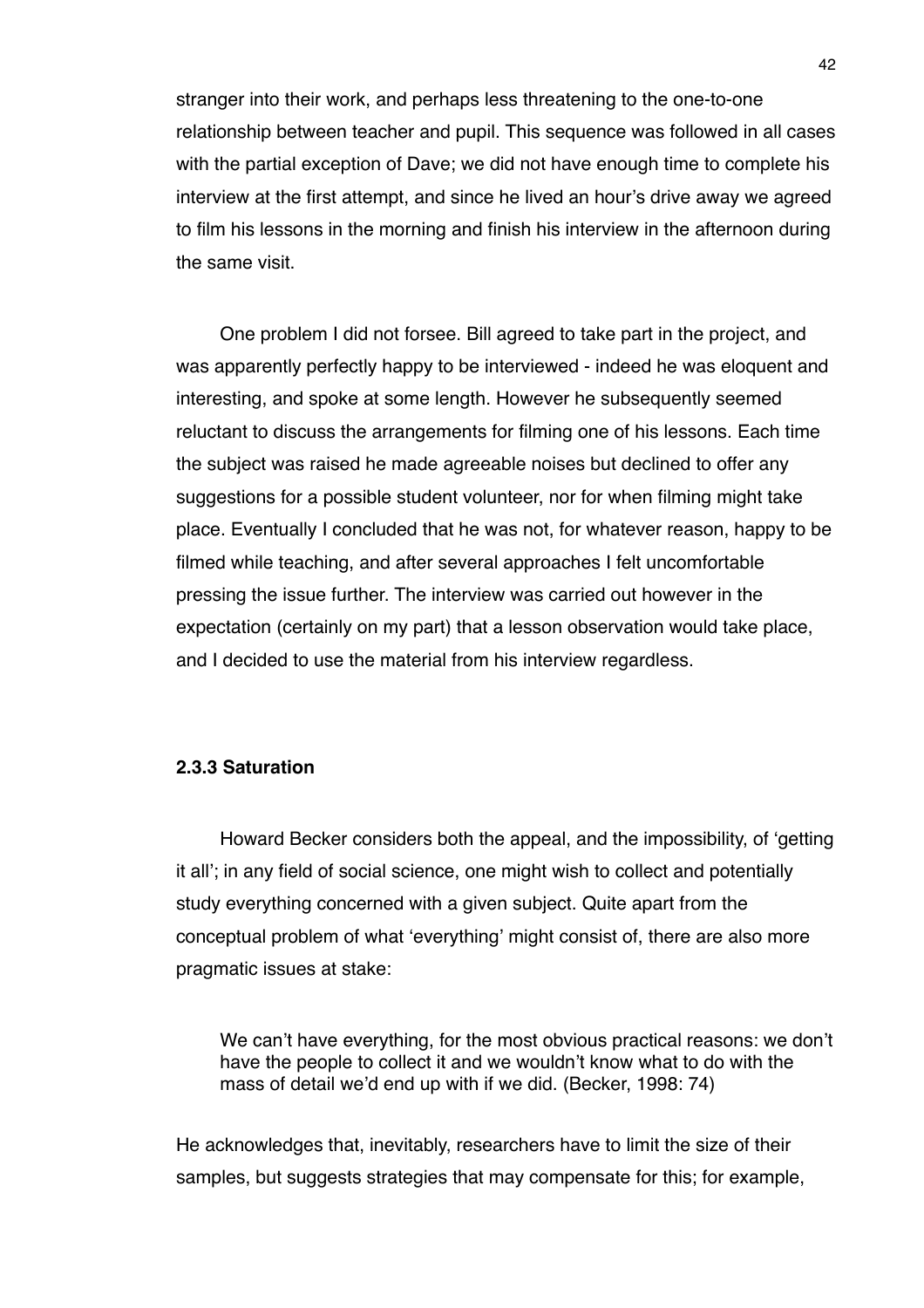stranger into their work, and perhaps less threatening to the one-to-one relationship between teacher and pupil. This sequence was followed in all cases with the partial exception of Dave; we did not have enough time to complete his interview at the first attempt, and since he lived an hour's drive away we agreed to film his lessons in the morning and finish his interview in the afternoon during the same visit.

One problem I did not forsee. Bill agreed to take part in the project, and was apparently perfectly happy to be interviewed - indeed he was eloquent and interesting, and spoke at some length. However he subsequently seemed reluctant to discuss the arrangements for filming one of his lessons. Each time the subject was raised he made agreeable noises but declined to offer any suggestions for a possible student volunteer, nor for when filming might take place. Eventually I concluded that he was not, for whatever reason, happy to be filmed while teaching, and after several approaches I felt uncomfortable pressing the issue further. The interview was carried out however in the expectation (certainly on my part) that a lesson observation would take place, and I decided to use the material from his interview regardless.

### 2.3.3 Saturation

Howard Becker considers both the appeal, and the impossibility, of 'getting it all'; in any field of social science, one might wish to collect and potentially study everything concerned with a given subject. Quite apart from the conceptual problem of what 'everything' might consist of, there are also more pragmatic issues at stake:

> We can't have everything, for the most obvious practical reasons: we don't have the people to collect it and we wouldn't know what to do with the mass of detail we'd end up with if we did. (Becker, 1998: 74)

He acknowledges that, inevitably, researchers have to limit the size of their samples, but suggests strategies that may compensate for this; for example,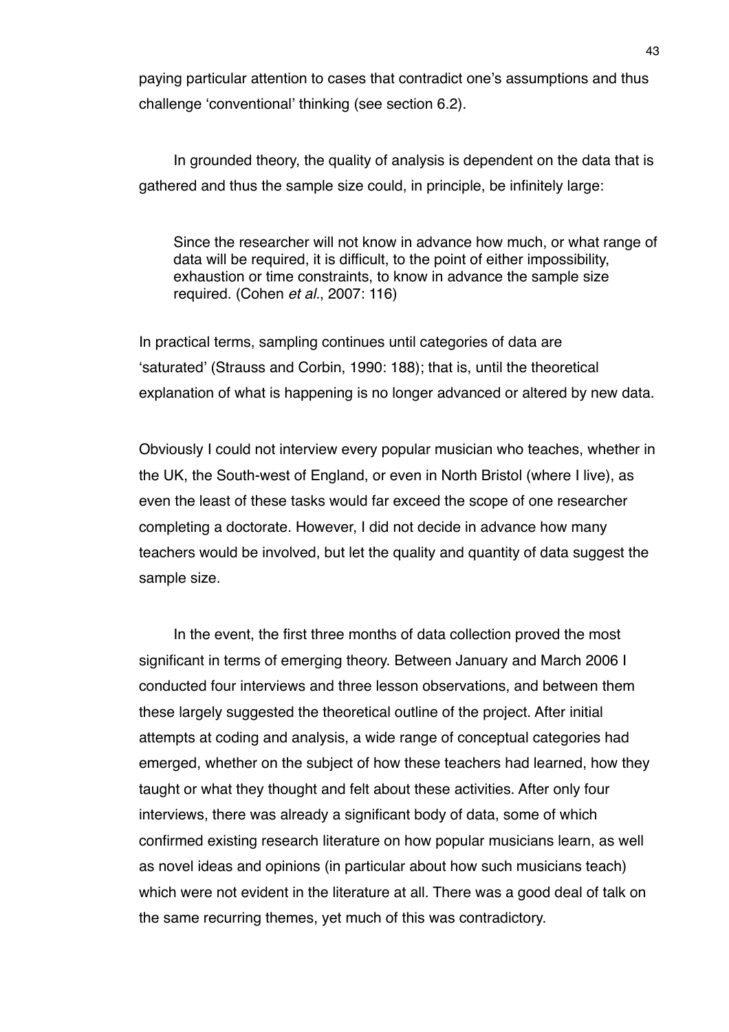paying particular attention to cases that contradict one's assumptions and thus challenge 'conventional' thinking (see section 6.2).

In grounded theory, the quality of analysis is dependent on the data that is gathered and thus the sample size could, in principle, be infinitely large:

> Since the researcher will not know in advance how much, or what range of data will be required, it is difficult, to the point of either impossibility, exhaustion or time constraints, to know in advance the sample size required. (Cohen *et al.*, 2007: 116)

In practical terms, sampling continues until categories of data are 'saturated' (Strauss and Corbin, 1990: 188); that is, until the theoretical explanation of what is happening is no longer advanced or altered by new data.

Obviously I could not interview every popular musician who teaches, whether in the UK, the South-west of England, or even in North Bristol (where I live), as even the least of these tasks would far exceed the scope of one researcher completing a doctorate. However, I did not decide in advance how many teachers would be involved, but let the quality and quantity of data suggest the sample size.

In the event, the first three months of data collection proved the most significant in terms of emerging theory. Between January and March 2006 I conducted four interviews and three lesson observations, and between them these largely suggested the theoretical outline of the project. After initial attempts at coding and analysis, a wide range of conceptual categories had emerged, whether on the subject of how these teachers had learned, how they taught or what they thought and felt about these activities. After only four interviews, there was already a significant body of data, some of which confirmed existing research literature on how popular musicians learn, as well as novel ideas and opinions (in particular about how such musicians teach) which were not evident in the literature at all. There was a good deal of talk on the same recurring themes, yet much of this was contradictory.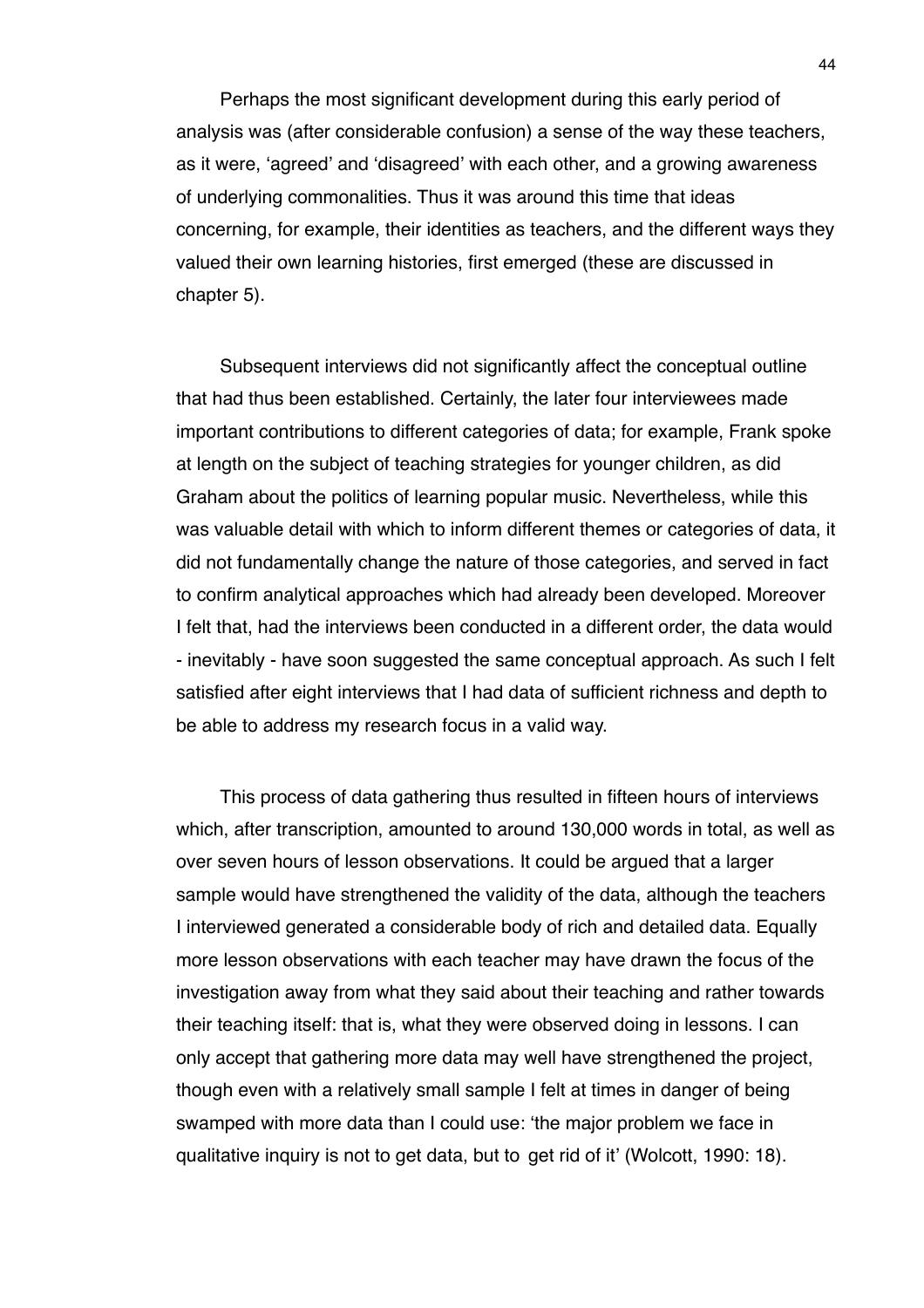Perhaps the most significant development during this early period of analysis was (after considerable confusion) a sense of the way these teachers, as it were, 'agreed' and 'disagreed' with each other, and a growing awareness of underlying commonalities. Thus it was around this time that ideas concerning, for example, their identities as teachers, and the different ways they valued their own learning histories, first emerged (these are discussed in chapter 5).

Subsequent interviews did not significantly affect the conceptual outline that had thus been established. Certainly, the later four interviewees made important contributions to different categories of data; for example, Frank spoke at length on the subject of teaching strategies for younger children, as did Graham about the politics of learning popular music. Nevertheless, while this was valuable detail with which to inform different themes or categories of data, it did not fundamentally change the nature of those categories, and served in fact to confirm analytical approaches which had already been developed. Moreover I felt that, had the interviews been conducted in a different order, the data would - inevitably - have soon suggested the same conceptual approach. As such I felt satisfied after eight interviews that I had data of sufficient richness and depth to be able to address my research focus in a valid way.

This process of data gathering thus resulted in fifteen hours of interviews which, after transcription, amounted to around 130,000 words in total, as well as over seven hours of lesson observations. It could be argued that a larger sample would have strengthened the validity of the data, although the teachers I interviewed generated a considerable body of rich and detailed data. Equally more lesson observations with each teacher may have drawn the focus of the investigation away from what they said about their teaching and rather towards their teaching itself: that is, what they were observed doing in lessons. I can only accept that gathering more data may well have strengthened the project, though even with a relatively small sample I felt at times in danger of being swamped with more data than I could use: 'the major problem we face in qualitative inquiry is not to get data, but to get rid of it' (Wolcott, 1990: 18).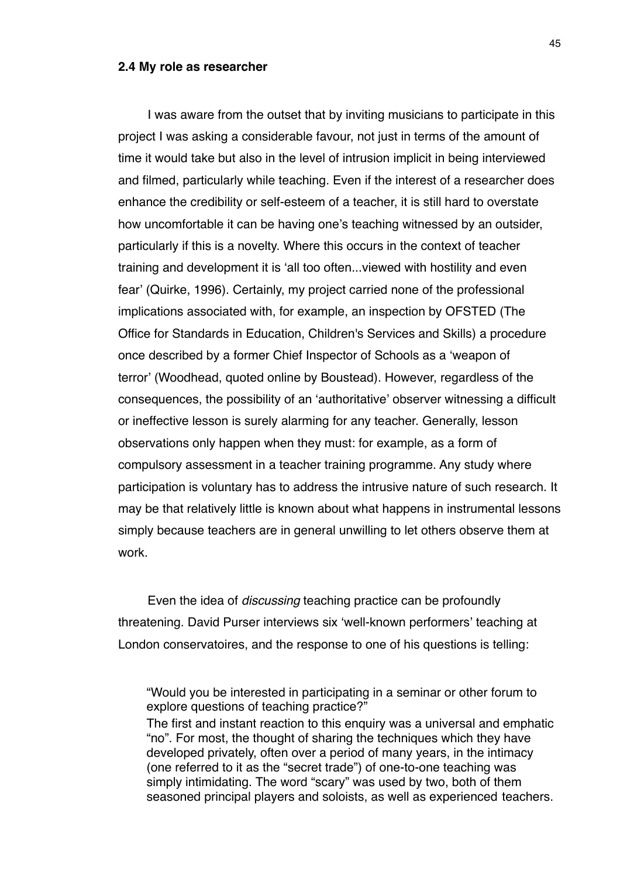### 2.4 My role as researcher

I was aware from the outset that by inviting musicians to participate in this project I was asking a considerable favour, not just in terms of the amount of time it would take but also in the level of intrusion implicit in being interviewed and filmed, particularly while teaching. Even if the interest of a researcher does enhance the credibility or self-esteem of a teacher, it is still hard to overstate how uncomfortable it can be having one's teaching witnessed by an outsider, particularly if this is a novelty. Where this occurs in the context of teacher training and development it is 'all too often...viewed with hostility and even fear' (Quirke, 1996). Certainly, my project carried none of the professional implications associated with, for example, an inspection by OFSTED (The Office for Standards in Education, Children's Services and Skills) a procedure once described by a former Chief Inspector of Schools as a 'weapon of terror' (Woodhead, quoted online by Boustead). However, regardless of the consequences, the possibility of an 'authoritative' observer witnessing a difficult or ineffective lesson is surely alarming for any teacher. Generally, lesson observations only happen when they must: for example, as a form of compulsory assessment in a teacher training programme. Any study where participation is voluntary has to address the intrusive nature of such research. It may be that relatively little is known about what happens in instrumental lessons simply because teachers are in general unwilling to let others observe them at work.

Even the idea of *discussing* teaching practice can be profoundly threatening. David Purser interviews six 'well-known performers' teaching at London conservatoires, and the response to one of his questions is telling:

> "Would you be interested in participating in a seminar or other forum to explore questions of teaching practice?"
> The first and instant reaction to this enquiry was a universal and emphatic "no". For most, the thought of sharing the techniques which they have developed privately, often over a period of many years, in the intimacy (one referred to it as the "secret trade") of one-to-one teaching was simply intimidating. The word "scary" was used by two, both of them seasoned principal players and soloists, as well as experienced teachers.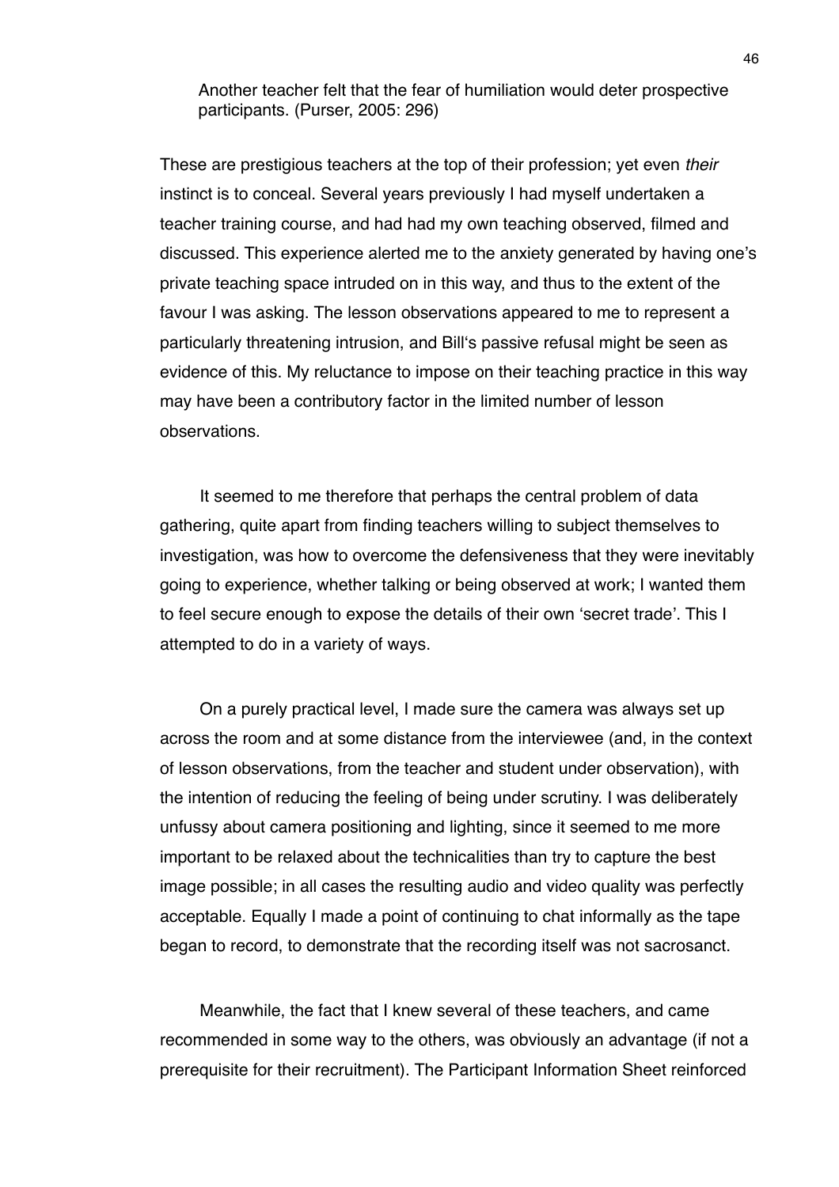> Another teacher felt that the fear of humiliation would deter prospective participants. (Purser, 2005: 296)

These are prestigious teachers at the top of their profession; yet even *their* instinct is to conceal. Several years previously I had myself undertaken a teacher training course, and had had my own teaching observed, filmed and discussed. This experience alerted me to the anxiety generated by having one's private teaching space intruded on in this way, and thus to the extent of the favour I was asking. The lesson observations appeared to me to represent a particularly threatening intrusion, and Bill's passive refusal might be seen as evidence of this. My reluctance to impose on their teaching practice in this way may have been a contributory factor in the limited number of lesson observations.

It seemed to me therefore that perhaps the central problem of data gathering, quite apart from finding teachers willing to subject themselves to investigation, was how to overcome the defensiveness that they were inevitably going to experience, whether talking or being observed at work; I wanted them to feel secure enough to expose the details of their own 'secret trade'. This I attempted to do in a variety of ways.

On a purely practical level, I made sure the camera was always set up across the room and at some distance from the interviewee (and, in the context of lesson observations, from the teacher and student under observation), with the intention of reducing the feeling of being under scrutiny. I was deliberately unfussy about camera positioning and lighting, since it seemed to me more important to be relaxed about the technicalities than try to capture the best image possible; in all cases the resulting audio and video quality was perfectly acceptable. Equally I made a point of continuing to chat informally as the tape began to record, to demonstrate that the recording itself was not sacrosanct.

Meanwhile, the fact that I knew several of these teachers, and came recommended in some way to the others, was obviously an advantage (if not a prerequisite for their recruitment). The Participant Information Sheet reinforced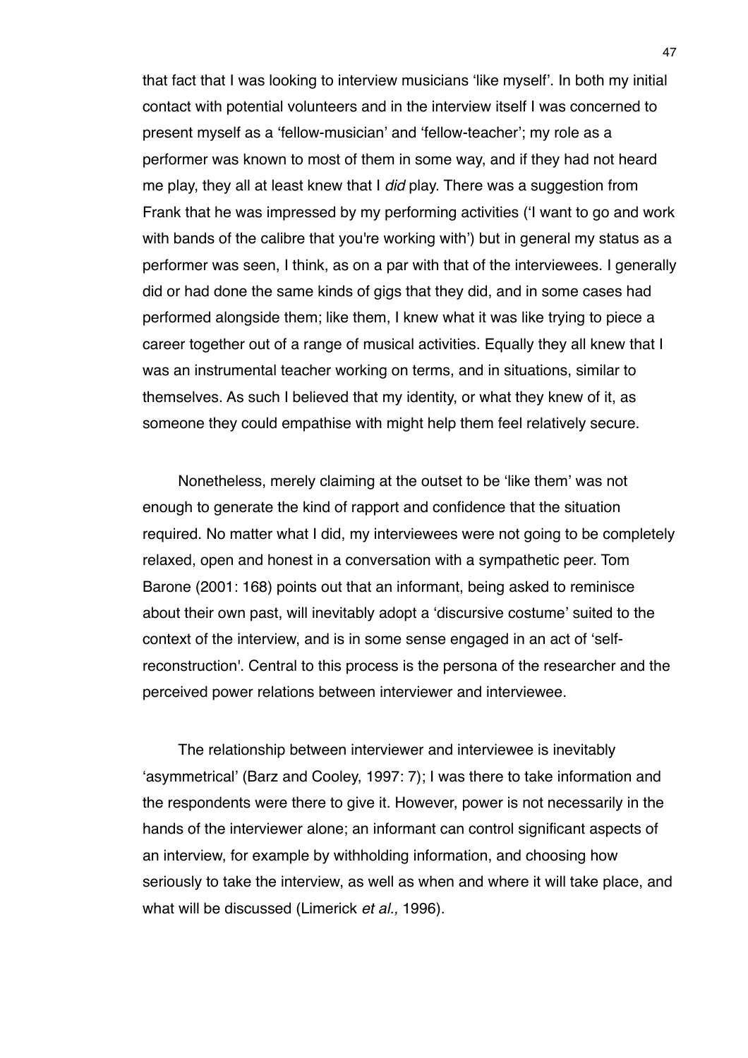that fact that I was looking to interview musicians 'like myself'. In both my initial contact with potential volunteers and in the interview itself I was concerned to present myself as a 'fellow-musician' and 'fellow-teacher'; my role as a performer was known to most of them in some way, and if they had not heard me play, they all at least knew that I *did* play. There was a suggestion from Frank that he was impressed by my performing activities ('I want to go and work with bands of the calibre that you're working with') but in general my status as a performer was seen, I think, as on a par with that of the interviewees. I generally did or had done the same kinds of gigs that they did, and in some cases had performed alongside them; like them, I knew what it was like trying to piece a career together out of a range of musical activities. Equally they all knew that I was an instrumental teacher working on terms, and in situations, similar to themselves. As such I believed that my identity, or what they knew of it, as someone they could empathise with might help them feel relatively secure.

Nonetheless, merely claiming at the outset to be 'like them' was not enough to generate the kind of rapport and confidence that the situation required. No matter what I did, my interviewees were not going to be completely relaxed, open and honest in a conversation with a sympathetic peer. Tom Barone (2001: 168) points out that an informant, being asked to reminisce about their own past, will inevitably adopt a 'discursive costume' suited to the context of the interview, and is in some sense engaged in an act of 'self-reconstruction'. Central to this process is the persona of the researcher and the perceived power relations between interviewer and interviewee.

The relationship between interviewer and interviewee is inevitably 'asymmetrical' (Barz and Cooley, 1997: 7); I was there to take information and the respondents were there to give it. However, power is not necessarily in the hands of the interviewer alone; an informant can control significant aspects of an interview, for example by withholding information, and choosing how seriously to take the interview, as well as when and where it will take place, and what will be discussed (Limerick *et al.,* 1996).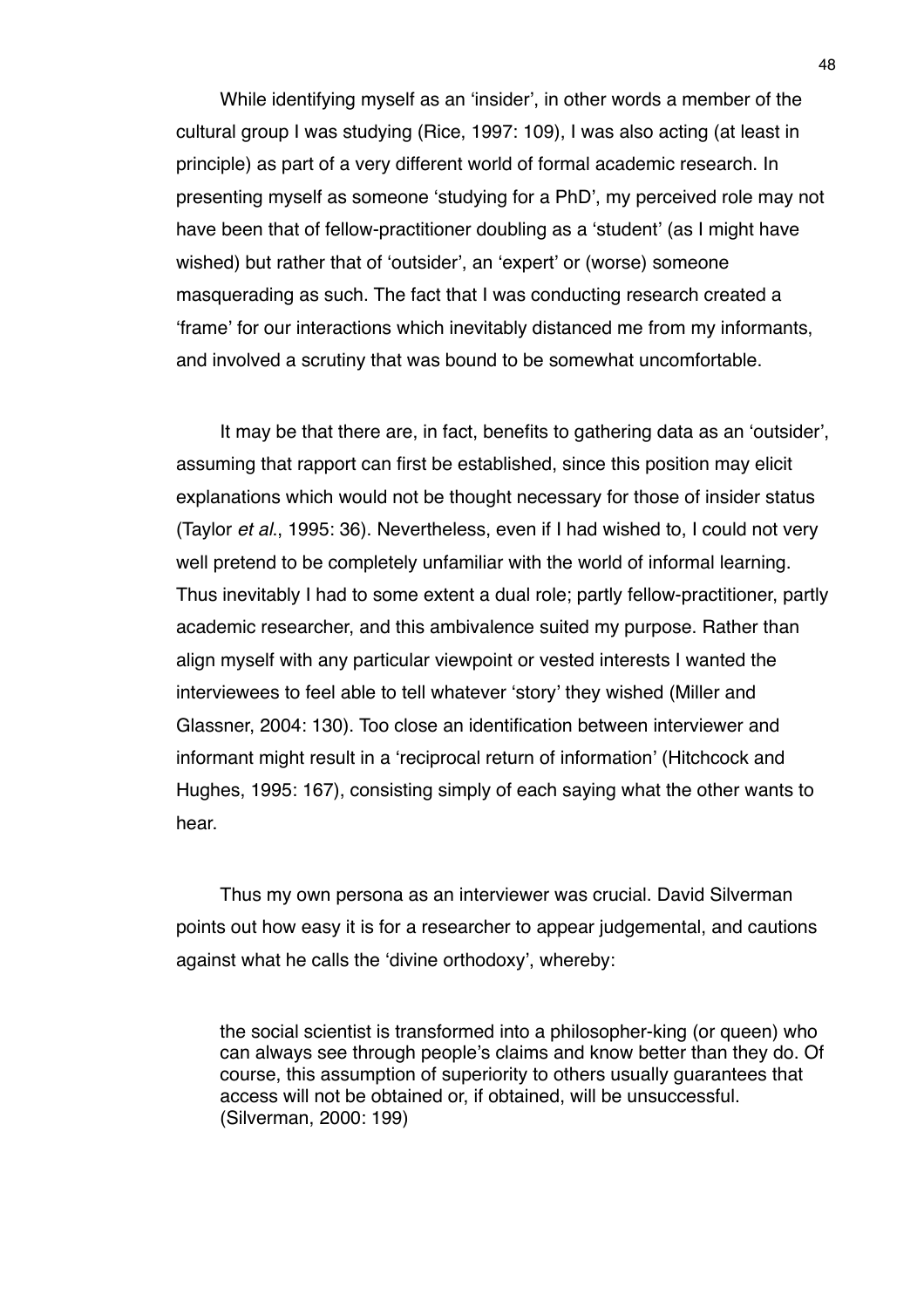While identifying myself as an 'insider', in other words a member of the cultural group I was studying (Rice, 1997: 109), I was also acting (at least in principle) as part of a very different world of formal academic research. In presenting myself as someone 'studying for a PhD', my perceived role may not have been that of fellow-practitioner doubling as a 'student' (as I might have wished) but rather that of 'outsider', an 'expert' or (worse) someone masquerading as such. The fact that I was conducting research created a 'frame' for our interactions which inevitably distanced me from my informants, and involved a scrutiny that was bound to be somewhat uncomfortable.

It may be that there are, in fact, benefits to gathering data as an 'outsider', assuming that rapport can first be established, since this position may elicit explanations which would not be thought necessary for those of insider status (Taylor *et al.*, 1995: 36). Nevertheless, even if I had wished to, I could not very well pretend to be completely unfamiliar with the world of informal learning. Thus inevitably I had to some extent a dual role; partly fellow-practitioner, partly academic researcher, and this ambivalence suited my purpose. Rather than align myself with any particular viewpoint or vested interests I wanted the interviewees to feel able to tell whatever 'story' they wished (Miller and Glassner, 2004: 130). Too close an identification between interviewer and informant might result in a 'reciprocal return of information' (Hitchcock and Hughes, 1995: 167), consisting simply of each saying what the other wants to hear.

Thus my own persona as an interviewer was crucial. David Silverman points out how easy it is for a researcher to appear judgemental, and cautions against what he calls the 'divine orthodoxy', whereby:

> the social scientist is transformed into a philosopher-king (or queen) who can always see through people's claims and know better than they do. Of course, this assumption of superiority to others usually guarantees that access will not be obtained or, if obtained, will be unsuccessful. (Silverman, 2000: 199)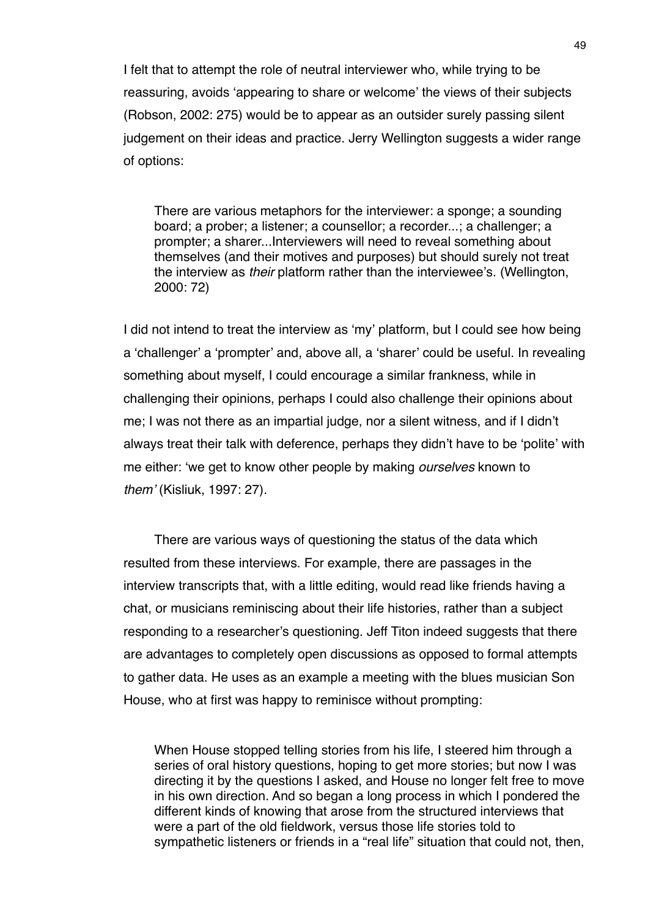I felt that to attempt the role of neutral interviewer who, while trying to be reassuring, avoids 'appearing to share or welcome' the views of their subjects (Robson, 2002: 275) would be to appear as an outsider surely passing silent judgement on their ideas and practice. Jerry Wellington suggests a wider range of options:

> There are various metaphors for the interviewer: a sponge; a sounding board; a prober; a listener; a counsellor; a recorder...; a challenger; a prompter; a sharer...Interviewers will need to reveal something about themselves (and their motives and purposes) but should surely not treat the interview as *their* platform rather than the interviewee's. (Wellington, 2000: 72)

I did not intend to treat the interview as 'my' platform, but I could see how being a 'challenger' a 'prompter' and, above all, a 'sharer' could be useful. In revealing something about myself, I could encourage a similar frankness, while in challenging their opinions, perhaps I could also challenge their opinions about me; I was not there as an impartial judge, nor a silent witness, and if I didn't always treat their talk with deference, perhaps they didn't have to be 'polite' with me either: 'we get to know other people by making *ourselves* known to *them'* (Kisliuk, 1997: 27).

There are various ways of questioning the status of the data which resulted from these interviews. For example, there are passages in the interview transcripts that, with a little editing, would read like friends having a chat, or musicians reminiscing about their life histories, rather than a subject responding to a researcher's questioning. Jeff Titon indeed suggests that there are advantages to completely open discussions as opposed to formal attempts to gather data. He uses as an example a meeting with the blues musician Son House, who at first was happy to reminisce without prompting:

> When House stopped telling stories from his life, I steered him through a series of oral history questions, hoping to get more stories; but now I was directing it by the questions I asked, and House no longer felt free to move in his own direction. And so began a long process in which I pondered the different kinds of knowing that arose from the structured interviews that were a part of the old fieldwork, versus those life stories told to sympathetic listeners or friends in a "real life" situation that could not, then,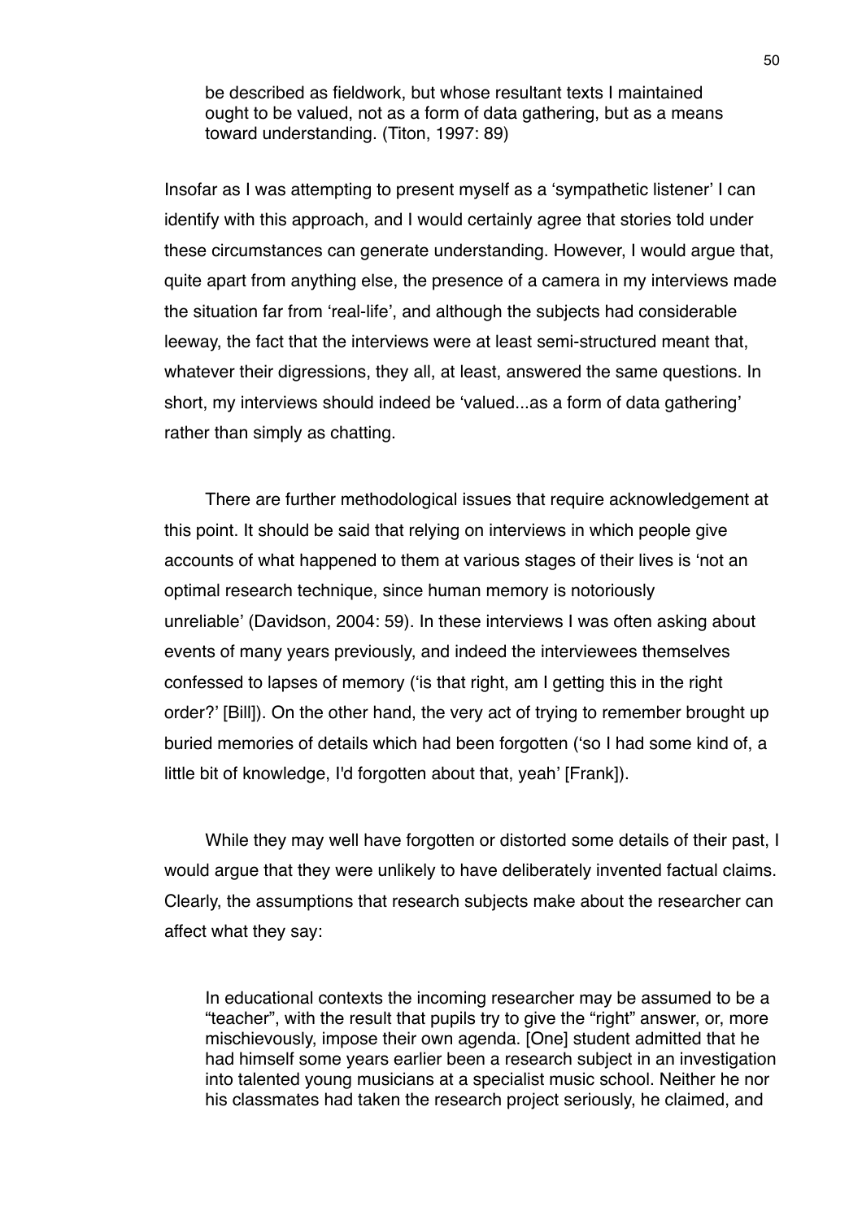> be described as fieldwork, but whose resultant texts I maintained ought to be valued, not as a form of data gathering, but as a means toward understanding. (Titon, 1997: 89)

Insofar as I was attempting to present myself as a 'sympathetic listener' I can identify with this approach, and I would certainly agree that stories told under these circumstances can generate understanding. However, I would argue that, quite apart from anything else, the presence of a camera in my interviews made the situation far from 'real-life', and although the subjects had considerable leeway, the fact that the interviews were at least semi-structured meant that, whatever their digressions, they all, at least, answered the same questions. In short, my interviews should indeed be 'valued...as a form of data gathering' rather than simply as chatting.

There are further methodological issues that require acknowledgement at this point. It should be said that relying on interviews in which people give accounts of what happened to them at various stages of their lives is 'not an optimal research technique, since human memory is notoriously unreliable' (Davidson, 2004: 59). In these interviews I was often asking about events of many years previously, and indeed the interviewees themselves confessed to lapses of memory ('is that right, am I getting this in the right order?' [Bill]). On the other hand, the very act of trying to remember brought up buried memories of details which had been forgotten ('so I had some kind of, a little bit of knowledge, I'd forgotten about that, yeah' [Frank]).

While they may well have forgotten or distorted some details of their past, I would argue that they were unlikely to have deliberately invented factual claims. Clearly, the assumptions that research subjects make about the researcher can affect what they say:

> In educational contexts the incoming researcher may be assumed to be a "teacher", with the result that pupils try to give the "right" answer, or, more mischievously, impose their own agenda. [One] student admitted that he had himself some years earlier been a research subject in an investigation into talented young musicians at a specialist music school. Neither he nor his classmates had taken the research project seriously, he claimed, and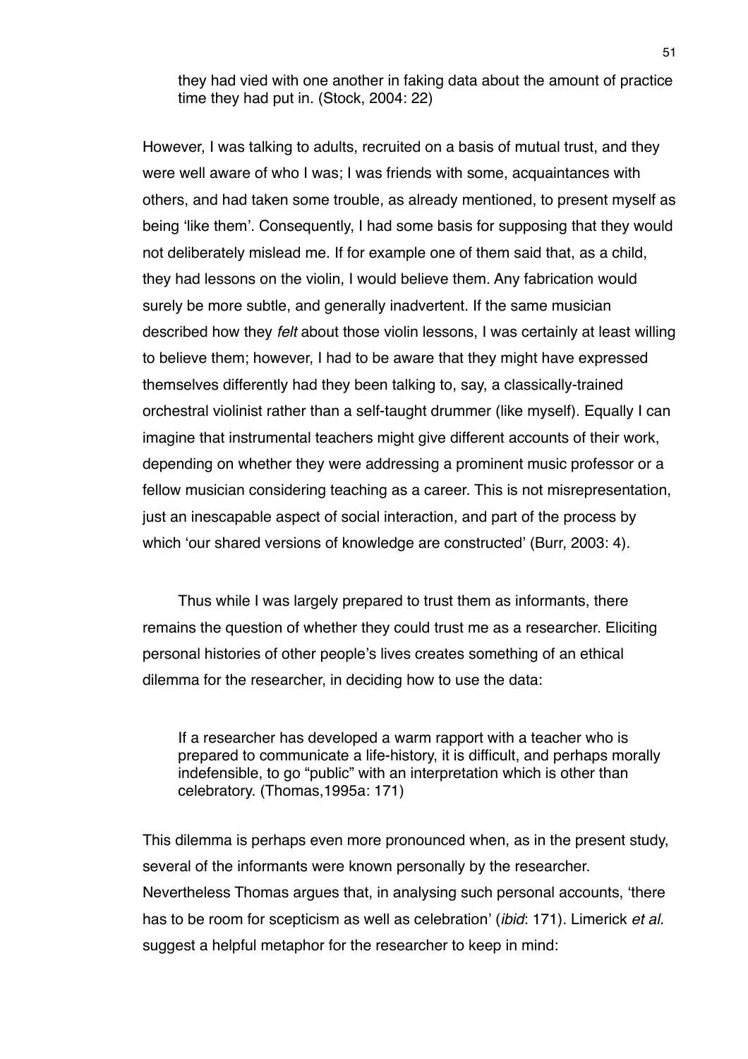> they had vied with one another in faking data about the amount of practice time they had put in. (Stock, 2004: 22)

However, I was talking to adults, recruited on a basis of mutual trust, and they were well aware of who I was; I was friends with some, acquaintances with others, and had taken some trouble, as already mentioned, to present myself as being 'like them'. Consequently, I had some basis for supposing that they would not deliberately mislead me. If for example one of them said that, as a child, they had lessons on the violin, I would believe them. Any fabrication would surely be more subtle, and generally inadvertent. If the same musician described how they *felt* about those violin lessons, I was certainly at least willing to believe them; however, I had to be aware that they might have expressed themselves differently had they been talking to, say, a classically-trained orchestral violinist rather than a self-taught drummer (like myself). Equally I can imagine that instrumental teachers might give different accounts of their work, depending on whether they were addressing a prominent music professor or a fellow musician considering teaching as a career. This is not misrepresentation, just an inescapable aspect of social interaction, and part of the process by which 'our shared versions of knowledge are constructed' (Burr, 2003: 4).

Thus while I was largely prepared to trust them as informants, there remains the question of whether they could trust me as a researcher. Eliciting personal histories of other people's lives creates something of an ethical dilemma for the researcher, in deciding how to use the data:

> If a researcher has developed a warm rapport with a teacher who is prepared to communicate a life-history, it is difficult, and perhaps morally indefensible, to go "public" with an interpretation which is other than celebratory. (Thomas,1995a: 171)

This dilemma is perhaps even more pronounced when, as in the present study, several of the informants were known personally by the researcher. Nevertheless Thomas argues that, in analysing such personal accounts, 'there has to be room for scepticism as well as celebration' (*ibid*: 171). Limerick *et al.* suggest a helpful metaphor for the researcher to keep in mind: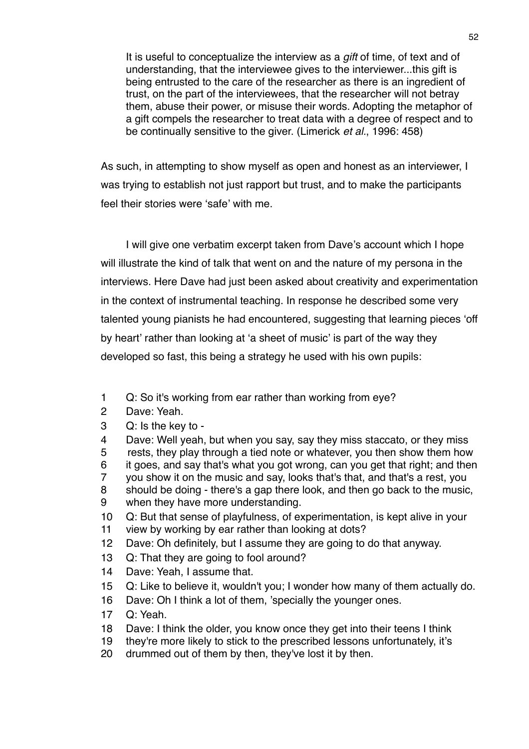> It is useful to conceptualize the interview as a *gift* of time, of text and of understanding, that the interviewee gives to the interviewer...this gift is being entrusted to the care of the researcher as there is an ingredient of trust, on the part of the interviewees, that the researcher will not betray them, abuse their power, or misuse their words. Adopting the metaphor of a gift compels the researcher to treat data with a degree of respect and to be continually sensitive to the giver. (Limerick *et al*., 1996: 458)

As such, in attempting to show myself as open and honest as an interviewer, I was trying to establish not just rapport but trust, and to make the participants feel their stories were 'safe' with me.

I will give one verbatim excerpt taken from Dave's account which I hope will illustrate the kind of talk that went on and the nature of my persona in the interviews. Here Dave had just been asked about creativity and experimentation in the context of instrumental teaching. In response he described some very talented young pianists he had encountered, suggesting that learning pieces 'off by heart' rather than looking at 'a sheet of music' is part of the way they developed so fast, this being a strategy he used with his own pupils:

1 Q: So it's working from ear rather than working from eye?
2 Dave: Yeah.
3 Q: Is the key to -
4 Dave: Well yeah, but when you say, say they miss staccato, or they miss
5 rests, they play through a tied note or whatever, you then show them how
6 it goes, and say that's what you got wrong, can you get that right; and then
7 you show it on the music and say, looks that's that, and that's a rest, you
8 should be doing - there's a gap there look, and then go back to the music,
9 when they have more understanding.
10 Q: But that sense of playfulness, of experimentation, is kept alive in your
11 view by working by ear rather than looking at dots?
12 Dave: Oh definitely, but I assume they are going to do that anyway.
13 Q: That they are going to fool around?
14 Dave: Yeah, I assume that.
15 Q: Like to believe it, wouldn't you; I wonder how many of them actually do.
16 Dave: Oh I think a lot of them, 'specially the younger ones.
17 Q: Yeah.
18 Dave: I think the older, you know once they get into their teens I think
19 they're more likely to stick to the prescribed lessons unfortunately, it's
20 drummed out of them by then, they've lost it by then.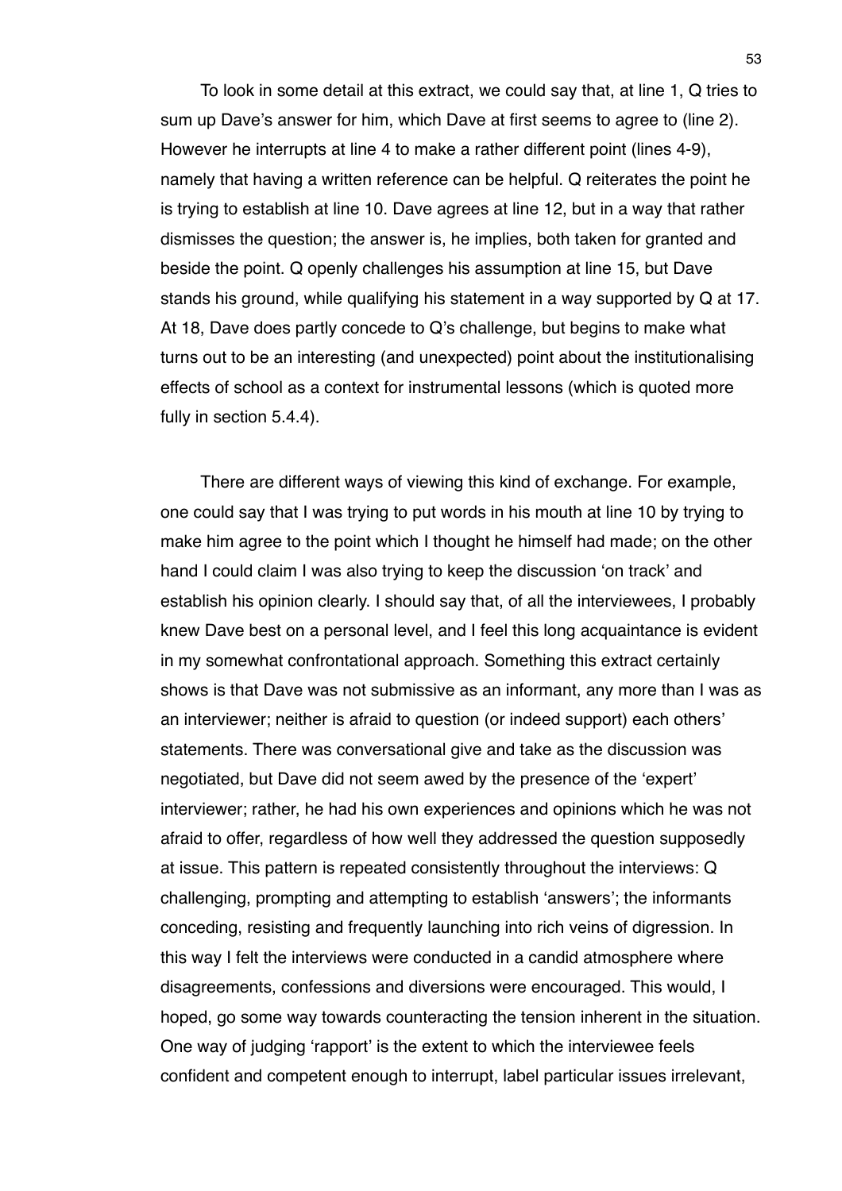To look in some detail at this extract, we could say that, at line 1, Q tries to sum up Dave's answer for him, which Dave at first seems to agree to (line 2). However he interrupts at line 4 to make a rather different point (lines 4-9), namely that having a written reference can be helpful. Q reiterates the point he is trying to establish at line 10. Dave agrees at line 12, but in a way that rather dismisses the question; the answer is, he implies, both taken for granted and beside the point. Q openly challenges his assumption at line 15, but Dave stands his ground, while qualifying his statement in a way supported by Q at 17. At 18, Dave does partly concede to Q's challenge, but begins to make what turns out to be an interesting (and unexpected) point about the institutionalising effects of school as a context for instrumental lessons (which is quoted more fully in section 5.4.4).

There are different ways of viewing this kind of exchange. For example, one could say that I was trying to put words in his mouth at line 10 by trying to make him agree to the point which I thought he himself had made; on the other hand I could claim I was also trying to keep the discussion 'on track' and establish his opinion clearly. I should say that, of all the interviewees, I probably knew Dave best on a personal level, and I feel this long acquaintance is evident in my somewhat confrontational approach. Something this extract certainly shows is that Dave was not submissive as an informant, any more than I was as an interviewer; neither is afraid to question (or indeed support) each others' statements. There was conversational give and take as the discussion was negotiated, but Dave did not seem awed by the presence of the 'expert' interviewer; rather, he had his own experiences and opinions which he was not afraid to offer, regardless of how well they addressed the question supposedly at issue. This pattern is repeated consistently throughout the interviews: Q challenging, prompting and attempting to establish 'answers'; the informants conceding, resisting and frequently launching into rich veins of digression. In this way I felt the interviews were conducted in a candid atmosphere where disagreements, confessions and diversions were encouraged. This would, I hoped, go some way towards counteracting the tension inherent in the situation. One way of judging 'rapport' is the extent to which the interviewee feels confident and competent enough to interrupt, label particular issues irrelevant,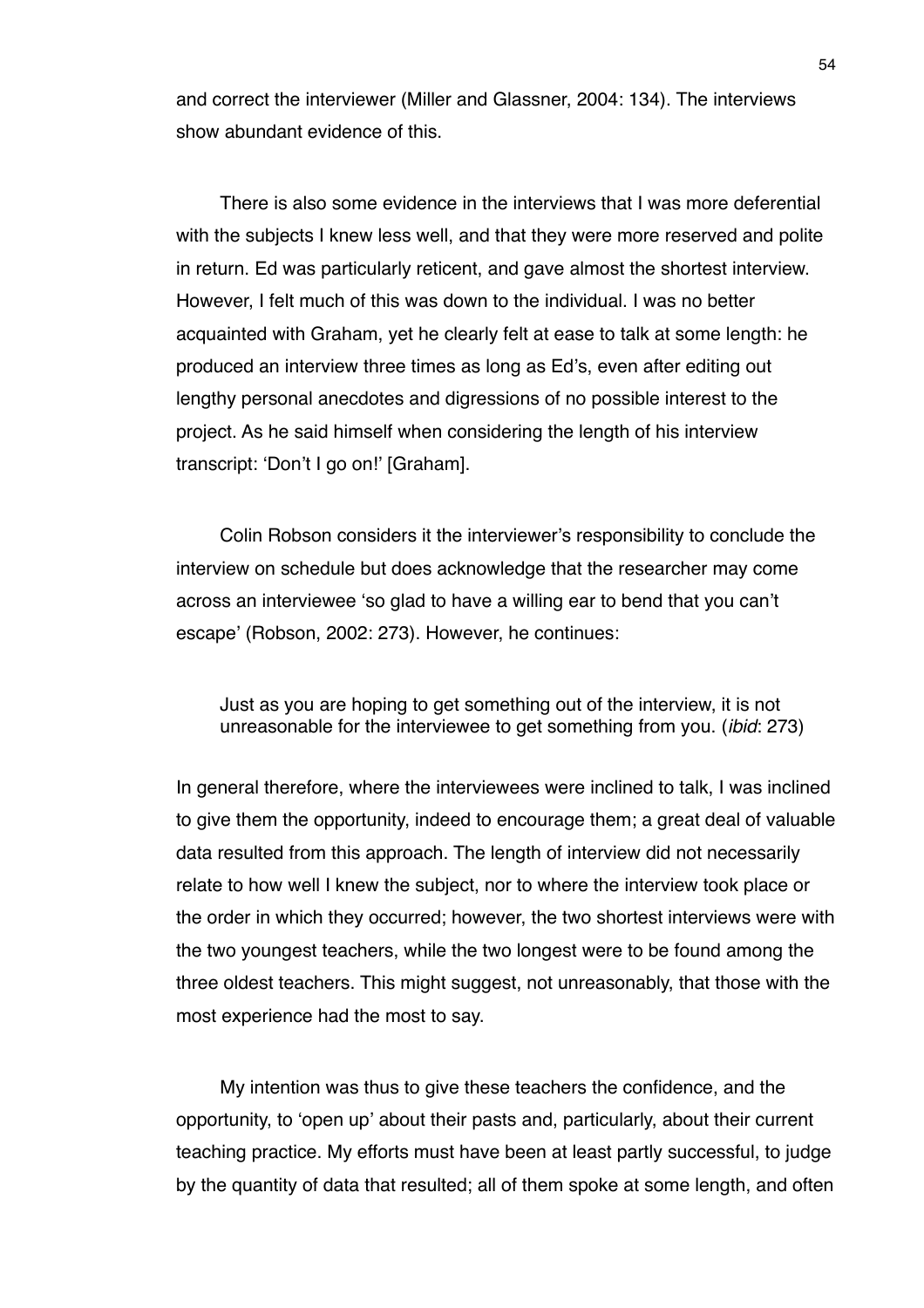and correct the interviewer (Miller and Glassner, 2004: 134). The interviews show abundant evidence of this.

There is also some evidence in the interviews that I was more deferential with the subjects I knew less well, and that they were more reserved and polite in return. Ed was particularly reticent, and gave almost the shortest interview. However, I felt much of this was down to the individual. I was no better acquainted with Graham, yet he clearly felt at ease to talk at some length: he produced an interview three times as long as Ed's, even after editing out lengthy personal anecdotes and digressions of no possible interest to the project. As he said himself when considering the length of his interview transcript: 'Don't I go on!' [Graham].

Colin Robson considers it the interviewer's responsibility to conclude the interview on schedule but does acknowledge that the researcher may come across an interviewee 'so glad to have a willing ear to bend that you can't escape' (Robson, 2002: 273). However, he continues:

> Just as you are hoping to get something out of the interview, it is not unreasonable for the interviewee to get something from you. (*ibid*: 273)

In general therefore, where the interviewees were inclined to talk, I was inclined to give them the opportunity, indeed to encourage them; a great deal of valuable data resulted from this approach. The length of interview did not necessarily relate to how well I knew the subject, nor to where the interview took place or the order in which they occurred; however, the two shortest interviews were with the two youngest teachers, while the two longest were to be found among the three oldest teachers. This might suggest, not unreasonably, that those with the most experience had the most to say.

My intention was thus to give these teachers the confidence, and the opportunity, to 'open up' about their pasts and, particularly, about their current teaching practice. My efforts must have been at least partly successful, to judge by the quantity of data that resulted; all of them spoke at some length, and often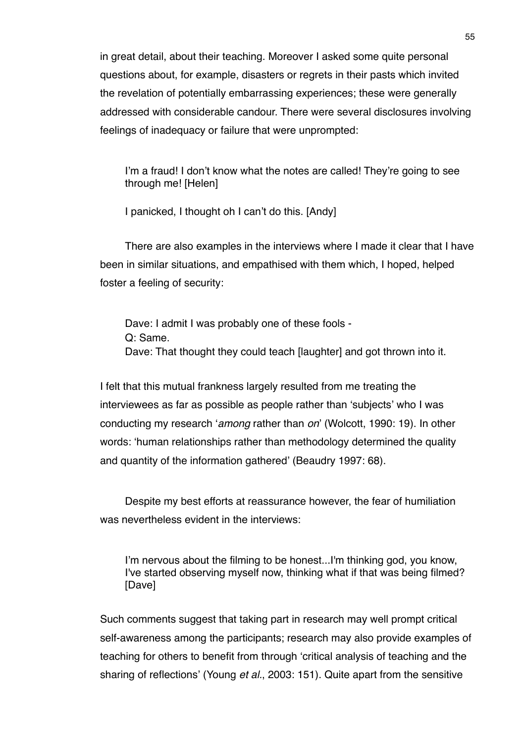in great detail, about their teaching. Moreover I asked some quite personal questions about, for example, disasters or regrets in their pasts which invited the revelation of potentially embarrassing experiences; these were generally addressed with considerable candour. There were several disclosures involving feelings of inadequacy or failure that were unprompted:

> I'm a fraud! I don't know what the notes are called! They're going to see through me! [Helen]
>
> I panicked, I thought oh I can't do this. [Andy]

There are also examples in the interviews where I made it clear that I have been in similar situations, and empathised with them which, I hoped, helped foster a feeling of security:

> Dave: I admit I was probably one of these fools -
> Q: Same.
> Dave: That thought they could teach [laughter] and got thrown into it.

I felt that this mutual frankness largely resulted from me treating the interviewees as far as possible as people rather than 'subjects' who I was conducting my research '*among* rather than *on*' (Wolcott, 1990: 19). In other words: 'human relationships rather than methodology determined the quality and quantity of the information gathered' (Beaudry 1997: 68).

Despite my best efforts at reassurance however, the fear of humiliation was nevertheless evident in the interviews:

> I'm nervous about the filming to be honest...I'm thinking god, you know, I've started observing myself now, thinking what if that was being filmed? [Dave]

Such comments suggest that taking part in research may well prompt critical self-awareness among the participants; research may also provide examples of teaching for others to benefit from through 'critical analysis of teaching and the sharing of reflections' (Young *et al*., 2003: 151). Quite apart from the sensitive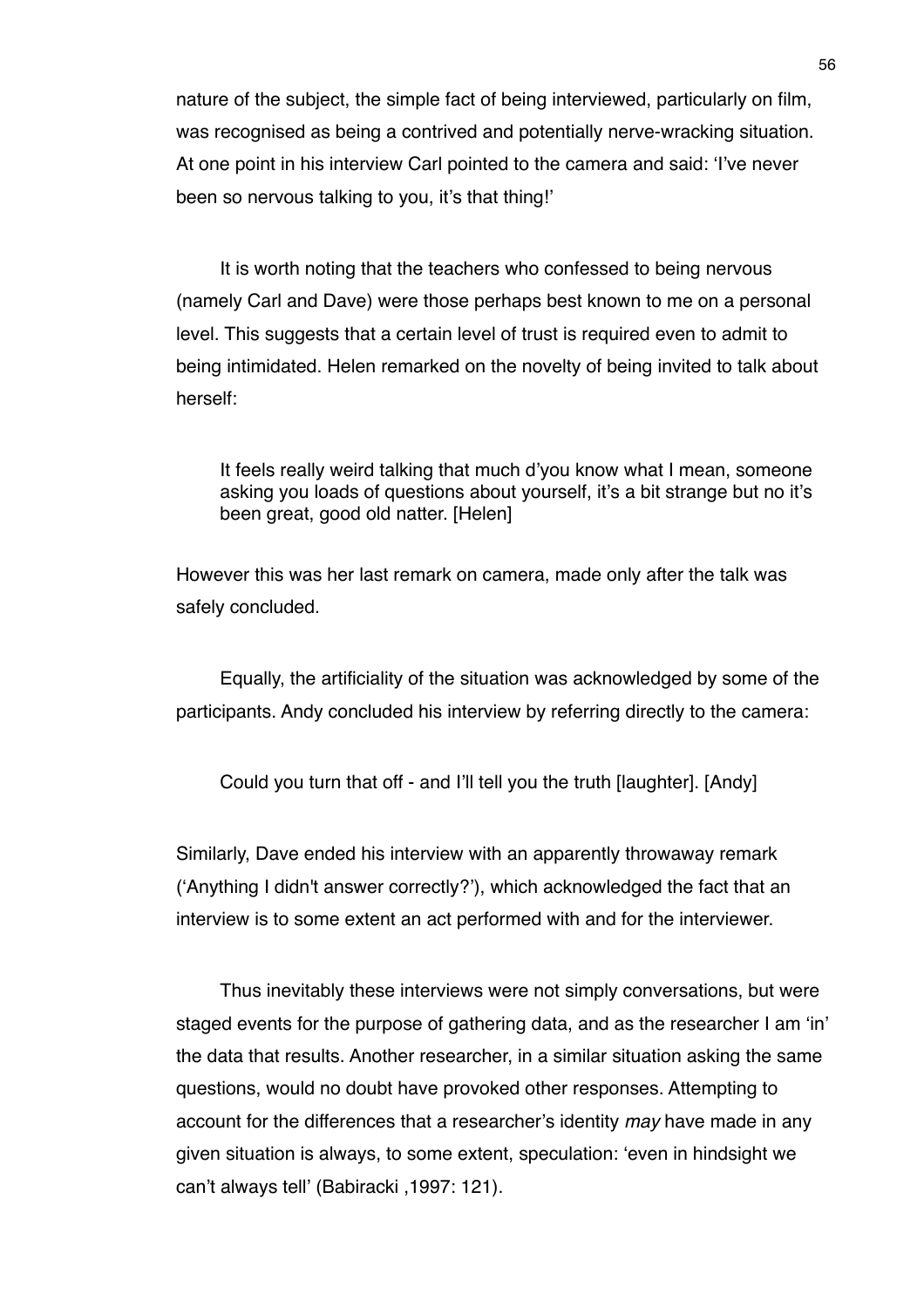nature of the subject, the simple fact of being interviewed, particularly on film, was recognised as being a contrived and potentially nerve-wracking situation. At one point in his interview Carl pointed to the camera and said: 'I've never been so nervous talking to you, it's that thing!'

It is worth noting that the teachers who confessed to being nervous (namely Carl and Dave) were those perhaps best known to me on a personal level. This suggests that a certain level of trust is required even to admit to being intimidated. Helen remarked on the novelty of being invited to talk about herself:

> It feels really weird talking that much d'you know what I mean, someone asking you loads of questions about yourself, it's a bit strange but no it's been great, good old natter. [Helen]

However this was her last remark on camera, made only after the talk was safely concluded.

Equally, the artificiality of the situation was acknowledged by some of the participants. Andy concluded his interview by referring directly to the camera:

> Could you turn that off - and I'll tell you the truth [laughter]. [Andy]

Similarly, Dave ended his interview with an apparently throwaway remark ('Anything I didn't answer correctly?'), which acknowledged the fact that an interview is to some extent an act performed with and for the interviewer.

Thus inevitably these interviews were not simply conversations, but were staged events for the purpose of gathering data, and as the researcher I am 'in' the data that results. Another researcher, in a similar situation asking the same questions, would no doubt have provoked other responses. Attempting to account for the differences that a researcher's identity *may* have made in any given situation is always, to some extent, speculation: 'even in hindsight we can't always tell' (Babiracki ,1997: 121).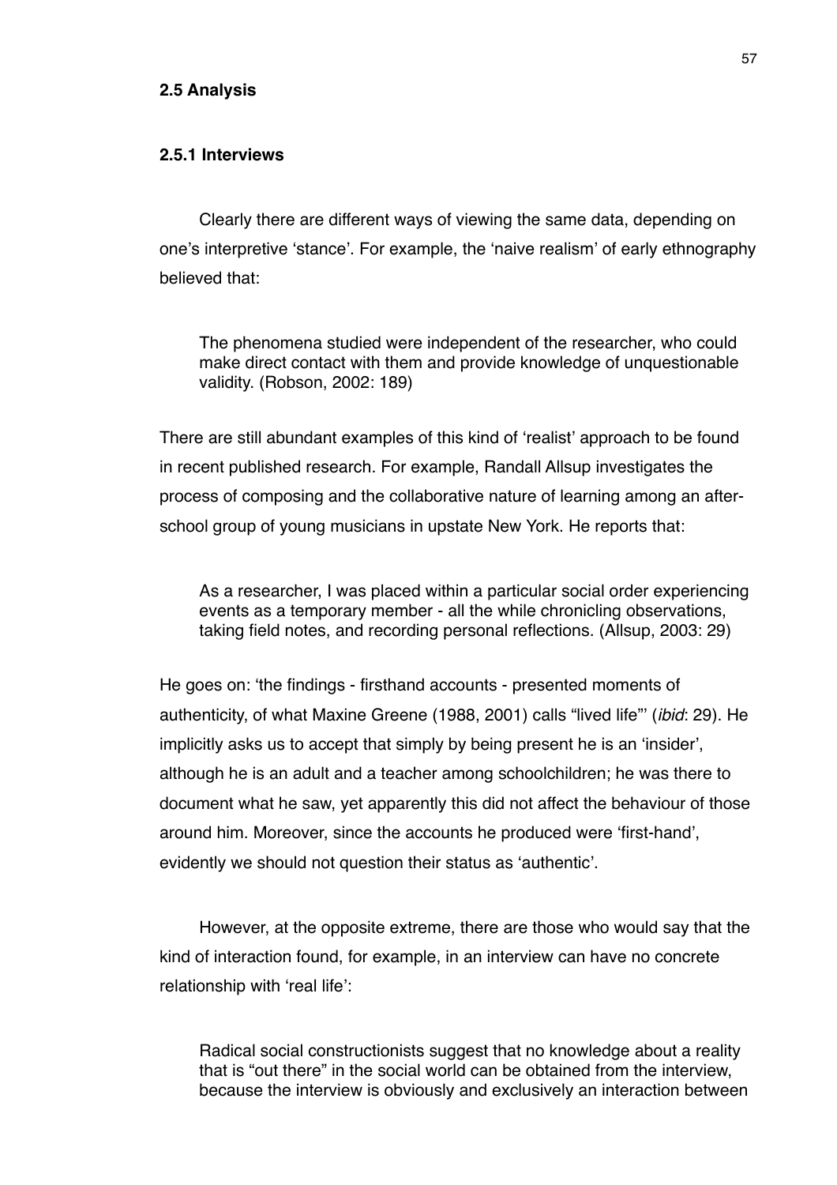## 2.5 Analysis

### 2.5.1 Interviews

Clearly there are different ways of viewing the same data, depending on one's interpretive 'stance'. For example, the 'naive realism' of early ethnography believed that:

> The phenomena studied were independent of the researcher, who could make direct contact with them and provide knowledge of unquestionable validity. (Robson, 2002: 189)

There are still abundant examples of this kind of 'realist' approach to be found in recent published research. For example, Randall Allsup investigates the process of composing and the collaborative nature of learning among an after-school group of young musicians in upstate New York. He reports that:

> As a researcher, I was placed within a particular social order experiencing events as a temporary member - all the while chronicling observations, taking field notes, and recording personal reflections. (Allsup, 2003: 29)

He goes on: 'the findings - firsthand accounts - presented moments of authenticity, of what Maxine Greene (1988, 2001) calls "lived life"' (*ibid*: 29). He implicitly asks us to accept that simply by being present he is an 'insider', although he is an adult and a teacher among schoolchildren; he was there to document what he saw, yet apparently this did not affect the behaviour of those around him. Moreover, since the accounts he produced were 'first-hand', evidently we should not question their status as 'authentic'.

However, at the opposite extreme, there are those who would say that the kind of interaction found, for example, in an interview can have no concrete relationship with 'real life':

> Radical social constructionists suggest that no knowledge about a reality that is "out there" in the social world can be obtained from the interview, because the interview is obviously and exclusively an interaction between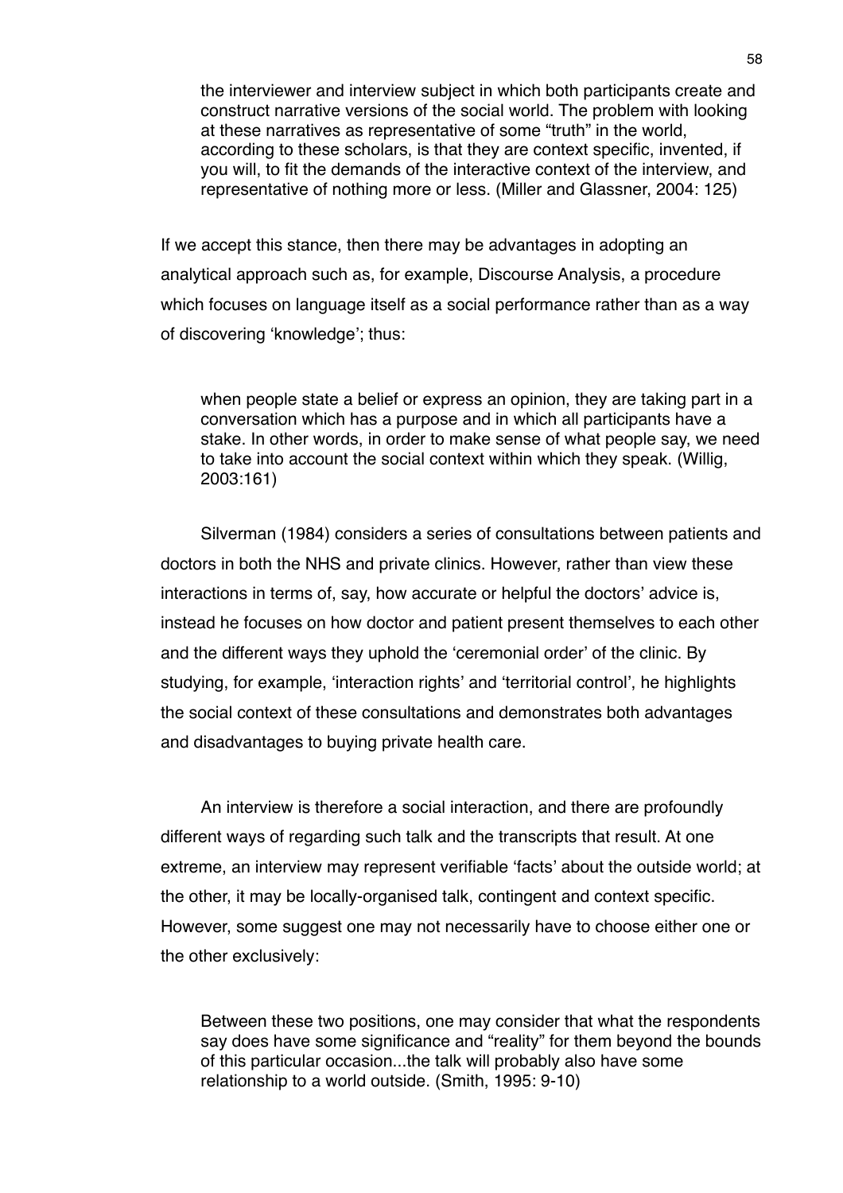> the interviewer and interview subject in which both participants create and construct narrative versions of the social world. The problem with looking at these narratives as representative of some "truth" in the world, according to these scholars, is that they are context specific, invented, if you will, to fit the demands of the interactive context of the interview, and representative of nothing more or less. (Miller and Glassner, 2004: 125)

If we accept this stance, then there may be advantages in adopting an analytical approach such as, for example, Discourse Analysis, a procedure which focuses on language itself as a social performance rather than as a way of discovering 'knowledge'; thus:

> when people state a belief or express an opinion, they are taking part in a conversation which has a purpose and in which all participants have a stake. In other words, in order to make sense of what people say, we need to take into account the social context within which they speak. (Willig, 2003:161)

Silverman (1984) considers a series of consultations between patients and doctors in both the NHS and private clinics. However, rather than view these interactions in terms of, say, how accurate or helpful the doctors' advice is, instead he focuses on how doctor and patient present themselves to each other and the different ways they uphold the 'ceremonial order' of the clinic. By studying, for example, 'interaction rights' and 'territorial control', he highlights the social context of these consultations and demonstrates both advantages and disadvantages to buying private health care.

An interview is therefore a social interaction, and there are profoundly different ways of regarding such talk and the transcripts that result. At one extreme, an interview may represent verifiable 'facts' about the outside world; at the other, it may be locally-organised talk, contingent and context specific. However, some suggest one may not necessarily have to choose either one or the other exclusively:

> Between these two positions, one may consider that what the respondents say does have some significance and "reality" for them beyond the bounds of this particular occasion...the talk will probably also have some relationship to a world outside. (Smith, 1995: 9-10)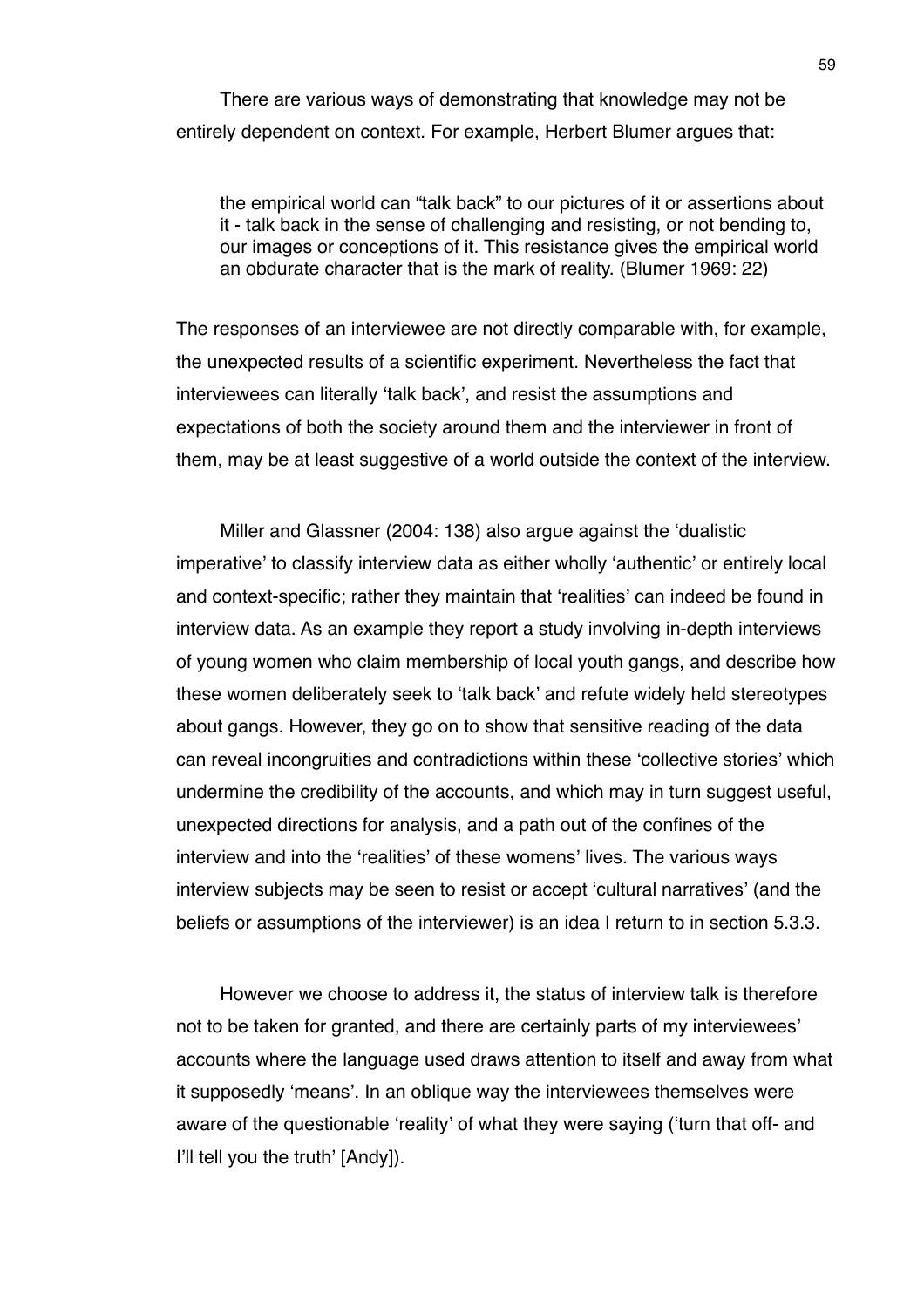There are various ways of demonstrating that knowledge may not be entirely dependent on context. For example, Herbert Blumer argues that:

> the empirical world can "talk back" to our pictures of it or assertions about it - talk back in the sense of challenging and resisting, or not bending to, our images or conceptions of it. This resistance gives the empirical world an obdurate character that is the mark of reality. (Blumer 1969: 22)

The responses of an interviewee are not directly comparable with, for example, the unexpected results of a scientific experiment. Nevertheless the fact that interviewees can literally 'talk back', and resist the assumptions and expectations of both the society around them and the interviewer in front of them, may be at least suggestive of a world outside the context of the interview.

Miller and Glassner (2004: 138) also argue against the 'dualistic imperative' to classify interview data as either wholly 'authentic' or entirely local and context-specific; rather they maintain that 'realities' can indeed be found in interview data. As an example they report a study involving in-depth interviews of young women who claim membership of local youth gangs, and describe how these women deliberately seek to 'talk back' and refute widely held stereotypes about gangs. However, they go on to show that sensitive reading of the data can reveal incongruities and contradictions within these 'collective stories' which undermine the credibility of the accounts, and which may in turn suggest useful, unexpected directions for analysis, and a path out of the confines of the interview and into the 'realities' of these womens' lives. The various ways interview subjects may be seen to resist or accept 'cultural narratives' (and the beliefs or assumptions of the interviewer) is an idea I return to in section 5.3.3.

However we choose to address it, the status of interview talk is therefore not to be taken for granted, and there are certainly parts of my interviewees' accounts where the language used draws attention to itself and away from what it supposedly 'means'. In an oblique way the interviewees themselves were aware of the questionable 'reality' of what they were saying ('turn that off- and I'll tell you the truth' [Andy]).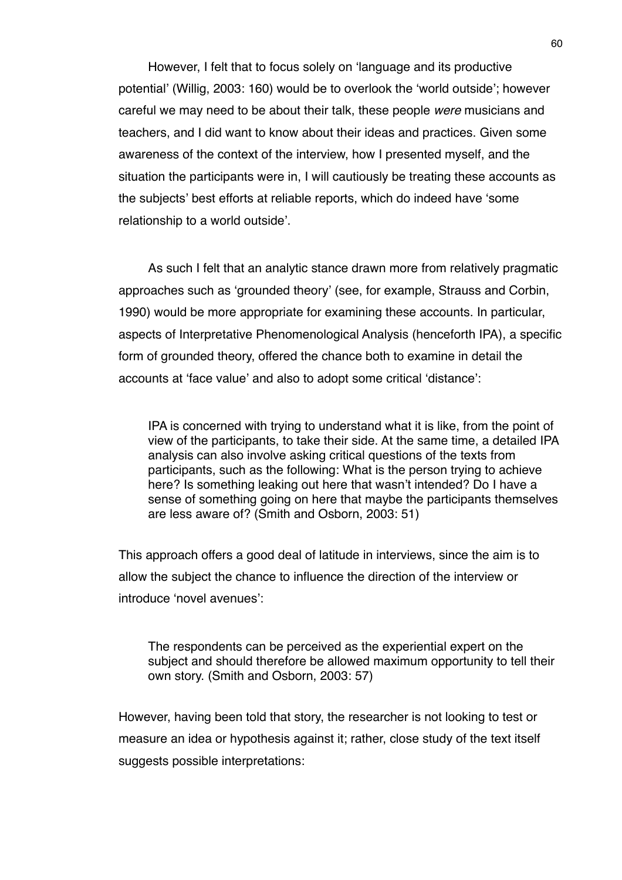However, I felt that to focus solely on 'language and its productive potential' (Willig, 2003: 160) would be to overlook the 'world outside'; however careful we may need to be about their talk, these people *were* musicians and teachers, and I did want to know about their ideas and practices. Given some awareness of the context of the interview, how I presented myself, and the situation the participants were in, I will cautiously be treating these accounts as the subjects' best efforts at reliable reports, which do indeed have 'some relationship to a world outside'.

As such I felt that an analytic stance drawn more from relatively pragmatic approaches such as 'grounded theory' (see, for example, Strauss and Corbin, 1990) would be more appropriate for examining these accounts. In particular, aspects of Interpretative Phenomenological Analysis (henceforth IPA), a specific form of grounded theory, offered the chance both to examine in detail the accounts at 'face value' and also to adopt some critical 'distance':

> IPA is concerned with trying to understand what it is like, from the point of view of the participants, to take their side. At the same time, a detailed IPA analysis can also involve asking critical questions of the texts from participants, such as the following: What is the person trying to achieve here? Is something leaking out here that wasn't intended? Do I have a sense of something going on here that maybe the participants themselves are less aware of? (Smith and Osborn, 2003: 51)

This approach offers a good deal of latitude in interviews, since the aim is to allow the subject the chance to influence the direction of the interview or introduce 'novel avenues':

> The respondents can be perceived as the experiential expert on the subject and should therefore be allowed maximum opportunity to tell their own story. (Smith and Osborn, 2003: 57)

However, having been told that story, the researcher is not looking to test or measure an idea or hypothesis against it; rather, close study of the text itself suggests possible interpretations: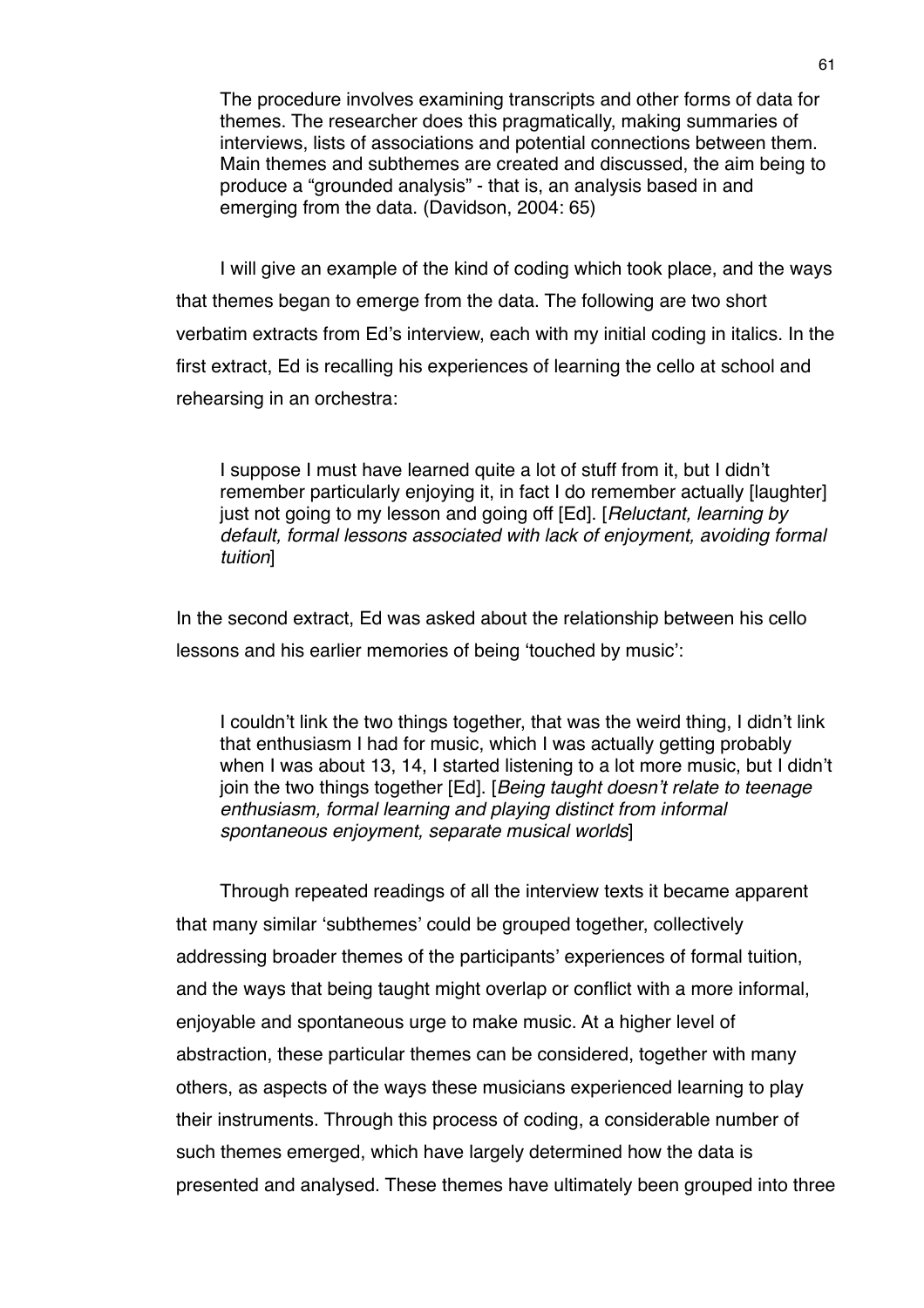> The procedure involves examining transcripts and other forms of data for themes. The researcher does this pragmatically, making summaries of interviews, lists of associations and potential connections between them. Main themes and subthemes are created and discussed, the aim being to produce a "grounded analysis" - that is, an analysis based in and emerging from the data. (Davidson, 2004: 65)

I will give an example of the kind of coding which took place, and the ways that themes began to emerge from the data. The following are two short verbatim extracts from Ed's interview, each with my initial coding in italics. In the first extract, Ed is recalling his experiences of learning the cello at school and rehearsing in an orchestra:

> I suppose I must have learned quite a lot of stuff from it, but I didn't remember particularly enjoying it, in fact I do remember actually [laughter] just not going to my lesson and going off [Ed]. [*Reluctant, learning by default, formal lessons associated with lack of enjoyment, avoiding formal tuition*]

In the second extract, Ed was asked about the relationship between his cello lessons and his earlier memories of being 'touched by music':

> I couldn't link the two things together, that was the weird thing, I didn't link that enthusiasm I had for music, which I was actually getting probably when I was about 13, 14, I started listening to a lot more music, but I didn't join the two things together [Ed]. [*Being taught doesn't relate to teenage enthusiasm, formal learning and playing distinct from informal spontaneous enjoyment, separate musical worlds*]

Through repeated readings of all the interview texts it became apparent that many similar 'subthemes' could be grouped together, collectively addressing broader themes of the participants' experiences of formal tuition, and the ways that being taught might overlap or conflict with a more informal, enjoyable and spontaneous urge to make music. At a higher level of abstraction, these particular themes can be considered, together with many others, as aspects of the ways these musicians experienced learning to play their instruments. Through this process of coding, a considerable number of such themes emerged, which have largely determined how the data is presented and analysed. These themes have ultimately been grouped into three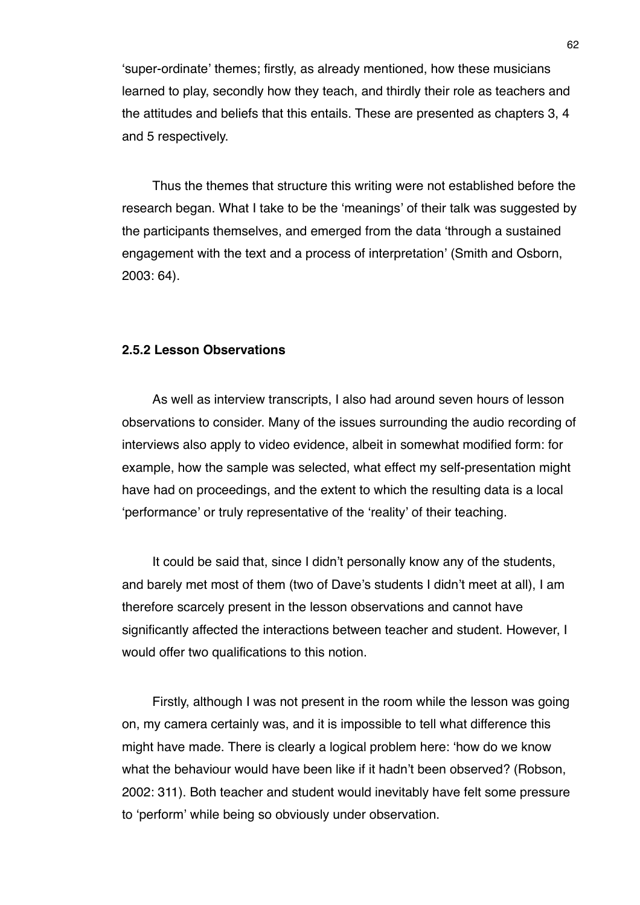'super-ordinate' themes; firstly, as already mentioned, how these musicians learned to play, secondly how they teach, and thirdly their role as teachers and the attitudes and beliefs that this entails. These are presented as chapters 3, 4 and 5 respectively.

Thus the themes that structure this writing were not established before the research began. What I take to be the 'meanings' of their talk was suggested by the participants themselves, and emerged from the data 'through a sustained engagement with the text and a process of interpretation' (Smith and Osborn, 2003: 64).

### 2.5.2 Lesson Observations

As well as interview transcripts, I also had around seven hours of lesson observations to consider. Many of the issues surrounding the audio recording of interviews also apply to video evidence, albeit in somewhat modified form: for example, how the sample was selected, what effect my self-presentation might have had on proceedings, and the extent to which the resulting data is a local 'performance' or truly representative of the 'reality' of their teaching.

It could be said that, since I didn't personally know any of the students, and barely met most of them (two of Dave's students I didn't meet at all), I am therefore scarcely present in the lesson observations and cannot have significantly affected the interactions between teacher and student. However, I would offer two qualifications to this notion.

Firstly, although I was not present in the room while the lesson was going on, my camera certainly was, and it is impossible to tell what difference this might have made. There is clearly a logical problem here: 'how do we know what the behaviour would have been like if it hadn't been observed? (Robson, 2002: 311). Both teacher and student would inevitably have felt some pressure to 'perform' while being so obviously under observation.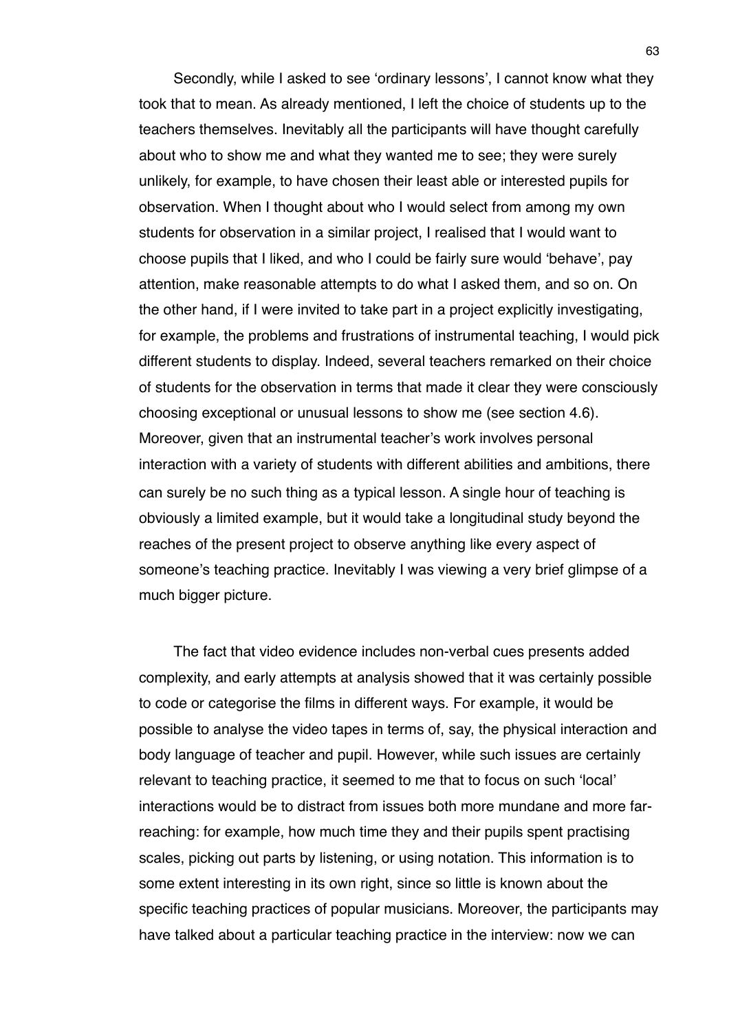Secondly, while I asked to see 'ordinary lessons', I cannot know what they took that to mean. As already mentioned, I left the choice of students up to the teachers themselves. Inevitably all the participants will have thought carefully about who to show me and what they wanted me to see; they were surely unlikely, for example, to have chosen their least able or interested pupils for observation. When I thought about who I would select from among my own students for observation in a similar project, I realised that I would want to choose pupils that I liked, and who I could be fairly sure would 'behave', pay attention, make reasonable attempts to do what I asked them, and so on. On the other hand, if I were invited to take part in a project explicitly investigating, for example, the problems and frustrations of instrumental teaching, I would pick different students to display. Indeed, several teachers remarked on their choice of students for the observation in terms that made it clear they were consciously choosing exceptional or unusual lessons to show me (see section 4.6). Moreover, given that an instrumental teacher's work involves personal interaction with a variety of students with different abilities and ambitions, there can surely be no such thing as a typical lesson. A single hour of teaching is obviously a limited example, but it would take a longitudinal study beyond the reaches of the present project to observe anything like every aspect of someone's teaching practice. Inevitably I was viewing a very brief glimpse of a much bigger picture.

The fact that video evidence includes non-verbal cues presents added complexity, and early attempts at analysis showed that it was certainly possible to code or categorise the films in different ways. For example, it would be possible to analyse the video tapes in terms of, say, the physical interaction and body language of teacher and pupil. However, while such issues are certainly relevant to teaching practice, it seemed to me that to focus on such 'local' interactions would be to distract from issues both more mundane and more far-reaching: for example, how much time they and their pupils spent practising scales, picking out parts by listening, or using notation. This information is to some extent interesting in its own right, since so little is known about the specific teaching practices of popular musicians. Moreover, the participants may have talked about a particular teaching practice in the interview: now we can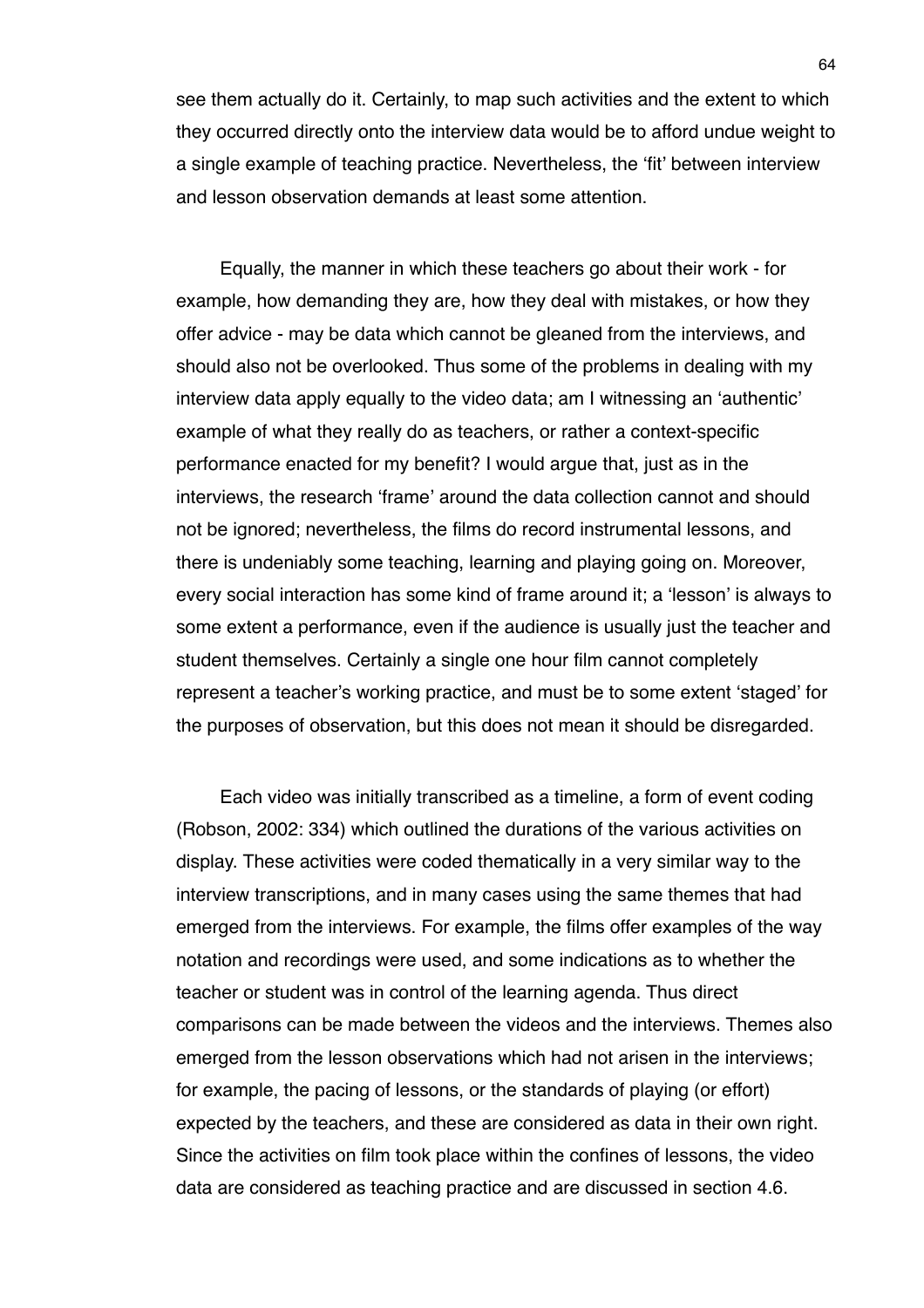see them actually do it. Certainly, to map such activities and the extent to which they occurred directly onto the interview data would be to afford undue weight to a single example of teaching practice. Nevertheless, the 'fit' between interview and lesson observation demands at least some attention.

Equally, the manner in which these teachers go about their work - for example, how demanding they are, how they deal with mistakes, or how they offer advice - may be data which cannot be gleaned from the interviews, and should also not be overlooked. Thus some of the problems in dealing with my interview data apply equally to the video data; am I witnessing an 'authentic' example of what they really do as teachers, or rather a context-specific performance enacted for my benefit? I would argue that, just as in the interviews, the research 'frame' around the data collection cannot and should not be ignored; nevertheless, the films do record instrumental lessons, and there is undeniably some teaching, learning and playing going on. Moreover, every social interaction has some kind of frame around it; a 'lesson' is always to some extent a performance, even if the audience is usually just the teacher and student themselves. Certainly a single one hour film cannot completely represent a teacher's working practice, and must be to some extent 'staged' for the purposes of observation, but this does not mean it should be disregarded.

Each video was initially transcribed as a timeline, a form of event coding (Robson, 2002: 334) which outlined the durations of the various activities on display. These activities were coded thematically in a very similar way to the interview transcriptions, and in many cases using the same themes that had emerged from the interviews. For example, the films offer examples of the way notation and recordings were used, and some indications as to whether the teacher or student was in control of the learning agenda. Thus direct comparisons can be made between the videos and the interviews. Themes also emerged from the lesson observations which had not arisen in the interviews; for example, the pacing of lessons, or the standards of playing (or effort) expected by the teachers, and these are considered as data in their own right. Since the activities on film took place within the confines of lessons, the video data are considered as teaching practice and are discussed in section 4.6.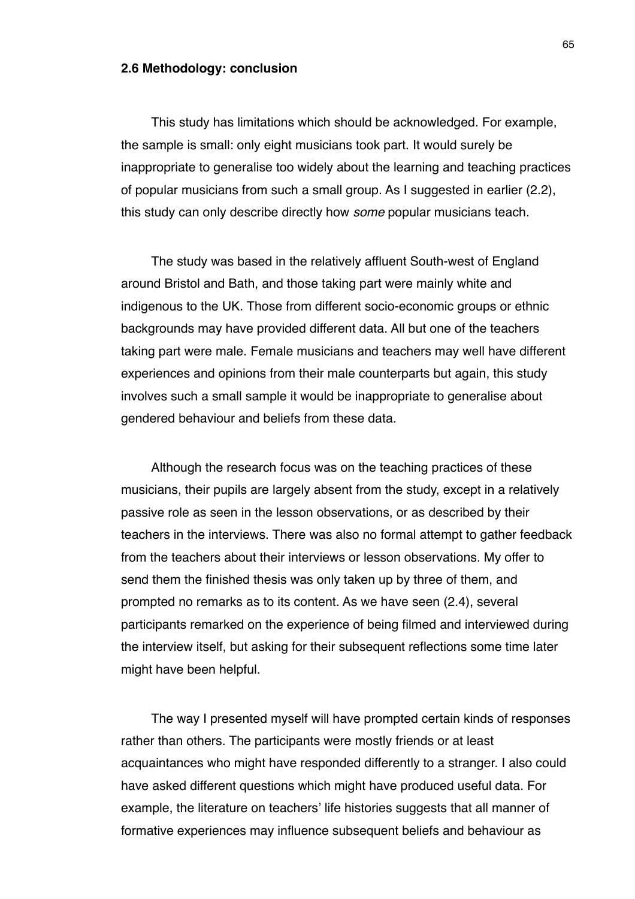### 2.6 Methodology: conclusion

This study has limitations which should be acknowledged. For example, the sample is small: only eight musicians took part. It would surely be inappropriate to generalise too widely about the learning and teaching practices of popular musicians from such a small group. As I suggested in earlier (2.2), this study can only describe directly how *some* popular musicians teach.

The study was based in the relatively affluent South-west of England around Bristol and Bath, and those taking part were mainly white and indigenous to the UK. Those from different socio-economic groups or ethnic backgrounds may have provided different data. All but one of the teachers taking part were male. Female musicians and teachers may well have different experiences and opinions from their male counterparts but again, this study involves such a small sample it would be inappropriate to generalise about gendered behaviour and beliefs from these data.

Although the research focus was on the teaching practices of these musicians, their pupils are largely absent from the study, except in a relatively passive role as seen in the lesson observations, or as described by their teachers in the interviews. There was also no formal attempt to gather feedback from the teachers about their interviews or lesson observations. My offer to send them the finished thesis was only taken up by three of them, and prompted no remarks as to its content. As we have seen (2.4), several participants remarked on the experience of being filmed and interviewed during the interview itself, but asking for their subsequent reflections some time later might have been helpful.

The way I presented myself will have prompted certain kinds of responses rather than others. The participants were mostly friends or at least acquaintances who might have responded differently to a stranger. I also could have asked different questions which might have produced useful data. For example, the literature on teachers' life histories suggests that all manner of formative experiences may influence subsequent beliefs and behaviour as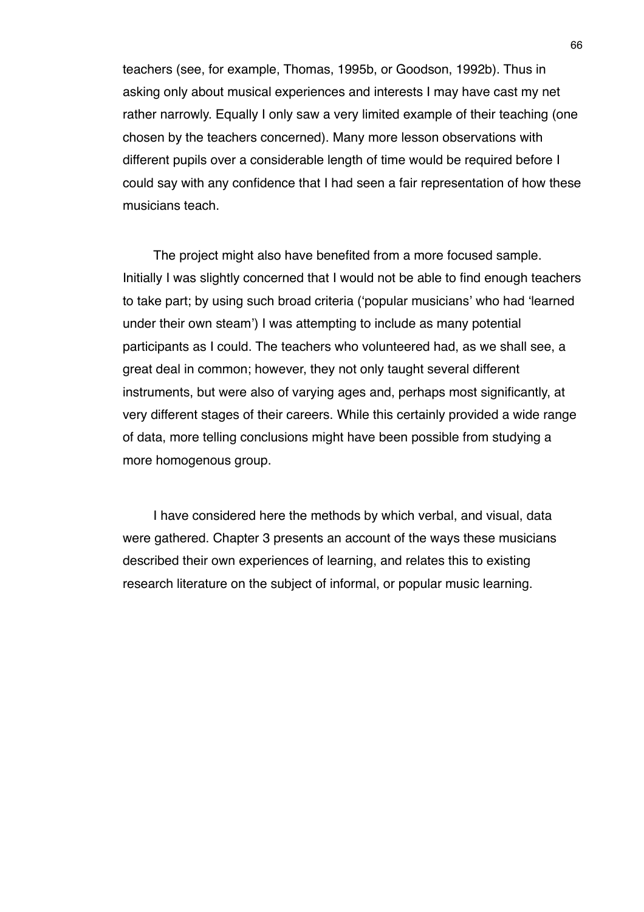teachers (see, for example, Thomas, 1995b, or Goodson, 1992b). Thus in asking only about musical experiences and interests I may have cast my net rather narrowly. Equally I only saw a very limited example of their teaching (one chosen by the teachers concerned). Many more lesson observations with different pupils over a considerable length of time would be required before I could say with any confidence that I had seen a fair representation of how these musicians teach.

The project might also have benefited from a more focused sample. Initially I was slightly concerned that I would not be able to find enough teachers to take part; by using such broad criteria ('popular musicians' who had 'learned under their own steam') I was attempting to include as many potential participants as I could. The teachers who volunteered had, as we shall see, a great deal in common; however, they not only taught several different instruments, but were also of varying ages and, perhaps most significantly, at very different stages of their careers. While this certainly provided a wide range of data, more telling conclusions might have been possible from studying a more homogenous group.

I have considered here the methods by which verbal, and visual, data were gathered. Chapter 3 presents an account of the ways these musicians described their own experiences of learning, and relates this to existing research literature on the subject of informal, or popular music learning.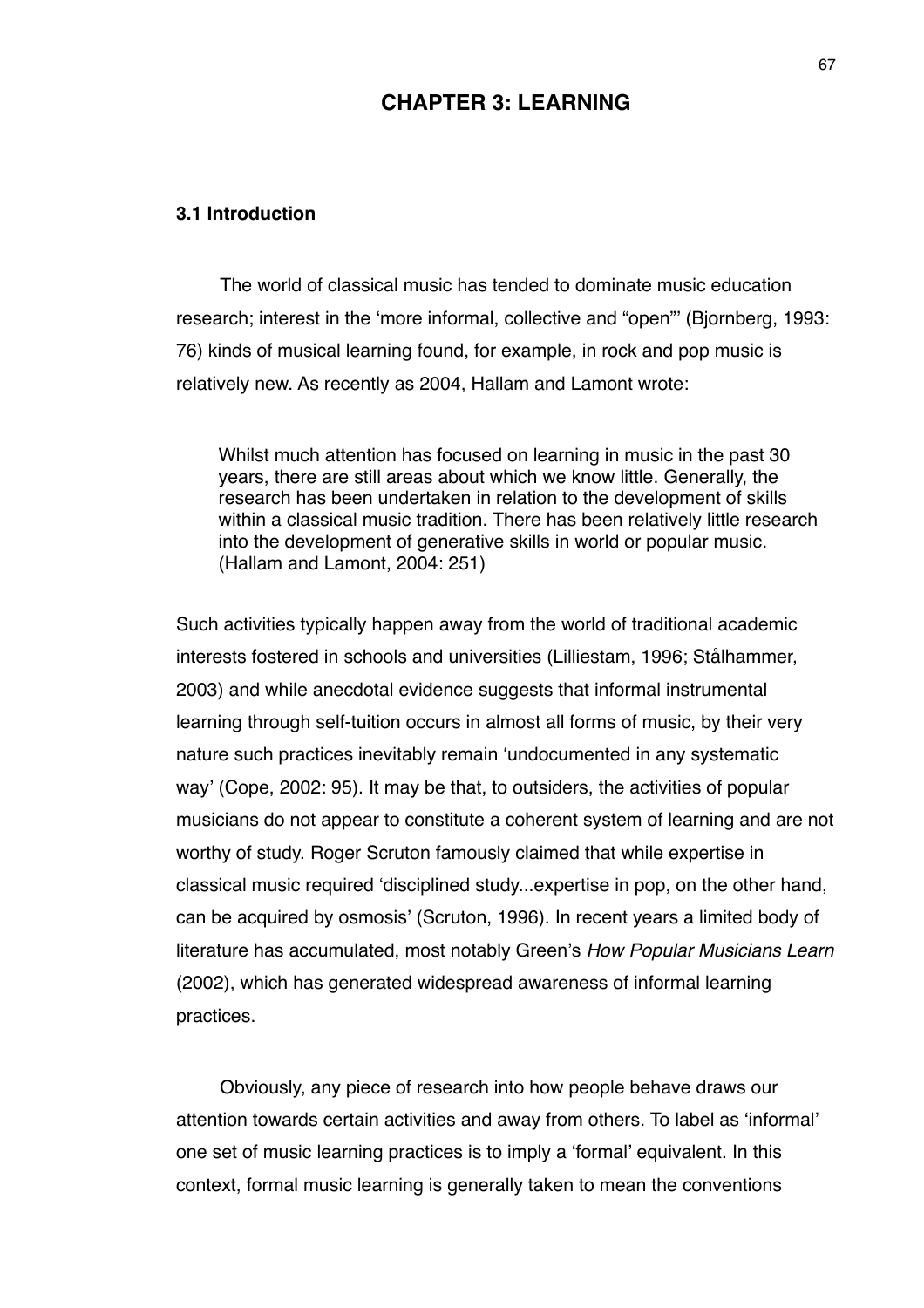# CHAPTER 3: LEARNING

## 3.1 Introduction

The world of classical music has tended to dominate music education research; interest in the 'more informal, collective and "open"' (Bjornberg, 1993: 76) kinds of musical learning found, for example, in rock and pop music is relatively new. As recently as 2004, Hallam and Lamont wrote:

> Whilst much attention has focused on learning in music in the past 30 years, there are still areas about which we know little. Generally, the research has been undertaken in relation to the development of skills within a classical music tradition. There has been relatively little research into the development of generative skills in world or popular music. (Hallam and Lamont, 2004: 251)

Such activities typically happen away from the world of traditional academic interests fostered in schools and universities (Lilliestam, 1996; Stålhammer, 2003) and while anecdotal evidence suggests that informal instrumental learning through self-tuition occurs in almost all forms of music, by their very nature such practices inevitably remain 'undocumented in any systematic way' (Cope, 2002: 95). It may be that, to outsiders, the activities of popular musicians do not appear to constitute a coherent system of learning and are not worthy of study. Roger Scruton famously claimed that while expertise in classical music required 'disciplined study...expertise in pop, on the other hand, can be acquired by osmosis' (Scruton, 1996). In recent years a limited body of literature has accumulated, most notably Green's *How Popular Musicians Learn* (2002), which has generated widespread awareness of informal learning practices.

Obviously, any piece of research into how people behave draws our attention towards certain activities and away from others. To label as 'informal' one set of music learning practices is to imply a 'formal' equivalent. In this context, formal music learning is generally taken to mean the conventions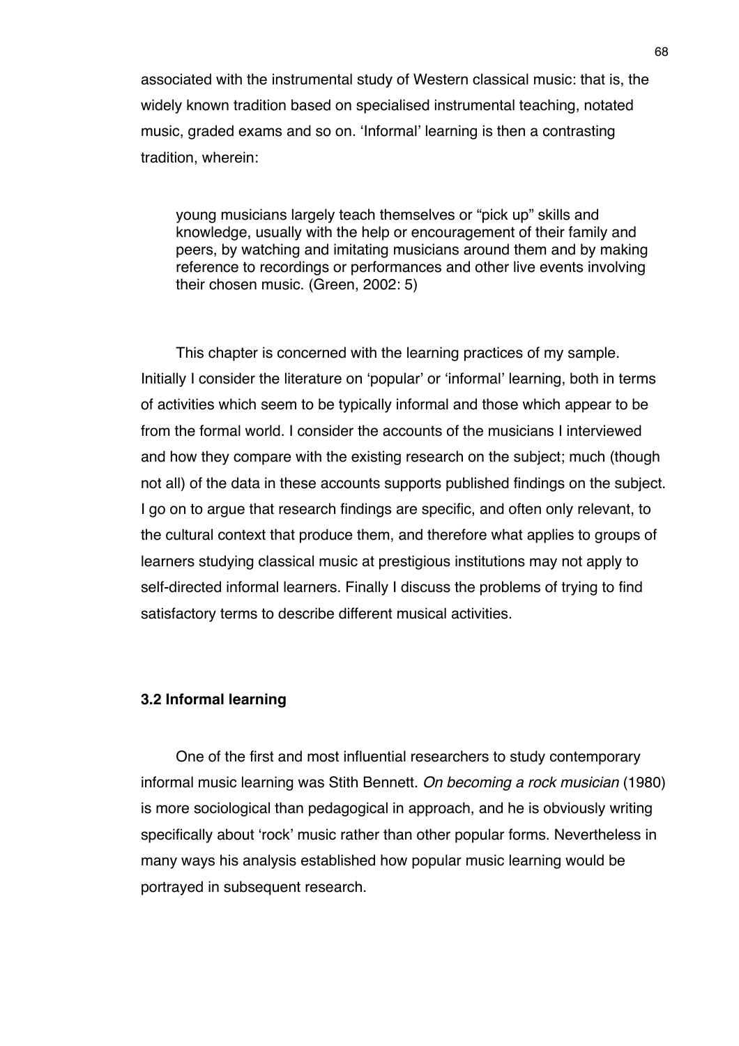associated with the instrumental study of Western classical music: that is, the widely known tradition based on specialised instrumental teaching, notated music, graded exams and so on. 'Informal' learning is then a contrasting tradition, wherein:

> young musicians largely teach themselves or "pick up" skills and knowledge, usually with the help or encouragement of their family and peers, by watching and imitating musicians around them and by making reference to recordings or performances and other live events involving their chosen music. (Green, 2002: 5)

This chapter is concerned with the learning practices of my sample. Initially I consider the literature on 'popular' or 'informal' learning, both in terms of activities which seem to be typically informal and those which appear to be from the formal world. I consider the accounts of the musicians I interviewed and how they compare with the existing research on the subject; much (though not all) of the data in these accounts supports published findings on the subject. I go on to argue that research findings are specific, and often only relevant, to the cultural context that produce them, and therefore what applies to groups of learners studying classical music at prestigious institutions may not apply to self-directed informal learners. Finally I discuss the problems of trying to find satisfactory terms to describe different musical activities.

### 3.2 Informal learning

One of the first and most influential researchers to study contemporary informal music learning was Stith Bennett. *On becoming a rock musician* (1980) is more sociological than pedagogical in approach, and he is obviously writing specifically about 'rock' music rather than other popular forms. Nevertheless in many ways his analysis established how popular music learning would be portrayed in subsequent research.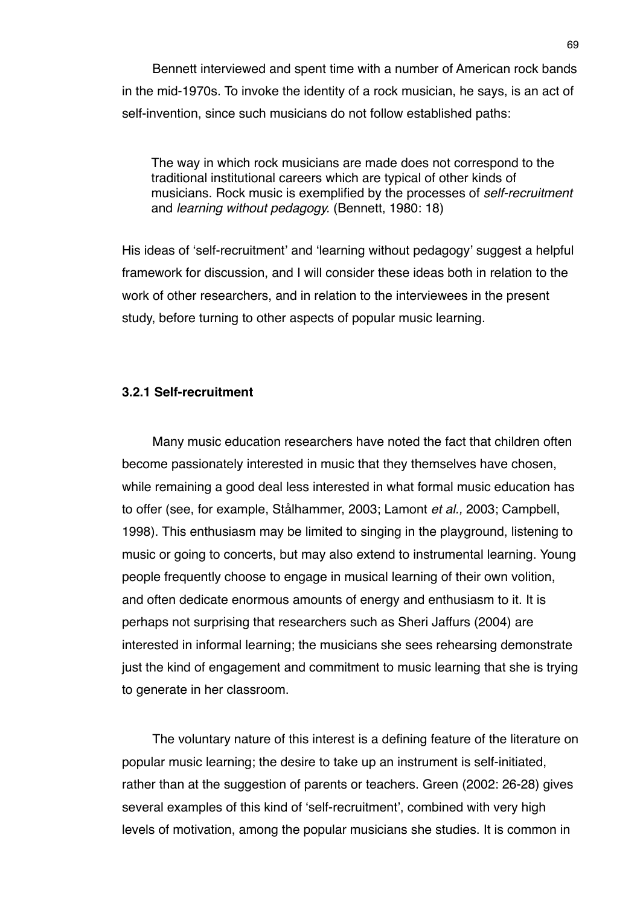Bennett interviewed and spent time with a number of American rock bands in the mid-1970s. To invoke the identity of a rock musician, he says, is an act of self-invention, since such musicians do not follow established paths:

> The way in which rock musicians are made does not correspond to the traditional institutional careers which are typical of other kinds of musicians. Rock music is exemplified by the processes of *self-recruitment* and *learning without pedagogy*. (Bennett, 1980: 18)

His ideas of 'self-recruitment' and 'learning without pedagogy' suggest a helpful framework for discussion, and I will consider these ideas both in relation to the work of other researchers, and in relation to the interviewees in the present study, before turning to other aspects of popular music learning.

### 3.2.1 Self-recruitment

Many music education researchers have noted the fact that children often become passionately interested in music that they themselves have chosen, while remaining a good deal less interested in what formal music education has to offer (see, for example, Stålhammer, 2003; Lamont *et al.,* 2003; Campbell, 1998). This enthusiasm may be limited to singing in the playground, listening to music or going to concerts, but may also extend to instrumental learning. Young people frequently choose to engage in musical learning of their own volition, and often dedicate enormous amounts of energy and enthusiasm to it. It is perhaps not surprising that researchers such as Sheri Jaffurs (2004) are interested in informal learning; the musicians she sees rehearsing demonstrate just the kind of engagement and commitment to music learning that she is trying to generate in her classroom.

The voluntary nature of this interest is a defining feature of the literature on popular music learning; the desire to take up an instrument is self-initiated, rather than at the suggestion of parents or teachers. Green (2002: 26-28) gives several examples of this kind of 'self-recruitment', combined with very high levels of motivation, among the popular musicians she studies. It is common in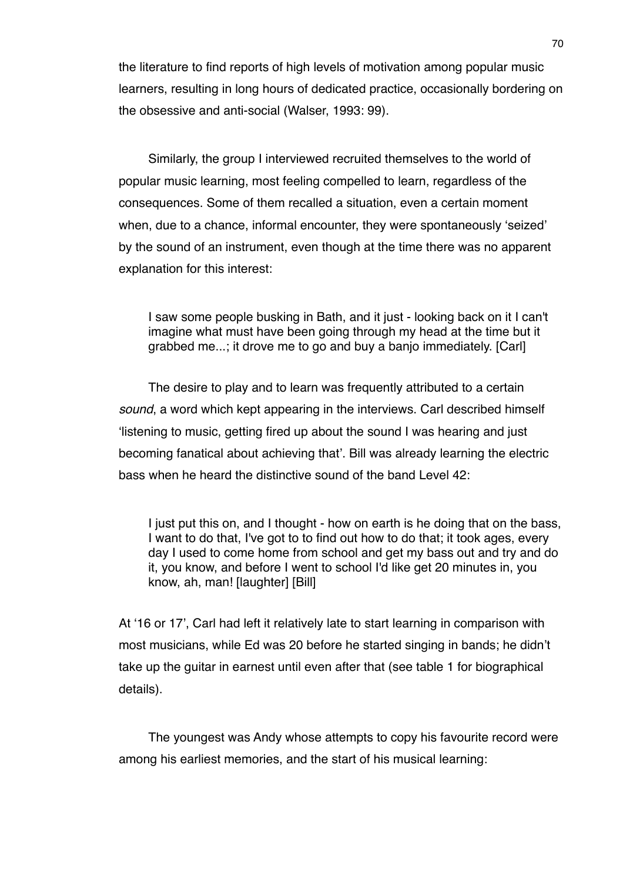the literature to find reports of high levels of motivation among popular music learners, resulting in long hours of dedicated practice, occasionally bordering on the obsessive and anti-social (Walser, 1993: 99).

Similarly, the group I interviewed recruited themselves to the world of popular music learning, most feeling compelled to learn, regardless of the consequences. Some of them recalled a situation, even a certain moment when, due to a chance, informal encounter, they were spontaneously 'seized' by the sound of an instrument, even though at the time there was no apparent explanation for this interest:

> I saw some people busking in Bath, and it just - looking back on it I can't imagine what must have been going through my head at the time but it grabbed me...; it drove me to go and buy a banjo immediately. [Carl]

The desire to play and to learn was frequently attributed to a certain *sound*, a word which kept appearing in the interviews. Carl described himself 'listening to music, getting fired up about the sound I was hearing and just becoming fanatical about achieving that'. Bill was already learning the electric bass when he heard the distinctive sound of the band Level 42:

> I just put this on, and I thought - how on earth is he doing that on the bass, I want to do that, I've got to to find out how to do that; it took ages, every day I used to come home from school and get my bass out and try and do it, you know, and before I went to school I'd like get 20 minutes in, you know, ah, man! [laughter] [Bill]

At '16 or 17', Carl had left it relatively late to start learning in comparison with most musicians, while Ed was 20 before he started singing in bands; he didn't take up the guitar in earnest until even after that (see table 1 for biographical details).

The youngest was Andy whose attempts to copy his favourite record were among his earliest memories, and the start of his musical learning: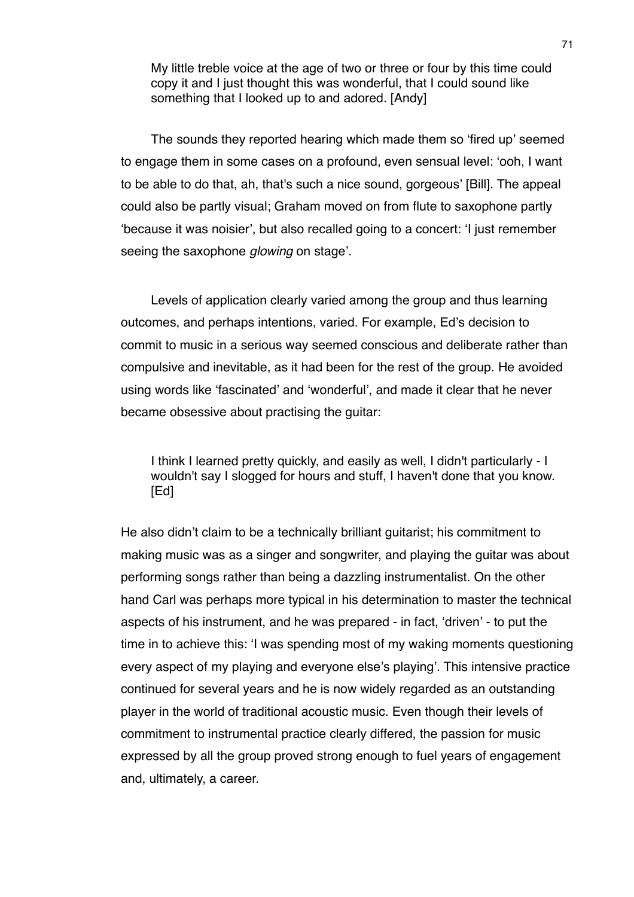> My little treble voice at the age of two or three or four by this time could copy it and I just thought this was wonderful, that I could sound like something that I looked up to and adored. [Andy]

The sounds they reported hearing which made them so 'fired up' seemed to engage them in some cases on a profound, even sensual level: 'ooh, I want to be able to do that, ah, that's such a nice sound, gorgeous' [Bill]. The appeal could also be partly visual; Graham moved on from flute to saxophone partly 'because it was noisier', but also recalled going to a concert: 'I just remember seeing the saxophone *glowing* on stage'.

Levels of application clearly varied among the group and thus learning outcomes, and perhaps intentions, varied. For example, Ed's decision to commit to music in a serious way seemed conscious and deliberate rather than compulsive and inevitable, as it had been for the rest of the group. He avoided using words like 'fascinated' and 'wonderful', and made it clear that he never became obsessive about practising the guitar:

> I think I learned pretty quickly, and easily as well, I didn't particularly - I wouldn't say I slogged for hours and stuff, I haven't done that you know. [Ed]

He also didn't claim to be a technically brilliant guitarist; his commitment to making music was as a singer and songwriter, and playing the guitar was about performing songs rather than being a dazzling instrumentalist. On the other hand Carl was perhaps more typical in his determination to master the technical aspects of his instrument, and he was prepared - in fact, 'driven' - to put the time in to achieve this: 'I was spending most of my waking moments questioning every aspect of my playing and everyone else's playing'. This intensive practice continued for several years and he is now widely regarded as an outstanding player in the world of traditional acoustic music. Even though their levels of commitment to instrumental practice clearly differed, the passion for music expressed by all the group proved strong enough to fuel years of engagement and, ultimately, a career.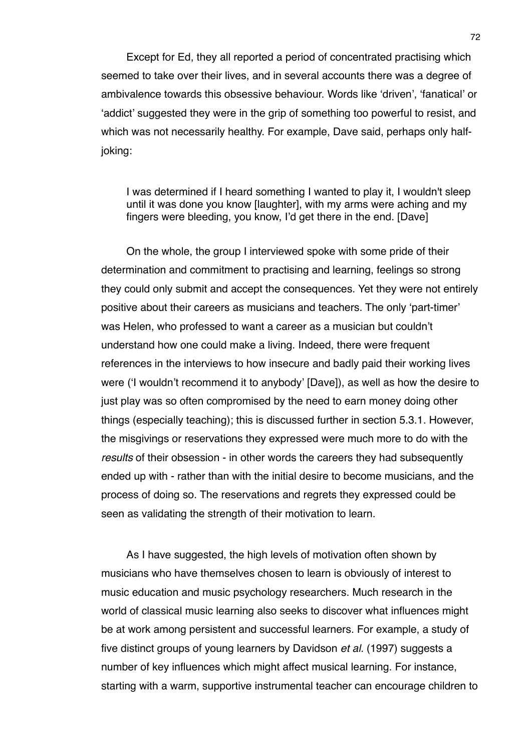Except for Ed, they all reported a period of concentrated practising which seemed to take over their lives, and in several accounts there was a degree of ambivalence towards this obsessive behaviour. Words like 'driven', 'fanatical' or 'addict' suggested they were in the grip of something too powerful to resist, and which was not necessarily healthy. For example, Dave said, perhaps only half-joking:

> I was determined if I heard something I wanted to play it, I wouldn't sleep until it was done you know [laughter], with my arms were aching and my fingers were bleeding, you know, I'd get there in the end. [Dave]

On the whole, the group I interviewed spoke with some pride of their determination and commitment to practising and learning, feelings so strong they could only submit and accept the consequences. Yet they were not entirely positive about their careers as musicians and teachers. The only 'part-timer' was Helen, who professed to want a career as a musician but couldn't understand how one could make a living. Indeed, there were frequent references in the interviews to how insecure and badly paid their working lives were ('I wouldn't recommend it to anybody' [Dave]), as well as how the desire to just play was so often compromised by the need to earn money doing other things (especially teaching); this is discussed further in section 5.3.1. However, the misgivings or reservations they expressed were much more to do with the *results* of their obsession - in other words the careers they had subsequently ended up with - rather than with the initial desire to become musicians, and the process of doing so. The reservations and regrets they expressed could be seen as validating the strength of their motivation to learn.

As I have suggested, the high levels of motivation often shown by musicians who have themselves chosen to learn is obviously of interest to music education and music psychology researchers. Much research in the world of classical music learning also seeks to discover what influences might be at work among persistent and successful learners. For example, a study of five distinct groups of young learners by Davidson *et al.* (1997) suggests a number of key influences which might affect musical learning. For instance, starting with a warm, supportive instrumental teacher can encourage children to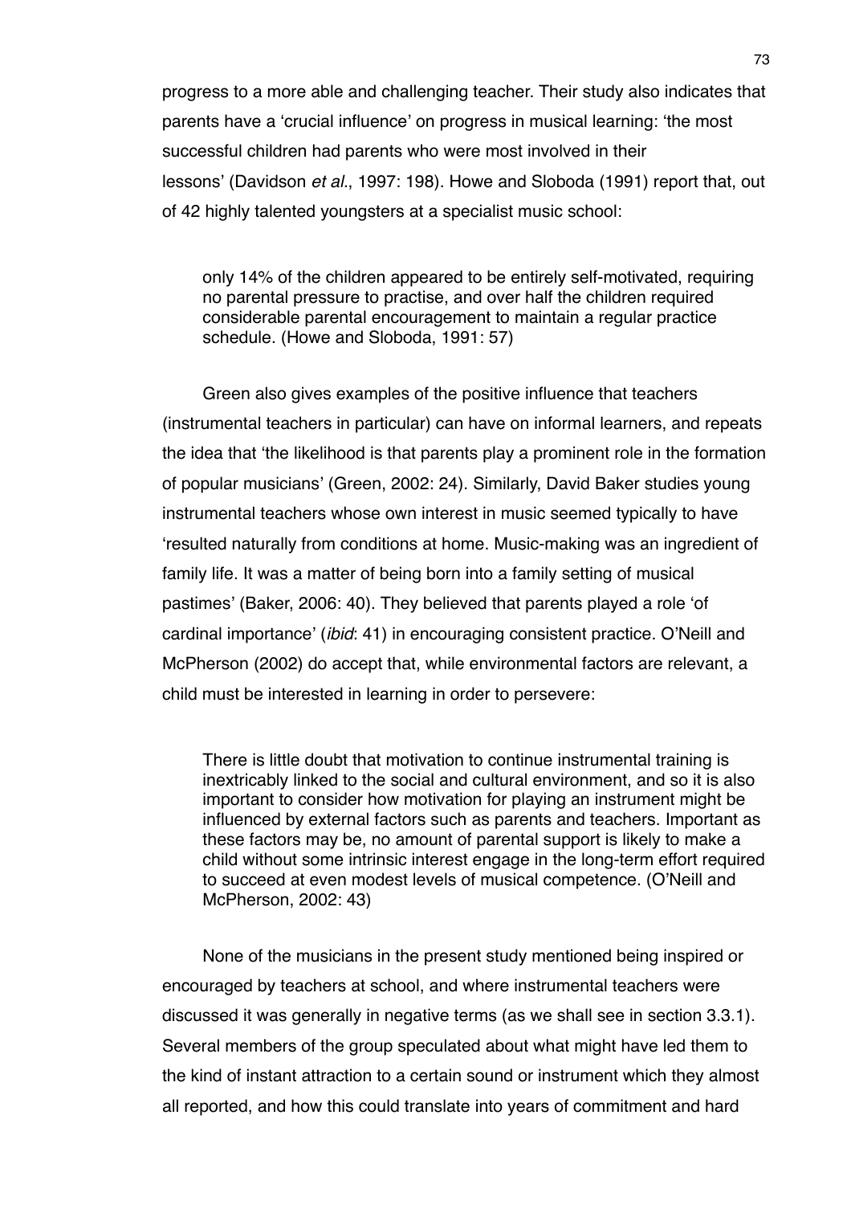progress to a more able and challenging teacher. Their study also indicates that parents have a 'crucial influence' on progress in musical learning: 'the most successful children had parents who were most involved in their lessons' (Davidson *et al*., 1997: 198). Howe and Sloboda (1991) report that, out of 42 highly talented youngsters at a specialist music school:

> only 14% of the children appeared to be entirely self-motivated, requiring no parental pressure to practise, and over half the children required considerable parental encouragement to maintain a regular practice schedule. (Howe and Sloboda, 1991: 57)

Green also gives examples of the positive influence that teachers (instrumental teachers in particular) can have on informal learners, and repeats the idea that 'the likelihood is that parents play a prominent role in the formation of popular musicians' (Green, 2002: 24). Similarly, David Baker studies young instrumental teachers whose own interest in music seemed typically to have 'resulted naturally from conditions at home. Music-making was an ingredient of family life. It was a matter of being born into a family setting of musical pastimes' (Baker, 2006: 40). They believed that parents played a role 'of cardinal importance' (*ibid*: 41) in encouraging consistent practice. O'Neill and McPherson (2002) do accept that, while environmental factors are relevant, a child must be interested in learning in order to persevere:

> There is little doubt that motivation to continue instrumental training is inextricably linked to the social and cultural environment, and so it is also important to consider how motivation for playing an instrument might be influenced by external factors such as parents and teachers. Important as these factors may be, no amount of parental support is likely to make a child without some intrinsic interest engage in the long-term effort required to succeed at even modest levels of musical competence. (O'Neill and McPherson, 2002: 43)

None of the musicians in the present study mentioned being inspired or encouraged by teachers at school, and where instrumental teachers were discussed it was generally in negative terms (as we shall see in section 3.3.1). Several members of the group speculated about what might have led them to the kind of instant attraction to a certain sound or instrument which they almost all reported, and how this could translate into years of commitment and hard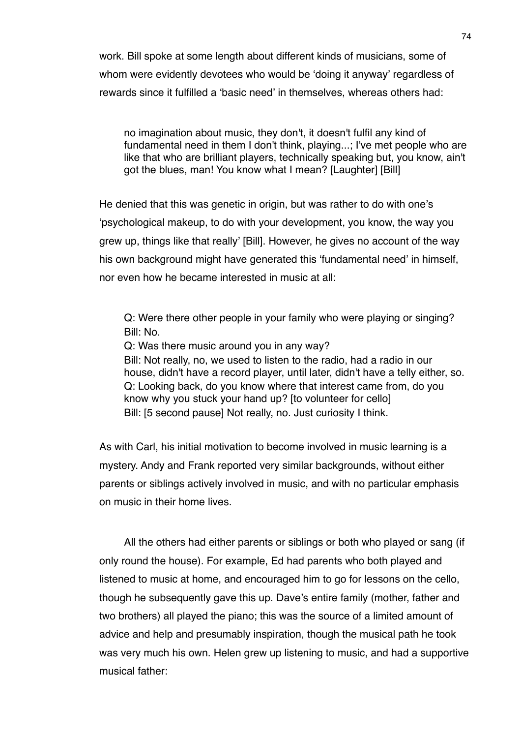work. Bill spoke at some length about different kinds of musicians, some of whom were evidently devotees who would be 'doing it anyway' regardless of rewards since it fulfilled a 'basic need' in themselves, whereas others had:

> no imagination about music, they don't, it doesn't fulfil any kind of fundamental need in them I don't think, playing...; I've met people who are like that who are brilliant players, technically speaking but, you know, ain't got the blues, man! You know what I mean? [Laughter] [Bill]

He denied that this was genetic in origin, but was rather to do with one's 'psychological makeup, to do with your development, you know, the way you grew up, things like that really' [Bill]. However, he gives no account of the way his own background might have generated this 'fundamental need' in himself, nor even how he became interested in music at all:

> Q: Were there other people in your family who were playing or singing?
> Bill: No.
> Q: Was there music around you in any way?
> Bill: Not really, no, we used to listen to the radio, had a radio in our house, didn't have a record player, until later, didn't have a telly either, so.
> Q: Looking back, do you know where that interest came from, do you know why you stuck your hand up? [to volunteer for cello]
> Bill: [5 second pause] Not really, no. Just curiosity I think.

As with Carl, his initial motivation to become involved in music learning is a mystery. Andy and Frank reported very similar backgrounds, without either parents or siblings actively involved in music, and with no particular emphasis on music in their home lives.

All the others had either parents or siblings or both who played or sang (if only round the house). For example, Ed had parents who both played and listened to music at home, and encouraged him to go for lessons on the cello, though he subsequently gave this up. Dave's entire family (mother, father and two brothers) all played the piano; this was the source of a limited amount of advice and help and presumably inspiration, though the musical path he took was very much his own. Helen grew up listening to music, and had a supportive musical father: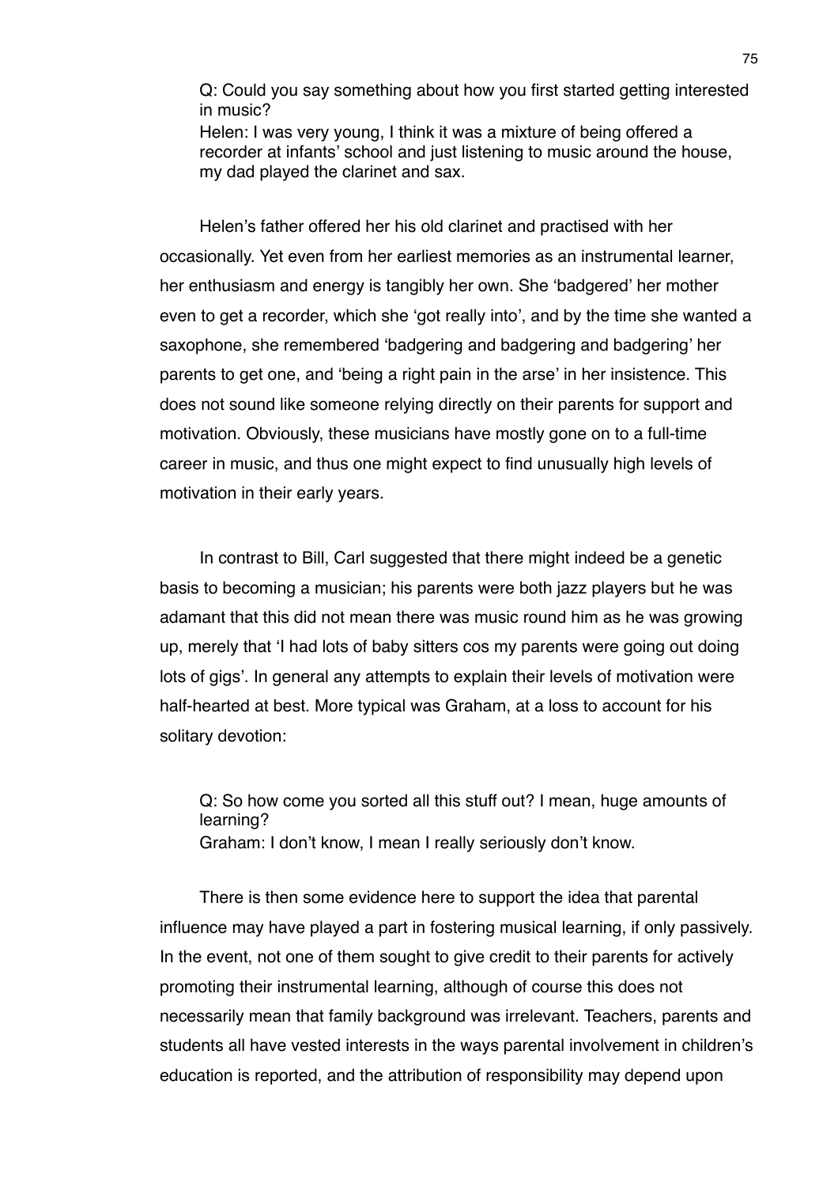> Q: Could you say something about how you first started getting interested in music?
> Helen: I was very young, I think it was a mixture of being offered a recorder at infants' school and just listening to music around the house, my dad played the clarinet and sax.

Helen's father offered her his old clarinet and practised with her occasionally. Yet even from her earliest memories as an instrumental learner, her enthusiasm and energy is tangibly her own. She 'badgered' her mother even to get a recorder, which she 'got really into', and by the time she wanted a saxophone, she remembered 'badgering and badgering and badgering' her parents to get one, and 'being a right pain in the arse' in her insistence. This does not sound like someone relying directly on their parents for support and motivation. Obviously, these musicians have mostly gone on to a full-time career in music, and thus one might expect to find unusually high levels of motivation in their early years.

In contrast to Bill, Carl suggested that there might indeed be a genetic basis to becoming a musician; his parents were both jazz players but he was adamant that this did not mean there was music round him as he was growing up, merely that 'I had lots of baby sitters cos my parents were going out doing lots of gigs'. In general any attempts to explain their levels of motivation were half-hearted at best. More typical was Graham, at a loss to account for his solitary devotion:

> Q: So how come you sorted all this stuff out? I mean, huge amounts of learning?
> Graham: I don't know, I mean I really seriously don't know.

There is then some evidence here to support the idea that parental influence may have played a part in fostering musical learning, if only passively. In the event, not one of them sought to give credit to their parents for actively promoting their instrumental learning, although of course this does not necessarily mean that family background was irrelevant. Teachers, parents and students all have vested interests in the ways parental involvement in children's education is reported, and the attribution of responsibility may depend upon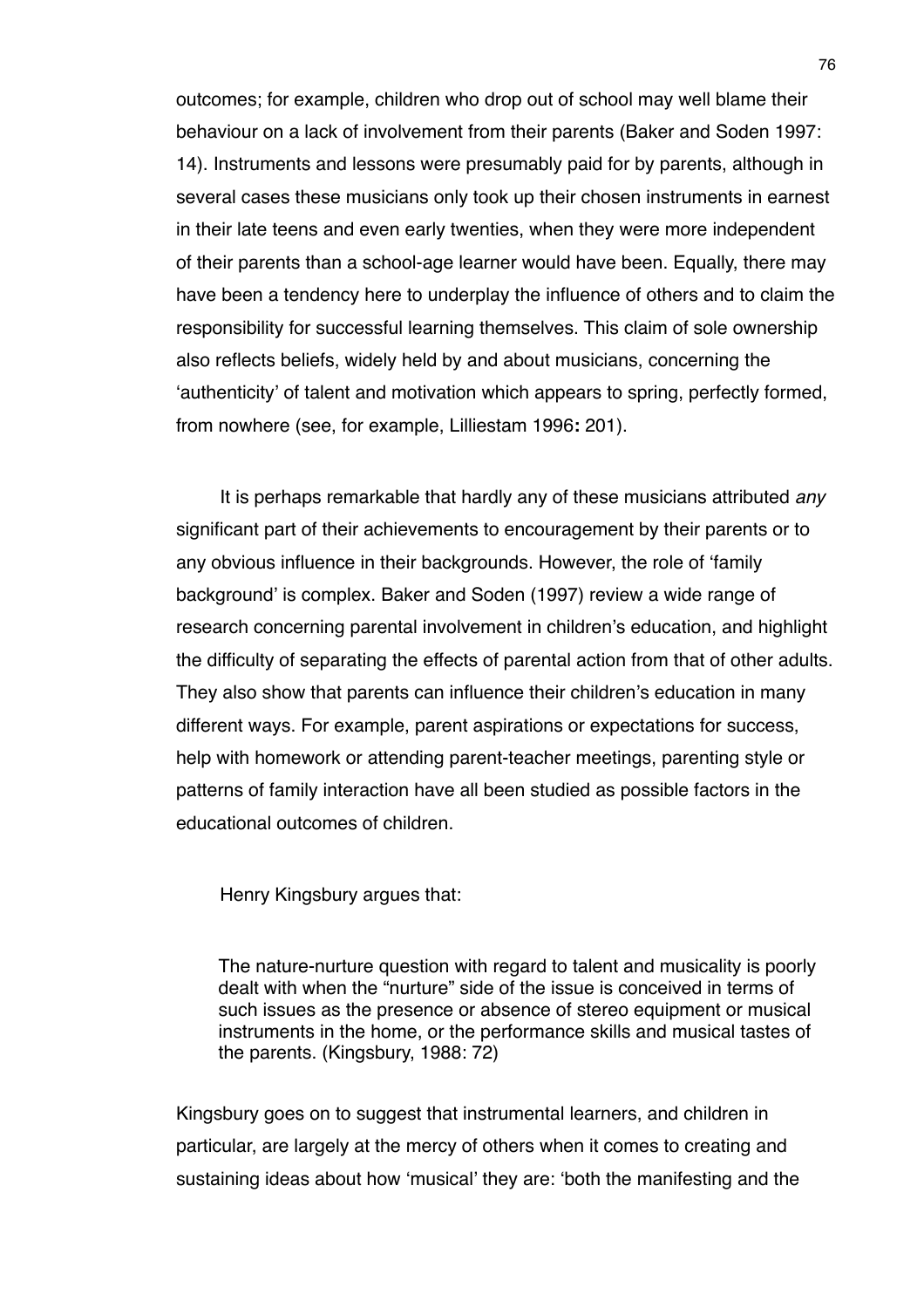outcomes; for example, children who drop out of school may well blame their behaviour on a lack of involvement from their parents (Baker and Soden 1997: 14). Instruments and lessons were presumably paid for by parents, although in several cases these musicians only took up their chosen instruments in earnest in their late teens and even early twenties, when they were more independent of their parents than a school-age learner would have been. Equally, there may have been a tendency here to underplay the influence of others and to claim the responsibility for successful learning themselves. This claim of sole ownership also reflects beliefs, widely held by and about musicians, concerning the 'authenticity' of talent and motivation which appears to spring, perfectly formed, from nowhere (see, for example, Lilliestam 1996**:** 201).

It is perhaps remarkable that hardly any of these musicians attributed *any* significant part of their achievements to encouragement by their parents or to any obvious influence in their backgrounds. However, the role of 'family background' is complex. Baker and Soden (1997) review a wide range of research concerning parental involvement in children's education, and highlight the difficulty of separating the effects of parental action from that of other adults. They also show that parents can influence their children's education in many different ways. For example, parent aspirations or expectations for success, help with homework or attending parent-teacher meetings, parenting style or patterns of family interaction have all been studied as possible factors in the educational outcomes of children.

Henry Kingsbury argues that:

> The nature-nurture question with regard to talent and musicality is poorly dealt with when the "nurture" side of the issue is conceived in terms of such issues as the presence or absence of stereo equipment or musical instruments in the home, or the performance skills and musical tastes of the parents. (Kingsbury, 1988: 72)

Kingsbury goes on to suggest that instrumental learners, and children in particular, are largely at the mercy of others when it comes to creating and sustaining ideas about how 'musical' they are: 'both the manifesting and the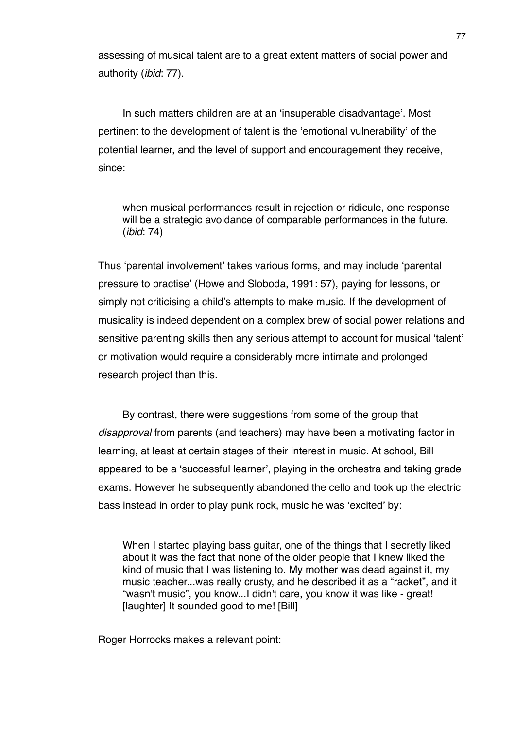assessing of musical talent are to a great extent matters of social power and authority (*ibid*: 77).

In such matters children are at an 'insuperable disadvantage'. Most pertinent to the development of talent is the 'emotional vulnerability' of the potential learner, and the level of support and encouragement they receive, since:

> when musical performances result in rejection or ridicule, one response will be a strategic avoidance of comparable performances in the future. (*ibid*: 74)

Thus 'parental involvement' takes various forms, and may include 'parental pressure to practise' (Howe and Sloboda, 1991: 57), paying for lessons, or simply not criticising a child's attempts to make music. If the development of musicality is indeed dependent on a complex brew of social power relations and sensitive parenting skills then any serious attempt to account for musical 'talent' or motivation would require a considerably more intimate and prolonged research project than this.

By contrast, there were suggestions from some of the group that *disapproval* from parents (and teachers) may have been a motivating factor in learning, at least at certain stages of their interest in music. At school, Bill appeared to be a 'successful learner', playing in the orchestra and taking grade exams. However he subsequently abandoned the cello and took up the electric bass instead in order to play punk rock, music he was 'excited' by:

> When I started playing bass guitar, one of the things that I secretly liked about it was the fact that none of the older people that I knew liked the kind of music that I was listening to. My mother was dead against it, my music teacher...was really crusty, and he described it as a "racket", and it "wasn't music", you know...I didn't care, you know it was like - great! [laughter] It sounded good to me! [Bill]

Roger Horrocks makes a relevant point: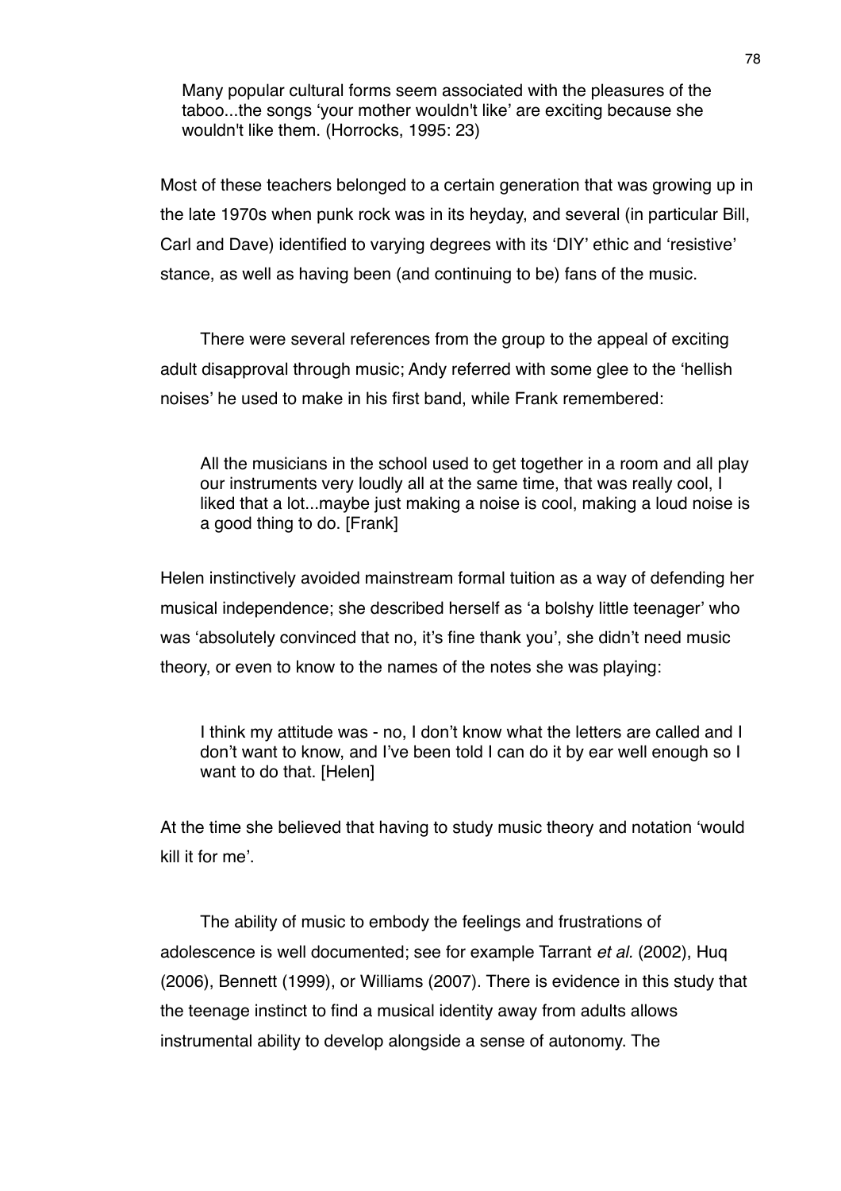> Many popular cultural forms seem associated with the pleasures of the taboo...the songs 'your mother wouldn't like' are exciting because she wouldn't like them. (Horrocks, 1995: 23)

Most of these teachers belonged to a certain generation that was growing up in the late 1970s when punk rock was in its heyday, and several (in particular Bill, Carl and Dave) identified to varying degrees with its 'DIY' ethic and 'resistive' stance, as well as having been (and continuing to be) fans of the music.

There were several references from the group to the appeal of exciting adult disapproval through music; Andy referred with some glee to the 'hellish noises' he used to make in his first band, while Frank remembered:

> All the musicians in the school used to get together in a room and all play our instruments very loudly all at the same time, that was really cool, I liked that a lot...maybe just making a noise is cool, making a loud noise is a good thing to do. [Frank]

Helen instinctively avoided mainstream formal tuition as a way of defending her musical independence; she described herself as 'a bolshy little teenager' who was 'absolutely convinced that no, it's fine thank you', she didn't need music theory, or even to know to the names of the notes she was playing:

> I think my attitude was - no, I don't know what the letters are called and I don't want to know, and I've been told I can do it by ear well enough so I want to do that. [Helen]

At the time she believed that having to study music theory and notation 'would kill it for me'.

The ability of music to embody the feelings and frustrations of adolescence is well documented; see for example Tarrant *et al.* (2002), Huq (2006), Bennett (1999), or Williams (2007). There is evidence in this study that the teenage instinct to find a musical identity away from adults allows instrumental ability to develop alongside a sense of autonomy. The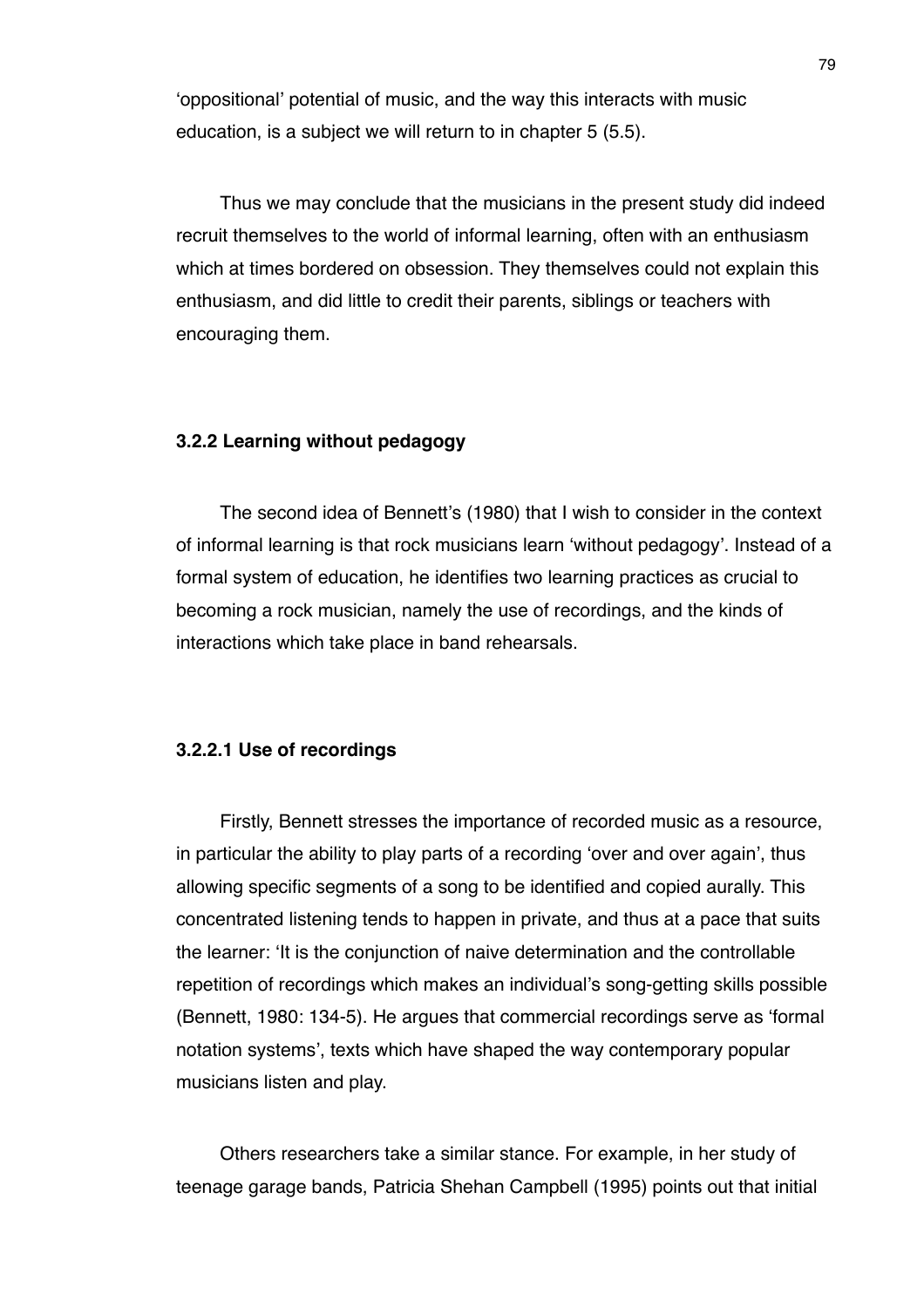'oppositional' potential of music, and the way this interacts with music education, is a subject we will return to in chapter 5 (5.5).

Thus we may conclude that the musicians in the present study did indeed recruit themselves to the world of informal learning, often with an enthusiasm which at times bordered on obsession. They themselves could not explain this enthusiasm, and did little to credit their parents, siblings or teachers with encouraging them.

#### 3.2.2 Learning without pedagogy

The second idea of Bennett's (1980) that I wish to consider in the context of informal learning is that rock musicians learn 'without pedagogy'. Instead of a formal system of education, he identifies two learning practices as crucial to becoming a rock musician, namely the use of recordings, and the kinds of interactions which take place in band rehearsals.

##### 3.2.2.1 Use of recordings

Firstly, Bennett stresses the importance of recorded music as a resource, in particular the ability to play parts of a recording 'over and over again', thus allowing specific segments of a song to be identified and copied aurally. This concentrated listening tends to happen in private, and thus at a pace that suits the learner: 'It is the conjunction of naive determination and the controllable repetition of recordings which makes an individual's song-getting skills possible (Bennett, 1980: 134-5). He argues that commercial recordings serve as 'formal notation systems', texts which have shaped the way contemporary popular musicians listen and play.

Others researchers take a similar stance. For example, in her study of teenage garage bands, Patricia Shehan Campbell (1995) points out that initial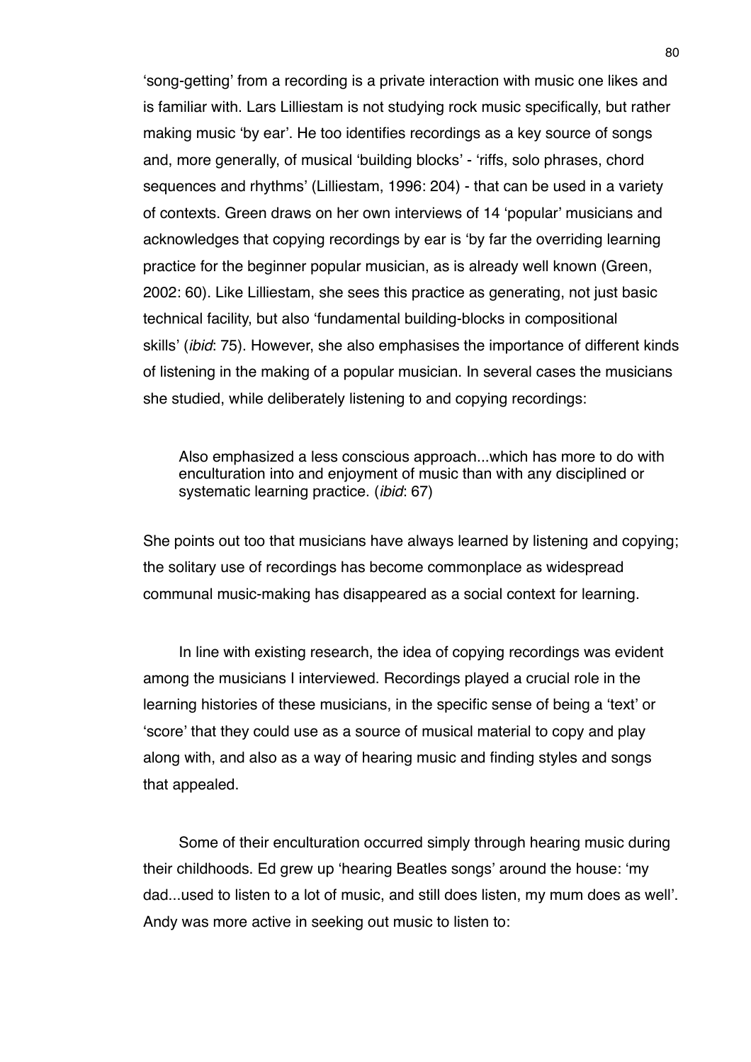'song-getting' from a recording is a private interaction with music one likes and is familiar with. Lars Lilliestam is not studying rock music specifically, but rather making music 'by ear'. He too identifies recordings as a key source of songs and, more generally, of musical 'building blocks' - 'riffs, solo phrases, chord sequences and rhythms' (Lilliestam, 1996: 204) - that can be used in a variety of contexts. Green draws on her own interviews of 14 'popular' musicians and acknowledges that copying recordings by ear is 'by far the overriding learning practice for the beginner popular musician, as is already well known (Green, 2002: 60). Like Lilliestam, she sees this practice as generating, not just basic technical facility, but also 'fundamental building-blocks in compositional skills' (*ibid*: 75). However, she also emphasises the importance of different kinds of listening in the making of a popular musician. In several cases the musicians she studied, while deliberately listening to and copying recordings:

> Also emphasized a less conscious approach...which has more to do with enculturation into and enjoyment of music than with any disciplined or systematic learning practice. (*ibid*: 67)

She points out too that musicians have always learned by listening and copying; the solitary use of recordings has become commonplace as widespread communal music-making has disappeared as a social context for learning.

In line with existing research, the idea of copying recordings was evident among the musicians I interviewed. Recordings played a crucial role in the learning histories of these musicians, in the specific sense of being a 'text' or 'score' that they could use as a source of musical material to copy and play along with, and also as a way of hearing music and finding styles and songs that appealed.

Some of their enculturation occurred simply through hearing music during their childhoods. Ed grew up 'hearing Beatles songs' around the house: 'my dad...used to listen to a lot of music, and still does listen, my mum does as well'. Andy was more active in seeking out music to listen to: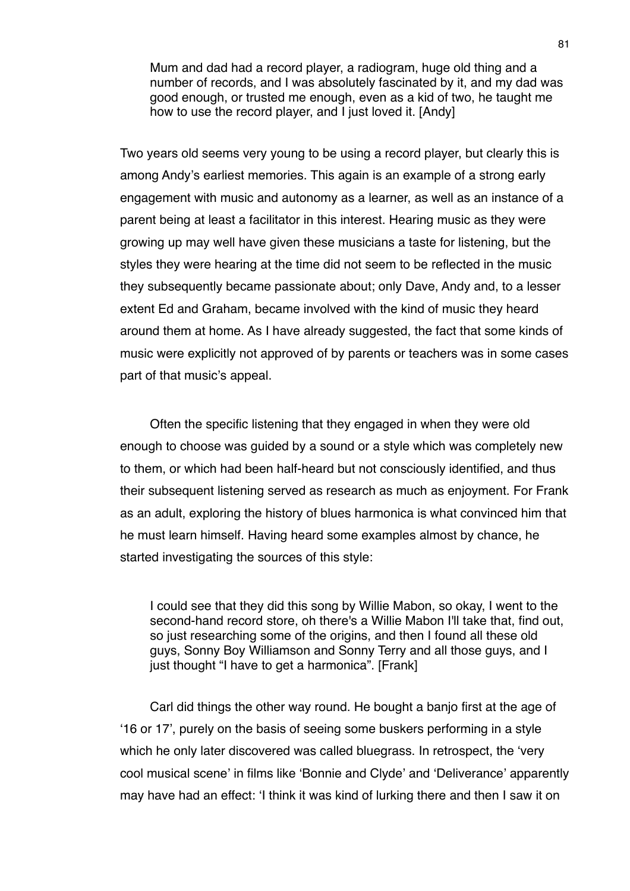> Mum and dad had a record player, a radiogram, huge old thing and a number of records, and I was absolutely fascinated by it, and my dad was good enough, or trusted me enough, even as a kid of two, he taught me how to use the record player, and I just loved it. [Andy]

Two years old seems very young to be using a record player, but clearly this is among Andy's earliest memories. This again is an example of a strong early engagement with music and autonomy as a learner, as well as an instance of a parent being at least a facilitator in this interest. Hearing music as they were growing up may well have given these musicians a taste for listening, but the styles they were hearing at the time did not seem to be reflected in the music they subsequently became passionate about; only Dave, Andy and, to a lesser extent Ed and Graham, became involved with the kind of music they heard around them at home. As I have already suggested, the fact that some kinds of music were explicitly not approved of by parents or teachers was in some cases part of that music's appeal.

Often the specific listening that they engaged in when they were old enough to choose was guided by a sound or a style which was completely new to them, or which had been half-heard but not consciously identified, and thus their subsequent listening served as research as much as enjoyment. For Frank as an adult, exploring the history of blues harmonica is what convinced him that he must learn himself. Having heard some examples almost by chance, he started investigating the sources of this style:

> I could see that they did this song by Willie Mabon, so okay, I went to the second-hand record store, oh there's a Willie Mabon I'll take that, find out, so just researching some of the origins, and then I found all these old guys, Sonny Boy Williamson and Sonny Terry and all those guys, and I just thought "I have to get a harmonica". [Frank]

Carl did things the other way round. He bought a banjo first at the age of '16 or 17', purely on the basis of seeing some buskers performing in a style which he only later discovered was called bluegrass. In retrospect, the 'very cool musical scene' in films like 'Bonnie and Clyde' and 'Deliverance' apparently may have had an effect: 'I think it was kind of lurking there and then I saw it on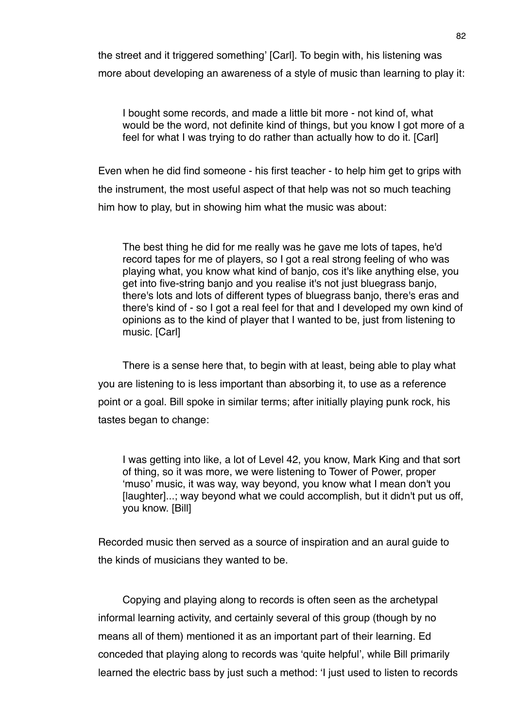the street and it triggered something' [Carl]. To begin with, his listening was more about developing an awareness of a style of music than learning to play it:

> I bought some records, and made a little bit more - not kind of, what would be the word, not definite kind of things, but you know I got more of a feel for what I was trying to do rather than actually how to do it. [Carl]

Even when he did find someone - his first teacher - to help him get to grips with the instrument, the most useful aspect of that help was not so much teaching him how to play, but in showing him what the music was about:

> The best thing he did for me really was he gave me lots of tapes, he'd record tapes for me of players, so I got a real strong feeling of who was playing what, you know what kind of banjo, cos it's like anything else, you get into five-string banjo and you realise it's not just bluegrass banjo, there's lots and lots of different types of bluegrass banjo, there's eras and there's kind of - so I got a real feel for that and I developed my own kind of opinions as to the kind of player that I wanted to be, just from listening to music. [Carl]

There is a sense here that, to begin with at least, being able to play what you are listening to is less important than absorbing it, to use as a reference point or a goal. Bill spoke in similar terms; after initially playing punk rock, his tastes began to change:

> I was getting into like, a lot of Level 42, you know, Mark King and that sort of thing, so it was more, we were listening to Tower of Power, proper 'muso' music, it was way, way beyond, you know what I mean don't you [laughter]...; way beyond what we could accomplish, but it didn't put us off, you know. [Bill]

Recorded music then served as a source of inspiration and an aural guide to the kinds of musicians they wanted to be.

Copying and playing along to records is often seen as the archetypal informal learning activity, and certainly several of this group (though by no means all of them) mentioned it as an important part of their learning. Ed conceded that playing along to records was 'quite helpful', while Bill primarily learned the electric bass by just such a method: 'I just used to listen to records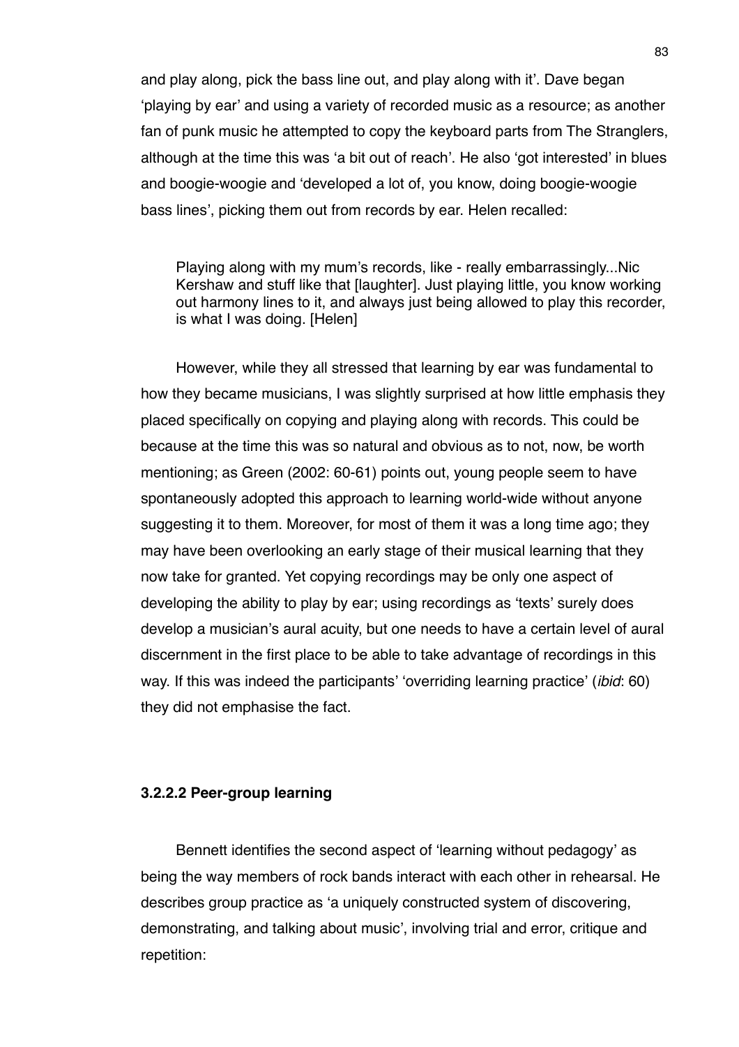and play along, pick the bass line out, and play along with it'. Dave began 'playing by ear' and using a variety of recorded music as a resource; as another fan of punk music he attempted to copy the keyboard parts from The Stranglers, although at the time this was 'a bit out of reach'. He also 'got interested' in blues and boogie-woogie and 'developed a lot of, you know, doing boogie-woogie bass lines', picking them out from records by ear. Helen recalled:

> Playing along with my mum's records, like - really embarrassingly...Nic Kershaw and stuff like that [laughter]. Just playing little, you know working out harmony lines to it, and always just being allowed to play this recorder, is what I was doing. [Helen]

However, while they all stressed that learning by ear was fundamental to how they became musicians, I was slightly surprised at how little emphasis they placed specifically on copying and playing along with records. This could be because at the time this was so natural and obvious as to not, now, be worth mentioning; as Green (2002: 60-61) points out, young people seem to have spontaneously adopted this approach to learning world-wide without anyone suggesting it to them. Moreover, for most of them it was a long time ago; they may have been overlooking an early stage of their musical learning that they now take for granted. Yet copying recordings may be only one aspect of developing the ability to play by ear; using recordings as 'texts' surely does develop a musician's aural acuity, but one needs to have a certain level of aural discernment in the first place to be able to take advantage of recordings in this way. If this was indeed the participants' 'overriding learning practice' (*ibid*: 60) they did not emphasise the fact.

#### 3.2.2.2 Peer-group learning

Bennett identifies the second aspect of 'learning without pedagogy' as being the way members of rock bands interact with each other in rehearsal. He describes group practice as 'a uniquely constructed system of discovering, demonstrating, and talking about music', involving trial and error, critique and repetition: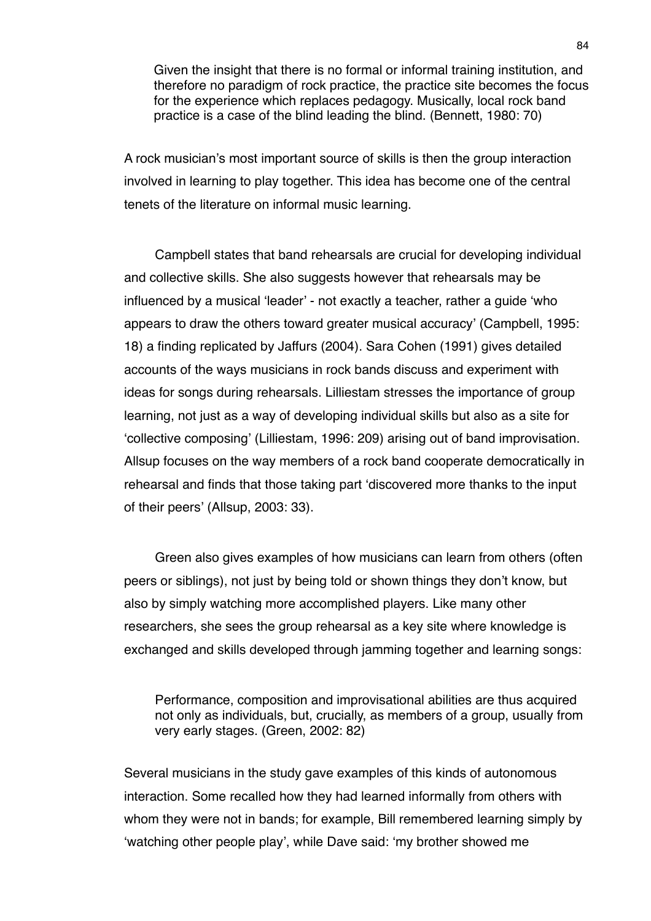> Given the insight that there is no formal or informal training institution, and therefore no paradigm of rock practice, the practice site becomes the focus for the experience which replaces pedagogy. Musically, local rock band practice is a case of the blind leading the blind. (Bennett, 1980: 70)

A rock musician's most important source of skills is then the group interaction involved in learning to play together. This idea has become one of the central tenets of the literature on informal music learning.

Campbell states that band rehearsals are crucial for developing individual and collective skills. She also suggests however that rehearsals may be influenced by a musical 'leader' - not exactly a teacher, rather a guide 'who appears to draw the others toward greater musical accuracy' (Campbell, 1995: 18) a finding replicated by Jaffurs (2004). Sara Cohen (1991) gives detailed accounts of the ways musicians in rock bands discuss and experiment with ideas for songs during rehearsals. Lilliestam stresses the importance of group learning, not just as a way of developing individual skills but also as a site for 'collective composing' (Lilliestam, 1996: 209) arising out of band improvisation. Allsup focuses on the way members of a rock band cooperate democratically in rehearsal and finds that those taking part 'discovered more thanks to the input of their peers' (Allsup, 2003: 33).

Green also gives examples of how musicians can learn from others (often peers or siblings), not just by being told or shown things they don't know, but also by simply watching more accomplished players. Like many other researchers, she sees the group rehearsal as a key site where knowledge is exchanged and skills developed through jamming together and learning songs:

> Performance, composition and improvisational abilities are thus acquired not only as individuals, but, crucially, as members of a group, usually from very early stages. (Green, 2002: 82)

Several musicians in the study gave examples of this kinds of autonomous interaction. Some recalled how they had learned informally from others with whom they were not in bands; for example, Bill remembered learning simply by 'watching other people play', while Dave said: 'my brother showed me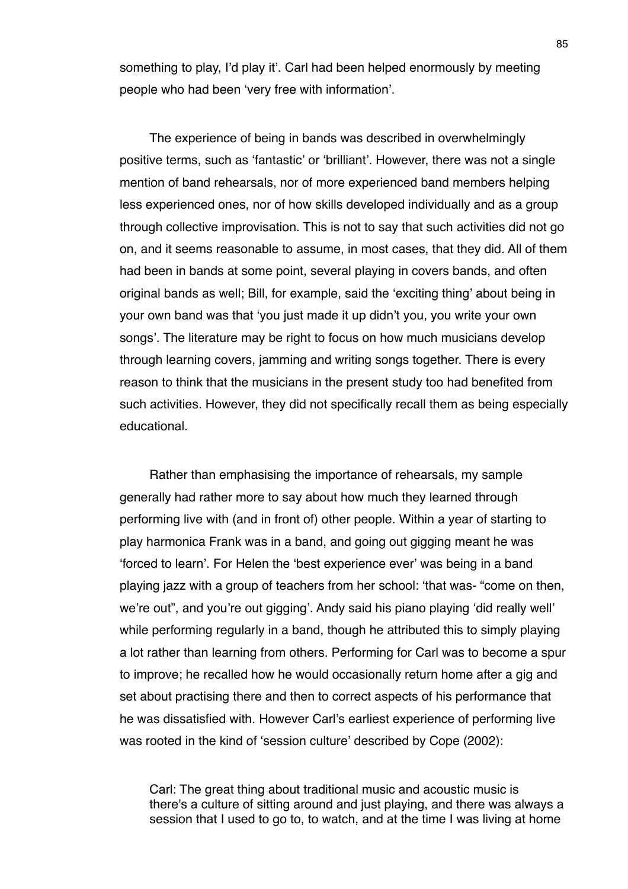something to play, I'd play it'. Carl had been helped enormously by meeting people who had been 'very free with information'.

The experience of being in bands was described in overwhelmingly positive terms, such as 'fantastic' or 'brilliant'. However, there was not a single mention of band rehearsals, nor of more experienced band members helping less experienced ones, nor of how skills developed individually and as a group through collective improvisation. This is not to say that such activities did not go on, and it seems reasonable to assume, in most cases, that they did. All of them had been in bands at some point, several playing in covers bands, and often original bands as well; Bill, for example, said the 'exciting thing' about being in your own band was that 'you just made it up didn't you, you write your own songs'. The literature may be right to focus on how much musicians develop through learning covers, jamming and writing songs together. There is every reason to think that the musicians in the present study too had benefited from such activities. However, they did not specifically recall them as being especially educational.

Rather than emphasising the importance of rehearsals, my sample generally had rather more to say about how much they learned through performing live with (and in front of) other people. Within a year of starting to play harmonica Frank was in a band, and going out gigging meant he was 'forced to learn'. For Helen the 'best experience ever' was being in a band playing jazz with a group of teachers from her school: 'that was- "come on then, we're out", and you're out gigging'. Andy said his piano playing 'did really well' while performing regularly in a band, though he attributed this to simply playing a lot rather than learning from others. Performing for Carl was to become a spur to improve; he recalled how he would occasionally return home after a gig and set about practising there and then to correct aspects of his performance that he was dissatisfied with. However Carl's earliest experience of performing live was rooted in the kind of 'session culture' described by Cope (2002):

> Carl: The great thing about traditional music and acoustic music is there's a culture of sitting around and just playing, and there was always a session that I used to go to, to watch, and at the time I was living at home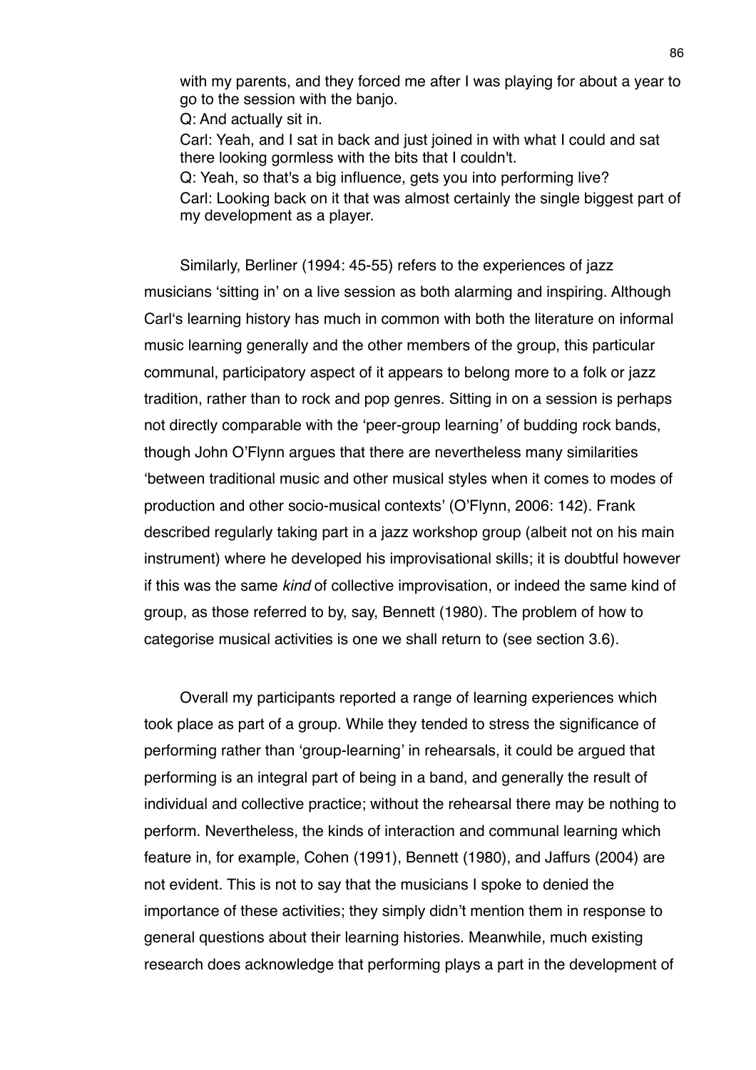with my parents, and they forced me after I was playing for about a year to go to the session with the banjo.

Q: And actually sit in.

Carl: Yeah, and I sat in back and just joined in with what I could and sat there looking gormless with the bits that I couldn't.

Q: Yeah, so that's a big influence, gets you into performing live?

Carl: Looking back on it that was almost certainly the single biggest part of my development as a player.

Similarly, Berliner (1994: 45-55) refers to the experiences of jazz musicians 'sitting in' on a live session as both alarming and inspiring. Although Carl's learning history has much in common with both the literature on informal music learning generally and the other members of the group, this particular communal, participatory aspect of it appears to belong more to a folk or jazz tradition, rather than to rock and pop genres. Sitting in on a session is perhaps not directly comparable with the 'peer-group learning' of budding rock bands, though John O'Flynn argues that there are nevertheless many similarities 'between traditional music and other musical styles when it comes to modes of production and other socio-musical contexts' (O'Flynn, 2006: 142). Frank described regularly taking part in a jazz workshop group (albeit not on his main instrument) where he developed his improvisational skills; it is doubtful however if this was the same *kind* of collective improvisation, or indeed the same kind of group, as those referred to by, say, Bennett (1980). The problem of how to categorise musical activities is one we shall return to (see section 3.6).

Overall my participants reported a range of learning experiences which took place as part of a group. While they tended to stress the significance of performing rather than 'group-learning' in rehearsals, it could be argued that performing is an integral part of being in a band, and generally the result of individual and collective practice; without the rehearsal there may be nothing to perform. Nevertheless, the kinds of interaction and communal learning which feature in, for example, Cohen (1991), Bennett (1980), and Jaffurs (2004) are not evident. This is not to say that the musicians I spoke to denied the importance of these activities; they simply didn't mention them in response to general questions about their learning histories. Meanwhile, much existing research does acknowledge that performing plays a part in the development of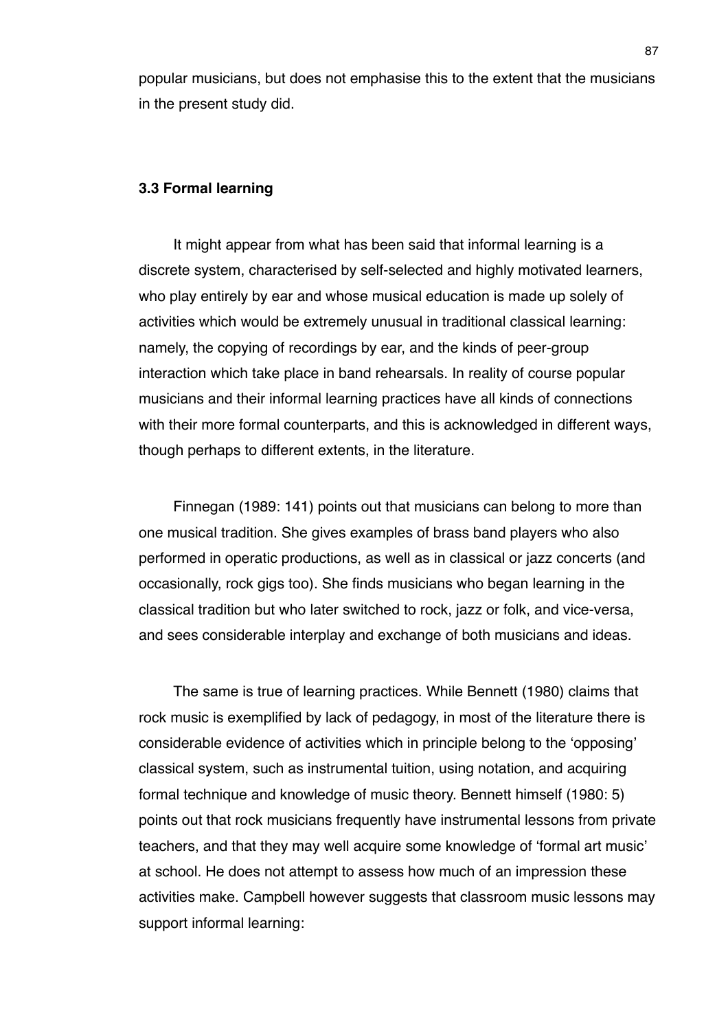popular musicians, but does not emphasise this to the extent that the musicians in the present study did.

### 3.3 Formal learning

It might appear from what has been said that informal learning is a discrete system, characterised by self-selected and highly motivated learners, who play entirely by ear and whose musical education is made up solely of activities which would be extremely unusual in traditional classical learning: namely, the copying of recordings by ear, and the kinds of peer-group interaction which take place in band rehearsals. In reality of course popular musicians and their informal learning practices have all kinds of connections with their more formal counterparts, and this is acknowledged in different ways, though perhaps to different extents, in the literature.

Finnegan (1989: 141) points out that musicians can belong to more than one musical tradition. She gives examples of brass band players who also performed in operatic productions, as well as in classical or jazz concerts (and occasionally, rock gigs too). She finds musicians who began learning in the classical tradition but who later switched to rock, jazz or folk, and vice-versa, and sees considerable interplay and exchange of both musicians and ideas.

The same is true of learning practices. While Bennett (1980) claims that rock music is exemplified by lack of pedagogy, in most of the literature there is considerable evidence of activities which in principle belong to the 'opposing' classical system, such as instrumental tuition, using notation, and acquiring formal technique and knowledge of music theory. Bennett himself (1980: 5) points out that rock musicians frequently have instrumental lessons from private teachers, and that they may well acquire some knowledge of 'formal art music' at school. He does not attempt to assess how much of an impression these activities make. Campbell however suggests that classroom music lessons may support informal learning: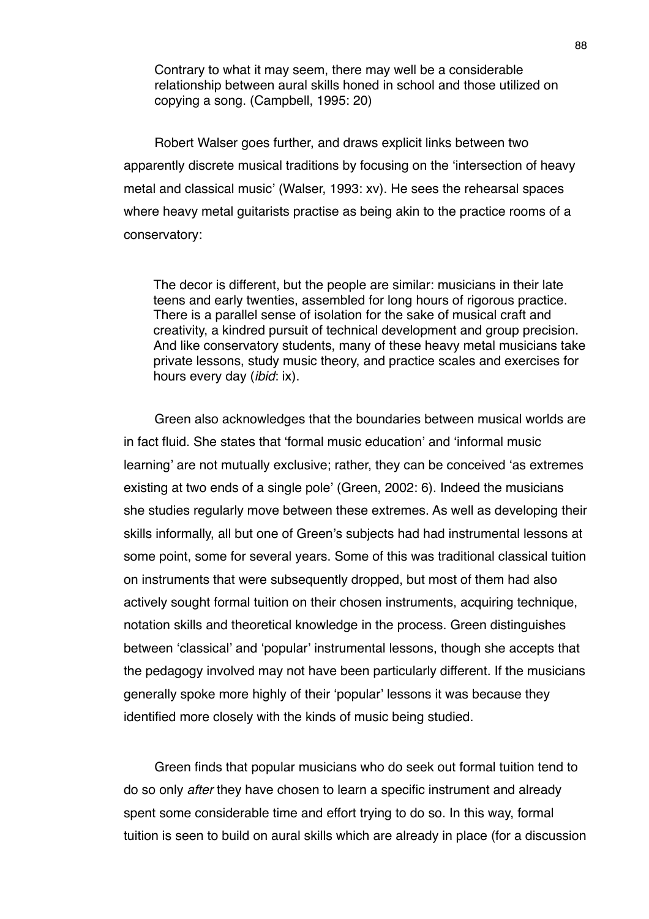> Contrary to what it may seem, there may well be a considerable relationship between aural skills honed in school and those utilized on copying a song. (Campbell, 1995: 20)

Robert Walser goes further, and draws explicit links between two apparently discrete musical traditions by focusing on the 'intersection of heavy metal and classical music' (Walser, 1993: xv). He sees the rehearsal spaces where heavy metal guitarists practise as being akin to the practice rooms of a conservatory:

> The decor is different, but the people are similar: musicians in their late teens and early twenties, assembled for long hours of rigorous practice. There is a parallel sense of isolation for the sake of musical craft and creativity, a kindred pursuit of technical development and group precision. And like conservatory students, many of these heavy metal musicians take private lessons, study music theory, and practice scales and exercises for hours every day (*ibid*: ix).

Green also acknowledges that the boundaries between musical worlds are in fact fluid. She states that 'formal music education' and 'informal music learning' are not mutually exclusive; rather, they can be conceived 'as extremes existing at two ends of a single pole' (Green, 2002: 6). Indeed the musicians she studies regularly move between these extremes. As well as developing their skills informally, all but one of Green's subjects had had instrumental lessons at some point, some for several years. Some of this was traditional classical tuition on instruments that were subsequently dropped, but most of them had also actively sought formal tuition on their chosen instruments, acquiring technique, notation skills and theoretical knowledge in the process. Green distinguishes between 'classical' and 'popular' instrumental lessons, though she accepts that the pedagogy involved may not have been particularly different. If the musicians generally spoke more highly of their 'popular' lessons it was because they identified more closely with the kinds of music being studied.

Green finds that popular musicians who do seek out formal tuition tend to do so only *after* they have chosen to learn a specific instrument and already spent some considerable time and effort trying to do so. In this way, formal tuition is seen to build on aural skills which are already in place (for a discussion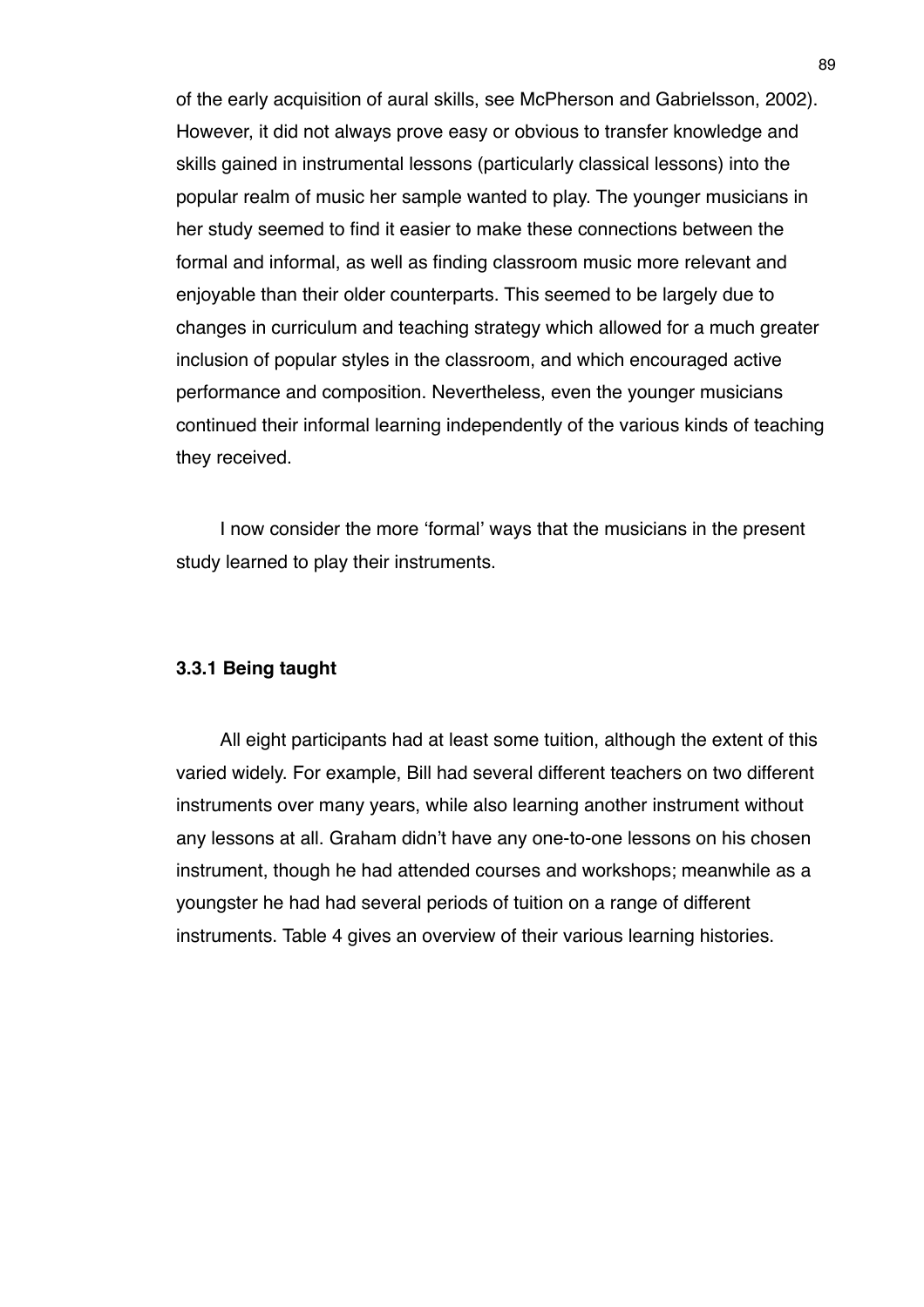of the early acquisition of aural skills, see McPherson and Gabrielsson, 2002). However, it did not always prove easy or obvious to transfer knowledge and skills gained in instrumental lessons (particularly classical lessons) into the popular realm of music her sample wanted to play. The younger musicians in her study seemed to find it easier to make these connections between the formal and informal, as well as finding classroom music more relevant and enjoyable than their older counterparts. This seemed to be largely due to changes in curriculum and teaching strategy which allowed for a much greater inclusion of popular styles in the classroom, and which encouraged active performance and composition. Nevertheless, even the younger musicians continued their informal learning independently of the various kinds of teaching they received.

I now consider the more 'formal' ways that the musicians in the present study learned to play their instruments.

### 3.3.1 Being taught

All eight participants had at least some tuition, although the extent of this varied widely. For example, Bill had several different teachers on two different instruments over many years, while also learning another instrument without any lessons at all. Graham didn't have any one-to-one lessons on his chosen instrument, though he had attended courses and workshops; meanwhile as a youngster he had had several periods of tuition on a range of different instruments. Table 4 gives an overview of their various learning histories.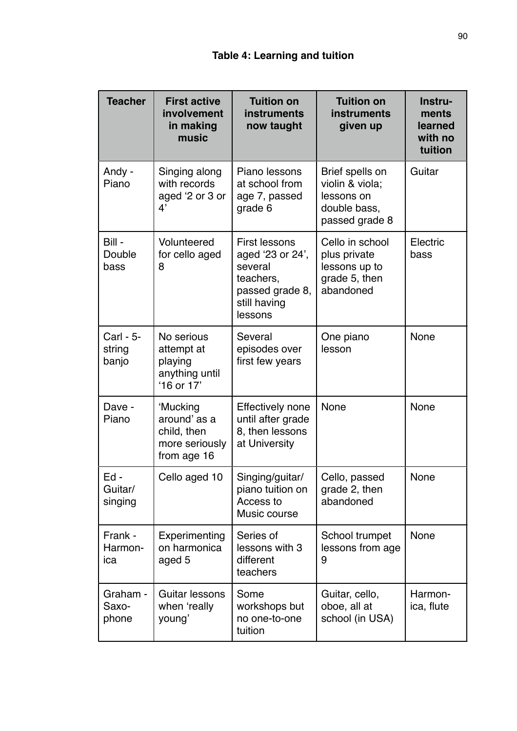**Table 4: Learning and tuition**

| Teacher | First active involvement in making music | Tuition on instruments now taught | Tuition on instruments given up | Instru-ments learned with no tuition |
|---|---|---|---|---|
| Andy - Piano | Singing along with records aged ‘2 or 3 or 4’ | Piano lessons at school from age 7, passed grade 6 | Brief spells on violin & viola; lessons on double bass, passed grade 8 | Guitar |
| Bill - Double bass | Volunteered for cello aged 8 | First lessons aged ‘23 or 24’, several teachers, passed grade 8, still having lessons | Cello in school plus private lessons up to grade 5, then abandoned | Electric bass |
| Carl - 5-string banjo | No serious attempt at playing anything until ‘16 or 17’ | Several episodes over first few years | One piano lesson | None |
| Dave - Piano | ‘Mucking around’ as a child, then more seriously from age 16 | Effectively none until after grade 8, then lessons at University | None | None |
| Ed - Guitar/ singing | Cello aged 10 | Singing/guitar/ piano tuition on Access to Music course | Cello, passed grade 2, then abandoned | None |
| Frank - Harmon-ica | Experimenting on harmonica aged 5 | Series of lessons with 3 different teachers | School trumpet lessons from age 9 | None |
| Graham - Saxo-phone | Guitar lessons when ‘really young’ | Some workshops but no one-to-one tuition | Guitar, cello, oboe, all at school (in USA) | Harmon-ica, flute |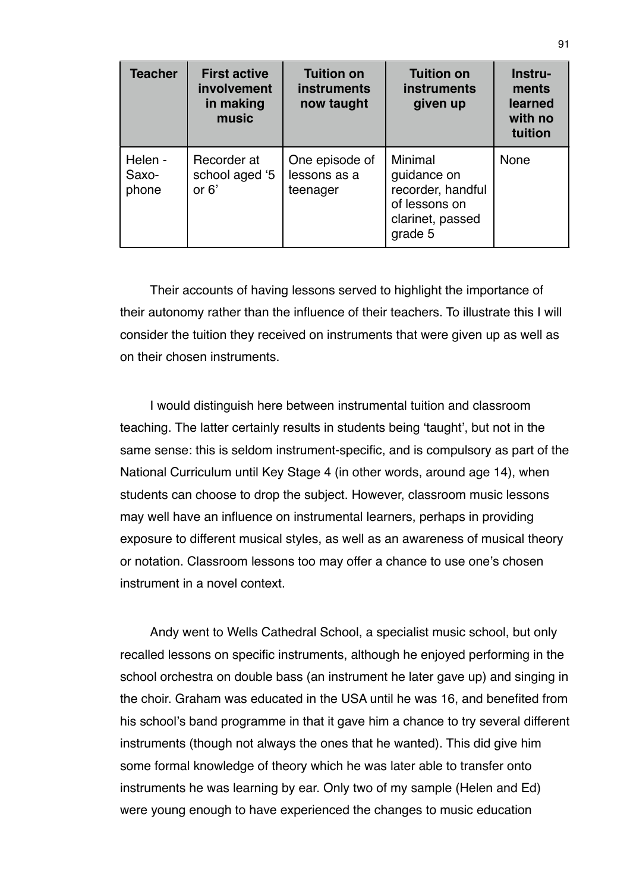| Teacher | First active involvement in making music | Tuition on instruments now taught | Tuition on instruments given up | Instru-ments learned with no tuition |
|---|---|---|---|---|
| Helen - Saxo-phone | Recorder at school aged '5 or 6' | One episode of lessons as a teenager | Minimal guidance on recorder, handful of lessons on clarinet, passed grade 5 | None |

Their accounts of having lessons served to highlight the importance of their autonomy rather than the influence of their teachers. To illustrate this I will consider the tuition they received on instruments that were given up as well as on their chosen instruments.

I would distinguish here between instrumental tuition and classroom teaching. The latter certainly results in students being 'taught', but not in the same sense: this is seldom instrument-specific, and is compulsory as part of the National Curriculum until Key Stage 4 (in other words, around age 14), when students can choose to drop the subject. However, classroom music lessons may well have an influence on instrumental learners, perhaps in providing exposure to different musical styles, as well as an awareness of musical theory or notation. Classroom lessons too may offer a chance to use one's chosen instrument in a novel context.

Andy went to Wells Cathedral School, a specialist music school, but only recalled lessons on specific instruments, although he enjoyed performing in the school orchestra on double bass (an instrument he later gave up) and singing in the choir. Graham was educated in the USA until he was 16, and benefited from his school's band programme in that it gave him a chance to try several different instruments (though not always the ones that he wanted). This did give him some formal knowledge of theory which he was later able to transfer onto instruments he was learning by ear. Only two of my sample (Helen and Ed) were young enough to have experienced the changes to music education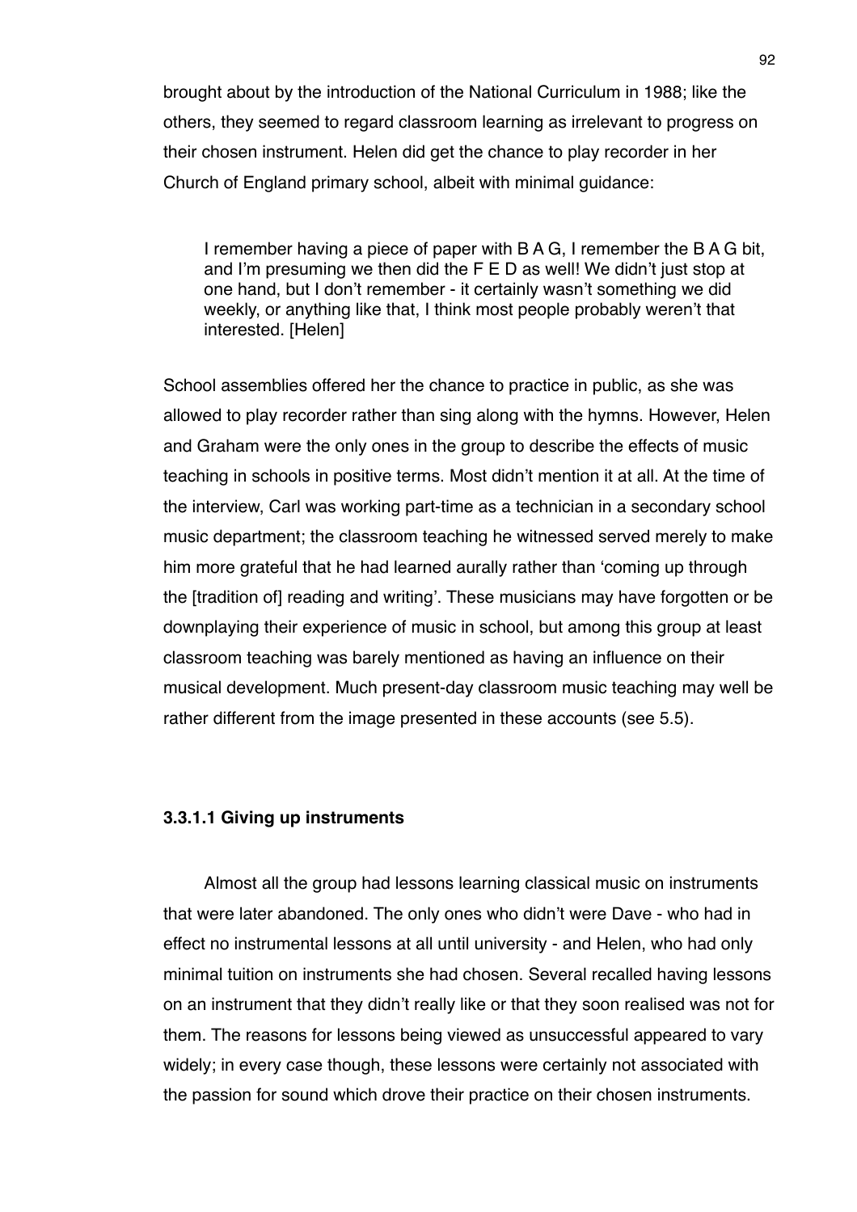brought about by the introduction of the National Curriculum in 1988; like the others, they seemed to regard classroom learning as irrelevant to progress on their chosen instrument. Helen did get the chance to play recorder in her Church of England primary school, albeit with minimal guidance:

> I remember having a piece of paper with B A G, I remember the B A G bit, and I'm presuming we then did the F E D as well! We didn't just stop at one hand, but I don't remember - it certainly wasn't something we did weekly, or anything like that, I think most people probably weren't that interested. [Helen]

School assemblies offered her the chance to practice in public, as she was allowed to play recorder rather than sing along with the hymns. However, Helen and Graham were the only ones in the group to describe the effects of music teaching in schools in positive terms. Most didn't mention it at all. At the time of the interview, Carl was working part-time as a technician in a secondary school music department; the classroom teaching he witnessed served merely to make him more grateful that he had learned aurally rather than 'coming up through the [tradition of] reading and writing'. These musicians may have forgotten or be downplaying their experience of music in school, but among this group at least classroom teaching was barely mentioned as having an influence on their musical development. Much present-day classroom music teaching may well be rather different from the image presented in these accounts (see 5.5).

#### 3.3.1.1 Giving up instruments

Almost all the group had lessons learning classical music on instruments that were later abandoned. The only ones who didn't were Dave - who had in effect no instrumental lessons at all until university - and Helen, who had only minimal tuition on instruments she had chosen. Several recalled having lessons on an instrument that they didn't really like or that they soon realised was not for them. The reasons for lessons being viewed as unsuccessful appeared to vary widely; in every case though, these lessons were certainly not associated with the passion for sound which drove their practice on their chosen instruments.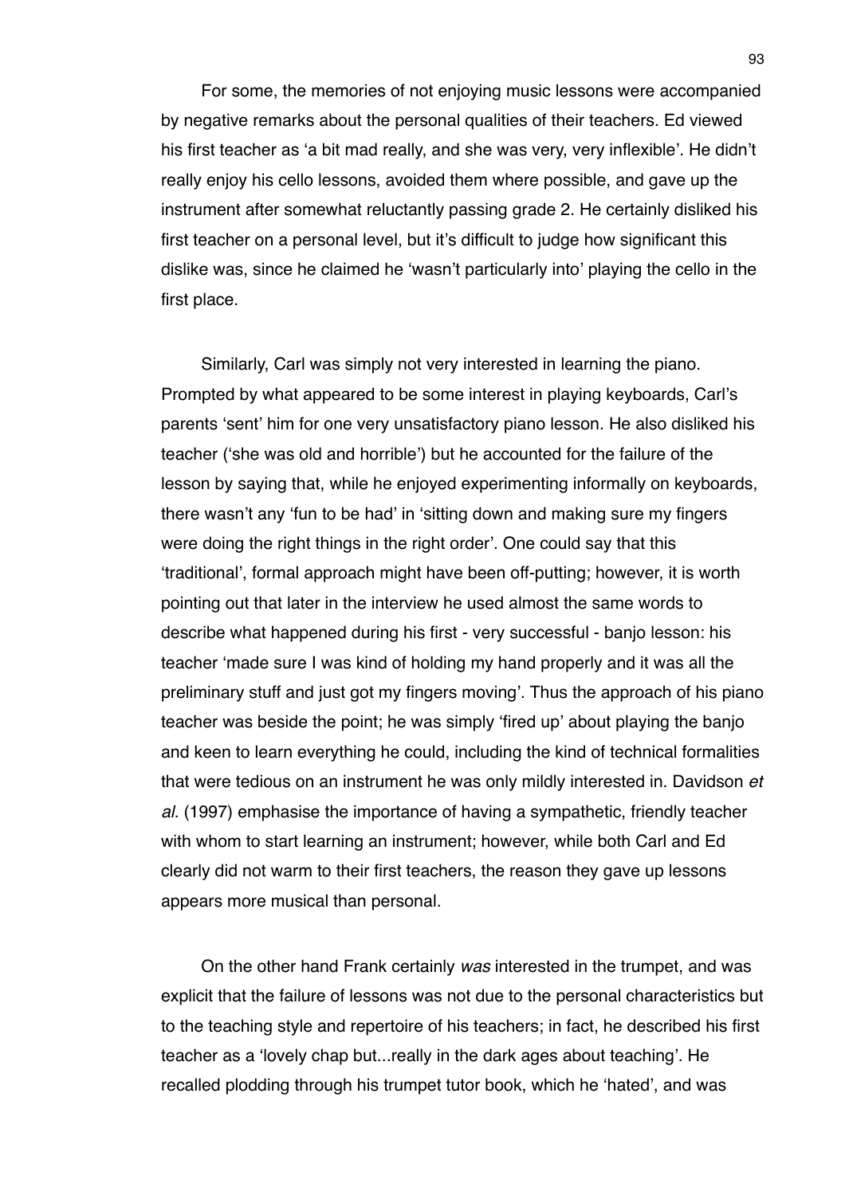For some, the memories of not enjoying music lessons were accompanied by negative remarks about the personal qualities of their teachers. Ed viewed his first teacher as 'a bit mad really, and she was very, very inflexible'. He didn't really enjoy his cello lessons, avoided them where possible, and gave up the instrument after somewhat reluctantly passing grade 2. He certainly disliked his first teacher on a personal level, but it's difficult to judge how significant this dislike was, since he claimed he 'wasn't particularly into' playing the cello in the first place.

Similarly, Carl was simply not very interested in learning the piano. Prompted by what appeared to be some interest in playing keyboards, Carl's parents 'sent' him for one very unsatisfactory piano lesson. He also disliked his teacher ('she was old and horrible') but he accounted for the failure of the lesson by saying that, while he enjoyed experimenting informally on keyboards, there wasn't any 'fun to be had' in 'sitting down and making sure my fingers were doing the right things in the right order'. One could say that this 'traditional', formal approach might have been off-putting; however, it is worth pointing out that later in the interview he used almost the same words to describe what happened during his first - very successful - banjo lesson: his teacher 'made sure I was kind of holding my hand properly and it was all the preliminary stuff and just got my fingers moving'. Thus the approach of his piano teacher was beside the point; he was simply 'fired up' about playing the banjo and keen to learn everything he could, including the kind of technical formalities that were tedious on an instrument he was only mildly interested in. Davidson *et al.* (1997) emphasise the importance of having a sympathetic, friendly teacher with whom to start learning an instrument; however, while both Carl and Ed clearly did not warm to their first teachers, the reason they gave up lessons appears more musical than personal.

On the other hand Frank certainly *was* interested in the trumpet, and was explicit that the failure of lessons was not due to the personal characteristics but to the teaching style and repertoire of his teachers; in fact, he described his first teacher as a 'lovely chap but...really in the dark ages about teaching'. He recalled plodding through his trumpet tutor book, which he 'hated', and was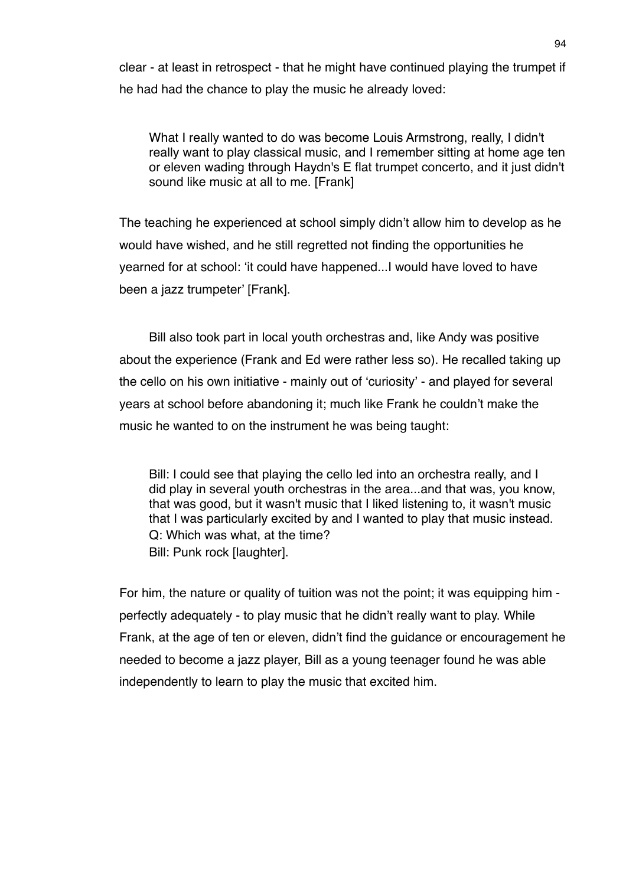clear - at least in retrospect - that he might have continued playing the trumpet if he had had the chance to play the music he already loved:

> What I really wanted to do was become Louis Armstrong, really, I didn't really want to play classical music, and I remember sitting at home age ten or eleven wading through Haydn's E flat trumpet concerto, and it just didn't sound like music at all to me. [Frank]

The teaching he experienced at school simply didn't allow him to develop as he would have wished, and he still regretted not finding the opportunities he yearned for at school: 'it could have happened...I would have loved to have been a jazz trumpeter' [Frank].

Bill also took part in local youth orchestras and, like Andy was positive about the experience (Frank and Ed were rather less so). He recalled taking up the cello on his own initiative - mainly out of 'curiosity' - and played for several years at school before abandoning it; much like Frank he couldn't make the music he wanted to on the instrument he was being taught:

> Bill: I could see that playing the cello led into an orchestra really, and I did play in several youth orchestras in the area...and that was, you know, that was good, but it wasn't music that I liked listening to, it wasn't music that I was particularly excited by and I wanted to play that music instead.
> Q: Which was what, at the time?
> Bill: Punk rock [laughter].

For him, the nature or quality of tuition was not the point; it was equipping him - perfectly adequately - to play music that he didn't really want to play. While Frank, at the age of ten or eleven, didn't find the guidance or encouragement he needed to become a jazz player, Bill as a young teenager found he was able independently to learn to play the music that excited him.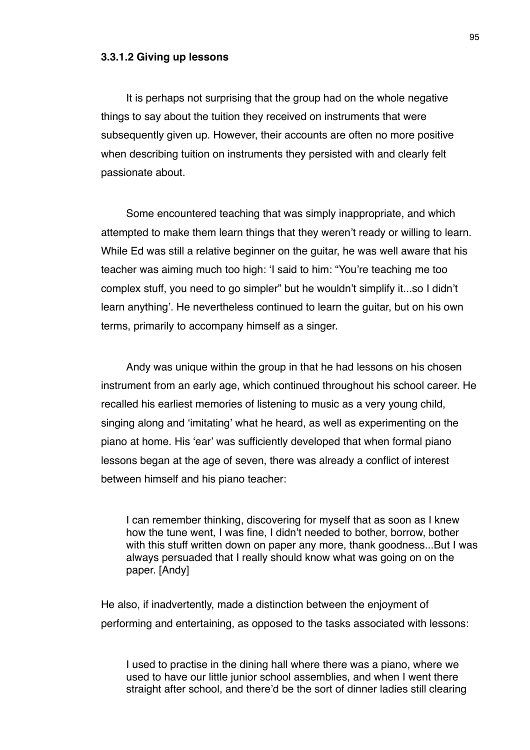#### 3.3.1.2 Giving up lessons

It is perhaps not surprising that the group had on the whole negative things to say about the tuition they received on instruments that were subsequently given up. However, their accounts are often no more positive when describing tuition on instruments they persisted with and clearly felt passionate about.

Some encountered teaching that was simply inappropriate, and which attempted to make them learn things that they weren't ready or willing to learn. While Ed was still a relative beginner on the guitar, he was well aware that his teacher was aiming much too high: 'I said to him: "You're teaching me too complex stuff, you need to go simpler" but he wouldn't simplify it...so I didn't learn anything'. He nevertheless continued to learn the guitar, but on his own terms, primarily to accompany himself as a singer.

Andy was unique within the group in that he had lessons on his chosen instrument from an early age, which continued throughout his school career. He recalled his earliest memories of listening to music as a very young child, singing along and 'imitating' what he heard, as well as experimenting on the piano at home. His 'ear' was sufficiently developed that when formal piano lessons began at the age of seven, there was already a conflict of interest between himself and his piano teacher:

> I can remember thinking, discovering for myself that as soon as I knew how the tune went, I was fine, I didn't needed to bother, borrow, bother with this stuff written down on paper any more, thank goodness...But I was always persuaded that I really should know what was going on on the paper. [Andy]

He also, if inadvertently, made a distinction between the enjoyment of performing and entertaining, as opposed to the tasks associated with lessons:

> I used to practise in the dining hall where there was a piano, where we used to have our little junior school assemblies, and when I went there straight after school, and there'd be the sort of dinner ladies still clearing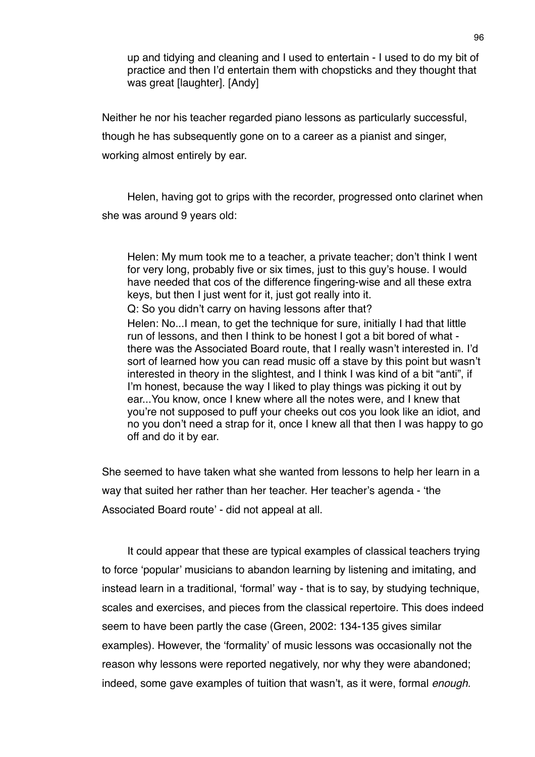> up and tidying and cleaning and I used to entertain - I used to do my bit of practice and then I'd entertain them with chopsticks and they thought that was great [laughter]. [Andy]

Neither he nor his teacher regarded piano lessons as particularly successful, though he has subsequently gone on to a career as a pianist and singer, working almost entirely by ear.

Helen, having got to grips with the recorder, progressed onto clarinet when she was around 9 years old:

> Helen: My mum took me to a teacher, a private teacher; don't think I went for very long, probably five or six times, just to this guy's house. I would have needed that cos of the difference fingering-wise and all these extra keys, but then I just went for it, just got really into it.
>
> Q: So you didn't carry on having lessons after that?
>
> Helen: No...I mean, to get the technique for sure, initially I had that little run of lessons, and then I think to be honest I got a bit bored of what - there was the Associated Board route, that I really wasn't interested in. I'd sort of learned how you can read music off a stave by this point but wasn't interested in theory in the slightest, and I think I was kind of a bit "anti", if I'm honest, because the way I liked to play things was picking it out by ear...You know, once I knew where all the notes were, and I knew that you're not supposed to puff your cheeks out cos you look like an idiot, and no you don't need a strap for it, once I knew all that then I was happy to go off and do it by ear.

She seemed to have taken what she wanted from lessons to help her learn in a way that suited her rather than her teacher. Her teacher's agenda - 'the Associated Board route' - did not appeal at all.

It could appear that these are typical examples of classical teachers trying to force 'popular' musicians to abandon learning by listening and imitating, and instead learn in a traditional, 'formal' way - that is to say, by studying technique, scales and exercises, and pieces from the classical repertoire. This does indeed seem to have been partly the case (Green, 2002: 134-135 gives similar examples). However, the 'formality' of music lessons was occasionally not the reason why lessons were reported negatively, nor why they were abandoned; indeed, some gave examples of tuition that wasn't, as it were, formal *enough*.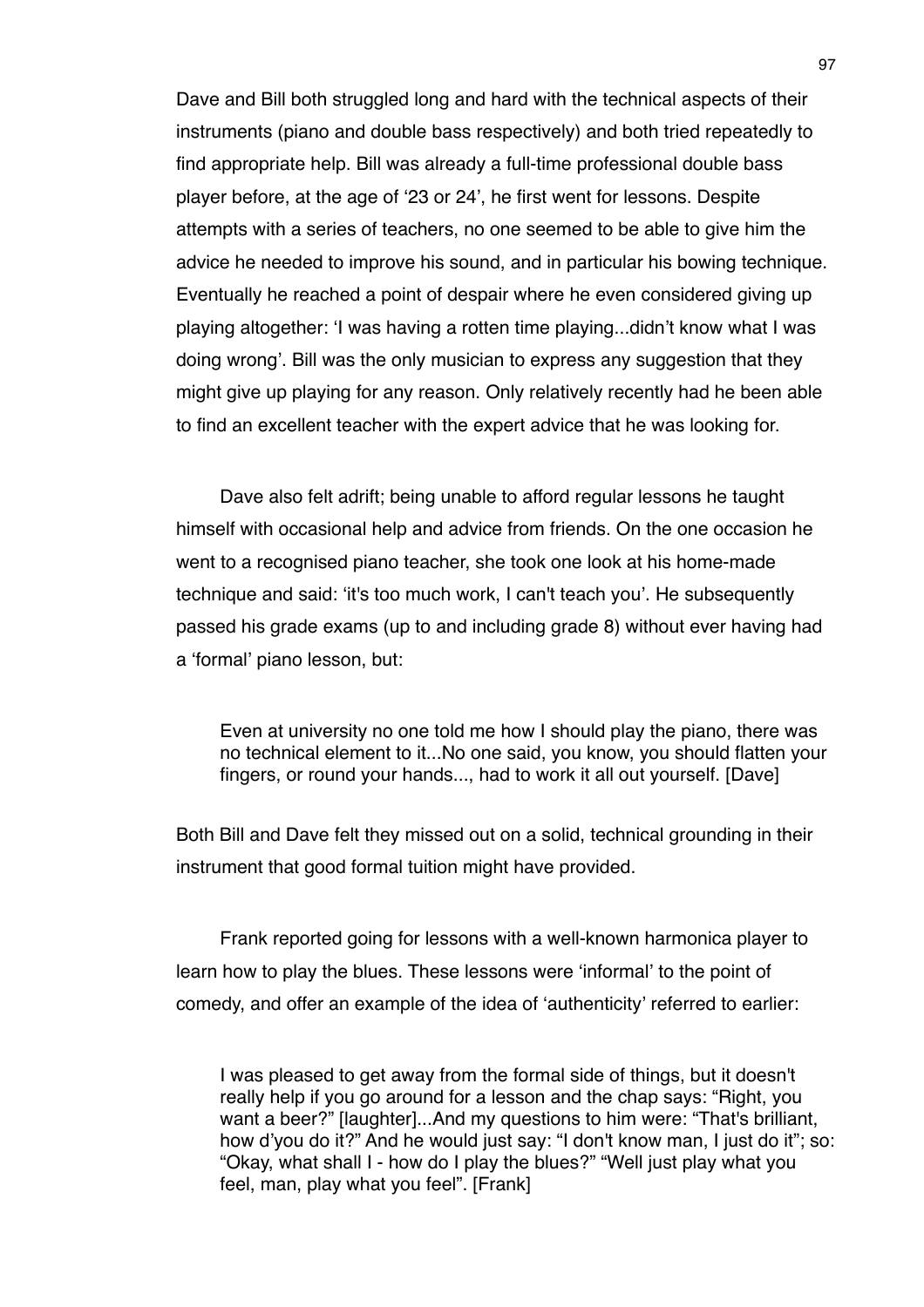Dave and Bill both struggled long and hard with the technical aspects of their instruments (piano and double bass respectively) and both tried repeatedly to find appropriate help. Bill was already a full-time professional double bass player before, at the age of '23 or 24', he first went for lessons. Despite attempts with a series of teachers, no one seemed to be able to give him the advice he needed to improve his sound, and in particular his bowing technique. Eventually he reached a point of despair where he even considered giving up playing altogether: 'I was having a rotten time playing...didn't know what I was doing wrong'. Bill was the only musician to express any suggestion that they might give up playing for any reason. Only relatively recently had he been able to find an excellent teacher with the expert advice that he was looking for.

Dave also felt adrift; being unable to afford regular lessons he taught himself with occasional help and advice from friends. On the one occasion he went to a recognised piano teacher, she took one look at his home-made technique and said: 'it's too much work, I can't teach you'. He subsequently passed his grade exams (up to and including grade 8) without ever having had a 'formal' piano lesson, but:

> Even at university no one told me how I should play the piano, there was no technical element to it...No one said, you know, you should flatten your fingers, or round your hands..., had to work it all out yourself. [Dave]

Both Bill and Dave felt they missed out on a solid, technical grounding in their instrument that good formal tuition might have provided.

Frank reported going for lessons with a well-known harmonica player to learn how to play the blues. These lessons were 'informal' to the point of comedy, and offer an example of the idea of 'authenticity' referred to earlier:

> I was pleased to get away from the formal side of things, but it doesn't really help if you go around for a lesson and the chap says: "Right, you want a beer?" [laughter]...And my questions to him were: "That's brilliant, how d'you do it?" And he would just say: "I don't know man, I just do it"; so: "Okay, what shall I - how do I play the blues?" "Well just play what you feel, man, play what you feel". [Frank]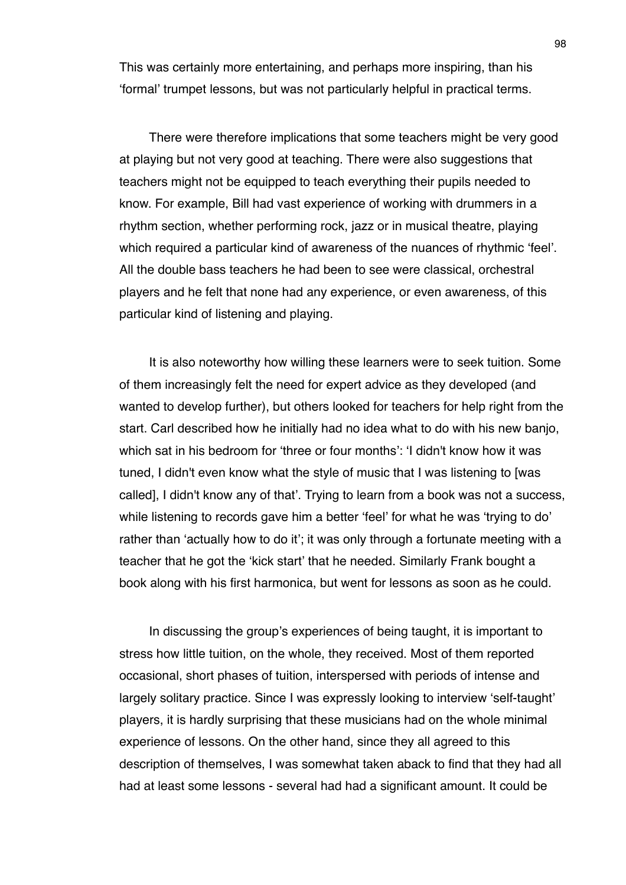This was certainly more entertaining, and perhaps more inspiring, than his 'formal' trumpet lessons, but was not particularly helpful in practical terms.

There were therefore implications that some teachers might be very good at playing but not very good at teaching. There were also suggestions that teachers might not be equipped to teach everything their pupils needed to know. For example, Bill had vast experience of working with drummers in a rhythm section, whether performing rock, jazz or in musical theatre, playing which required a particular kind of awareness of the nuances of rhythmic 'feel'. All the double bass teachers he had been to see were classical, orchestral players and he felt that none had any experience, or even awareness, of this particular kind of listening and playing.

It is also noteworthy how willing these learners were to seek tuition. Some of them increasingly felt the need for expert advice as they developed (and wanted to develop further), but others looked for teachers for help right from the start. Carl described how he initially had no idea what to do with his new banjo, which sat in his bedroom for 'three or four months': 'I didn't know how it was tuned, I didn't even know what the style of music that I was listening to [was called], I didn't know any of that'. Trying to learn from a book was not a success, while listening to records gave him a better 'feel' for what he was 'trying to do' rather than 'actually how to do it'; it was only through a fortunate meeting with a teacher that he got the 'kick start' that he needed. Similarly Frank bought a book along with his first harmonica, but went for lessons as soon as he could.

In discussing the group's experiences of being taught, it is important to stress how little tuition, on the whole, they received. Most of them reported occasional, short phases of tuition, interspersed with periods of intense and largely solitary practice. Since I was expressly looking to interview 'self-taught' players, it is hardly surprising that these musicians had on the whole minimal experience of lessons. On the other hand, since they all agreed to this description of themselves, I was somewhat taken aback to find that they had all had at least some lessons - several had had a significant amount. It could be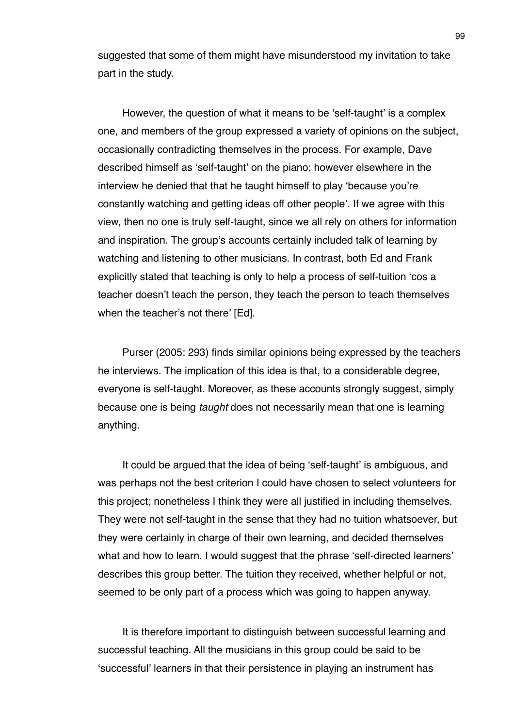suggested that some of them might have misunderstood my invitation to take part in the study.

However, the question of what it means to be 'self-taught' is a complex one, and members of the group expressed a variety of opinions on the subject, occasionally contradicting themselves in the process. For example, Dave described himself as 'self-taught' on the piano; however elsewhere in the interview he denied that that he taught himself to play 'because you're constantly watching and getting ideas off other people'. If we agree with this view, then no one is truly self-taught, since we all rely on others for information and inspiration. The group's accounts certainly included talk of learning by watching and listening to other musicians. In contrast, both Ed and Frank explicitly stated that teaching is only to help a process of self-tuition 'cos a teacher doesn't teach the person, they teach the person to teach themselves when the teacher's not there' [Ed].

Purser (2005: 293) finds similar opinions being expressed by the teachers he interviews. The implication of this idea is that, to a considerable degree, everyone is self-taught. Moreover, as these accounts strongly suggest, simply because one is being *taught* does not necessarily mean that one is learning anything.

It could be argued that the idea of being 'self-taught' is ambiguous, and was perhaps not the best criterion I could have chosen to select volunteers for this project; nonetheless I think they were all justified in including themselves. They were not self-taught in the sense that they had no tuition whatsoever, but they were certainly in charge of their own learning, and decided themselves what and how to learn. I would suggest that the phrase 'self-directed learners' describes this group better. The tuition they received, whether helpful or not, seemed to be only part of a process which was going to happen anyway.

It is therefore important to distinguish between successful learning and successful teaching. All the musicians in this group could be said to be 'successful' learners in that their persistence in playing an instrument has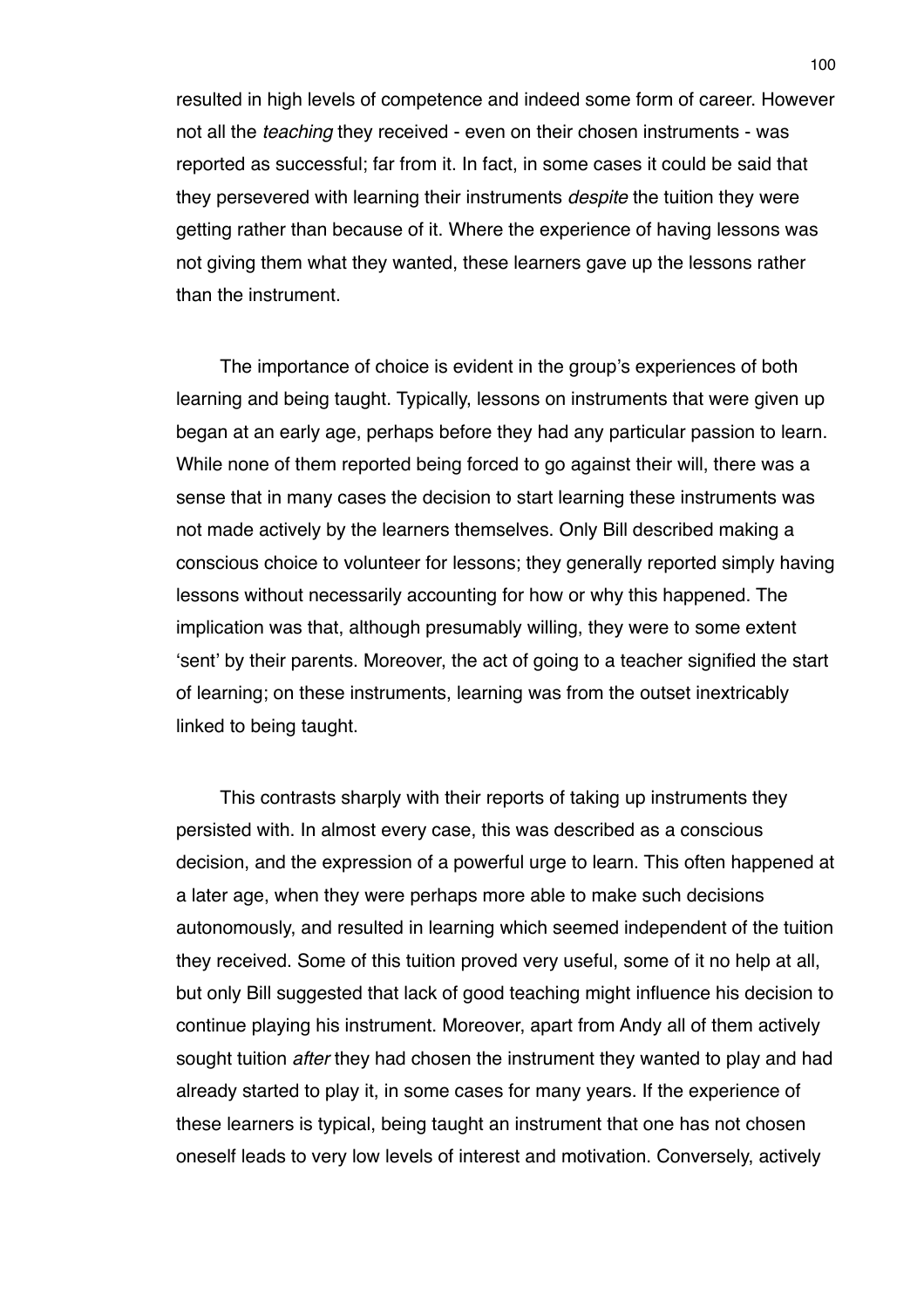resulted in high levels of competence and indeed some form of career. However not all the *teaching* they received - even on their chosen instruments - was reported as successful; far from it. In fact, in some cases it could be said that they persevered with learning their instruments *despite* the tuition they were getting rather than because of it. Where the experience of having lessons was not giving them what they wanted, these learners gave up the lessons rather than the instrument.

The importance of choice is evident in the group's experiences of both learning and being taught. Typically, lessons on instruments that were given up began at an early age, perhaps before they had any particular passion to learn. While none of them reported being forced to go against their will, there was a sense that in many cases the decision to start learning these instruments was not made actively by the learners themselves. Only Bill described making a conscious choice to volunteer for lessons; they generally reported simply having lessons without necessarily accounting for how or why this happened. The implication was that, although presumably willing, they were to some extent 'sent' by their parents. Moreover, the act of going to a teacher signified the start of learning; on these instruments, learning was from the outset inextricably linked to being taught.

This contrasts sharply with their reports of taking up instruments they persisted with. In almost every case, this was described as a conscious decision, and the expression of a powerful urge to learn. This often happened at a later age, when they were perhaps more able to make such decisions autonomously, and resulted in learning which seemed independent of the tuition they received. Some of this tuition proved very useful, some of it no help at all, but only Bill suggested that lack of good teaching might influence his decision to continue playing his instrument. Moreover, apart from Andy all of them actively sought tuition *after* they had chosen the instrument they wanted to play and had already started to play it, in some cases for many years. If the experience of these learners is typical, being taught an instrument that one has not chosen oneself leads to very low levels of interest and motivation. Conversely, actively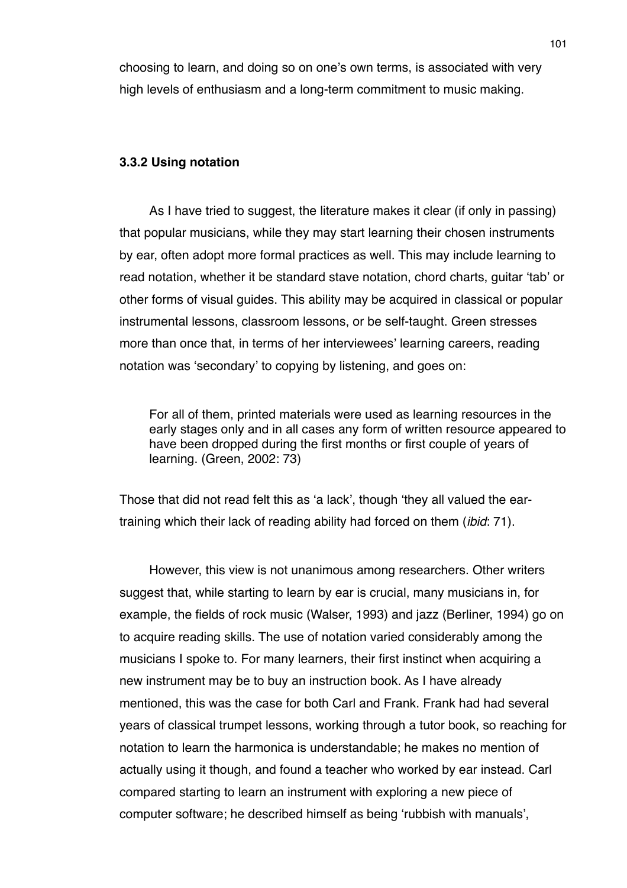choosing to learn, and doing so on one's own terms, is associated with very high levels of enthusiasm and a long-term commitment to music making.

### 3.3.2 Using notation

As I have tried to suggest, the literature makes it clear (if only in passing) that popular musicians, while they may start learning their chosen instruments by ear, often adopt more formal practices as well. This may include learning to read notation, whether it be standard stave notation, chord charts, guitar 'tab' or other forms of visual guides. This ability may be acquired in classical or popular instrumental lessons, classroom lessons, or be self-taught. Green stresses more than once that, in terms of her interviewees' learning careers, reading notation was 'secondary' to copying by listening, and goes on:

> For all of them, printed materials were used as learning resources in the early stages only and in all cases any form of written resource appeared to have been dropped during the first months or first couple of years of learning. (Green, 2002: 73)

Those that did not read felt this as 'a lack', though 'they all valued the ear-training which their lack of reading ability had forced on them (*ibid*: 71).

However, this view is not unanimous among researchers. Other writers suggest that, while starting to learn by ear is crucial, many musicians in, for example, the fields of rock music (Walser, 1993) and jazz (Berliner, 1994) go on to acquire reading skills. The use of notation varied considerably among the musicians I spoke to. For many learners, their first instinct when acquiring a new instrument may be to buy an instruction book. As I have already mentioned, this was the case for both Carl and Frank. Frank had had several years of classical trumpet lessons, working through a tutor book, so reaching for notation to learn the harmonica is understandable; he makes no mention of actually using it though, and found a teacher who worked by ear instead. Carl compared starting to learn an instrument with exploring a new piece of computer software; he described himself as being 'rubbish with manuals',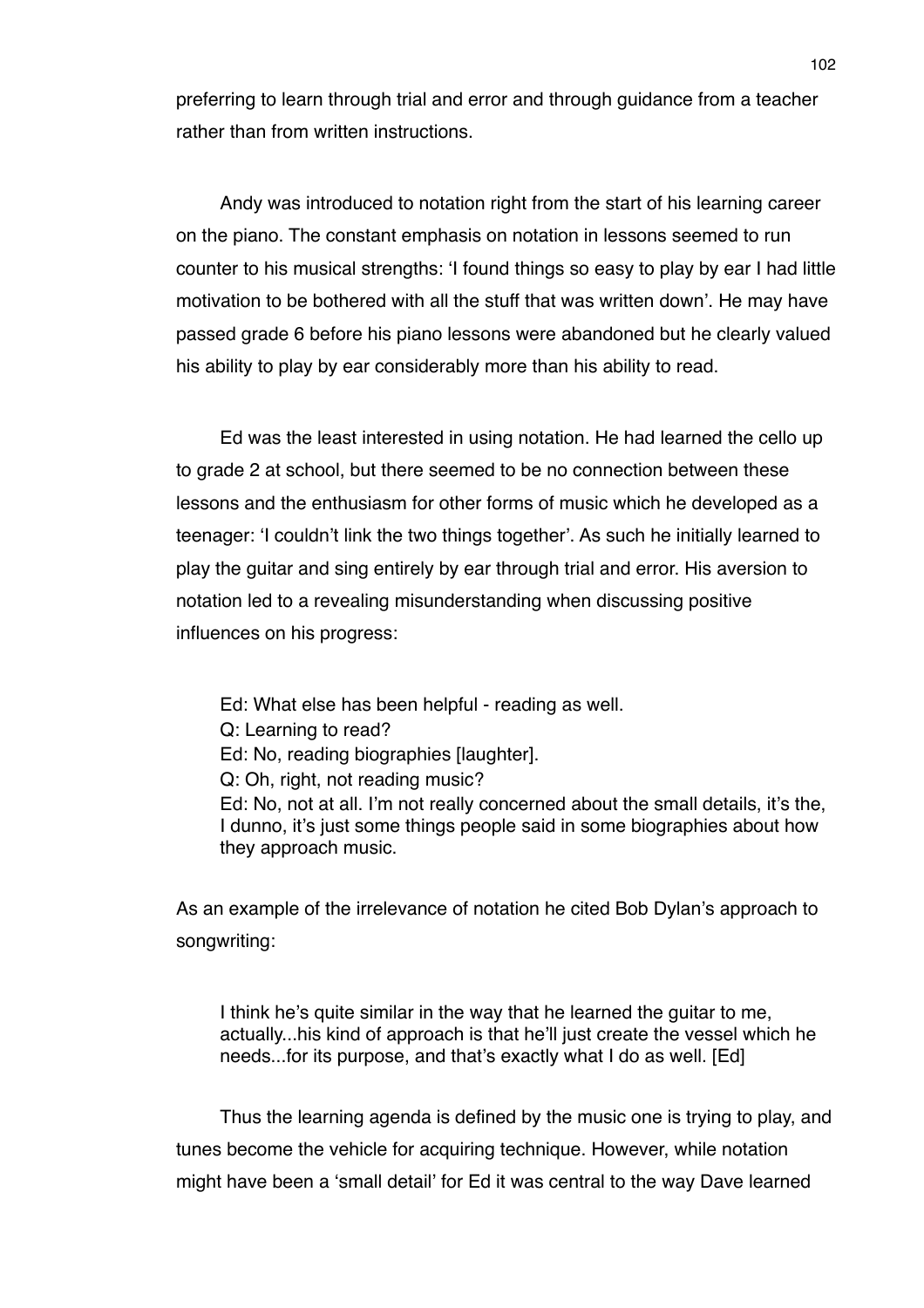preferring to learn through trial and error and through guidance from a teacher rather than from written instructions.

Andy was introduced to notation right from the start of his learning career on the piano. The constant emphasis on notation in lessons seemed to run counter to his musical strengths: 'I found things so easy to play by ear I had little motivation to be bothered with all the stuff that was written down'. He may have passed grade 6 before his piano lessons were abandoned but he clearly valued his ability to play by ear considerably more than his ability to read.

Ed was the least interested in using notation. He had learned the cello up to grade 2 at school, but there seemed to be no connection between these lessons and the enthusiasm for other forms of music which he developed as a teenager: 'I couldn't link the two things together'. As such he initially learned to play the guitar and sing entirely by ear through trial and error. His aversion to notation led to a revealing misunderstanding when discussing positive influences on his progress:

> Ed: What else has been helpful - reading as well.
> Q: Learning to read?
> Ed: No, reading biographies [laughter].
> Q: Oh, right, not reading music?
> Ed: No, not at all. I'm not really concerned about the small details, it's the, I dunno, it's just some things people said in some biographies about how they approach music.

As an example of the irrelevance of notation he cited Bob Dylan's approach to songwriting:

> I think he's quite similar in the way that he learned the guitar to me, actually...his kind of approach is that he'll just create the vessel which he needs...for its purpose, and that's exactly what I do as well. [Ed]

Thus the learning agenda is defined by the music one is trying to play, and tunes become the vehicle for acquiring technique. However, while notation might have been a 'small detail' for Ed it was central to the way Dave learned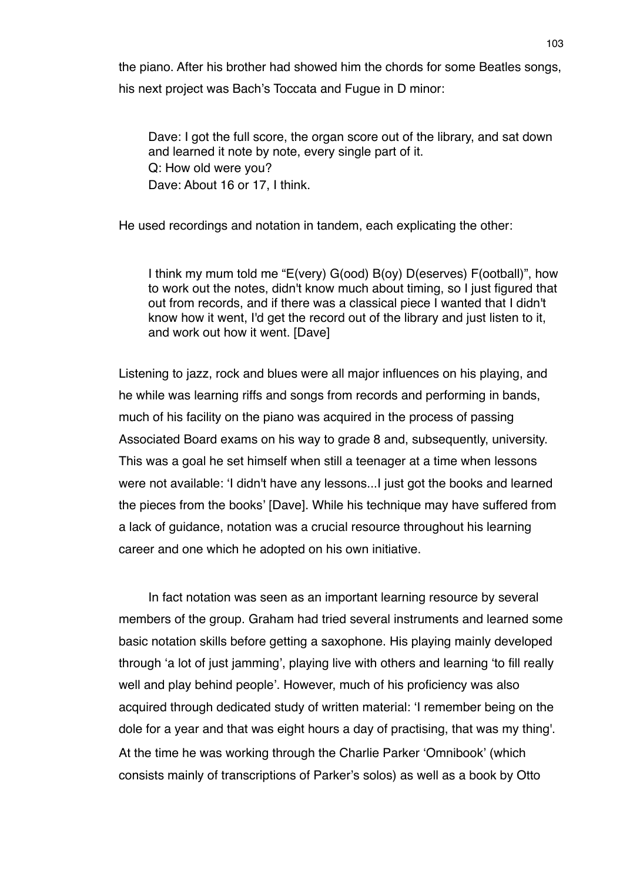the piano. After his brother had showed him the chords for some Beatles songs, his next project was Bach's Toccata and Fugue in D minor:

> Dave: I got the full score, the organ score out of the library, and sat down and learned it note by note, every single part of it.
> Q: How old were you?
> Dave: About 16 or 17, I think.

He used recordings and notation in tandem, each explicating the other:

> I think my mum told me "E(very) G(ood) B(oy) D(eserves) F(ootball)", how to work out the notes, didn't know much about timing, so I just figured that out from records, and if there was a classical piece I wanted that I didn't know how it went, I'd get the record out of the library and just listen to it, and work out how it went. [Dave]

Listening to jazz, rock and blues were all major influences on his playing, and he while was learning riffs and songs from records and performing in bands, much of his facility on the piano was acquired in the process of passing Associated Board exams on his way to grade 8 and, subsequently, university. This was a goal he set himself when still a teenager at a time when lessons were not available: 'I didn't have any lessons...I just got the books and learned the pieces from the books' [Dave]. While his technique may have suffered from a lack of guidance, notation was a crucial resource throughout his learning career and one which he adopted on his own initiative.

In fact notation was seen as an important learning resource by several members of the group. Graham had tried several instruments and learned some basic notation skills before getting a saxophone. His playing mainly developed through 'a lot of just jamming', playing live with others and learning 'to fill really well and play behind people'. However, much of his proficiency was also acquired through dedicated study of written material: 'I remember being on the dole for a year and that was eight hours a day of practising, that was my thing'. At the time he was working through the Charlie Parker 'Omnibook' (which consists mainly of transcriptions of Parker's solos) as well as a book by Otto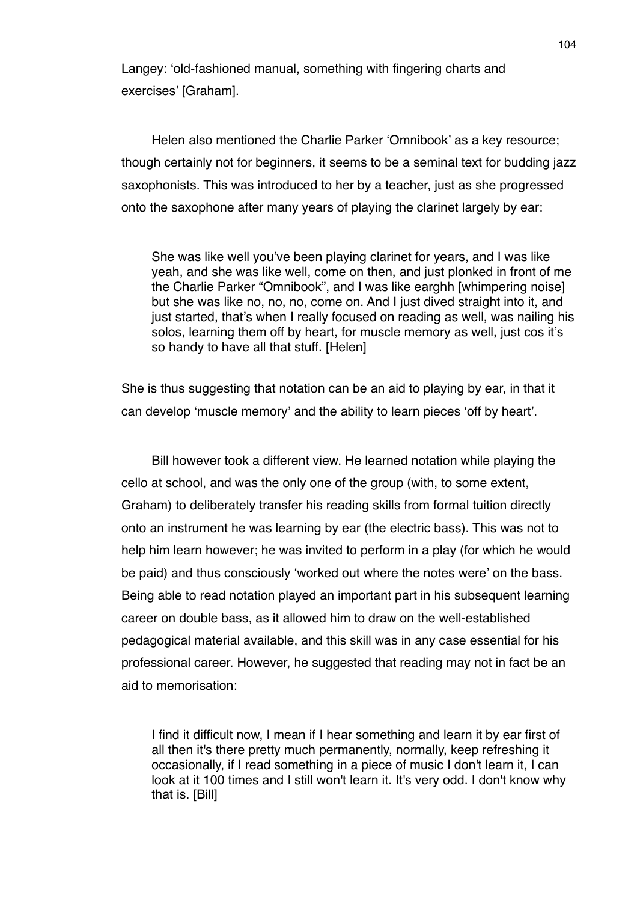Langey: 'old-fashioned manual, something with fingering charts and exercises' [Graham].

Helen also mentioned the Charlie Parker 'Omnibook' as a key resource; though certainly not for beginners, it seems to be a seminal text for budding jazz saxophonists. This was introduced to her by a teacher, just as she progressed onto the saxophone after many years of playing the clarinet largely by ear:

> She was like well you've been playing clarinet for years, and I was like yeah, and she was like well, come on then, and just plonked in front of me the Charlie Parker "Omnibook", and I was like earghh [whimpering noise] but she was like no, no, no, come on. And I just dived straight into it, and just started, that's when I really focused on reading as well, was nailing his solos, learning them off by heart, for muscle memory as well, just cos it's so handy to have all that stuff. [Helen]

She is thus suggesting that notation can be an aid to playing by ear, in that it can develop 'muscle memory' and the ability to learn pieces 'off by heart'.

Bill however took a different view. He learned notation while playing the cello at school, and was the only one of the group (with, to some extent, Graham) to deliberately transfer his reading skills from formal tuition directly onto an instrument he was learning by ear (the electric bass). This was not to help him learn however; he was invited to perform in a play (for which he would be paid) and thus consciously 'worked out where the notes were' on the bass. Being able to read notation played an important part in his subsequent learning career on double bass, as it allowed him to draw on the well-established pedagogical material available, and this skill was in any case essential for his professional career. However, he suggested that reading may not in fact be an aid to memorisation:

> I find it difficult now, I mean if I hear something and learn it by ear first of all then it's there pretty much permanently, normally, keep refreshing it occasionally, if I read something in a piece of music I don't learn it, I can look at it 100 times and I still won't learn it. It's very odd. I don't know why that is. [Bill]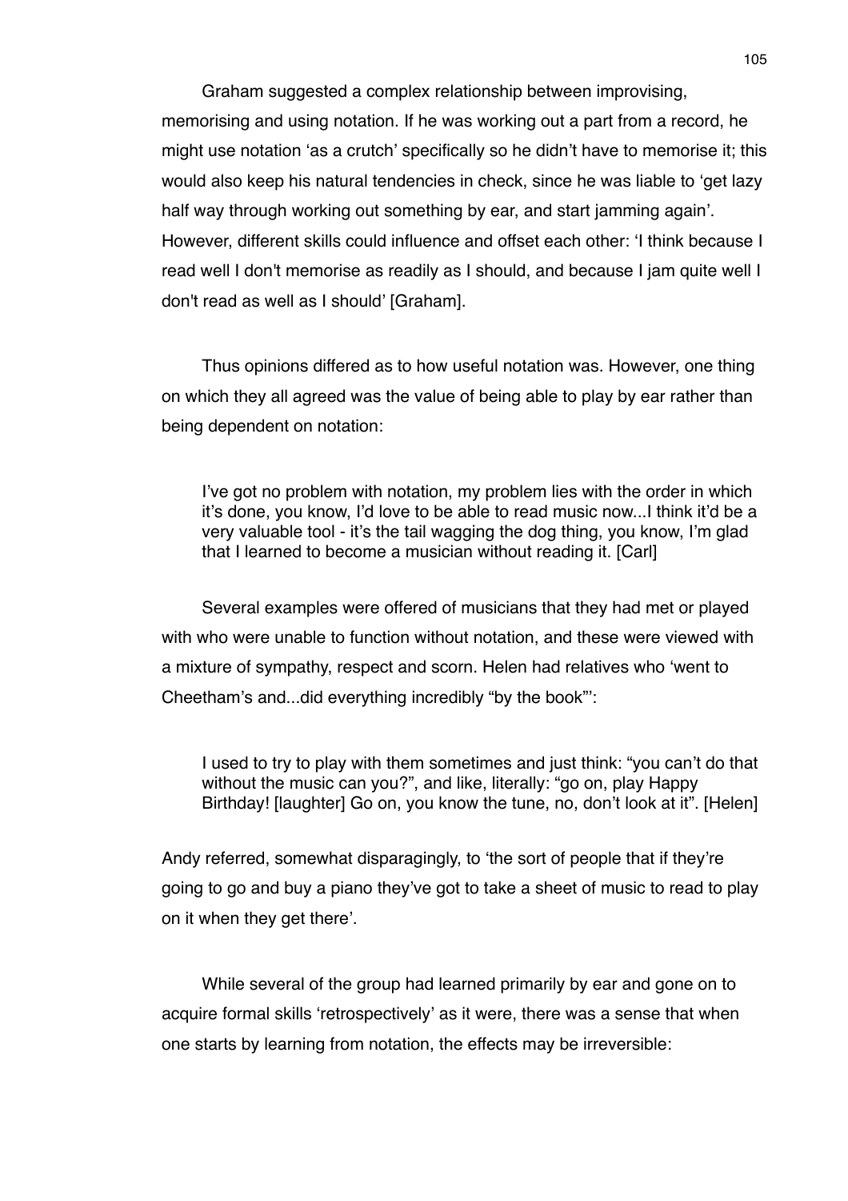Graham suggested a complex relationship between improvising, memorising and using notation. If he was working out a part from a record, he might use notation 'as a crutch' specifically so he didn't have to memorise it; this would also keep his natural tendencies in check, since he was liable to 'get lazy half way through working out something by ear, and start jamming again'. However, different skills could influence and offset each other: 'I think because I read well I don't memorise as readily as I should, and because I jam quite well I don't read as well as I should' [Graham].

Thus opinions differed as to how useful notation was. However, one thing on which they all agreed was the value of being able to play by ear rather than being dependent on notation:

> I've got no problem with notation, my problem lies with the order in which it's done, you know, I'd love to be able to read music now...I think it'd be a very valuable tool - it's the tail wagging the dog thing, you know, I'm glad that I learned to become a musician without reading it. [Carl]

Several examples were offered of musicians that they had met or played with who were unable to function without notation, and these were viewed with a mixture of sympathy, respect and scorn. Helen had relatives who 'went to Cheetham's and...did everything incredibly "by the book"':

> I used to try to play with them sometimes and just think: "you can't do that without the music can you?", and like, literally: "go on, play Happy Birthday! [laughter] Go on, you know the tune, no, don't look at it". [Helen]

Andy referred, somewhat disparagingly, to 'the sort of people that if they're going to go and buy a piano they've got to take a sheet of music to read to play on it when they get there'.

While several of the group had learned primarily by ear and gone on to acquire formal skills 'retrospectively' as it were, there was a sense that when one starts by learning from notation, the effects may be irreversible: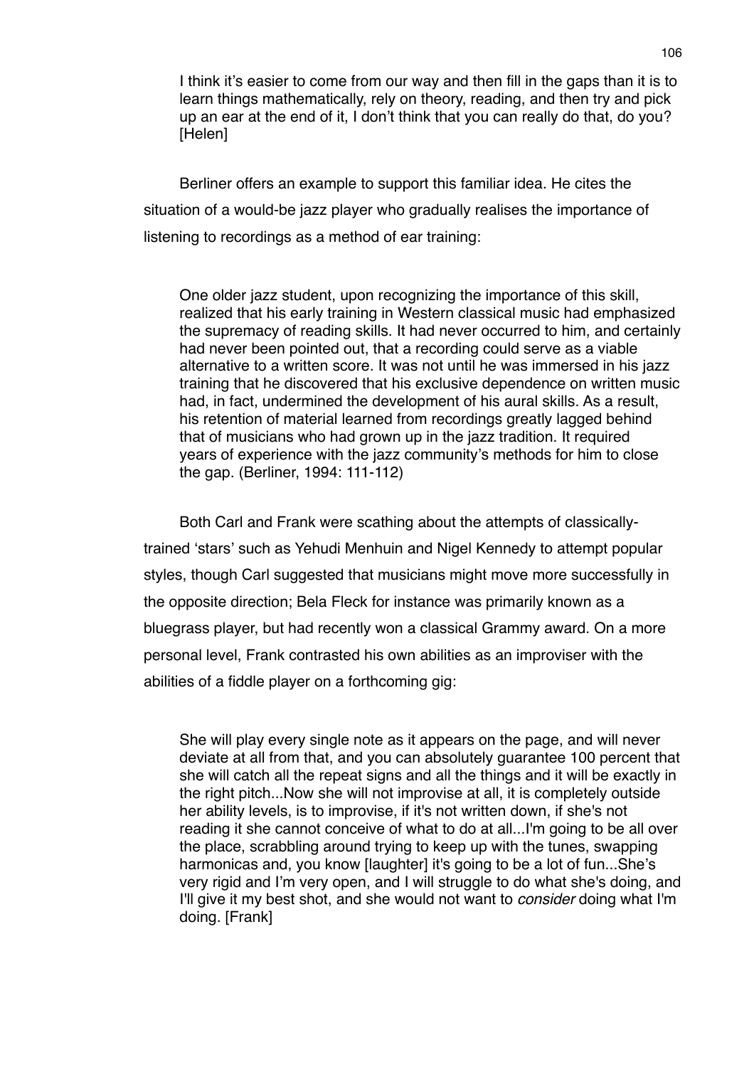> I think it's easier to come from our way and then fill in the gaps than it is to learn things mathematically, rely on theory, reading, and then try and pick up an ear at the end of it, I don't think that you can really do that, do you? [Helen]

Berliner offers an example to support this familiar idea. He cites the situation of a would-be jazz player who gradually realises the importance of listening to recordings as a method of ear training:

> One older jazz student, upon recognizing the importance of this skill, realized that his early training in Western classical music had emphasized the supremacy of reading skills. It had never occurred to him, and certainly had never been pointed out, that a recording could serve as a viable alternative to a written score. It was not until he was immersed in his jazz training that he discovered that his exclusive dependence on written music had, in fact, undermined the development of his aural skills. As a result, his retention of material learned from recordings greatly lagged behind that of musicians who had grown up in the jazz tradition. It required years of experience with the jazz community's methods for him to close the gap. (Berliner, 1994: 111-112)

Both Carl and Frank were scathing about the attempts of classically-trained 'stars' such as Yehudi Menhuin and Nigel Kennedy to attempt popular styles, though Carl suggested that musicians might move more successfully in the opposite direction; Bela Fleck for instance was primarily known as a bluegrass player, but had recently won a classical Grammy award. On a more personal level, Frank contrasted his own abilities as an improviser with the abilities of a fiddle player on a forthcoming gig:

> She will play every single note as it appears on the page, and will never deviate at all from that, and you can absolutely guarantee 100 percent that she will catch all the repeat signs and all the things and it will be exactly in the right pitch...Now she will not improvise at all, it is completely outside her ability levels, is to improvise, if it's not written down, if she's not reading it she cannot conceive of what to do at all...I'm going to be all over the place, scrabbling around trying to keep up with the tunes, swapping harmonicas and, you know [laughter] it's going to be a lot of fun...She's very rigid and I'm very open, and I will struggle to do what she's doing, and I'll give it my best shot, and she would not want to *consider* doing what I'm doing. [Frank]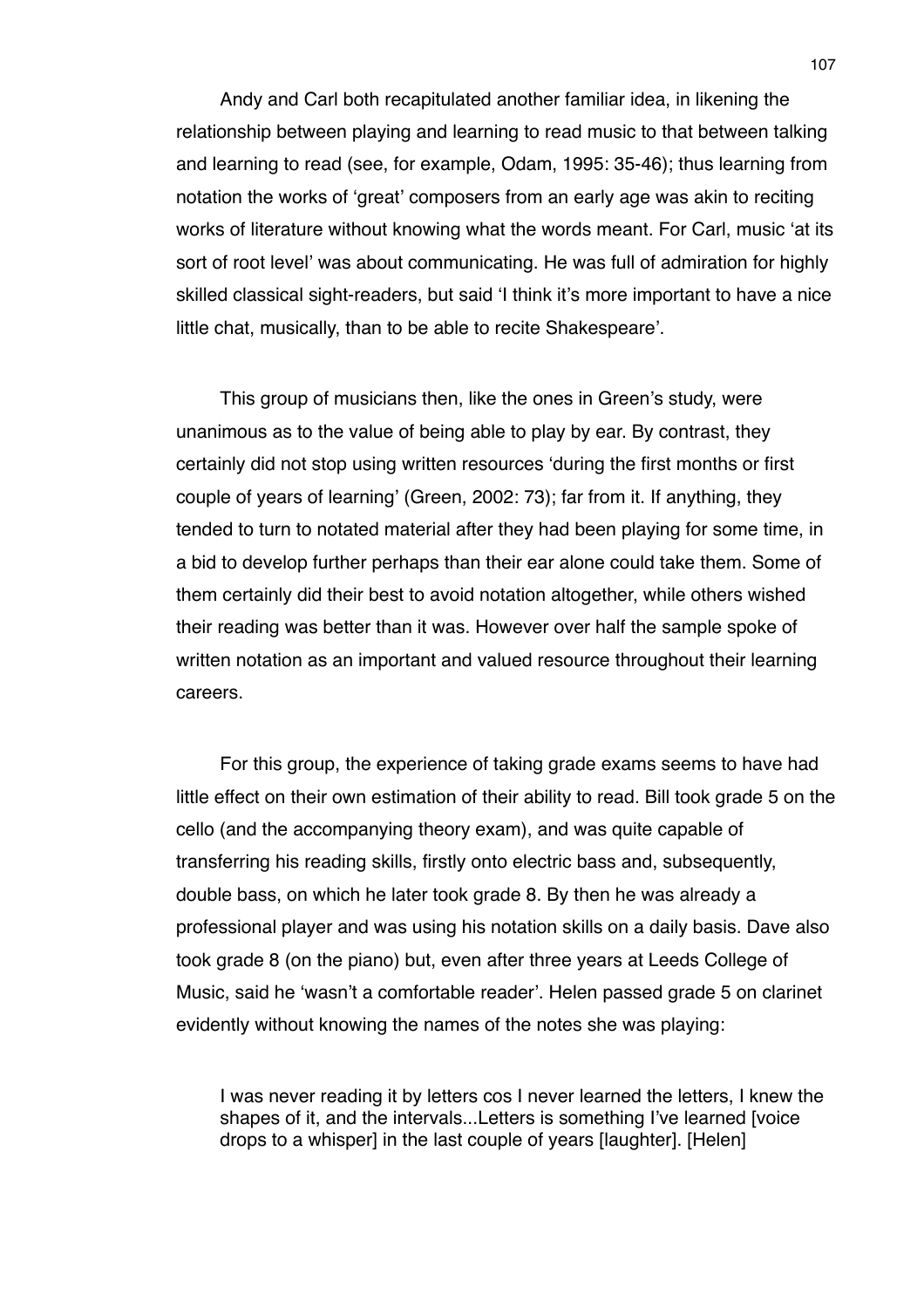Andy and Carl both recapitulated another familiar idea, in likening the relationship between playing and learning to read music to that between talking and learning to read (see, for example, Odam, 1995: 35-46); thus learning from notation the works of 'great' composers from an early age was akin to reciting works of literature without knowing what the words meant. For Carl, music 'at its sort of root level' was about communicating. He was full of admiration for highly skilled classical sight-readers, but said 'I think it's more important to have a nice little chat, musically, than to be able to recite Shakespeare'.

This group of musicians then, like the ones in Green's study, were unanimous as to the value of being able to play by ear. By contrast, they certainly did not stop using written resources 'during the first months or first couple of years of learning' (Green, 2002: 73); far from it. If anything, they tended to turn to notated material after they had been playing for some time, in a bid to develop further perhaps than their ear alone could take them. Some of them certainly did their best to avoid notation altogether, while others wished their reading was better than it was. However over half the sample spoke of written notation as an important and valued resource throughout their learning careers.

For this group, the experience of taking grade exams seems to have had little effect on their own estimation of their ability to read. Bill took grade 5 on the cello (and the accompanying theory exam), and was quite capable of transferring his reading skills, firstly onto electric bass and, subsequently, double bass, on which he later took grade 8. By then he was already a professional player and was using his notation skills on a daily basis. Dave also took grade 8 (on the piano) but, even after three years at Leeds College of Music, said he 'wasn't a comfortable reader'. Helen passed grade 5 on clarinet evidently without knowing the names of the notes she was playing:

> I was never reading it by letters cos I never learned the letters, I knew the shapes of it, and the intervals...Letters is something I've learned [voice drops to a whisper] in the last couple of years [laughter]. [Helen]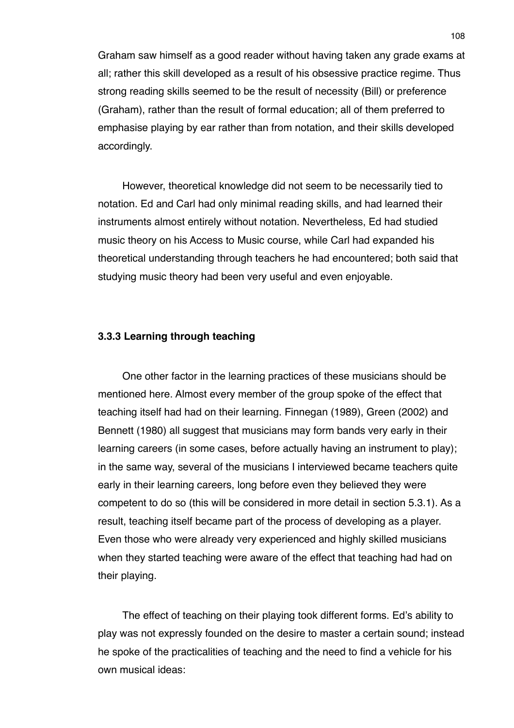Graham saw himself as a good reader without having taken any grade exams at all; rather this skill developed as a result of his obsessive practice regime. Thus strong reading skills seemed to be the result of necessity (Bill) or preference (Graham), rather than the result of formal education; all of them preferred to emphasise playing by ear rather than from notation, and their skills developed accordingly.

However, theoretical knowledge did not seem to be necessarily tied to notation. Ed and Carl had only minimal reading skills, and had learned their instruments almost entirely without notation. Nevertheless, Ed had studied music theory on his Access to Music course, while Carl had expanded his theoretical understanding through teachers he had encountered; both said that studying music theory had been very useful and even enjoyable.

### 3.3.3 Learning through teaching

One other factor in the learning practices of these musicians should be mentioned here. Almost every member of the group spoke of the effect that teaching itself had had on their learning. Finnegan (1989), Green (2002) and Bennett (1980) all suggest that musicians may form bands very early in their learning careers (in some cases, before actually having an instrument to play); in the same way, several of the musicians I interviewed became teachers quite early in their learning careers, long before even they believed they were competent to do so (this will be considered in more detail in section 5.3.1). As a result, teaching itself became part of the process of developing as a player. Even those who were already very experienced and highly skilled musicians when they started teaching were aware of the effect that teaching had had on their playing.

The effect of teaching on their playing took different forms. Ed's ability to play was not expressly founded on the desire to master a certain sound; instead he spoke of the practicalities of teaching and the need to find a vehicle for his own musical ideas: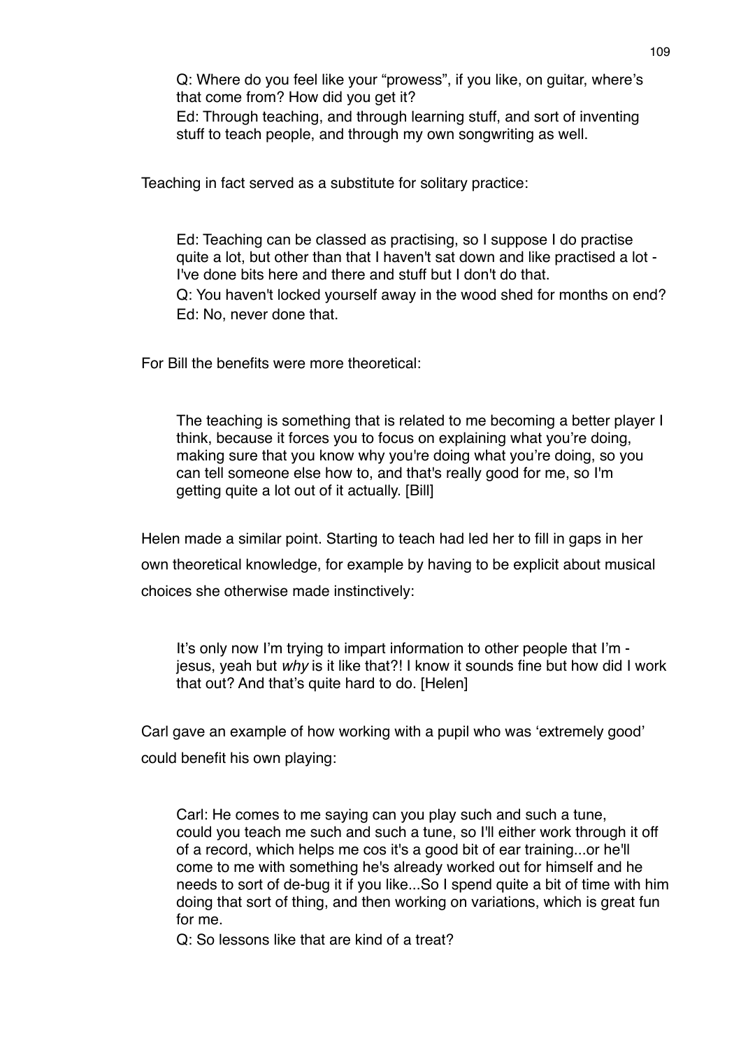> Q: Where do you feel like your “prowess”, if you like, on guitar, where’s that come from? How did you get it?
> Ed: Through teaching, and through learning stuff, and sort of inventing stuff to teach people, and through my own songwriting as well.

Teaching in fact served as a substitute for solitary practice:

> Ed: Teaching can be classed as practising, so I suppose I do practise quite a lot, but other than that I haven't sat down and like practised a lot - I've done bits here and there and stuff but I don't do that.
> Q: You haven't locked yourself away in the wood shed for months on end?
> Ed: No, never done that.

For Bill the benefits were more theoretical:

> The teaching is something that is related to me becoming a better player I think, because it forces you to focus on explaining what you’re doing, making sure that you know why you're doing what you’re doing, so you can tell someone else how to, and that's really good for me, so I'm getting quite a lot out of it actually. [Bill]

Helen made a similar point. Starting to teach had led her to fill in gaps in her own theoretical knowledge, for example by having to be explicit about musical choices she otherwise made instinctively:

> It’s only now I’m trying to impart information to other people that I’m - jesus, yeah but *why* is it like that?! I know it sounds fine but how did I work that out? And that’s quite hard to do. [Helen]

Carl gave an example of how working with a pupil who was ‘extremely good’ could benefit his own playing:

> Carl: He comes to me saying can you play such and such a tune, could you teach me such and such a tune, so I'll either work through it off of a record, which helps me cos it's a good bit of ear training...or he'll come to me with something he's already worked out for himself and he needs to sort of de-bug it if you like...So I spend quite a bit of time with him doing that sort of thing, and then working on variations, which is great fun for me.
> Q: So lessons like that are kind of a treat?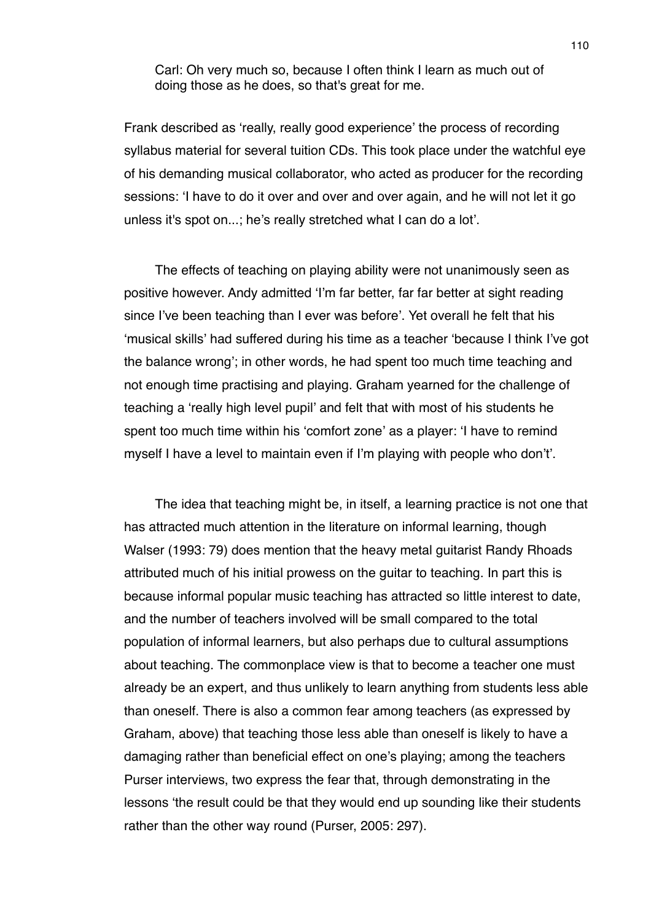> Carl: Oh very much so, because I often think I learn as much out of doing those as he does, so that's great for me.

Frank described as ‘really, really good experience’ the process of recording syllabus material for several tuition CDs. This took place under the watchful eye of his demanding musical collaborator, who acted as producer for the recording sessions: ‘I have to do it over and over and over again, and he will not let it go unless it's spot on...; he’s really stretched what I can do a lot’.

The effects of teaching on playing ability were not unanimously seen as positive however. Andy admitted ‘I’m far better, far far better at sight reading since I’ve been teaching than I ever was before’. Yet overall he felt that his ‘musical skills’ had suffered during his time as a teacher ‘because I think I’ve got the balance wrong’; in other words, he had spent too much time teaching and not enough time practising and playing. Graham yearned for the challenge of teaching a ‘really high level pupil’ and felt that with most of his students he spent too much time within his ‘comfort zone’ as a player: ‘I have to remind myself I have a level to maintain even if I’m playing with people who don’t’.

The idea that teaching might be, in itself, a learning practice is not one that has attracted much attention in the literature on informal learning, though Walser (1993: 79) does mention that the heavy metal guitarist Randy Rhoads attributed much of his initial prowess on the guitar to teaching. In part this is because informal popular music teaching has attracted so little interest to date, and the number of teachers involved will be small compared to the total population of informal learners, but also perhaps due to cultural assumptions about teaching. The commonplace view is that to become a teacher one must already be an expert, and thus unlikely to learn anything from students less able than oneself. There is also a common fear among teachers (as expressed by Graham, above) that teaching those less able than oneself is likely to have a damaging rather than beneficial effect on one’s playing; among the teachers Purser interviews, two express the fear that, through demonstrating in the lessons ‘the result could be that they would end up sounding like their students rather than the other way round (Purser, 2005: 297).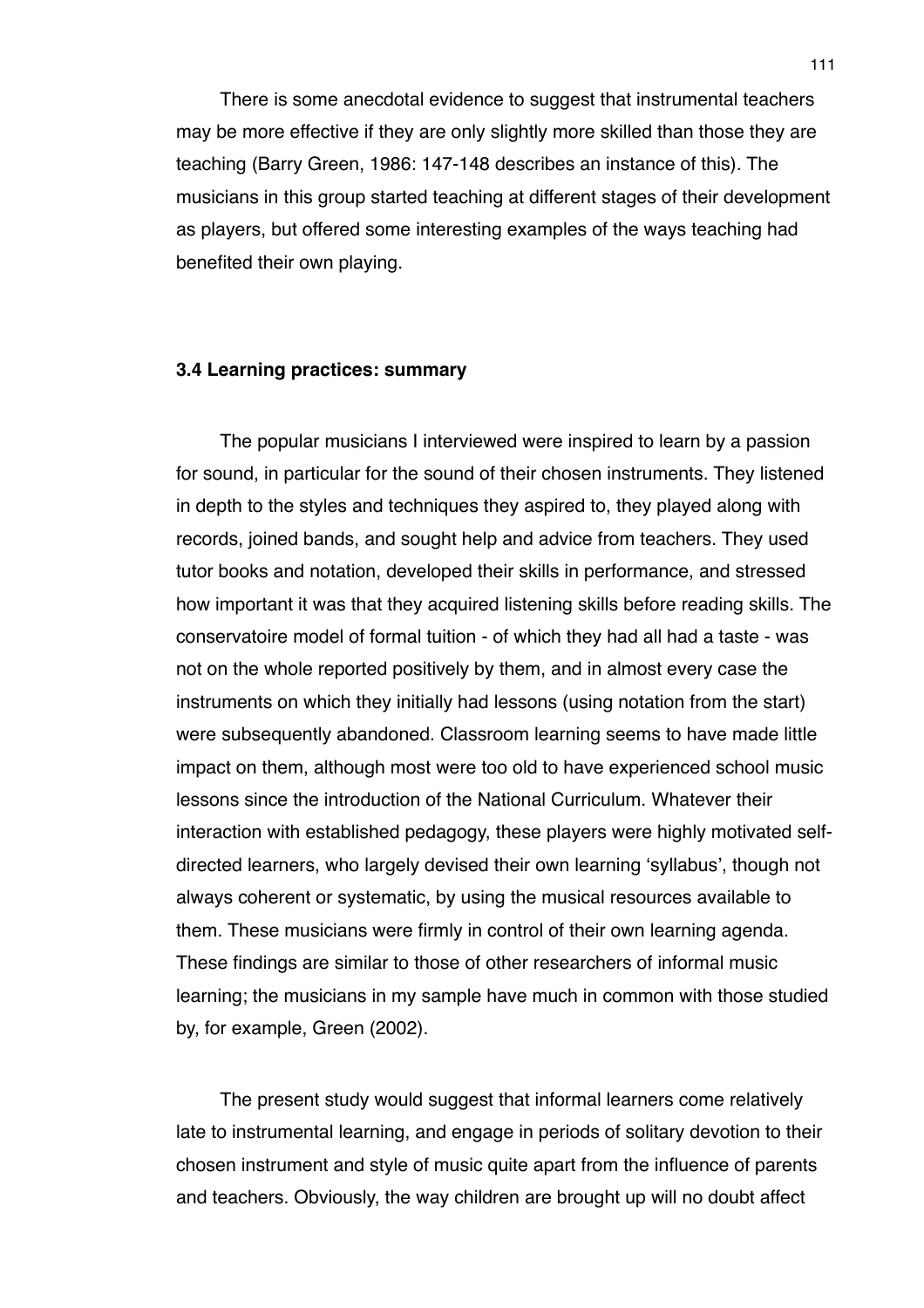There is some anecdotal evidence to suggest that instrumental teachers may be more effective if they are only slightly more skilled than those they are teaching (Barry Green, 1986: 147-148 describes an instance of this). The musicians in this group started teaching at different stages of their development as players, but offered some interesting examples of the ways teaching had benefited their own playing.

### 3.4 Learning practices: summary

The popular musicians I interviewed were inspired to learn by a passion for sound, in particular for the sound of their chosen instruments. They listened in depth to the styles and techniques they aspired to, they played along with records, joined bands, and sought help and advice from teachers. They used tutor books and notation, developed their skills in performance, and stressed how important it was that they acquired listening skills before reading skills. The conservatoire model of formal tuition - of which they had all had a taste - was not on the whole reported positively by them, and in almost every case the instruments on which they initially had lessons (using notation from the start) were subsequently abandoned. Classroom learning seems to have made little impact on them, although most were too old to have experienced school music lessons since the introduction of the National Curriculum. Whatever their interaction with established pedagogy, these players were highly motivated self-directed learners, who largely devised their own learning 'syllabus', though not always coherent or systematic, by using the musical resources available to them. These musicians were firmly in control of their own learning agenda. These findings are similar to those of other researchers of informal music learning; the musicians in my sample have much in common with those studied by, for example, Green (2002).

The present study would suggest that informal learners come relatively late to instrumental learning, and engage in periods of solitary devotion to their chosen instrument and style of music quite apart from the influence of parents and teachers. Obviously, the way children are brought up will no doubt affect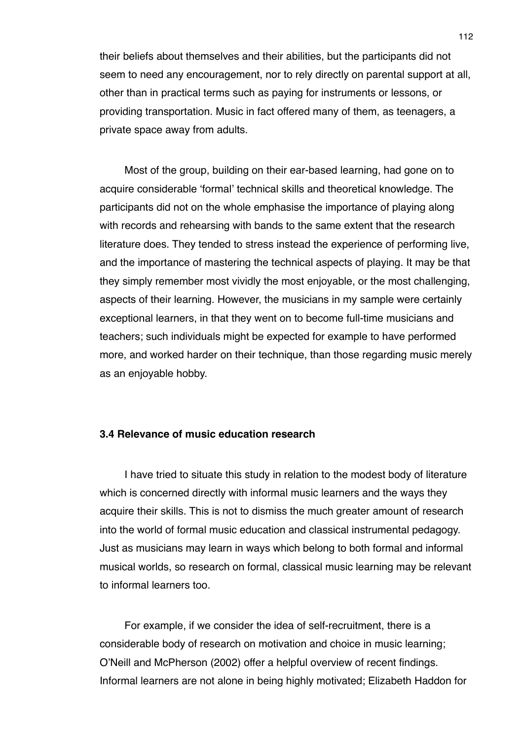their beliefs about themselves and their abilities, but the participants did not seem to need any encouragement, nor to rely directly on parental support at all, other than in practical terms such as paying for instruments or lessons, or providing transportation. Music in fact offered many of them, as teenagers, a private space away from adults.

Most of the group, building on their ear-based learning, had gone on to acquire considerable 'formal' technical skills and theoretical knowledge. The participants did not on the whole emphasise the importance of playing along with records and rehearsing with bands to the same extent that the research literature does. They tended to stress instead the experience of performing live, and the importance of mastering the technical aspects of playing. It may be that they simply remember most vividly the most enjoyable, or the most challenging, aspects of their learning. However, the musicians in my sample were certainly exceptional learners, in that they went on to become full-time musicians and teachers; such individuals might be expected for example to have performed more, and worked harder on their technique, than those regarding music merely as an enjoyable hobby.

### 3.4 Relevance of music education research

I have tried to situate this study in relation to the modest body of literature which is concerned directly with informal music learners and the ways they acquire their skills. This is not to dismiss the much greater amount of research into the world of formal music education and classical instrumental pedagogy. Just as musicians may learn in ways which belong to both formal and informal musical worlds, so research on formal, classical music learning may be relevant to informal learners too.

For example, if we consider the idea of self-recruitment, there is a considerable body of research on motivation and choice in music learning; O'Neill and McPherson (2002) offer a helpful overview of recent findings. Informal learners are not alone in being highly motivated; Elizabeth Haddon for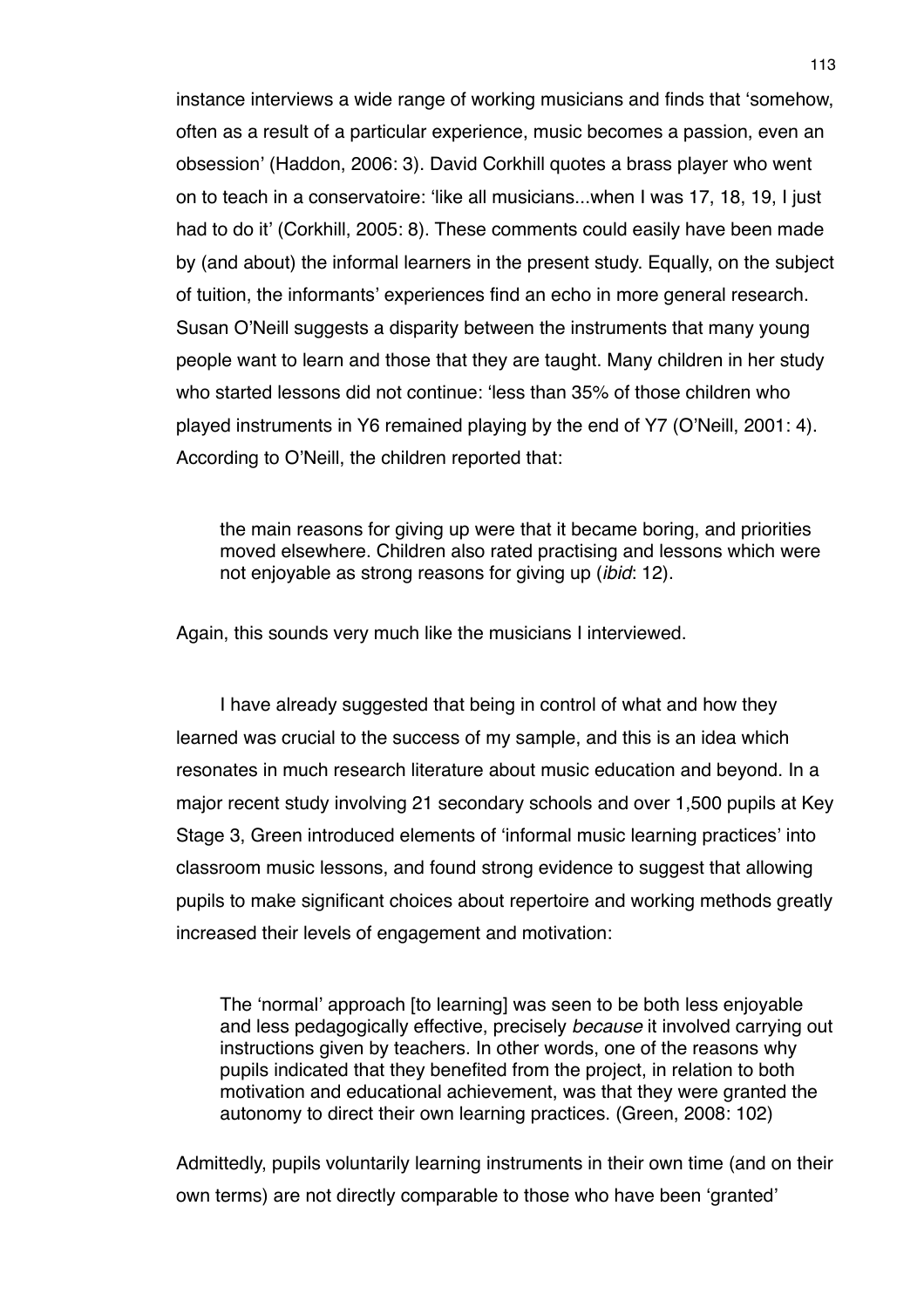instance interviews a wide range of working musicians and finds that 'somehow, often as a result of a particular experience, music becomes a passion, even an obsession' (Haddon, 2006: 3). David Corkhill quotes a brass player who went on to teach in a conservatoire: 'like all musicians...when I was 17, 18, 19, I just had to do it' (Corkhill, 2005: 8). These comments could easily have been made by (and about) the informal learners in the present study. Equally, on the subject of tuition, the informants' experiences find an echo in more general research. Susan O'Neill suggests a disparity between the instruments that many young people want to learn and those that they are taught. Many children in her study who started lessons did not continue: 'less than 35% of those children who played instruments in Y6 remained playing by the end of Y7 (O'Neill, 2001: 4). According to O'Neill, the children reported that:

> the main reasons for giving up were that it became boring, and priorities moved elsewhere. Children also rated practising and lessons which were not enjoyable as strong reasons for giving up (*ibid*: 12).

Again, this sounds very much like the musicians I interviewed.

I have already suggested that being in control of what and how they learned was crucial to the success of my sample, and this is an idea which resonates in much research literature about music education and beyond. In a major recent study involving 21 secondary schools and over 1,500 pupils at Key Stage 3, Green introduced elements of 'informal music learning practices' into classroom music lessons, and found strong evidence to suggest that allowing pupils to make significant choices about repertoire and working methods greatly increased their levels of engagement and motivation:

> The 'normal' approach [to learning] was seen to be both less enjoyable and less pedagogically effective, precisely *because* it involved carrying out instructions given by teachers. In other words, one of the reasons why pupils indicated that they benefited from the project, in relation to both motivation and educational achievement, was that they were granted the autonomy to direct their own learning practices. (Green, 2008: 102)

Admittedly, pupils voluntarily learning instruments in their own time (and on their own terms) are not directly comparable to those who have been 'granted'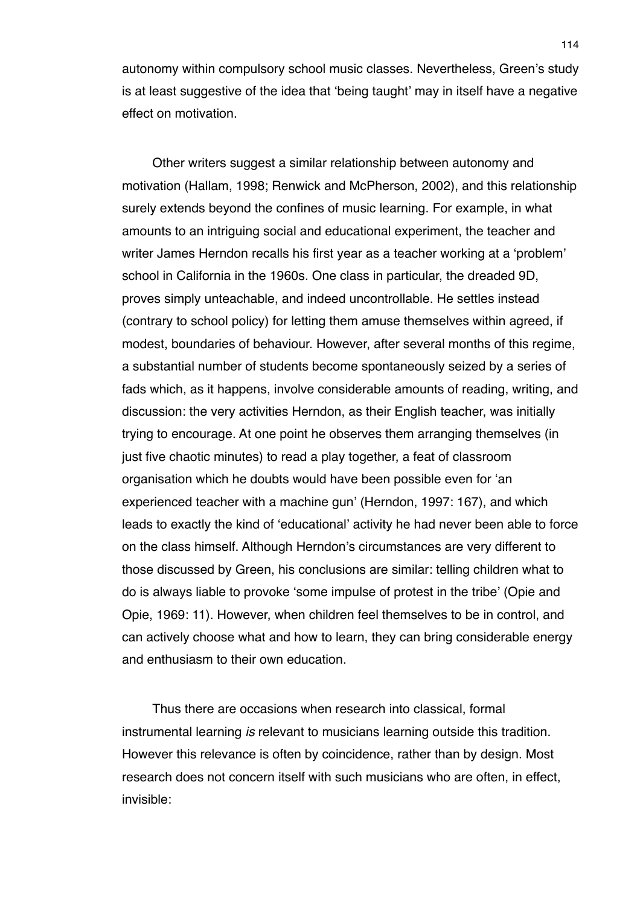autonomy within compulsory school music classes. Nevertheless, Green's study is at least suggestive of the idea that 'being taught' may in itself have a negative effect on motivation.

Other writers suggest a similar relationship between autonomy and motivation (Hallam, 1998; Renwick and McPherson, 2002), and this relationship surely extends beyond the confines of music learning. For example, in what amounts to an intriguing social and educational experiment, the teacher and writer James Herndon recalls his first year as a teacher working at a 'problem' school in California in the 1960s. One class in particular, the dreaded 9D, proves simply unteachable, and indeed uncontrollable. He settles instead (contrary to school policy) for letting them amuse themselves within agreed, if modest, boundaries of behaviour. However, after several months of this regime, a substantial number of students become spontaneously seized by a series of fads which, as it happens, involve considerable amounts of reading, writing, and discussion: the very activities Herndon, as their English teacher, was initially trying to encourage. At one point he observes them arranging themselves (in just five chaotic minutes) to read a play together, a feat of classroom organisation which he doubts would have been possible even for 'an experienced teacher with a machine gun' (Herndon, 1997: 167), and which leads to exactly the kind of 'educational' activity he had never been able to force on the class himself. Although Herndon's circumstances are very different to those discussed by Green, his conclusions are similar: telling children what to do is always liable to provoke 'some impulse of protest in the tribe' (Opie and Opie, 1969: 11). However, when children feel themselves to be in control, and can actively choose what and how to learn, they can bring considerable energy and enthusiasm to their own education.

Thus there are occasions when research into classical, formal instrumental learning *is* relevant to musicians learning outside this tradition. However this relevance is often by coincidence, rather than by design. Most research does not concern itself with such musicians who are often, in effect, invisible: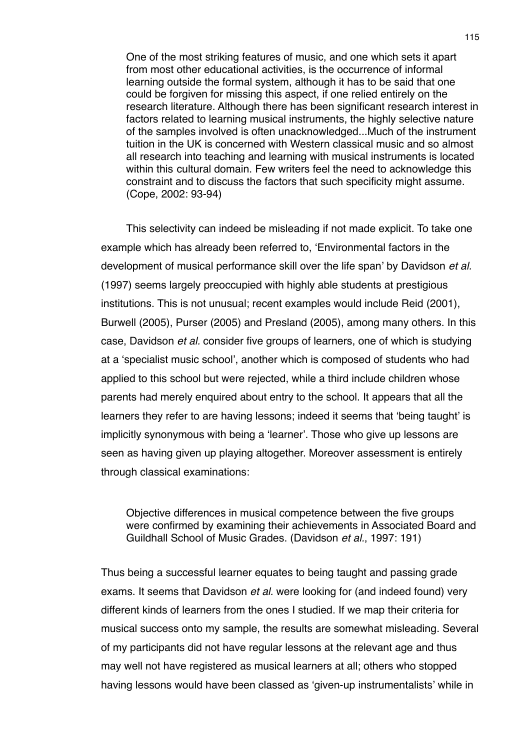> One of the most striking features of music, and one which sets it apart from most other educational activities, is the occurrence of informal learning outside the formal system, although it has to be said that one could be forgiven for missing this aspect, if one relied entirely on the research literature. Although there has been significant research interest in factors related to learning musical instruments, the highly selective nature of the samples involved is often unacknowledged...Much of the instrument tuition in the UK is concerned with Western classical music and so almost all research into teaching and learning with musical instruments is located within this cultural domain. Few writers feel the need to acknowledge this constraint and to discuss the factors that such specificity might assume. (Cope, 2002: 93-94)

This selectivity can indeed be misleading if not made explicit. To take one example which has already been referred to, 'Environmental factors in the development of musical performance skill over the life span' by Davidson *et al.* (1997) seems largely preoccupied with highly able students at prestigious institutions. This is not unusual; recent examples would include Reid (2001), Burwell (2005), Purser (2005) and Presland (2005), among many others. In this case, Davidson *et al.* consider five groups of learners, one of which is studying at a 'specialist music school', another which is composed of students who had applied to this school but were rejected, while a third include children whose parents had merely enquired about entry to the school. It appears that all the learners they refer to are having lessons; indeed it seems that 'being taught' is implicitly synonymous with being a 'learner'. Those who give up lessons are seen as having given up playing altogether. Moreover assessment is entirely through classical examinations:

> Objective differences in musical competence between the five groups were confirmed by examining their achievements in Associated Board and Guildhall School of Music Grades. (Davidson *et al.*, 1997: 191)

Thus being a successful learner equates to being taught and passing grade exams. It seems that Davidson *et al.* were looking for (and indeed found) very different kinds of learners from the ones I studied. If we map their criteria for musical success onto my sample, the results are somewhat misleading. Several of my participants did not have regular lessons at the relevant age and thus may well not have registered as musical learners at all; others who stopped having lessons would have been classed as 'given-up instrumentalists' while in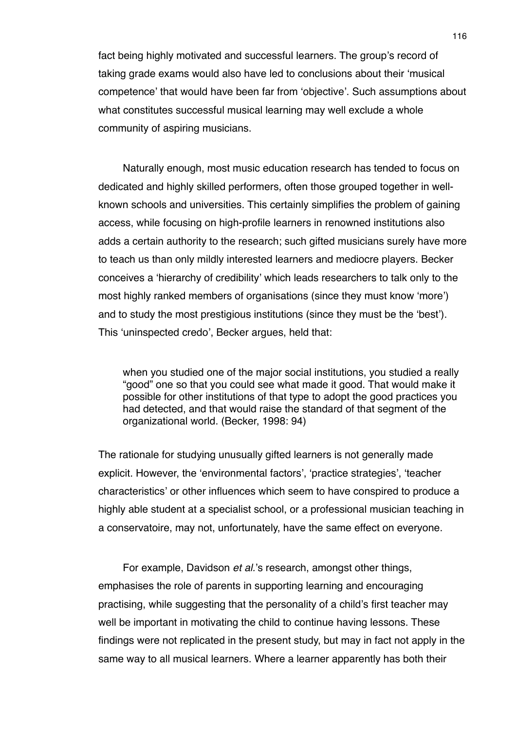fact being highly motivated and successful learners. The group's record of taking grade exams would also have led to conclusions about their 'musical competence' that would have been far from 'objective'. Such assumptions about what constitutes successful musical learning may well exclude a whole community of aspiring musicians.

Naturally enough, most music education research has tended to focus on dedicated and highly skilled performers, often those grouped together in well-known schools and universities. This certainly simplifies the problem of gaining access, while focusing on high-profile learners in renowned institutions also adds a certain authority to the research; such gifted musicians surely have more to teach us than only mildly interested learners and mediocre players. Becker conceives a 'hierarchy of credibility' which leads researchers to talk only to the most highly ranked members of organisations (since they must know 'more') and to study the most prestigious institutions (since they must be the 'best'). This 'uninspected credo', Becker argues, held that:

> when you studied one of the major social institutions, you studied a really "good" one so that you could see what made it good. That would make it possible for other institutions of that type to adopt the good practices you had detected, and that would raise the standard of that segment of the organizational world. (Becker, 1998: 94)

The rationale for studying unusually gifted learners is not generally made explicit. However, the 'environmental factors', 'practice strategies', 'teacher characteristics' or other influences which seem to have conspired to produce a highly able student at a specialist school, or a professional musician teaching in a conservatoire, may not, unfortunately, have the same effect on everyone.

For example, Davidson *et al.*'s research, amongst other things, emphasises the role of parents in supporting learning and encouraging practising, while suggesting that the personality of a child's first teacher may well be important in motivating the child to continue having lessons. These findings were not replicated in the present study, but may in fact not apply in the same way to all musical learners. Where a learner apparently has both their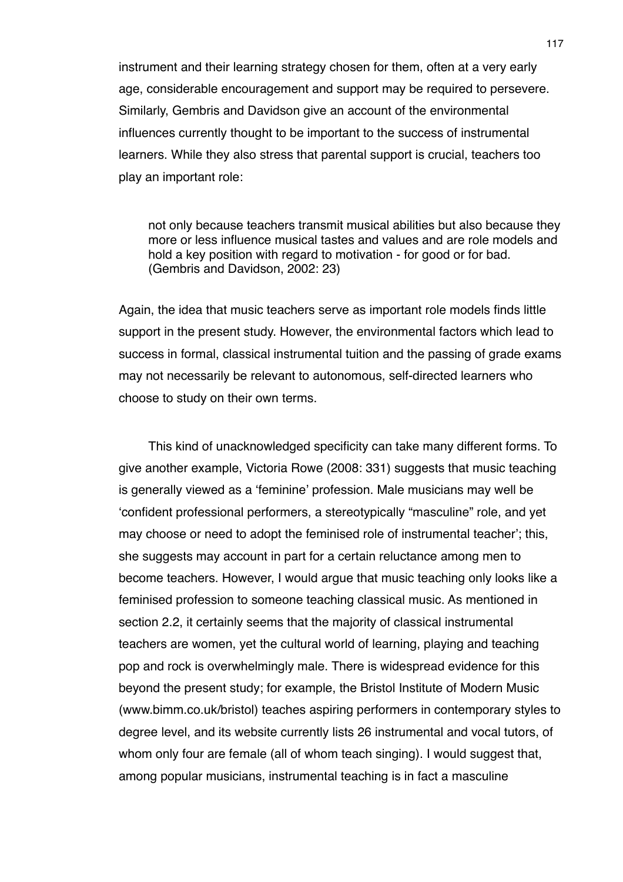instrument and their learning strategy chosen for them, often at a very early age, considerable encouragement and support may be required to persevere. Similarly, Gembris and Davidson give an account of the environmental influences currently thought to be important to the success of instrumental learners. While they also stress that parental support is crucial, teachers too play an important role:

> not only because teachers transmit musical abilities but also because they more or less influence musical tastes and values and are role models and hold a key position with regard to motivation - for good or for bad. (Gembris and Davidson, 2002: 23)

Again, the idea that music teachers serve as important role models finds little support in the present study. However, the environmental factors which lead to success in formal, classical instrumental tuition and the passing of grade exams may not necessarily be relevant to autonomous, self-directed learners who choose to study on their own terms.

This kind of unacknowledged specificity can take many different forms. To give another example, Victoria Rowe (2008: 331) suggests that music teaching is generally viewed as a 'feminine' profession. Male musicians may well be 'confident professional performers, a stereotypically "masculine" role, and yet may choose or need to adopt the feminised role of instrumental teacher'; this, she suggests may account in part for a certain reluctance among men to become teachers. However, I would argue that music teaching only looks like a feminised profession to someone teaching classical music. As mentioned in section 2.2, it certainly seems that the majority of classical instrumental teachers are women, yet the cultural world of learning, playing and teaching pop and rock is overwhelmingly male. There is widespread evidence for this beyond the present study; for example, the Bristol Institute of Modern Music (www.bimm.co.uk/bristol) teaches aspiring performers in contemporary styles to degree level, and its website currently lists 26 instrumental and vocal tutors, of whom only four are female (all of whom teach singing). I would suggest that, among popular musicians, instrumental teaching is in fact a masculine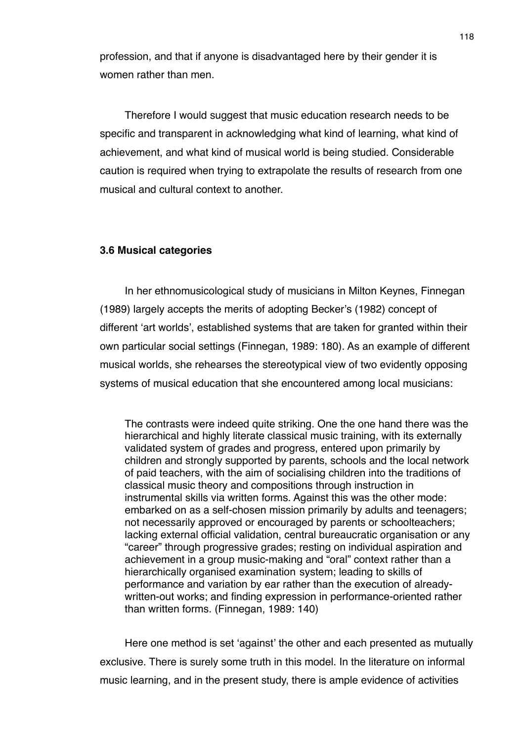profession, and that if anyone is disadvantaged here by their gender it is women rather than men.

Therefore I would suggest that music education research needs to be specific and transparent in acknowledging what kind of learning, what kind of achievement, and what kind of musical world is being studied. Considerable caution is required when trying to extrapolate the results of research from one musical and cultural context to another.

### 3.6 Musical categories

In her ethnomusicological study of musicians in Milton Keynes, Finnegan (1989) largely accepts the merits of adopting Becker's (1982) concept of different 'art worlds', established systems that are taken for granted within their own particular social settings (Finnegan, 1989: 180). As an example of different musical worlds, she rehearses the stereotypical view of two evidently opposing systems of musical education that she encountered among local musicians:

> The contrasts were indeed quite striking. One the one hand there was the hierarchical and highly literate classical music training, with its externally validated system of grades and progress, entered upon primarily by children and strongly supported by parents, schools and the local network of paid teachers, with the aim of socialising children into the traditions of classical music theory and compositions through instruction in instrumental skills via written forms. Against this was the other mode: embarked on as a self-chosen mission primarily by adults and teenagers; not necessarily approved or encouraged by parents or schoolteachers; lacking external official validation, central bureaucratic organisation or any "career" through progressive grades; resting on individual aspiration and achievement in a group music-making and "oral" context rather than a hierarchically organised examination system; leading to skills of performance and variation by ear rather than the execution of already-written-out works; and finding expression in performance-oriented rather than written forms. (Finnegan, 1989: 140)

Here one method is set 'against' the other and each presented as mutually exclusive. There is surely some truth in this model. In the literature on informal music learning, and in the present study, there is ample evidence of activities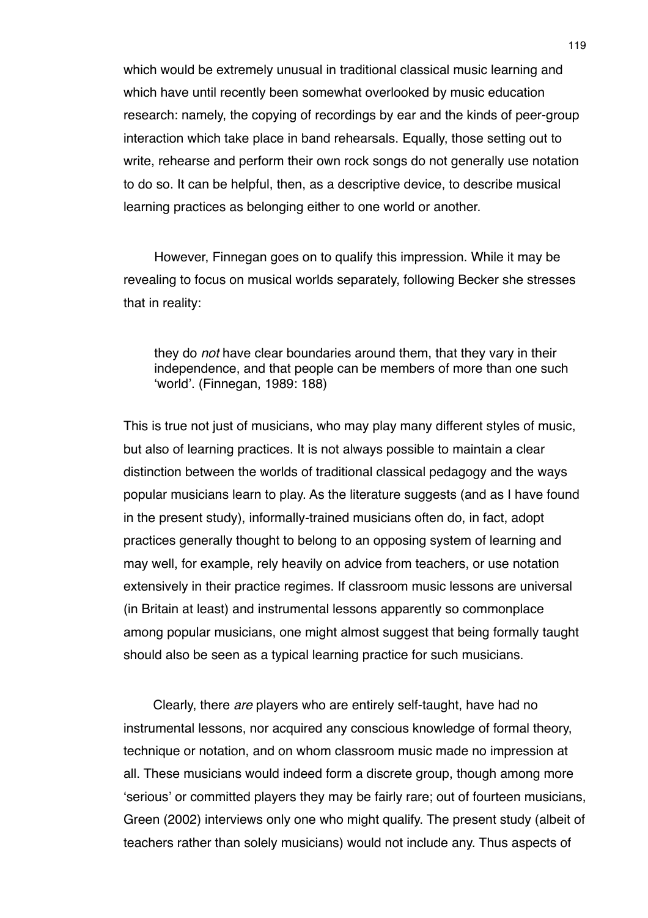which would be extremely unusual in traditional classical music learning and which have until recently been somewhat overlooked by music education research: namely, the copying of recordings by ear and the kinds of peer-group interaction which take place in band rehearsals. Equally, those setting out to write, rehearse and perform their own rock songs do not generally use notation to do so. It can be helpful, then, as a descriptive device, to describe musical learning practices as belonging either to one world or another.

However, Finnegan goes on to qualify this impression. While it may be revealing to focus on musical worlds separately, following Becker she stresses that in reality:

> they do *not* have clear boundaries around them, that they vary in their independence, and that people can be members of more than one such 'world'. (Finnegan, 1989: 188)

This is true not just of musicians, who may play many different styles of music, but also of learning practices. It is not always possible to maintain a clear distinction between the worlds of traditional classical pedagogy and the ways popular musicians learn to play. As the literature suggests (and as I have found in the present study), informally-trained musicians often do, in fact, adopt practices generally thought to belong to an opposing system of learning and may well, for example, rely heavily on advice from teachers, or use notation extensively in their practice regimes. If classroom music lessons are universal (in Britain at least) and instrumental lessons apparently so commonplace among popular musicians, one might almost suggest that being formally taught should also be seen as a typical learning practice for such musicians.

Clearly, there *are* players who are entirely self-taught, have had no instrumental lessons, nor acquired any conscious knowledge of formal theory, technique or notation, and on whom classroom music made no impression at all. These musicians would indeed form a discrete group, though among more 'serious' or committed players they may be fairly rare; out of fourteen musicians, Green (2002) interviews only one who might qualify. The present study (albeit of teachers rather than solely musicians) would not include any. Thus aspects of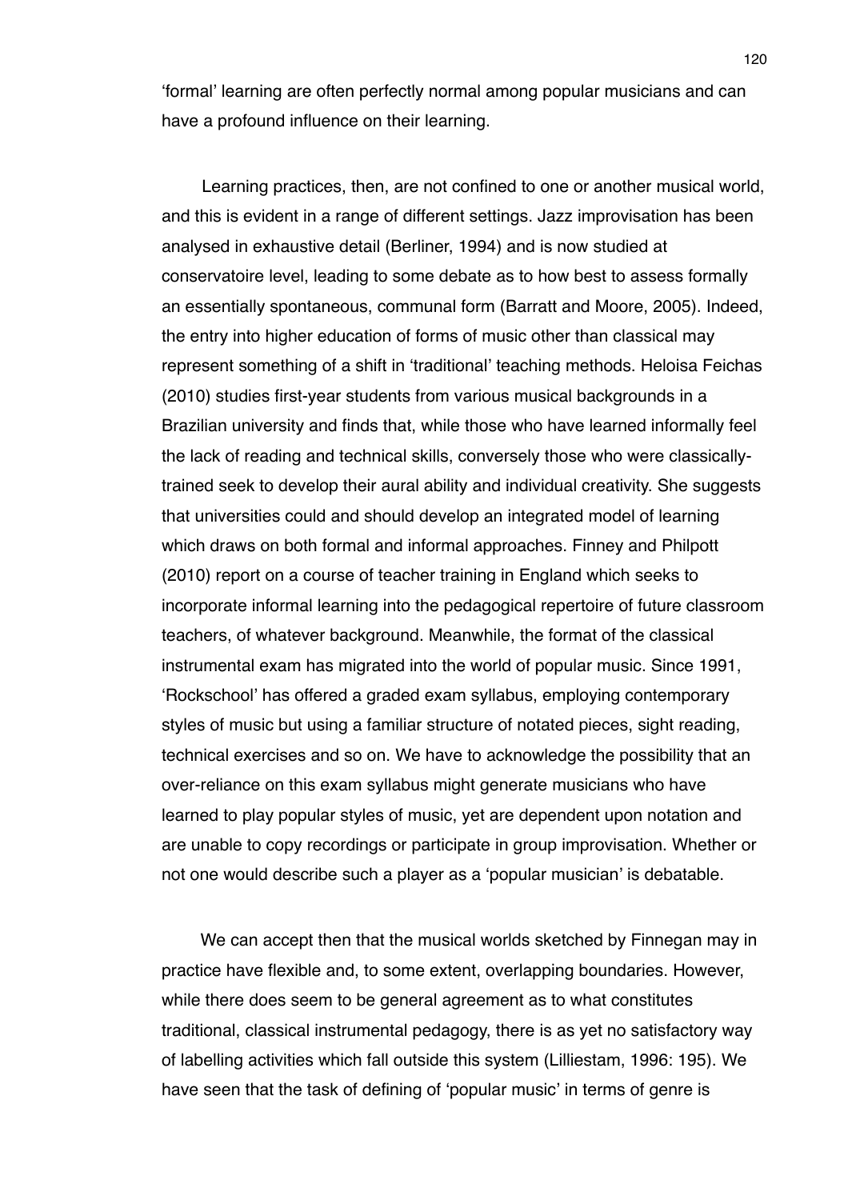'formal' learning are often perfectly normal among popular musicians and can have a profound influence on their learning.

Learning practices, then, are not confined to one or another musical world, and this is evident in a range of different settings. Jazz improvisation has been analysed in exhaustive detail (Berliner, 1994) and is now studied at conservatoire level, leading to some debate as to how best to assess formally an essentially spontaneous, communal form (Barratt and Moore, 2005). Indeed, the entry into higher education of forms of music other than classical may represent something of a shift in 'traditional' teaching methods. Heloisa Feichas (2010) studies first-year students from various musical backgrounds in a Brazilian university and finds that, while those who have learned informally feel the lack of reading and technical skills, conversely those who were classically-trained seek to develop their aural ability and individual creativity. She suggests that universities could and should develop an integrated model of learning which draws on both formal and informal approaches. Finney and Philpott (2010) report on a course of teacher training in England which seeks to incorporate informal learning into the pedagogical repertoire of future classroom teachers, of whatever background. Meanwhile, the format of the classical instrumental exam has migrated into the world of popular music. Since 1991, 'Rockschool' has offered a graded exam syllabus, employing contemporary styles of music but using a familiar structure of notated pieces, sight reading, technical exercises and so on. We have to acknowledge the possibility that an over-reliance on this exam syllabus might generate musicians who have learned to play popular styles of music, yet are dependent upon notation and are unable to copy recordings or participate in group improvisation. Whether or not one would describe such a player as a 'popular musician' is debatable.

We can accept then that the musical worlds sketched by Finnegan may in practice have flexible and, to some extent, overlapping boundaries. However, while there does seem to be general agreement as to what constitutes traditional, classical instrumental pedagogy, there is as yet no satisfactory way of labelling activities which fall outside this system (Lilliestam, 1996: 195). We have seen that the task of defining of 'popular music' in terms of genre is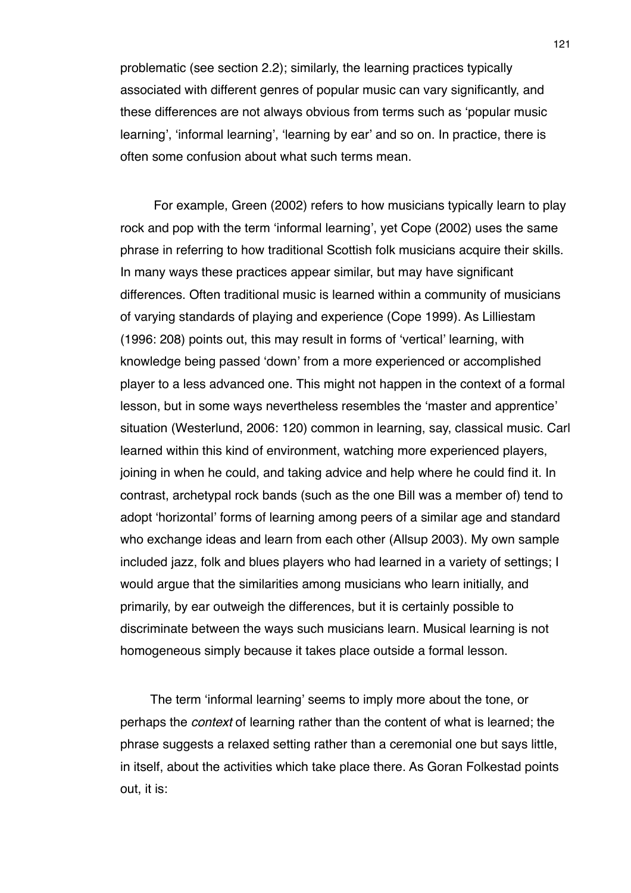problematic (see section 2.2); similarly, the learning practices typically associated with different genres of popular music can vary significantly, and these differences are not always obvious from terms such as 'popular music learning', 'informal learning', 'learning by ear' and so on. In practice, there is often some confusion about what such terms mean.

For example, Green (2002) refers to how musicians typically learn to play rock and pop with the term 'informal learning', yet Cope (2002) uses the same phrase in referring to how traditional Scottish folk musicians acquire their skills. In many ways these practices appear similar, but may have significant differences. Often traditional music is learned within a community of musicians of varying standards of playing and experience (Cope 1999). As Lilliestam (1996: 208) points out, this may result in forms of 'vertical' learning, with knowledge being passed 'down' from a more experienced or accomplished player to a less advanced one. This might not happen in the context of a formal lesson, but in some ways nevertheless resembles the 'master and apprentice' situation (Westerlund, 2006: 120) common in learning, say, classical music. Carl learned within this kind of environment, watching more experienced players, joining in when he could, and taking advice and help where he could find it. In contrast, archetypal rock bands (such as the one Bill was a member of) tend to adopt 'horizontal' forms of learning among peers of a similar age and standard who exchange ideas and learn from each other (Allsup 2003). My own sample included jazz, folk and blues players who had learned in a variety of settings; I would argue that the similarities among musicians who learn initially, and primarily, by ear outweigh the differences, but it is certainly possible to discriminate between the ways such musicians learn. Musical learning is not homogeneous simply because it takes place outside a formal lesson.

The term 'informal learning' seems to imply more about the tone, or perhaps the *context* of learning rather than the content of what is learned; the phrase suggests a relaxed setting rather than a ceremonial one but says little, in itself, about the activities which take place there. As Goran Folkestad points out, it is: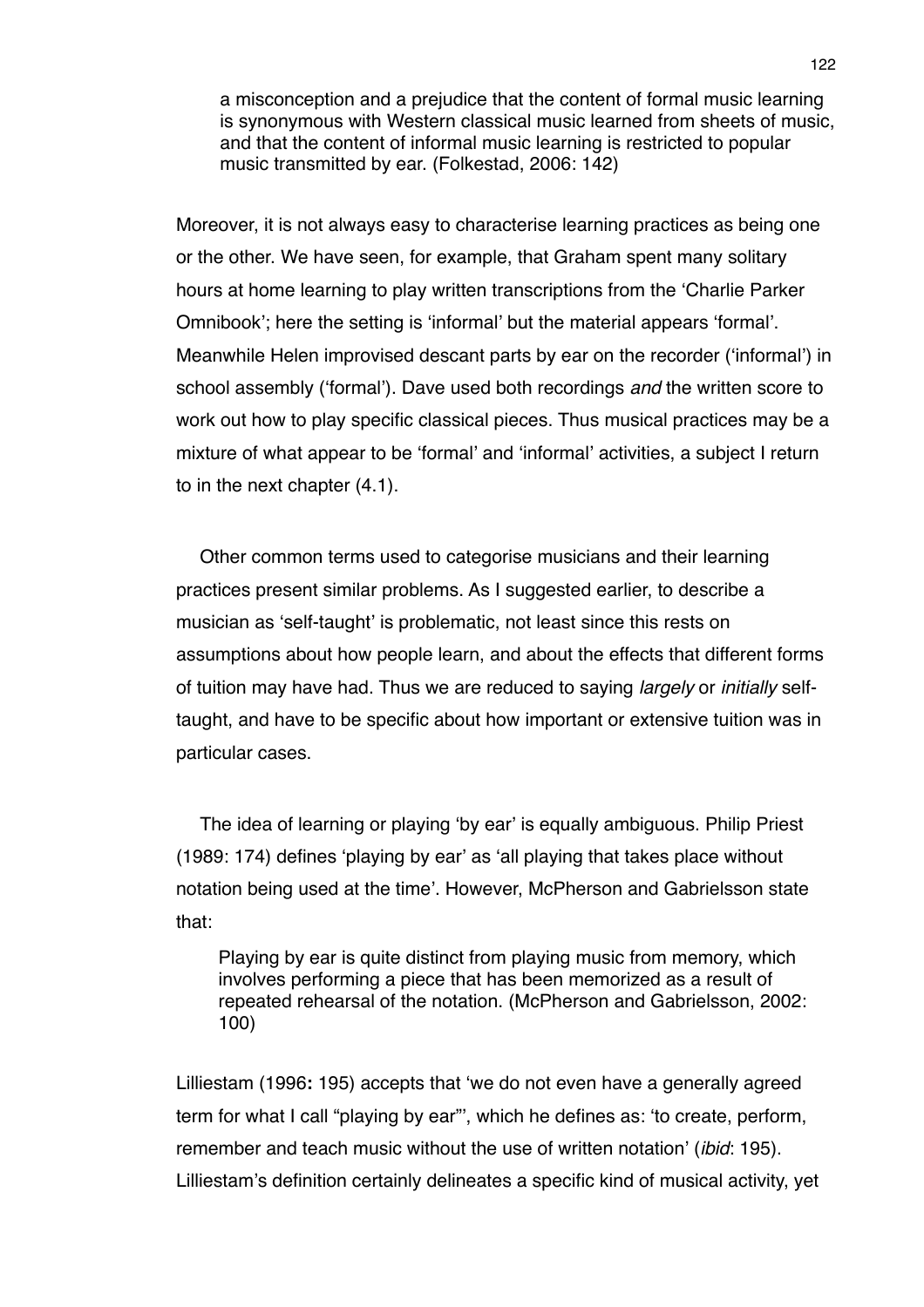a misconception and a prejudice that the content of formal music learning is synonymous with Western classical music learned from sheets of music, and that the content of informal music learning is restricted to popular music transmitted by ear. (Folkestad, 2006: 142)

Moreover, it is not always easy to characterise learning practices as being one or the other. We have seen, for example, that Graham spent many solitary hours at home learning to play written transcriptions from the 'Charlie Parker Omnibook'; here the setting is 'informal' but the material appears 'formal'. Meanwhile Helen improvised descant parts by ear on the recorder ('informal') in school assembly ('formal'). Dave used both recordings *and* the written score to work out how to play specific classical pieces. Thus musical practices may be a mixture of what appear to be 'formal' and 'informal' activities, a subject I return to in the next chapter (4.1).

Other common terms used to categorise musicians and their learning practices present similar problems. As I suggested earlier, to describe a musician as 'self-taught' is problematic, not least since this rests on assumptions about how people learn, and about the effects that different forms of tuition may have had. Thus we are reduced to saying *largely* or *initially* self-taught, and have to be specific about how important or extensive tuition was in particular cases.

The idea of learning or playing 'by ear' is equally ambiguous. Philip Priest (1989: 174) defines 'playing by ear' as 'all playing that takes place without notation being used at the time'. However, McPherson and Gabrielsson state that:

> Playing by ear is quite distinct from playing music from memory, which involves performing a piece that has been memorized as a result of repeated rehearsal of the notation. (McPherson and Gabrielsson, 2002: 100)

Lilliestam (1996**:** 195) accepts that 'we do not even have a generally agreed term for what I call "playing by ear"', which he defines as: 'to create, perform, remember and teach music without the use of written notation' (*ibid*: 195). Lilliestam's definition certainly delineates a specific kind of musical activity, yet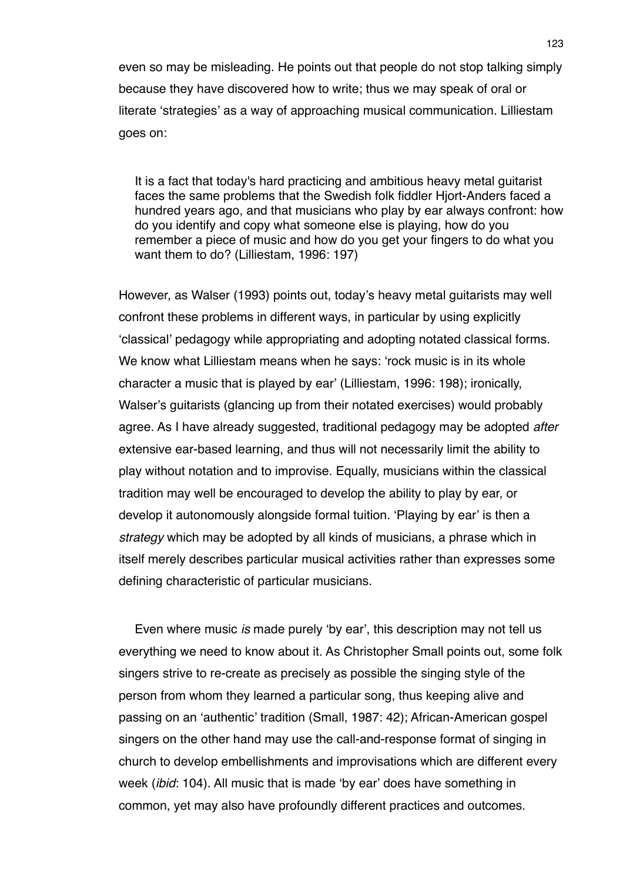even so may be misleading. He points out that people do not stop talking simply because they have discovered how to write; thus we may speak of oral or literate 'strategies' as a way of approaching musical communication. Lilliestam goes on:

> It is a fact that today's hard practicing and ambitious heavy metal guitarist faces the same problems that the Swedish folk fiddler Hjort-Anders faced a hundred years ago, and that musicians who play by ear always confront: how do you identify and copy what someone else is playing, how do you remember a piece of music and how do you get your fingers to do what you want them to do? (Lilliestam, 1996: 197)

However, as Walser (1993) points out, today's heavy metal guitarists may well confront these problems in different ways, in particular by using explicitly 'classical' pedagogy while appropriating and adopting notated classical forms. We know what Lilliestam means when he says: 'rock music is in its whole character a music that is played by ear' (Lilliestam, 1996: 198); ironically, Walser's guitarists (glancing up from their notated exercises) would probably agree. As I have already suggested, traditional pedagogy may be adopted *after* extensive ear-based learning, and thus will not necessarily limit the ability to play without notation and to improvise. Equally, musicians within the classical tradition may well be encouraged to develop the ability to play by ear, or develop it autonomously alongside formal tuition. 'Playing by ear' is then a *strategy* which may be adopted by all kinds of musicians, a phrase which in itself merely describes particular musical activities rather than expresses some defining characteristic of particular musicians.

Even where music *is* made purely 'by ear', this description may not tell us everything we need to know about it. As Christopher Small points out, some folk singers strive to re-create as precisely as possible the singing style of the person from whom they learned a particular song, thus keeping alive and passing on an 'authentic' tradition (Small, 1987: 42); African-American gospel singers on the other hand may use the call-and-response format of singing in church to develop embellishments and improvisations which are different every week (*ibid*: 104). All music that is made 'by ear' does have something in common, yet may also have profoundly different practices and outcomes.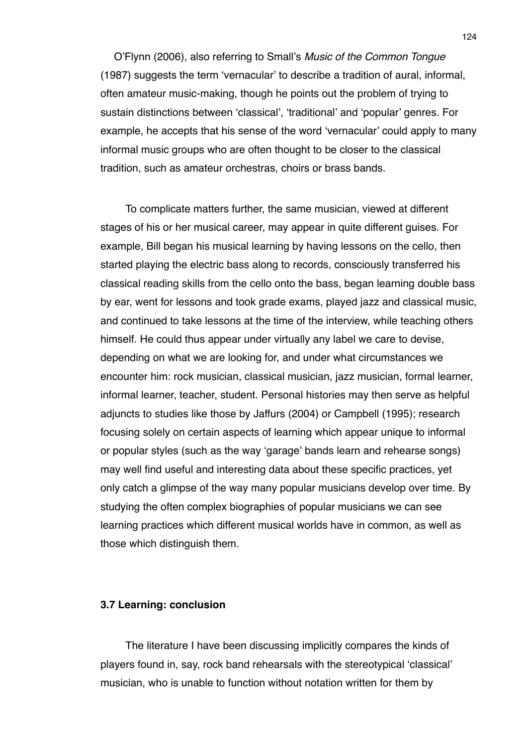O'Flynn (2006), also referring to Small's *Music of the Common Tongue* (1987) suggests the term 'vernacular' to describe a tradition of aural, informal, often amateur music-making, though he points out the problem of trying to sustain distinctions between 'classical', 'traditional' and 'popular' genres. For example, he accepts that his sense of the word 'vernacular' could apply to many informal music groups who are often thought to be closer to the classical tradition, such as amateur orchestras, choirs or brass bands.

To complicate matters further, the same musician, viewed at different stages of his or her musical career, may appear in quite different guises. For example, Bill began his musical learning by having lessons on the cello, then started playing the electric bass along to records, consciously transferred his classical reading skills from the cello onto the bass, began learning double bass by ear, went for lessons and took grade exams, played jazz and classical music, and continued to take lessons at the time of the interview, while teaching others himself. He could thus appear under virtually any label we care to devise, depending on what we are looking for, and under what circumstances we encounter him: rock musician, classical musician, jazz musician, formal learner, informal learner, teacher, student. Personal histories may then serve as helpful adjuncts to studies like those by Jaffurs (2004) or Campbell (1995); research focusing solely on certain aspects of learning which appear unique to informal or popular styles (such as the way 'garage' bands learn and rehearse songs) may well find useful and interesting data about these specific practices, yet only catch a glimpse of the way many popular musicians develop over time. By studying the often complex biographies of popular musicians we can see learning practices which different musical worlds have in common, as well as those which distinguish them.

### 3.7 Learning: conclusion

The literature I have been discussing implicitly compares the kinds of players found in, say, rock band rehearsals with the stereotypical 'classical' musician, who is unable to function without notation written for them by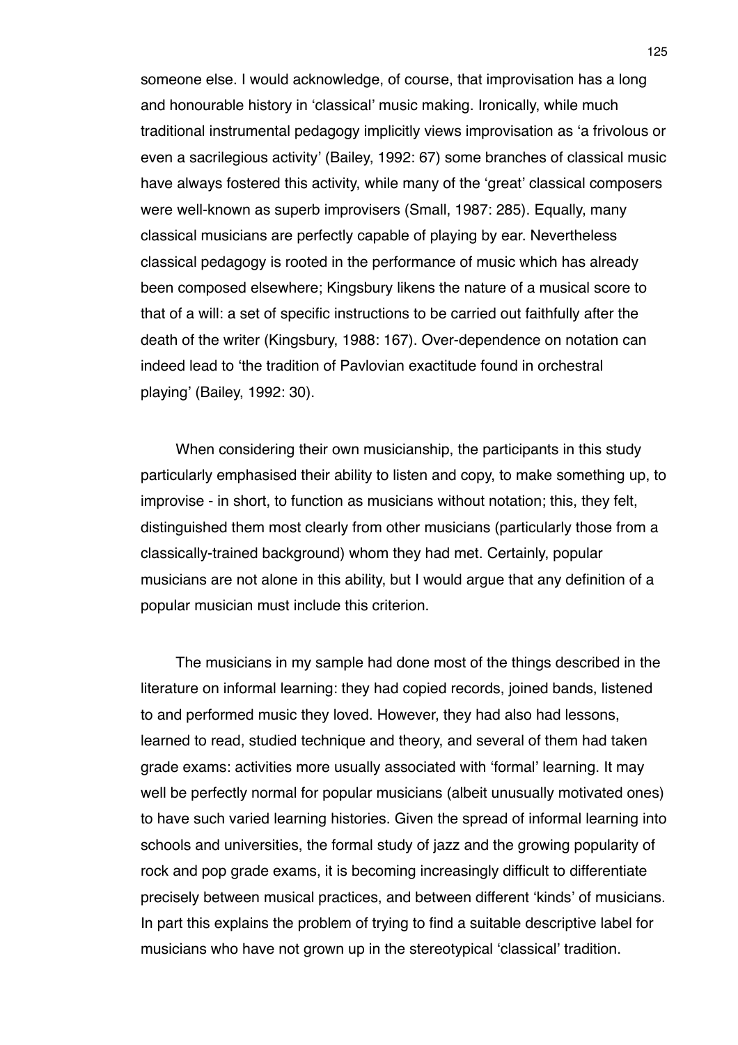someone else. I would acknowledge, of course, that improvisation has a long and honourable history in 'classical' music making. Ironically, while much traditional instrumental pedagogy implicitly views improvisation as 'a frivolous or even a sacrilegious activity' (Bailey, 1992: 67) some branches of classical music have always fostered this activity, while many of the 'great' classical composers were well-known as superb improvisers (Small, 1987: 285). Equally, many classical musicians are perfectly capable of playing by ear. Nevertheless classical pedagogy is rooted in the performance of music which has already been composed elsewhere; Kingsbury likens the nature of a musical score to that of a will: a set of specific instructions to be carried out faithfully after the death of the writer (Kingsbury, 1988: 167). Over-dependence on notation can indeed lead to 'the tradition of Pavlovian exactitude found in orchestral playing' (Bailey, 1992: 30).

When considering their own musicianship, the participants in this study particularly emphasised their ability to listen and copy, to make something up, to improvise - in short, to function as musicians without notation; this, they felt, distinguished them most clearly from other musicians (particularly those from a classically-trained background) whom they had met. Certainly, popular musicians are not alone in this ability, but I would argue that any definition of a popular musician must include this criterion.

The musicians in my sample had done most of the things described in the literature on informal learning: they had copied records, joined bands, listened to and performed music they loved. However, they had also had lessons, learned to read, studied technique and theory, and several of them had taken grade exams: activities more usually associated with 'formal' learning. It may well be perfectly normal for popular musicians (albeit unusually motivated ones) to have such varied learning histories. Given the spread of informal learning into schools and universities, the formal study of jazz and the growing popularity of rock and pop grade exams, it is becoming increasingly difficult to differentiate precisely between musical practices, and between different 'kinds' of musicians. In part this explains the problem of trying to find a suitable descriptive label for musicians who have not grown up in the stereotypical 'classical' tradition.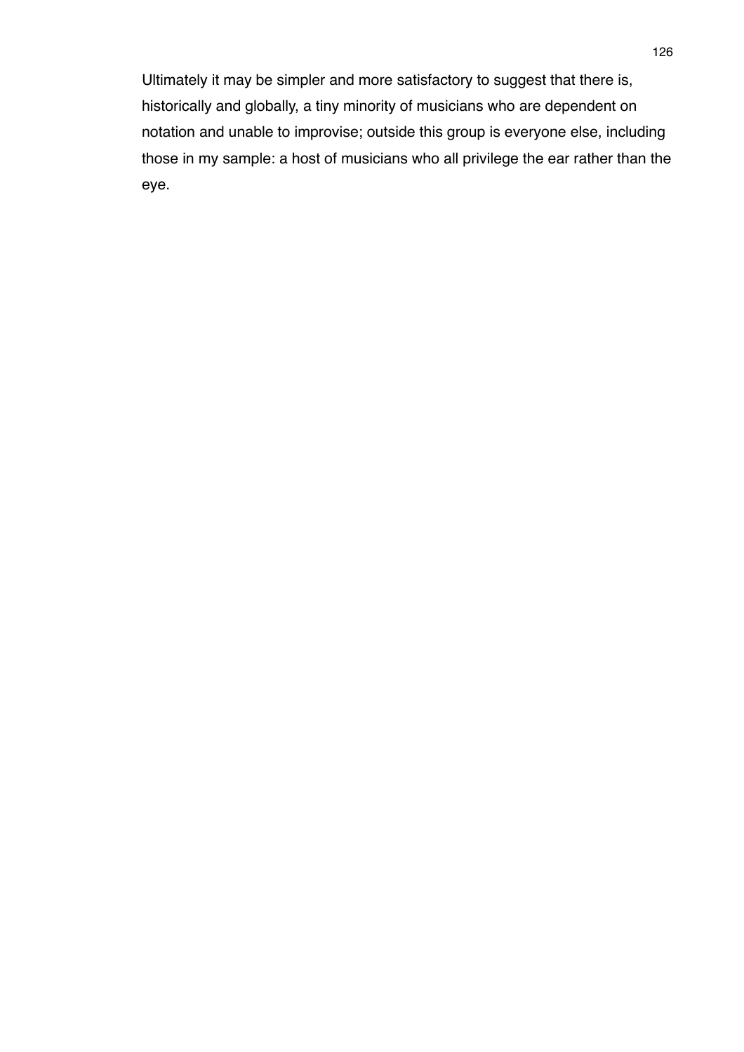Ultimately it may be simpler and more satisfactory to suggest that there is, historically and globally, a tiny minority of musicians who are dependent on notation and unable to improvise; outside this group is everyone else, including those in my sample: a host of musicians who all privilege the ear rather than the eye.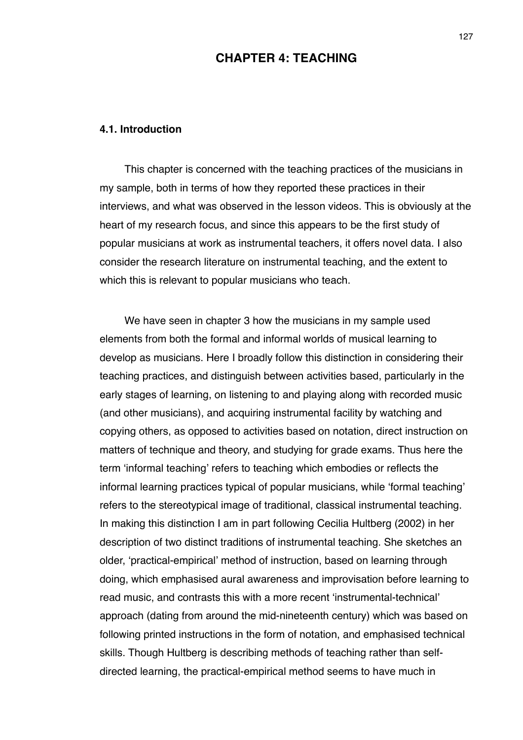# CHAPTER 4: TEACHING

## 4.1. Introduction

This chapter is concerned with the teaching practices of the musicians in my sample, both in terms of how they reported these practices in their interviews, and what was observed in the lesson videos. This is obviously at the heart of my research focus, and since this appears to be the first study of popular musicians at work as instrumental teachers, it offers novel data. I also consider the research literature on instrumental teaching, and the extent to which this is relevant to popular musicians who teach.

We have seen in chapter 3 how the musicians in my sample used elements from both the formal and informal worlds of musical learning to develop as musicians. Here I broadly follow this distinction in considering their teaching practices, and distinguish between activities based, particularly in the early stages of learning, on listening to and playing along with recorded music (and other musicians), and acquiring instrumental facility by watching and copying others, as opposed to activities based on notation, direct instruction on matters of technique and theory, and studying for grade exams. Thus here the term 'informal teaching' refers to teaching which embodies or reflects the informal learning practices typical of popular musicians, while 'formal teaching' refers to the stereotypical image of traditional, classical instrumental teaching. In making this distinction I am in part following Cecilia Hultberg (2002) in her description of two distinct traditions of instrumental teaching. She sketches an older, 'practical-empirical' method of instruction, based on learning through doing, which emphasised aural awareness and improvisation before learning to read music, and contrasts this with a more recent 'instrumental-technical' approach (dating from around the mid-nineteenth century) which was based on following printed instructions in the form of notation, and emphasised technical skills. Though Hultberg is describing methods of teaching rather than self-directed learning, the practical-empirical method seems to have much in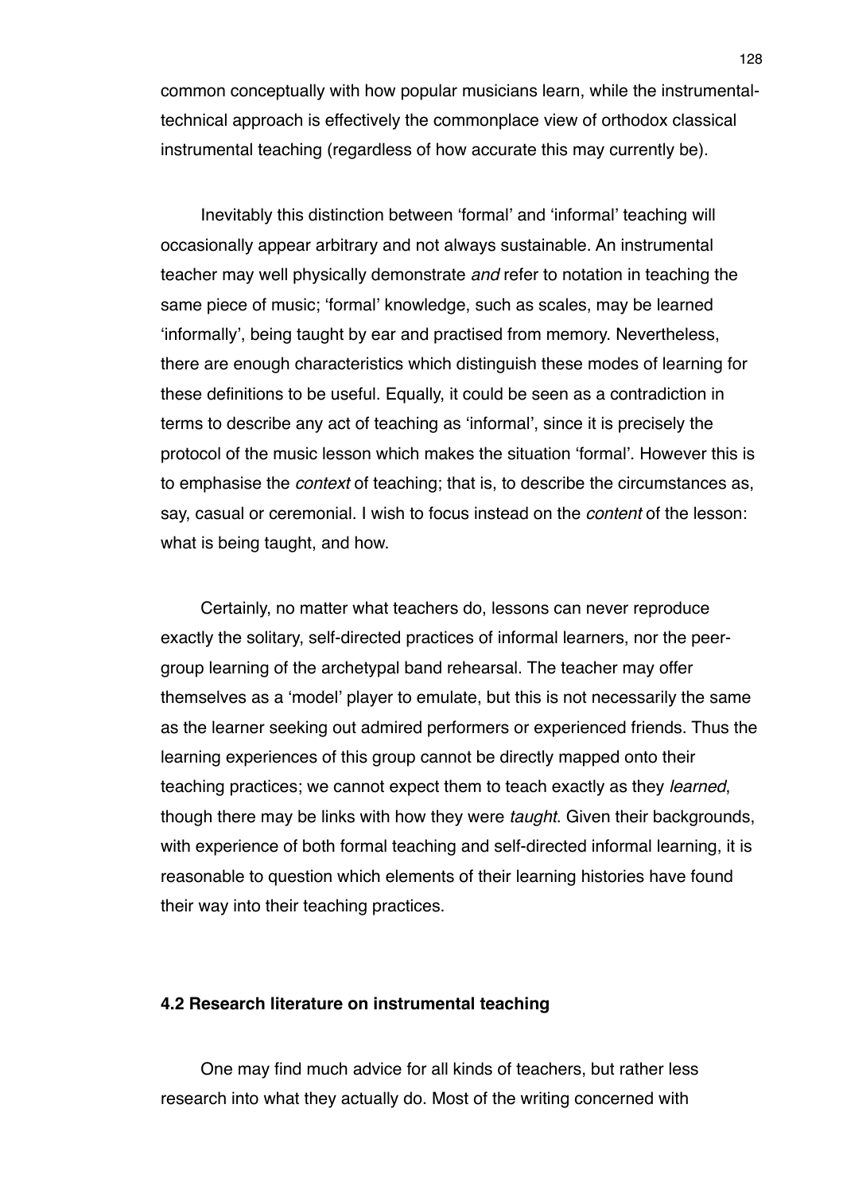common conceptually with how popular musicians learn, while the instrumental-technical approach is effectively the commonplace view of orthodox classical instrumental teaching (regardless of how accurate this may currently be).

Inevitably this distinction between 'formal' and 'informal' teaching will occasionally appear arbitrary and not always sustainable. An instrumental teacher may well physically demonstrate *and* refer to notation in teaching the same piece of music; 'formal' knowledge, such as scales, may be learned 'informally', being taught by ear and practised from memory. Nevertheless, there are enough characteristics which distinguish these modes of learning for these definitions to be useful. Equally, it could be seen as a contradiction in terms to describe any act of teaching as 'informal', since it is precisely the protocol of the music lesson which makes the situation 'formal'. However this is to emphasise the *context* of teaching; that is, to describe the circumstances as, say, casual or ceremonial. I wish to focus instead on the *content* of the lesson: what is being taught, and how.

Certainly, no matter what teachers do, lessons can never reproduce exactly the solitary, self-directed practices of informal learners, nor the peer-group learning of the archetypal band rehearsal. The teacher may offer themselves as a 'model' player to emulate, but this is not necessarily the same as the learner seeking out admired performers or experienced friends. Thus the learning experiences of this group cannot be directly mapped onto their teaching practices; we cannot expect them to teach exactly as they *learned*, though there may be links with how they were *taught*. Given their backgrounds, with experience of both formal teaching and self-directed informal learning, it is reasonable to question which elements of their learning histories have found their way into their teaching practices.

### 4.2 Research literature on instrumental teaching

One may find much advice for all kinds of teachers, but rather less research into what they actually do. Most of the writing concerned with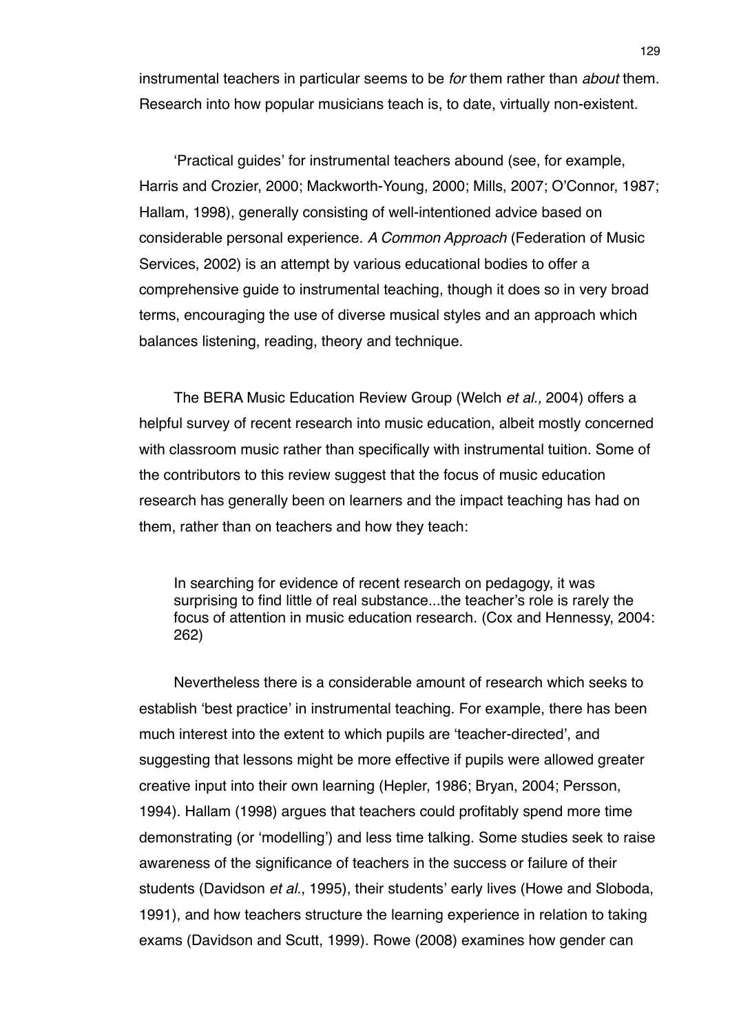instrumental teachers in particular seems to be *for* them rather than *about* them. Research into how popular musicians teach is, to date, virtually non-existent.

'Practical guides' for instrumental teachers abound (see, for example, Harris and Crozier, 2000; Mackworth-Young, 2000; Mills, 2007; O'Connor, 1987; Hallam, 1998), generally consisting of well-intentioned advice based on considerable personal experience. *A Common Approach* (Federation of Music Services, 2002) is an attempt by various educational bodies to offer a comprehensive guide to instrumental teaching, though it does so in very broad terms, encouraging the use of diverse musical styles and an approach which balances listening, reading, theory and technique.

The BERA Music Education Review Group (Welch *et al.,* 2004) offers a helpful survey of recent research into music education, albeit mostly concerned with classroom music rather than specifically with instrumental tuition. Some of the contributors to this review suggest that the focus of music education research has generally been on learners and the impact teaching has had on them, rather than on teachers and how they teach:

> In searching for evidence of recent research on pedagogy, it was surprising to find little of real substance...the teacher's role is rarely the focus of attention in music education research. (Cox and Hennessy, 2004: 262)

Nevertheless there is a considerable amount of research which seeks to establish 'best practice' in instrumental teaching. For example, there has been much interest into the extent to which pupils are 'teacher-directed', and suggesting that lessons might be more effective if pupils were allowed greater creative input into their own learning (Hepler, 1986; Bryan, 2004; Persson, 1994). Hallam (1998) argues that teachers could profitably spend more time demonstrating (or 'modelling') and less time talking. Some studies seek to raise awareness of the significance of teachers in the success or failure of their students (Davidson *et al.*, 1995), their students' early lives (Howe and Sloboda, 1991), and how teachers structure the learning experience in relation to taking exams (Davidson and Scutt, 1999). Rowe (2008) examines how gender can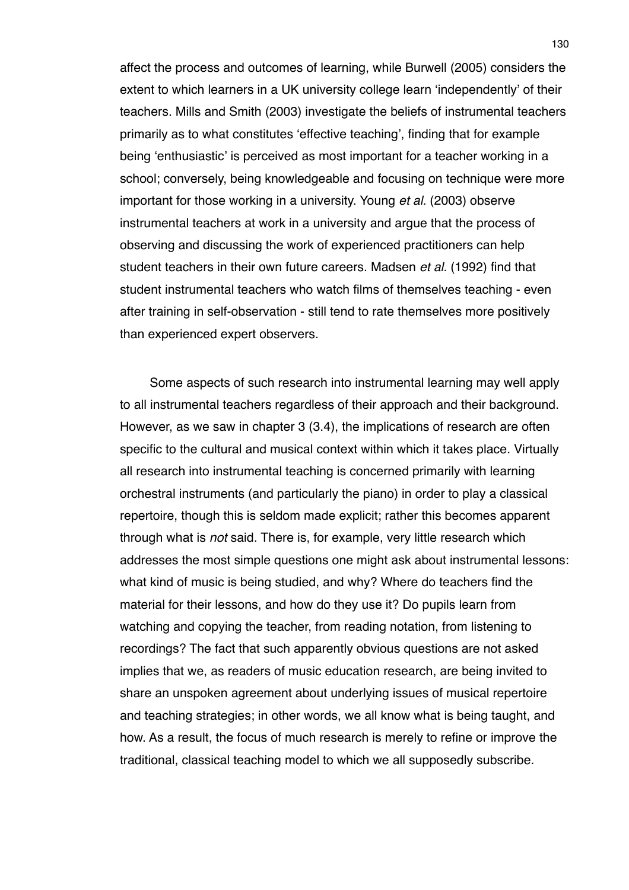affect the process and outcomes of learning, while Burwell (2005) considers the extent to which learners in a UK university college learn 'independently' of their teachers. Mills and Smith (2003) investigate the beliefs of instrumental teachers primarily as to what constitutes 'effective teaching', finding that for example being 'enthusiastic' is perceived as most important for a teacher working in a school; conversely, being knowledgeable and focusing on technique were more important for those working in a university. Young *et al.* (2003) observe instrumental teachers at work in a university and argue that the process of observing and discussing the work of experienced practitioners can help student teachers in their own future careers. Madsen *et al.* (1992) find that student instrumental teachers who watch films of themselves teaching - even after training in self-observation - still tend to rate themselves more positively than experienced expert observers.

Some aspects of such research into instrumental learning may well apply to all instrumental teachers regardless of their approach and their background. However, as we saw in chapter 3 (3.4), the implications of research are often specific to the cultural and musical context within which it takes place. Virtually all research into instrumental teaching is concerned primarily with learning orchestral instruments (and particularly the piano) in order to play a classical repertoire, though this is seldom made explicit; rather this becomes apparent through what is *not* said. There is, for example, very little research which addresses the most simple questions one might ask about instrumental lessons: what kind of music is being studied, and why? Where do teachers find the material for their lessons, and how do they use it? Do pupils learn from watching and copying the teacher, from reading notation, from listening to recordings? The fact that such apparently obvious questions are not asked implies that we, as readers of music education research, are being invited to share an unspoken agreement about underlying issues of musical repertoire and teaching strategies; in other words, we all know what is being taught, and how. As a result, the focus of much research is merely to refine or improve the traditional, classical teaching model to which we all supposedly subscribe.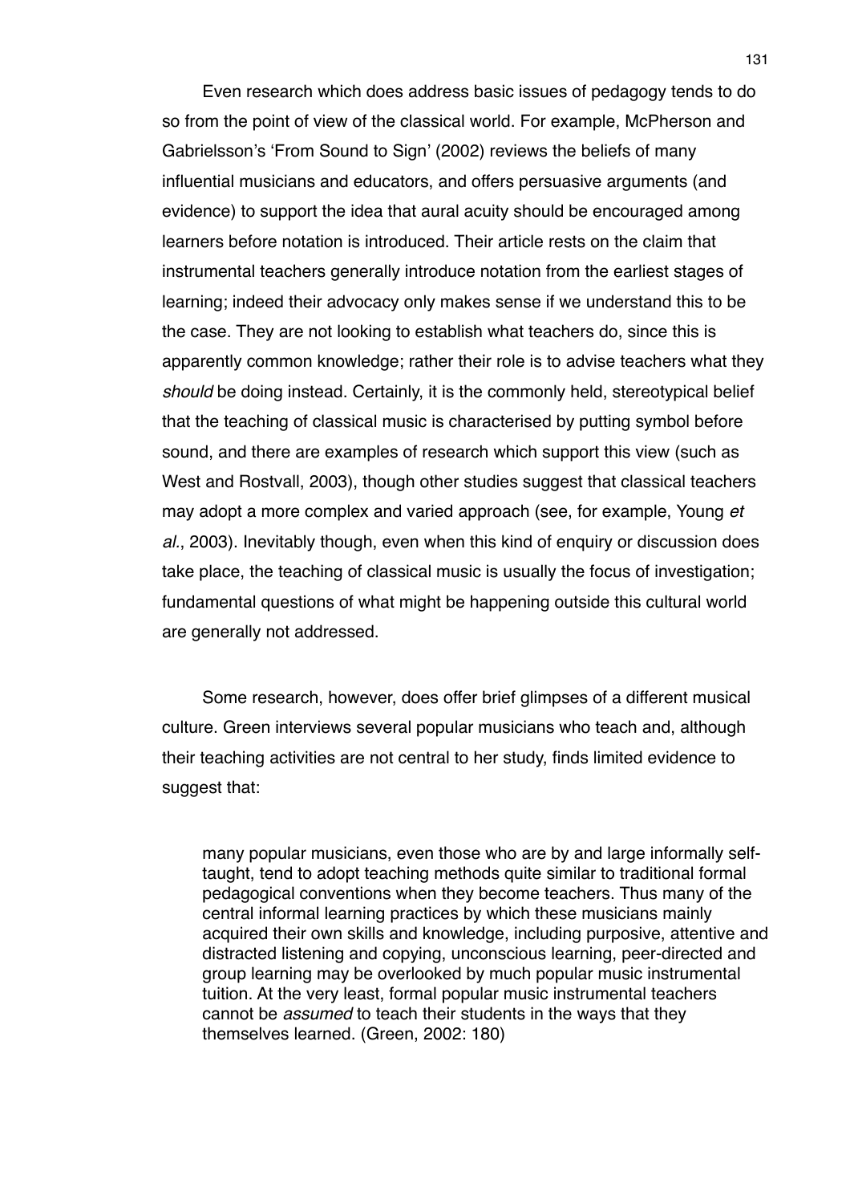Even research which does address basic issues of pedagogy tends to do so from the point of view of the classical world. For example, McPherson and Gabrielsson's 'From Sound to Sign' (2002) reviews the beliefs of many influential musicians and educators, and offers persuasive arguments (and evidence) to support the idea that aural acuity should be encouraged among learners before notation is introduced. Their article rests on the claim that instrumental teachers generally introduce notation from the earliest stages of learning; indeed their advocacy only makes sense if we understand this to be the case. They are not looking to establish what teachers do, since this is apparently common knowledge; rather their role is to advise teachers what they *should* be doing instead. Certainly, it is the commonly held, stereotypical belief that the teaching of classical music is characterised by putting symbol before sound, and there are examples of research which support this view (such as West and Rostvall, 2003), though other studies suggest that classical teachers may adopt a more complex and varied approach (see, for example, Young *et al.*, 2003). Inevitably though, even when this kind of enquiry or discussion does take place, the teaching of classical music is usually the focus of investigation; fundamental questions of what might be happening outside this cultural world are generally not addressed.

Some research, however, does offer brief glimpses of a different musical culture. Green interviews several popular musicians who teach and, although their teaching activities are not central to her study, finds limited evidence to suggest that:

> many popular musicians, even those who are by and large informally self-taught, tend to adopt teaching methods quite similar to traditional formal pedagogical conventions when they become teachers. Thus many of the central informal learning practices by which these musicians mainly acquired their own skills and knowledge, including purposive, attentive and distracted listening and copying, unconscious learning, peer-directed and group learning may be overlooked by much popular music instrumental tuition. At the very least, formal popular music instrumental teachers cannot be *assumed* to teach their students in the ways that they themselves learned. (Green, 2002: 180)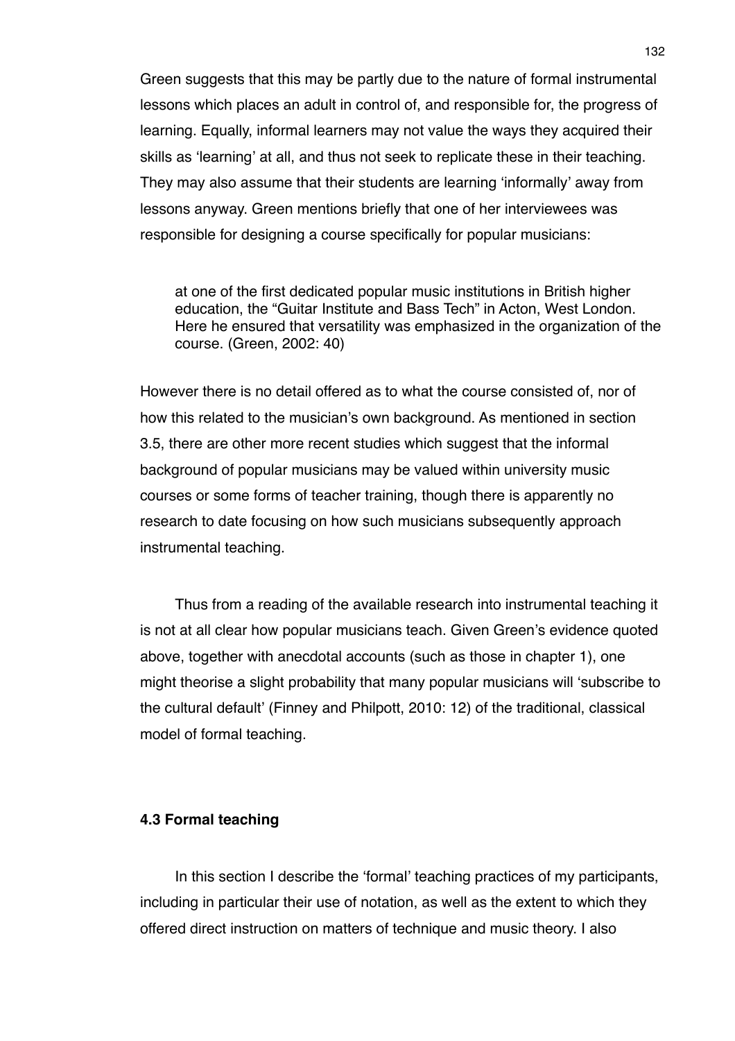Green suggests that this may be partly due to the nature of formal instrumental lessons which places an adult in control of, and responsible for, the progress of learning. Equally, informal learners may not value the ways they acquired their skills as 'learning' at all, and thus not seek to replicate these in their teaching. They may also assume that their students are learning 'informally' away from lessons anyway. Green mentions briefly that one of her interviewees was responsible for designing a course specifically for popular musicians:

> at one of the first dedicated popular music institutions in British higher education, the "Guitar Institute and Bass Tech" in Acton, West London. Here he ensured that versatility was emphasized in the organization of the course. (Green, 2002: 40)

However there is no detail offered as to what the course consisted of, nor of how this related to the musician's own background. As mentioned in section 3.5, there are other more recent studies which suggest that the informal background of popular musicians may be valued within university music courses or some forms of teacher training, though there is apparently no research to date focusing on how such musicians subsequently approach instrumental teaching.

Thus from a reading of the available research into instrumental teaching it is not at all clear how popular musicians teach. Given Green's evidence quoted above, together with anecdotal accounts (such as those in chapter 1), one might theorise a slight probability that many popular musicians will 'subscribe to the cultural default' (Finney and Philpott, 2010: 12) of the traditional, classical model of formal teaching.

### 4.3 Formal teaching

In this section I describe the 'formal' teaching practices of my participants, including in particular their use of notation, as well as the extent to which they offered direct instruction on matters of technique and music theory. I also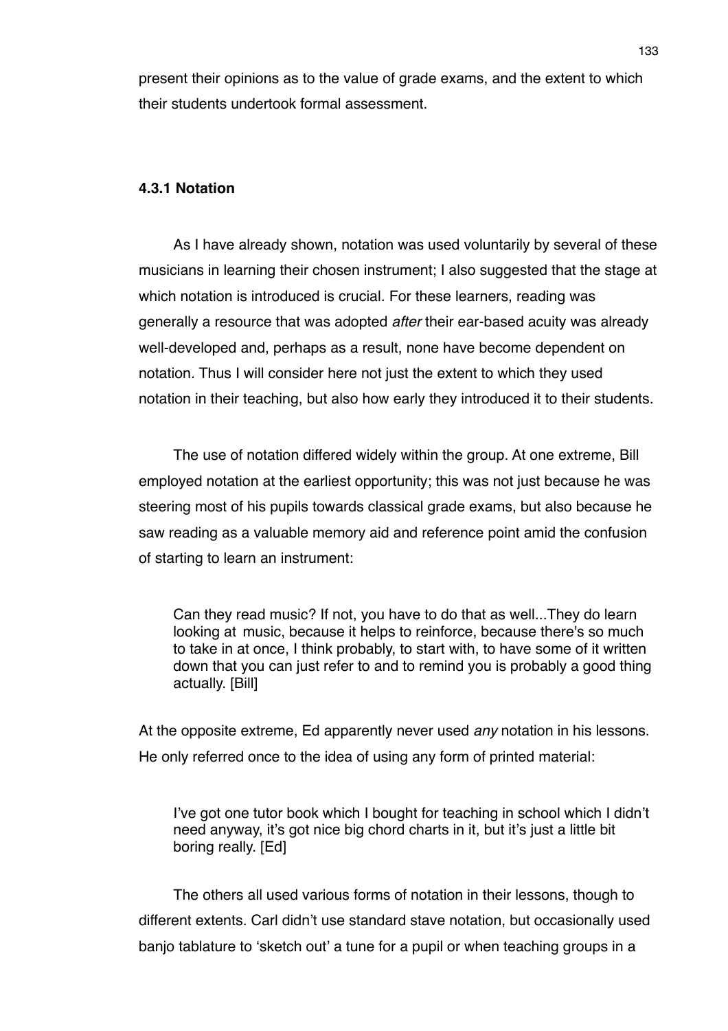present their opinions as to the value of grade exams, and the extent to which their students undertook formal assessment.

### 4.3.1 Notation

As I have already shown, notation was used voluntarily by several of these musicians in learning their chosen instrument; I also suggested that the stage at which notation is introduced is crucial. For these learners, reading was generally a resource that was adopted *after* their ear-based acuity was already well-developed and, perhaps as a result, none have become dependent on notation. Thus I will consider here not just the extent to which they used notation in their teaching, but also how early they introduced it to their students.

The use of notation differed widely within the group. At one extreme, Bill employed notation at the earliest opportunity; this was not just because he was steering most of his pupils towards classical grade exams, but also because he saw reading as a valuable memory aid and reference point amid the confusion of starting to learn an instrument:

> Can they read music? If not, you have to do that as well...They do learn looking at music, because it helps to reinforce, because there's so much to take in at once, I think probably, to start with, to have some of it written down that you can just refer to and to remind you is probably a good thing actually. [Bill]

At the opposite extreme, Ed apparently never used *any* notation in his lessons. He only referred once to the idea of using any form of printed material:

> I've got one tutor book which I bought for teaching in school which I didn't need anyway, it's got nice big chord charts in it, but it's just a little bit boring really. [Ed]

The others all used various forms of notation in their lessons, though to different extents. Carl didn't use standard stave notation, but occasionally used banjo tablature to 'sketch out' a tune for a pupil or when teaching groups in a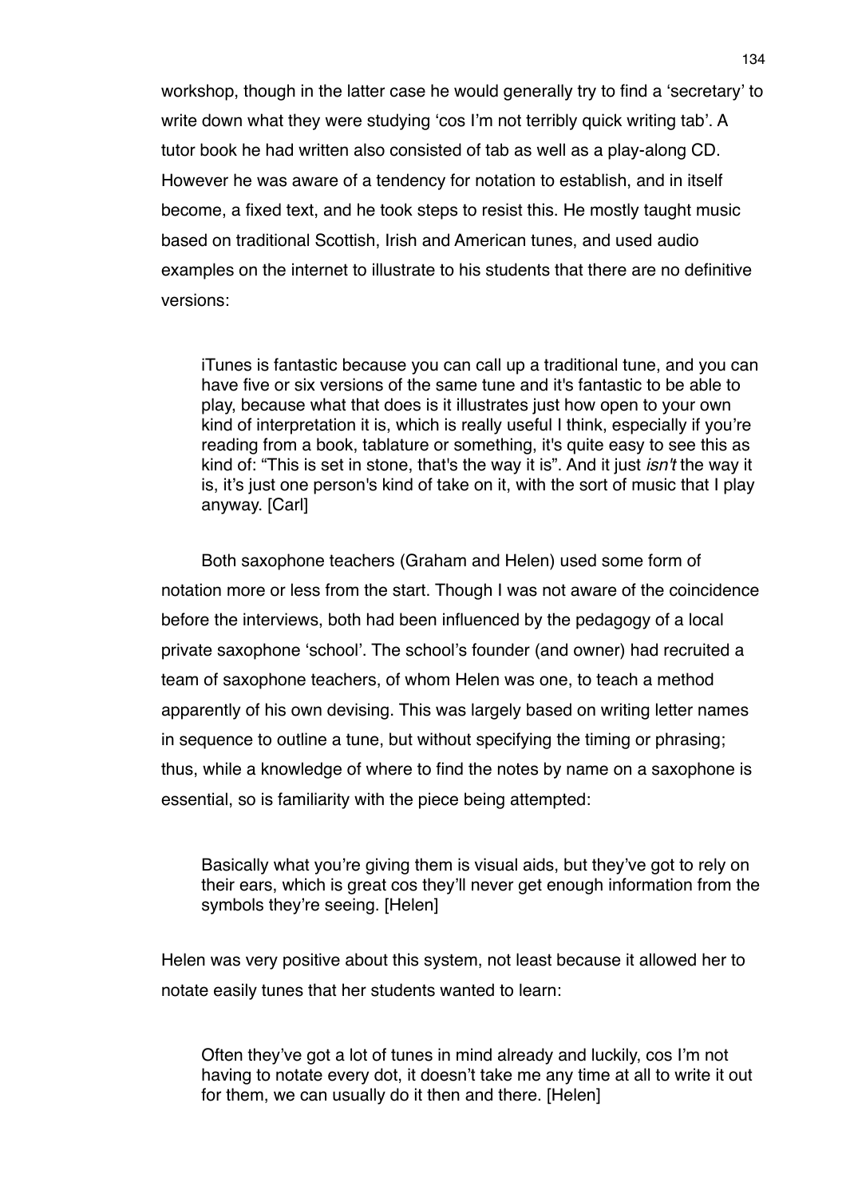workshop, though in the latter case he would generally try to find a 'secretary' to write down what they were studying 'cos I'm not terribly quick writing tab'. A tutor book he had written also consisted of tab as well as a play-along CD. However he was aware of a tendency for notation to establish, and in itself become, a fixed text, and he took steps to resist this. He mostly taught music based on traditional Scottish, Irish and American tunes, and used audio examples on the internet to illustrate to his students that there are no definitive versions:

> iTunes is fantastic because you can call up a traditional tune, and you can have five or six versions of the same tune and it's fantastic to be able to play, because what that does is it illustrates just how open to your own kind of interpretation it is, which is really useful I think, especially if you're reading from a book, tablature or something, it's quite easy to see this as kind of: "This is set in stone, that's the way it is". And it just *isn't* the way it is, it's just one person's kind of take on it, with the sort of music that I play anyway. [Carl]

Both saxophone teachers (Graham and Helen) used some form of notation more or less from the start. Though I was not aware of the coincidence before the interviews, both had been influenced by the pedagogy of a local private saxophone 'school'. The school's founder (and owner) had recruited a team of saxophone teachers, of whom Helen was one, to teach a method apparently of his own devising. This was largely based on writing letter names in sequence to outline a tune, but without specifying the timing or phrasing; thus, while a knowledge of where to find the notes by name on a saxophone is essential, so is familiarity with the piece being attempted:

> Basically what you're giving them is visual aids, but they've got to rely on their ears, which is great cos they'll never get enough information from the symbols they're seeing. [Helen]

Helen was very positive about this system, not least because it allowed her to notate easily tunes that her students wanted to learn:

> Often they've got a lot of tunes in mind already and luckily, cos I'm not having to notate every dot, it doesn't take me any time at all to write it out for them, we can usually do it then and there. [Helen]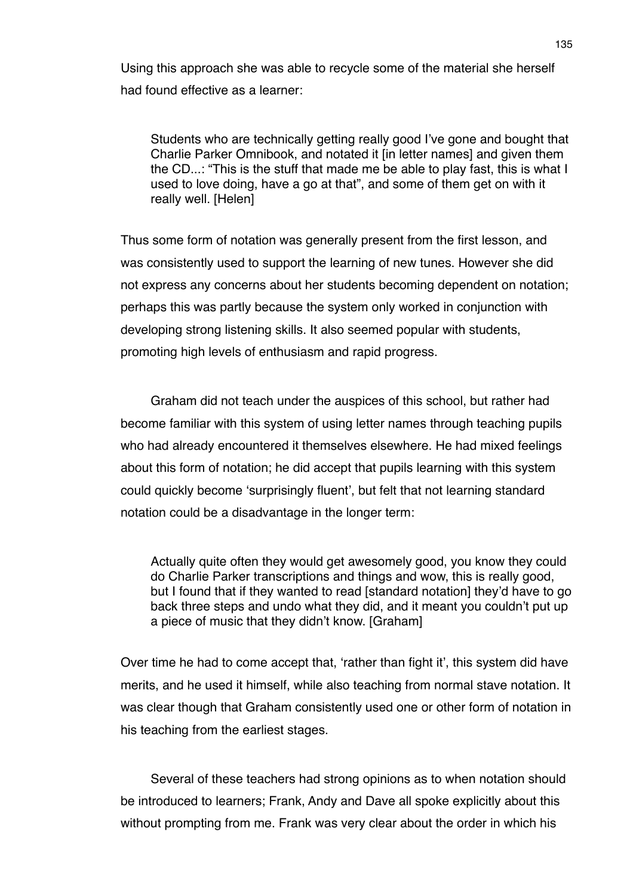Using this approach she was able to recycle some of the material she herself had found effective as a learner:

> Students who are technically getting really good I've gone and bought that Charlie Parker Omnibook, and notated it [in letter names] and given them the CD...: "This is the stuff that made me be able to play fast, this is what I used to love doing, have a go at that", and some of them get on with it really well. [Helen]

Thus some form of notation was generally present from the first lesson, and was consistently used to support the learning of new tunes. However she did not express any concerns about her students becoming dependent on notation; perhaps this was partly because the system only worked in conjunction with developing strong listening skills. It also seemed popular with students, promoting high levels of enthusiasm and rapid progress.

Graham did not teach under the auspices of this school, but rather had become familiar with this system of using letter names through teaching pupils who had already encountered it themselves elsewhere. He had mixed feelings about this form of notation; he did accept that pupils learning with this system could quickly become 'surprisingly fluent', but felt that not learning standard notation could be a disadvantage in the longer term:

> Actually quite often they would get awesomely good, you know they could do Charlie Parker transcriptions and things and wow, this is really good, but I found that if they wanted to read [standard notation] they'd have to go back three steps and undo what they did, and it meant you couldn't put up a piece of music that they didn't know. [Graham]

Over time he had to come accept that, 'rather than fight it', this system did have merits, and he used it himself, while also teaching from normal stave notation. It was clear though that Graham consistently used one or other form of notation in his teaching from the earliest stages.

Several of these teachers had strong opinions as to when notation should be introduced to learners; Frank, Andy and Dave all spoke explicitly about this without prompting from me. Frank was very clear about the order in which his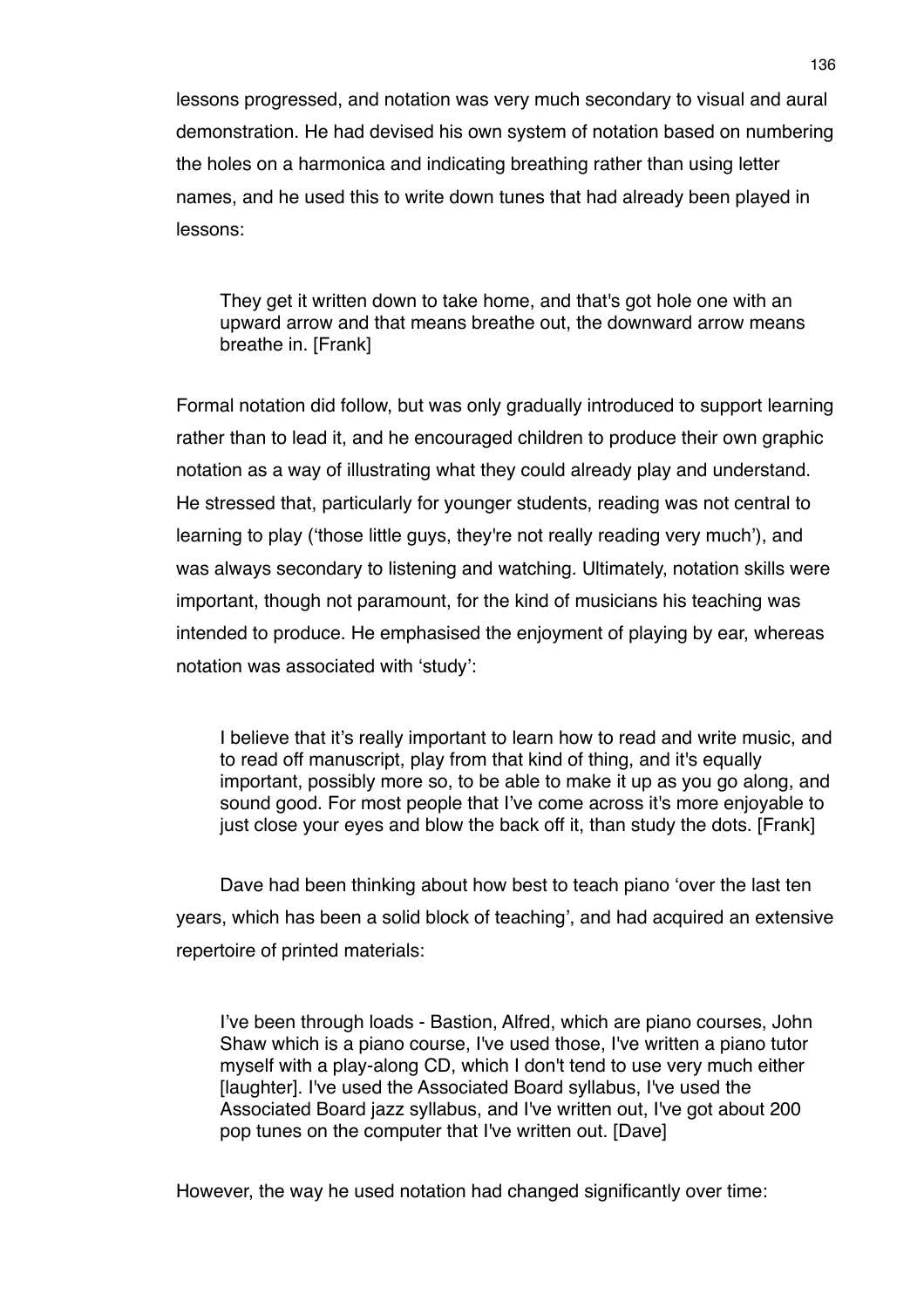lessons progressed, and notation was very much secondary to visual and aural demonstration. He had devised his own system of notation based on numbering the holes on a harmonica and indicating breathing rather than using letter names, and he used this to write down tunes that had already been played in lessons:

> They get it written down to take home, and that's got hole one with an upward arrow and that means breathe out, the downward arrow means breathe in. [Frank]

Formal notation did follow, but was only gradually introduced to support learning rather than to lead it, and he encouraged children to produce their own graphic notation as a way of illustrating what they could already play and understand. He stressed that, particularly for younger students, reading was not central to learning to play ('those little guys, they're not really reading very much'), and was always secondary to listening and watching. Ultimately, notation skills were important, though not paramount, for the kind of musicians his teaching was intended to produce. He emphasised the enjoyment of playing by ear, whereas notation was associated with 'study':

> I believe that it's really important to learn how to read and write music, and to read off manuscript, play from that kind of thing, and it's equally important, possibly more so, to be able to make it up as you go along, and sound good. For most people that I've come across it's more enjoyable to just close your eyes and blow the back off it, than study the dots. [Frank]

Dave had been thinking about how best to teach piano 'over the last ten years, which has been a solid block of teaching', and had acquired an extensive repertoire of printed materials:

> I've been through loads - Bastion, Alfred, which are piano courses, John Shaw which is a piano course, I've used those, I've written a piano tutor myself with a play-along CD, which I don't tend to use very much either [laughter]. I've used the Associated Board syllabus, I've used the Associated Board jazz syllabus, and I've written out, I've got about 200 pop tunes on the computer that I've written out. [Dave]

However, the way he used notation had changed significantly over time: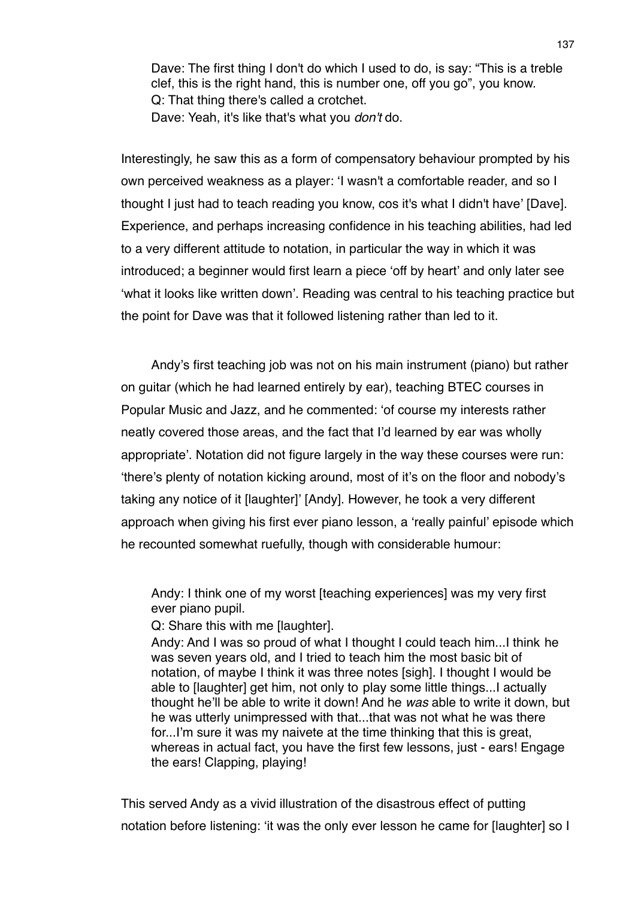> Dave: The first thing I don't do which I used to do, is say: "This is a treble clef, this is the right hand, this is number one, off you go", you know.
> Q: That thing there's called a crotchet.
> Dave: Yeah, it's like that's what you *don't* do.

Interestingly, he saw this as a form of compensatory behaviour prompted by his own perceived weakness as a player: 'I wasn't a comfortable reader, and so I thought I just had to teach reading you know, cos it's what I didn't have' [Dave]. Experience, and perhaps increasing confidence in his teaching abilities, had led to a very different attitude to notation, in particular the way in which it was introduced; a beginner would first learn a piece 'off by heart' and only later see 'what it looks like written down'. Reading was central to his teaching practice but the point for Dave was that it followed listening rather than led to it.

Andy's first teaching job was not on his main instrument (piano) but rather on guitar (which he had learned entirely by ear), teaching BTEC courses in Popular Music and Jazz, and he commented: 'of course my interests rather neatly covered those areas, and the fact that I'd learned by ear was wholly appropriate'. Notation did not figure largely in the way these courses were run: 'there's plenty of notation kicking around, most of it's on the floor and nobody's taking any notice of it [laughter]' [Andy]. However, he took a very different approach when giving his first ever piano lesson, a 'really painful' episode which he recounted somewhat ruefully, though with considerable humour:

> Andy: I think one of my worst [teaching experiences] was my very first ever piano pupil.
> Q: Share this with me [laughter].
> Andy: And I was so proud of what I thought I could teach him...I think he was seven years old, and I tried to teach him the most basic bit of notation, of maybe I think it was three notes [sigh]. I thought I would be able to [laughter] get him, not only to play some little things...I actually thought he'll be able to write it down! And he *was* able to write it down, but he was utterly unimpressed with that...that was not what he was there for...I'm sure it was my naivete at the time thinking that this is great, whereas in actual fact, you have the first few lessons, just - ears! Engage the ears! Clapping, playing!

This served Andy as a vivid illustration of the disastrous effect of putting notation before listening: 'it was the only ever lesson he came for [laughter] so I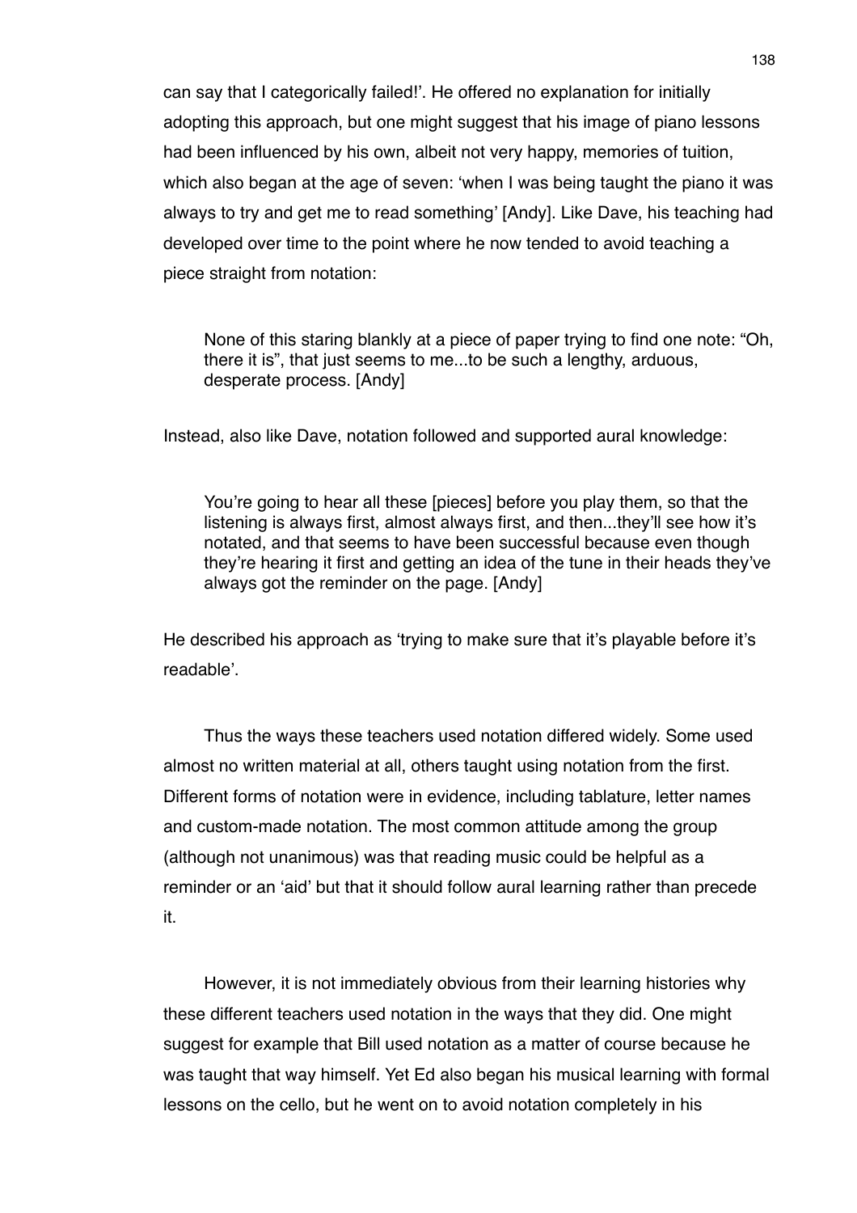can say that I categorically failed!'. He offered no explanation for initially adopting this approach, but one might suggest that his image of piano lessons had been influenced by his own, albeit not very happy, memories of tuition, which also began at the age of seven: 'when I was being taught the piano it was always to try and get me to read something' [Andy]. Like Dave, his teaching had developed over time to the point where he now tended to avoid teaching a piece straight from notation:

> None of this staring blankly at a piece of paper trying to find one note: "Oh, there it is", that just seems to me...to be such a lengthy, arduous, desperate process. [Andy]

Instead, also like Dave, notation followed and supported aural knowledge:

> You're going to hear all these [pieces] before you play them, so that the listening is always first, almost always first, and then...they'll see how it's notated, and that seems to have been successful because even though they're hearing it first and getting an idea of the tune in their heads they've always got the reminder on the page. [Andy]

He described his approach as 'trying to make sure that it's playable before it's readable'.

Thus the ways these teachers used notation differed widely. Some used almost no written material at all, others taught using notation from the first. Different forms of notation were in evidence, including tablature, letter names and custom-made notation. The most common attitude among the group (although not unanimous) was that reading music could be helpful as a reminder or an 'aid' but that it should follow aural learning rather than precede it.

However, it is not immediately obvious from their learning histories why these different teachers used notation in the ways that they did. One might suggest for example that Bill used notation as a matter of course because he was taught that way himself. Yet Ed also began his musical learning with formal lessons on the cello, but he went on to avoid notation completely in his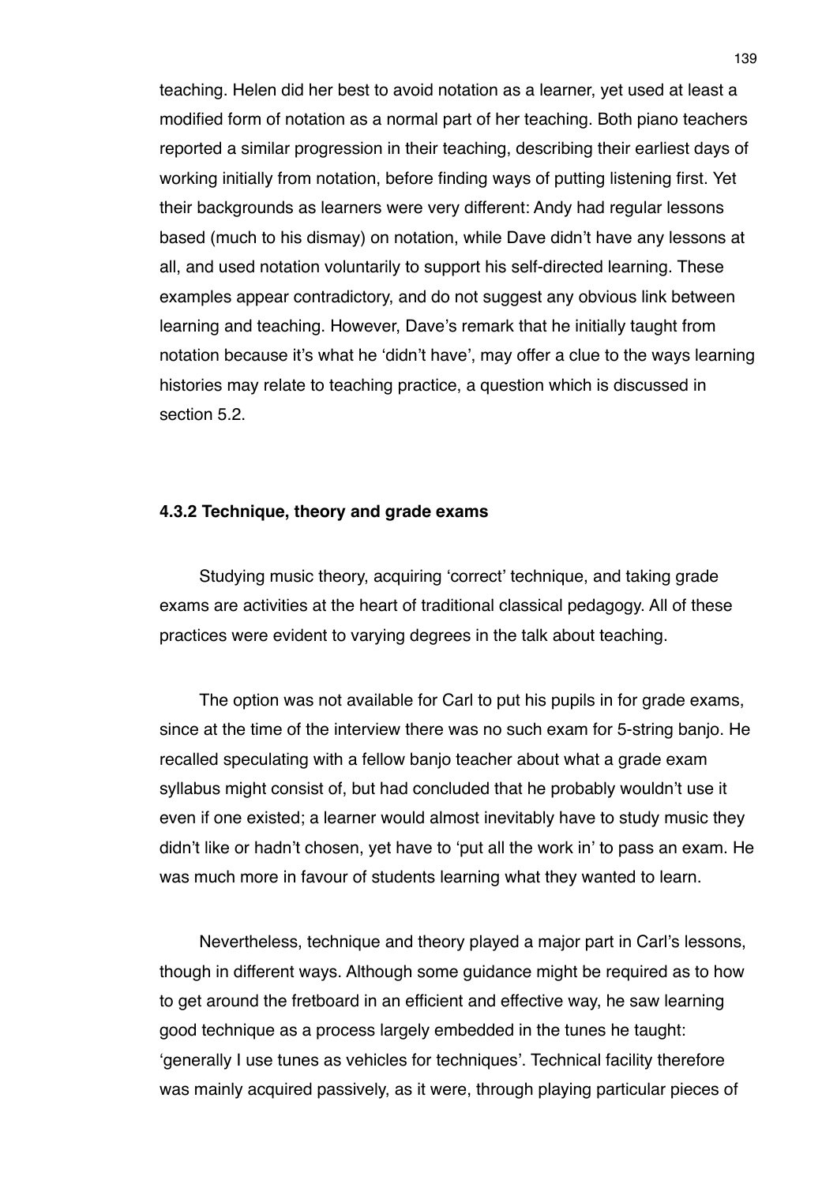teaching. Helen did her best to avoid notation as a learner, yet used at least a modified form of notation as a normal part of her teaching. Both piano teachers reported a similar progression in their teaching, describing their earliest days of working initially from notation, before finding ways of putting listening first. Yet their backgrounds as learners were very different: Andy had regular lessons based (much to his dismay) on notation, while Dave didn't have any lessons at all, and used notation voluntarily to support his self-directed learning. These examples appear contradictory, and do not suggest any obvious link between learning and teaching. However, Dave's remark that he initially taught from notation because it's what he 'didn't have', may offer a clue to the ways learning histories may relate to teaching practice, a question which is discussed in section 5.2.

#### 4.3.2 Technique, theory and grade exams

Studying music theory, acquiring 'correct' technique, and taking grade exams are activities at the heart of traditional classical pedagogy. All of these practices were evident to varying degrees in the talk about teaching.

The option was not available for Carl to put his pupils in for grade exams, since at the time of the interview there was no such exam for 5-string banjo. He recalled speculating with a fellow banjo teacher about what a grade exam syllabus might consist of, but had concluded that he probably wouldn't use it even if one existed; a learner would almost inevitably have to study music they didn't like or hadn't chosen, yet have to 'put all the work in' to pass an exam. He was much more in favour of students learning what they wanted to learn.

Nevertheless, technique and theory played a major part in Carl's lessons, though in different ways. Although some guidance might be required as to how to get around the fretboard in an efficient and effective way, he saw learning good technique as a process largely embedded in the tunes he taught: 'generally I use tunes as vehicles for techniques'. Technical facility therefore was mainly acquired passively, as it were, through playing particular pieces of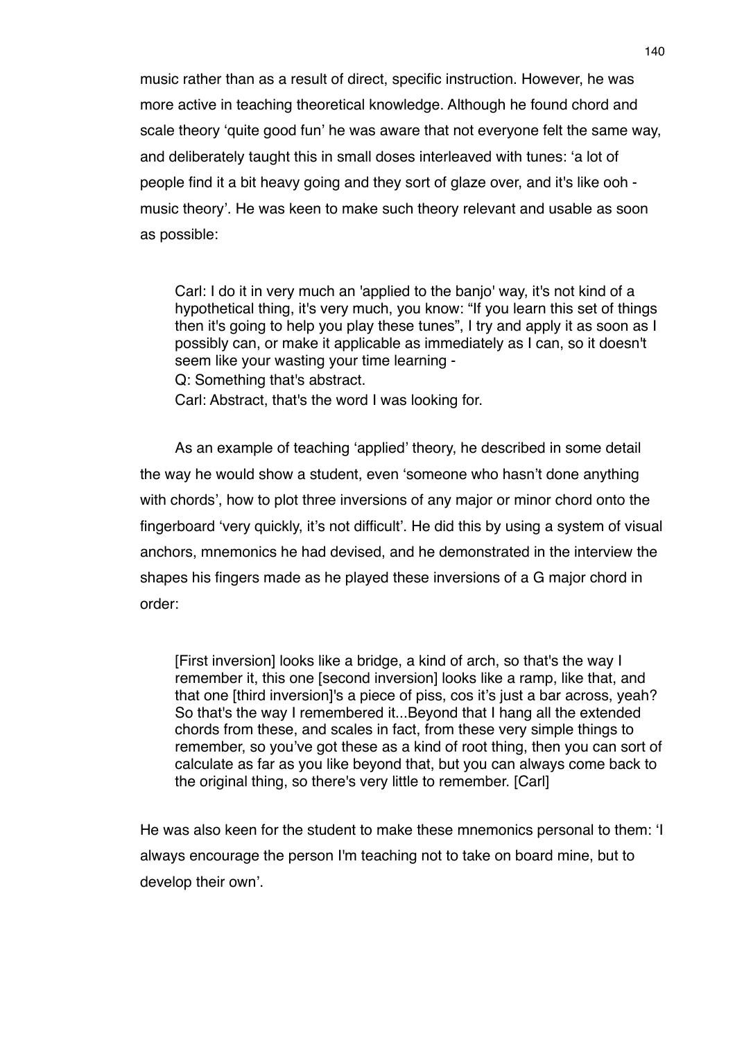music rather than as a result of direct, specific instruction. However, he was more active in teaching theoretical knowledge. Although he found chord and scale theory 'quite good fun' he was aware that not everyone felt the same way, and deliberately taught this in small doses interleaved with tunes: 'a lot of people find it a bit heavy going and they sort of glaze over, and it's like ooh - music theory'. He was keen to make such theory relevant and usable as soon as possible:

> Carl: I do it in very much an 'applied to the banjo' way, it's not kind of a hypothetical thing, it's very much, you know: "If you learn this set of things then it's going to help you play these tunes", I try and apply it as soon as I possibly can, or make it applicable as immediately as I can, so it doesn't seem like your wasting your time learning -
> Q: Something that's abstract.
> Carl: Abstract, that's the word I was looking for.

As an example of teaching 'applied' theory, he described in some detail the way he would show a student, even 'someone who hasn't done anything with chords', how to plot three inversions of any major or minor chord onto the fingerboard 'very quickly, it's not difficult'. He did this by using a system of visual anchors, mnemonics he had devised, and he demonstrated in the interview the shapes his fingers made as he played these inversions of a G major chord in order:

> [First inversion] looks like a bridge, a kind of arch, so that's the way I remember it, this one [second inversion] looks like a ramp, like that, and that one [third inversion]'s a piece of piss, cos it's just a bar across, yeah? So that's the way I remembered it...Beyond that I hang all the extended chords from these, and scales in fact, from these very simple things to remember, so you've got these as a kind of root thing, then you can sort of calculate as far as you like beyond that, but you can always come back to the original thing, so there's very little to remember. [Carl]

He was also keen for the student to make these mnemonics personal to them: 'I always encourage the person I'm teaching not to take on board mine, but to develop their own'.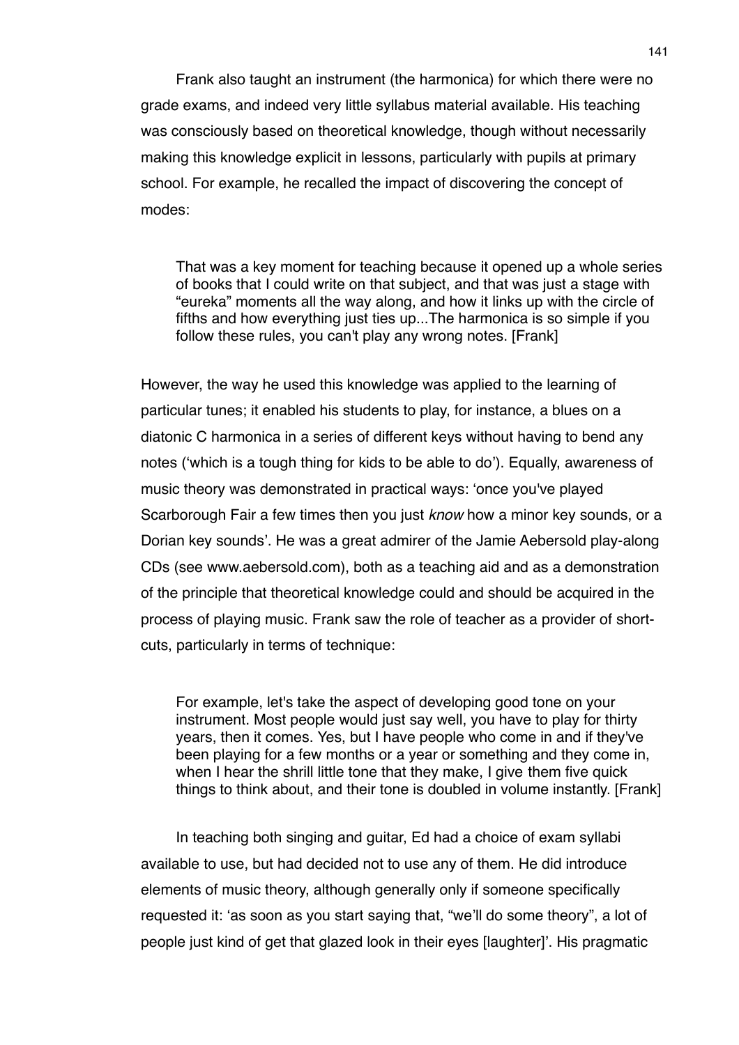Frank also taught an instrument (the harmonica) for which there were no grade exams, and indeed very little syllabus material available. His teaching was consciously based on theoretical knowledge, though without necessarily making this knowledge explicit in lessons, particularly with pupils at primary school. For example, he recalled the impact of discovering the concept of modes:

> That was a key moment for teaching because it opened up a whole series of books that I could write on that subject, and that was just a stage with "eureka" moments all the way along, and how it links up with the circle of fifths and how everything just ties up...The harmonica is so simple if you follow these rules, you can't play any wrong notes. [Frank]

However, the way he used this knowledge was applied to the learning of particular tunes; it enabled his students to play, for instance, a blues on a diatonic C harmonica in a series of different keys without having to bend any notes ('which is a tough thing for kids to be able to do'). Equally, awareness of music theory was demonstrated in practical ways: 'once you've played Scarborough Fair a few times then you just *know* how a minor key sounds, or a Dorian key sounds'. He was a great admirer of the Jamie Aebersold play-along CDs (see www.aebersold.com), both as a teaching aid and as a demonstration of the principle that theoretical knowledge could and should be acquired in the process of playing music. Frank saw the role of teacher as a provider of short-cuts, particularly in terms of technique:

> For example, let's take the aspect of developing good tone on your instrument. Most people would just say well, you have to play for thirty years, then it comes. Yes, but I have people who come in and if they've been playing for a few months or a year or something and they come in, when I hear the shrill little tone that they make, I give them five quick things to think about, and their tone is doubled in volume instantly. [Frank]

In teaching both singing and guitar, Ed had a choice of exam syllabi available to use, but had decided not to use any of them. He did introduce elements of music theory, although generally only if someone specifically requested it: 'as soon as you start saying that, "we'll do some theory", a lot of people just kind of get that glazed look in their eyes [laughter]'. His pragmatic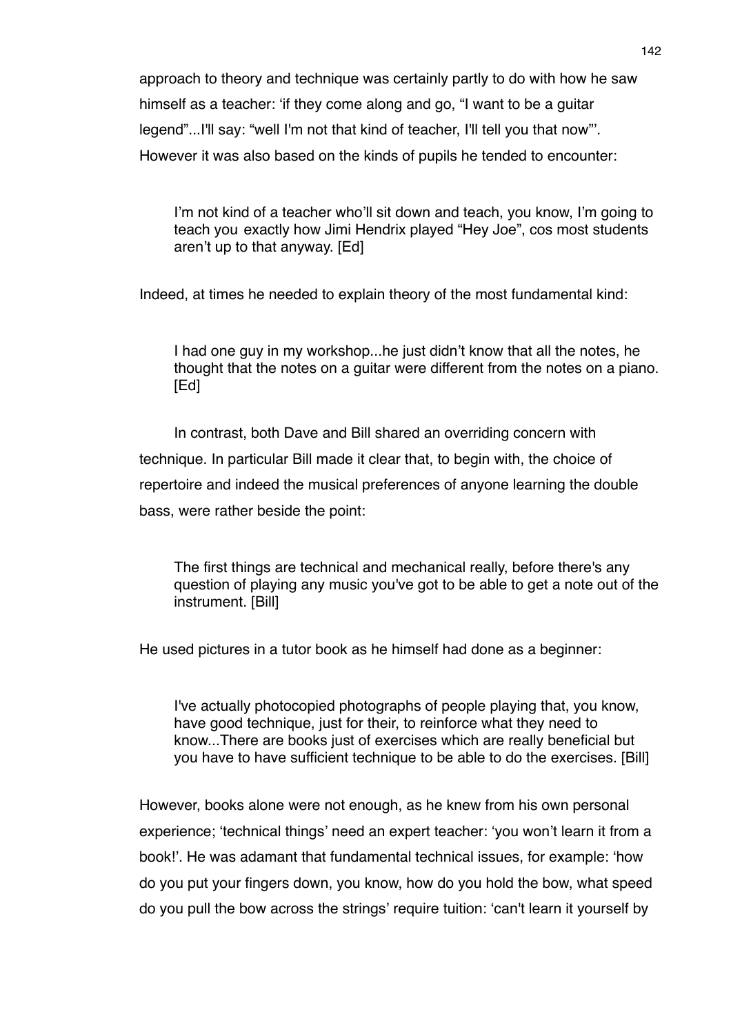approach to theory and technique was certainly partly to do with how he saw himself as a teacher: 'if they come along and go, "I want to be a guitar legend"...I'll say: "well I'm not that kind of teacher, I'll tell you that now"'. However it was also based on the kinds of pupils he tended to encounter:

> I'm not kind of a teacher who'll sit down and teach, you know, I'm going to teach you exactly how Jimi Hendrix played "Hey Joe", cos most students aren't up to that anyway. [Ed]

Indeed, at times he needed to explain theory of the most fundamental kind:

> I had one guy in my workshop...he just didn't know that all the notes, he thought that the notes on a guitar were different from the notes on a piano. [Ed]

In contrast, both Dave and Bill shared an overriding concern with technique. In particular Bill made it clear that, to begin with, the choice of repertoire and indeed the musical preferences of anyone learning the double bass, were rather beside the point:

> The first things are technical and mechanical really, before there's any question of playing any music you've got to be able to get a note out of the instrument. [Bill]

He used pictures in a tutor book as he himself had done as a beginner:

> I've actually photocopied photographs of people playing that, you know, have good technique, just for their, to reinforce what they need to know...There are books just of exercises which are really beneficial but you have to have sufficient technique to be able to do the exercises. [Bill]

However, books alone were not enough, as he knew from his own personal experience; 'technical things' need an expert teacher: 'you won't learn it from a book!'. He was adamant that fundamental technical issues, for example: 'how do you put your fingers down, you know, how do you hold the bow, what speed do you pull the bow across the strings' require tuition: 'can't learn it yourself by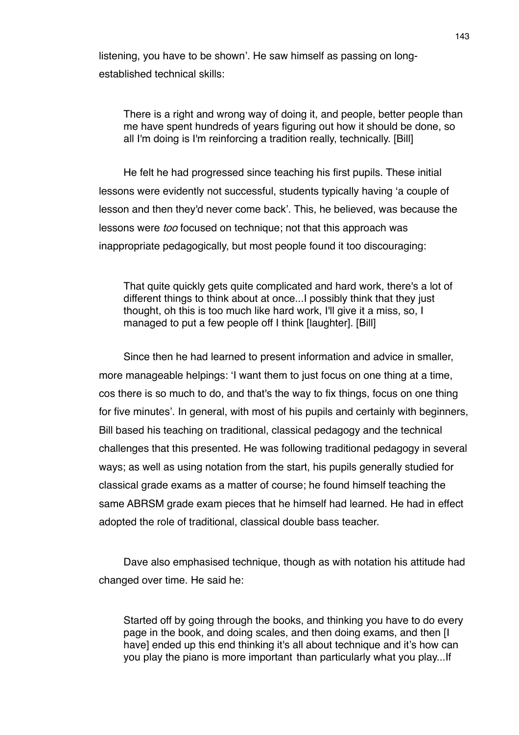listening, you have to be shown'. He saw himself as passing on long-established technical skills:

> There is a right and wrong way of doing it, and people, better people than me have spent hundreds of years figuring out how it should be done, so all I'm doing is I'm reinforcing a tradition really, technically. [Bill]

He felt he had progressed since teaching his first pupils. These initial lessons were evidently not successful, students typically having 'a couple of lesson and then they'd never come back'. This, he believed, was because the lessons were *too* focused on technique; not that this approach was inappropriate pedagogically, but most people found it too discouraging:

> That quite quickly gets quite complicated and hard work, there's a lot of different things to think about at once...I possibly think that they just thought, oh this is too much like hard work, I'll give it a miss, so, I managed to put a few people off I think [laughter]. [Bill]

Since then he had learned to present information and advice in smaller, more manageable helpings: 'I want them to just focus on one thing at a time, cos there is so much to do, and that's the way to fix things, focus on one thing for five minutes'. In general, with most of his pupils and certainly with beginners, Bill based his teaching on traditional, classical pedagogy and the technical challenges that this presented. He was following traditional pedagogy in several ways; as well as using notation from the start, his pupils generally studied for classical grade exams as a matter of course; he found himself teaching the same ABRSM grade exam pieces that he himself had learned. He had in effect adopted the role of traditional, classical double bass teacher.

Dave also emphasised technique, though as with notation his attitude had changed over time. He said he:

> Started off by going through the books, and thinking you have to do every page in the book, and doing scales, and then doing exams, and then [I have] ended up this end thinking it's all about technique and it's how can you play the piano is more important than particularly what you play...If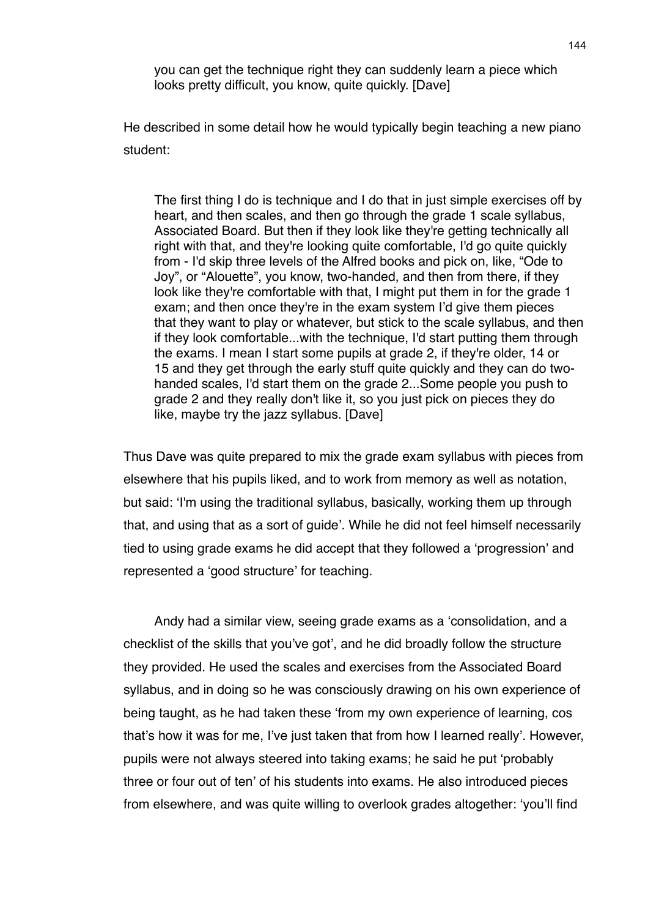> you can get the technique right they can suddenly learn a piece which looks pretty difficult, you know, quite quickly. [Dave]

He described in some detail how he would typically begin teaching a new piano student:

> The first thing I do is technique and I do that in just simple exercises off by heart, and then scales, and then go through the grade 1 scale syllabus, Associated Board. But then if they look like they're getting technically all right with that, and they're looking quite comfortable, I'd go quite quickly from - I'd skip three levels of the Alfred books and pick on, like, "Ode to Joy", or "Alouette", you know, two-handed, and then from there, if they look like they're comfortable with that, I might put them in for the grade 1 exam; and then once they're in the exam system I'd give them pieces that they want to play or whatever, but stick to the scale syllabus, and then if they look comfortable...with the technique, I'd start putting them through the exams. I mean I start some pupils at grade 2, if they're older, 14 or 15 and they get through the early stuff quite quickly and they can do two-handed scales, I'd start them on the grade 2...Some people you push to grade 2 and they really don't like it, so you just pick on pieces they do like, maybe try the jazz syllabus. [Dave]

Thus Dave was quite prepared to mix the grade exam syllabus with pieces from elsewhere that his pupils liked, and to work from memory as well as notation, but said: 'I'm using the traditional syllabus, basically, working them up through that, and using that as a sort of guide'. While he did not feel himself necessarily tied to using grade exams he did accept that they followed a 'progression' and represented a 'good structure' for teaching.

Andy had a similar view, seeing grade exams as a 'consolidation, and a checklist of the skills that you've got', and he did broadly follow the structure they provided. He used the scales and exercises from the Associated Board syllabus, and in doing so he was consciously drawing on his own experience of being taught, as he had taken these 'from my own experience of learning, cos that's how it was for me, I've just taken that from how I learned really'. However, pupils were not always steered into taking exams; he said he put 'probably three or four out of ten' of his students into exams. He also introduced pieces from elsewhere, and was quite willing to overlook grades altogether: 'you'll find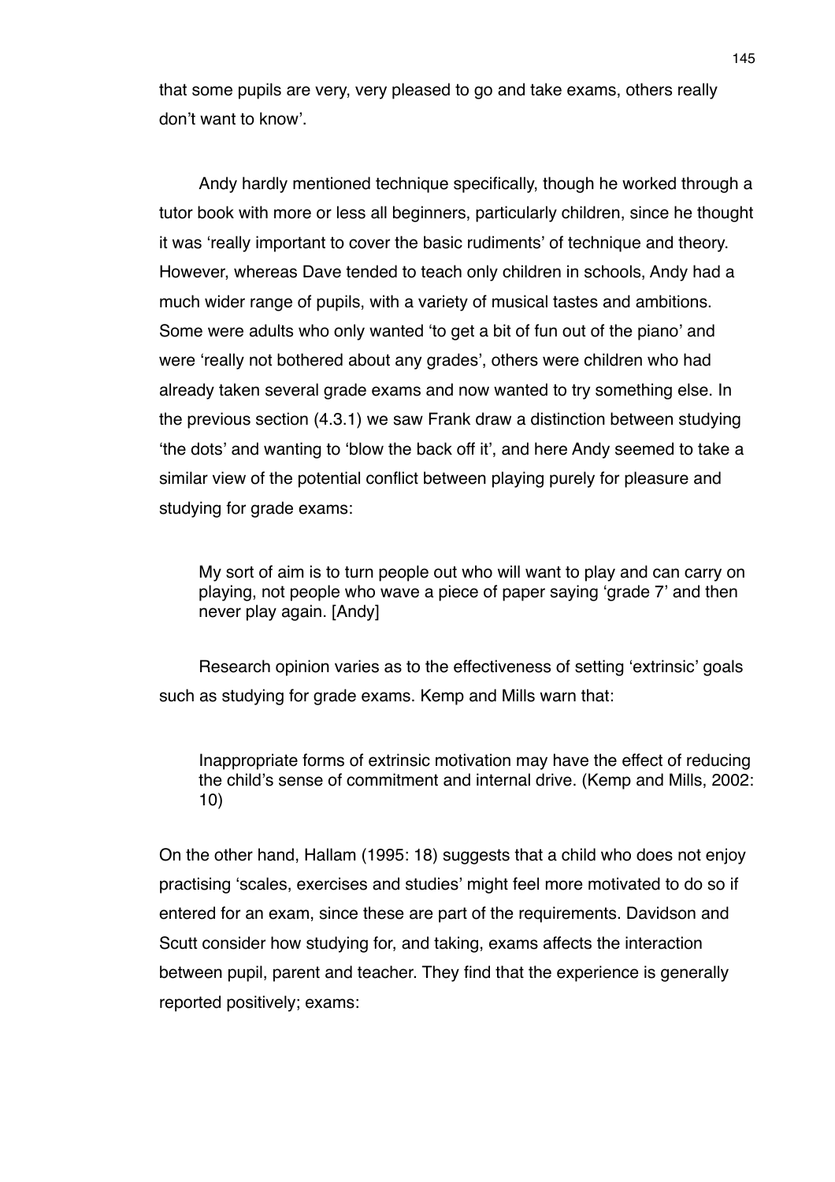that some pupils are very, very pleased to go and take exams, others really don't want to know'.

Andy hardly mentioned technique specifically, though he worked through a tutor book with more or less all beginners, particularly children, since he thought it was 'really important to cover the basic rudiments' of technique and theory. However, whereas Dave tended to teach only children in schools, Andy had a much wider range of pupils, with a variety of musical tastes and ambitions. Some were adults who only wanted 'to get a bit of fun out of the piano' and were 'really not bothered about any grades', others were children who had already taken several grade exams and now wanted to try something else. In the previous section (4.3.1) we saw Frank draw a distinction between studying 'the dots' and wanting to 'blow the back off it', and here Andy seemed to take a similar view of the potential conflict between playing purely for pleasure and studying for grade exams:

> My sort of aim is to turn people out who will want to play and can carry on playing, not people who wave a piece of paper saying 'grade 7' and then never play again. [Andy]

Research opinion varies as to the effectiveness of setting 'extrinsic' goals such as studying for grade exams. Kemp and Mills warn that:

> Inappropriate forms of extrinsic motivation may have the effect of reducing the child's sense of commitment and internal drive. (Kemp and Mills, 2002: 10)

On the other hand, Hallam (1995: 18) suggests that a child who does not enjoy practising 'scales, exercises and studies' might feel more motivated to do so if entered for an exam, since these are part of the requirements. Davidson and Scutt consider how studying for, and taking, exams affects the interaction between pupil, parent and teacher. They find that the experience is generally reported positively; exams: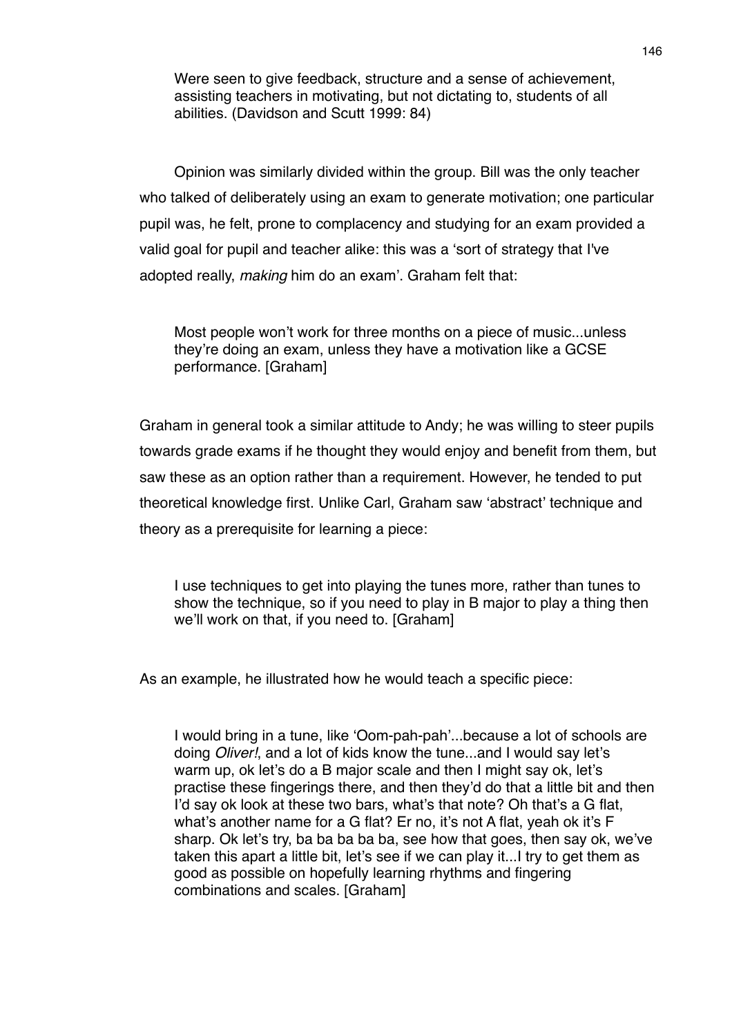> Were seen to give feedback, structure and a sense of achievement, assisting teachers in motivating, but not dictating to, students of all abilities. (Davidson and Scutt 1999: 84)

Opinion was similarly divided within the group. Bill was the only teacher who talked of deliberately using an exam to generate motivation; one particular pupil was, he felt, prone to complacency and studying for an exam provided a valid goal for pupil and teacher alike: this was a 'sort of strategy that I've adopted really, *making* him do an exam'. Graham felt that:

> Most people won't work for three months on a piece of music...unless they're doing an exam, unless they have a motivation like a GCSE performance. [Graham]

Graham in general took a similar attitude to Andy; he was willing to steer pupils towards grade exams if he thought they would enjoy and benefit from them, but saw these as an option rather than a requirement. However, he tended to put theoretical knowledge first. Unlike Carl, Graham saw 'abstract' technique and theory as a prerequisite for learning a piece:

> I use techniques to get into playing the tunes more, rather than tunes to show the technique, so if you need to play in B major to play a thing then we'll work on that, if you need to. [Graham]

As an example, he illustrated how he would teach a specific piece:

> I would bring in a tune, like 'Oom-pah-pah'...because a lot of schools are doing *Oliver!*, and a lot of kids know the tune...and I would say let's warm up, ok let's do a B major scale and then I might say ok, let's practise these fingerings there, and then they'd do that a little bit and then I'd say ok look at these two bars, what's that note? Oh that's a G flat, what's another name for a G flat? Er no, it's not A flat, yeah ok it's F sharp. Ok let's try, ba ba ba ba ba, see how that goes, then say ok, we've taken this apart a little bit, let's see if we can play it...I try to get them as good as possible on hopefully learning rhythms and fingering combinations and scales. [Graham]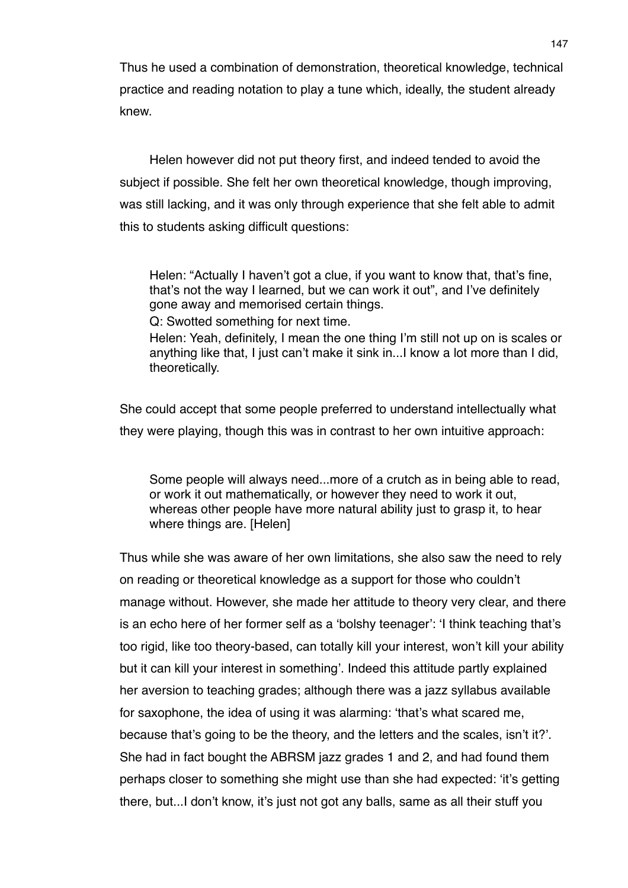Thus he used a combination of demonstration, theoretical knowledge, technical practice and reading notation to play a tune which, ideally, the student already knew.

Helen however did not put theory first, and indeed tended to avoid the subject if possible. She felt her own theoretical knowledge, though improving, was still lacking, and it was only through experience that she felt able to admit this to students asking difficult questions:

> Helen: "Actually I haven't got a clue, if you want to know that, that's fine, that's not the way I learned, but we can work it out", and I've definitely gone away and memorised certain things.
>
> Q: Swotted something for next time.
>
> Helen: Yeah, definitely, I mean the one thing I'm still not up on is scales or anything like that, I just can't make it sink in...I know a lot more than I did, theoretically.

She could accept that some people preferred to understand intellectually what they were playing, though this was in contrast to her own intuitive approach:

> Some people will always need...more of a crutch as in being able to read, or work it out mathematically, or however they need to work it out, whereas other people have more natural ability just to grasp it, to hear where things are. [Helen]

Thus while she was aware of her own limitations, she also saw the need to rely on reading or theoretical knowledge as a support for those who couldn't manage without. However, she made her attitude to theory very clear, and there is an echo here of her former self as a 'bolshy teenager': 'I think teaching that's too rigid, like too theory-based, can totally kill your interest, won't kill your ability but it can kill your interest in something'. Indeed this attitude partly explained her aversion to teaching grades; although there was a jazz syllabus available for saxophone, the idea of using it was alarming: 'that's what scared me, because that's going to be the theory, and the letters and the scales, isn't it?'. She had in fact bought the ABRSM jazz grades 1 and 2, and had found them perhaps closer to something she might use than she had expected: 'it's getting there, but...I don't know, it's just not got any balls, same as all their stuff you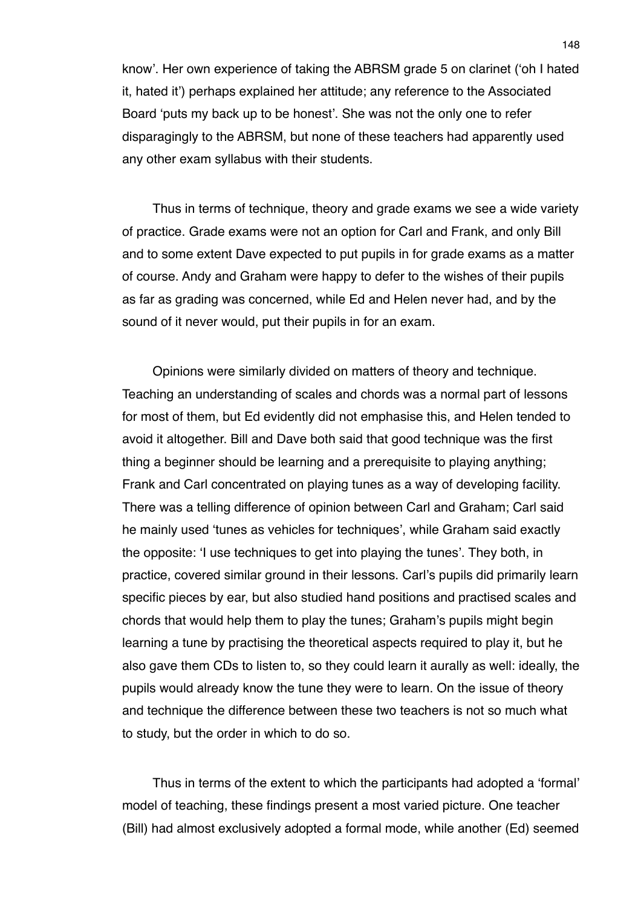know'. Her own experience of taking the ABRSM grade 5 on clarinet ('oh I hated it, hated it') perhaps explained her attitude; any reference to the Associated Board 'puts my back up to be honest'. She was not the only one to refer disparagingly to the ABRSM, but none of these teachers had apparently used any other exam syllabus with their students.

Thus in terms of technique, theory and grade exams we see a wide variety of practice. Grade exams were not an option for Carl and Frank, and only Bill and to some extent Dave expected to put pupils in for grade exams as a matter of course. Andy and Graham were happy to defer to the wishes of their pupils as far as grading was concerned, while Ed and Helen never had, and by the sound of it never would, put their pupils in for an exam.

Opinions were similarly divided on matters of theory and technique. Teaching an understanding of scales and chords was a normal part of lessons for most of them, but Ed evidently did not emphasise this, and Helen tended to avoid it altogether. Bill and Dave both said that good technique was the first thing a beginner should be learning and a prerequisite to playing anything; Frank and Carl concentrated on playing tunes as a way of developing facility. There was a telling difference of opinion between Carl and Graham; Carl said he mainly used 'tunes as vehicles for techniques', while Graham said exactly the opposite: 'I use techniques to get into playing the tunes'. They both, in practice, covered similar ground in their lessons. Carl's pupils did primarily learn specific pieces by ear, but also studied hand positions and practised scales and chords that would help them to play the tunes; Graham's pupils might begin learning a tune by practising the theoretical aspects required to play it, but he also gave them CDs to listen to, so they could learn it aurally as well: ideally, the pupils would already know the tune they were to learn. On the issue of theory and technique the difference between these two teachers is not so much what to study, but the order in which to do so.

Thus in terms of the extent to which the participants had adopted a 'formal' model of teaching, these findings present a most varied picture. One teacher (Bill) had almost exclusively adopted a formal mode, while another (Ed) seemed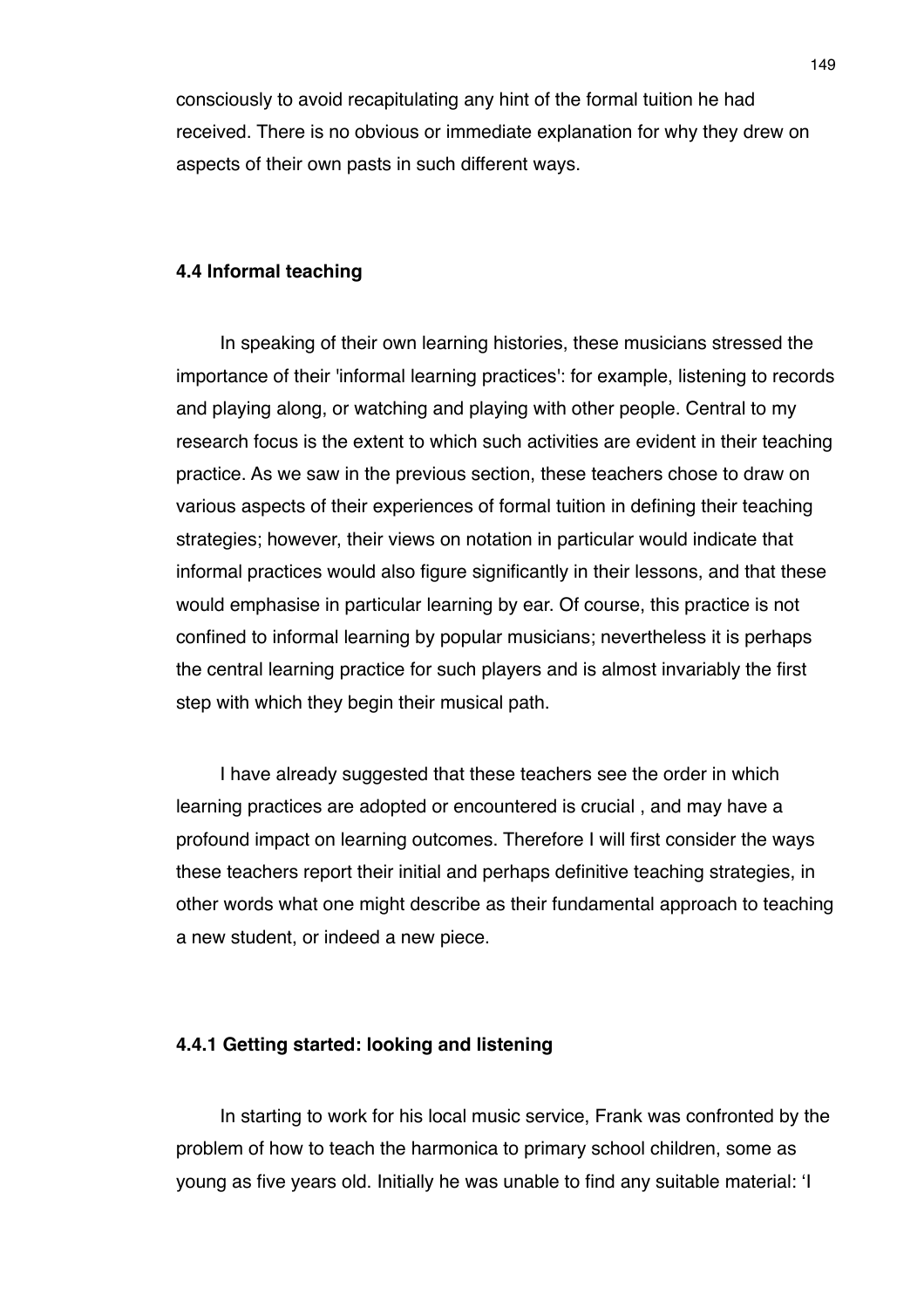consciously to avoid recapitulating any hint of the formal tuition he had received. There is no obvious or immediate explanation for why they drew on aspects of their own pasts in such different ways.

### 4.4 Informal teaching

In speaking of their own learning histories, these musicians stressed the importance of their 'informal learning practices': for example, listening to records and playing along, or watching and playing with other people. Central to my research focus is the extent to which such activities are evident in their teaching practice. As we saw in the previous section, these teachers chose to draw on various aspects of their experiences of formal tuition in defining their teaching strategies; however, their views on notation in particular would indicate that informal practices would also figure significantly in their lessons, and that these would emphasise in particular learning by ear. Of course, this practice is not confined to informal learning by popular musicians; nevertheless it is perhaps the central learning practice for such players and is almost invariably the first step with which they begin their musical path.

I have already suggested that these teachers see the order in which learning practices are adopted or encountered is crucial , and may have a profound impact on learning outcomes. Therefore I will first consider the ways these teachers report their initial and perhaps definitive teaching strategies, in other words what one might describe as their fundamental approach to teaching a new student, or indeed a new piece.

#### 4.4.1 Getting started: looking and listening

In starting to work for his local music service, Frank was confronted by the problem of how to teach the harmonica to primary school children, some as young as five years old. Initially he was unable to find any suitable material: 'I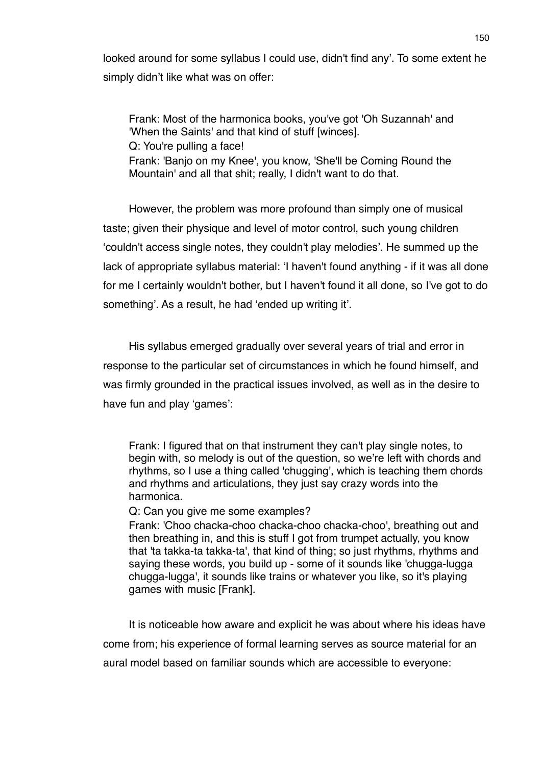looked around for some syllabus I could use, didn't find any'. To some extent he simply didn't like what was on offer:

> Frank: Most of the harmonica books, you've got 'Oh Suzannah' and 'When the Saints' and that kind of stuff [winces].
> Q: You're pulling a face!
> Frank: 'Banjo on my Knee', you know, 'She'll be Coming Round the Mountain' and all that shit; really, I didn't want to do that.

However, the problem was more profound than simply one of musical taste; given their physique and level of motor control, such young children 'couldn't access single notes, they couldn't play melodies'. He summed up the lack of appropriate syllabus material: 'I haven't found anything - if it was all done for me I certainly wouldn't bother, but I haven't found it all done, so I've got to do something'. As a result, he had 'ended up writing it'.

His syllabus emerged gradually over several years of trial and error in response to the particular set of circumstances in which he found himself, and was firmly grounded in the practical issues involved, as well as in the desire to have fun and play 'games':

> Frank: I figured that on that instrument they can't play single notes, to begin with, so melody is out of the question, so we're left with chords and rhythms, so I use a thing called 'chugging', which is teaching them chords and rhythms and articulations, they just say crazy words into the harmonica.
> Q: Can you give me some examples?
> Frank: 'Choo chacka-choo chacka-choo chacka-choo', breathing out and then breathing in, and this is stuff I got from trumpet actually, you know that 'ta takka-ta takka-ta', that kind of thing; so just rhythms, rhythms and saying these words, you build up - some of it sounds like 'chugga-lugga chugga-lugga', it sounds like trains or whatever you like, so it's playing games with music [Frank].

It is noticeable how aware and explicit he was about where his ideas have come from; his experience of formal learning serves as source material for an aural model based on familiar sounds which are accessible to everyone: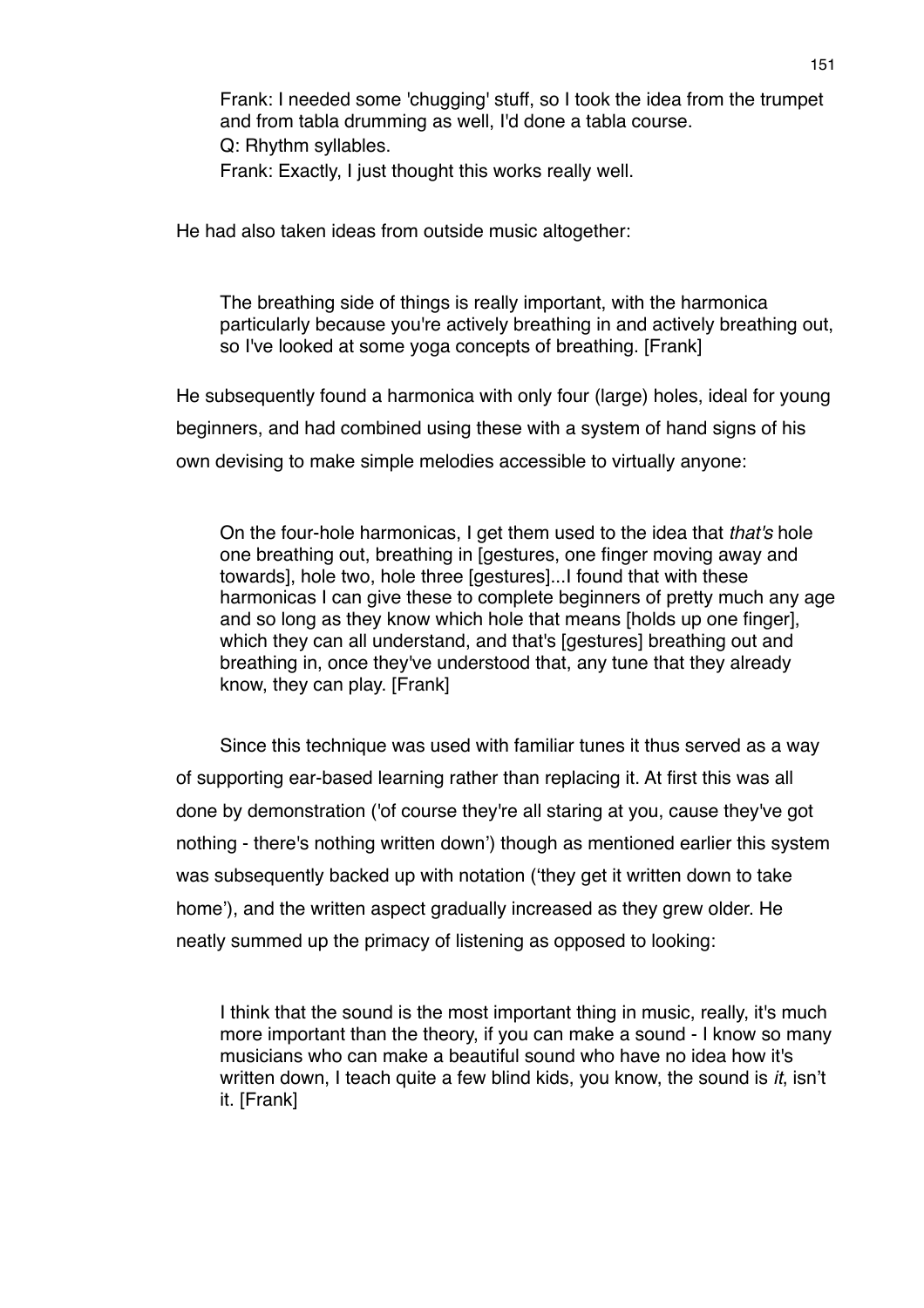> Frank: I needed some 'chugging' stuff, so I took the idea from the trumpet and from tabla drumming as well, I'd done a tabla course.
> Q: Rhythm syllables.
> Frank: Exactly, I just thought this works really well.

He had also taken ideas from outside music altogether:

> The breathing side of things is really important, with the harmonica particularly because you're actively breathing in and actively breathing out, so I've looked at some yoga concepts of breathing. [Frank]

He subsequently found a harmonica with only four (large) holes, ideal for young beginners, and had combined using these with a system of hand signs of his own devising to make simple melodies accessible to virtually anyone:

> On the four-hole harmonicas, I get them used to the idea that *that's* hole one breathing out, breathing in [gestures, one finger moving away and towards], hole two, hole three [gestures]...I found that with these harmonicas I can give these to complete beginners of pretty much any age and so long as they know which hole that means [holds up one finger], which they can all understand, and that's [gestures] breathing out and breathing in, once they've understood that, any tune that they already know, they can play. [Frank]

Since this technique was used with familiar tunes it thus served as a way of supporting ear-based learning rather than replacing it. At first this was all done by demonstration ('of course they're all staring at you, cause they've got nothing - there's nothing written down') though as mentioned earlier this system was subsequently backed up with notation ('they get it written down to take home'), and the written aspect gradually increased as they grew older. He neatly summed up the primacy of listening as opposed to looking:

> I think that the sound is the most important thing in music, really, it's much more important than the theory, if you can make a sound - I know so many musicians who can make a beautiful sound who have no idea how it's written down, I teach quite a few blind kids, you know, the sound is *it*, isn't it. [Frank]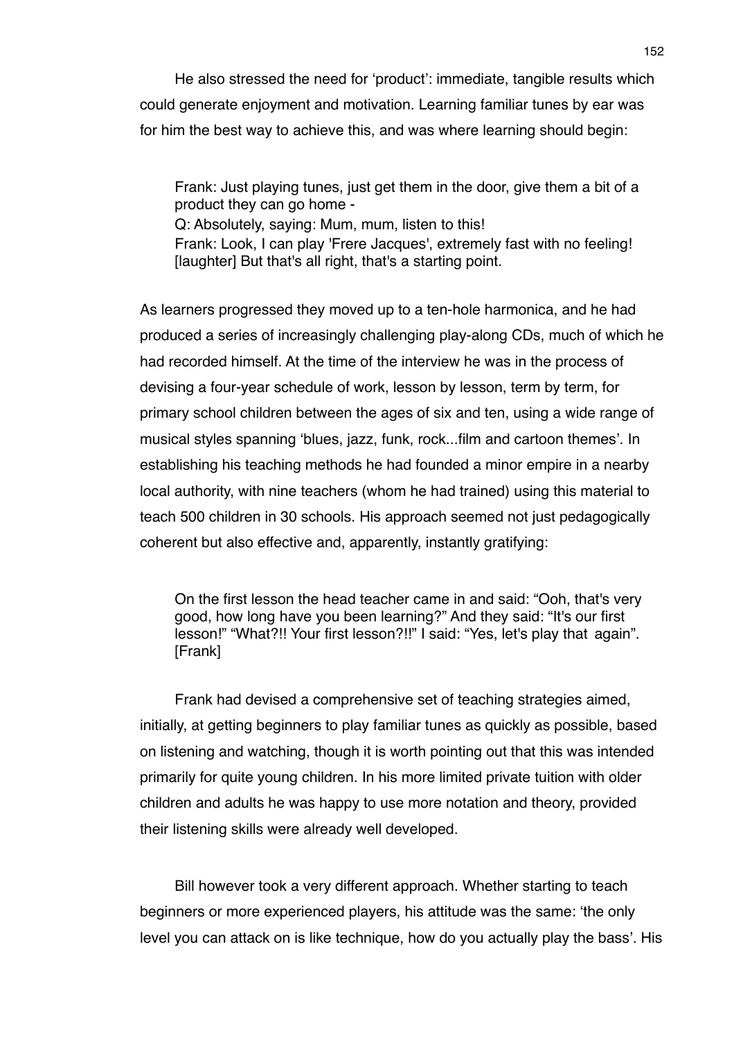He also stressed the need for 'product': immediate, tangible results which could generate enjoyment and motivation. Learning familiar tunes by ear was for him the best way to achieve this, and was where learning should begin:

> Frank: Just playing tunes, just get them in the door, give them a bit of a product they can go home -
> Q: Absolutely, saying: Mum, mum, listen to this!
> Frank: Look, I can play 'Frere Jacques', extremely fast with no feeling! [laughter] But that's all right, that's a starting point.

As learners progressed they moved up to a ten-hole harmonica, and he had produced a series of increasingly challenging play-along CDs, much of which he had recorded himself. At the time of the interview he was in the process of devising a four-year schedule of work, lesson by lesson, term by term, for primary school children between the ages of six and ten, using a wide range of musical styles spanning 'blues, jazz, funk, rock...film and cartoon themes'. In establishing his teaching methods he had founded a minor empire in a nearby local authority, with nine teachers (whom he had trained) using this material to teach 500 children in 30 schools. His approach seemed not just pedagogically coherent but also effective and, apparently, instantly gratifying:

> On the first lesson the head teacher came in and said: "Ooh, that's very good, how long have you been learning?" And they said: "It's our first lesson!" "What?!! Your first lesson?!!" I said: "Yes, let's play that again". [Frank]

Frank had devised a comprehensive set of teaching strategies aimed, initially, at getting beginners to play familiar tunes as quickly as possible, based on listening and watching, though it is worth pointing out that this was intended primarily for quite young children. In his more limited private tuition with older children and adults he was happy to use more notation and theory, provided their listening skills were already well developed.

Bill however took a very different approach. Whether starting to teach beginners or more experienced players, his attitude was the same: 'the only level you can attack on is like technique, how do you actually play the bass'. His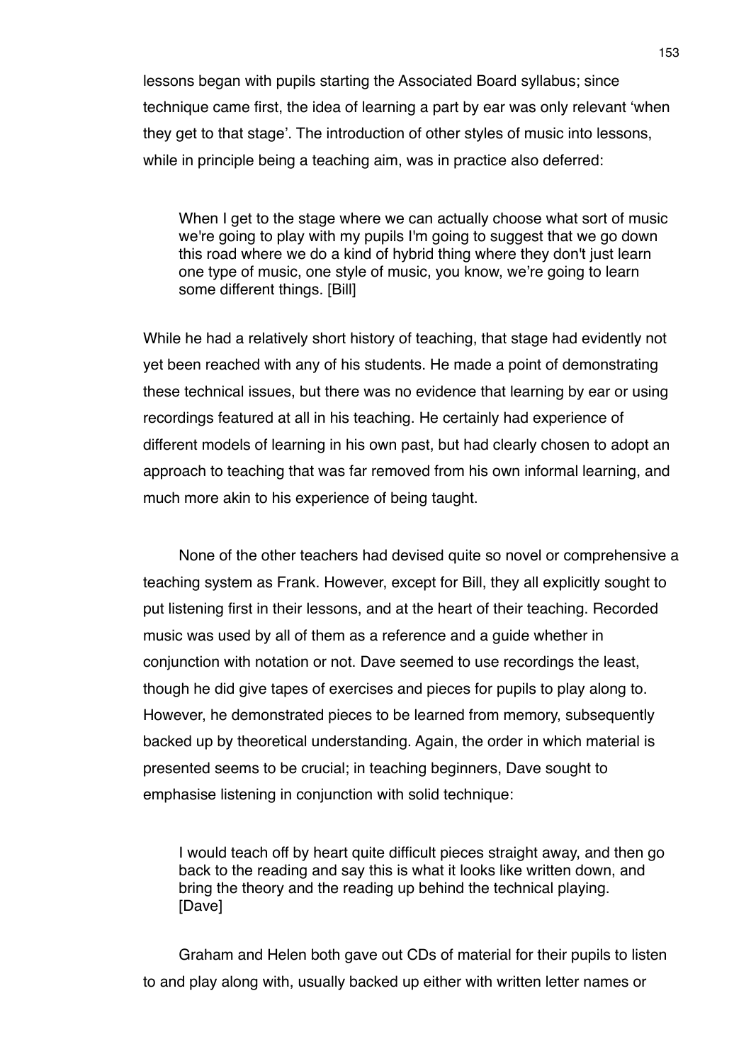lessons began with pupils starting the Associated Board syllabus; since technique came first, the idea of learning a part by ear was only relevant 'when they get to that stage'. The introduction of other styles of music into lessons, while in principle being a teaching aim, was in practice also deferred:

> When I get to the stage where we can actually choose what sort of music we're going to play with my pupils I'm going to suggest that we go down this road where we do a kind of hybrid thing where they don't just learn one type of music, one style of music, you know, we're going to learn some different things. [Bill]

While he had a relatively short history of teaching, that stage had evidently not yet been reached with any of his students. He made a point of demonstrating these technical issues, but there was no evidence that learning by ear or using recordings featured at all in his teaching. He certainly had experience of different models of learning in his own past, but had clearly chosen to adopt an approach to teaching that was far removed from his own informal learning, and much more akin to his experience of being taught.

None of the other teachers had devised quite so novel or comprehensive a teaching system as Frank. However, except for Bill, they all explicitly sought to put listening first in their lessons, and at the heart of their teaching. Recorded music was used by all of them as a reference and a guide whether in conjunction with notation or not. Dave seemed to use recordings the least, though he did give tapes of exercises and pieces for pupils to play along to. However, he demonstrated pieces to be learned from memory, subsequently backed up by theoretical understanding. Again, the order in which material is presented seems to be crucial; in teaching beginners, Dave sought to emphasise listening in conjunction with solid technique:

> I would teach off by heart quite difficult pieces straight away, and then go back to the reading and say this is what it looks like written down, and bring the theory and the reading up behind the technical playing. [Dave]

Graham and Helen both gave out CDs of material for their pupils to listen to and play along with, usually backed up either with written letter names or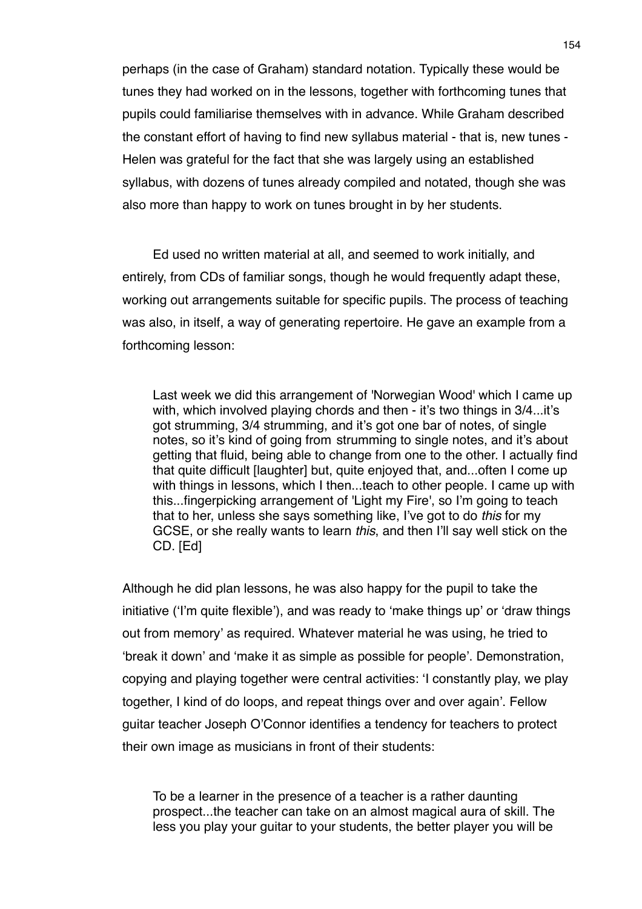perhaps (in the case of Graham) standard notation. Typically these would be tunes they had worked on in the lessons, together with forthcoming tunes that pupils could familiarise themselves with in advance. While Graham described the constant effort of having to find new syllabus material - that is, new tunes - Helen was grateful for the fact that she was largely using an established syllabus, with dozens of tunes already compiled and notated, though she was also more than happy to work on tunes brought in by her students.

Ed used no written material at all, and seemed to work initially, and entirely, from CDs of familiar songs, though he would frequently adapt these, working out arrangements suitable for specific pupils. The process of teaching was also, in itself, a way of generating repertoire. He gave an example from a forthcoming lesson:

> Last week we did this arrangement of 'Norwegian Wood' which I came up with, which involved playing chords and then - it's two things in 3/4...it's got strumming, 3/4 strumming, and it's got one bar of notes, of single notes, so it's kind of going from strumming to single notes, and it's about getting that fluid, being able to change from one to the other. I actually find that quite difficult [laughter] but, quite enjoyed that, and...often I come up with things in lessons, which I then...teach to other people. I came up with this...fingerpicking arrangement of 'Light my Fire', so I'm going to teach that to her, unless she says something like, I've got to do *this* for my GCSE, or she really wants to learn *this*, and then I'll say well stick on the CD. [Ed]

Although he did plan lessons, he was also happy for the pupil to take the initiative ('I'm quite flexible'), and was ready to 'make things up' or 'draw things out from memory' as required. Whatever material he was using, he tried to 'break it down' and 'make it as simple as possible for people'. Demonstration, copying and playing together were central activities: 'I constantly play, we play together, I kind of do loops, and repeat things over and over again'. Fellow guitar teacher Joseph O'Connor identifies a tendency for teachers to protect their own image as musicians in front of their students:

> To be a learner in the presence of a teacher is a rather daunting prospect...the teacher can take on an almost magical aura of skill. The less you play your guitar to your students, the better player you will be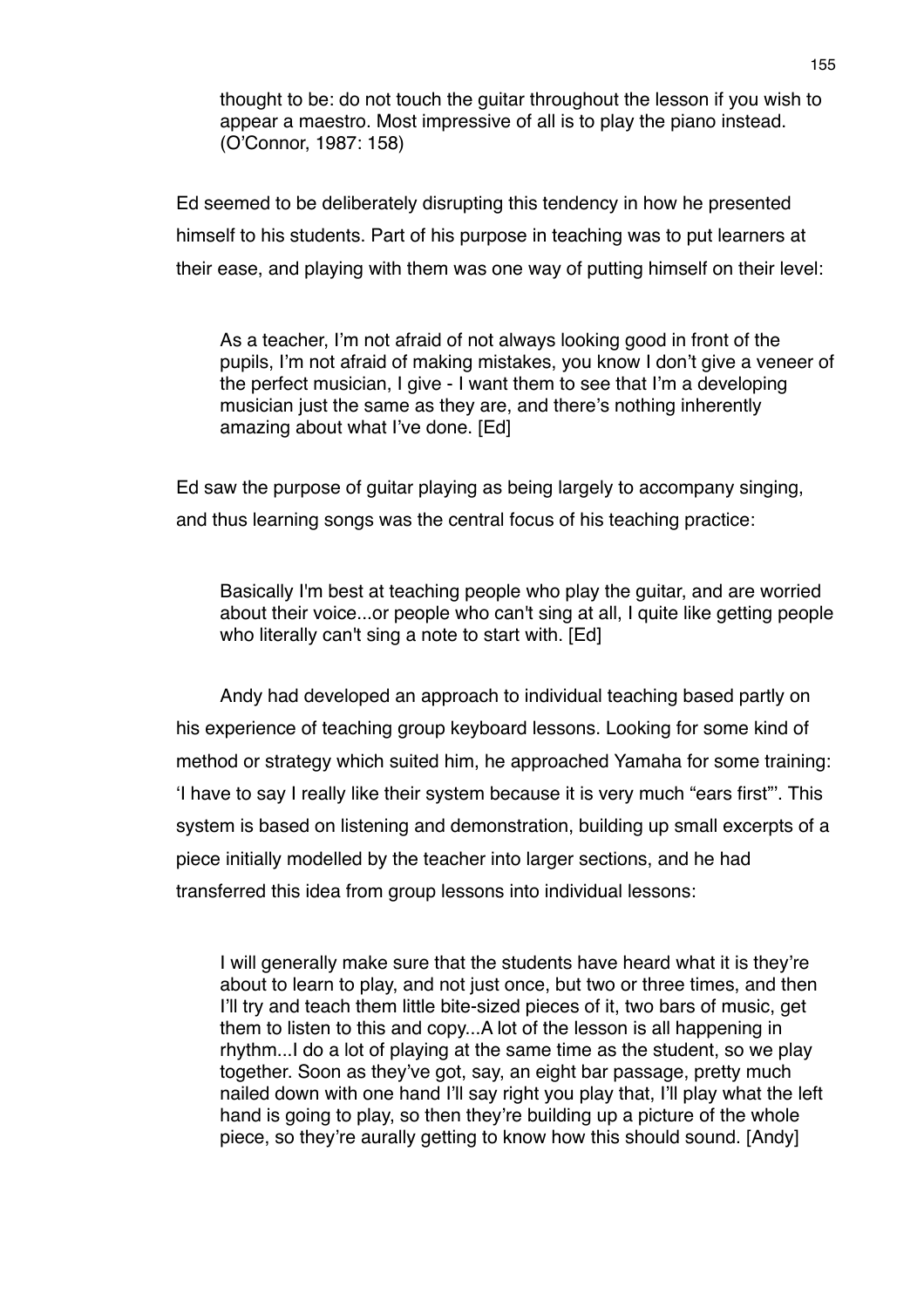> thought to be: do not touch the guitar throughout the lesson if you wish to appear a maestro. Most impressive of all is to play the piano instead. (O'Connor, 1987: 158)

Ed seemed to be deliberately disrupting this tendency in how he presented himself to his students. Part of his purpose in teaching was to put learners at their ease, and playing with them was one way of putting himself on their level:

> As a teacher, I'm not afraid of not always looking good in front of the pupils, I'm not afraid of making mistakes, you know I don't give a veneer of the perfect musician, I give - I want them to see that I'm a developing musician just the same as they are, and there's nothing inherently amazing about what I've done. [Ed]

Ed saw the purpose of guitar playing as being largely to accompany singing, and thus learning songs was the central focus of his teaching practice:

> Basically I'm best at teaching people who play the guitar, and are worried about their voice...or people who can't sing at all, I quite like getting people who literally can't sing a note to start with. [Ed]

Andy had developed an approach to individual teaching based partly on his experience of teaching group keyboard lessons. Looking for some kind of method or strategy which suited him, he approached Yamaha for some training: 'I have to say I really like their system because it is very much "ears first"'. This system is based on listening and demonstration, building up small excerpts of a piece initially modelled by the teacher into larger sections, and he had transferred this idea from group lessons into individual lessons:

> I will generally make sure that the students have heard what it is they're about to learn to play, and not just once, but two or three times, and then I'll try and teach them little bite-sized pieces of it, two bars of music, get them to listen to this and copy...A lot of the lesson is all happening in rhythm...I do a lot of playing at the same time as the student, so we play together. Soon as they've got, say, an eight bar passage, pretty much nailed down with one hand I'll say right you play that, I'll play what the left hand is going to play, so then they're building up a picture of the whole piece, so they're aurally getting to know how this should sound. [Andy]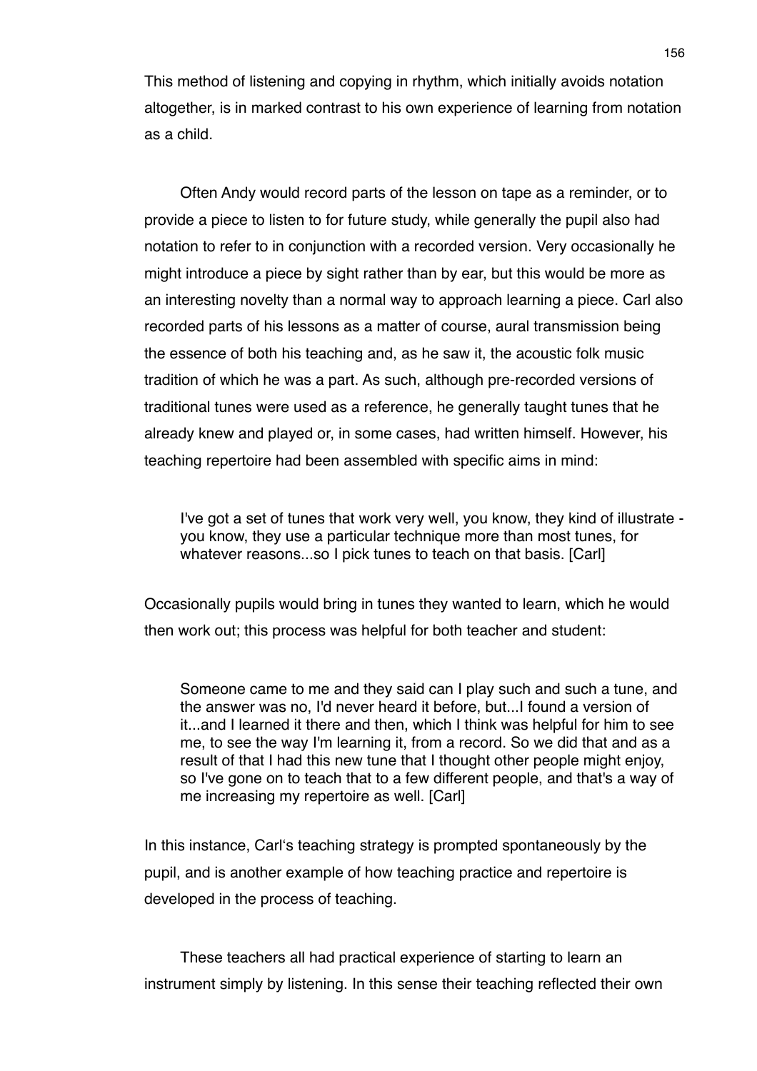This method of listening and copying in rhythm, which initially avoids notation altogether, is in marked contrast to his own experience of learning from notation as a child.

Often Andy would record parts of the lesson on tape as a reminder, or to provide a piece to listen to for future study, while generally the pupil also had notation to refer to in conjunction with a recorded version. Very occasionally he might introduce a piece by sight rather than by ear, but this would be more as an interesting novelty than a normal way to approach learning a piece. Carl also recorded parts of his lessons as a matter of course, aural transmission being the essence of both his teaching and, as he saw it, the acoustic folk music tradition of which he was a part. As such, although pre-recorded versions of traditional tunes were used as a reference, he generally taught tunes that he already knew and played or, in some cases, had written himself. However, his teaching repertoire had been assembled with specific aims in mind:

> I've got a set of tunes that work very well, you know, they kind of illustrate - you know, they use a particular technique more than most tunes, for whatever reasons...so I pick tunes to teach on that basis. [Carl]

Occasionally pupils would bring in tunes they wanted to learn, which he would then work out; this process was helpful for both teacher and student:

> Someone came to me and they said can I play such and such a tune, and the answer was no, I'd never heard it before, but...I found a version of it...and I learned it there and then, which I think was helpful for him to see me, to see the way I'm learning it, from a record. So we did that and as a result of that I had this new tune that I thought other people might enjoy, so I've gone on to teach that to a few different people, and that's a way of me increasing my repertoire as well. [Carl]

In this instance, Carl's teaching strategy is prompted spontaneously by the pupil, and is another example of how teaching practice and repertoire is developed in the process of teaching.

These teachers all had practical experience of starting to learn an instrument simply by listening. In this sense their teaching reflected their own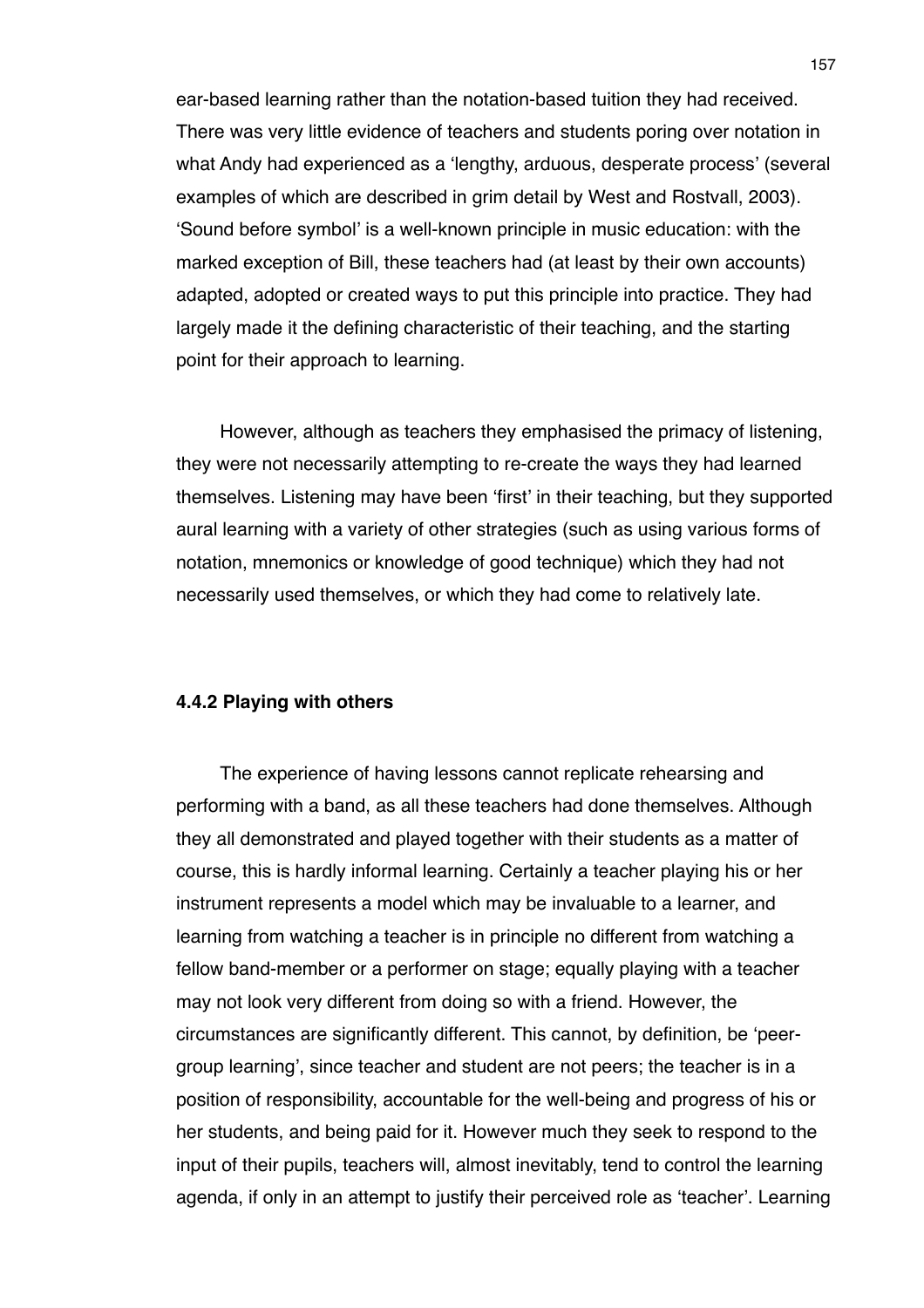ear-based learning rather than the notation-based tuition they had received. There was very little evidence of teachers and students poring over notation in what Andy had experienced as a 'lengthy, arduous, desperate process' (several examples of which are described in grim detail by West and Rostvall, 2003). 'Sound before symbol' is a well-known principle in music education: with the marked exception of Bill, these teachers had (at least by their own accounts) adapted, adopted or created ways to put this principle into practice. They had largely made it the defining characteristic of their teaching, and the starting point for their approach to learning.

However, although as teachers they emphasised the primacy of listening, they were not necessarily attempting to re-create the ways they had learned themselves. Listening may have been 'first' in their teaching, but they supported aural learning with a variety of other strategies (such as using various forms of notation, mnemonics or knowledge of good technique) which they had not necessarily used themselves, or which they had come to relatively late.

### 4.4.2 Playing with others

The experience of having lessons cannot replicate rehearsing and performing with a band, as all these teachers had done themselves. Although they all demonstrated and played together with their students as a matter of course, this is hardly informal learning. Certainly a teacher playing his or her instrument represents a model which may be invaluable to a learner, and learning from watching a teacher is in principle no different from watching a fellow band-member or a performer on stage; equally playing with a teacher may not look very different from doing so with a friend. However, the circumstances are significantly different. This cannot, by definition, be 'peer-group learning', since teacher and student are not peers; the teacher is in a position of responsibility, accountable for the well-being and progress of his or her students, and being paid for it. However much they seek to respond to the input of their pupils, teachers will, almost inevitably, tend to control the learning agenda, if only in an attempt to justify their perceived role as 'teacher'. Learning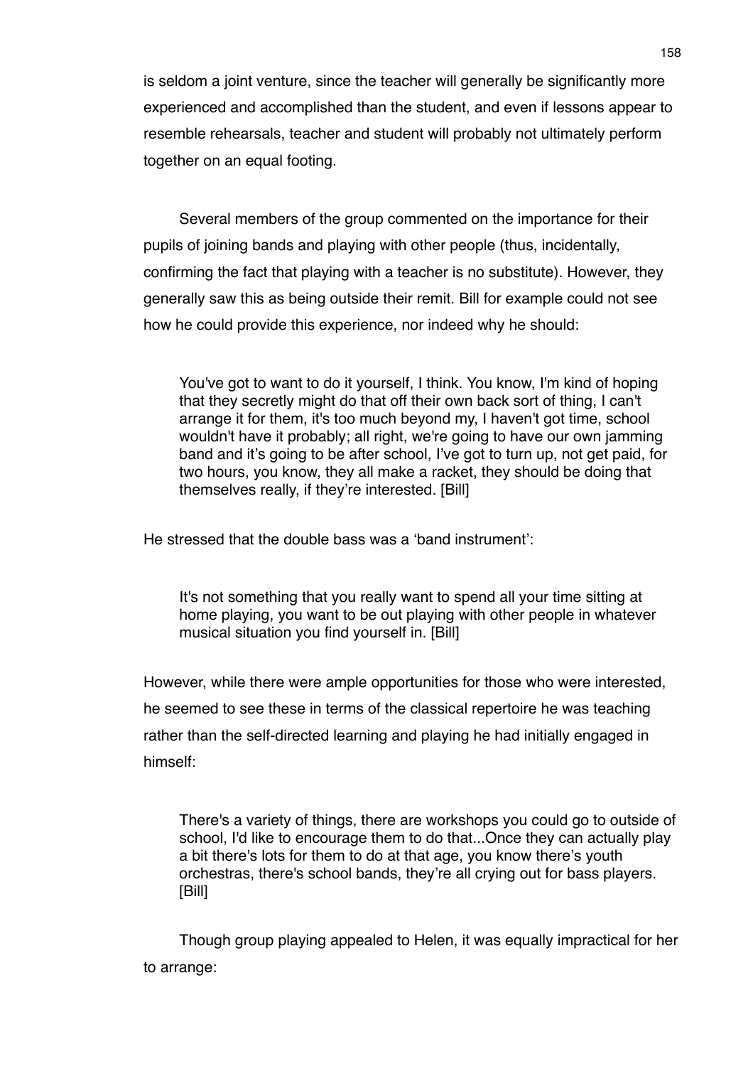is seldom a joint venture, since the teacher will generally be significantly more experienced and accomplished than the student, and even if lessons appear to resemble rehearsals, teacher and student will probably not ultimately perform together on an equal footing.

Several members of the group commented on the importance for their pupils of joining bands and playing with other people (thus, incidentally, confirming the fact that playing with a teacher is no substitute). However, they generally saw this as being outside their remit. Bill for example could not see how he could provide this experience, nor indeed why he should:

> You've got to want to do it yourself, I think. You know, I'm kind of hoping that they secretly might do that off their own back sort of thing, I can't arrange it for them, it's too much beyond my, I haven't got time, school wouldn't have it probably; all right, we're going to have our own jamming band and it's going to be after school, I've got to turn up, not get paid, for two hours, you know, they all make a racket, they should be doing that themselves really, if they're interested. [Bill]

He stressed that the double bass was a 'band instrument':

> It's not something that you really want to spend all your time sitting at home playing, you want to be out playing with other people in whatever musical situation you find yourself in. [Bill]

However, while there were ample opportunities for those who were interested, he seemed to see these in terms of the classical repertoire he was teaching rather than the self-directed learning and playing he had initially engaged in himself:

> There's a variety of things, there are workshops you could go to outside of school, I'd like to encourage them to do that...Once they can actually play a bit there's lots for them to do at that age, you know there's youth orchestras, there's school bands, they're all crying out for bass players. [Bill]

Though group playing appealed to Helen, it was equally impractical for her to arrange: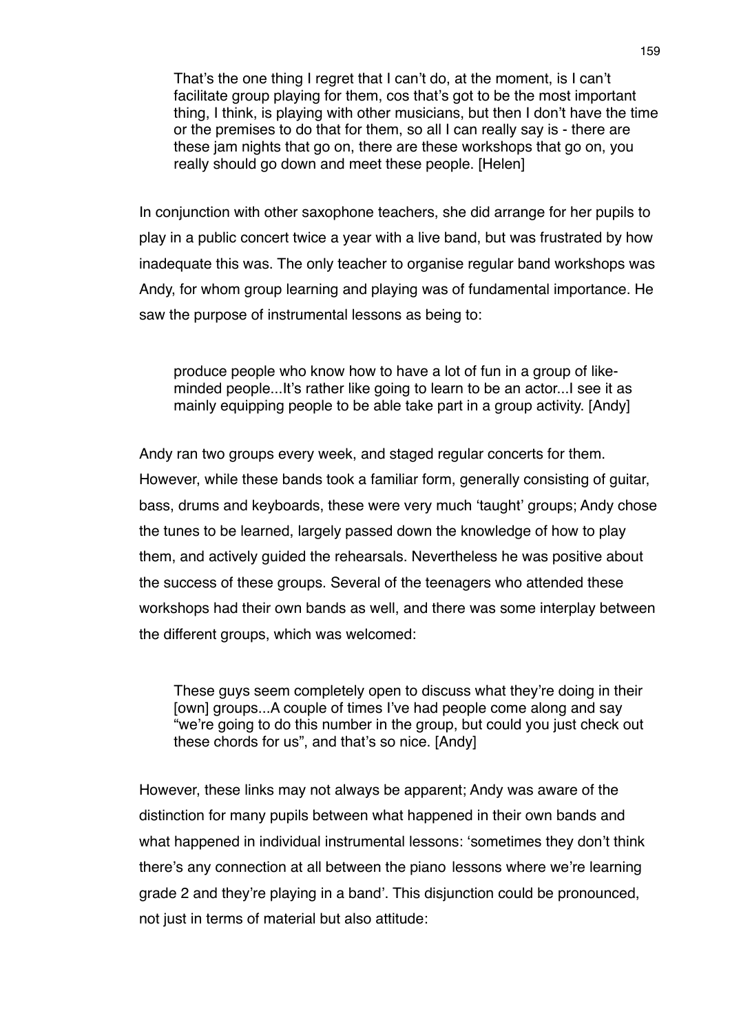> That's the one thing I regret that I can't do, at the moment, is I can't facilitate group playing for them, cos that's got to be the most important thing, I think, is playing with other musicians, but then I don't have the time or the premises to do that for them, so all I can really say is - there are these jam nights that go on, there are these workshops that go on, you really should go down and meet these people. [Helen]

In conjunction with other saxophone teachers, she did arrange for her pupils to play in a public concert twice a year with a live band, but was frustrated by how inadequate this was. The only teacher to organise regular band workshops was Andy, for whom group learning and playing was of fundamental importance. He saw the purpose of instrumental lessons as being to:

> produce people who know how to have a lot of fun in a group of like-minded people...It's rather like going to learn to be an actor...I see it as mainly equipping people to be able take part in a group activity. [Andy]

Andy ran two groups every week, and staged regular concerts for them. However, while these bands took a familiar form, generally consisting of guitar, bass, drums and keyboards, these were very much 'taught' groups; Andy chose the tunes to be learned, largely passed down the knowledge of how to play them, and actively guided the rehearsals. Nevertheless he was positive about the success of these groups. Several of the teenagers who attended these workshops had their own bands as well, and there was some interplay between the different groups, which was welcomed:

> These guys seem completely open to discuss what they're doing in their [own] groups...A couple of times I've had people come along and say "we're going to do this number in the group, but could you just check out these chords for us", and that's so nice. [Andy]

However, these links may not always be apparent; Andy was aware of the distinction for many pupils between what happened in their own bands and what happened in individual instrumental lessons: 'sometimes they don't think there's any connection at all between the piano lessons where we're learning grade 2 and they're playing in a band'. This disjunction could be pronounced, not just in terms of material but also attitude: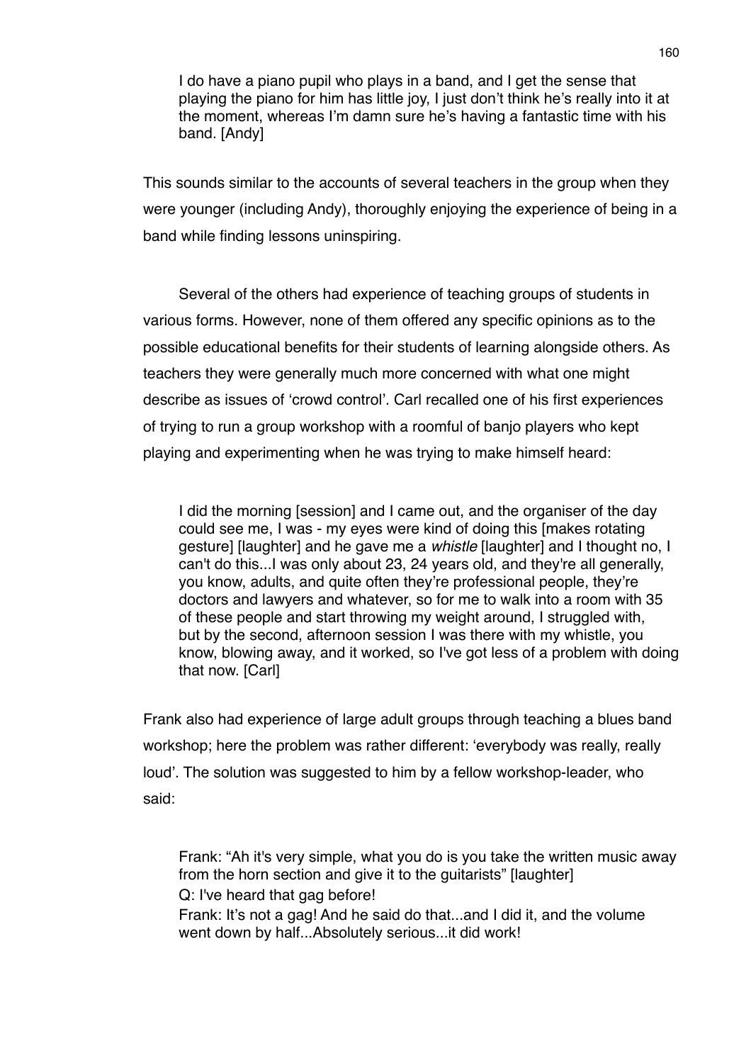> I do have a piano pupil who plays in a band, and I get the sense that playing the piano for him has little joy, I just don't think he's really into it at the moment, whereas I'm damn sure he's having a fantastic time with his band. [Andy]

This sounds similar to the accounts of several teachers in the group when they were younger (including Andy), thoroughly enjoying the experience of being in a band while finding lessons uninspiring.

Several of the others had experience of teaching groups of students in various forms. However, none of them offered any specific opinions as to the possible educational benefits for their students of learning alongside others. As teachers they were generally much more concerned with what one might describe as issues of 'crowd control'. Carl recalled one of his first experiences of trying to run a group workshop with a roomful of banjo players who kept playing and experimenting when he was trying to make himself heard:

> I did the morning [session] and I came out, and the organiser of the day could see me, I was - my eyes were kind of doing this [makes rotating gesture] [laughter] and he gave me a *whistle* [laughter] and I thought no, I can't do this...I was only about 23, 24 years old, and they're all generally, you know, adults, and quite often they're professional people, they're doctors and lawyers and whatever, so for me to walk into a room with 35 of these people and start throwing my weight around, I struggled with, but by the second, afternoon session I was there with my whistle, you know, blowing away, and it worked, so I've got less of a problem with doing that now. [Carl]

Frank also had experience of large adult groups through teaching a blues band workshop; here the problem was rather different: 'everybody was really, really loud'. The solution was suggested to him by a fellow workshop-leader, who said:

> Frank: "Ah it's very simple, what you do is you take the written music away from the horn section and give it to the guitarists" [laughter]
> Q: I've heard that gag before!
> Frank: It's not a gag! And he said do that...and I did it, and the volume went down by half...Absolutely serious...it did work!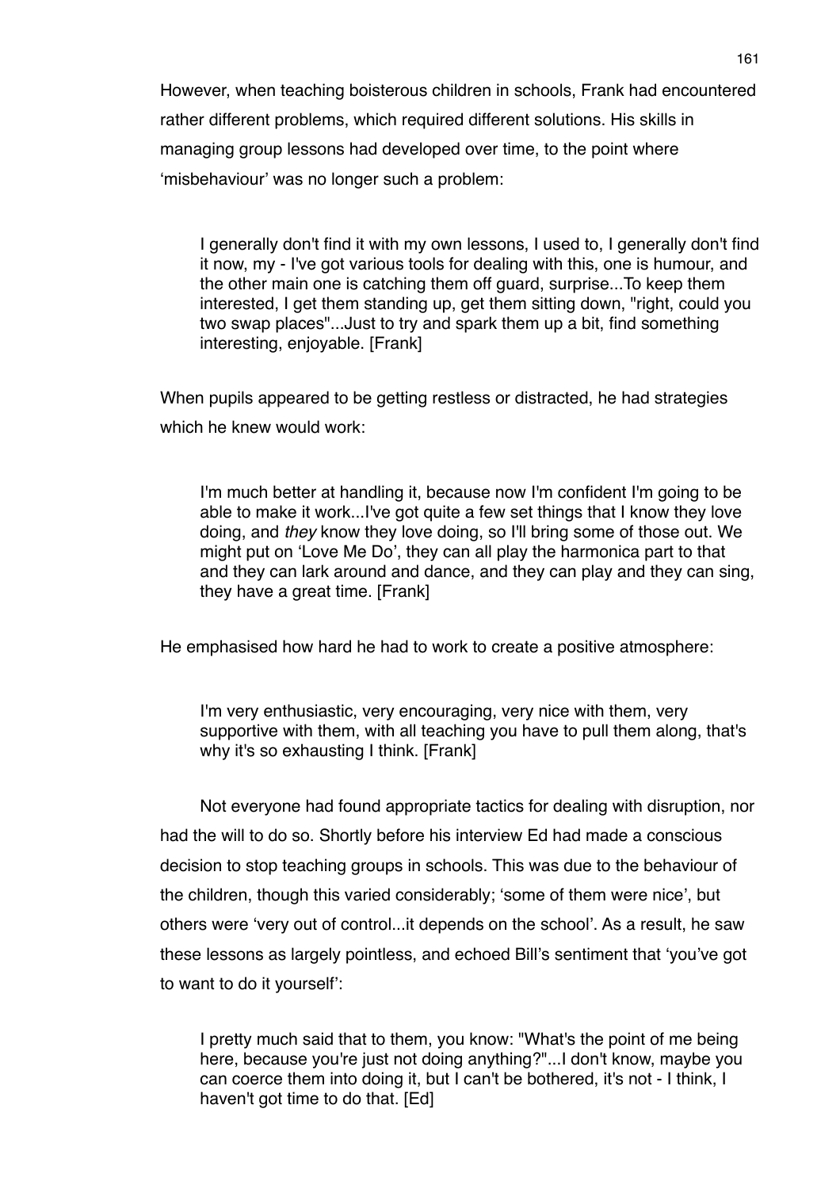However, when teaching boisterous children in schools, Frank had encountered rather different problems, which required different solutions. His skills in managing group lessons had developed over time, to the point where 'misbehaviour' was no longer such a problem:

> I generally don't find it with my own lessons, I used to, I generally don't find it now, my - I've got various tools for dealing with this, one is humour, and the other main one is catching them off guard, surprise...To keep them interested, I get them standing up, get them sitting down, "right, could you two swap places"...Just to try and spark them up a bit, find something interesting, enjoyable. [Frank]

When pupils appeared to be getting restless or distracted, he had strategies which he knew would work:

> I'm much better at handling it, because now I'm confident I'm going to be able to make it work...I've got quite a few set things that I know they love doing, and *they* know they love doing, so I'll bring some of those out. We might put on 'Love Me Do', they can all play the harmonica part to that and they can lark around and dance, and they can play and they can sing, they have a great time. [Frank]

He emphasised how hard he had to work to create a positive atmosphere:

> I'm very enthusiastic, very encouraging, very nice with them, very supportive with them, with all teaching you have to pull them along, that's why it's so exhausting I think. [Frank]

Not everyone had found appropriate tactics for dealing with disruption, nor had the will to do so. Shortly before his interview Ed had made a conscious decision to stop teaching groups in schools. This was due to the behaviour of the children, though this varied considerably; 'some of them were nice', but others were 'very out of control...it depends on the school'. As a result, he saw these lessons as largely pointless, and echoed Bill's sentiment that 'you've got to want to do it yourself':

> I pretty much said that to them, you know: "What's the point of me being here, because you're just not doing anything?"...I don't know, maybe you can coerce them into doing it, but I can't be bothered, it's not - I think, I haven't got time to do that. [Ed]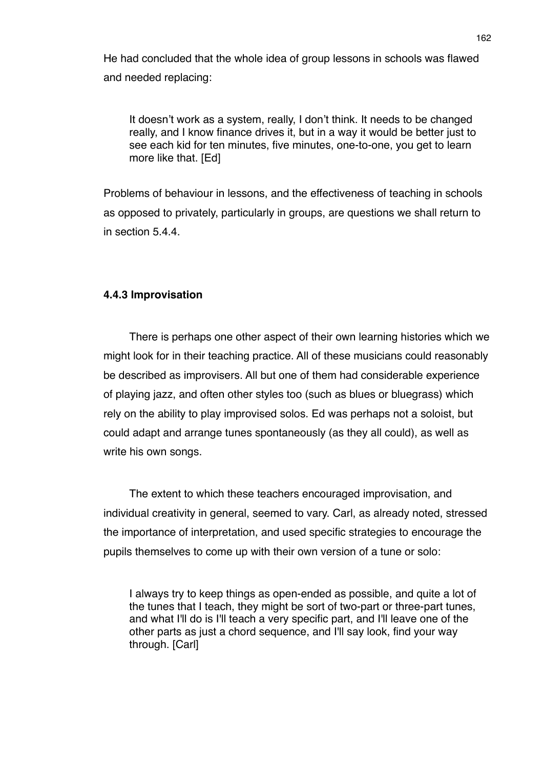He had concluded that the whole idea of group lessons in schools was flawed and needed replacing:

> It doesn't work as a system, really, I don't think. It needs to be changed really, and I know finance drives it, but in a way it would be better just to see each kid for ten minutes, five minutes, one-to-one, you get to learn more like that. [Ed]

Problems of behaviour in lessons, and the effectiveness of teaching in schools as opposed to privately, particularly in groups, are questions we shall return to in section 5.4.4.

### 4.4.3 Improvisation

There is perhaps one other aspect of their own learning histories which we might look for in their teaching practice. All of these musicians could reasonably be described as improvisers. All but one of them had considerable experience of playing jazz, and often other styles too (such as blues or bluegrass) which rely on the ability to play improvised solos. Ed was perhaps not a soloist, but could adapt and arrange tunes spontaneously (as they all could), as well as write his own songs.

The extent to which these teachers encouraged improvisation, and individual creativity in general, seemed to vary. Carl, as already noted, stressed the importance of interpretation, and used specific strategies to encourage the pupils themselves to come up with their own version of a tune or solo:

> I always try to keep things as open-ended as possible, and quite a lot of the tunes that I teach, they might be sort of two-part or three-part tunes, and what I'll do is I'll teach a very specific part, and I'll leave one of the other parts as just a chord sequence, and I'll say look, find your way through. [Carl]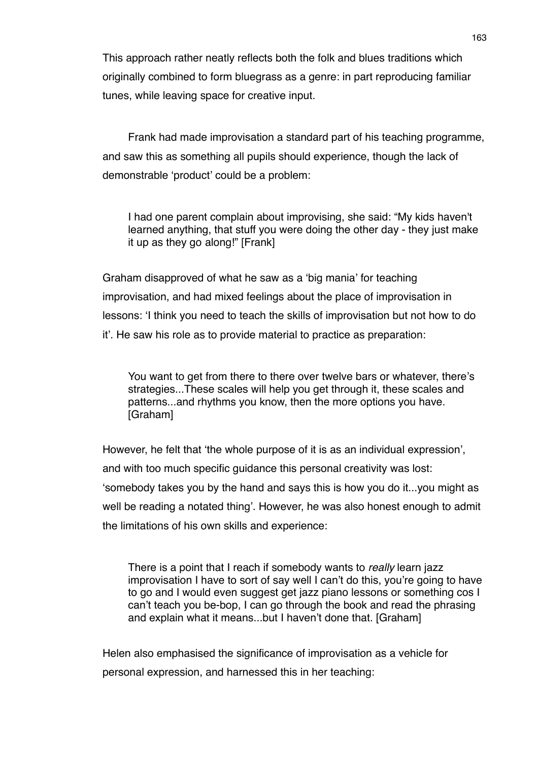This approach rather neatly reflects both the folk and blues traditions which originally combined to form bluegrass as a genre: in part reproducing familiar tunes, while leaving space for creative input.

Frank had made improvisation a standard part of his teaching programme, and saw this as something all pupils should experience, though the lack of demonstrable 'product' could be a problem:

> I had one parent complain about improvising, she said: "My kids haven't learned anything, that stuff you were doing the other day - they just make it up as they go along!" [Frank]

Graham disapproved of what he saw as a 'big mania' for teaching improvisation, and had mixed feelings about the place of improvisation in lessons: 'I think you need to teach the skills of improvisation but not how to do it'. He saw his role as to provide material to practice as preparation:

> You want to get from there to there over twelve bars or whatever, there's strategies...These scales will help you get through it, these scales and patterns...and rhythms you know, then the more options you have. [Graham]

However, he felt that 'the whole purpose of it is as an individual expression', and with too much specific guidance this personal creativity was lost: 'somebody takes you by the hand and says this is how you do it...you might as well be reading a notated thing'. However, he was also honest enough to admit the limitations of his own skills and experience:

> There is a point that I reach if somebody wants to *really* learn jazz improvisation I have to sort of say well I can't do this, you're going to have to go and I would even suggest get jazz piano lessons or something cos I can't teach you be-bop, I can go through the book and read the phrasing and explain what it means...but I haven't done that. [Graham]

Helen also emphasised the significance of improvisation as a vehicle for personal expression, and harnessed this in her teaching: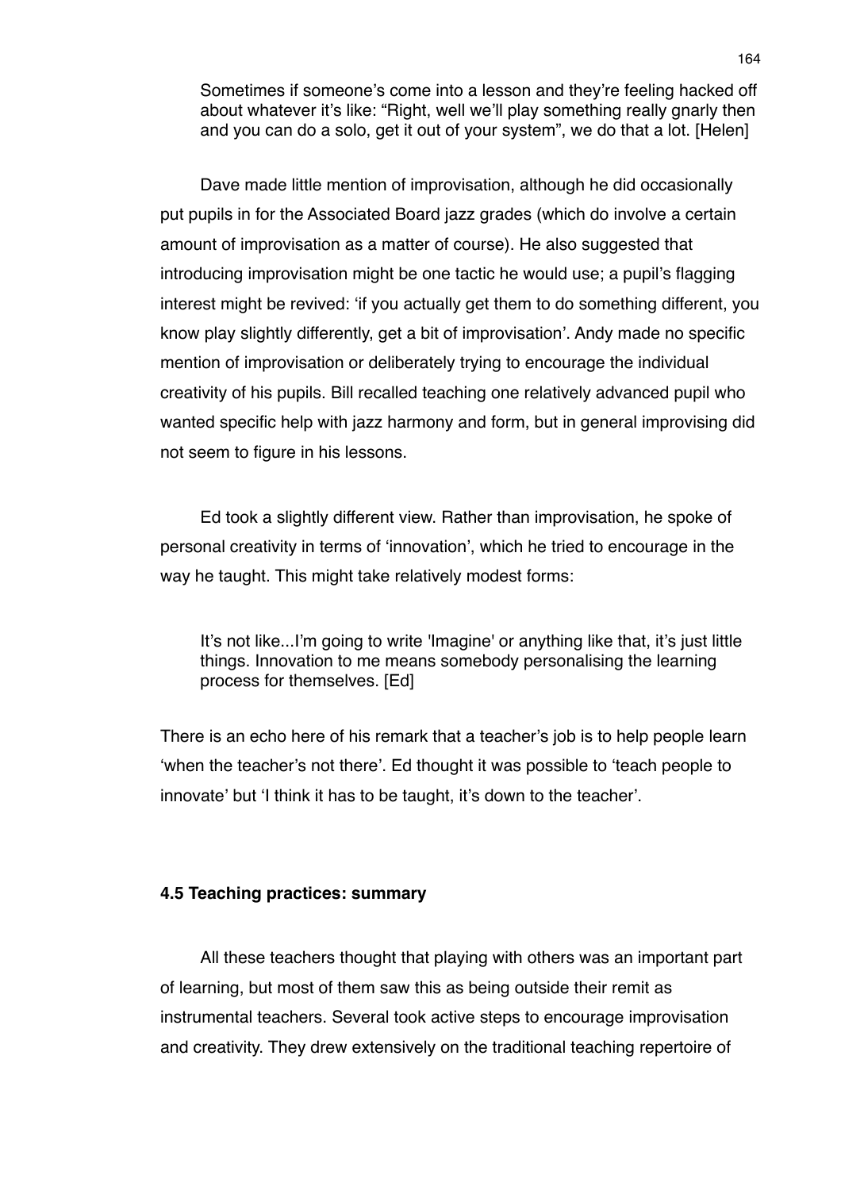> Sometimes if someone's come into a lesson and they're feeling hacked off about whatever it's like: "Right, well we'll play something really gnarly then and you can do a solo, get it out of your system", we do that a lot. [Helen]

Dave made little mention of improvisation, although he did occasionally put pupils in for the Associated Board jazz grades (which do involve a certain amount of improvisation as a matter of course). He also suggested that introducing improvisation might be one tactic he would use; a pupil's flagging interest might be revived: 'if you actually get them to do something different, you know play slightly differently, get a bit of improvisation'. Andy made no specific mention of improvisation or deliberately trying to encourage the individual creativity of his pupils. Bill recalled teaching one relatively advanced pupil who wanted specific help with jazz harmony and form, but in general improvising did not seem to figure in his lessons.

Ed took a slightly different view. Rather than improvisation, he spoke of personal creativity in terms of 'innovation', which he tried to encourage in the way he taught. This might take relatively modest forms:

> It's not like...I'm going to write 'Imagine' or anything like that, it's just little things. Innovation to me means somebody personalising the learning process for themselves. [Ed]

There is an echo here of his remark that a teacher's job is to help people learn 'when the teacher's not there'. Ed thought it was possible to 'teach people to innovate' but 'I think it has to be taught, it's down to the teacher'.

### 4.5 Teaching practices: summary

All these teachers thought that playing with others was an important part of learning, but most of them saw this as being outside their remit as instrumental teachers. Several took active steps to encourage improvisation and creativity. They drew extensively on the traditional teaching repertoire of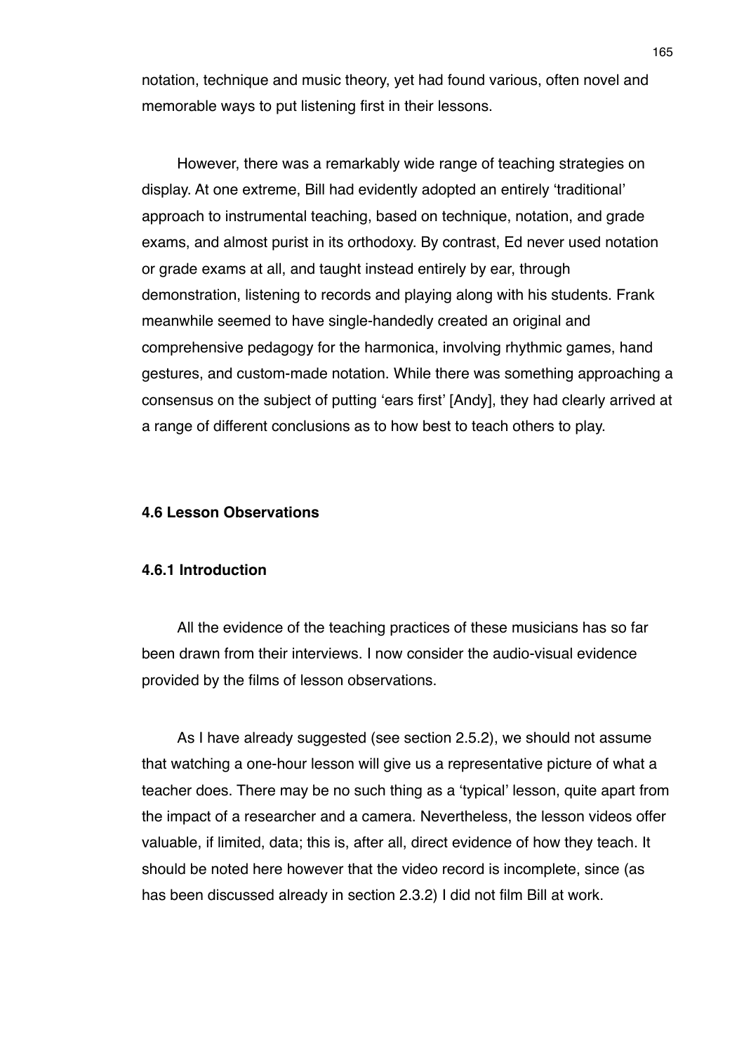notation, technique and music theory, yet had found various, often novel and memorable ways to put listening first in their lessons.

However, there was a remarkably wide range of teaching strategies on display. At one extreme, Bill had evidently adopted an entirely 'traditional' approach to instrumental teaching, based on technique, notation, and grade exams, and almost purist in its orthodoxy. By contrast, Ed never used notation or grade exams at all, and taught instead entirely by ear, through demonstration, listening to records and playing along with his students. Frank meanwhile seemed to have single-handedly created an original and comprehensive pedagogy for the harmonica, involving rhythmic games, hand gestures, and custom-made notation. While there was something approaching a consensus on the subject of putting 'ears first' [Andy], they had clearly arrived at a range of different conclusions as to how best to teach others to play.

### 4.6 Lesson Observations

#### 4.6.1 Introduction

All the evidence of the teaching practices of these musicians has so far been drawn from their interviews. I now consider the audio-visual evidence provided by the films of lesson observations.

As I have already suggested (see section 2.5.2), we should not assume that watching a one-hour lesson will give us a representative picture of what a teacher does. There may be no such thing as a 'typical' lesson, quite apart from the impact of a researcher and a camera. Nevertheless, the lesson videos offer valuable, if limited, data; this is, after all, direct evidence of how they teach. It should be noted here however that the video record is incomplete, since (as has been discussed already in section 2.3.2) I did not film Bill at work.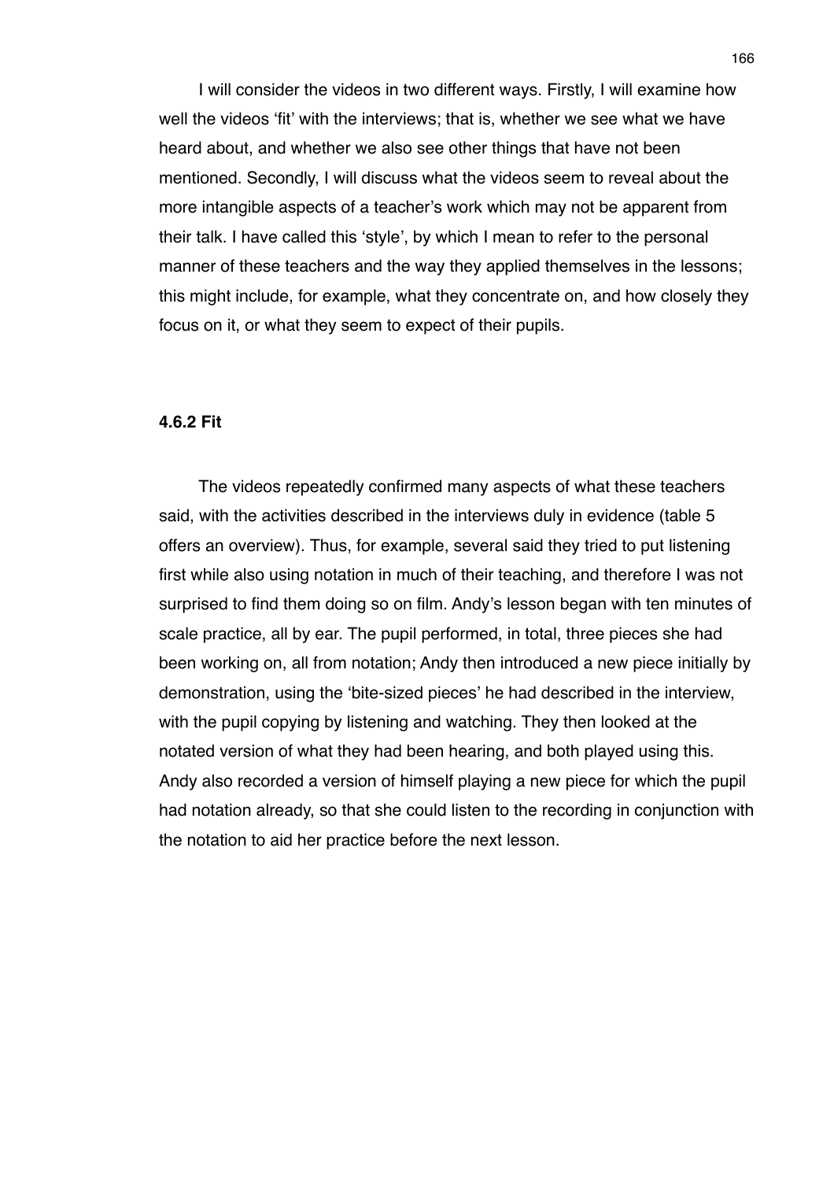I will consider the videos in two different ways. Firstly, I will examine how well the videos 'fit' with the interviews; that is, whether we see what we have heard about, and whether we also see other things that have not been mentioned. Secondly, I will discuss what the videos seem to reveal about the more intangible aspects of a teacher's work which may not be apparent from their talk. I have called this 'style', by which I mean to refer to the personal manner of these teachers and the way they applied themselves in the lessons; this might include, for example, what they concentrate on, and how closely they focus on it, or what they seem to expect of their pupils.

### 4.6.2 Fit

The videos repeatedly confirmed many aspects of what these teachers said, with the activities described in the interviews duly in evidence (table 5 offers an overview). Thus, for example, several said they tried to put listening first while also using notation in much of their teaching, and therefore I was not surprised to find them doing so on film. Andy's lesson began with ten minutes of scale practice, all by ear. The pupil performed, in total, three pieces she had been working on, all from notation; Andy then introduced a new piece initially by demonstration, using the 'bite-sized pieces' he had described in the interview, with the pupil copying by listening and watching. They then looked at the notated version of what they had been hearing, and both played using this. Andy also recorded a version of himself playing a new piece for which the pupil had notation already, so that she could listen to the recording in conjunction with the notation to aid her practice before the next lesson.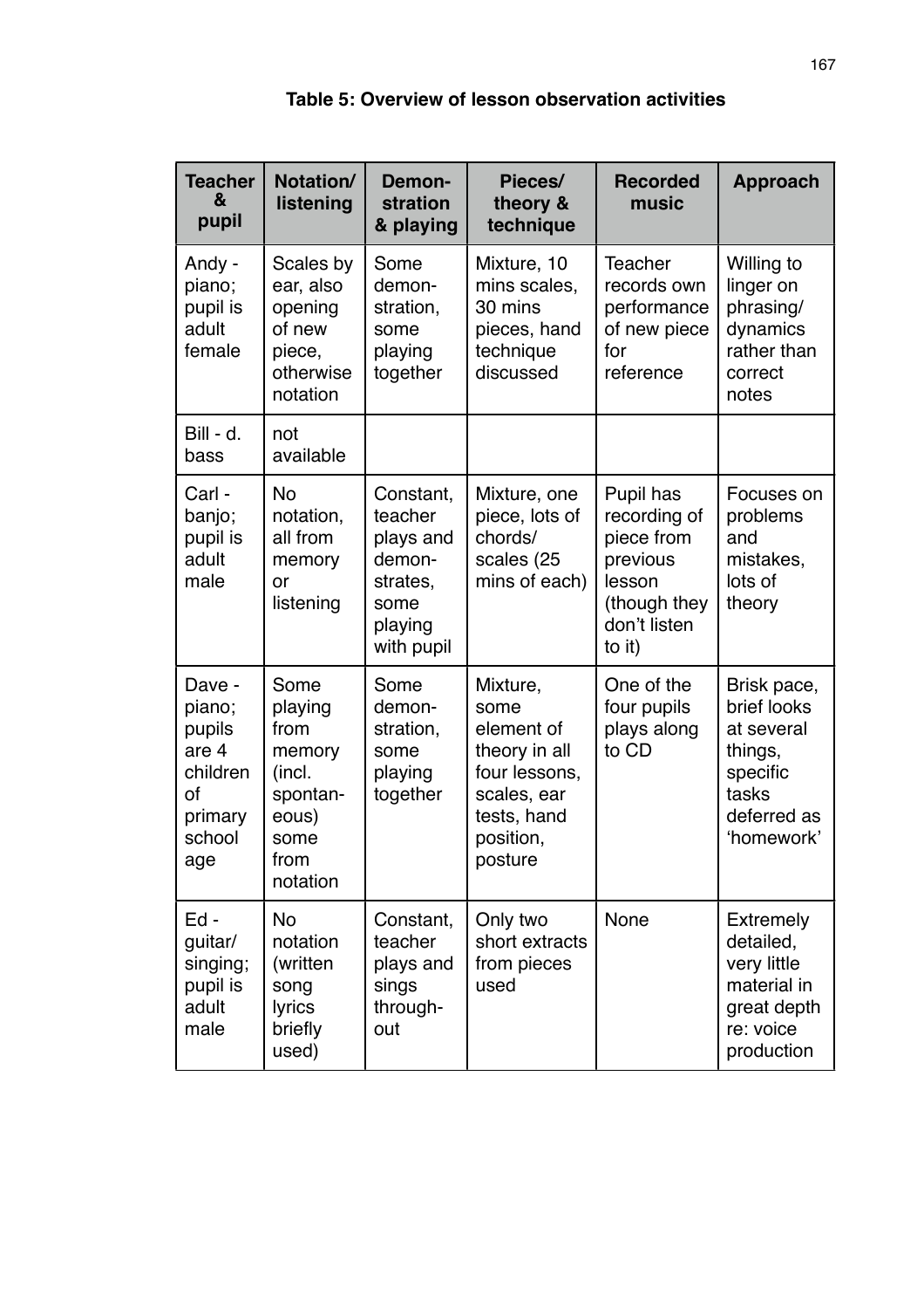**Table 5: Overview of lesson observation activities**

| Teacher & pupil | Notation/ listening | Demon-stration & playing | Pieces/ theory & technique | Recorded music | Approach |
|---|---|---|---|---|---|
| Andy - piano; pupil is adult female | Scales by ear, also opening of new piece, otherwise notation | Some demon-stration, some playing together | Mixture, 10 mins scales, 30 mins pieces, hand technique discussed | Teacher records own performance of new piece for reference | Willing to linger on phrasing/ dynamics rather than correct notes |
| Bill - d. bass | not available | | | | |
| Carl - banjo; pupil is adult male | No notation, all from memory or listening | Constant, teacher plays and demon-strates, some playing with pupil | Mixture, one piece, lots of chords/ scales (25 mins of each) | Pupil has recording of piece from previous lesson (though they don't listen to it) | Focuses on problems and mistakes, lots of theory |
| Dave - piano; pupils are 4 children of primary school age | Some playing from memory (incl. spontan-eous) some from notation | Some demon-stration, some playing together | Mixture, some element of theory in all four lessons, scales, ear tests, hand position, posture | One of the four pupils plays along to CD | Brisk pace, brief looks at several things, specific tasks deferred as 'homework' |
| Ed - guitar/ singing; pupil is adult male | No notation (written song lyrics briefly used) | Constant, teacher plays and sings through-out | Only two short extracts from pieces used | None | Extremely detailed, very little material in great depth re: voice production |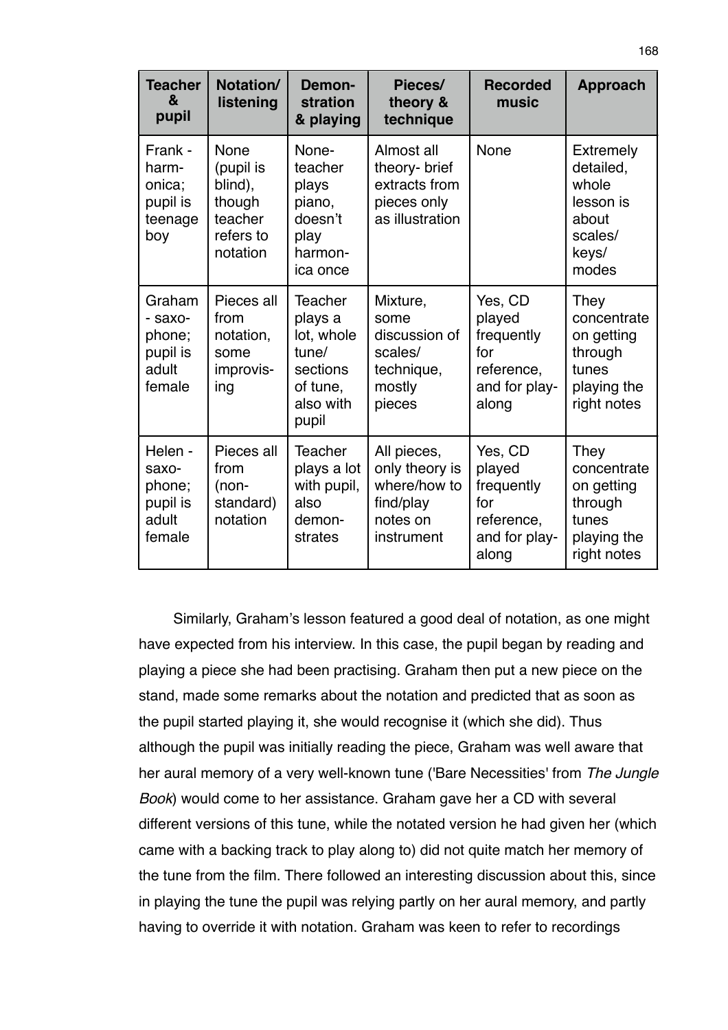| Teacher & pupil | Notation/ listening | Demon-stration & playing | Pieces/ theory & technique | Recorded music | Approach |
|---|---|---|---|---|---|
| Frank - harm-onica; pupil is teenage boy | None (pupil is blind), though teacher refers to notation | None- teacher plays piano, doesn't play harmon-ica once | Almost all theory- brief extracts from pieces only as illustration | None | Extremely detailed, whole lesson is about scales/ keys/ modes |
| Graham - saxo-phone; pupil is adult female | Pieces all from notation, some improvis-ing | Teacher plays a lot, whole tune/ sections of tune, also with pupil | Mixture, some discussion of scales/ technique, mostly pieces | Yes, CD played frequently for reference, and for play-along | They concentrate on getting through tunes playing the right notes |
| Helen - saxo-phone; pupil is adult female | Pieces all from (non-standard) notation | Teacher plays a lot with pupil, also demon-strates | All pieces, only theory is where/how to find/play notes on instrument | Yes, CD played frequently for reference, and for play-along | They concentrate on getting through tunes playing the right notes |

Similarly, Graham's lesson featured a good deal of notation, as one might have expected from his interview. In this case, the pupil began by reading and playing a piece she had been practising. Graham then put a new piece on the stand, made some remarks about the notation and predicted that as soon as the pupil started playing it, she would recognise it (which she did). Thus although the pupil was initially reading the piece, Graham was well aware that her aural memory of a very well-known tune ('Bare Necessities' from *The Jungle Book*) would come to her assistance. Graham gave her a CD with several different versions of this tune, while the notated version he had given her (which came with a backing track to play along to) did not quite match her memory of the tune from the film. There followed an interesting discussion about this, since in playing the tune the pupil was relying partly on her aural memory, and partly having to override it with notation. Graham was keen to refer to recordings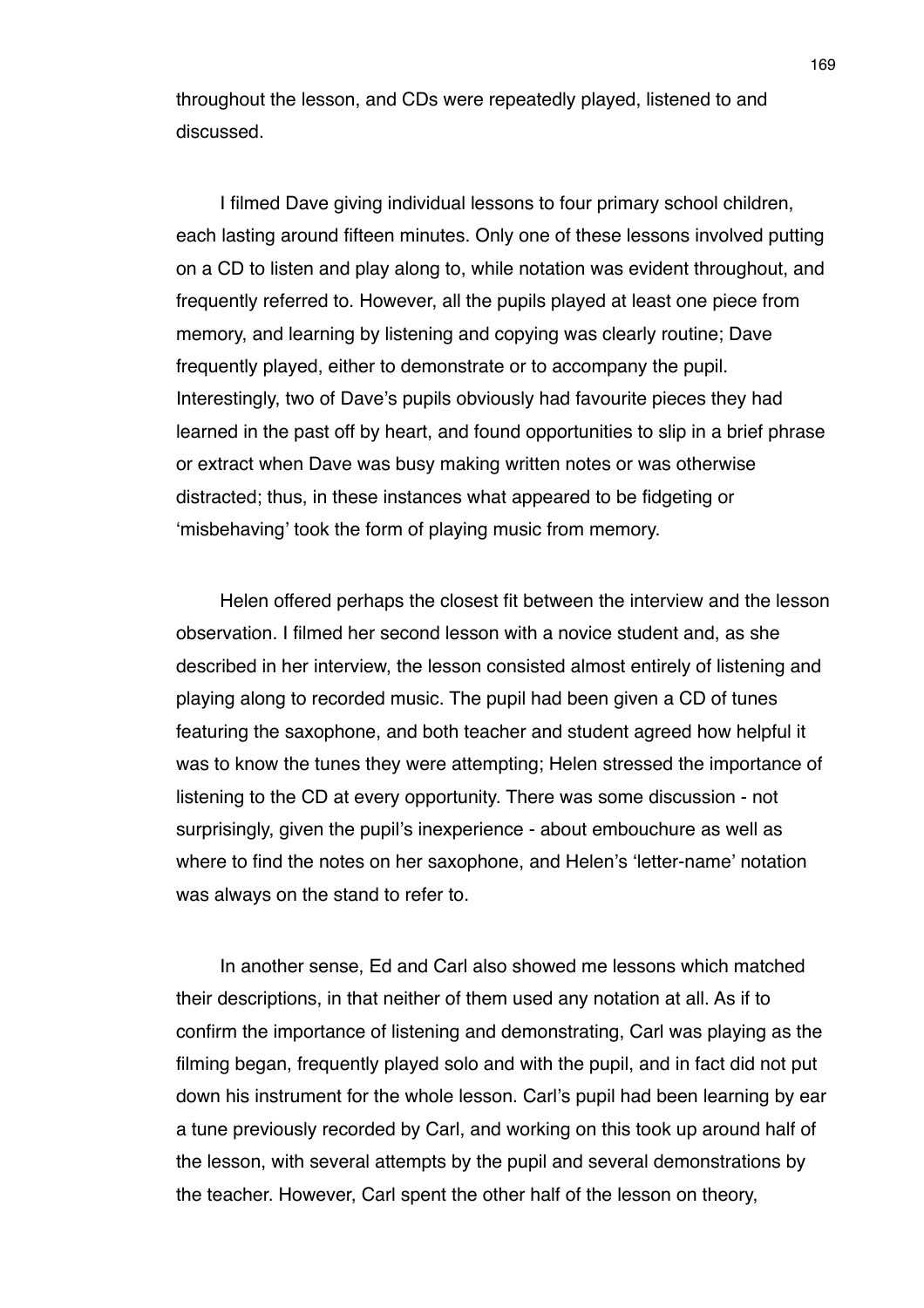throughout the lesson, and CDs were repeatedly played, listened to and discussed.

I filmed Dave giving individual lessons to four primary school children, each lasting around fifteen minutes. Only one of these lessons involved putting on a CD to listen and play along to, while notation was evident throughout, and frequently referred to. However, all the pupils played at least one piece from memory, and learning by listening and copying was clearly routine; Dave frequently played, either to demonstrate or to accompany the pupil. Interestingly, two of Dave's pupils obviously had favourite pieces they had learned in the past off by heart, and found opportunities to slip in a brief phrase or extract when Dave was busy making written notes or was otherwise distracted; thus, in these instances what appeared to be fidgeting or 'misbehaving' took the form of playing music from memory.

Helen offered perhaps the closest fit between the interview and the lesson observation. I filmed her second lesson with a novice student and, as she described in her interview, the lesson consisted almost entirely of listening and playing along to recorded music. The pupil had been given a CD of tunes featuring the saxophone, and both teacher and student agreed how helpful it was to know the tunes they were attempting; Helen stressed the importance of listening to the CD at every opportunity. There was some discussion - not surprisingly, given the pupil's inexperience - about embouchure as well as where to find the notes on her saxophone, and Helen's 'letter-name' notation was always on the stand to refer to.

In another sense, Ed and Carl also showed me lessons which matched their descriptions, in that neither of them used any notation at all. As if to confirm the importance of listening and demonstrating, Carl was playing as the filming began, frequently played solo and with the pupil, and in fact did not put down his instrument for the whole lesson. Carl's pupil had been learning by ear a tune previously recorded by Carl, and working on this took up around half of the lesson, with several attempts by the pupil and several demonstrations by the teacher. However, Carl spent the other half of the lesson on theory,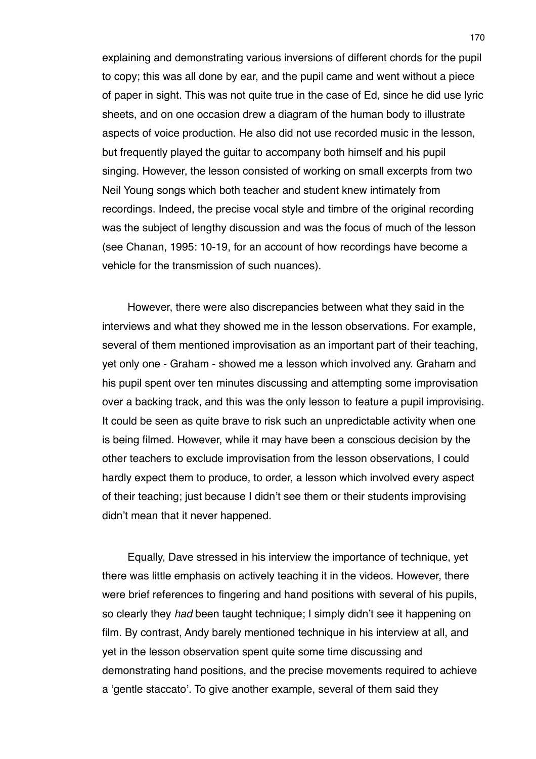explaining and demonstrating various inversions of different chords for the pupil to copy; this was all done by ear, and the pupil came and went without a piece of paper in sight. This was not quite true in the case of Ed, since he did use lyric sheets, and on one occasion drew a diagram of the human body to illustrate aspects of voice production. He also did not use recorded music in the lesson, but frequently played the guitar to accompany both himself and his pupil singing. However, the lesson consisted of working on small excerpts from two Neil Young songs which both teacher and student knew intimately from recordings. Indeed, the precise vocal style and timbre of the original recording was the subject of lengthy discussion and was the focus of much of the lesson (see Chanan, 1995: 10-19, for an account of how recordings have become a vehicle for the transmission of such nuances).

However, there were also discrepancies between what they said in the interviews and what they showed me in the lesson observations. For example, several of them mentioned improvisation as an important part of their teaching, yet only one - Graham - showed me a lesson which involved any. Graham and his pupil spent over ten minutes discussing and attempting some improvisation over a backing track, and this was the only lesson to feature a pupil improvising. It could be seen as quite brave to risk such an unpredictable activity when one is being filmed. However, while it may have been a conscious decision by the other teachers to exclude improvisation from the lesson observations, I could hardly expect them to produce, to order, a lesson which involved every aspect of their teaching; just because I didn't see them or their students improvising didn't mean that it never happened.

Equally, Dave stressed in his interview the importance of technique, yet there was little emphasis on actively teaching it in the videos. However, there were brief references to fingering and hand positions with several of his pupils, so clearly they *had* been taught technique; I simply didn't see it happening on film. By contrast, Andy barely mentioned technique in his interview at all, and yet in the lesson observation spent quite some time discussing and demonstrating hand positions, and the precise movements required to achieve a 'gentle staccato'. To give another example, several of them said they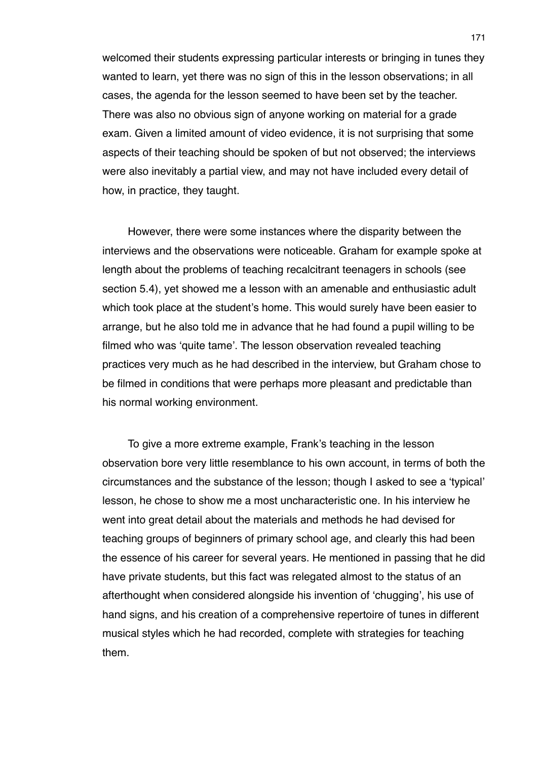welcomed their students expressing particular interests or bringing in tunes they wanted to learn, yet there was no sign of this in the lesson observations; in all cases, the agenda for the lesson seemed to have been set by the teacher. There was also no obvious sign of anyone working on material for a grade exam. Given a limited amount of video evidence, it is not surprising that some aspects of their teaching should be spoken of but not observed; the interviews were also inevitably a partial view, and may not have included every detail of how, in practice, they taught.

However, there were some instances where the disparity between the interviews and the observations were noticeable. Graham for example spoke at length about the problems of teaching recalcitrant teenagers in schools (see section 5.4), yet showed me a lesson with an amenable and enthusiastic adult which took place at the student's home. This would surely have been easier to arrange, but he also told me in advance that he had found a pupil willing to be filmed who was 'quite tame'. The lesson observation revealed teaching practices very much as he had described in the interview, but Graham chose to be filmed in conditions that were perhaps more pleasant and predictable than his normal working environment.

To give a more extreme example, Frank's teaching in the lesson observation bore very little resemblance to his own account, in terms of both the circumstances and the substance of the lesson; though I asked to see a 'typical' lesson, he chose to show me a most uncharacteristic one. In his interview he went into great detail about the materials and methods he had devised for teaching groups of beginners of primary school age, and clearly this had been the essence of his career for several years. He mentioned in passing that he did have private students, but this fact was relegated almost to the status of an afterthought when considered alongside his invention of 'chugging', his use of hand signs, and his creation of a comprehensive repertoire of tunes in different musical styles which he had recorded, complete with strategies for teaching them.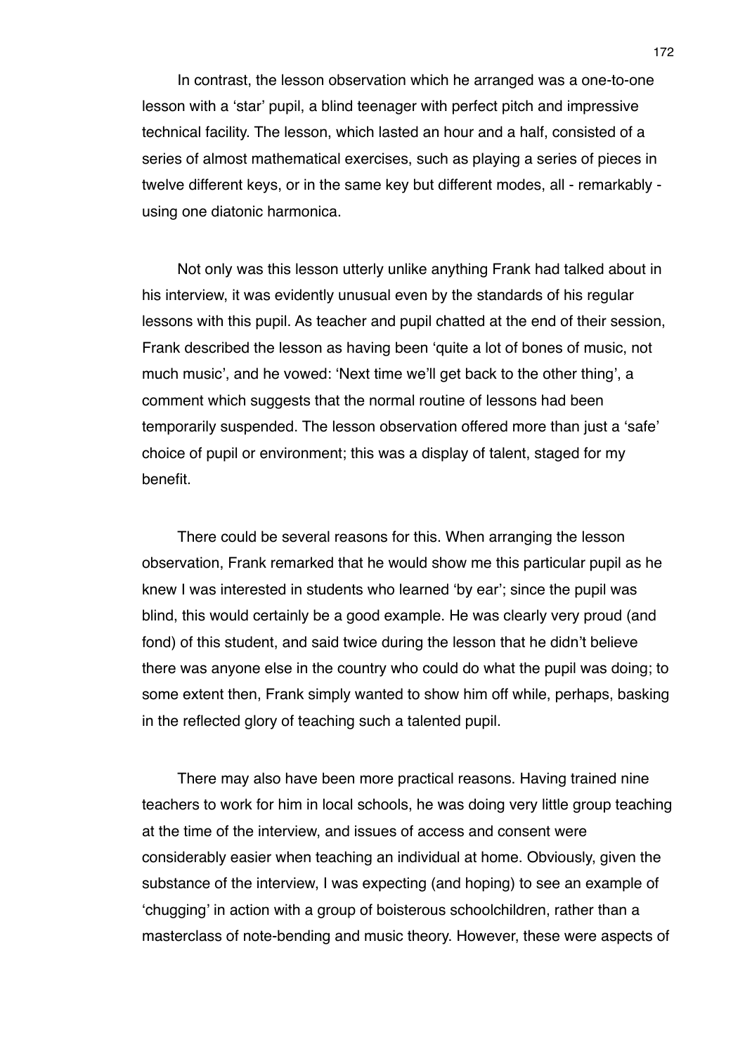In contrast, the lesson observation which he arranged was a one-to-one lesson with a 'star' pupil, a blind teenager with perfect pitch and impressive technical facility. The lesson, which lasted an hour and a half, consisted of a series of almost mathematical exercises, such as playing a series of pieces in twelve different keys, or in the same key but different modes, all - remarkably - using one diatonic harmonica.

Not only was this lesson utterly unlike anything Frank had talked about in his interview, it was evidently unusual even by the standards of his regular lessons with this pupil. As teacher and pupil chatted at the end of their session, Frank described the lesson as having been 'quite a lot of bones of music, not much music', and he vowed: 'Next time we'll get back to the other thing', a comment which suggests that the normal routine of lessons had been temporarily suspended. The lesson observation offered more than just a 'safe' choice of pupil or environment; this was a display of talent, staged for my benefit.

There could be several reasons for this. When arranging the lesson observation, Frank remarked that he would show me this particular pupil as he knew I was interested in students who learned 'by ear'; since the pupil was blind, this would certainly be a good example. He was clearly very proud (and fond) of this student, and said twice during the lesson that he didn't believe there was anyone else in the country who could do what the pupil was doing; to some extent then, Frank simply wanted to show him off while, perhaps, basking in the reflected glory of teaching such a talented pupil.

There may also have been more practical reasons. Having trained nine teachers to work for him in local schools, he was doing very little group teaching at the time of the interview, and issues of access and consent were considerably easier when teaching an individual at home. Obviously, given the substance of the interview, I was expecting (and hoping) to see an example of 'chugging' in action with a group of boisterous schoolchildren, rather than a masterclass of note-bending and music theory. However, these were aspects of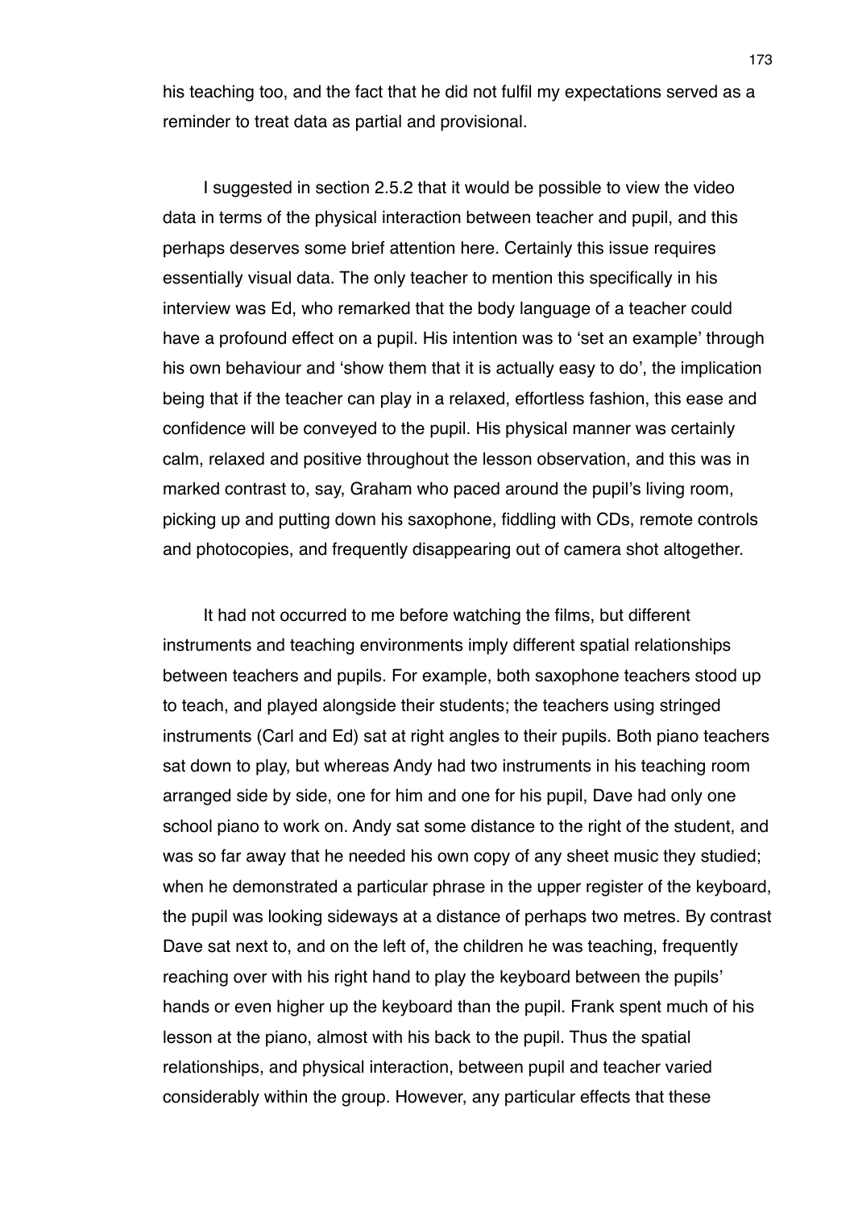his teaching too, and the fact that he did not fulfil my expectations served as a reminder to treat data as partial and provisional.

I suggested in section 2.5.2 that it would be possible to view the video data in terms of the physical interaction between teacher and pupil, and this perhaps deserves some brief attention here. Certainly this issue requires essentially visual data. The only teacher to mention this specifically in his interview was Ed, who remarked that the body language of a teacher could have a profound effect on a pupil. His intention was to 'set an example' through his own behaviour and 'show them that it is actually easy to do', the implication being that if the teacher can play in a relaxed, effortless fashion, this ease and confidence will be conveyed to the pupil. His physical manner was certainly calm, relaxed and positive throughout the lesson observation, and this was in marked contrast to, say, Graham who paced around the pupil's living room, picking up and putting down his saxophone, fiddling with CDs, remote controls and photocopies, and frequently disappearing out of camera shot altogether.

It had not occurred to me before watching the films, but different instruments and teaching environments imply different spatial relationships between teachers and pupils. For example, both saxophone teachers stood up to teach, and played alongside their students; the teachers using stringed instruments (Carl and Ed) sat at right angles to their pupils. Both piano teachers sat down to play, but whereas Andy had two instruments in his teaching room arranged side by side, one for him and one for his pupil, Dave had only one school piano to work on. Andy sat some distance to the right of the student, and was so far away that he needed his own copy of any sheet music they studied; when he demonstrated a particular phrase in the upper register of the keyboard, the pupil was looking sideways at a distance of perhaps two metres. By contrast Dave sat next to, and on the left of, the children he was teaching, frequently reaching over with his right hand to play the keyboard between the pupils' hands or even higher up the keyboard than the pupil. Frank spent much of his lesson at the piano, almost with his back to the pupil. Thus the spatial relationships, and physical interaction, between pupil and teacher varied considerably within the group. However, any particular effects that these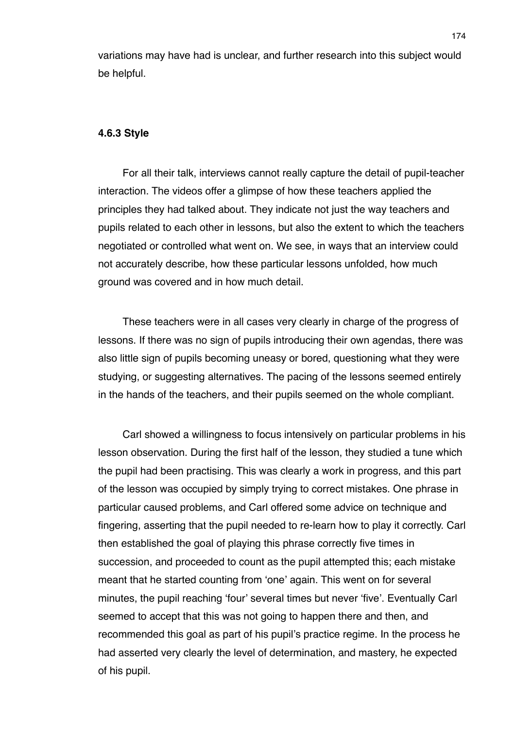variations may have had is unclear, and further research into this subject would be helpful.

### 4.6.3 Style

For all their talk, interviews cannot really capture the detail of pupil-teacher interaction. The videos offer a glimpse of how these teachers applied the principles they had talked about. They indicate not just the way teachers and pupils related to each other in lessons, but also the extent to which the teachers negotiated or controlled what went on. We see, in ways that an interview could not accurately describe, how these particular lessons unfolded, how much ground was covered and in how much detail.

These teachers were in all cases very clearly in charge of the progress of lessons. If there was no sign of pupils introducing their own agendas, there was also little sign of pupils becoming uneasy or bored, questioning what they were studying, or suggesting alternatives. The pacing of the lessons seemed entirely in the hands of the teachers, and their pupils seemed on the whole compliant.

Carl showed a willingness to focus intensively on particular problems in his lesson observation. During the first half of the lesson, they studied a tune which the pupil had been practising. This was clearly a work in progress, and this part of the lesson was occupied by simply trying to correct mistakes. One phrase in particular caused problems, and Carl offered some advice on technique and fingering, asserting that the pupil needed to re-learn how to play it correctly. Carl then established the goal of playing this phrase correctly five times in succession, and proceeded to count as the pupil attempted this; each mistake meant that he started counting from 'one' again. This went on for several minutes, the pupil reaching 'four' several times but never 'five'. Eventually Carl seemed to accept that this was not going to happen there and then, and recommended this goal as part of his pupil's practice regime. In the process he had asserted very clearly the level of determination, and mastery, he expected of his pupil.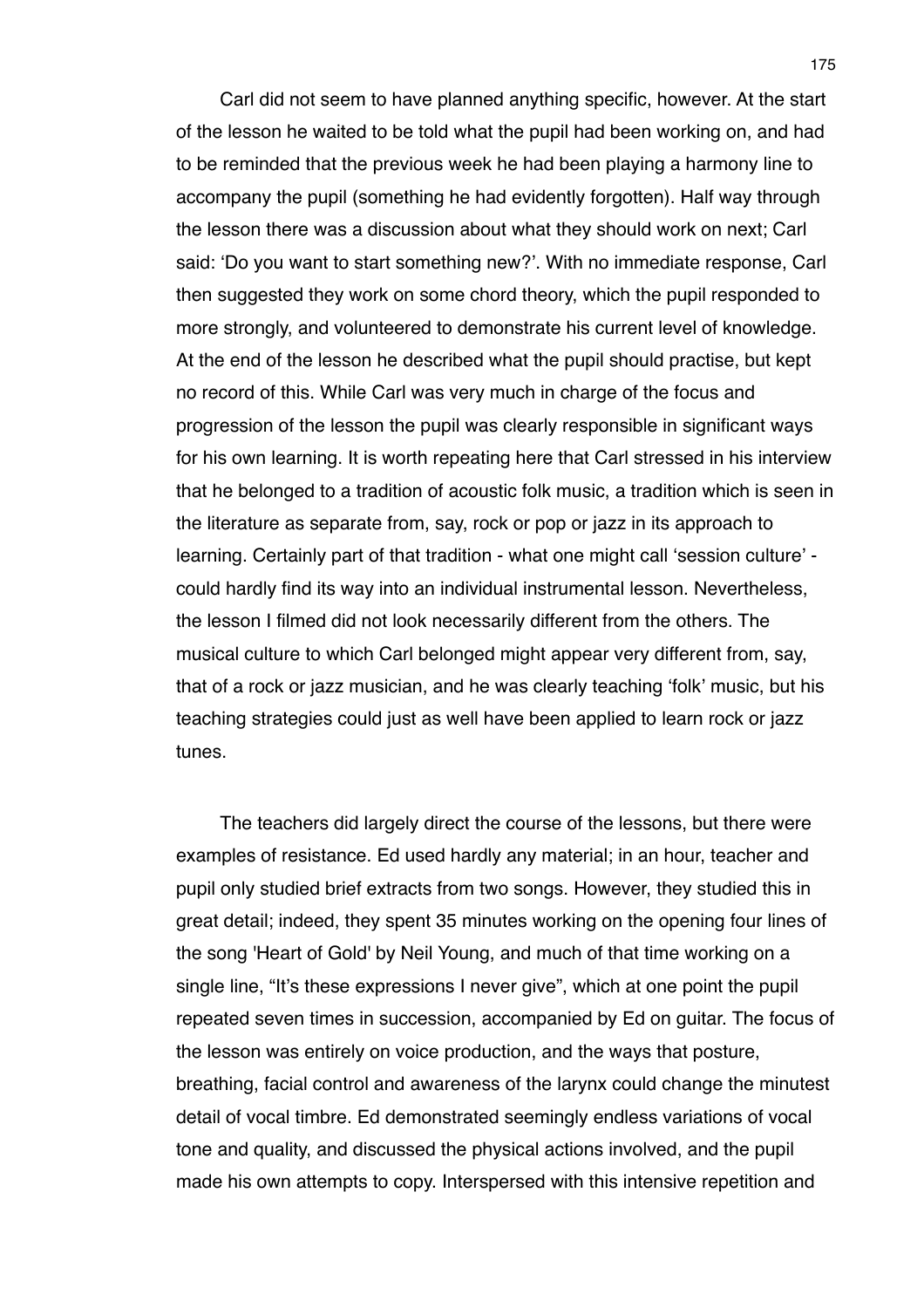Carl did not seem to have planned anything specific, however. At the start of the lesson he waited to be told what the pupil had been working on, and had to be reminded that the previous week he had been playing a harmony line to accompany the pupil (something he had evidently forgotten). Half way through the lesson there was a discussion about what they should work on next; Carl said: 'Do you want to start something new?'. With no immediate response, Carl then suggested they work on some chord theory, which the pupil responded to more strongly, and volunteered to demonstrate his current level of knowledge. At the end of the lesson he described what the pupil should practise, but kept no record of this. While Carl was very much in charge of the focus and progression of the lesson the pupil was clearly responsible in significant ways for his own learning. It is worth repeating here that Carl stressed in his interview that he belonged to a tradition of acoustic folk music, a tradition which is seen in the literature as separate from, say, rock or pop or jazz in its approach to learning. Certainly part of that tradition - what one might call 'session culture' - could hardly find its way into an individual instrumental lesson. Nevertheless, the lesson I filmed did not look necessarily different from the others. The musical culture to which Carl belonged might appear very different from, say, that of a rock or jazz musician, and he was clearly teaching 'folk' music, but his teaching strategies could just as well have been applied to learn rock or jazz tunes.

The teachers did largely direct the course of the lessons, but there were examples of resistance. Ed used hardly any material; in an hour, teacher and pupil only studied brief extracts from two songs. However, they studied this in great detail; indeed, they spent 35 minutes working on the opening four lines of the song 'Heart of Gold' by Neil Young, and much of that time working on a single line, "It's these expressions I never give", which at one point the pupil repeated seven times in succession, accompanied by Ed on guitar. The focus of the lesson was entirely on voice production, and the ways that posture, breathing, facial control and awareness of the larynx could change the minutest detail of vocal timbre. Ed demonstrated seemingly endless variations of vocal tone and quality, and discussed the physical actions involved, and the pupil made his own attempts to copy. Interspersed with this intensive repetition and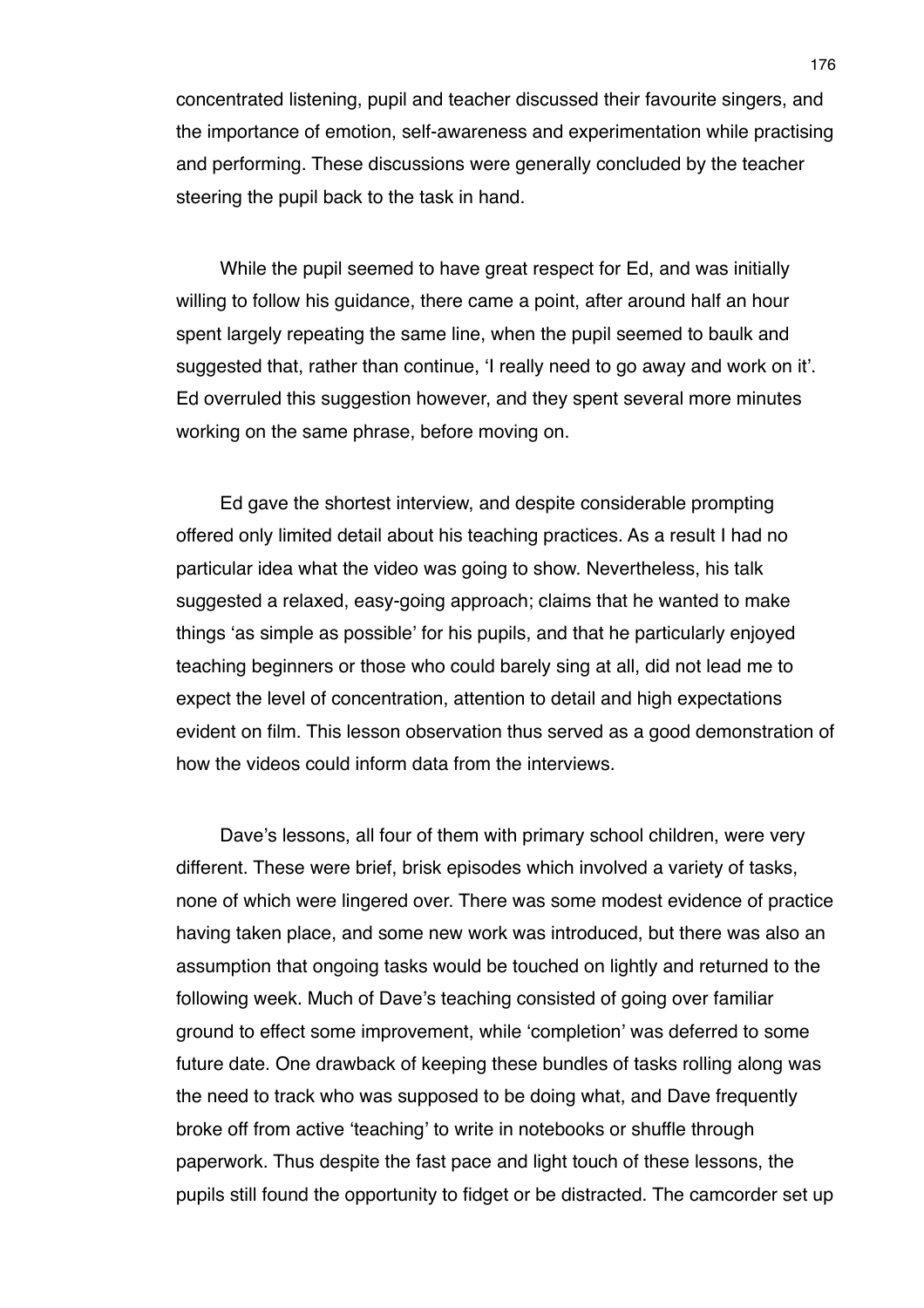concentrated listening, pupil and teacher discussed their favourite singers, and the importance of emotion, self-awareness and experimentation while practising and performing. These discussions were generally concluded by the teacher steering the pupil back to the task in hand.

While the pupil seemed to have great respect for Ed, and was initially willing to follow his guidance, there came a point, after around half an hour spent largely repeating the same line, when the pupil seemed to baulk and suggested that, rather than continue, 'I really need to go away and work on it'. Ed overruled this suggestion however, and they spent several more minutes working on the same phrase, before moving on.

Ed gave the shortest interview, and despite considerable prompting offered only limited detail about his teaching practices. As a result I had no particular idea what the video was going to show. Nevertheless, his talk suggested a relaxed, easy-going approach; claims that he wanted to make things 'as simple as possible' for his pupils, and that he particularly enjoyed teaching beginners or those who could barely sing at all, did not lead me to expect the level of concentration, attention to detail and high expectations evident on film. This lesson observation thus served as a good demonstration of how the videos could inform data from the interviews.

Dave's lessons, all four of them with primary school children, were very different. These were brief, brisk episodes which involved a variety of tasks, none of which were lingered over. There was some modest evidence of practice having taken place, and some new work was introduced, but there was also an assumption that ongoing tasks would be touched on lightly and returned to the following week. Much of Dave's teaching consisted of going over familiar ground to effect some improvement, while 'completion' was deferred to some future date. One drawback of keeping these bundles of tasks rolling along was the need to track who was supposed to be doing what, and Dave frequently broke off from active 'teaching' to write in notebooks or shuffle through paperwork. Thus despite the fast pace and light touch of these lessons, the pupils still found the opportunity to fidget or be distracted. The camcorder set up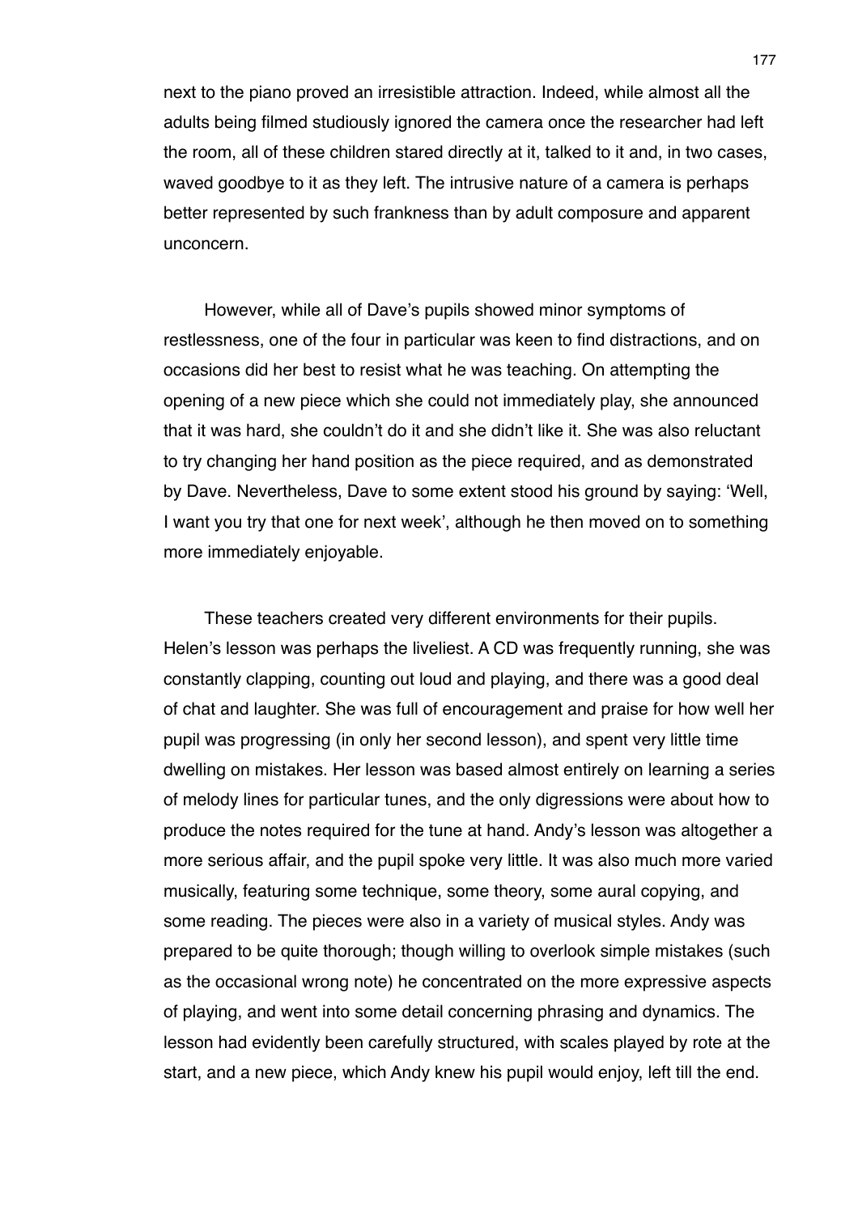next to the piano proved an irresistible attraction. Indeed, while almost all the adults being filmed studiously ignored the camera once the researcher had left the room, all of these children stared directly at it, talked to it and, in two cases, waved goodbye to it as they left. The intrusive nature of a camera is perhaps better represented by such frankness than by adult composure and apparent unconcern.

However, while all of Dave's pupils showed minor symptoms of restlessness, one of the four in particular was keen to find distractions, and on occasions did her best to resist what he was teaching. On attempting the opening of a new piece which she could not immediately play, she announced that it was hard, she couldn't do it and she didn't like it. She was also reluctant to try changing her hand position as the piece required, and as demonstrated by Dave. Nevertheless, Dave to some extent stood his ground by saying: 'Well, I want you try that one for next week', although he then moved on to something more immediately enjoyable.

These teachers created very different environments for their pupils. Helen's lesson was perhaps the liveliest. A CD was frequently running, she was constantly clapping, counting out loud and playing, and there was a good deal of chat and laughter. She was full of encouragement and praise for how well her pupil was progressing (in only her second lesson), and spent very little time dwelling on mistakes. Her lesson was based almost entirely on learning a series of melody lines for particular tunes, and the only digressions were about how to produce the notes required for the tune at hand. Andy's lesson was altogether a more serious affair, and the pupil spoke very little. It was also much more varied musically, featuring some technique, some theory, some aural copying, and some reading. The pieces were also in a variety of musical styles. Andy was prepared to be quite thorough; though willing to overlook simple mistakes (such as the occasional wrong note) he concentrated on the more expressive aspects of playing, and went into some detail concerning phrasing and dynamics. The lesson had evidently been carefully structured, with scales played by rote at the start, and a new piece, which Andy knew his pupil would enjoy, left till the end.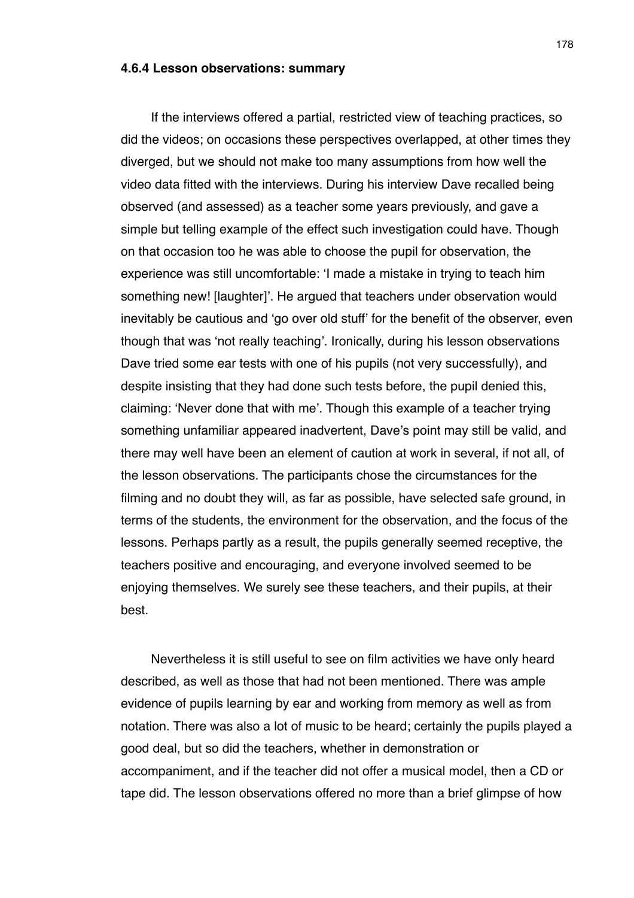### 4.6.4 Lesson observations: summary

If the interviews offered a partial, restricted view of teaching practices, so did the videos; on occasions these perspectives overlapped, at other times they diverged, but we should not make too many assumptions from how well the video data fitted with the interviews. During his interview Dave recalled being observed (and assessed) as a teacher some years previously, and gave a simple but telling example of the effect such investigation could have. Though on that occasion too he was able to choose the pupil for observation, the experience was still uncomfortable: 'I made a mistake in trying to teach him something new! [laughter]'. He argued that teachers under observation would inevitably be cautious and 'go over old stuff' for the benefit of the observer, even though that was 'not really teaching'. Ironically, during his lesson observations Dave tried some ear tests with one of his pupils (not very successfully), and despite insisting that they had done such tests before, the pupil denied this, claiming: 'Never done that with me'. Though this example of a teacher trying something unfamiliar appeared inadvertent, Dave's point may still be valid, and there may well have been an element of caution at work in several, if not all, of the lesson observations. The participants chose the circumstances for the filming and no doubt they will, as far as possible, have selected safe ground, in terms of the students, the environment for the observation, and the focus of the lessons. Perhaps partly as a result, the pupils generally seemed receptive, the teachers positive and encouraging, and everyone involved seemed to be enjoying themselves. We surely see these teachers, and their pupils, at their best.

Nevertheless it is still useful to see on film activities we have only heard described, as well as those that had not been mentioned. There was ample evidence of pupils learning by ear and working from memory as well as from notation. There was also a lot of music to be heard; certainly the pupils played a good deal, but so did the teachers, whether in demonstration or accompaniment, and if the teacher did not offer a musical model, then a CD or tape did. The lesson observations offered no more than a brief glimpse of how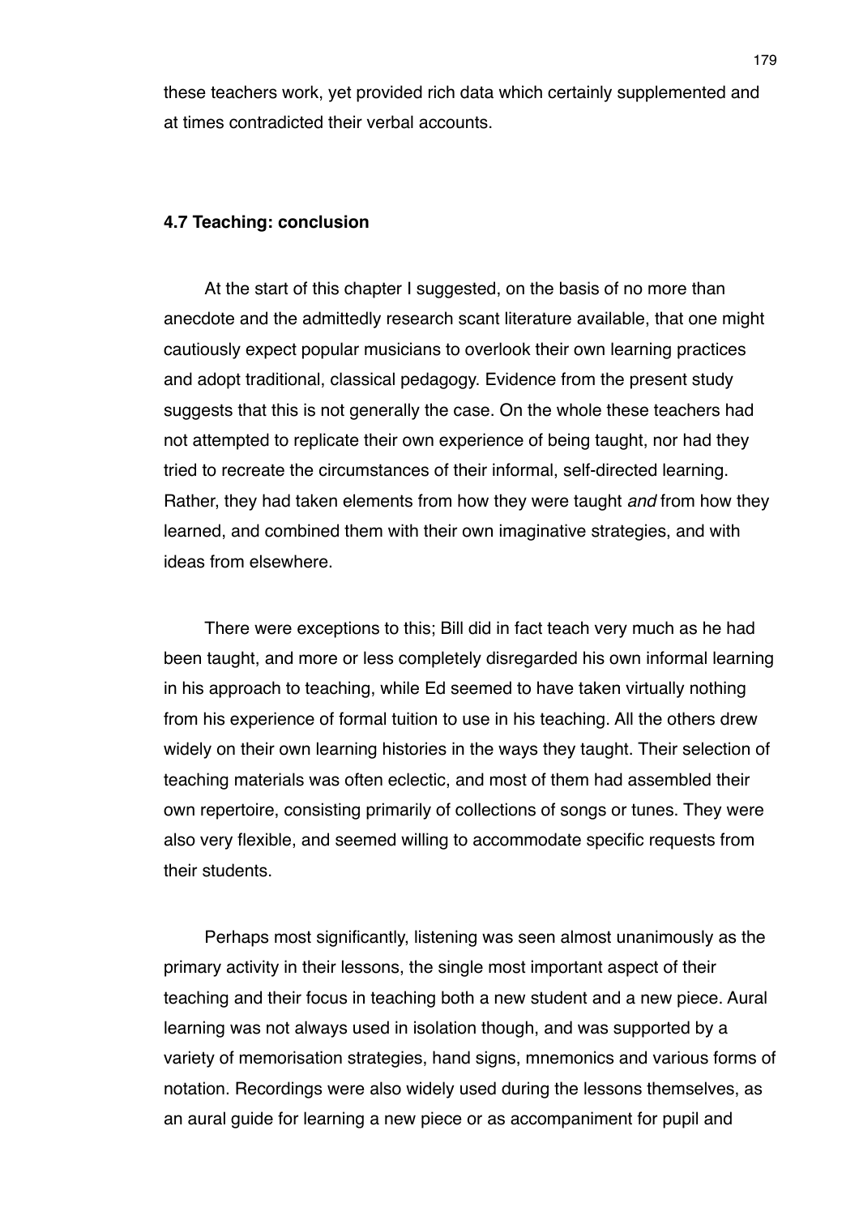these teachers work, yet provided rich data which certainly supplemented and at times contradicted their verbal accounts.

### 4.7 Teaching: conclusion

At the start of this chapter I suggested, on the basis of no more than anecdote and the admittedly research scant literature available, that one might cautiously expect popular musicians to overlook their own learning practices and adopt traditional, classical pedagogy. Evidence from the present study suggests that this is not generally the case. On the whole these teachers had not attempted to replicate their own experience of being taught, nor had they tried to recreate the circumstances of their informal, self-directed learning. Rather, they had taken elements from how they were taught *and* from how they learned, and combined them with their own imaginative strategies, and with ideas from elsewhere.

There were exceptions to this; Bill did in fact teach very much as he had been taught, and more or less completely disregarded his own informal learning in his approach to teaching, while Ed seemed to have taken virtually nothing from his experience of formal tuition to use in his teaching. All the others drew widely on their own learning histories in the ways they taught. Their selection of teaching materials was often eclectic, and most of them had assembled their own repertoire, consisting primarily of collections of songs or tunes. They were also very flexible, and seemed willing to accommodate specific requests from their students.

Perhaps most significantly, listening was seen almost unanimously as the primary activity in their lessons, the single most important aspect of their teaching and their focus in teaching both a new student and a new piece. Aural learning was not always used in isolation though, and was supported by a variety of memorisation strategies, hand signs, mnemonics and various forms of notation. Recordings were also widely used during the lessons themselves, as an aural guide for learning a new piece or as accompaniment for pupil and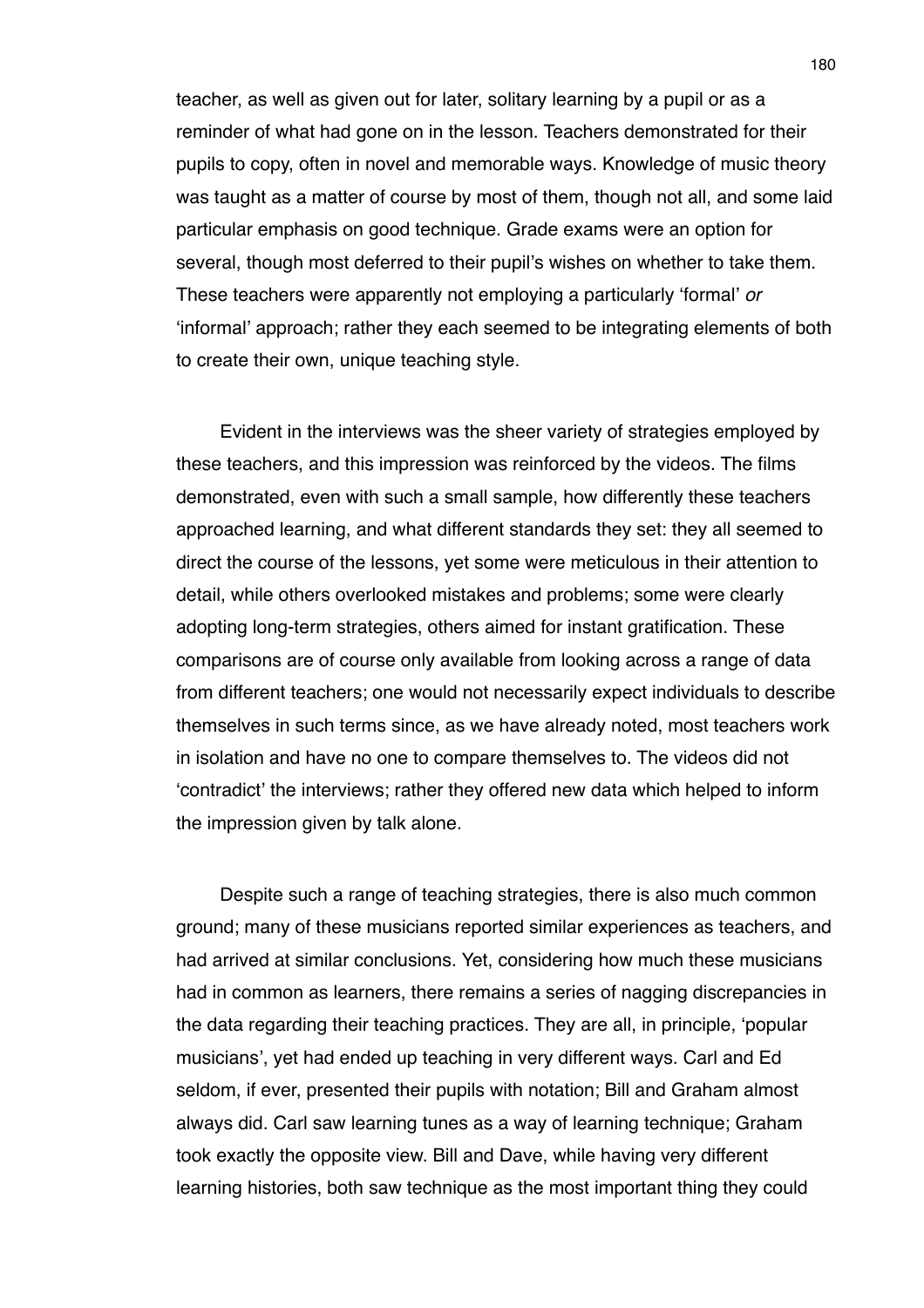teacher, as well as given out for later, solitary learning by a pupil or as a reminder of what had gone on in the lesson. Teachers demonstrated for their pupils to copy, often in novel and memorable ways. Knowledge of music theory was taught as a matter of course by most of them, though not all, and some laid particular emphasis on good technique. Grade exams were an option for several, though most deferred to their pupil's wishes on whether to take them. These teachers were apparently not employing a particularly 'formal' *or* 'informal' approach; rather they each seemed to be integrating elements of both to create their own, unique teaching style.

Evident in the interviews was the sheer variety of strategies employed by these teachers, and this impression was reinforced by the videos. The films demonstrated, even with such a small sample, how differently these teachers approached learning, and what different standards they set: they all seemed to direct the course of the lessons, yet some were meticulous in their attention to detail, while others overlooked mistakes and problems; some were clearly adopting long-term strategies, others aimed for instant gratification. These comparisons are of course only available from looking across a range of data from different teachers; one would not necessarily expect individuals to describe themselves in such terms since, as we have already noted, most teachers work in isolation and have no one to compare themselves to. The videos did not 'contradict' the interviews; rather they offered new data which helped to inform the impression given by talk alone.

Despite such a range of teaching strategies, there is also much common ground; many of these musicians reported similar experiences as teachers, and had arrived at similar conclusions. Yet, considering how much these musicians had in common as learners, there remains a series of nagging discrepancies in the data regarding their teaching practices. They are all, in principle, 'popular musicians', yet had ended up teaching in very different ways. Carl and Ed seldom, if ever, presented their pupils with notation; Bill and Graham almost always did. Carl saw learning tunes as a way of learning technique; Graham took exactly the opposite view. Bill and Dave, while having very different learning histories, both saw technique as the most important thing they could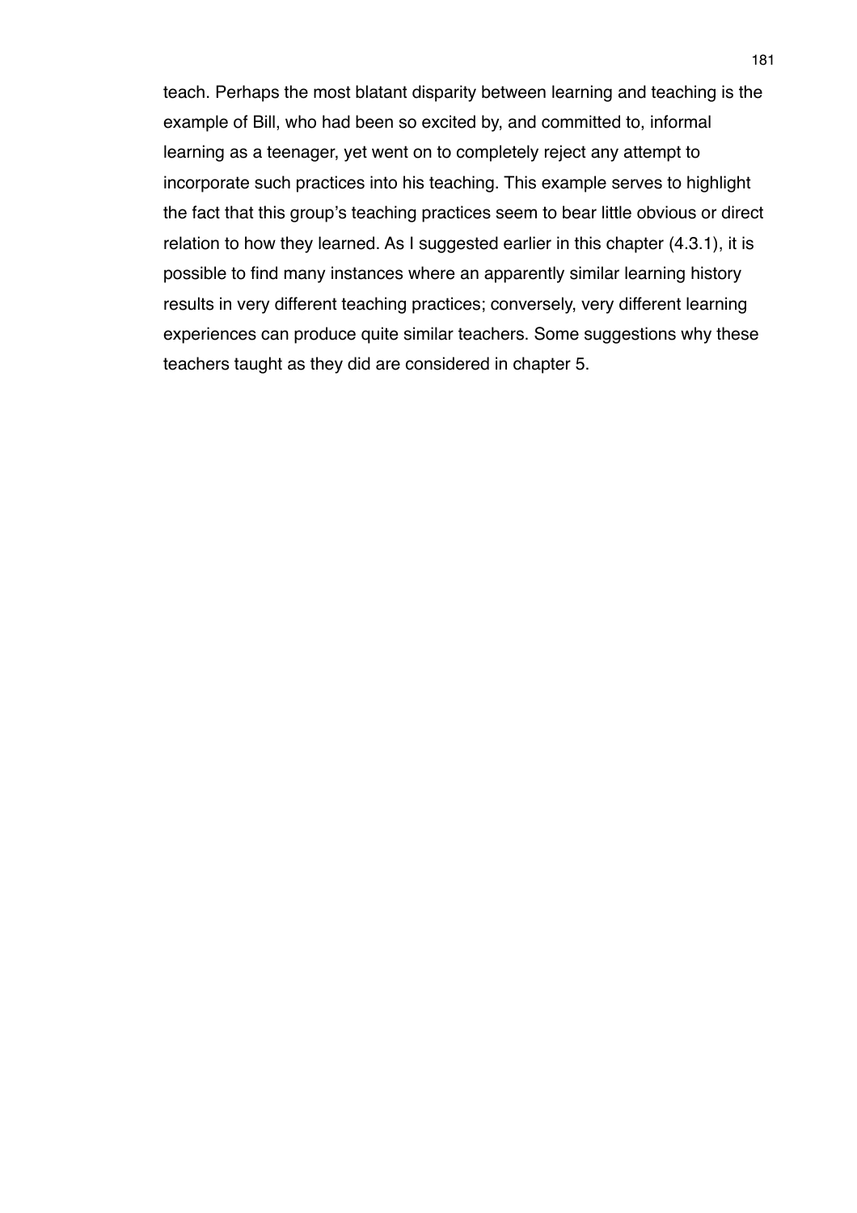teach. Perhaps the most blatant disparity between learning and teaching is the example of Bill, who had been so excited by, and committed to, informal learning as a teenager, yet went on to completely reject any attempt to incorporate such practices into his teaching. This example serves to highlight the fact that this group's teaching practices seem to bear little obvious or direct relation to how they learned. As I suggested earlier in this chapter (4.3.1), it is possible to find many instances where an apparently similar learning history results in very different teaching practices; conversely, very different learning experiences can produce quite similar teachers. Some suggestions why these teachers taught as they did are considered in chapter 5.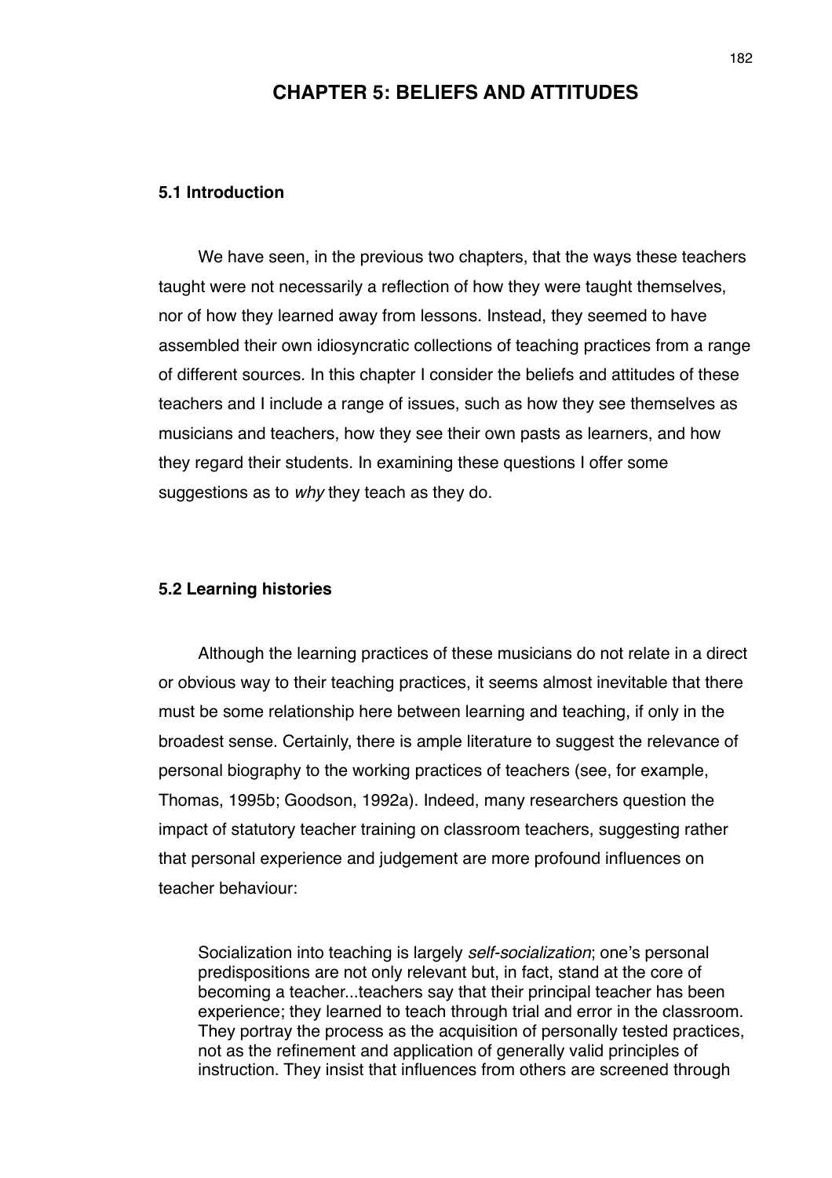# CHAPTER 5: BELIEFS AND ATTITUDES

## 5.1 Introduction

We have seen, in the previous two chapters, that the ways these teachers taught were not necessarily a reflection of how they were taught themselves, nor of how they learned away from lessons. Instead, they seemed to have assembled their own idiosyncratic collections of teaching practices from a range of different sources. In this chapter I consider the beliefs and attitudes of these teachers and I include a range of issues, such as how they see themselves as musicians and teachers, how they see their own pasts as learners, and how they regard their students. In examining these questions I offer some suggestions as to *why* they teach as they do.

## 5.2 Learning histories

Although the learning practices of these musicians do not relate in a direct or obvious way to their teaching practices, it seems almost inevitable that there must be some relationship here between learning and teaching, if only in the broadest sense. Certainly, there is ample literature to suggest the relevance of personal biography to the working practices of teachers (see, for example, Thomas, 1995b; Goodson, 1992a). Indeed, many researchers question the impact of statutory teacher training on classroom teachers, suggesting rather that personal experience and judgement are more profound influences on teacher behaviour:

> Socialization into teaching is largely *self-socialization*; one's personal predispositions are not only relevant but, in fact, stand at the core of becoming a teacher...teachers say that their principal teacher has been experience; they learned to teach through trial and error in the classroom. They portray the process as the acquisition of personally tested practices, not as the refinement and application of generally valid principles of instruction. They insist that influences from others are screened through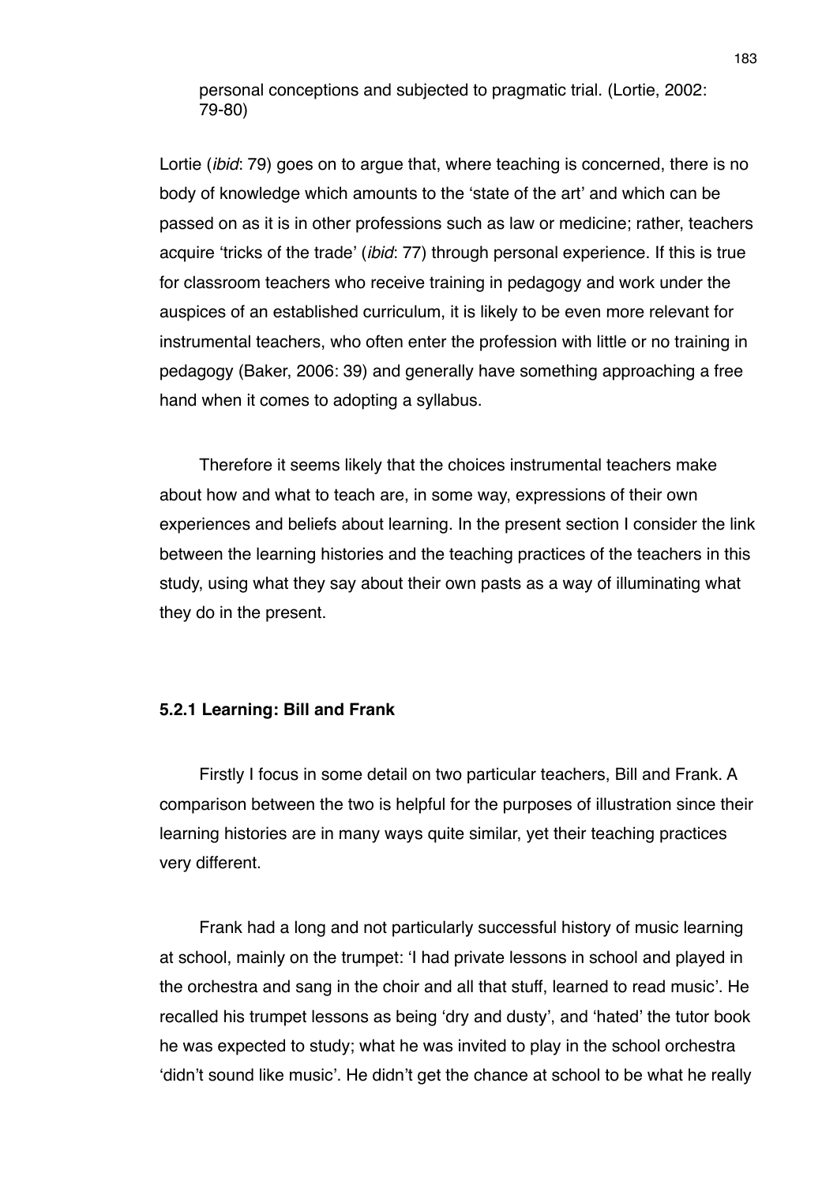personal conceptions and subjected to pragmatic trial. (Lortie, 2002: 79-80)

Lortie (*ibid*: 79) goes on to argue that, where teaching is concerned, there is no body of knowledge which amounts to the 'state of the art' and which can be passed on as it is in other professions such as law or medicine; rather, teachers acquire 'tricks of the trade' (*ibid*: 77) through personal experience. If this is true for classroom teachers who receive training in pedagogy and work under the auspices of an established curriculum, it is likely to be even more relevant for instrumental teachers, who often enter the profession with little or no training in pedagogy (Baker, 2006: 39) and generally have something approaching a free hand when it comes to adopting a syllabus.

Therefore it seems likely that the choices instrumental teachers make about how and what to teach are, in some way, expressions of their own experiences and beliefs about learning. In the present section I consider the link between the learning histories and the teaching practices of the teachers in this study, using what they say about their own pasts as a way of illuminating what they do in the present.

### 5.2.1 Learning: Bill and Frank

Firstly I focus in some detail on two particular teachers, Bill and Frank. A comparison between the two is helpful for the purposes of illustration since their learning histories are in many ways quite similar, yet their teaching practices very different.

Frank had a long and not particularly successful history of music learning at school, mainly on the trumpet: 'I had private lessons in school and played in the orchestra and sang in the choir and all that stuff, learned to read music'. He recalled his trumpet lessons as being 'dry and dusty', and 'hated' the tutor book he was expected to study; what he was invited to play in the school orchestra 'didn't sound like music'. He didn't get the chance at school to be what he really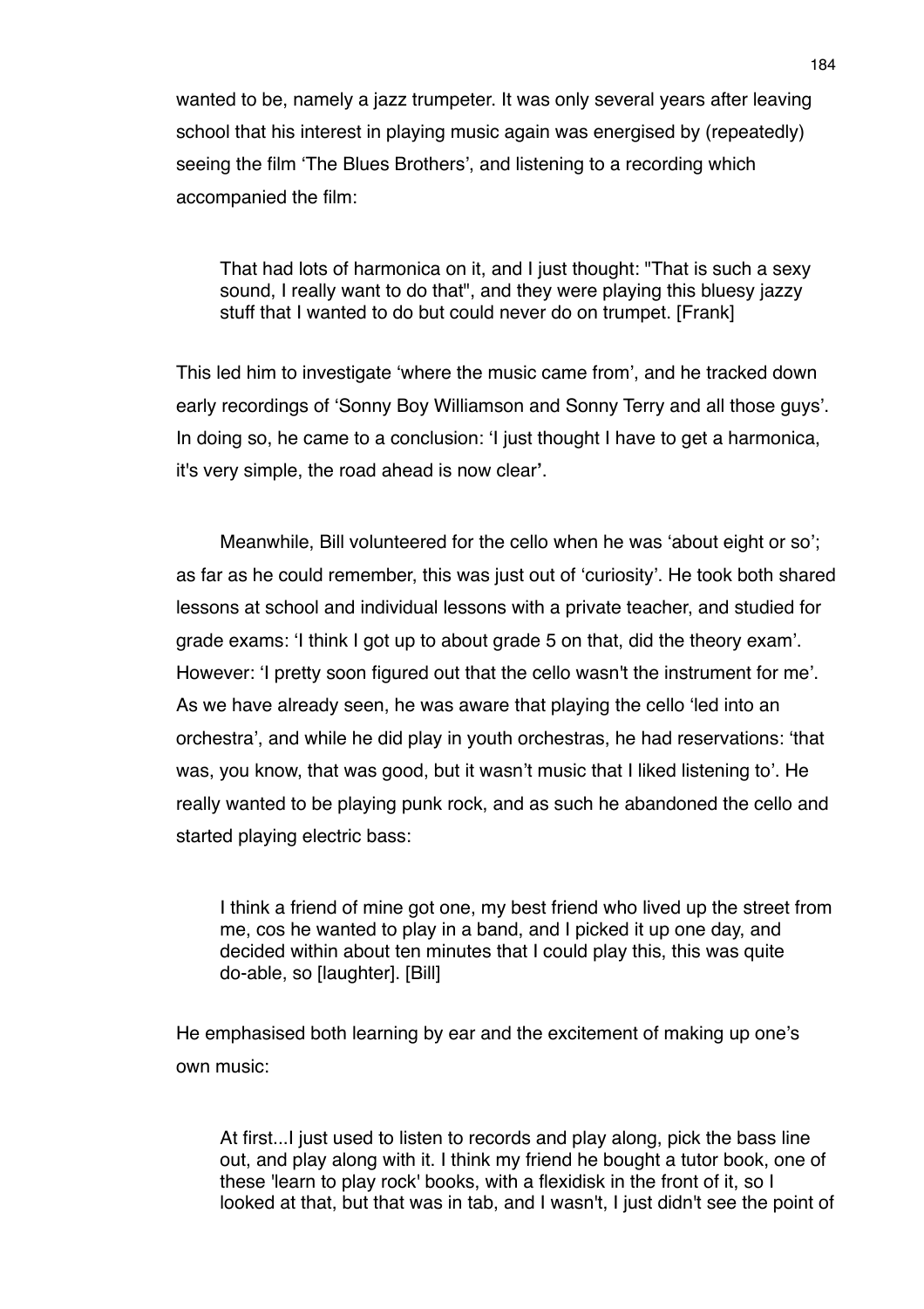wanted to be, namely a jazz trumpeter. It was only several years after leaving school that his interest in playing music again was energised by (repeatedly) seeing the film 'The Blues Brothers', and listening to a recording which accompanied the film:

> That had lots of harmonica on it, and I just thought: "That is such a sexy sound, I really want to do that", and they were playing this bluesy jazzy stuff that I wanted to do but could never do on trumpet. [Frank]

This led him to investigate 'where the music came from', and he tracked down early recordings of 'Sonny Boy Williamson and Sonny Terry and all those guys'. In doing so, he came to a conclusion: 'I just thought I have to get a harmonica, it's very simple, the road ahead is now clear'.

Meanwhile, Bill volunteered for the cello when he was 'about eight or so'; as far as he could remember, this was just out of 'curiosity'. He took both shared lessons at school and individual lessons with a private teacher, and studied for grade exams: 'I think I got up to about grade 5 on that, did the theory exam'. However: 'I pretty soon figured out that the cello wasn't the instrument for me'. As we have already seen, he was aware that playing the cello 'led into an orchestra', and while he did play in youth orchestras, he had reservations: 'that was, you know, that was good, but it wasn't music that I liked listening to'. He really wanted to be playing punk rock, and as such he abandoned the cello and started playing electric bass:

> I think a friend of mine got one, my best friend who lived up the street from me, cos he wanted to play in a band, and I picked it up one day, and decided within about ten minutes that I could play this, this was quite do-able, so [laughter]. [Bill]

He emphasised both learning by ear and the excitement of making up one's own music:

> At first...I just used to listen to records and play along, pick the bass line out, and play along with it. I think my friend he bought a tutor book, one of these 'learn to play rock' books, with a flexidisk in the front of it, so I looked at that, but that was in tab, and I wasn't, I just didn't see the point of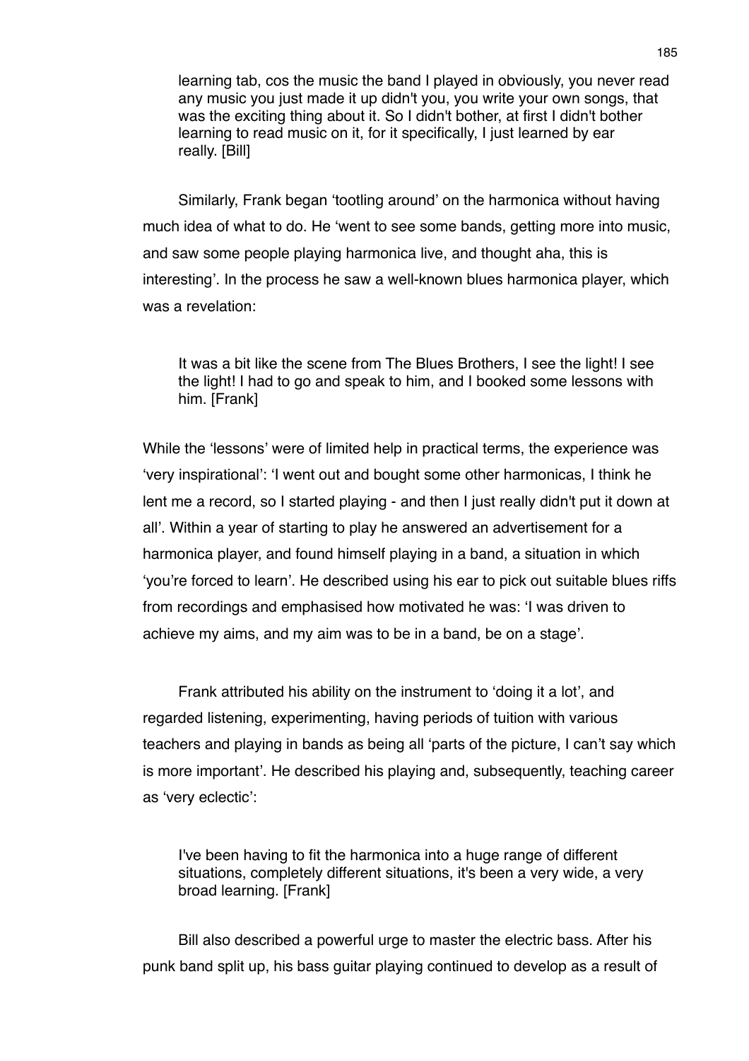> learning tab, cos the music the band I played in obviously, you never read any music you just made it up didn't you, you write your own songs, that was the exciting thing about it. So I didn't bother, at first I didn't bother learning to read music on it, for it specifically, I just learned by ear really. [Bill]

Similarly, Frank began 'tootling around' on the harmonica without having much idea of what to do. He 'went to see some bands, getting more into music, and saw some people playing harmonica live, and thought aha, this is interesting'. In the process he saw a well-known blues harmonica player, which was a revelation:

> It was a bit like the scene from The Blues Brothers, I see the light! I see the light! I had to go and speak to him, and I booked some lessons with him. [Frank]

While the 'lessons' were of limited help in practical terms, the experience was 'very inspirational': 'I went out and bought some other harmonicas, I think he lent me a record, so I started playing - and then I just really didn't put it down at all'. Within a year of starting to play he answered an advertisement for a harmonica player, and found himself playing in a band, a situation in which 'you're forced to learn'. He described using his ear to pick out suitable blues riffs from recordings and emphasised how motivated he was: 'I was driven to achieve my aims, and my aim was to be in a band, be on a stage'.

Frank attributed his ability on the instrument to 'doing it a lot', and regarded listening, experimenting, having periods of tuition with various teachers and playing in bands as being all 'parts of the picture, I can't say which is more important'. He described his playing and, subsequently, teaching career as 'very eclectic':

> I've been having to fit the harmonica into a huge range of different situations, completely different situations, it's been a very wide, a very broad learning. [Frank]

Bill also described a powerful urge to master the electric bass. After his punk band split up, his bass guitar playing continued to develop as a result of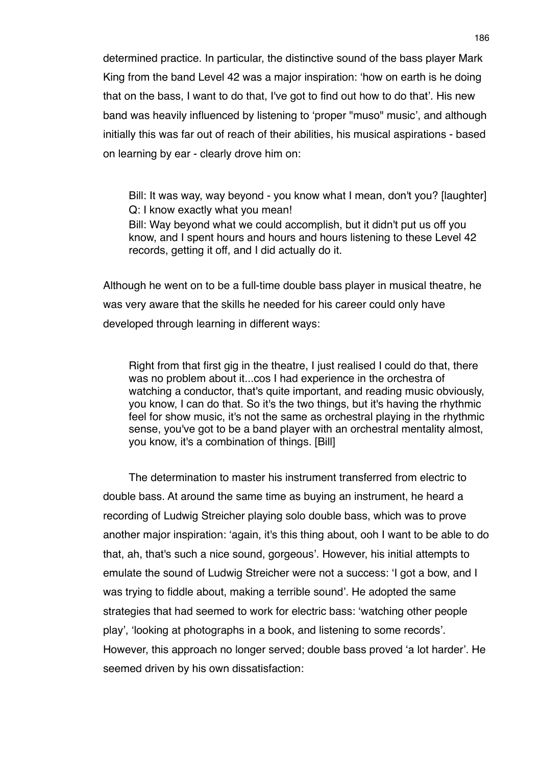determined practice. In particular, the distinctive sound of the bass player Mark King from the band Level 42 was a major inspiration: 'how on earth is he doing that on the bass, I want to do that, I've got to find out how to do that'. His new band was heavily influenced by listening to 'proper "muso" music', and although initially this was far out of reach of their abilities, his musical aspirations - based on learning by ear - clearly drove him on:

> Bill: It was way, way beyond - you know what I mean, don't you? [laughter]
> Q: I know exactly what you mean!
> Bill: Way beyond what we could accomplish, but it didn't put us off you know, and I spent hours and hours and hours listening to these Level 42 records, getting it off, and I did actually do it.

Although he went on to be a full-time double bass player in musical theatre, he was very aware that the skills he needed for his career could only have developed through learning in different ways:

> Right from that first gig in the theatre, I just realised I could do that, there was no problem about it...cos I had experience in the orchestra of watching a conductor, that's quite important, and reading music obviously, you know, I can do that. So it's the two things, but it's having the rhythmic feel for show music, it's not the same as orchestral playing in the rhythmic sense, you've got to be a band player with an orchestral mentality almost, you know, it's a combination of things. [Bill]

The determination to master his instrument transferred from electric to double bass. At around the same time as buying an instrument, he heard a recording of Ludwig Streicher playing solo double bass, which was to prove another major inspiration: 'again, it's this thing about, ooh I want to be able to do that, ah, that's such a nice sound, gorgeous'. However, his initial attempts to emulate the sound of Ludwig Streicher were not a success: 'I got a bow, and I was trying to fiddle about, making a terrible sound'. He adopted the same strategies that had seemed to work for electric bass: 'watching other people play', 'looking at photographs in a book, and listening to some records'. However, this approach no longer served; double bass proved 'a lot harder'. He seemed driven by his own dissatisfaction: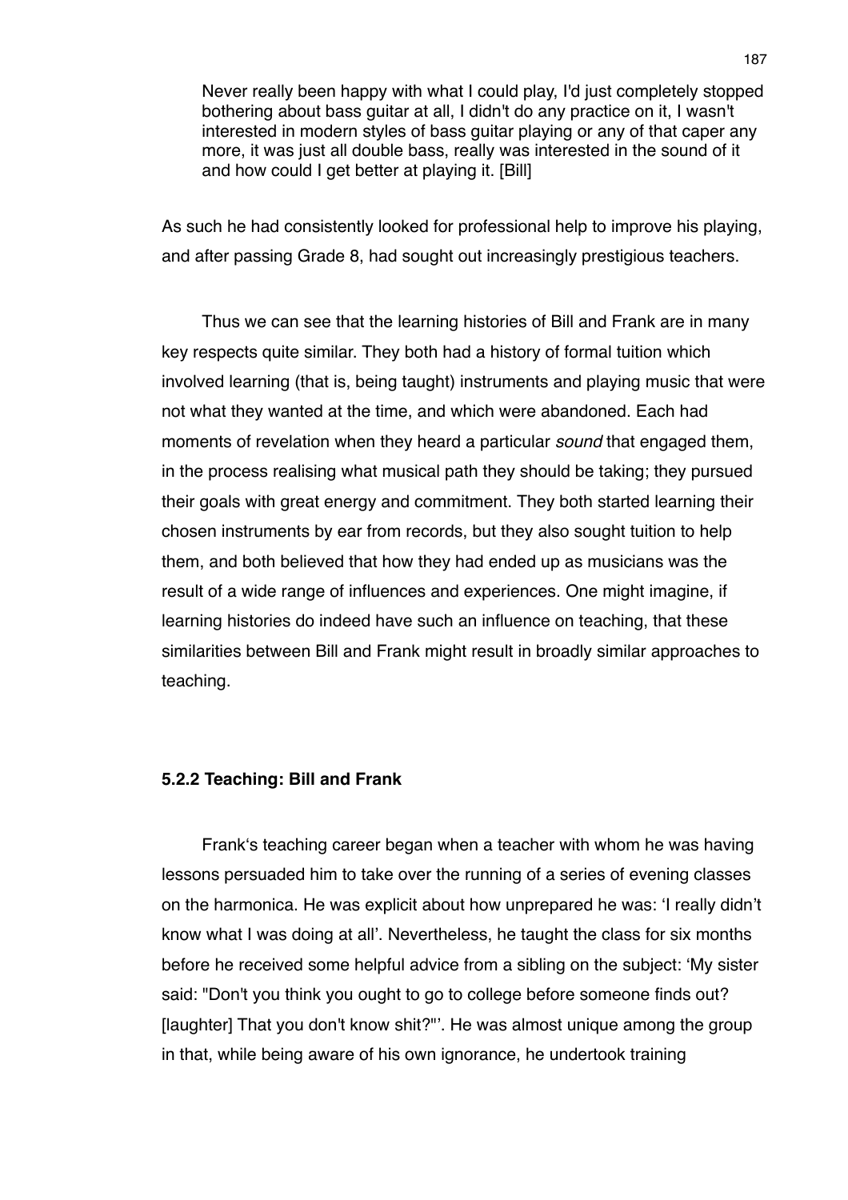> Never really been happy with what I could play, I'd just completely stopped bothering about bass guitar at all, I didn't do any practice on it, I wasn't interested in modern styles of bass guitar playing or any of that caper any more, it was just all double bass, really was interested in the sound of it and how could I get better at playing it. [Bill]

As such he had consistently looked for professional help to improve his playing, and after passing Grade 8, had sought out increasingly prestigious teachers.

Thus we can see that the learning histories of Bill and Frank are in many key respects quite similar. They both had a history of formal tuition which involved learning (that is, being taught) instruments and playing music that were not what they wanted at the time, and which were abandoned. Each had moments of revelation when they heard a particular *sound* that engaged them, in the process realising what musical path they should be taking; they pursued their goals with great energy and commitment. They both started learning their chosen instruments by ear from records, but they also sought tuition to help them, and both believed that how they had ended up as musicians was the result of a wide range of influences and experiences. One might imagine, if learning histories do indeed have such an influence on teaching, that these similarities between Bill and Frank might result in broadly similar approaches to teaching.

### 5.2.2 Teaching: Bill and Frank

Frank's teaching career began when a teacher with whom he was having lessons persuaded him to take over the running of a series of evening classes on the harmonica. He was explicit about how unprepared he was: 'I really didn't know what I was doing at all'. Nevertheless, he taught the class for six months before he received some helpful advice from a sibling on the subject: 'My sister said: "Don't you think you ought to go to college before someone finds out? [laughter] That you don't know shit?"'. He was almost unique among the group in that, while being aware of his own ignorance, he undertook training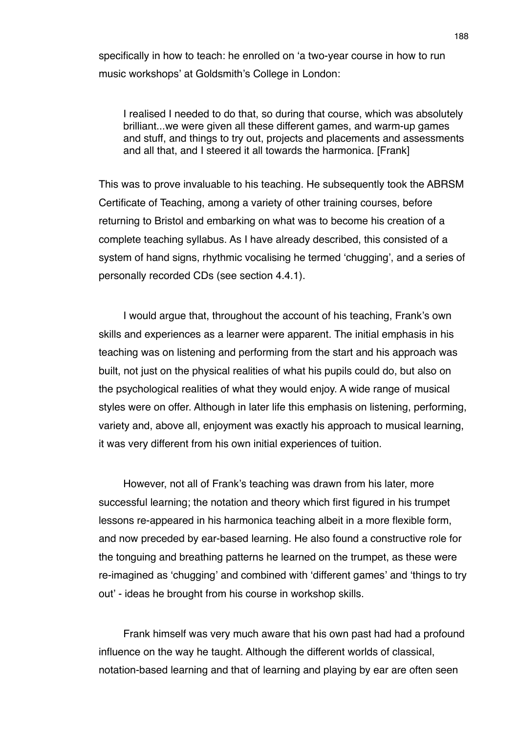specifically in how to teach: he enrolled on 'a two-year course in how to run music workshops' at Goldsmith's College in London:

> I realised I needed to do that, so during that course, which was absolutely brilliant...we were given all these different games, and warm-up games and stuff, and things to try out, projects and placements and assessments and all that, and I steered it all towards the harmonica. [Frank]

This was to prove invaluable to his teaching. He subsequently took the ABRSM Certificate of Teaching, among a variety of other training courses, before returning to Bristol and embarking on what was to become his creation of a complete teaching syllabus. As I have already described, this consisted of a system of hand signs, rhythmic vocalising he termed 'chugging', and a series of personally recorded CDs (see section 4.4.1).

I would argue that, throughout the account of his teaching, Frank's own skills and experiences as a learner were apparent. The initial emphasis in his teaching was on listening and performing from the start and his approach was built, not just on the physical realities of what his pupils could do, but also on the psychological realities of what they would enjoy. A wide range of musical styles were on offer. Although in later life this emphasis on listening, performing, variety and, above all, enjoyment was exactly his approach to musical learning, it was very different from his own initial experiences of tuition.

However, not all of Frank's teaching was drawn from his later, more successful learning; the notation and theory which first figured in his trumpet lessons re-appeared in his harmonica teaching albeit in a more flexible form, and now preceded by ear-based learning. He also found a constructive role for the tonguing and breathing patterns he learned on the trumpet, as these were re-imagined as 'chugging' and combined with 'different games' and 'things to try out' - ideas he brought from his course in workshop skills.

Frank himself was very much aware that his own past had had a profound influence on the way he taught. Although the different worlds of classical, notation-based learning and that of learning and playing by ear are often seen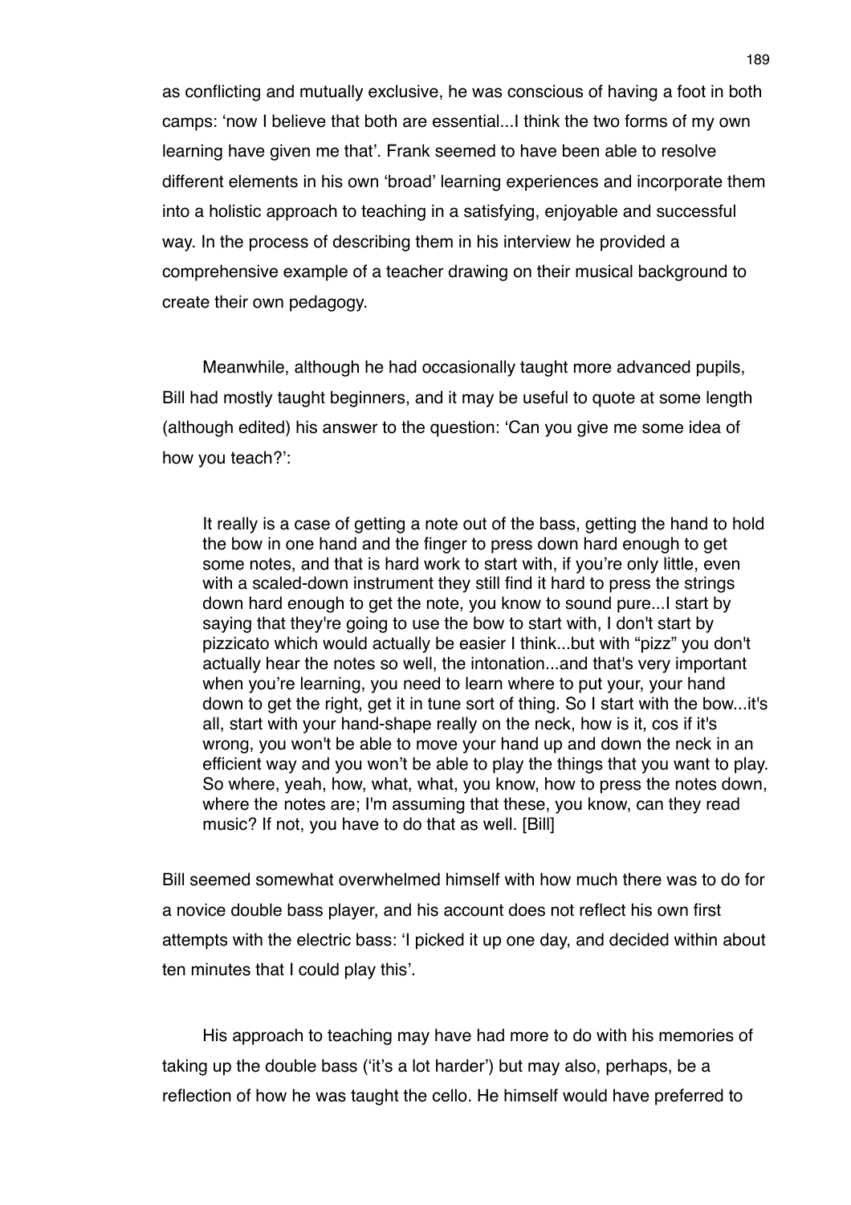as conflicting and mutually exclusive, he was conscious of having a foot in both camps: 'now I believe that both are essential...I think the two forms of my own learning have given me that'. Frank seemed to have been able to resolve different elements in his own 'broad' learning experiences and incorporate them into a holistic approach to teaching in a satisfying, enjoyable and successful way. In the process of describing them in his interview he provided a comprehensive example of a teacher drawing on their musical background to create their own pedagogy.

Meanwhile, although he had occasionally taught more advanced pupils, Bill had mostly taught beginners, and it may be useful to quote at some length (although edited) his answer to the question: 'Can you give me some idea of how you teach?':

> It really is a case of getting a note out of the bass, getting the hand to hold the bow in one hand and the finger to press down hard enough to get some notes, and that is hard work to start with, if you're only little, even with a scaled-down instrument they still find it hard to press the strings down hard enough to get the note, you know to sound pure...I start by saying that they're going to use the bow to start with, I don't start by pizzicato which would actually be easier I think...but with "pizz" you don't actually hear the notes so well, the intonation...and that's very important when you're learning, you need to learn where to put your, your hand down to get the right, get it in tune sort of thing. So I start with the bow...it's all, start with your hand-shape really on the neck, how is it, cos if it's wrong, you won't be able to move your hand up and down the neck in an efficient way and you won't be able to play the things that you want to play. So where, yeah, how, what, what, you know, how to press the notes down, where the notes are; I'm assuming that these, you know, can they read music? If not, you have to do that as well. [Bill]

Bill seemed somewhat overwhelmed himself with how much there was to do for a novice double bass player, and his account does not reflect his own first attempts with the electric bass: 'I picked it up one day, and decided within about ten minutes that I could play this'.

His approach to teaching may have had more to do with his memories of taking up the double bass ('it's a lot harder') but may also, perhaps, be a reflection of how he was taught the cello. He himself would have preferred to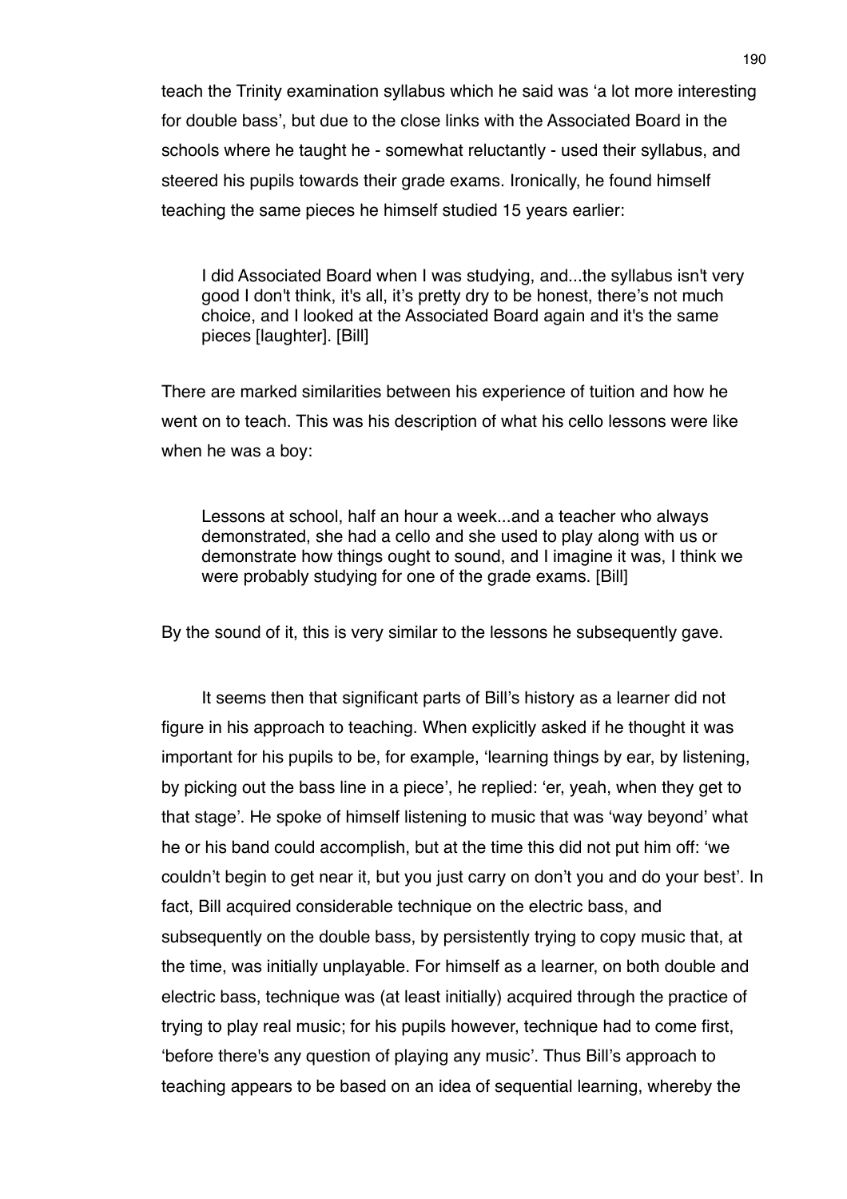teach the Trinity examination syllabus which he said was 'a lot more interesting for double bass', but due to the close links with the Associated Board in the schools where he taught he - somewhat reluctantly - used their syllabus, and steered his pupils towards their grade exams. Ironically, he found himself teaching the same pieces he himself studied 15 years earlier:

> I did Associated Board when I was studying, and...the syllabus isn't very good I don't think, it's all, it's pretty dry to be honest, there's not much choice, and I looked at the Associated Board again and it's the same pieces [laughter]. [Bill]

There are marked similarities between his experience of tuition and how he went on to teach. This was his description of what his cello lessons were like when he was a boy:

> Lessons at school, half an hour a week...and a teacher who always demonstrated, she had a cello and she used to play along with us or demonstrate how things ought to sound, and I imagine it was, I think we were probably studying for one of the grade exams. [Bill]

By the sound of it, this is very similar to the lessons he subsequently gave.

It seems then that significant parts of Bill's history as a learner did not figure in his approach to teaching. When explicitly asked if he thought it was important for his pupils to be, for example, 'learning things by ear, by listening, by picking out the bass line in a piece', he replied: 'er, yeah, when they get to that stage'. He spoke of himself listening to music that was 'way beyond' what he or his band could accomplish, but at the time this did not put him off: 'we couldn't begin to get near it, but you just carry on don't you and do your best'. In fact, Bill acquired considerable technique on the electric bass, and subsequently on the double bass, by persistently trying to copy music that, at the time, was initially unplayable. For himself as a learner, on both double and electric bass, technique was (at least initially) acquired through the practice of trying to play real music; for his pupils however, technique had to come first, 'before there's any question of playing any music'. Thus Bill's approach to teaching appears to be based on an idea of sequential learning, whereby the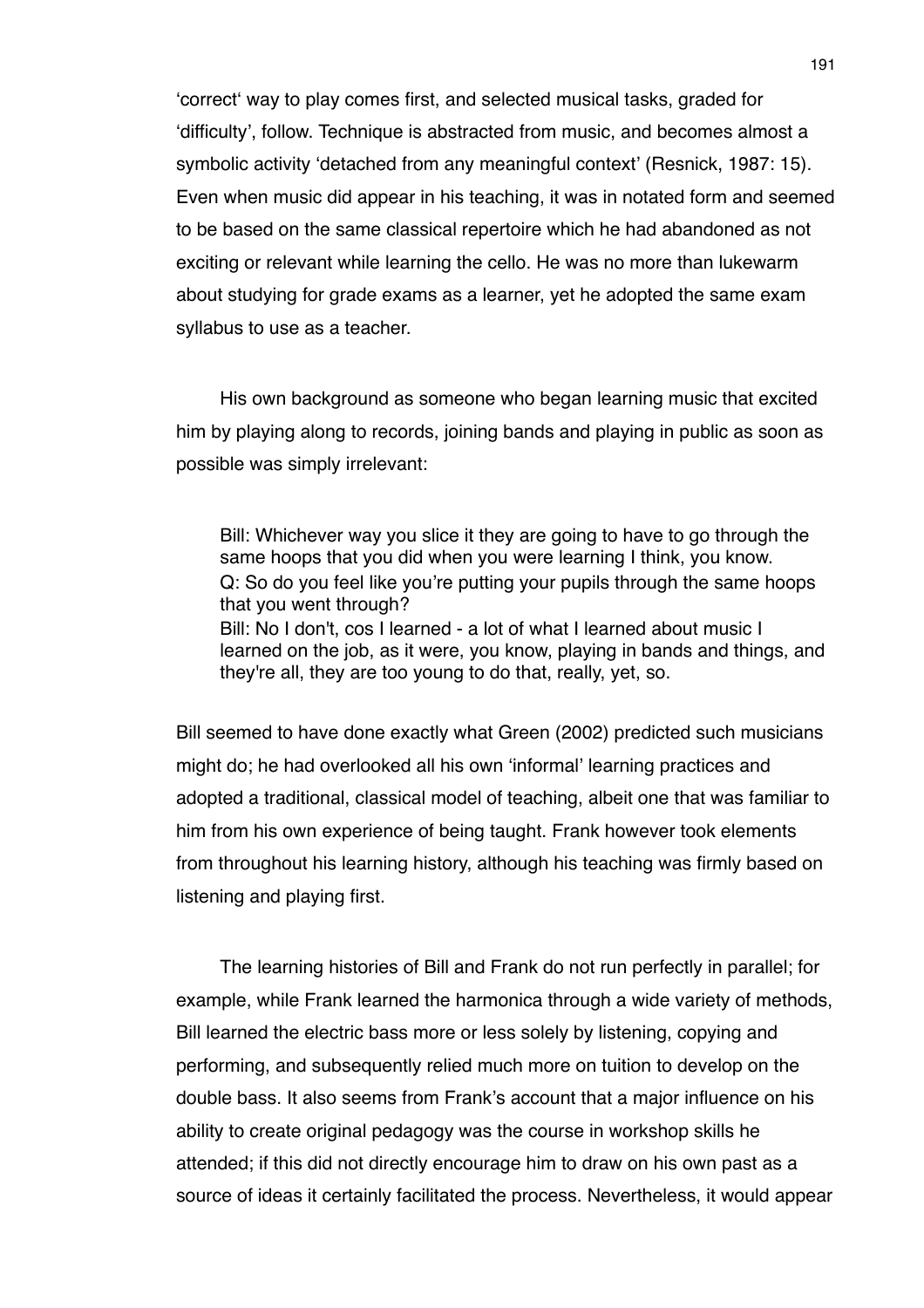'correct' way to play comes first, and selected musical tasks, graded for 'difficulty', follow. Technique is abstracted from music, and becomes almost a symbolic activity 'detached from any meaningful context' (Resnick, 1987: 15). Even when music did appear in his teaching, it was in notated form and seemed to be based on the same classical repertoire which he had abandoned as not exciting or relevant while learning the cello. He was no more than lukewarm about studying for grade exams as a learner, yet he adopted the same exam syllabus to use as a teacher.

His own background as someone who began learning music that excited him by playing along to records, joining bands and playing in public as soon as possible was simply irrelevant:

> Bill: Whichever way you slice it they are going to have to go through the same hoops that you did when you were learning I think, you know.
> Q: So do you feel like you're putting your pupils through the same hoops that you went through?
> Bill: No I don't, cos I learned - a lot of what I learned about music I learned on the job, as it were, you know, playing in bands and things, and they're all, they are too young to do that, really, yet, so.

Bill seemed to have done exactly what Green (2002) predicted such musicians might do; he had overlooked all his own 'informal' learning practices and adopted a traditional, classical model of teaching, albeit one that was familiar to him from his own experience of being taught. Frank however took elements from throughout his learning history, although his teaching was firmly based on listening and playing first.

The learning histories of Bill and Frank do not run perfectly in parallel; for example, while Frank learned the harmonica through a wide variety of methods, Bill learned the electric bass more or less solely by listening, copying and performing, and subsequently relied much more on tuition to develop on the double bass. It also seems from Frank's account that a major influence on his ability to create original pedagogy was the course in workshop skills he attended; if this did not directly encourage him to draw on his own past as a source of ideas it certainly facilitated the process. Nevertheless, it would appear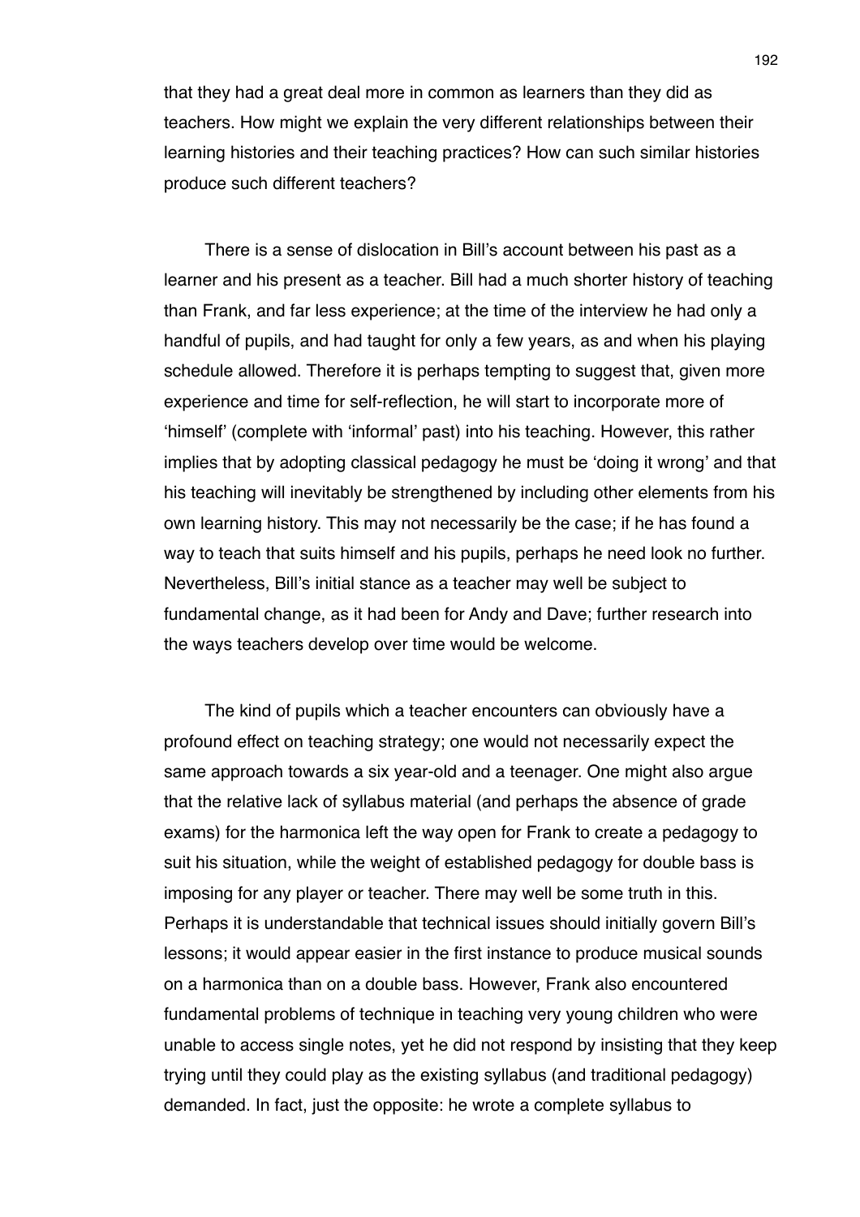that they had a great deal more in common as learners than they did as teachers. How might we explain the very different relationships between their learning histories and their teaching practices? How can such similar histories produce such different teachers?

There is a sense of dislocation in Bill's account between his past as a learner and his present as a teacher. Bill had a much shorter history of teaching than Frank, and far less experience; at the time of the interview he had only a handful of pupils, and had taught for only a few years, as and when his playing schedule allowed. Therefore it is perhaps tempting to suggest that, given more experience and time for self-reflection, he will start to incorporate more of 'himself' (complete with 'informal' past) into his teaching. However, this rather implies that by adopting classical pedagogy he must be 'doing it wrong' and that his teaching will inevitably be strengthened by including other elements from his own learning history. This may not necessarily be the case; if he has found a way to teach that suits himself and his pupils, perhaps he need look no further. Nevertheless, Bill's initial stance as a teacher may well be subject to fundamental change, as it had been for Andy and Dave; further research into the ways teachers develop over time would be welcome.

The kind of pupils which a teacher encounters can obviously have a profound effect on teaching strategy; one would not necessarily expect the same approach towards a six year-old and a teenager. One might also argue that the relative lack of syllabus material (and perhaps the absence of grade exams) for the harmonica left the way open for Frank to create a pedagogy to suit his situation, while the weight of established pedagogy for double bass is imposing for any player or teacher. There may well be some truth in this. Perhaps it is understandable that technical issues should initially govern Bill's lessons; it would appear easier in the first instance to produce musical sounds on a harmonica than on a double bass. However, Frank also encountered fundamental problems of technique in teaching very young children who were unable to access single notes, yet he did not respond by insisting that they keep trying until they could play as the existing syllabus (and traditional pedagogy) demanded. In fact, just the opposite: he wrote a complete syllabus to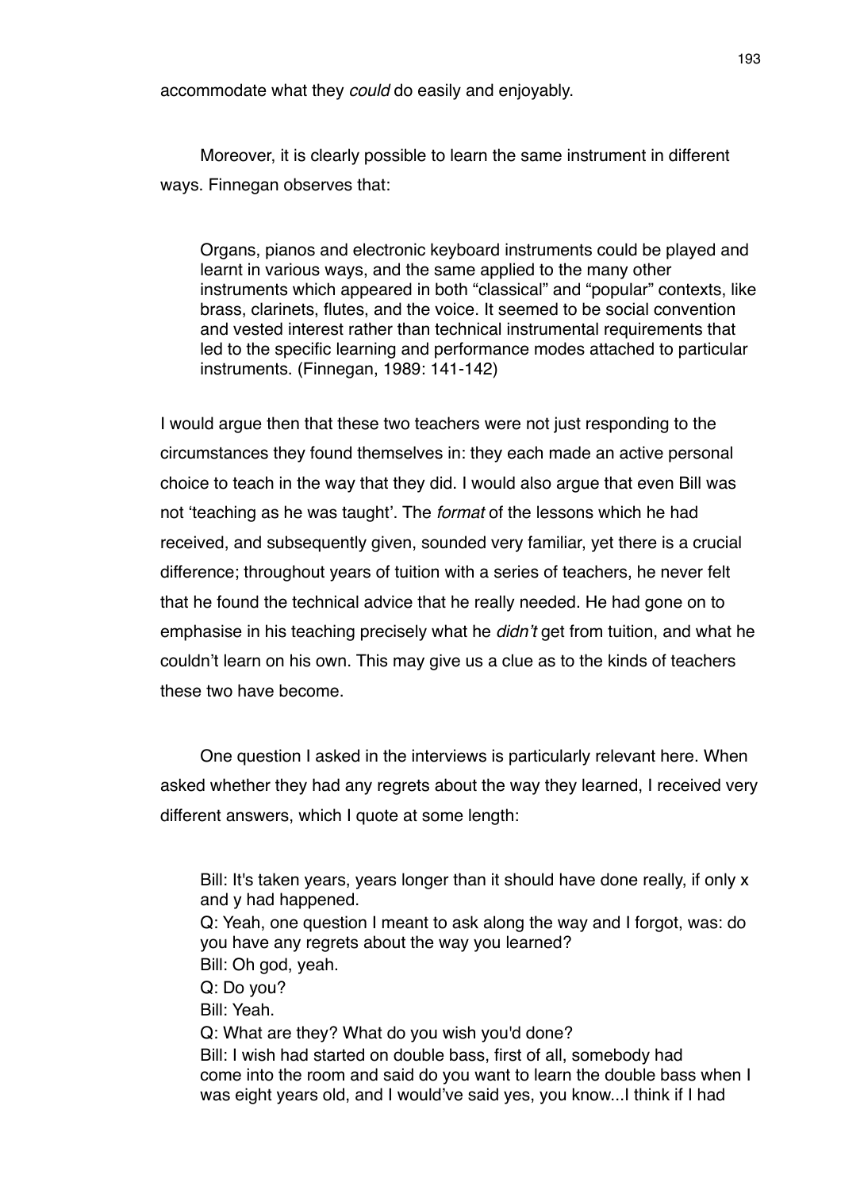accommodate what they *could* do easily and enjoyably.

Moreover, it is clearly possible to learn the same instrument in different ways. Finnegan observes that:

> Organs, pianos and electronic keyboard instruments could be played and learnt in various ways, and the same applied to the many other instruments which appeared in both "classical" and "popular" contexts, like brass, clarinets, flutes, and the voice. It seemed to be social convention and vested interest rather than technical instrumental requirements that led to the specific learning and performance modes attached to particular instruments. (Finnegan, 1989: 141-142)

I would argue then that these two teachers were not just responding to the circumstances they found themselves in: they each made an active personal choice to teach in the way that they did. I would also argue that even Bill was not 'teaching as he was taught'. The *format* of the lessons which he had received, and subsequently given, sounded very familiar, yet there is a crucial difference; throughout years of tuition with a series of teachers, he never felt that he found the technical advice that he really needed. He had gone on to emphasise in his teaching precisely what he *didn't* get from tuition, and what he couldn't learn on his own. This may give us a clue as to the kinds of teachers these two have become.

One question I asked in the interviews is particularly relevant here. When asked whether they had any regrets about the way they learned, I received very different answers, which I quote at some length:

> Bill: It's taken years, years longer than it should have done really, if only x and y had happened.
> Q: Yeah, one question I meant to ask along the way and I forgot, was: do you have any regrets about the way you learned?
> Bill: Oh god, yeah.
> Q: Do you?
> Bill: Yeah.
> Q: What are they? What do you wish you'd done?
> Bill: I wish had started on double bass, first of all, somebody had come into the room and said do you want to learn the double bass when I was eight years old, and I would've said yes, you know...I think if I had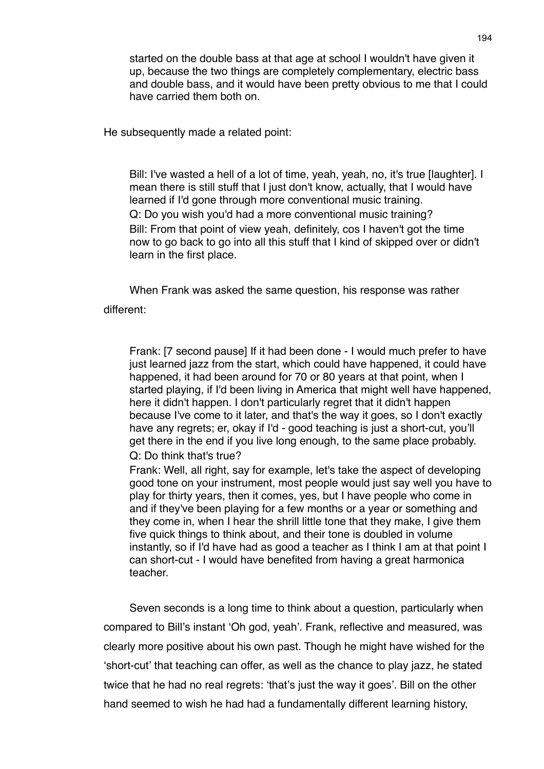> started on the double bass at that age at school I wouldn't have given it up, because the two things are completely complementary, electric bass and double bass, and it would have been pretty obvious to me that I could have carried them both on.

He subsequently made a related point:

> Bill: I've wasted a hell of a lot of time, yeah, yeah, no, it's true [laughter]. I mean there is still stuff that I just don't know, actually, that I would have learned if I'd gone through more conventional music training.
>
> Q: Do you wish you'd had a more conventional music training?
>
> Bill: From that point of view yeah, definitely, cos I haven't got the time now to go back to go into all this stuff that I kind of skipped over or didn't learn in the first place.

When Frank was asked the same question, his response was rather different:

> Frank: [7 second pause] If it had been done - I would much prefer to have just learned jazz from the start, which could have happened, it could have happened, it had been around for 70 or 80 years at that point, when I started playing, if I'd been living in America that might well have happened, here it didn't happen. I don't particularly regret that it didn't happen because I've come to it later, and that's the way it goes, so I don't exactly have any regrets; er, okay if I'd - good teaching is just a short-cut, you'll get there in the end if you live long enough, to the same place probably.
>
> Q: Do think that's true?
>
> Frank: Well, all right, say for example, let's take the aspect of developing good tone on your instrument, most people would just say well you have to play for thirty years, then it comes, yes, but I have people who come in and if they've been playing for a few months or a year or something and they come in, when I hear the shrill little tone that they make, I give them five quick things to think about, and their tone is doubled in volume instantly, so if I'd have had as good a teacher as I think I am at that point I can short-cut - I would have benefited from having a great harmonica teacher.

Seven seconds is a long time to think about a question, particularly when compared to Bill's instant 'Oh god, yeah'. Frank, reflective and measured, was clearly more positive about his own past. Though he might have wished for the 'short-cut' that teaching can offer, as well as the chance to play jazz, he stated twice that he had no real regrets: 'that's just the way it goes'. Bill on the other hand seemed to wish he had had a fundamentally different learning history,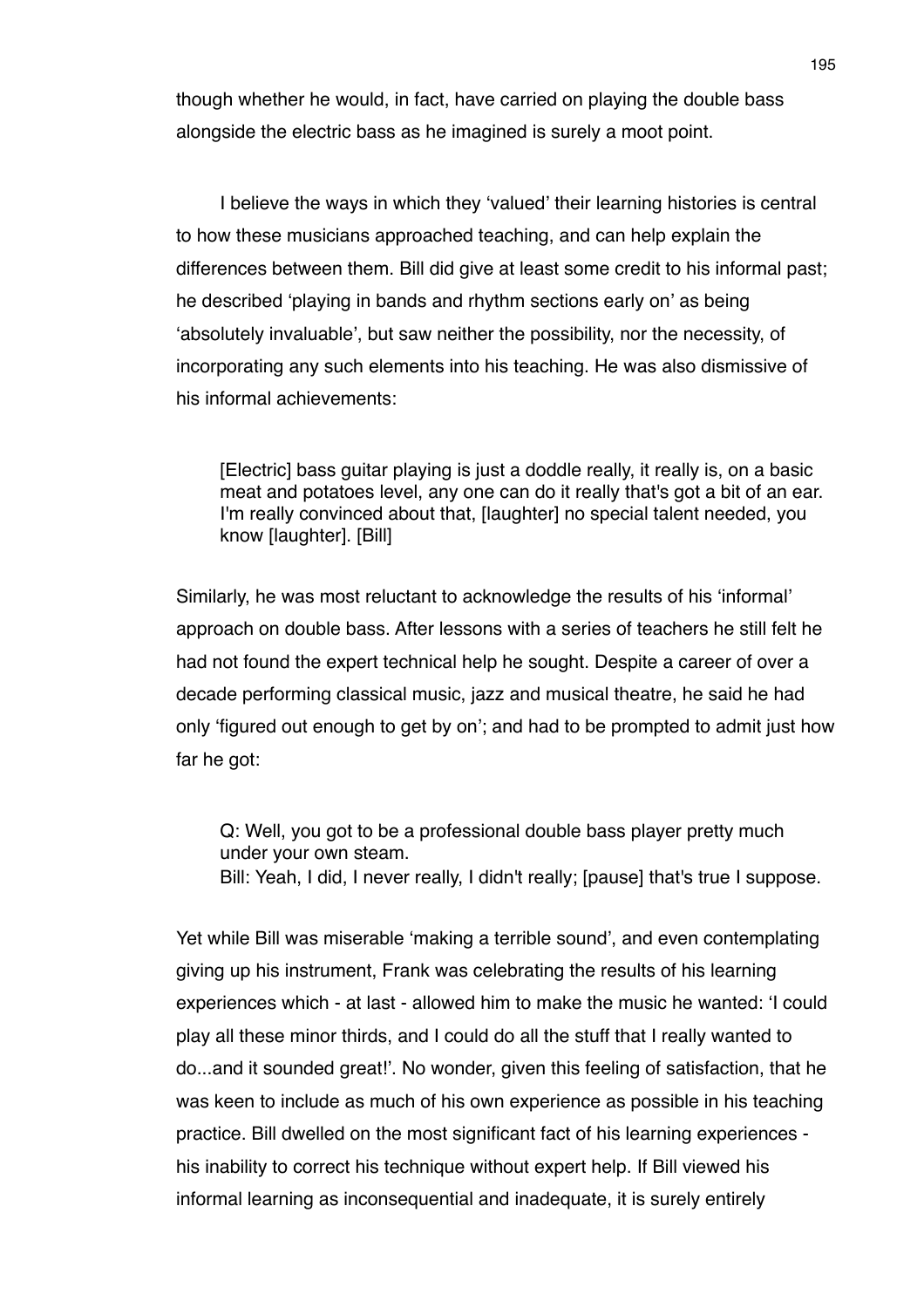though whether he would, in fact, have carried on playing the double bass alongside the electric bass as he imagined is surely a moot point.

I believe the ways in which they 'valued' their learning histories is central to how these musicians approached teaching, and can help explain the differences between them. Bill did give at least some credit to his informal past; he described 'playing in bands and rhythm sections early on' as being 'absolutely invaluable', but saw neither the possibility, nor the necessity, of incorporating any such elements into his teaching. He was also dismissive of his informal achievements:

> [Electric] bass guitar playing is just a doddle really, it really is, on a basic meat and potatoes level, any one can do it really that's got a bit of an ear. I'm really convinced about that, [laughter] no special talent needed, you know [laughter]. [Bill]

Similarly, he was most reluctant to acknowledge the results of his 'informal' approach on double bass. After lessons with a series of teachers he still felt he had not found the expert technical help he sought. Despite a career of over a decade performing classical music, jazz and musical theatre, he said he had only 'figured out enough to get by on'; and had to be prompted to admit just how far he got:

> Q: Well, you got to be a professional double bass player pretty much under your own steam.
> Bill: Yeah, I did, I never really, I didn't really; [pause] that's true I suppose.

Yet while Bill was miserable 'making a terrible sound', and even contemplating giving up his instrument, Frank was celebrating the results of his learning experiences which - at last - allowed him to make the music he wanted: 'I could play all these minor thirds, and I could do all the stuff that I really wanted to do...and it sounded great!'. No wonder, given this feeling of satisfaction, that he was keen to include as much of his own experience as possible in his teaching practice. Bill dwelled on the most significant fact of his learning experiences - his inability to correct his technique without expert help. If Bill viewed his informal learning as inconsequential and inadequate, it is surely entirely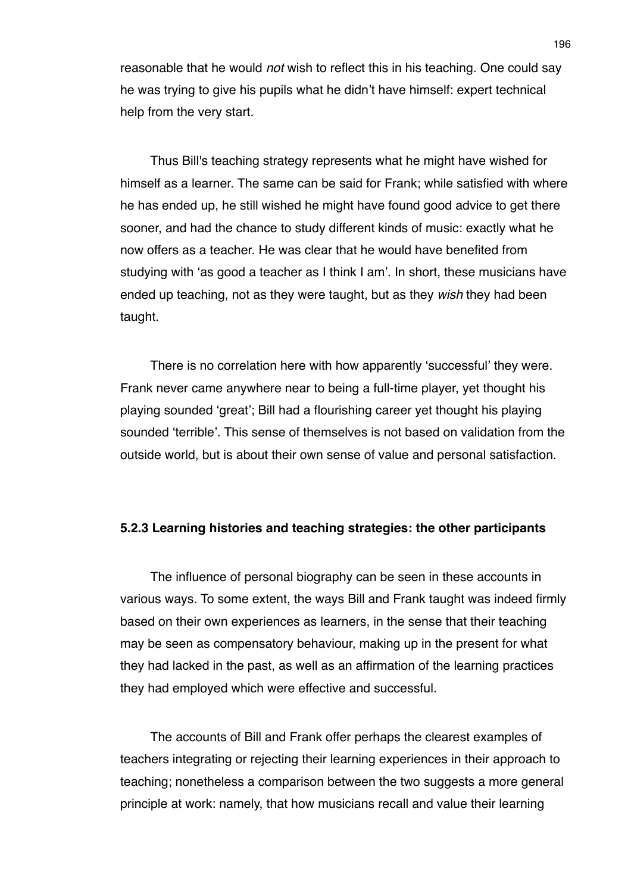reasonable that he would *not* wish to reflect this in his teaching. One could say he was trying to give his pupils what he didn't have himself: expert technical help from the very start.

Thus Bill's teaching strategy represents what he might have wished for himself as a learner. The same can be said for Frank; while satisfied with where he has ended up, he still wished he might have found good advice to get there sooner, and had the chance to study different kinds of music: exactly what he now offers as a teacher. He was clear that he would have benefited from studying with 'as good a teacher as I think I am'. In short, these musicians have ended up teaching, not as they were taught, but as they *wish* they had been taught.

There is no correlation here with how apparently 'successful' they were. Frank never came anywhere near to being a full-time player, yet thought his playing sounded 'great'; Bill had a flourishing career yet thought his playing sounded 'terrible'. This sense of themselves is not based on validation from the outside world, but is about their own sense of value and personal satisfaction.

### 5.2.3 Learning histories and teaching strategies: the other participants

The influence of personal biography can be seen in these accounts in various ways. To some extent, the ways Bill and Frank taught was indeed firmly based on their own experiences as learners, in the sense that their teaching may be seen as compensatory behaviour, making up in the present for what they had lacked in the past, as well as an affirmation of the learning practices they had employed which were effective and successful.

The accounts of Bill and Frank offer perhaps the clearest examples of teachers integrating or rejecting their learning experiences in their approach to teaching; nonetheless a comparison between the two suggests a more general principle at work: namely, that how musicians recall and value their learning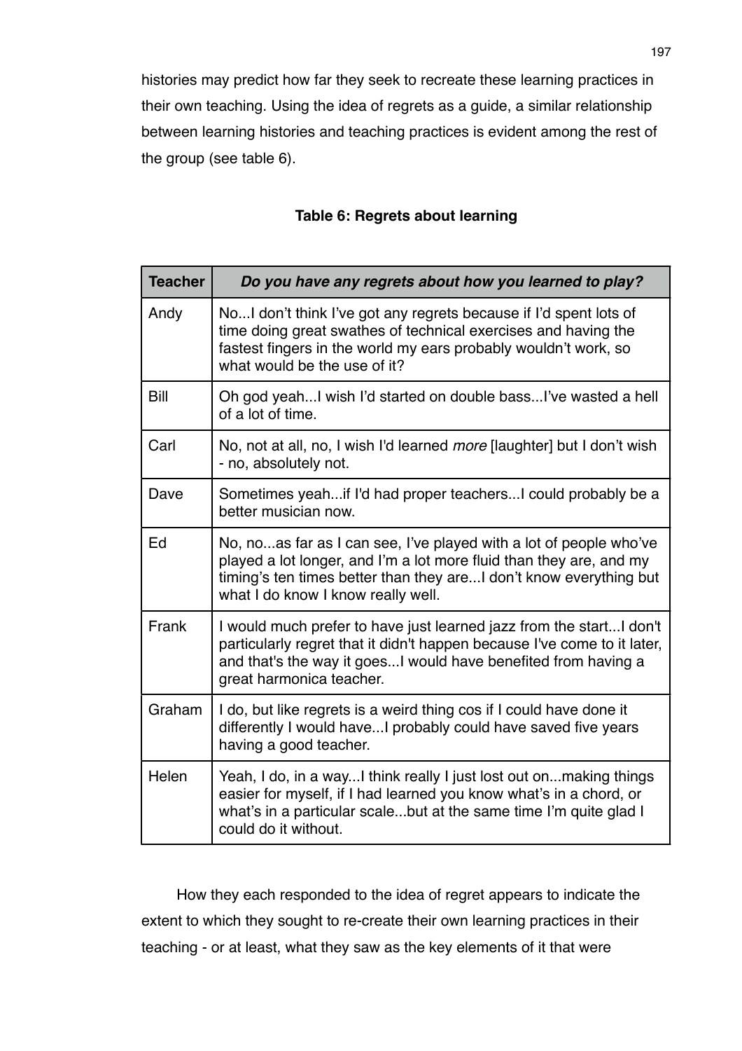histories may predict how far they seek to recreate these learning practices in their own teaching. Using the idea of regrets as a guide, a similar relationship between learning histories and teaching practices is evident among the rest of the group (see table 6).

**Table 6: Regrets about learning**

| **Teacher** | ***Do you have any regrets about how you learned to play?*** |
|---|---|
| Andy | No...I don't think I've got any regrets because if I'd spent lots of time doing great swathes of technical exercises and having the fastest fingers in the world my ears probably wouldn't work, so what would be the use of it? |
| Bill | Oh god yeah...I wish I'd started on double bass...I've wasted a hell of a lot of time. |
| Carl | No, not at all, no, I wish I'd learned *more* [laughter] but I don't wish - no, absolutely not. |
| Dave | Sometimes yeah...if I'd had proper teachers...I could probably be a better musician now. |
| Ed | No, no...as far as I can see, I've played with a lot of people who've played a lot longer, and I'm a lot more fluid than they are, and my timing's ten times better than they are...I don't know everything but what I do know I know really well. |
| Frank | I would much prefer to have just learned jazz from the start...I don't particularly regret that it didn't happen because I've come to it later, and that's the way it goes...I would have benefited from having a great harmonica teacher. |
| Graham | I do, but like regrets is a weird thing cos if I could have done it differently I would have...I probably could have saved five years having a good teacher. |
| Helen | Yeah, I do, in a way...I think really I just lost out on...making things easier for myself, if I had learned you know what's in a chord, or what's in a particular scale...but at the same time I'm quite glad I could do it without. |

How they each responded to the idea of regret appears to indicate the extent to which they sought to re-create their own learning practices in their teaching - or at least, what they saw as the key elements of it that were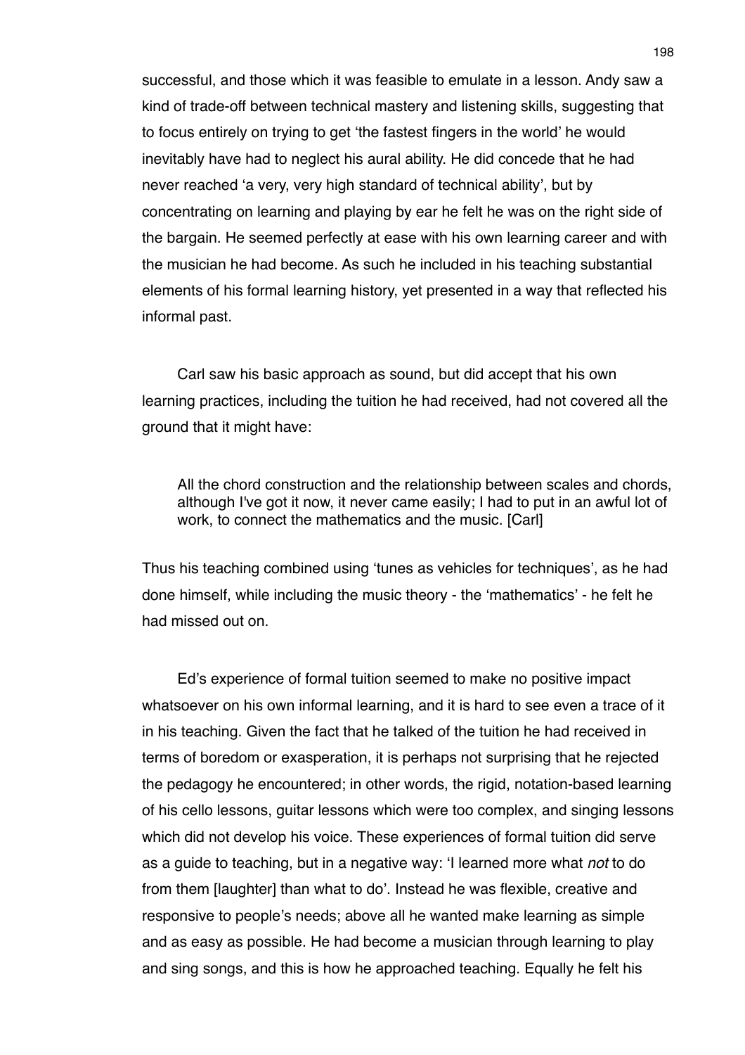successful, and those which it was feasible to emulate in a lesson. Andy saw a kind of trade-off between technical mastery and listening skills, suggesting that to focus entirely on trying to get 'the fastest fingers in the world' he would inevitably have had to neglect his aural ability. He did concede that he had never reached 'a very, very high standard of technical ability', but by concentrating on learning and playing by ear he felt he was on the right side of the bargain. He seemed perfectly at ease with his own learning career and with the musician he had become. As such he included in his teaching substantial elements of his formal learning history, yet presented in a way that reflected his informal past.

Carl saw his basic approach as sound, but did accept that his own learning practices, including the tuition he had received, had not covered all the ground that it might have:

> All the chord construction and the relationship between scales and chords, although I've got it now, it never came easily; I had to put in an awful lot of work, to connect the mathematics and the music. [Carl]

Thus his teaching combined using 'tunes as vehicles for techniques', as he had done himself, while including the music theory - the 'mathematics' - he felt he had missed out on.

Ed's experience of formal tuition seemed to make no positive impact whatsoever on his own informal learning, and it is hard to see even a trace of it in his teaching. Given the fact that he talked of the tuition he had received in terms of boredom or exasperation, it is perhaps not surprising that he rejected the pedagogy he encountered; in other words, the rigid, notation-based learning of his cello lessons, guitar lessons which were too complex, and singing lessons which did not develop his voice. These experiences of formal tuition did serve as a guide to teaching, but in a negative way: 'I learned more what *not* to do from them [laughter] than what to do'. Instead he was flexible, creative and responsive to people's needs; above all he wanted make learning as simple and as easy as possible. He had become a musician through learning to play and sing songs, and this is how he approached teaching. Equally he felt his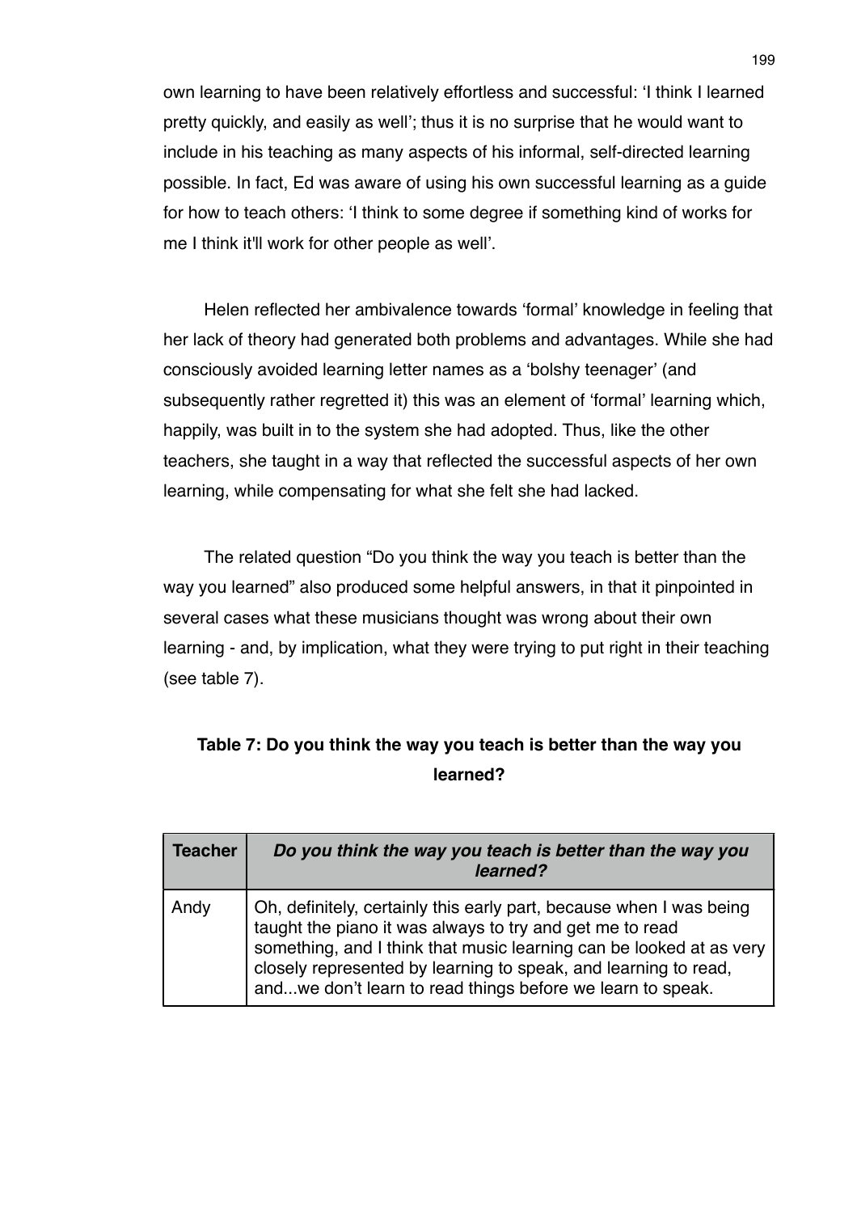own learning to have been relatively effortless and successful: 'I think I learned pretty quickly, and easily as well'; thus it is no surprise that he would want to include in his teaching as many aspects of his informal, self-directed learning possible. In fact, Ed was aware of using his own successful learning as a guide for how to teach others: 'I think to some degree if something kind of works for me I think it'll work for other people as well'.

Helen reflected her ambivalence towards 'formal' knowledge in feeling that her lack of theory had generated both problems and advantages. While she had consciously avoided learning letter names as a 'bolshy teenager' (and subsequently rather regretted it) this was an element of 'formal' learning which, happily, was built in to the system she had adopted. Thus, like the other teachers, she taught in a way that reflected the successful aspects of her own learning, while compensating for what she felt she had lacked.

The related question "Do you think the way you teach is better than the way you learned" also produced some helpful answers, in that it pinpointed in several cases what these musicians thought was wrong about their own learning - and, by implication, what they were trying to put right in their teaching (see table 7).

**Table 7: Do you think the way you teach is better than the way you learned?**

| **Teacher** | ***Do you think the way you teach is better than the way you learned?*** |
|---|---|
| Andy | Oh, definitely, certainly this early part, because when I was being taught the piano it was always to try and get me to read something, and I think that music learning can be looked at as very closely represented by learning to speak, and learning to read, and...we don't learn to read things before we learn to speak. |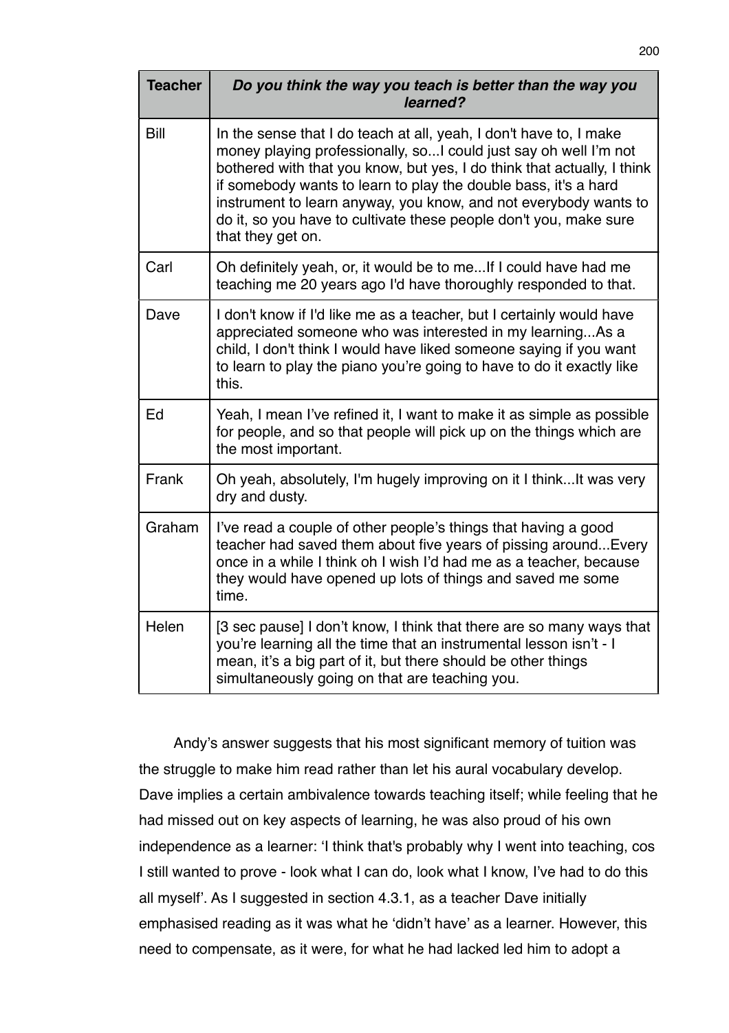| Teacher | ***Do you think the way you teach is better than the way you learned?*** |
| --- | --- |
| Bill | In the sense that I do teach at all, yeah, I don't have to, I make money playing professionally, so...I could just say oh well I'm not bothered with that you know, but yes, I do think that actually, I think if somebody wants to learn to play the double bass, it's a hard instrument to learn anyway, you know, and not everybody wants to do it, so you have to cultivate these people don't you, make sure that they get on. |
| Carl | Oh definitely yeah, or, it would be to me...If I could have had me teaching me 20 years ago I'd have thoroughly responded to that. |
| Dave | I don't know if I'd like me as a teacher, but I certainly would have appreciated someone who was interested in my learning...As a child, I don't think I would have liked someone saying if you want to learn to play the piano you're going to have to do it exactly like this. |
| Ed | Yeah, I mean I've refined it, I want to make it as simple as possible for people, and so that people will pick up on the things which are the most important. |
| Frank | Oh yeah, absolutely, I'm hugely improving on it I think...It was very dry and dusty. |
| Graham | I've read a couple of other people's things that having a good teacher had saved them about five years of pissing around...Every once in a while I think oh I wish I'd had me as a teacher, because they would have opened up lots of things and saved me some time. |
| Helen | [3 sec pause] I don't know, I think that there are so many ways that you're learning all the time that an instrumental lesson isn't - I mean, it's a big part of it, but there should be other things simultaneously going on that are teaching you. |

Andy's answer suggests that his most significant memory of tuition was the struggle to make him read rather than let his aural vocabulary develop. Dave implies a certain ambivalence towards teaching itself; while feeling that he had missed out on key aspects of learning, he was also proud of his own independence as a learner: 'I think that's probably why I went into teaching, cos I still wanted to prove - look what I can do, look what I know, I've had to do this all myself'. As I suggested in section 4.3.1, as a teacher Dave initially emphasised reading as it was what he 'didn't have' as a learner. However, this need to compensate, as it were, for what he had lacked led him to adopt a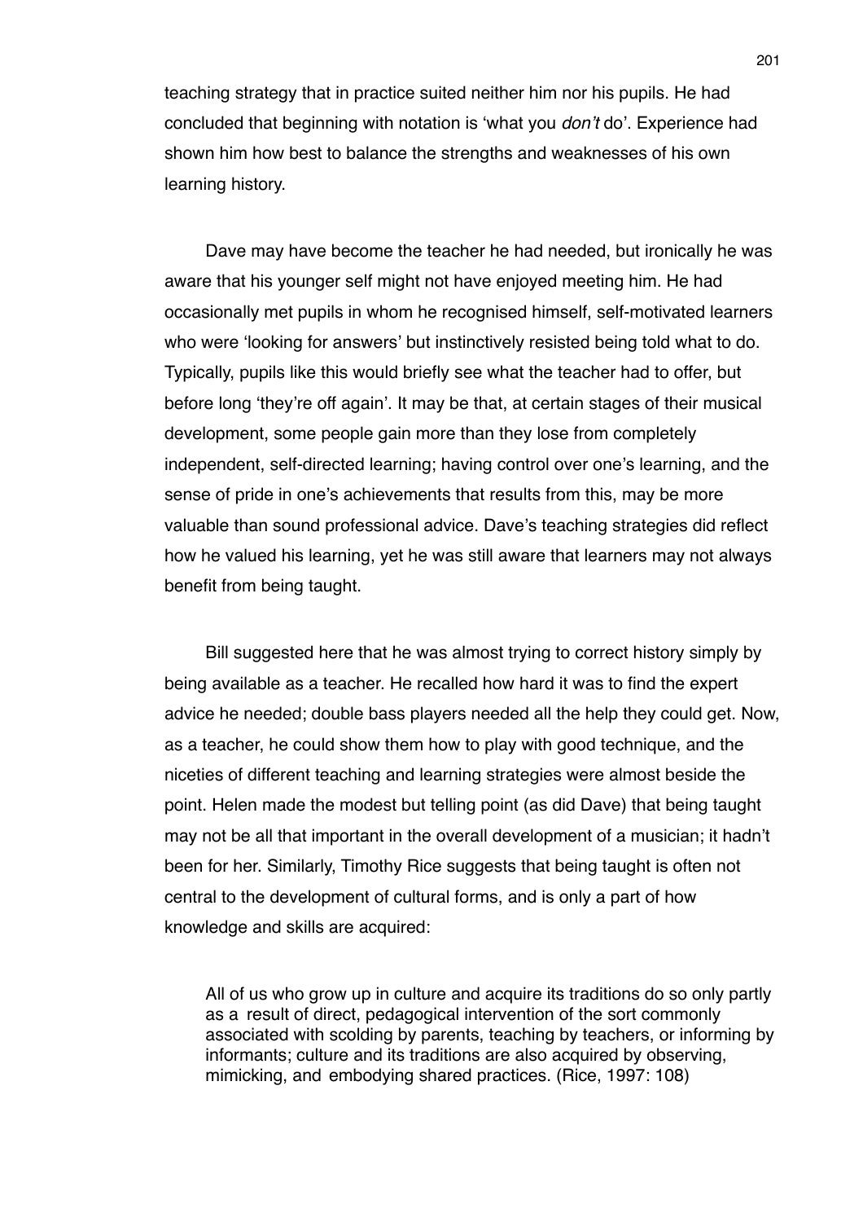teaching strategy that in practice suited neither him nor his pupils. He had concluded that beginning with notation is 'what you *don't* do'. Experience had shown him how best to balance the strengths and weaknesses of his own learning history.

Dave may have become the teacher he had needed, but ironically he was aware that his younger self might not have enjoyed meeting him. He had occasionally met pupils in whom he recognised himself, self-motivated learners who were 'looking for answers' but instinctively resisted being told what to do. Typically, pupils like this would briefly see what the teacher had to offer, but before long 'they're off again'. It may be that, at certain stages of their musical development, some people gain more than they lose from completely independent, self-directed learning; having control over one's learning, and the sense of pride in one's achievements that results from this, may be more valuable than sound professional advice. Dave's teaching strategies did reflect how he valued his learning, yet he was still aware that learners may not always benefit from being taught.

Bill suggested here that he was almost trying to correct history simply by being available as a teacher. He recalled how hard it was to find the expert advice he needed; double bass players needed all the help they could get. Now, as a teacher, he could show them how to play with good technique, and the niceties of different teaching and learning strategies were almost beside the point. Helen made the modest but telling point (as did Dave) that being taught may not be all that important in the overall development of a musician; it hadn't been for her. Similarly, Timothy Rice suggests that being taught is often not central to the development of cultural forms, and is only a part of how knowledge and skills are acquired:

> All of us who grow up in culture and acquire its traditions do so only partly as a result of direct, pedagogical intervention of the sort commonly associated with scolding by parents, teaching by teachers, or informing by informants; culture and its traditions are also acquired by observing, mimicking, and embodying shared practices. (Rice, 1997: 108)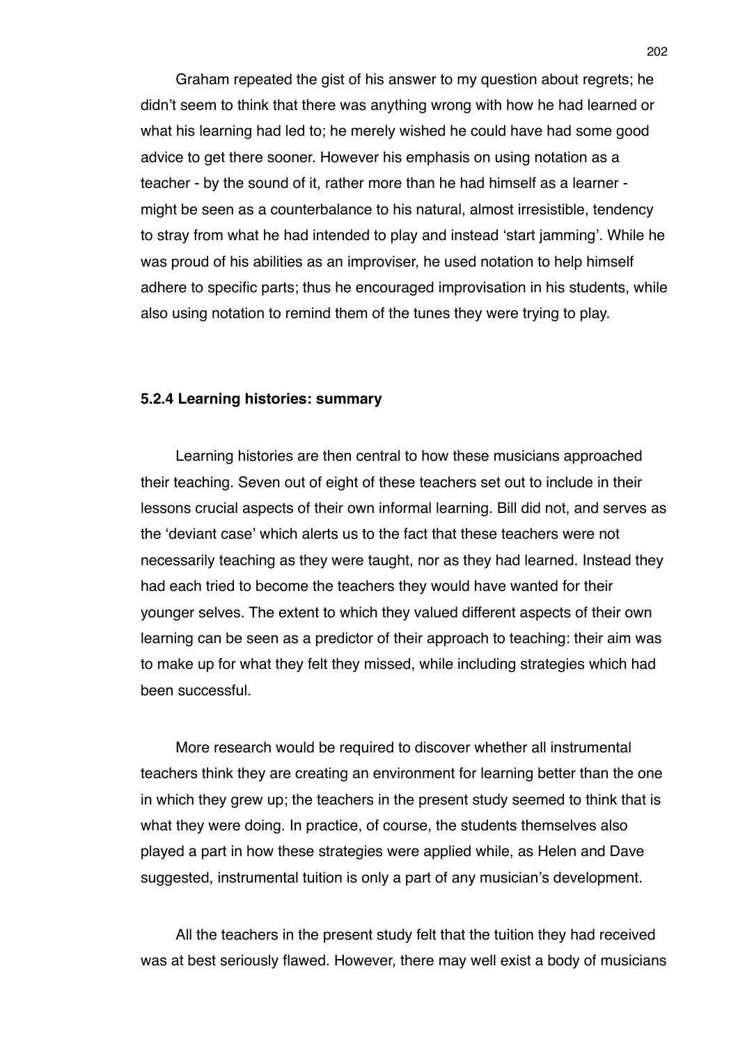Graham repeated the gist of his answer to my question about regrets; he didn't seem to think that there was anything wrong with how he had learned or what his learning had led to; he merely wished he could have had some good advice to get there sooner. However his emphasis on using notation as a teacher - by the sound of it, rather more than he had himself as a learner - might be seen as a counterbalance to his natural, almost irresistible, tendency to stray from what he had intended to play and instead 'start jamming'. While he was proud of his abilities as an improviser, he used notation to help himself adhere to specific parts; thus he encouraged improvisation in his students, while also using notation to remind them of the tunes they were trying to play.

### 5.2.4 Learning histories: summary

Learning histories are then central to how these musicians approached their teaching. Seven out of eight of these teachers set out to include in their lessons crucial aspects of their own informal learning. Bill did not, and serves as the 'deviant case' which alerts us to the fact that these teachers were not necessarily teaching as they were taught, nor as they had learned. Instead they had each tried to become the teachers they would have wanted for their younger selves. The extent to which they valued different aspects of their own learning can be seen as a predictor of their approach to teaching: their aim was to make up for what they felt they missed, while including strategies which had been successful.

More research would be required to discover whether all instrumental teachers think they are creating an environment for learning better than the one in which they grew up; the teachers in the present study seemed to think that is what they were doing. In practice, of course, the students themselves also played a part in how these strategies were applied while, as Helen and Dave suggested, instrumental tuition is only a part of any musician's development.

All the teachers in the present study felt that the tuition they had received was at best seriously flawed. However, there may well exist a body of musicians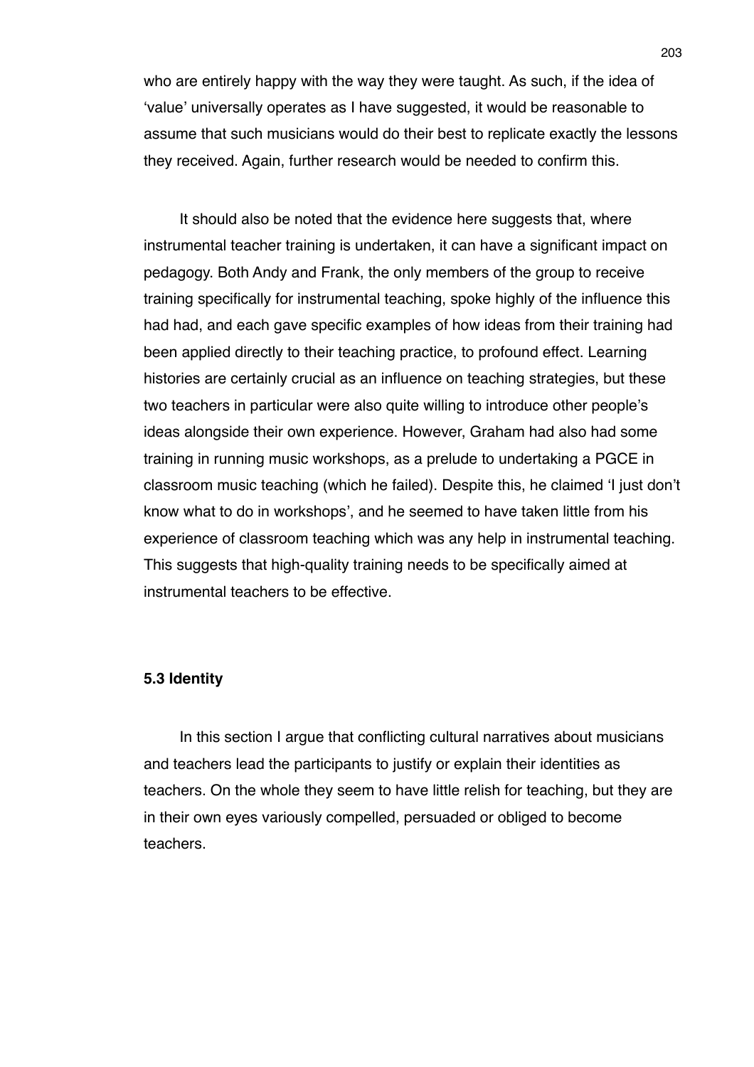who are entirely happy with the way they were taught. As such, if the idea of 'value' universally operates as I have suggested, it would be reasonable to assume that such musicians would do their best to replicate exactly the lessons they received. Again, further research would be needed to confirm this.

It should also be noted that the evidence here suggests that, where instrumental teacher training is undertaken, it can have a significant impact on pedagogy. Both Andy and Frank, the only members of the group to receive training specifically for instrumental teaching, spoke highly of the influence this had had, and each gave specific examples of how ideas from their training had been applied directly to their teaching practice, to profound effect. Learning histories are certainly crucial as an influence on teaching strategies, but these two teachers in particular were also quite willing to introduce other people's ideas alongside their own experience. However, Graham had also had some training in running music workshops, as a prelude to undertaking a PGCE in classroom music teaching (which he failed). Despite this, he claimed 'I just don't know what to do in workshops', and he seemed to have taken little from his experience of classroom teaching which was any help in instrumental teaching. This suggests that high-quality training needs to be specifically aimed at instrumental teachers to be effective.

### 5.3 Identity

In this section I argue that conflicting cultural narratives about musicians and teachers lead the participants to justify or explain their identities as teachers. On the whole they seem to have little relish for teaching, but they are in their own eyes variously compelled, persuaded or obliged to become teachers.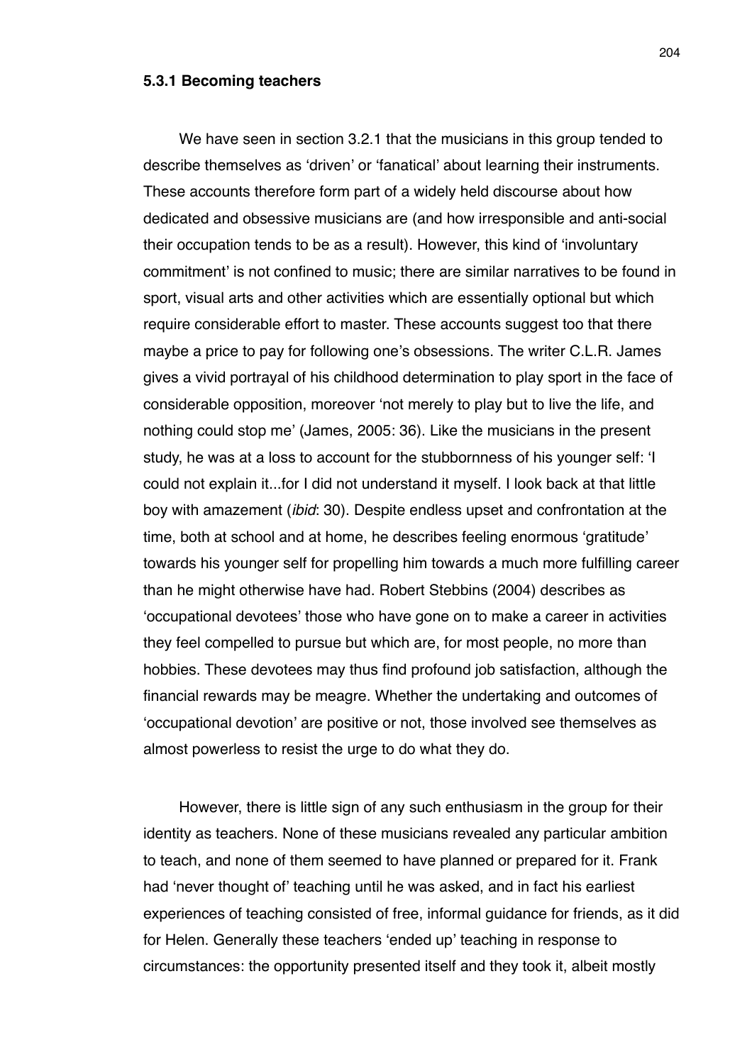### 5.3.1 Becoming teachers

We have seen in section 3.2.1 that the musicians in this group tended to describe themselves as 'driven' or 'fanatical' about learning their instruments. These accounts therefore form part of a widely held discourse about how dedicated and obsessive musicians are (and how irresponsible and anti-social their occupation tends to be as a result). However, this kind of 'involuntary commitment' is not confined to music; there are similar narratives to be found in sport, visual arts and other activities which are essentially optional but which require considerable effort to master. These accounts suggest too that there maybe a price to pay for following one's obsessions. The writer C.L.R. James gives a vivid portrayal of his childhood determination to play sport in the face of considerable opposition, moreover 'not merely to play but to live the life, and nothing could stop me' (James, 2005: 36). Like the musicians in the present study, he was at a loss to account for the stubbornness of his younger self: 'I could not explain it...for I did not understand it myself. I look back at that little boy with amazement (*ibid*: 30). Despite endless upset and confrontation at the time, both at school and at home, he describes feeling enormous 'gratitude' towards his younger self for propelling him towards a much more fulfilling career than he might otherwise have had. Robert Stebbins (2004) describes as 'occupational devotees' those who have gone on to make a career in activities they feel compelled to pursue but which are, for most people, no more than hobbies. These devotees may thus find profound job satisfaction, although the financial rewards may be meagre. Whether the undertaking and outcomes of 'occupational devotion' are positive or not, those involved see themselves as almost powerless to resist the urge to do what they do.

However, there is little sign of any such enthusiasm in the group for their identity as teachers. None of these musicians revealed any particular ambition to teach, and none of them seemed to have planned or prepared for it. Frank had 'never thought of' teaching until he was asked, and in fact his earliest experiences of teaching consisted of free, informal guidance for friends, as it did for Helen. Generally these teachers 'ended up' teaching in response to circumstances: the opportunity presented itself and they took it, albeit mostly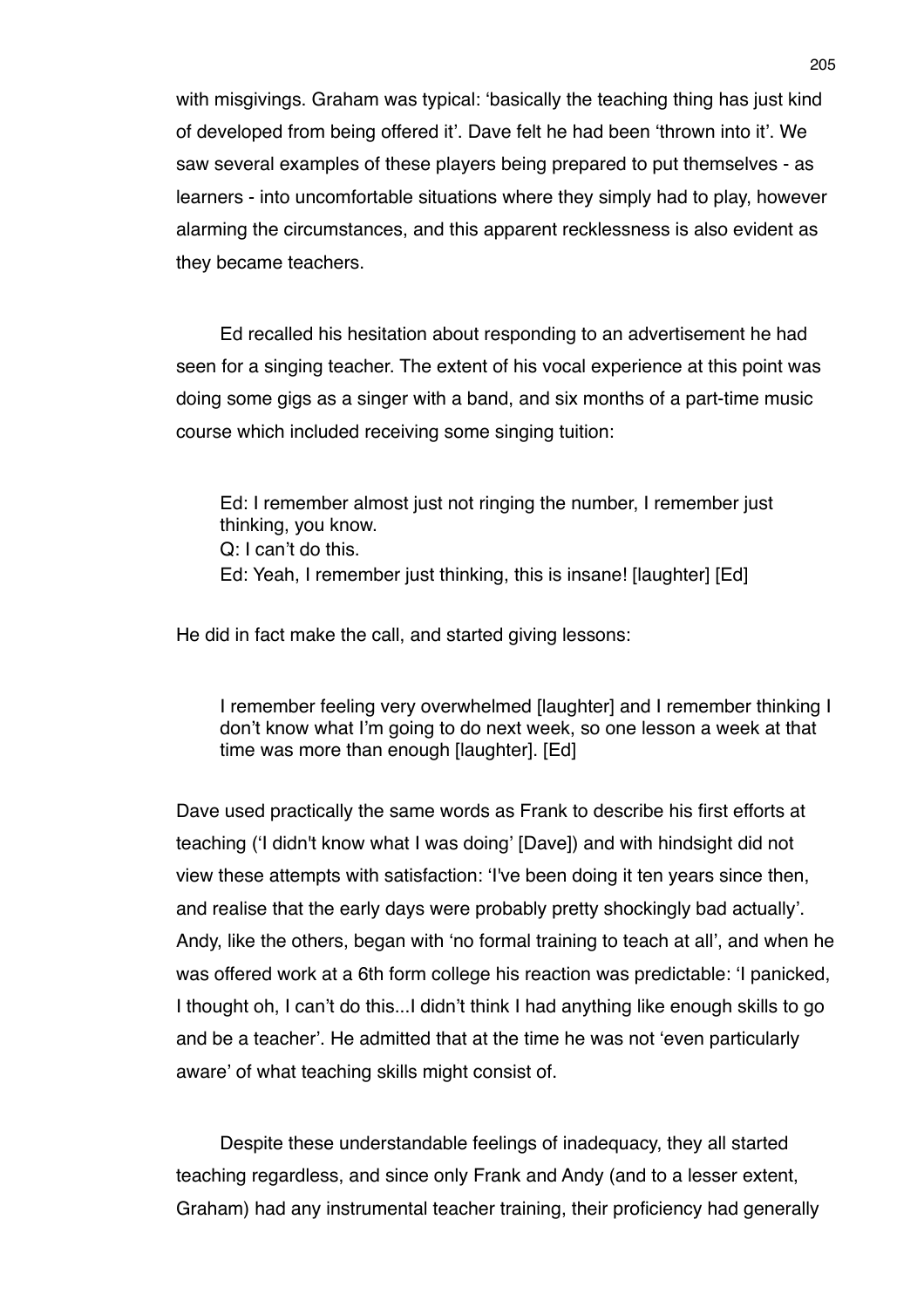with misgivings. Graham was typical: 'basically the teaching thing has just kind of developed from being offered it'. Dave felt he had been 'thrown into it'. We saw several examples of these players being prepared to put themselves - as learners - into uncomfortable situations where they simply had to play, however alarming the circumstances, and this apparent recklessness is also evident as they became teachers.

Ed recalled his hesitation about responding to an advertisement he had seen for a singing teacher. The extent of his vocal experience at this point was doing some gigs as a singer with a band, and six months of a part-time music course which included receiving some singing tuition:

> Ed: I remember almost just not ringing the number, I remember just thinking, you know.
> Q: I can't do this.
> Ed: Yeah, I remember just thinking, this is insane! [laughter] [Ed]

He did in fact make the call, and started giving lessons:

> I remember feeling very overwhelmed [laughter] and I remember thinking I don't know what I'm going to do next week, so one lesson a week at that time was more than enough [laughter]. [Ed]

Dave used practically the same words as Frank to describe his first efforts at teaching ('I didn't know what I was doing' [Dave]) and with hindsight did not view these attempts with satisfaction: 'I've been doing it ten years since then, and realise that the early days were probably pretty shockingly bad actually'. Andy, like the others, began with 'no formal training to teach at all', and when he was offered work at a 6th form college his reaction was predictable: 'I panicked, I thought oh, I can't do this...I didn't think I had anything like enough skills to go and be a teacher'. He admitted that at the time he was not 'even particularly aware' of what teaching skills might consist of.

Despite these understandable feelings of inadequacy, they all started teaching regardless, and since only Frank and Andy (and to a lesser extent, Graham) had any instrumental teacher training, their proficiency had generally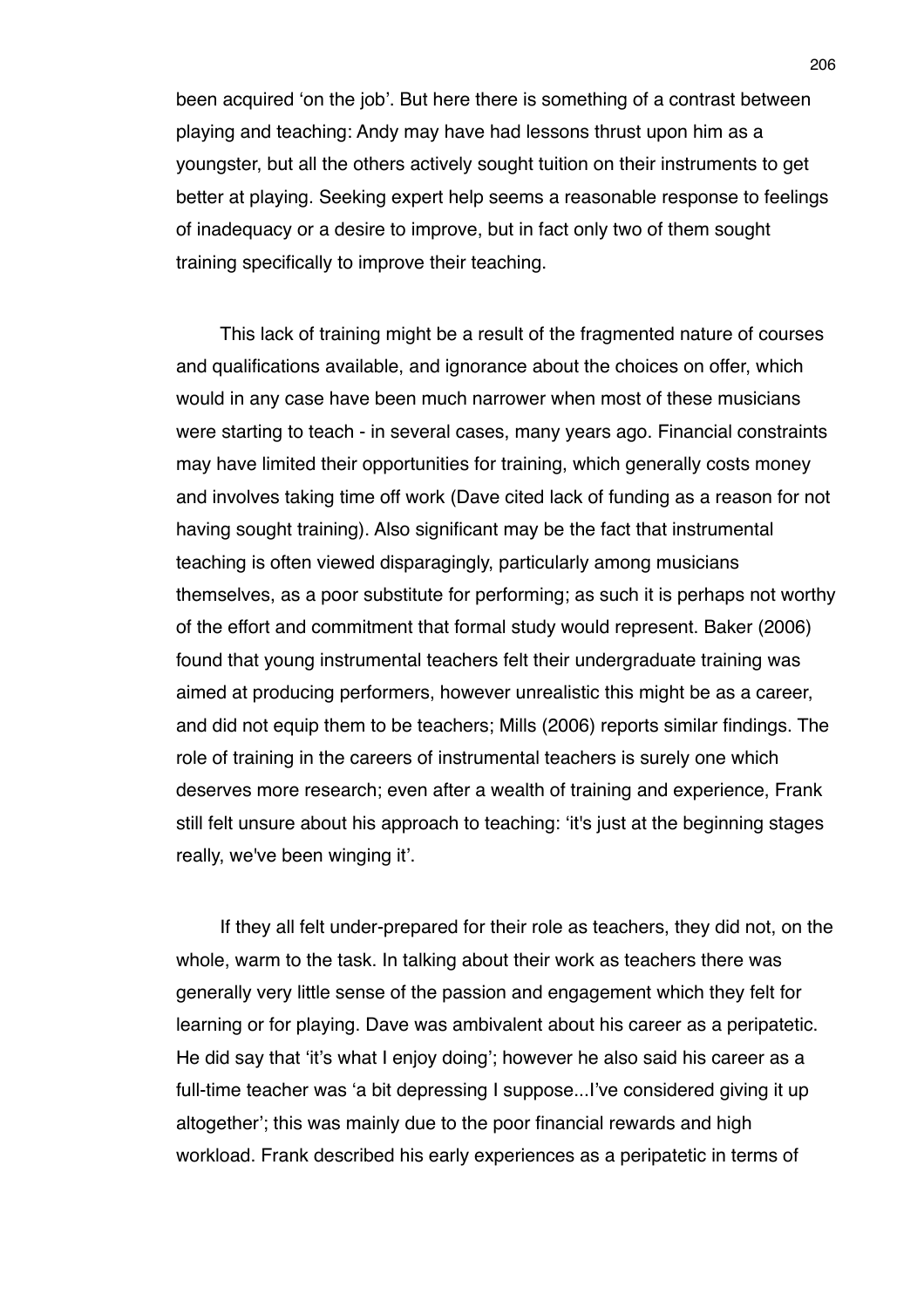been acquired 'on the job'. But here there is something of a contrast between playing and teaching: Andy may have had lessons thrust upon him as a youngster, but all the others actively sought tuition on their instruments to get better at playing. Seeking expert help seems a reasonable response to feelings of inadequacy or a desire to improve, but in fact only two of them sought training specifically to improve their teaching.

This lack of training might be a result of the fragmented nature of courses and qualifications available, and ignorance about the choices on offer, which would in any case have been much narrower when most of these musicians were starting to teach - in several cases, many years ago. Financial constraints may have limited their opportunities for training, which generally costs money and involves taking time off work (Dave cited lack of funding as a reason for not having sought training). Also significant may be the fact that instrumental teaching is often viewed disparagingly, particularly among musicians themselves, as a poor substitute for performing; as such it is perhaps not worthy of the effort and commitment that formal study would represent. Baker (2006) found that young instrumental teachers felt their undergraduate training was aimed at producing performers, however unrealistic this might be as a career, and did not equip them to be teachers; Mills (2006) reports similar findings. The role of training in the careers of instrumental teachers is surely one which deserves more research; even after a wealth of training and experience, Frank still felt unsure about his approach to teaching: 'it's just at the beginning stages really, we've been winging it'.

If they all felt under-prepared for their role as teachers, they did not, on the whole, warm to the task. In talking about their work as teachers there was generally very little sense of the passion and engagement which they felt for learning or for playing. Dave was ambivalent about his career as a peripatetic. He did say that 'it's what I enjoy doing'; however he also said his career as a full-time teacher was 'a bit depressing I suppose...I've considered giving it up altogether'; this was mainly due to the poor financial rewards and high workload. Frank described his early experiences as a peripatetic in terms of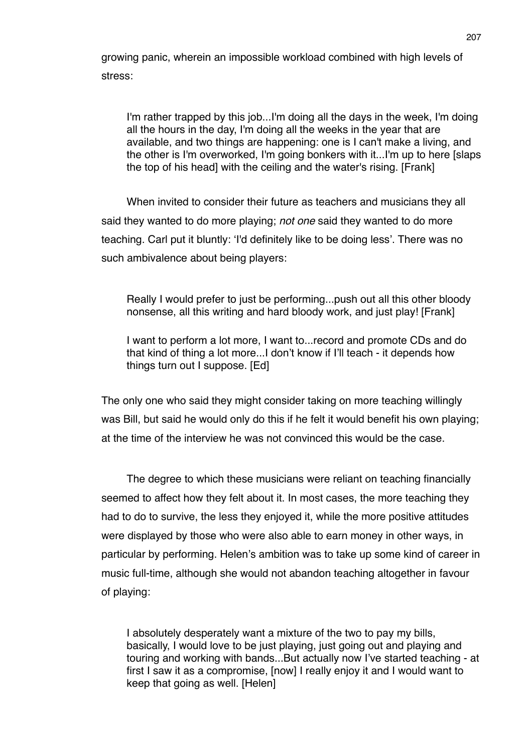growing panic, wherein an impossible workload combined with high levels of stress:

> I'm rather trapped by this job...I'm doing all the days in the week, I'm doing all the hours in the day, I'm doing all the weeks in the year that are available, and two things are happening: one is I can't make a living, and the other is I'm overworked, I'm going bonkers with it...I'm up to here [slaps the top of his head] with the ceiling and the water's rising. [Frank]

When invited to consider their future as teachers and musicians they all said they wanted to do more playing; *not one* said they wanted to do more teaching. Carl put it bluntly: 'I'd definitely like to be doing less'. There was no such ambivalence about being players:

> Really I would prefer to just be performing...push out all this other bloody nonsense, all this writing and hard bloody work, and just play! [Frank]

> I want to perform a lot more, I want to...record and promote CDs and do that kind of thing a lot more...I don't know if I'll teach - it depends how things turn out I suppose. [Ed]

The only one who said they might consider taking on more teaching willingly was Bill, but said he would only do this if he felt it would benefit his own playing; at the time of the interview he was not convinced this would be the case.

The degree to which these musicians were reliant on teaching financially seemed to affect how they felt about it. In most cases, the more teaching they had to do to survive, the less they enjoyed it, while the more positive attitudes were displayed by those who were also able to earn money in other ways, in particular by performing. Helen's ambition was to take up some kind of career in music full-time, although she would not abandon teaching altogether in favour of playing:

> I absolutely desperately want a mixture of the two to pay my bills, basically, I would love to be just playing, just going out and playing and touring and working with bands...But actually now I've started teaching - at first I saw it as a compromise, [now] I really enjoy it and I would want to keep that going as well. [Helen]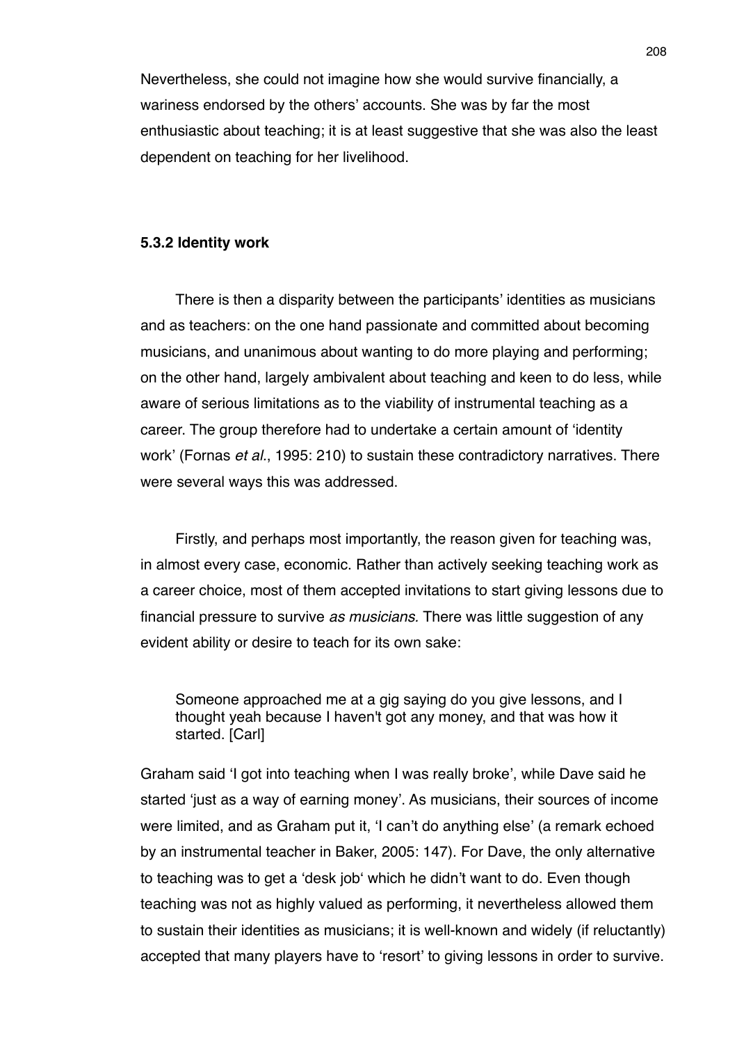Nevertheless, she could not imagine how she would survive financially, a wariness endorsed by the others' accounts. She was by far the most enthusiastic about teaching; it is at least suggestive that she was also the least dependent on teaching for her livelihood.

### 5.3.2 Identity work

There is then a disparity between the participants' identities as musicians and as teachers: on the one hand passionate and committed about becoming musicians, and unanimous about wanting to do more playing and performing; on the other hand, largely ambivalent about teaching and keen to do less, while aware of serious limitations as to the viability of instrumental teaching as a career. The group therefore had to undertake a certain amount of 'identity work' (Fornas *et al.*, 1995: 210) to sustain these contradictory narratives. There were several ways this was addressed.

Firstly, and perhaps most importantly, the reason given for teaching was, in almost every case, economic. Rather than actively seeking teaching work as a career choice, most of them accepted invitations to start giving lessons due to financial pressure to survive *as musicians.* There was little suggestion of any evident ability or desire to teach for its own sake:

> Someone approached me at a gig saying do you give lessons, and I thought yeah because I haven't got any money, and that was how it started. [Carl]

Graham said 'I got into teaching when I was really broke', while Dave said he started 'just as a way of earning money'. As musicians, their sources of income were limited, and as Graham put it, 'I can't do anything else' (a remark echoed by an instrumental teacher in Baker, 2005: 147). For Dave, the only alternative to teaching was to get a 'desk job' which he didn't want to do. Even though teaching was not as highly valued as performing, it nevertheless allowed them to sustain their identities as musicians; it is well-known and widely (if reluctantly) accepted that many players have to 'resort' to giving lessons in order to survive.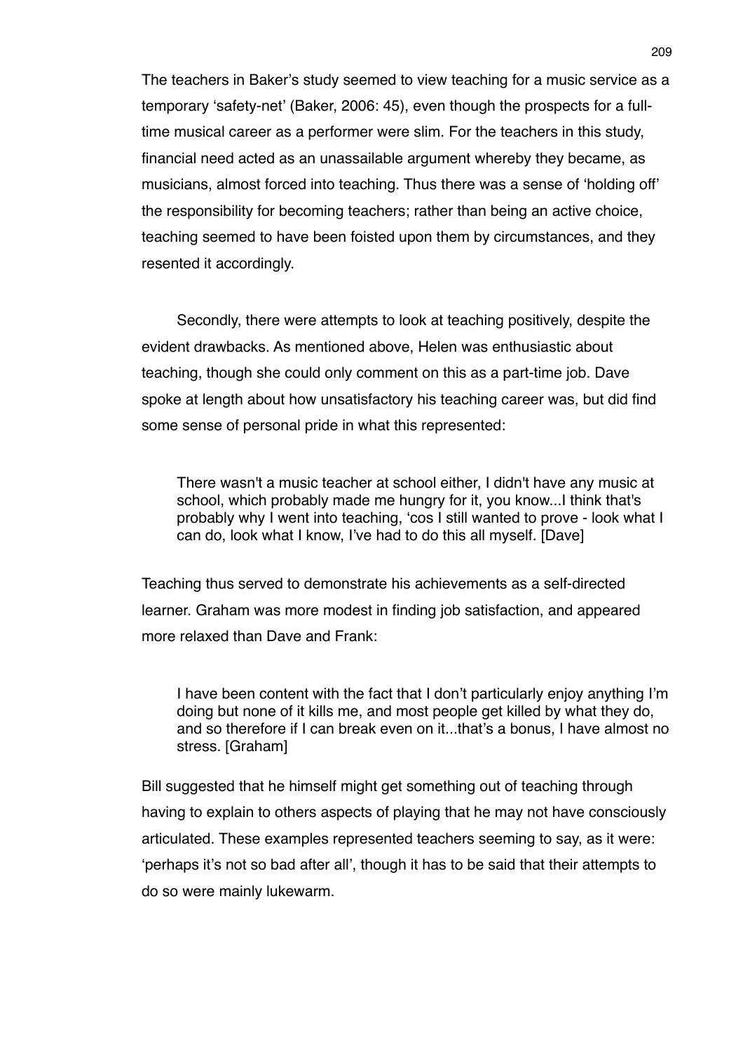The teachers in Baker's study seemed to view teaching for a music service as a temporary 'safety-net' (Baker, 2006: 45), even though the prospects for a full-time musical career as a performer were slim. For the teachers in this study, financial need acted as an unassailable argument whereby they became, as musicians, almost forced into teaching. Thus there was a sense of 'holding off' the responsibility for becoming teachers; rather than being an active choice, teaching seemed to have been foisted upon them by circumstances, and they resented it accordingly.

Secondly, there were attempts to look at teaching positively, despite the evident drawbacks. As mentioned above, Helen was enthusiastic about teaching, though she could only comment on this as a part-time job. Dave spoke at length about how unsatisfactory his teaching career was, but did find some sense of personal pride in what this represented:

> There wasn't a music teacher at school either, I didn't have any music at school, which probably made me hungry for it, you know...I think that's probably why I went into teaching, 'cos I still wanted to prove - look what I can do, look what I know, I've had to do this all myself. [Dave]

Teaching thus served to demonstrate his achievements as a self-directed learner. Graham was more modest in finding job satisfaction, and appeared more relaxed than Dave and Frank:

> I have been content with the fact that I don't particularly enjoy anything I'm doing but none of it kills me, and most people get killed by what they do, and so therefore if I can break even on it...that's a bonus, I have almost no stress. [Graham]

Bill suggested that he himself might get something out of teaching through having to explain to others aspects of playing that he may not have consciously articulated. These examples represented teachers seeming to say, as it were: 'perhaps it's not so bad after all', though it has to be said that their attempts to do so were mainly lukewarm.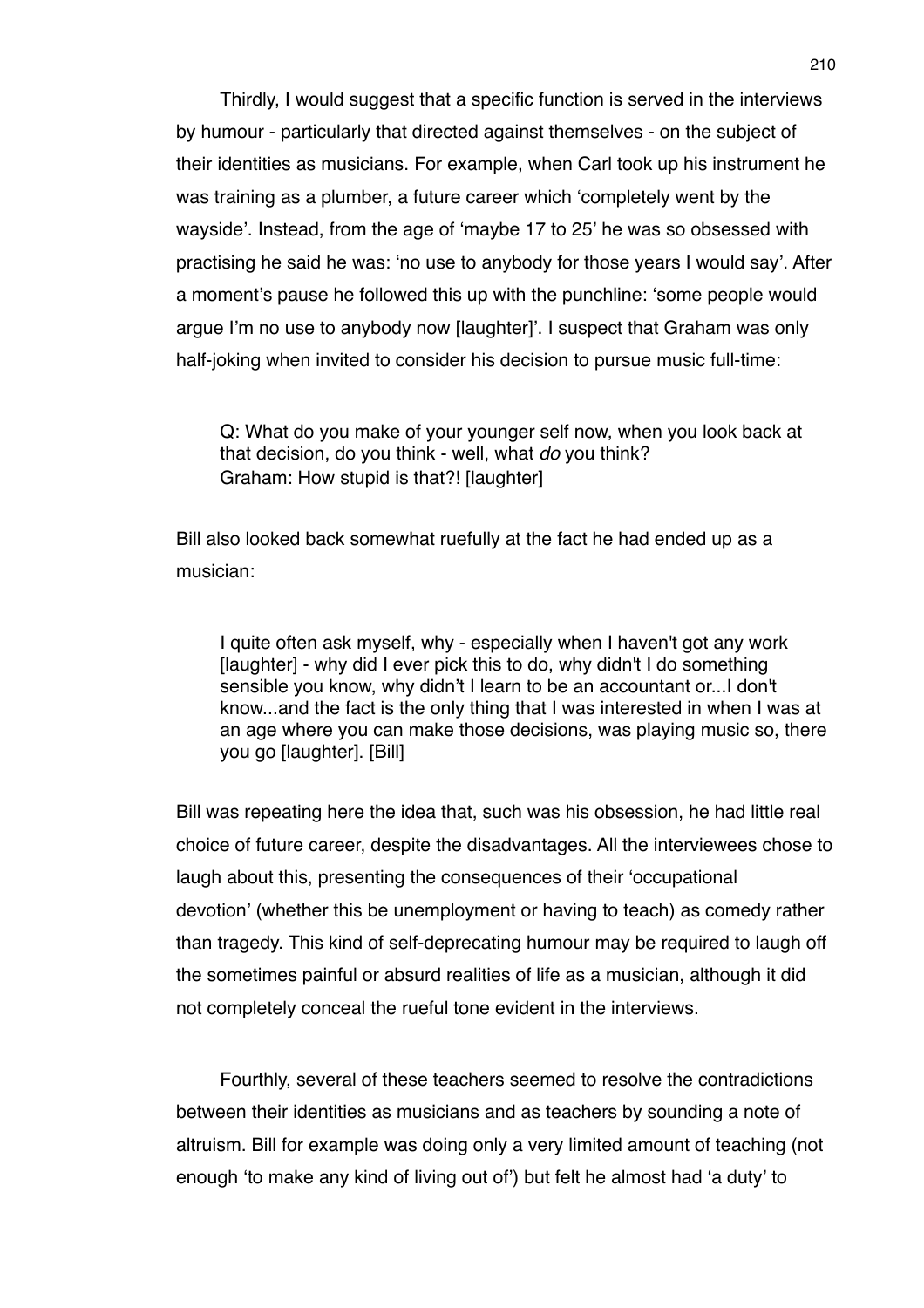Thirdly, I would suggest that a specific function is served in the interviews by humour - particularly that directed against themselves - on the subject of their identities as musicians. For example, when Carl took up his instrument he was training as a plumber, a future career which 'completely went by the wayside'. Instead, from the age of 'maybe 17 to 25' he was so obsessed with practising he said he was: 'no use to anybody for those years I would say'. After a moment's pause he followed this up with the punchline: 'some people would argue I'm no use to anybody now [laughter]'. I suspect that Graham was only half-joking when invited to consider his decision to pursue music full-time:

> Q: What do you make of your younger self now, when you look back at that decision, do you think - well, what *do* you think?
> Graham: How stupid is that?! [laughter]

Bill also looked back somewhat ruefully at the fact he had ended up as a musician:

> I quite often ask myself, why - especially when I haven't got any work [laughter] - why did I ever pick this to do, why didn't I do something sensible you know, why didn't I learn to be an accountant or...I don't know...and the fact is the only thing that I was interested in when I was at an age where you can make those decisions, was playing music so, there you go [laughter]. [Bill]

Bill was repeating here the idea that, such was his obsession, he had little real choice of future career, despite the disadvantages. All the interviewees chose to laugh about this, presenting the consequences of their 'occupational devotion' (whether this be unemployment or having to teach) as comedy rather than tragedy. This kind of self-deprecating humour may be required to laugh off the sometimes painful or absurd realities of life as a musician, although it did not completely conceal the rueful tone evident in the interviews.

Fourthly, several of these teachers seemed to resolve the contradictions between their identities as musicians and as teachers by sounding a note of altruism. Bill for example was doing only a very limited amount of teaching (not enough 'to make any kind of living out of') but felt he almost had 'a duty' to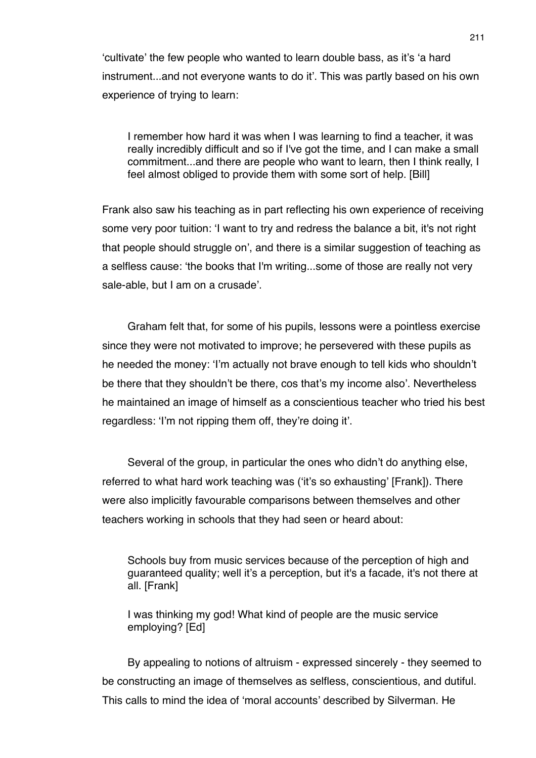'cultivate' the few people who wanted to learn double bass, as it's 'a hard instrument...and not everyone wants to do it'. This was partly based on his own experience of trying to learn:

> I remember how hard it was when I was learning to find a teacher, it was really incredibly difficult and so if I've got the time, and I can make a small commitment...and there are people who want to learn, then I think really, I feel almost obliged to provide them with some sort of help. [Bill]

Frank also saw his teaching as in part reflecting his own experience of receiving some very poor tuition: 'I want to try and redress the balance a bit, it's not right that people should struggle on', and there is a similar suggestion of teaching as a selfless cause: 'the books that I'm writing...some of those are really not very sale-able, but I am on a crusade'.

Graham felt that, for some of his pupils, lessons were a pointless exercise since they were not motivated to improve; he persevered with these pupils as he needed the money: 'I'm actually not brave enough to tell kids who shouldn't be there that they shouldn't be there, cos that's my income also'. Nevertheless he maintained an image of himself as a conscientious teacher who tried his best regardless: 'I'm not ripping them off, they're doing it'.

Several of the group, in particular the ones who didn't do anything else, referred to what hard work teaching was ('it's so exhausting' [Frank]). There were also implicitly favourable comparisons between themselves and other teachers working in schools that they had seen or heard about:

> Schools buy from music services because of the perception of high and guaranteed quality; well it's a perception, but it's a facade, it's not there at all. [Frank]

> I was thinking my god! What kind of people are the music service employing? [Ed]

By appealing to notions of altruism - expressed sincerely - they seemed to be constructing an image of themselves as selfless, conscientious, and dutiful. This calls to mind the idea of 'moral accounts' described by Silverman. He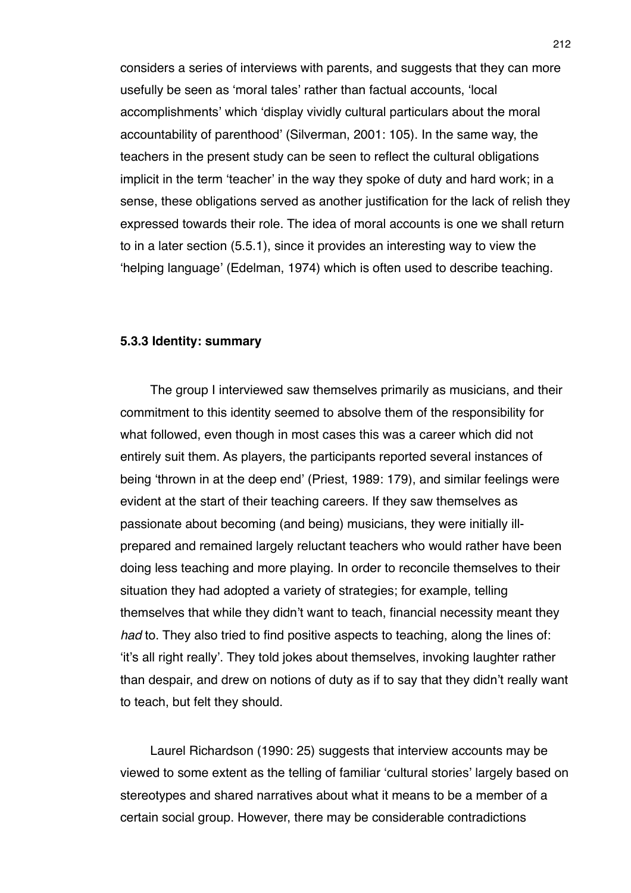considers a series of interviews with parents, and suggests that they can more usefully be seen as 'moral tales' rather than factual accounts, 'local accomplishments' which 'display vividly cultural particulars about the moral accountability of parenthood' (Silverman, 2001: 105). In the same way, the teachers in the present study can be seen to reflect the cultural obligations implicit in the term 'teacher' in the way they spoke of duty and hard work; in a sense, these obligations served as another justification for the lack of relish they expressed towards their role. The idea of moral accounts is one we shall return to in a later section (5.5.1), since it provides an interesting way to view the 'helping language' (Edelman, 1974) which is often used to describe teaching.

### 5.3.3 Identity: summary

The group I interviewed saw themselves primarily as musicians, and their commitment to this identity seemed to absolve them of the responsibility for what followed, even though in most cases this was a career which did not entirely suit them. As players, the participants reported several instances of being 'thrown in at the deep end' (Priest, 1989: 179), and similar feelings were evident at the start of their teaching careers. If they saw themselves as passionate about becoming (and being) musicians, they were initially ill-prepared and remained largely reluctant teachers who would rather have been doing less teaching and more playing. In order to reconcile themselves to their situation they had adopted a variety of strategies; for example, telling themselves that while they didn't want to teach, financial necessity meant they *had* to. They also tried to find positive aspects to teaching, along the lines of: 'it's all right really'. They told jokes about themselves, invoking laughter rather than despair, and drew on notions of duty as if to say that they didn't really want to teach, but felt they should.

Laurel Richardson (1990: 25) suggests that interview accounts may be viewed to some extent as the telling of familiar 'cultural stories' largely based on stereotypes and shared narratives about what it means to be a member of a certain social group. However, there may be considerable contradictions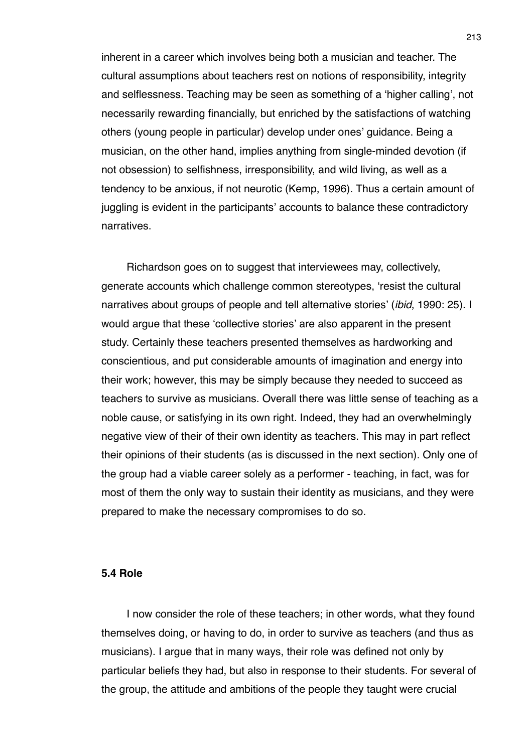inherent in a career which involves being both a musician and teacher. The cultural assumptions about teachers rest on notions of responsibility, integrity and selflessness. Teaching may be seen as something of a 'higher calling', not necessarily rewarding financially, but enriched by the satisfactions of watching others (young people in particular) develop under ones' guidance. Being a musician, on the other hand, implies anything from single-minded devotion (if not obsession) to selfishness, irresponsibility, and wild living, as well as a tendency to be anxious, if not neurotic (Kemp, 1996). Thus a certain amount of juggling is evident in the participants' accounts to balance these contradictory narratives.

Richardson goes on to suggest that interviewees may, collectively, generate accounts which challenge common stereotypes, 'resist the cultural narratives about groups of people and tell alternative stories' (*ibid*, 1990: 25). I would argue that these 'collective stories' are also apparent in the present study. Certainly these teachers presented themselves as hardworking and conscientious, and put considerable amounts of imagination and energy into their work; however, this may be simply because they needed to succeed as teachers to survive as musicians. Overall there was little sense of teaching as a noble cause, or satisfying in its own right. Indeed, they had an overwhelmingly negative view of their of their own identity as teachers. This may in part reflect their opinions of their students (as is discussed in the next section). Only one of the group had a viable career solely as a performer - teaching, in fact, was for most of them the only way to sustain their identity as musicians, and they were prepared to make the necessary compromises to do so.

**5.4 Role**

I now consider the role of these teachers; in other words, what they found themselves doing, or having to do, in order to survive as teachers (and thus as musicians). I argue that in many ways, their role was defined not only by particular beliefs they had, but also in response to their students. For several of the group, the attitude and ambitions of the people they taught were crucial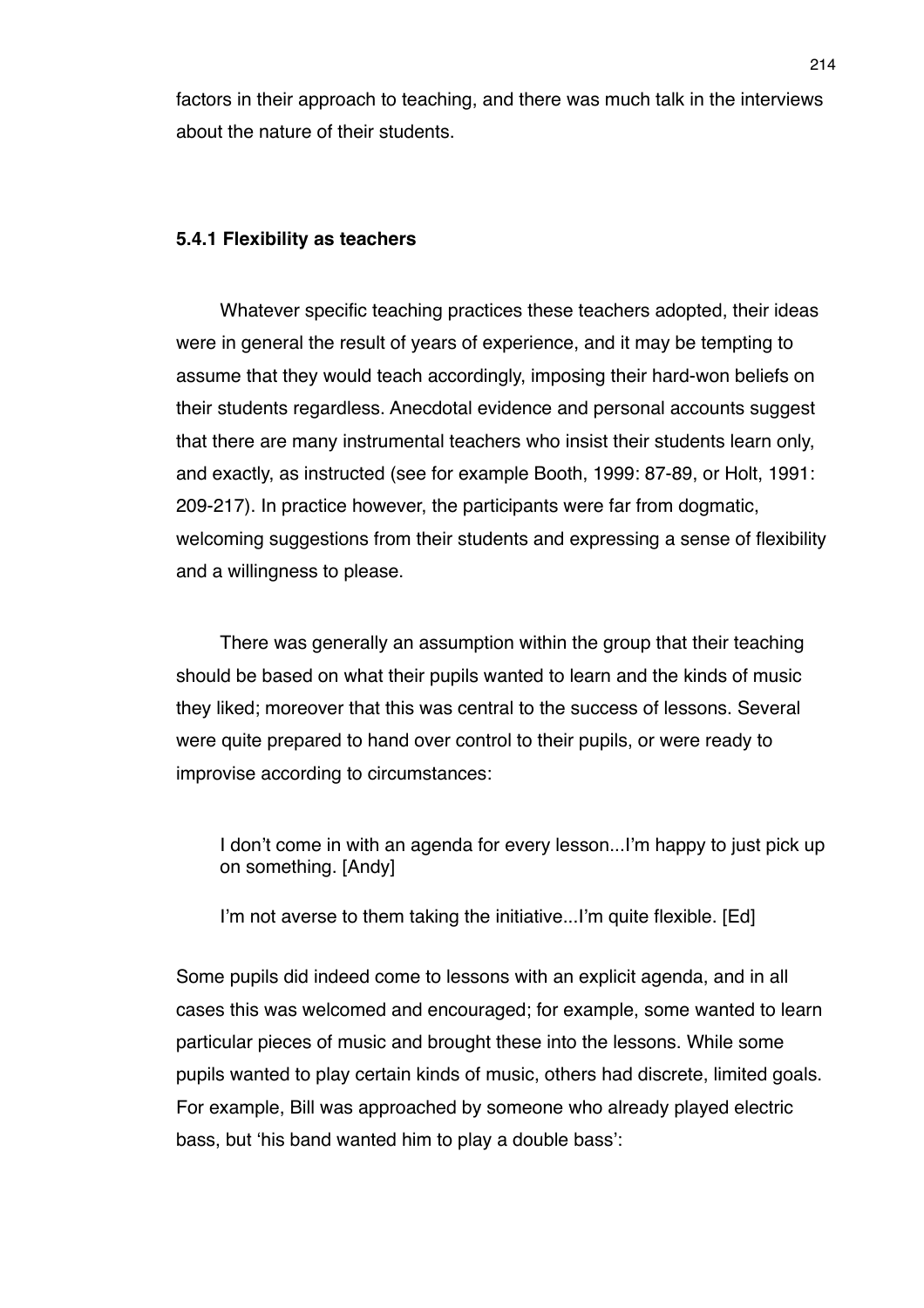factors in their approach to teaching, and there was much talk in the interviews about the nature of their students.

### 5.4.1 Flexibility as teachers

Whatever specific teaching practices these teachers adopted, their ideas were in general the result of years of experience, and it may be tempting to assume that they would teach accordingly, imposing their hard-won beliefs on their students regardless. Anecdotal evidence and personal accounts suggest that there are many instrumental teachers who insist their students learn only, and exactly, as instructed (see for example Booth, 1999: 87-89, or Holt, 1991: 209-217). In practice however, the participants were far from dogmatic, welcoming suggestions from their students and expressing a sense of flexibility and a willingness to please.

There was generally an assumption within the group that their teaching should be based on what their pupils wanted to learn and the kinds of music they liked; moreover that this was central to the success of lessons. Several were quite prepared to hand over control to their pupils, or were ready to improvise according to circumstances:

> I don't come in with an agenda for every lesson...I'm happy to just pick up on something. [Andy]
>
> I'm not averse to them taking the initiative...I'm quite flexible. [Ed]

Some pupils did indeed come to lessons with an explicit agenda, and in all cases this was welcomed and encouraged; for example, some wanted to learn particular pieces of music and brought these into the lessons. While some pupils wanted to play certain kinds of music, others had discrete, limited goals. For example, Bill was approached by someone who already played electric bass, but 'his band wanted him to play a double bass':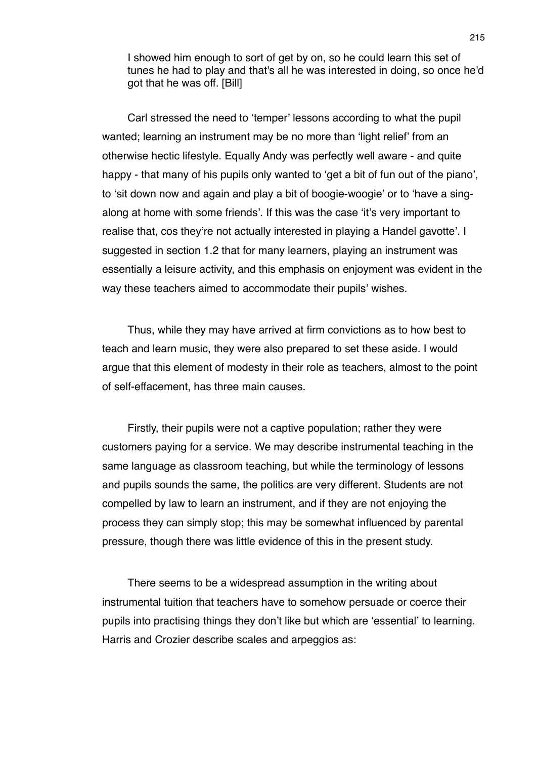> I showed him enough to sort of get by on, so he could learn this set of tunes he had to play and that's all he was interested in doing, so once he'd got that he was off. [Bill]

Carl stressed the need to 'temper' lessons according to what the pupil wanted; learning an instrument may be no more than 'light relief' from an otherwise hectic lifestyle. Equally Andy was perfectly well aware - and quite happy - that many of his pupils only wanted to 'get a bit of fun out of the piano', to 'sit down now and again and play a bit of boogie-woogie' or to 'have a sing-along at home with some friends'. If this was the case 'it's very important to realise that, cos they're not actually interested in playing a Handel gavotte'. I suggested in section 1.2 that for many learners, playing an instrument was essentially a leisure activity, and this emphasis on enjoyment was evident in the way these teachers aimed to accommodate their pupils' wishes.

Thus, while they may have arrived at firm convictions as to how best to teach and learn music, they were also prepared to set these aside. I would argue that this element of modesty in their role as teachers, almost to the point of self-effacement, has three main causes.

Firstly, their pupils were not a captive population; rather they were customers paying for a service. We may describe instrumental teaching in the same language as classroom teaching, but while the terminology of lessons and pupils sounds the same, the politics are very different. Students are not compelled by law to learn an instrument, and if they are not enjoying the process they can simply stop; this may be somewhat influenced by parental pressure, though there was little evidence of this in the present study.

There seems to be a widespread assumption in the writing about instrumental tuition that teachers have to somehow persuade or coerce their pupils into practising things they don't like but which are 'essential' to learning. Harris and Crozier describe scales and arpeggios as: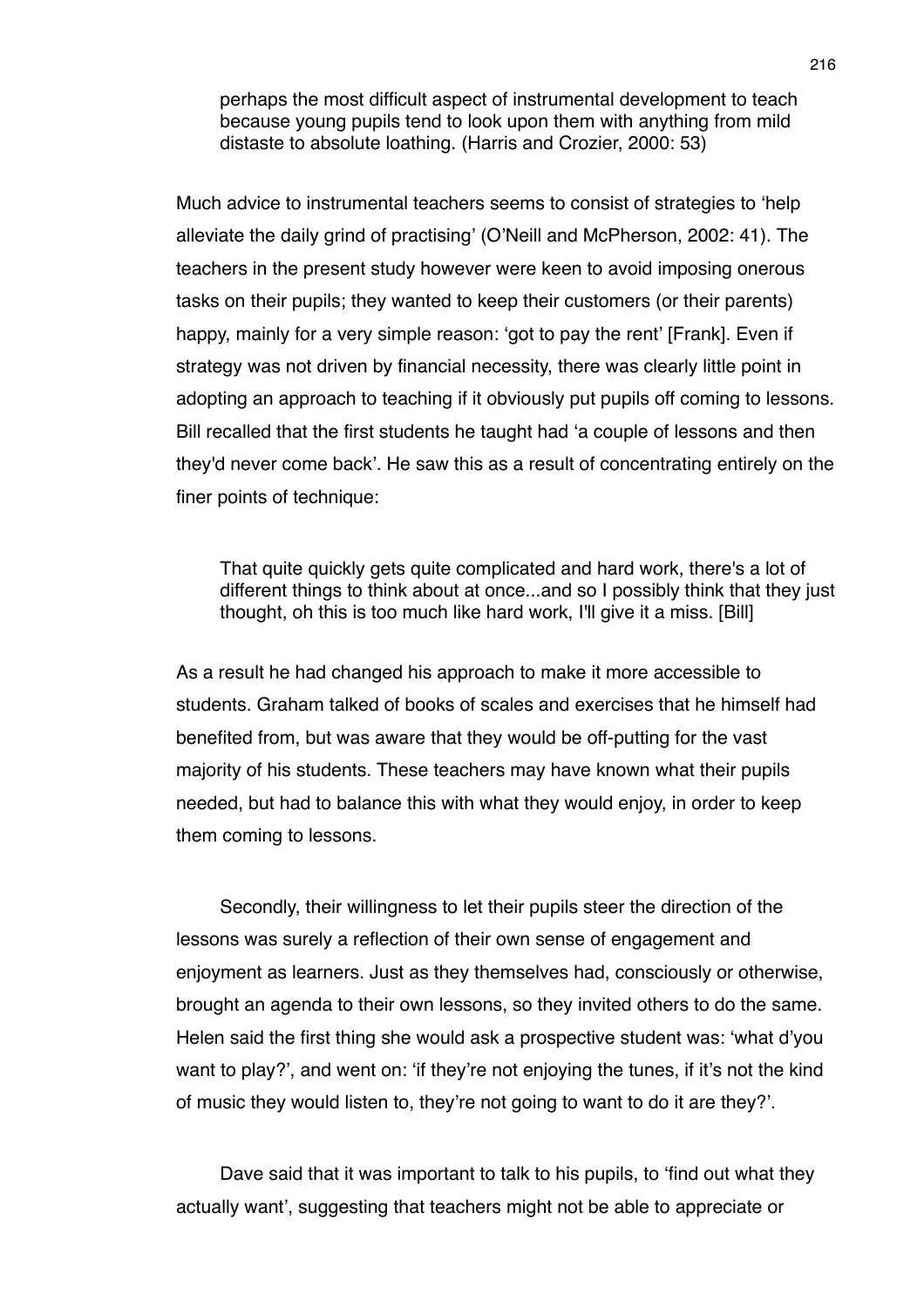> perhaps the most difficult aspect of instrumental development to teach because young pupils tend to look upon them with anything from mild distaste to absolute loathing. (Harris and Crozier, 2000: 53)

Much advice to instrumental teachers seems to consist of strategies to 'help alleviate the daily grind of practising' (O'Neill and McPherson, 2002: 41). The teachers in the present study however were keen to avoid imposing onerous tasks on their pupils; they wanted to keep their customers (or their parents) happy, mainly for a very simple reason: 'got to pay the rent' [Frank]. Even if strategy was not driven by financial necessity, there was clearly little point in adopting an approach to teaching if it obviously put pupils off coming to lessons. Bill recalled that the first students he taught had 'a couple of lessons and then they'd never come back'. He saw this as a result of concentrating entirely on the finer points of technique:

> That quite quickly gets quite complicated and hard work, there's a lot of different things to think about at once...and so I possibly think that they just thought, oh this is too much like hard work, I'll give it a miss. [Bill]

As a result he had changed his approach to make it more accessible to students. Graham talked of books of scales and exercises that he himself had benefited from, but was aware that they would be off-putting for the vast majority of his students. These teachers may have known what their pupils needed, but had to balance this with what they would enjoy, in order to keep them coming to lessons.

Secondly, their willingness to let their pupils steer the direction of the lessons was surely a reflection of their own sense of engagement and enjoyment as learners. Just as they themselves had, consciously or otherwise, brought an agenda to their own lessons, so they invited others to do the same. Helen said the first thing she would ask a prospective student was: 'what d'you want to play?', and went on: 'if they're not enjoying the tunes, if it's not the kind of music they would listen to, they're not going to want to do it are they?'.

Dave said that it was important to talk to his pupils, to 'find out what they actually want', suggesting that teachers might not be able to appreciate or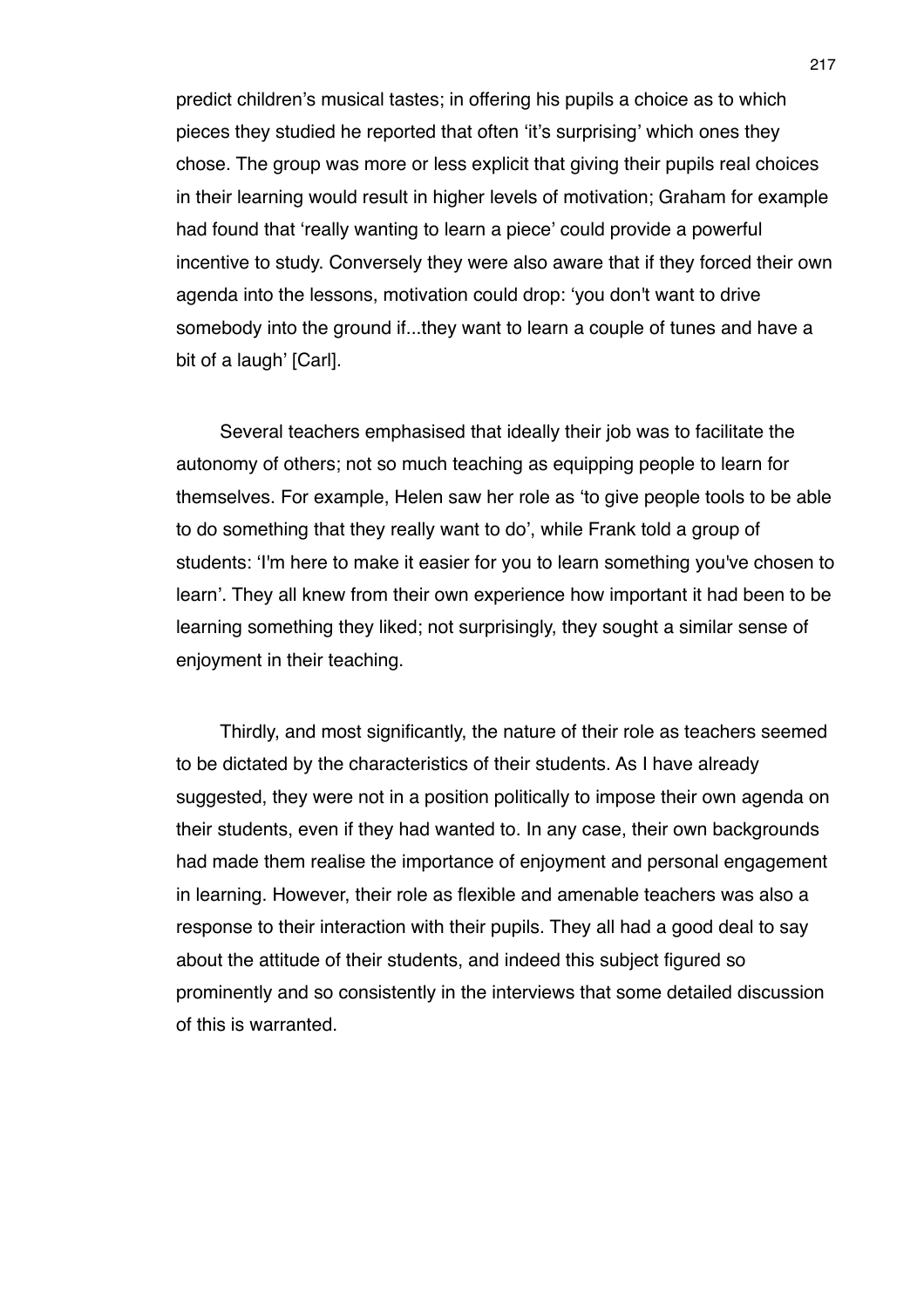predict children's musical tastes; in offering his pupils a choice as to which pieces they studied he reported that often 'it's surprising' which ones they chose. The group was more or less explicit that giving their pupils real choices in their learning would result in higher levels of motivation; Graham for example had found that 'really wanting to learn a piece' could provide a powerful incentive to study. Conversely they were also aware that if they forced their own agenda into the lessons, motivation could drop: 'you don't want to drive somebody into the ground if...they want to learn a couple of tunes and have a bit of a laugh' [Carl].

Several teachers emphasised that ideally their job was to facilitate the autonomy of others; not so much teaching as equipping people to learn for themselves. For example, Helen saw her role as 'to give people tools to be able to do something that they really want to do', while Frank told a group of students: 'I'm here to make it easier for you to learn something you've chosen to learn'. They all knew from their own experience how important it had been to be learning something they liked; not surprisingly, they sought a similar sense of enjoyment in their teaching.

Thirdly, and most significantly, the nature of their role as teachers seemed to be dictated by the characteristics of their students. As I have already suggested, they were not in a position politically to impose their own agenda on their students, even if they had wanted to. In any case, their own backgrounds had made them realise the importance of enjoyment and personal engagement in learning. However, their role as flexible and amenable teachers was also a response to their interaction with their pupils. They all had a good deal to say about the attitude of their students, and indeed this subject figured so prominently and so consistently in the interviews that some detailed discussion of this is warranted.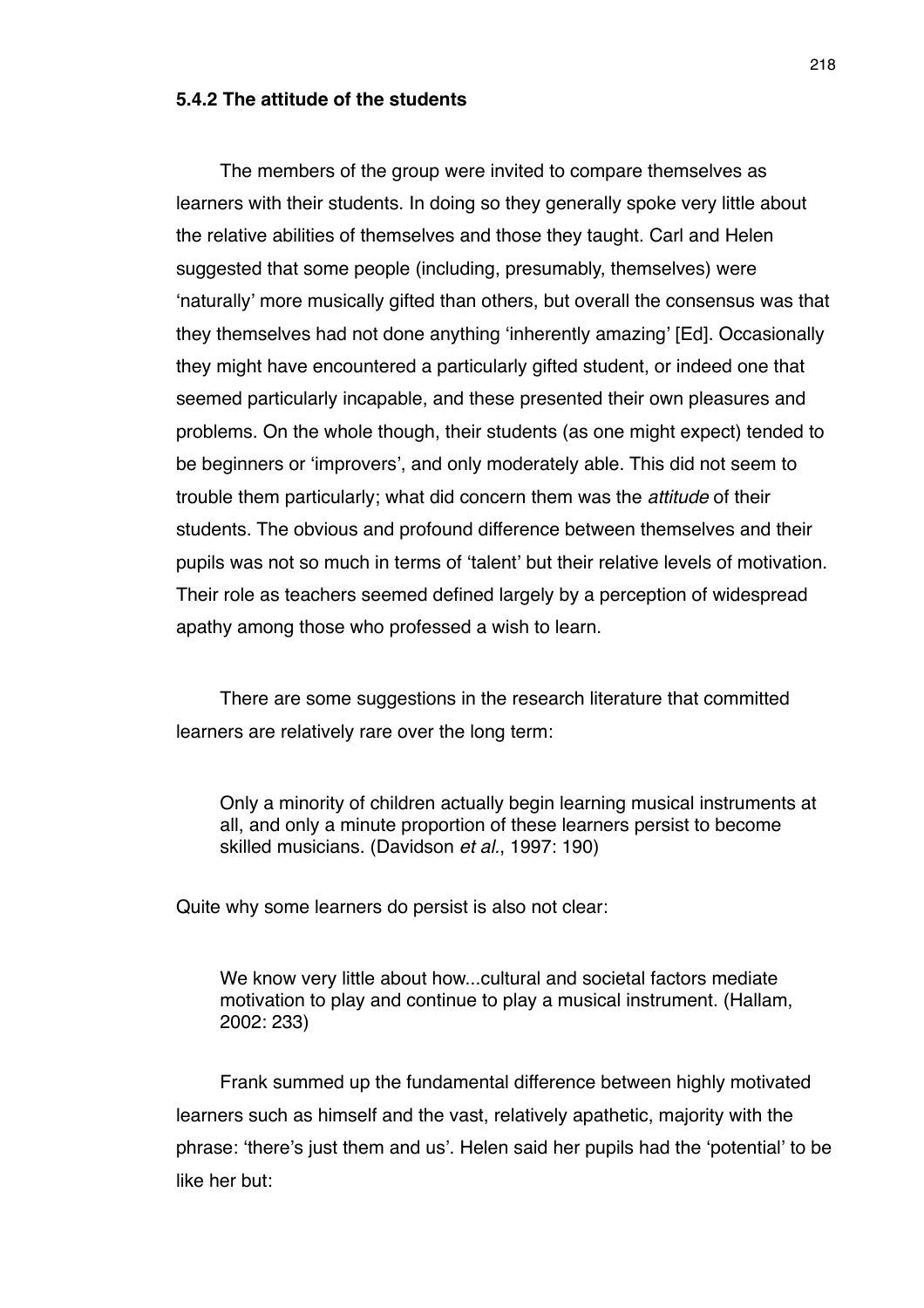### 5.4.2 The attitude of the students

The members of the group were invited to compare themselves as learners with their students. In doing so they generally spoke very little about the relative abilities of themselves and those they taught. Carl and Helen suggested that some people (including, presumably, themselves) were 'naturally' more musically gifted than others, but overall the consensus was that they themselves had not done anything 'inherently amazing' [Ed]. Occasionally they might have encountered a particularly gifted student, or indeed one that seemed particularly incapable, and these presented their own pleasures and problems. On the whole though, their students (as one might expect) tended to be beginners or 'improvers', and only moderately able. This did not seem to trouble them particularly; what did concern them was the *attitude* of their students. The obvious and profound difference between themselves and their pupils was not so much in terms of 'talent' but their relative levels of motivation. Their role as teachers seemed defined largely by a perception of widespread apathy among those who professed a wish to learn.

There are some suggestions in the research literature that committed learners are relatively rare over the long term:

> Only a minority of children actually begin learning musical instruments at all, and only a minute proportion of these learners persist to become skilled musicians. (Davidson *et al.*, 1997: 190)

Quite why some learners do persist is also not clear:

> We know very little about how...cultural and societal factors mediate motivation to play and continue to play a musical instrument. (Hallam, 2002: 233)

Frank summed up the fundamental difference between highly motivated learners such as himself and the vast, relatively apathetic, majority with the phrase: 'there's just them and us'. Helen said her pupils had the 'potential' to be like her but: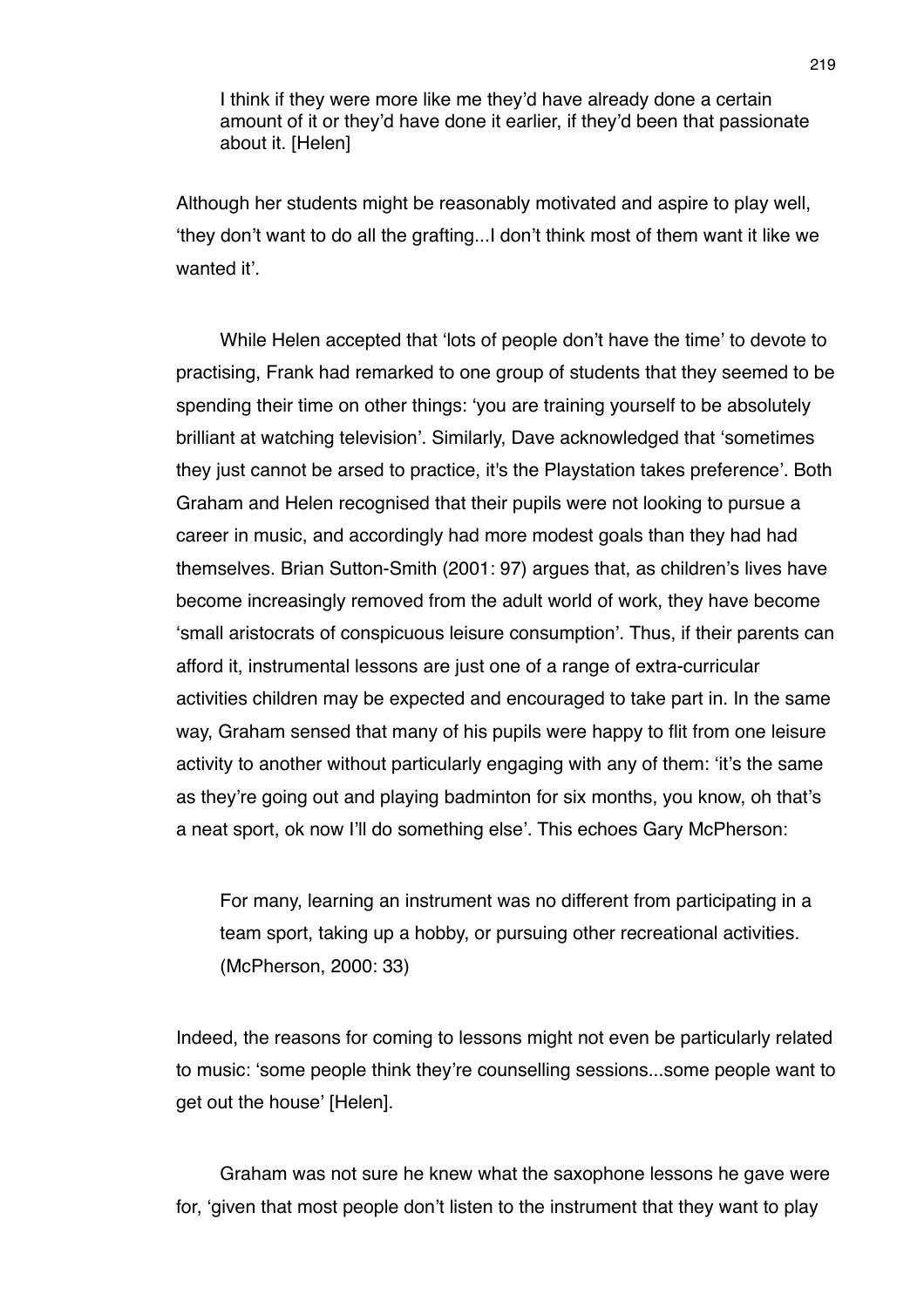> I think if they were more like me they'd have already done a certain amount of it or they'd have done it earlier, if they'd been that passionate about it. [Helen]

Although her students might be reasonably motivated and aspire to play well, 'they don't want to do all the grafting...I don't think most of them want it like we wanted it'.

While Helen accepted that 'lots of people don't have the time' to devote to practising, Frank had remarked to one group of students that they seemed to be spending their time on other things: 'you are training yourself to be absolutely brilliant at watching television'. Similarly, Dave acknowledged that 'sometimes they just cannot be arsed to practice, it's the Playstation takes preference'. Both Graham and Helen recognised that their pupils were not looking to pursue a career in music, and accordingly had more modest goals than they had had themselves. Brian Sutton-Smith (2001: 97) argues that, as children's lives have become increasingly removed from the adult world of work, they have become 'small aristocrats of conspicuous leisure consumption'. Thus, if their parents can afford it, instrumental lessons are just one of a range of extra-curricular activities children may be expected and encouraged to take part in. In the same way, Graham sensed that many of his pupils were happy to flit from one leisure activity to another without particularly engaging with any of them: 'it's the same as they're going out and playing badminton for six months, you know, oh that's a neat sport, ok now I'll do something else'. This echoes Gary McPherson:

> For many, learning an instrument was no different from participating in a team sport, taking up a hobby, or pursuing other recreational activities. (McPherson, 2000: 33)

Indeed, the reasons for coming to lessons might not even be particularly related to music: 'some people think they're counselling sessions...some people want to get out the house' [Helen].

Graham was not sure he knew what the saxophone lessons he gave were for, 'given that most people don't listen to the instrument that they want to play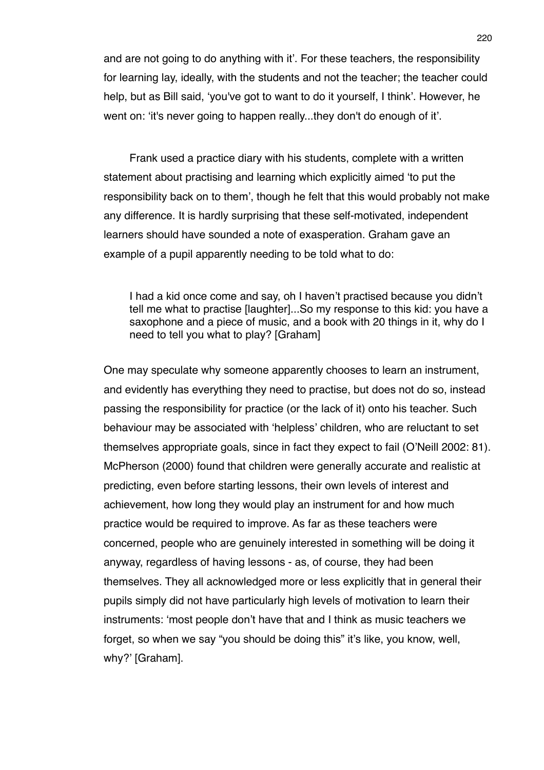and are not going to do anything with it'. For these teachers, the responsibility for learning lay, ideally, with the students and not the teacher; the teacher could help, but as Bill said, 'you've got to want to do it yourself, I think'. However, he went on: 'it's never going to happen really...they don't do enough of it'.

Frank used a practice diary with his students, complete with a written statement about practising and learning which explicitly aimed 'to put the responsibility back on to them', though he felt that this would probably not make any difference. It is hardly surprising that these self-motivated, independent learners should have sounded a note of exasperation. Graham gave an example of a pupil apparently needing to be told what to do:

> I had a kid once come and say, oh I haven't practised because you didn't tell me what to practise [laughter]...So my response to this kid: you have a saxophone and a piece of music, and a book with 20 things in it, why do I need to tell you what to play? [Graham]

One may speculate why someone apparently chooses to learn an instrument, and evidently has everything they need to practise, but does not do so, instead passing the responsibility for practice (or the lack of it) onto his teacher. Such behaviour may be associated with 'helpless' children, who are reluctant to set themselves appropriate goals, since in fact they expect to fail (O'Neill 2002: 81). McPherson (2000) found that children were generally accurate and realistic at predicting, even before starting lessons, their own levels of interest and achievement, how long they would play an instrument for and how much practice would be required to improve. As far as these teachers were concerned, people who are genuinely interested in something will be doing it anyway, regardless of having lessons - as, of course, they had been themselves. They all acknowledged more or less explicitly that in general their pupils simply did not have particularly high levels of motivation to learn their instruments: 'most people don't have that and I think as music teachers we forget, so when we say "you should be doing this" it's like, you know, well, why?' [Graham].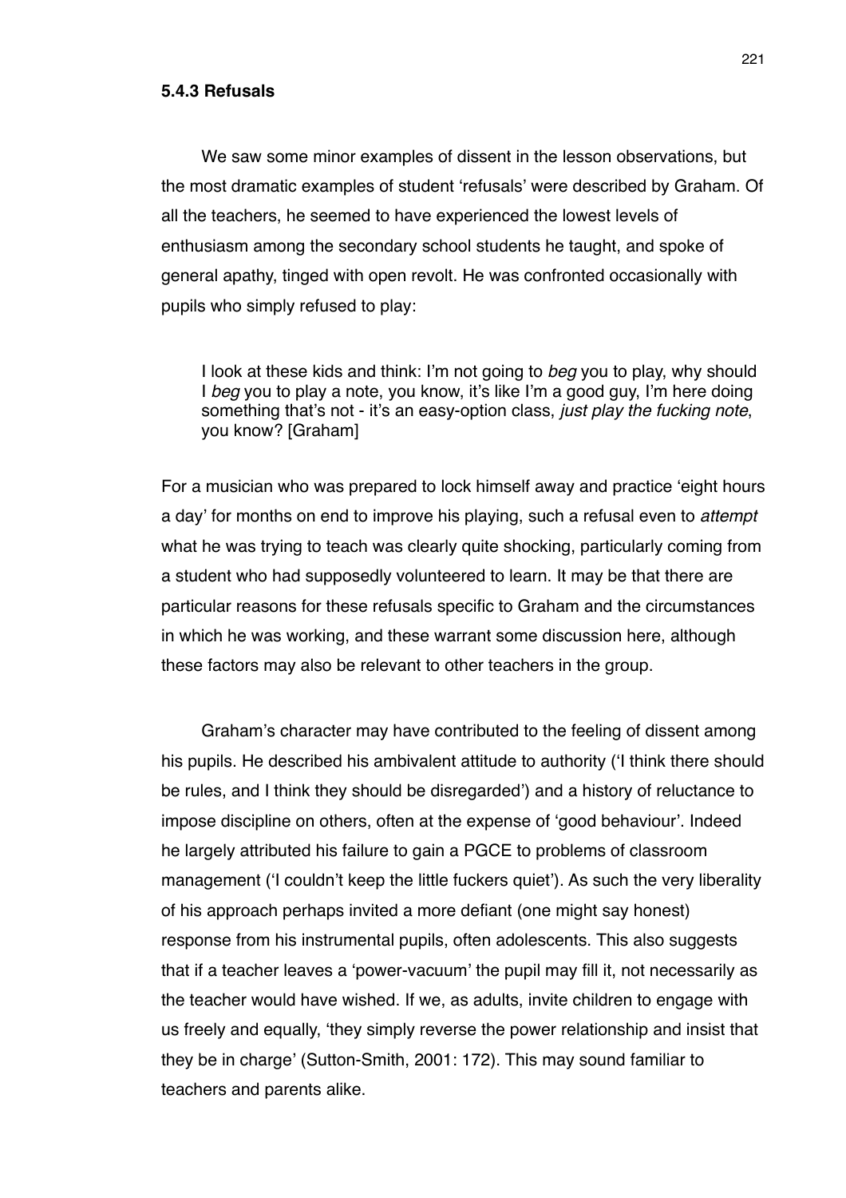### 5.4.3 Refusals

We saw some minor examples of dissent in the lesson observations, but the most dramatic examples of student 'refusals' were described by Graham. Of all the teachers, he seemed to have experienced the lowest levels of enthusiasm among the secondary school students he taught, and spoke of general apathy, tinged with open revolt. He was confronted occasionally with pupils who simply refused to play:

> I look at these kids and think: I'm not going to *beg* you to play, why should I *beg* you to play a note, you know, it's like I'm a good guy, I'm here doing something that's not - it's an easy-option class, *just play the fucking note*, you know? [Graham]

For a musician who was prepared to lock himself away and practice 'eight hours a day' for months on end to improve his playing, such a refusal even to *attempt* what he was trying to teach was clearly quite shocking, particularly coming from a student who had supposedly volunteered to learn. It may be that there are particular reasons for these refusals specific to Graham and the circumstances in which he was working, and these warrant some discussion here, although these factors may also be relevant to other teachers in the group.

Graham's character may have contributed to the feeling of dissent among his pupils. He described his ambivalent attitude to authority ('I think there should be rules, and I think they should be disregarded') and a history of reluctance to impose discipline on others, often at the expense of 'good behaviour'. Indeed he largely attributed his failure to gain a PGCE to problems of classroom management ('I couldn't keep the little fuckers quiet'). As such the very liberality of his approach perhaps invited a more defiant (one might say honest) response from his instrumental pupils, often adolescents. This also suggests that if a teacher leaves a 'power-vacuum' the pupil may fill it, not necessarily as the teacher would have wished. If we, as adults, invite children to engage with us freely and equally, 'they simply reverse the power relationship and insist that they be in charge' (Sutton-Smith, 2001: 172). This may sound familiar to teachers and parents alike.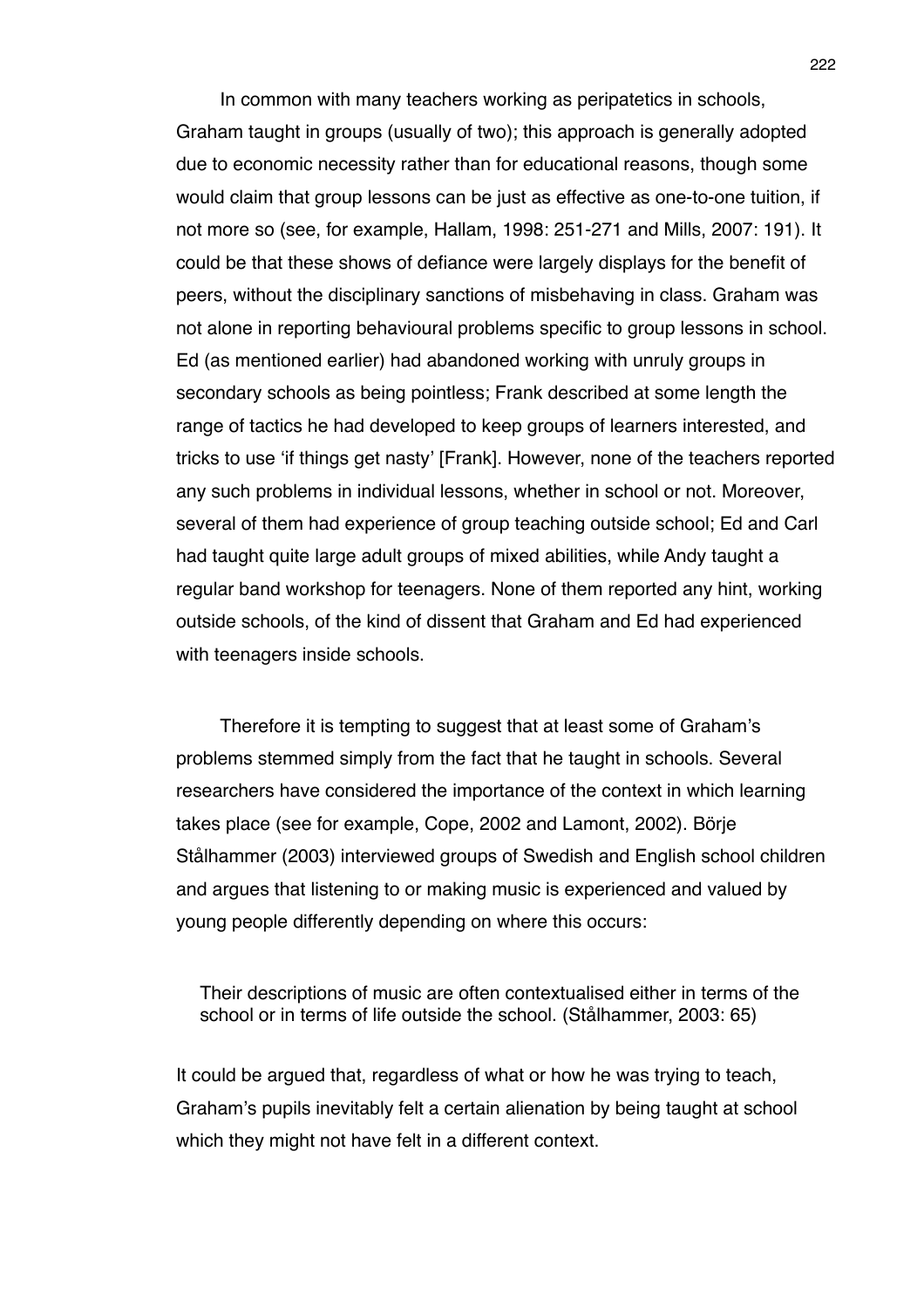In common with many teachers working as peripatetics in schools, Graham taught in groups (usually of two); this approach is generally adopted due to economic necessity rather than for educational reasons, though some would claim that group lessons can be just as effective as one-to-one tuition, if not more so (see, for example, Hallam, 1998: 251-271 and Mills, 2007: 191). It could be that these shows of defiance were largely displays for the benefit of peers, without the disciplinary sanctions of misbehaving in class. Graham was not alone in reporting behavioural problems specific to group lessons in school. Ed (as mentioned earlier) had abandoned working with unruly groups in secondary schools as being pointless; Frank described at some length the range of tactics he had developed to keep groups of learners interested, and tricks to use 'if things get nasty' [Frank]. However, none of the teachers reported any such problems in individual lessons, whether in school or not. Moreover, several of them had experience of group teaching outside school; Ed and Carl had taught quite large adult groups of mixed abilities, while Andy taught a regular band workshop for teenagers. None of them reported any hint, working outside schools, of the kind of dissent that Graham and Ed had experienced with teenagers inside schools.

Therefore it is tempting to suggest that at least some of Graham's problems stemmed simply from the fact that he taught in schools. Several researchers have considered the importance of the context in which learning takes place (see for example, Cope, 2002 and Lamont, 2002). Börje Stålhammer (2003) interviewed groups of Swedish and English school children and argues that listening to or making music is experienced and valued by young people differently depending on where this occurs:

> Their descriptions of music are often contextualised either in terms of the school or in terms of life outside the school. (Stålhammer, 2003: 65)

It could be argued that, regardless of what or how he was trying to teach, Graham's pupils inevitably felt a certain alienation by being taught at school which they might not have felt in a different context.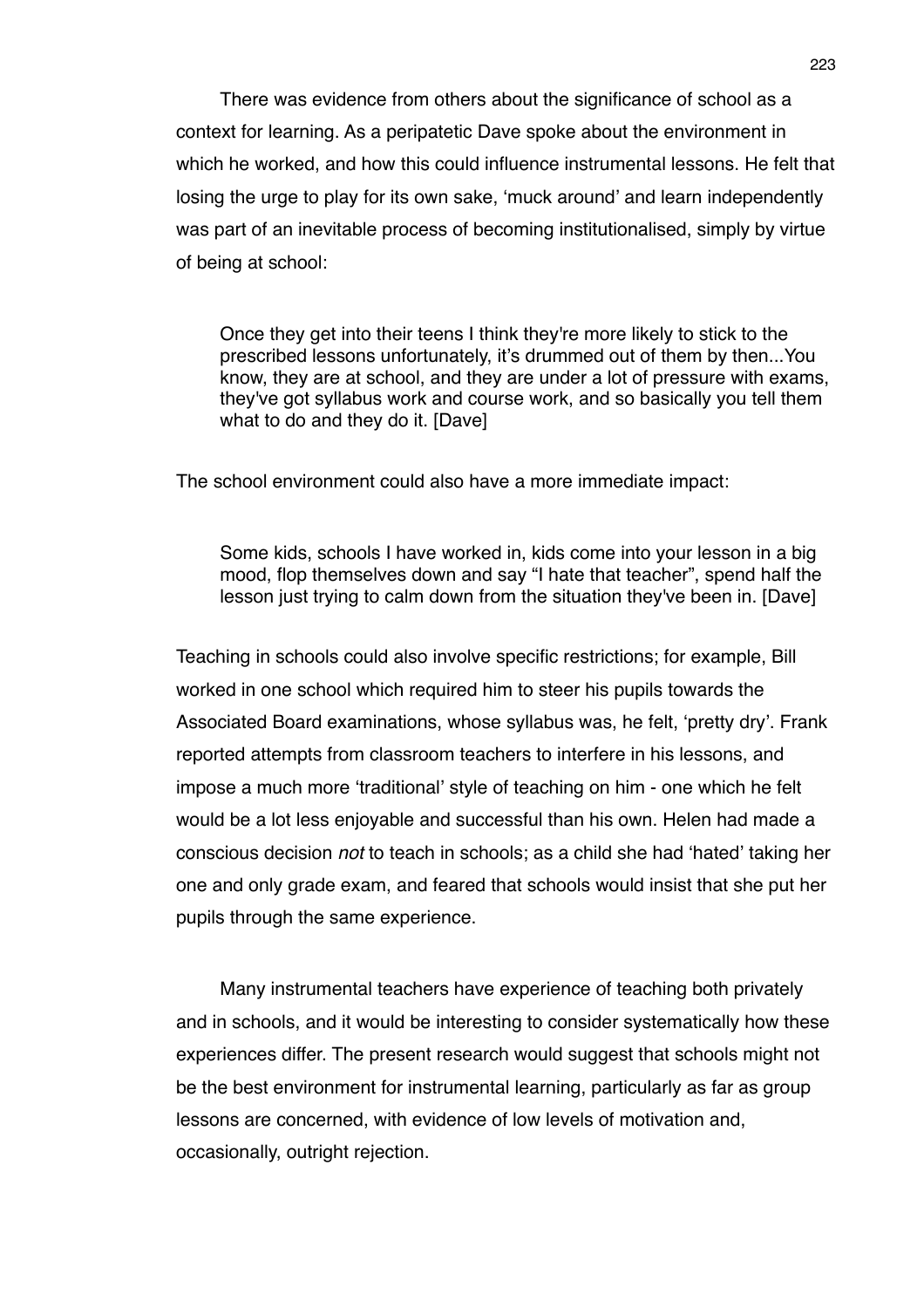There was evidence from others about the significance of school as a context for learning. As a peripatetic Dave spoke about the environment in which he worked, and how this could influence instrumental lessons. He felt that losing the urge to play for its own sake, 'muck around' and learn independently was part of an inevitable process of becoming institutionalised, simply by virtue of being at school:

> Once they get into their teens I think they're more likely to stick to the prescribed lessons unfortunately, it's drummed out of them by then...You know, they are at school, and they are under a lot of pressure with exams, they've got syllabus work and course work, and so basically you tell them what to do and they do it. [Dave]

The school environment could also have a more immediate impact:

> Some kids, schools I have worked in, kids come into your lesson in a big mood, flop themselves down and say "I hate that teacher", spend half the lesson just trying to calm down from the situation they've been in. [Dave]

Teaching in schools could also involve specific restrictions; for example, Bill worked in one school which required him to steer his pupils towards the Associated Board examinations, whose syllabus was, he felt, 'pretty dry'. Frank reported attempts from classroom teachers to interfere in his lessons, and impose a much more 'traditional' style of teaching on him - one which he felt would be a lot less enjoyable and successful than his own. Helen had made a conscious decision *not* to teach in schools; as a child she had 'hated' taking her one and only grade exam, and feared that schools would insist that she put her pupils through the same experience.

Many instrumental teachers have experience of teaching both privately and in schools, and it would be interesting to consider systematically how these experiences differ. The present research would suggest that schools might not be the best environment for instrumental learning, particularly as far as group lessons are concerned, with evidence of low levels of motivation and, occasionally, outright rejection.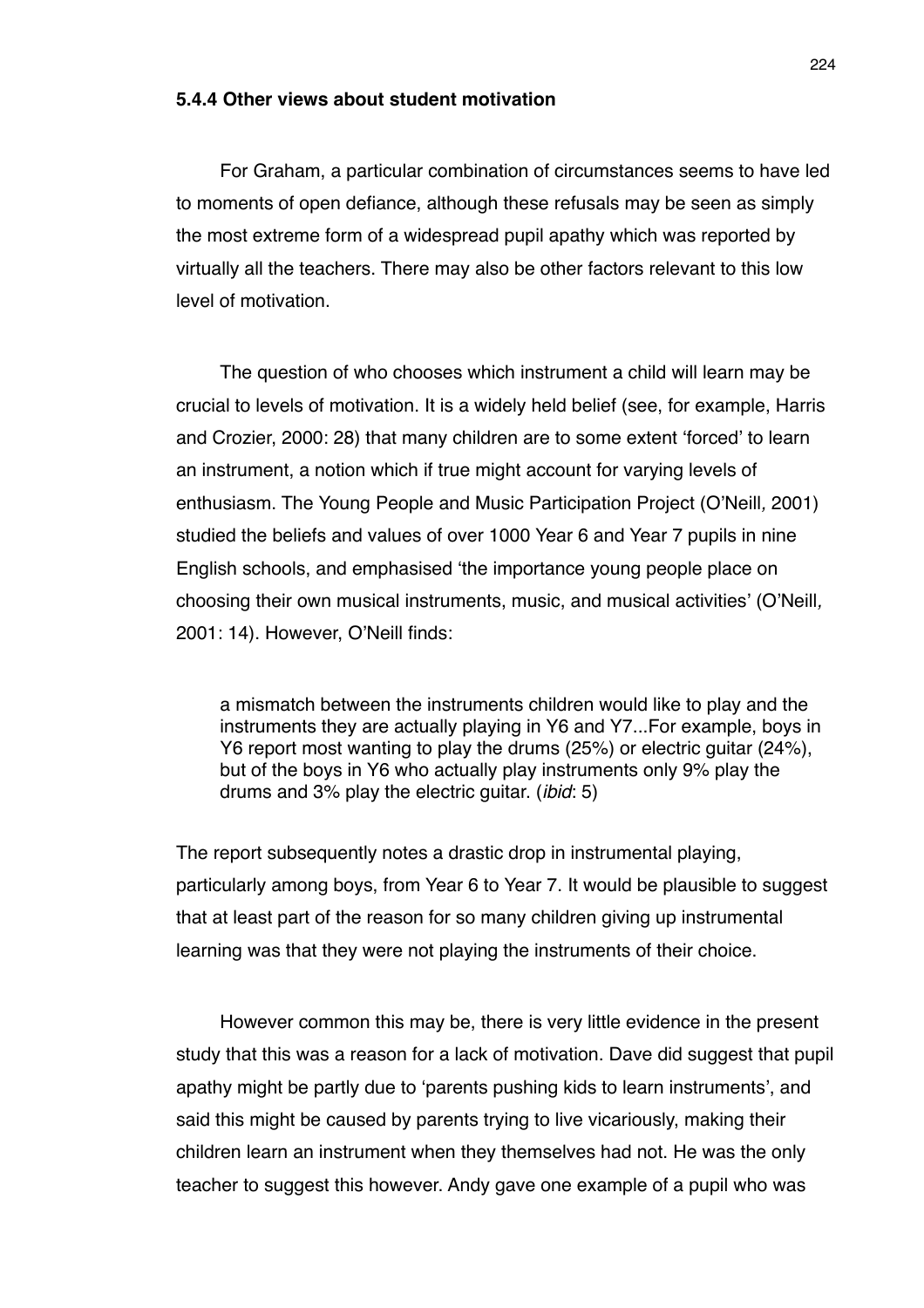### 5.4.4 Other views about student motivation

For Graham, a particular combination of circumstances seems to have led to moments of open defiance, although these refusals may be seen as simply the most extreme form of a widespread pupil apathy which was reported by virtually all the teachers. There may also be other factors relevant to this low level of motivation.

The question of who chooses which instrument a child will learn may be crucial to levels of motivation. It is a widely held belief (see, for example, Harris and Crozier, 2000: 28) that many children are to some extent 'forced' to learn an instrument, a notion which if true might account for varying levels of enthusiasm. The Young People and Music Participation Project (O'Neill*,* 2001) studied the beliefs and values of over 1000 Year 6 and Year 7 pupils in nine English schools, and emphasised 'the importance young people place on choosing their own musical instruments, music, and musical activities' (O'Neill*,* 2001: 14). However, O'Neill finds:

> a mismatch between the instruments children would like to play and the instruments they are actually playing in Y6 and Y7...For example, boys in Y6 report most wanting to play the drums (25%) or electric guitar (24%), but of the boys in Y6 who actually play instruments only 9% play the drums and 3% play the electric guitar. (*ibid*: 5)

The report subsequently notes a drastic drop in instrumental playing, particularly among boys, from Year 6 to Year 7. It would be plausible to suggest that at least part of the reason for so many children giving up instrumental learning was that they were not playing the instruments of their choice.

However common this may be, there is very little evidence in the present study that this was a reason for a lack of motivation. Dave did suggest that pupil apathy might be partly due to 'parents pushing kids to learn instruments', and said this might be caused by parents trying to live vicariously, making their children learn an instrument when they themselves had not. He was the only teacher to suggest this however. Andy gave one example of a pupil who was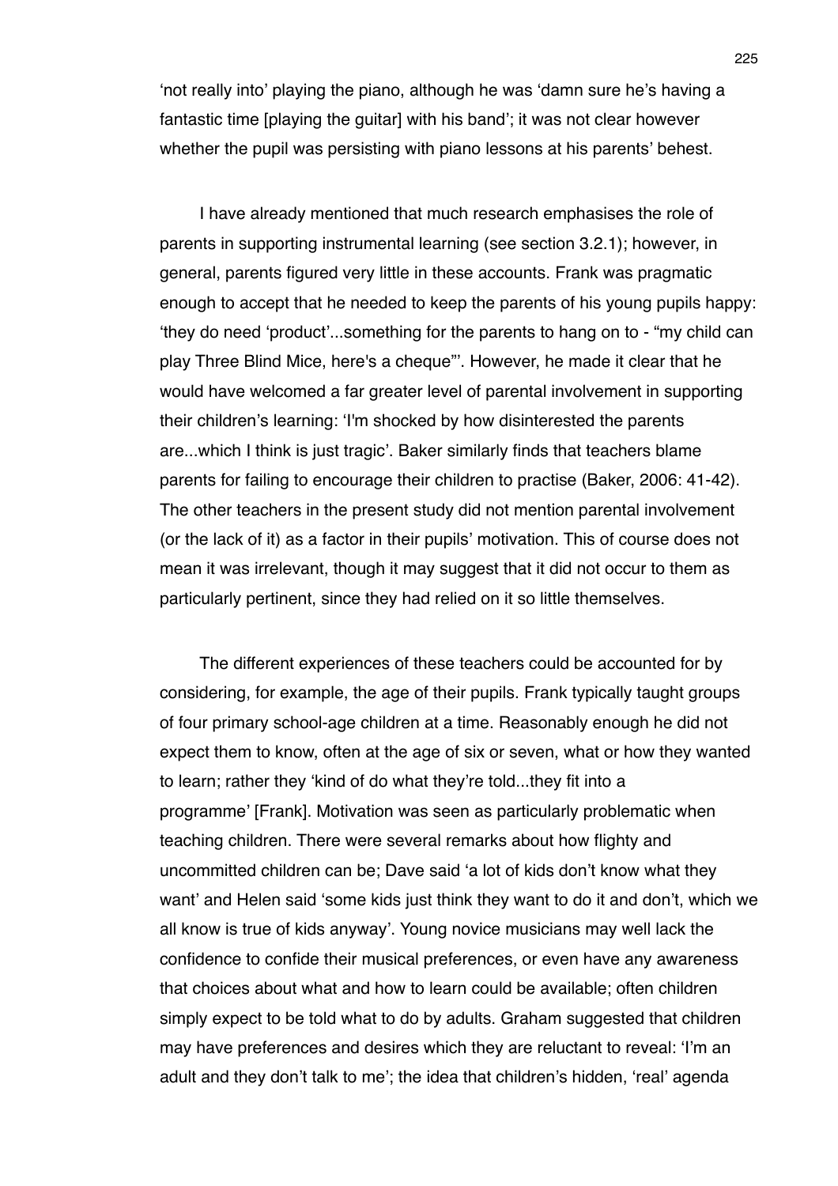'not really into' playing the piano, although he was 'damn sure he's having a fantastic time [playing the guitar] with his band'; it was not clear however whether the pupil was persisting with piano lessons at his parents' behest.

I have already mentioned that much research emphasises the role of parents in supporting instrumental learning (see section 3.2.1); however, in general, parents figured very little in these accounts. Frank was pragmatic enough to accept that he needed to keep the parents of his young pupils happy: 'they do need 'product'...something for the parents to hang on to - "my child can play Three Blind Mice, here's a cheque"'. However, he made it clear that he would have welcomed a far greater level of parental involvement in supporting their children's learning: 'I'm shocked by how disinterested the parents are...which I think is just tragic'. Baker similarly finds that teachers blame parents for failing to encourage their children to practise (Baker, 2006: 41-42). The other teachers in the present study did not mention parental involvement (or the lack of it) as a factor in their pupils' motivation. This of course does not mean it was irrelevant, though it may suggest that it did not occur to them as particularly pertinent, since they had relied on it so little themselves.

The different experiences of these teachers could be accounted for by considering, for example, the age of their pupils. Frank typically taught groups of four primary school-age children at a time. Reasonably enough he did not expect them to know, often at the age of six or seven, what or how they wanted to learn; rather they 'kind of do what they're told...they fit into a programme' [Frank]. Motivation was seen as particularly problematic when teaching children. There were several remarks about how flighty and uncommitted children can be; Dave said 'a lot of kids don't know what they want' and Helen said 'some kids just think they want to do it and don't, which we all know is true of kids anyway'. Young novice musicians may well lack the confidence to confide their musical preferences, or even have any awareness that choices about what and how to learn could be available; often children simply expect to be told what to do by adults. Graham suggested that children may have preferences and desires which they are reluctant to reveal: 'I'm an adult and they don't talk to me'; the idea that children's hidden, 'real' agenda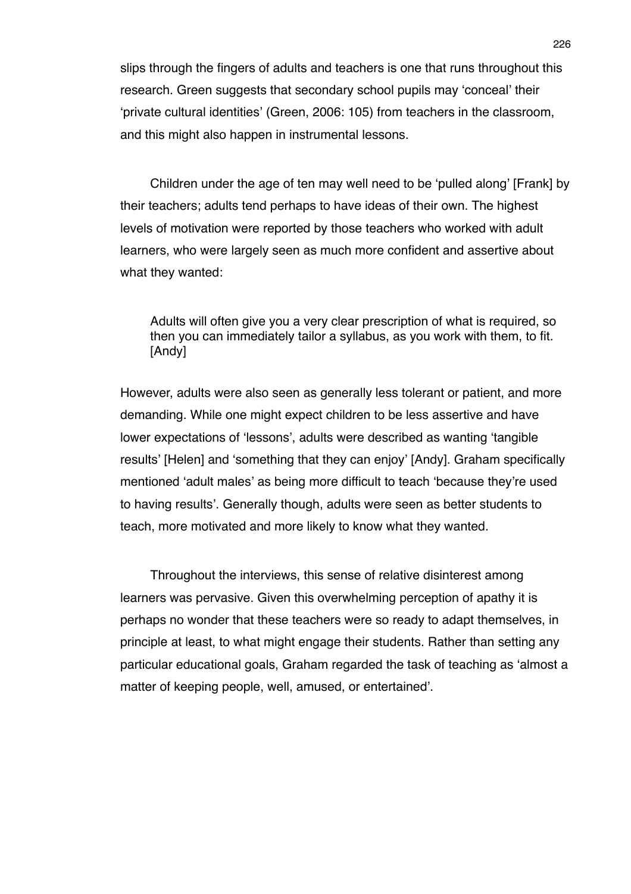slips through the fingers of adults and teachers is one that runs throughout this research. Green suggests that secondary school pupils may 'conceal' their 'private cultural identities' (Green, 2006: 105) from teachers in the classroom, and this might also happen in instrumental lessons.

Children under the age of ten may well need to be 'pulled along' [Frank] by their teachers; adults tend perhaps to have ideas of their own. The highest levels of motivation were reported by those teachers who worked with adult learners, who were largely seen as much more confident and assertive about what they wanted:

> Adults will often give you a very clear prescription of what is required, so then you can immediately tailor a syllabus, as you work with them, to fit. [Andy]

However, adults were also seen as generally less tolerant or patient, and more demanding. While one might expect children to be less assertive and have lower expectations of 'lessons', adults were described as wanting 'tangible results' [Helen] and 'something that they can enjoy' [Andy]. Graham specifically mentioned 'adult males' as being more difficult to teach 'because they're used to having results'. Generally though, adults were seen as better students to teach, more motivated and more likely to know what they wanted.

Throughout the interviews, this sense of relative disinterest among learners was pervasive. Given this overwhelming perception of apathy it is perhaps no wonder that these teachers were so ready to adapt themselves, in principle at least, to what might engage their students. Rather than setting any particular educational goals, Graham regarded the task of teaching as 'almost a matter of keeping people, well, amused, or entertained'.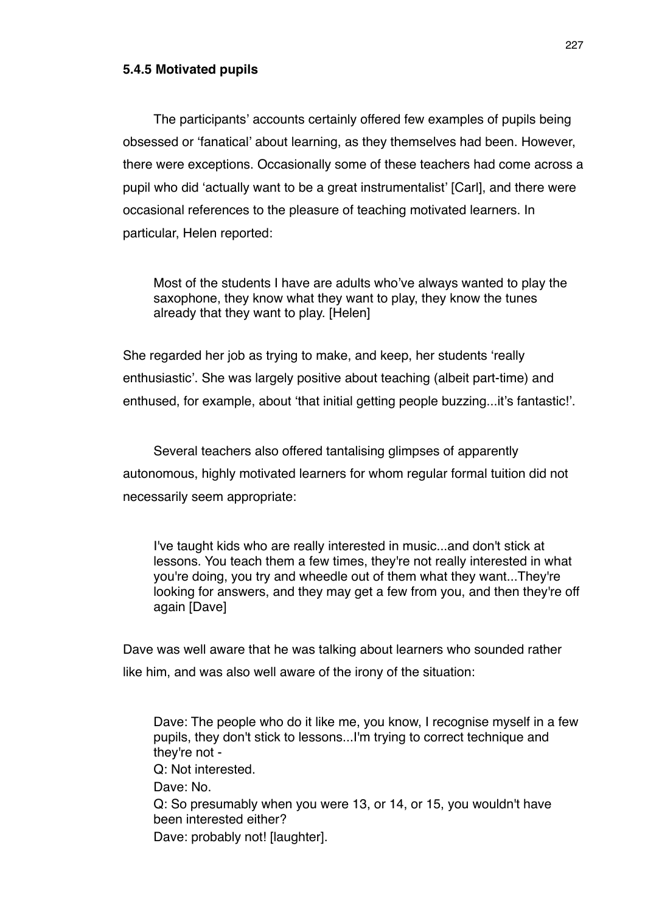### 5.4.5 Motivated pupils

The participants' accounts certainly offered few examples of pupils being obsessed or 'fanatical' about learning, as they themselves had been. However, there were exceptions. Occasionally some of these teachers had come across a pupil who did 'actually want to be a great instrumentalist' [Carl], and there were occasional references to the pleasure of teaching motivated learners. In particular, Helen reported:

> Most of the students I have are adults who've always wanted to play the saxophone, they know what they want to play, they know the tunes already that they want to play. [Helen]

She regarded her job as trying to make, and keep, her students 'really enthusiastic'. She was largely positive about teaching (albeit part-time) and enthused, for example, about 'that initial getting people buzzing...it's fantastic!'.

Several teachers also offered tantalising glimpses of apparently autonomous, highly motivated learners for whom regular formal tuition did not necessarily seem appropriate:

> I've taught kids who are really interested in music...and don't stick at lessons. You teach them a few times, they're not really interested in what you're doing, you try and wheedle out of them what they want...They're looking for answers, and they may get a few from you, and then they're off again [Dave]

Dave was well aware that he was talking about learners who sounded rather like him, and was also well aware of the irony of the situation:

> Dave: The people who do it like me, you know, I recognise myself in a few pupils, they don't stick to lessons...I'm trying to correct technique and they're not -
>
> Q: Not interested.
>
> Dave: No.
>
> Q: So presumably when you were 13, or 14, or 15, you wouldn't have been interested either?
>
> Dave: probably not! [laughter].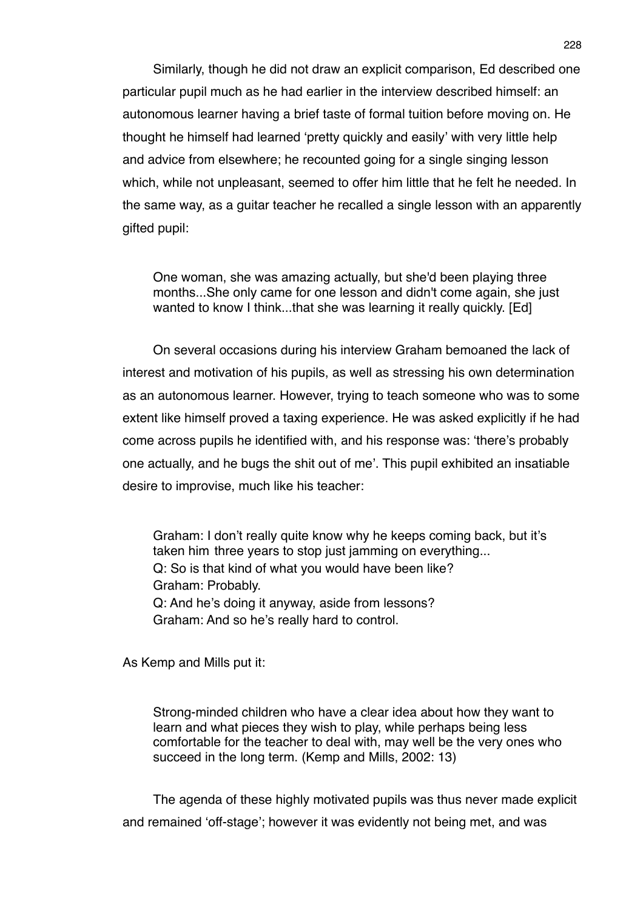Similarly, though he did not draw an explicit comparison, Ed described one particular pupil much as he had earlier in the interview described himself: an autonomous learner having a brief taste of formal tuition before moving on. He thought he himself had learned 'pretty quickly and easily' with very little help and advice from elsewhere; he recounted going for a single singing lesson which, while not unpleasant, seemed to offer him little that he felt he needed. In the same way, as a guitar teacher he recalled a single lesson with an apparently gifted pupil:

> One woman, she was amazing actually, but she'd been playing three months...She only came for one lesson and didn't come again, she just wanted to know I think...that she was learning it really quickly. [Ed]

On several occasions during his interview Graham bemoaned the lack of interest and motivation of his pupils, as well as stressing his own determination as an autonomous learner. However, trying to teach someone who was to some extent like himself proved a taxing experience. He was asked explicitly if he had come across pupils he identified with, and his response was: 'there's probably one actually, and he bugs the shit out of me'. This pupil exhibited an insatiable desire to improvise, much like his teacher:

> Graham: I don't really quite know why he keeps coming back, but it's taken him three years to stop just jamming on everything...
> Q: So is that kind of what you would have been like?
> Graham: Probably.
> Q: And he's doing it anyway, aside from lessons?
> Graham: And so he's really hard to control.

As Kemp and Mills put it:

> Strong-minded children who have a clear idea about how they want to learn and what pieces they wish to play, while perhaps being less comfortable for the teacher to deal with, may well be the very ones who succeed in the long term. (Kemp and Mills, 2002: 13)

The agenda of these highly motivated pupils was thus never made explicit and remained 'off-stage'; however it was evidently not being met, and was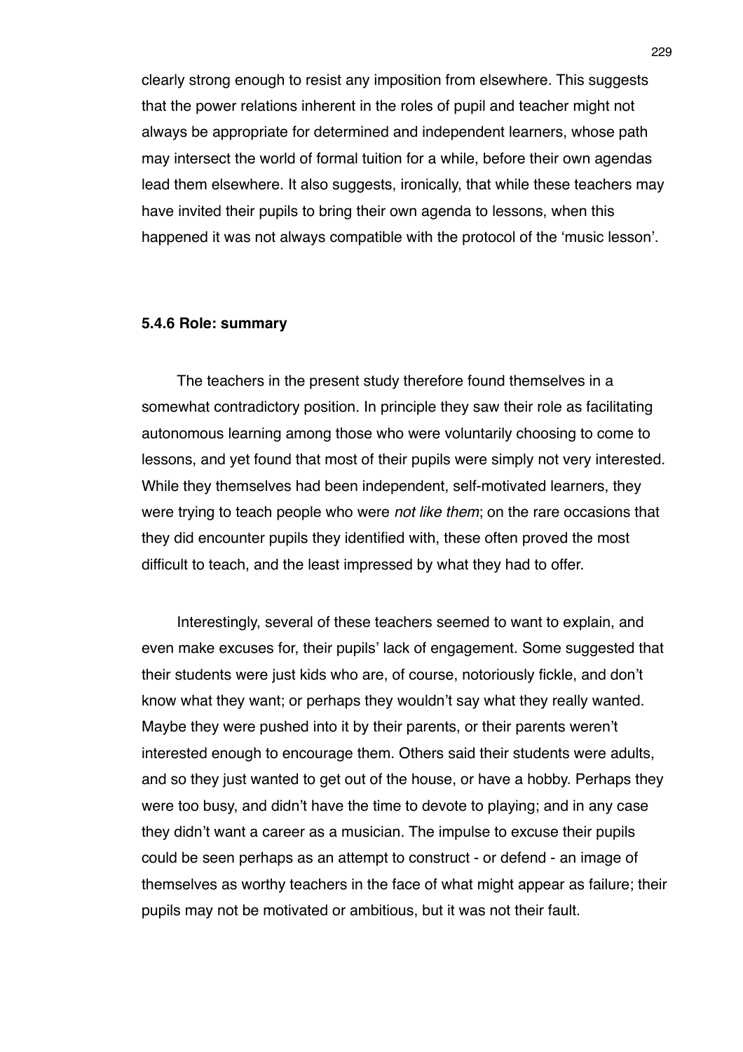clearly strong enough to resist any imposition from elsewhere. This suggests that the power relations inherent in the roles of pupil and teacher might not always be appropriate for determined and independent learners, whose path may intersect the world of formal tuition for a while, before their own agendas lead them elsewhere. It also suggests, ironically, that while these teachers may have invited their pupils to bring their own agenda to lessons, when this happened it was not always compatible with the protocol of the 'music lesson'.

### 5.4.6 Role: summary

The teachers in the present study therefore found themselves in a somewhat contradictory position. In principle they saw their role as facilitating autonomous learning among those who were voluntarily choosing to come to lessons, and yet found that most of their pupils were simply not very interested. While they themselves had been independent, self-motivated learners, they were trying to teach people who were *not like them*; on the rare occasions that they did encounter pupils they identified with, these often proved the most difficult to teach, and the least impressed by what they had to offer.

Interestingly, several of these teachers seemed to want to explain, and even make excuses for, their pupils' lack of engagement. Some suggested that their students were just kids who are, of course, notoriously fickle, and don't know what they want; or perhaps they wouldn't say what they really wanted. Maybe they were pushed into it by their parents, or their parents weren't interested enough to encourage them. Others said their students were adults, and so they just wanted to get out of the house, or have a hobby. Perhaps they were too busy, and didn't have the time to devote to playing; and in any case they didn't want a career as a musician. The impulse to excuse their pupils could be seen perhaps as an attempt to construct - or defend - an image of themselves as worthy teachers in the face of what might appear as failure; their pupils may not be motivated or ambitious, but it was not their fault.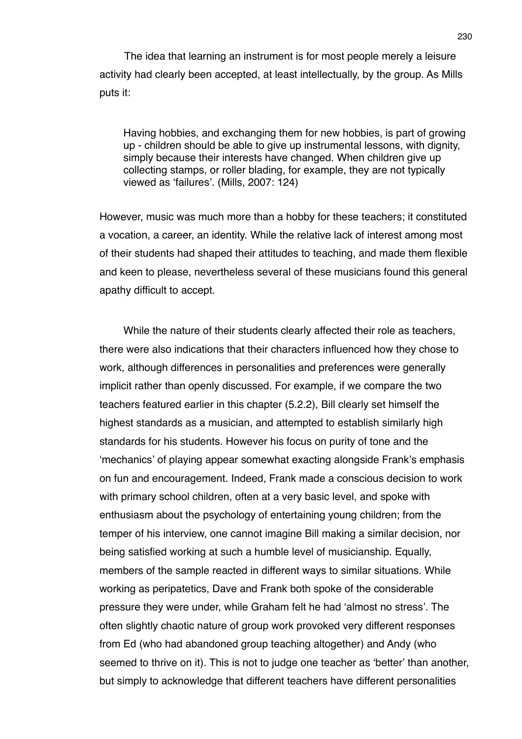The idea that learning an instrument is for most people merely a leisure activity had clearly been accepted, at least intellectually, by the group. As Mills puts it:

> Having hobbies, and exchanging them for new hobbies, is part of growing up - children should be able to give up instrumental lessons, with dignity, simply because their interests have changed. When children give up collecting stamps, or roller blading, for example, they are not typically viewed as 'failures'. (Mills, 2007: 124)

However, music was much more than a hobby for these teachers; it constituted a vocation, a career, an identity. While the relative lack of interest among most of their students had shaped their attitudes to teaching, and made them flexible and keen to please, nevertheless several of these musicians found this general apathy difficult to accept.

While the nature of their students clearly affected their role as teachers, there were also indications that their characters influenced how they chose to work, although differences in personalities and preferences were generally implicit rather than openly discussed. For example, if we compare the two teachers featured earlier in this chapter (5.2.2), Bill clearly set himself the highest standards as a musician, and attempted to establish similarly high standards for his students. However his focus on purity of tone and the 'mechanics' of playing appear somewhat exacting alongside Frank's emphasis on fun and encouragement. Indeed, Frank made a conscious decision to work with primary school children, often at a very basic level, and spoke with enthusiasm about the psychology of entertaining young children; from the temper of his interview, one cannot imagine Bill making a similar decision, nor being satisfied working at such a humble level of musicianship. Equally, members of the sample reacted in different ways to similar situations. While working as peripatetics, Dave and Frank both spoke of the considerable pressure they were under, while Graham felt he had 'almost no stress'. The often slightly chaotic nature of group work provoked very different responses from Ed (who had abandoned group teaching altogether) and Andy (who seemed to thrive on it). This is not to judge one teacher as 'better' than another, but simply to acknowledge that different teachers have different personalities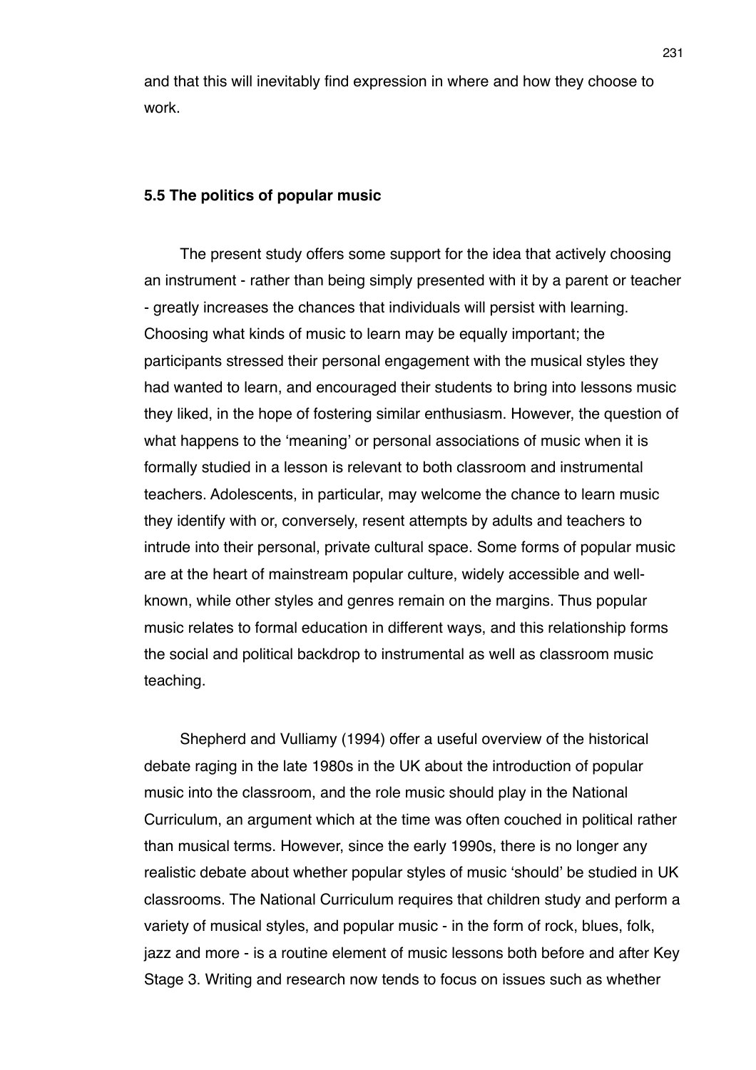and that this will inevitably find expression in where and how they choose to work.

### 5.5 The politics of popular music

The present study offers some support for the idea that actively choosing an instrument - rather than being simply presented with it by a parent or teacher - greatly increases the chances that individuals will persist with learning. Choosing what kinds of music to learn may be equally important; the participants stressed their personal engagement with the musical styles they had wanted to learn, and encouraged their students to bring into lessons music they liked, in the hope of fostering similar enthusiasm. However, the question of what happens to the 'meaning' or personal associations of music when it is formally studied in a lesson is relevant to both classroom and instrumental teachers. Adolescents, in particular, may welcome the chance to learn music they identify with or, conversely, resent attempts by adults and teachers to intrude into their personal, private cultural space. Some forms of popular music are at the heart of mainstream popular culture, widely accessible and well-known, while other styles and genres remain on the margins. Thus popular music relates to formal education in different ways, and this relationship forms the social and political backdrop to instrumental as well as classroom music teaching.

Shepherd and Vulliamy (1994) offer a useful overview of the historical debate raging in the late 1980s in the UK about the introduction of popular music into the classroom, and the role music should play in the National Curriculum, an argument which at the time was often couched in political rather than musical terms. However, since the early 1990s, there is no longer any realistic debate about whether popular styles of music 'should' be studied in UK classrooms. The National Curriculum requires that children study and perform a variety of musical styles, and popular music - in the form of rock, blues, folk, jazz and more - is a routine element of music lessons both before and after Key Stage 3. Writing and research now tends to focus on issues such as whether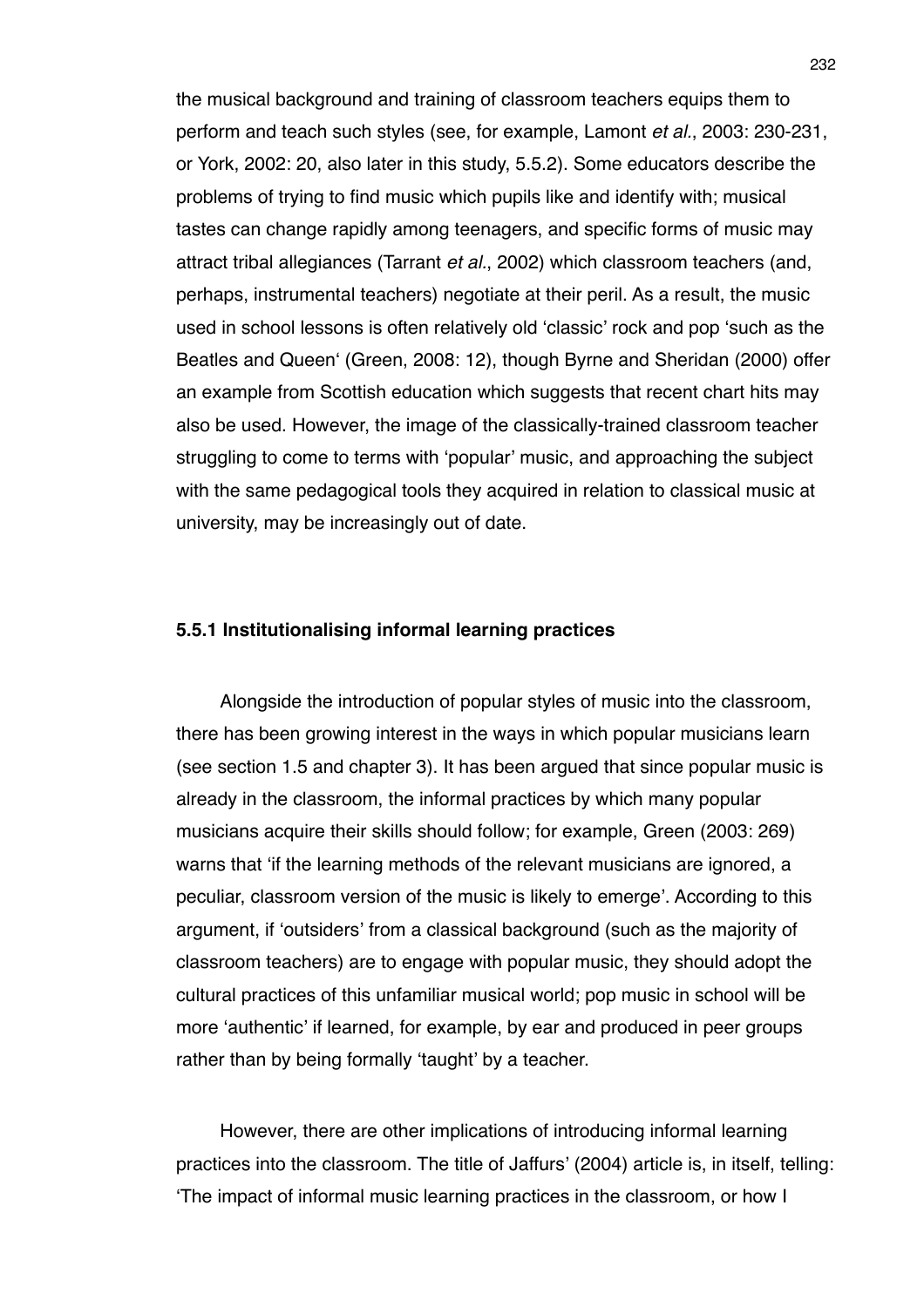the musical background and training of classroom teachers equips them to perform and teach such styles (see, for example, Lamont *et al.*, 2003: 230-231, or York, 2002: 20, also later in this study, 5.5.2). Some educators describe the problems of trying to find music which pupils like and identify with; musical tastes can change rapidly among teenagers, and specific forms of music may attract tribal allegiances (Tarrant *et al.*, 2002) which classroom teachers (and, perhaps, instrumental teachers) negotiate at their peril. As a result, the music used in school lessons is often relatively old 'classic' rock and pop 'such as the Beatles and Queen' (Green, 2008: 12), though Byrne and Sheridan (2000) offer an example from Scottish education which suggests that recent chart hits may also be used. However, the image of the classically-trained classroom teacher struggling to come to terms with 'popular' music, and approaching the subject with the same pedagogical tools they acquired in relation to classical music at university, may be increasingly out of date.

### 5.5.1 Institutionalising informal learning practices

Alongside the introduction of popular styles of music into the classroom, there has been growing interest in the ways in which popular musicians learn (see section 1.5 and chapter 3). It has been argued that since popular music is already in the classroom, the informal practices by which many popular musicians acquire their skills should follow; for example, Green (2003: 269) warns that 'if the learning methods of the relevant musicians are ignored, a peculiar, classroom version of the music is likely to emerge'. According to this argument, if 'outsiders' from a classical background (such as the majority of classroom teachers) are to engage with popular music, they should adopt the cultural practices of this unfamiliar musical world; pop music in school will be more 'authentic' if learned, for example, by ear and produced in peer groups rather than by being formally 'taught' by a teacher.

However, there are other implications of introducing informal learning practices into the classroom. The title of Jaffurs' (2004) article is, in itself, telling: 'The impact of informal music learning practices in the classroom, or how I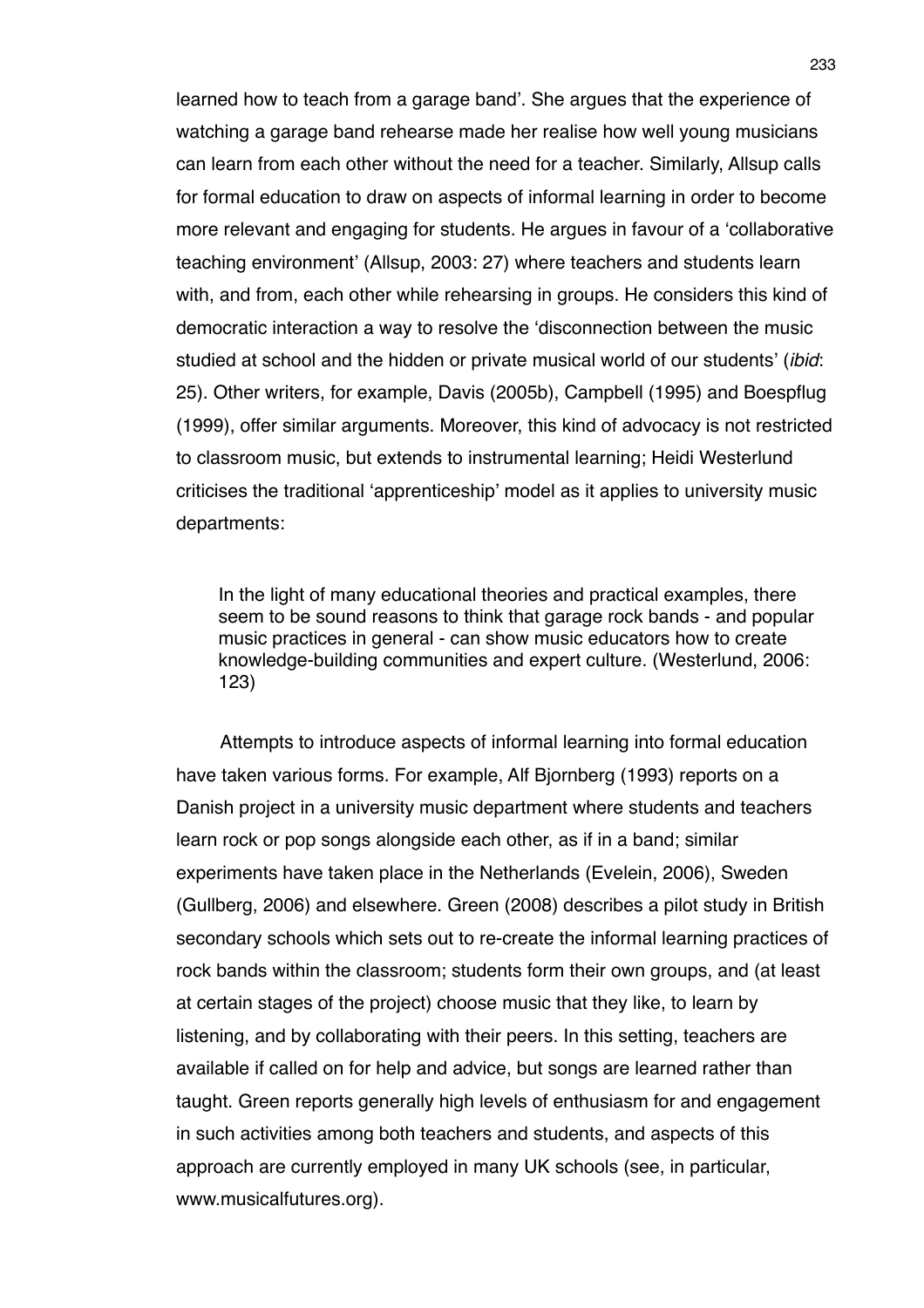learned how to teach from a garage band'. She argues that the experience of watching a garage band rehearse made her realise how well young musicians can learn from each other without the need for a teacher. Similarly, Allsup calls for formal education to draw on aspects of informal learning in order to become more relevant and engaging for students. He argues in favour of a 'collaborative teaching environment' (Allsup, 2003: 27) where teachers and students learn with, and from, each other while rehearsing in groups. He considers this kind of democratic interaction a way to resolve the 'disconnection between the music studied at school and the hidden or private musical world of our students' (*ibid*: 25). Other writers, for example, Davis (2005b), Campbell (1995) and Boespflug (1999), offer similar arguments. Moreover, this kind of advocacy is not restricted to classroom music, but extends to instrumental learning; Heidi Westerlund criticises the traditional 'apprenticeship' model as it applies to university music departments:

> In the light of many educational theories and practical examples, there seem to be sound reasons to think that garage rock bands - and popular music practices in general - can show music educators how to create knowledge-building communities and expert culture. (Westerlund, 2006: 123)

Attempts to introduce aspects of informal learning into formal education have taken various forms. For example, Alf Bjornberg (1993) reports on a Danish project in a university music department where students and teachers learn rock or pop songs alongside each other, as if in a band; similar experiments have taken place in the Netherlands (Evelein, 2006), Sweden (Gullberg, 2006) and elsewhere. Green (2008) describes a pilot study in British secondary schools which sets out to re-create the informal learning practices of rock bands within the classroom; students form their own groups, and (at least at certain stages of the project) choose music that they like, to learn by listening, and by collaborating with their peers. In this setting, teachers are available if called on for help and advice, but songs are learned rather than taught. Green reports generally high levels of enthusiasm for and engagement in such activities among both teachers and students, and aspects of this approach are currently employed in many UK schools (see, in particular, www.musicalfutures.org).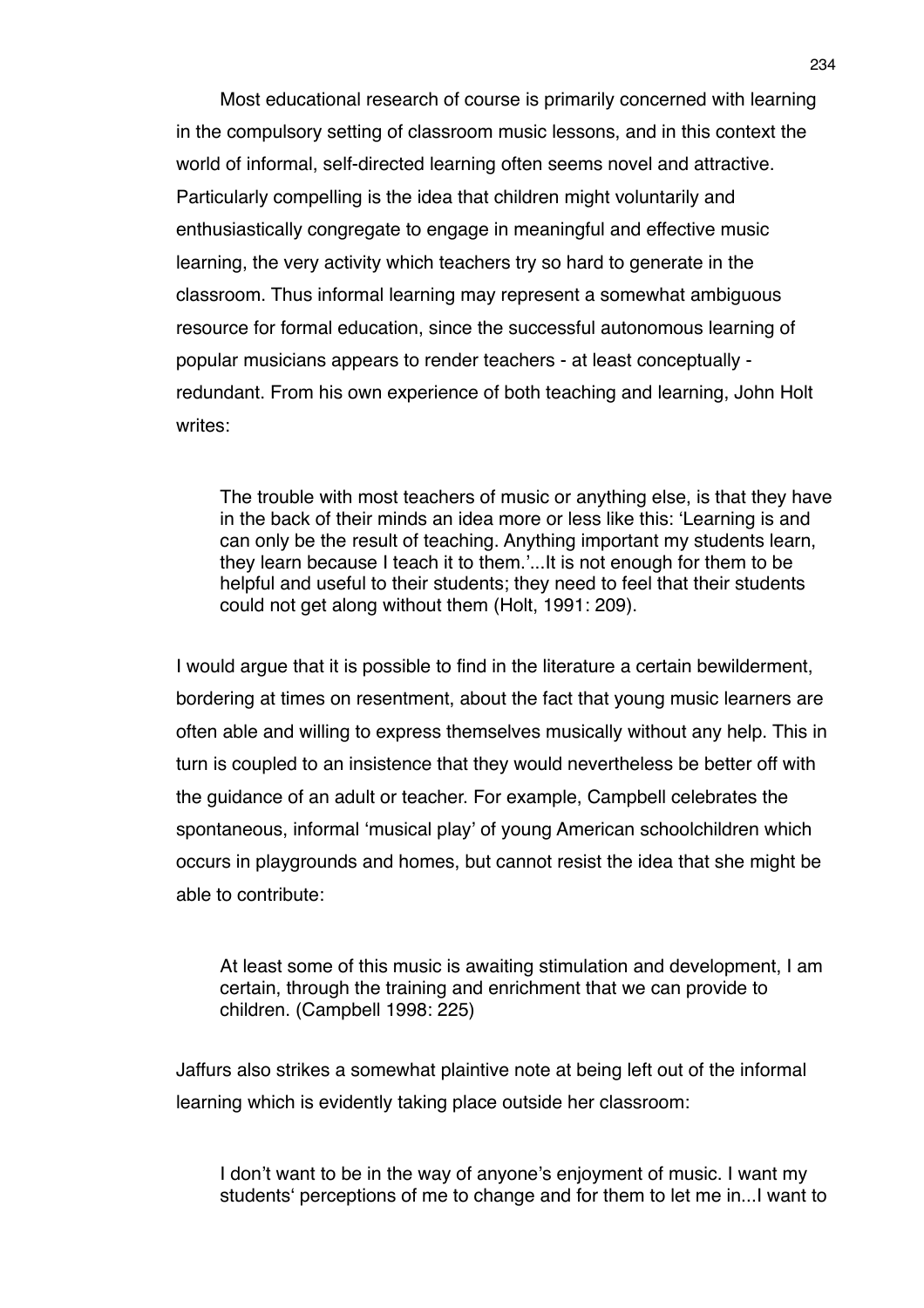Most educational research of course is primarily concerned with learning in the compulsory setting of classroom music lessons, and in this context the world of informal, self-directed learning often seems novel and attractive. Particularly compelling is the idea that children might voluntarily and enthusiastically congregate to engage in meaningful and effective music learning, the very activity which teachers try so hard to generate in the classroom. Thus informal learning may represent a somewhat ambiguous resource for formal education, since the successful autonomous learning of popular musicians appears to render teachers - at least conceptually - redundant. From his own experience of both teaching and learning, John Holt writes:

> The trouble with most teachers of music or anything else, is that they have in the back of their minds an idea more or less like this: 'Learning is and can only be the result of teaching. Anything important my students learn, they learn because I teach it to them.'...It is not enough for them to be helpful and useful to their students; they need to feel that their students could not get along without them (Holt, 1991: 209).

I would argue that it is possible to find in the literature a certain bewilderment, bordering at times on resentment, about the fact that young music learners are often able and willing to express themselves musically without any help. This in turn is coupled to an insistence that they would nevertheless be better off with the guidance of an adult or teacher. For example, Campbell celebrates the spontaneous, informal 'musical play' of young American schoolchildren which occurs in playgrounds and homes, but cannot resist the idea that she might be able to contribute:

> At least some of this music is awaiting stimulation and development, I am certain, through the training and enrichment that we can provide to children. (Campbell 1998: 225)

Jaffurs also strikes a somewhat plaintive note at being left out of the informal learning which is evidently taking place outside her classroom:

> I don't want to be in the way of anyone's enjoyment of music. I want my students' perceptions of me to change and for them to let me in...I want to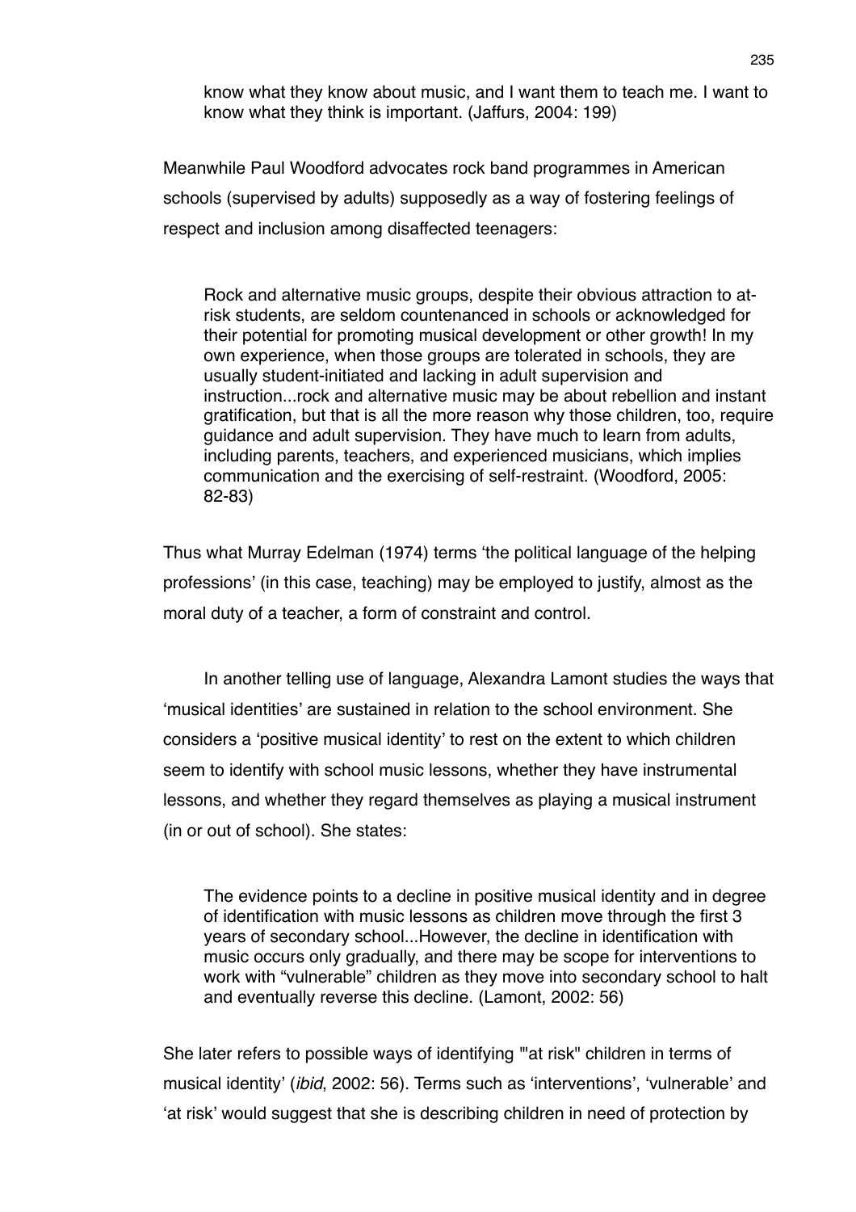> know what they know about music, and I want them to teach me. I want to know what they think is important. (Jaffurs, 2004: 199)

Meanwhile Paul Woodford advocates rock band programmes in American schools (supervised by adults) supposedly as a way of fostering feelings of respect and inclusion among disaffected teenagers:

> Rock and alternative music groups, despite their obvious attraction to at-risk students, are seldom countenanced in schools or acknowledged for their potential for promoting musical development or other growth! In my own experience, when those groups are tolerated in schools, they are usually student-initiated and lacking in adult supervision and instruction...rock and alternative music may be about rebellion and instant gratification, but that is all the more reason why those children, too, require guidance and adult supervision. They have much to learn from adults, including parents, teachers, and experienced musicians, which implies communication and the exercising of self-restraint. (Woodford, 2005: 82-83)

Thus what Murray Edelman (1974) terms 'the political language of the helping professions' (in this case, teaching) may be employed to justify, almost as the moral duty of a teacher, a form of constraint and control.

In another telling use of language, Alexandra Lamont studies the ways that 'musical identities' are sustained in relation to the school environment. She considers a 'positive musical identity' to rest on the extent to which children seem to identify with school music lessons, whether they have instrumental lessons, and whether they regard themselves as playing a musical instrument (in or out of school). She states:

> The evidence points to a decline in positive musical identity and in degree of identification with music lessons as children move through the first 3 years of secondary school...However, the decline in identification with music occurs only gradually, and there may be scope for interventions to work with "vulnerable" children as they move into secondary school to halt and eventually reverse this decline. (Lamont, 2002: 56)

She later refers to possible ways of identifying '"at risk" children in terms of musical identity' (*ibid*, 2002: 56). Terms such as 'interventions', 'vulnerable' and 'at risk' would suggest that she is describing children in need of protection by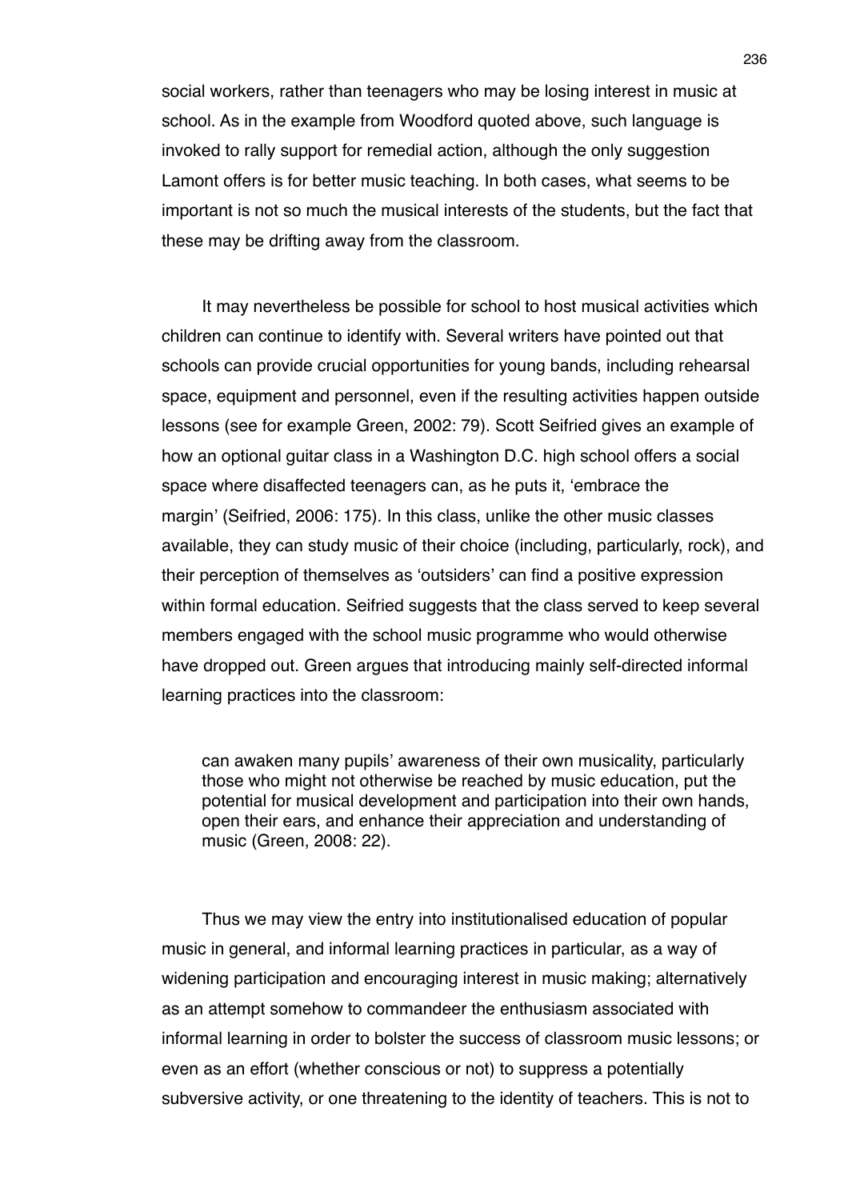social workers, rather than teenagers who may be losing interest in music at school. As in the example from Woodford quoted above, such language is invoked to rally support for remedial action, although the only suggestion Lamont offers is for better music teaching. In both cases, what seems to be important is not so much the musical interests of the students, but the fact that these may be drifting away from the classroom.

It may nevertheless be possible for school to host musical activities which children can continue to identify with. Several writers have pointed out that schools can provide crucial opportunities for young bands, including rehearsal space, equipment and personnel, even if the resulting activities happen outside lessons (see for example Green, 2002: 79). Scott Seifried gives an example of how an optional guitar class in a Washington D.C. high school offers a social space where disaffected teenagers can, as he puts it, 'embrace the margin' (Seifried, 2006: 175). In this class, unlike the other music classes available, they can study music of their choice (including, particularly, rock), and their perception of themselves as 'outsiders' can find a positive expression within formal education. Seifried suggests that the class served to keep several members engaged with the school music programme who would otherwise have dropped out. Green argues that introducing mainly self-directed informal learning practices into the classroom:

> can awaken many pupils' awareness of their own musicality, particularly those who might not otherwise be reached by music education, put the potential for musical development and participation into their own hands, open their ears, and enhance their appreciation and understanding of music (Green, 2008: 22).

Thus we may view the entry into institutionalised education of popular music in general, and informal learning practices in particular, as a way of widening participation and encouraging interest in music making; alternatively as an attempt somehow to commandeer the enthusiasm associated with informal learning in order to bolster the success of classroom music lessons; or even as an effort (whether conscious or not) to suppress a potentially subversive activity, or one threatening to the identity of teachers. This is not to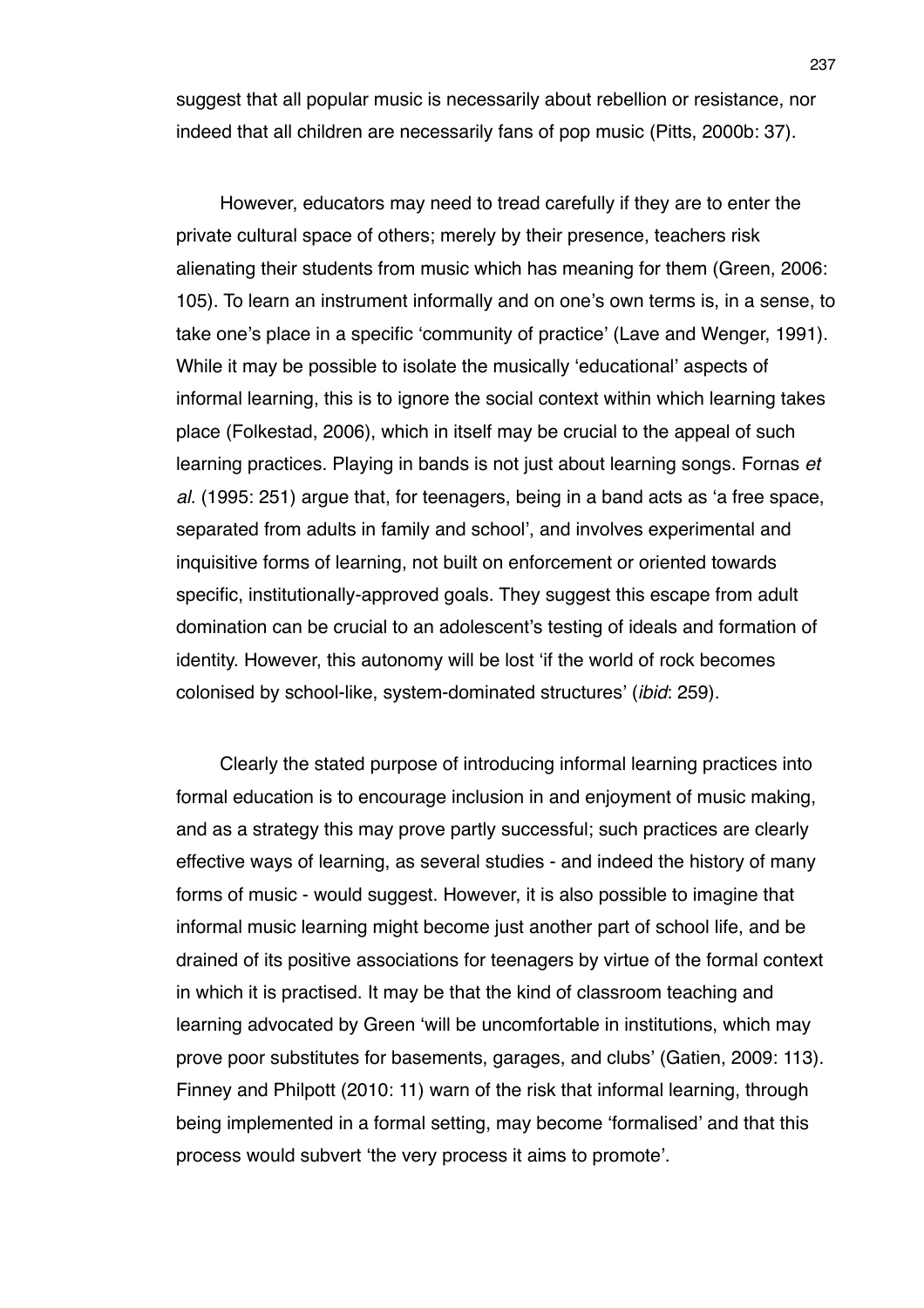suggest that all popular music is necessarily about rebellion or resistance, nor indeed that all children are necessarily fans of pop music (Pitts, 2000b: 37).

However, educators may need to tread carefully if they are to enter the private cultural space of others; merely by their presence, teachers risk alienating their students from music which has meaning for them (Green, 2006: 105). To learn an instrument informally and on one's own terms is, in a sense, to take one's place in a specific 'community of practice' (Lave and Wenger, 1991). While it may be possible to isolate the musically 'educational' aspects of informal learning, this is to ignore the social context within which learning takes place (Folkestad, 2006), which in itself may be crucial to the appeal of such learning practices. Playing in bands is not just about learning songs. Fornas *et al.* (1995: 251) argue that, for teenagers, being in a band acts as 'a free space, separated from adults in family and school', and involves experimental and inquisitive forms of learning, not built on enforcement or oriented towards specific, institutionally-approved goals. They suggest this escape from adult domination can be crucial to an adolescent's testing of ideals and formation of identity. However, this autonomy will be lost 'if the world of rock becomes colonised by school-like, system-dominated structures' (*ibid*: 259).

Clearly the stated purpose of introducing informal learning practices into formal education is to encourage inclusion in and enjoyment of music making, and as a strategy this may prove partly successful; such practices are clearly effective ways of learning, as several studies - and indeed the history of many forms of music - would suggest. However, it is also possible to imagine that informal music learning might become just another part of school life, and be drained of its positive associations for teenagers by virtue of the formal context in which it is practised. It may be that the kind of classroom teaching and learning advocated by Green 'will be uncomfortable in institutions, which may prove poor substitutes for basements, garages, and clubs' (Gatien, 2009: 113). Finney and Philpott (2010: 11) warn of the risk that informal learning, through being implemented in a formal setting, may become 'formalised' and that this process would subvert 'the very process it aims to promote'.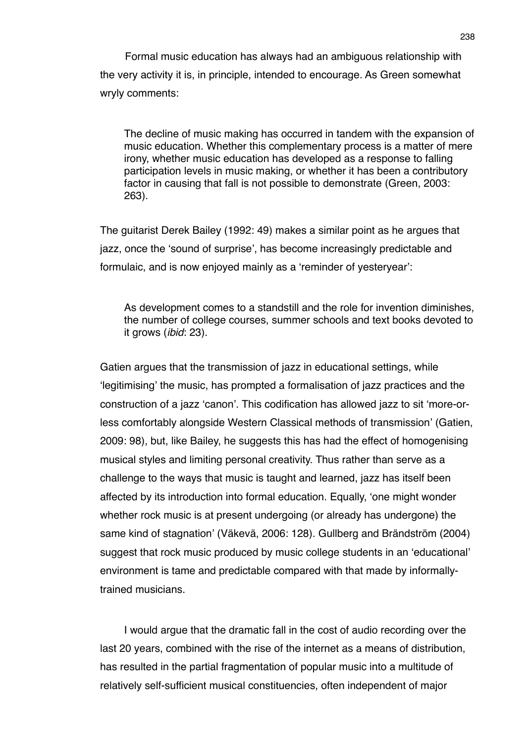Formal music education has always had an ambiguous relationship with the very activity it is, in principle, intended to encourage. As Green somewhat wryly comments:

> The decline of music making has occurred in tandem with the expansion of music education. Whether this complementary process is a matter of mere irony, whether music education has developed as a response to falling participation levels in music making, or whether it has been a contributory factor in causing that fall is not possible to demonstrate (Green, 2003: 263).

The guitarist Derek Bailey (1992: 49) makes a similar point as he argues that jazz, once the 'sound of surprise', has become increasingly predictable and formulaic, and is now enjoyed mainly as a 'reminder of yesteryear':

> As development comes to a standstill and the role for invention diminishes, the number of college courses, summer schools and text books devoted to it grows (*ibid*: 23).

Gatien argues that the transmission of jazz in educational settings, while 'legitimising' the music, has prompted a formalisation of jazz practices and the construction of a jazz 'canon'. This codification has allowed jazz to sit 'more-or-less comfortably alongside Western Classical methods of transmission' (Gatien, 2009: 98), but, like Bailey, he suggests this has had the effect of homogenising musical styles and limiting personal creativity. Thus rather than serve as a challenge to the ways that music is taught and learned, jazz has itself been affected by its introduction into formal education. Equally, 'one might wonder whether rock music is at present undergoing (or already has undergone) the same kind of stagnation' (Väkevä, 2006: 128). Gullberg and Brändström (2004) suggest that rock music produced by music college students in an 'educational' environment is tame and predictable compared with that made by informally-trained musicians.

I would argue that the dramatic fall in the cost of audio recording over the last 20 years, combined with the rise of the internet as a means of distribution, has resulted in the partial fragmentation of popular music into a multitude of relatively self-sufficient musical constituencies, often independent of major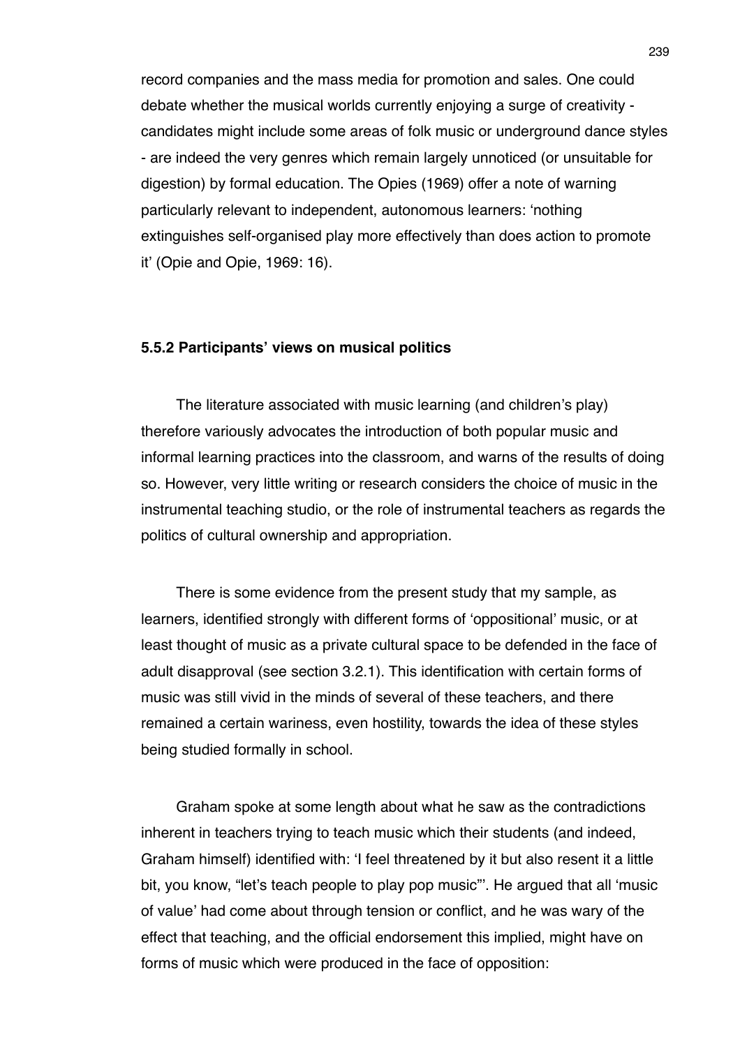record companies and the mass media for promotion and sales. One could debate whether the musical worlds currently enjoying a surge of creativity - candidates might include some areas of folk music or underground dance styles - are indeed the very genres which remain largely unnoticed (or unsuitable for digestion) by formal education. The Opies (1969) offer a note of warning particularly relevant to independent, autonomous learners: 'nothing extinguishes self-organised play more effectively than does action to promote it' (Opie and Opie, 1969: 16).

### 5.5.2 Participants' views on musical politics

The literature associated with music learning (and children's play) therefore variously advocates the introduction of both popular music and informal learning practices into the classroom, and warns of the results of doing so. However, very little writing or research considers the choice of music in the instrumental teaching studio, or the role of instrumental teachers as regards the politics of cultural ownership and appropriation.

There is some evidence from the present study that my sample, as learners, identified strongly with different forms of 'oppositional' music, or at least thought of music as a private cultural space to be defended in the face of adult disapproval (see section 3.2.1). This identification with certain forms of music was still vivid in the minds of several of these teachers, and there remained a certain wariness, even hostility, towards the idea of these styles being studied formally in school.

Graham spoke at some length about what he saw as the contradictions inherent in teachers trying to teach music which their students (and indeed, Graham himself) identified with: 'I feel threatened by it but also resent it a little bit, you know, "let's teach people to play pop music"'. He argued that all 'music of value' had come about through tension or conflict, and he was wary of the effect that teaching, and the official endorsement this implied, might have on forms of music which were produced in the face of opposition: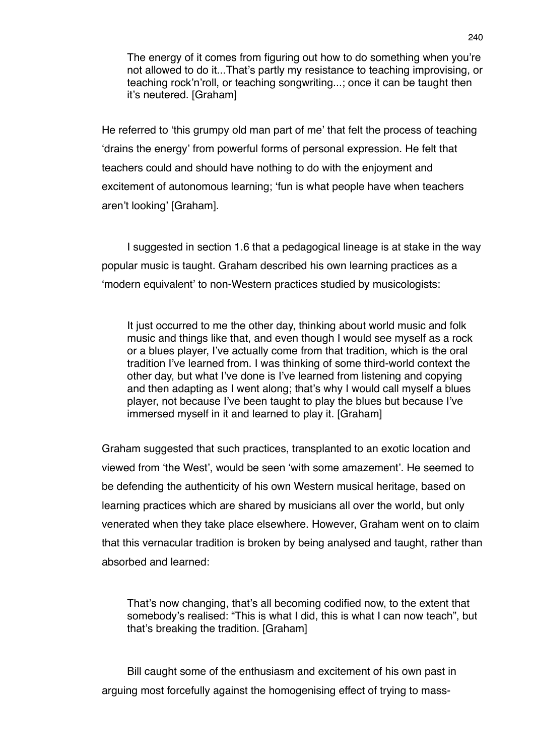> The energy of it comes from figuring out how to do something when you're not allowed to do it...That's partly my resistance to teaching improvising, or teaching rock'n'roll, or teaching songwriting...; once it can be taught then it's neutered. [Graham]

He referred to 'this grumpy old man part of me' that felt the process of teaching 'drains the energy' from powerful forms of personal expression. He felt that teachers could and should have nothing to do with the enjoyment and excitement of autonomous learning; 'fun is what people have when teachers aren't looking' [Graham].

I suggested in section 1.6 that a pedagogical lineage is at stake in the way popular music is taught. Graham described his own learning practices as a 'modern equivalent' to non-Western practices studied by musicologists:

> It just occurred to me the other day, thinking about world music and folk music and things like that, and even though I would see myself as a rock or a blues player, I've actually come from that tradition, which is the oral tradition I've learned from. I was thinking of some third-world context the other day, but what I've done is I've learned from listening and copying and then adapting as I went along; that's why I would call myself a blues player, not because I've been taught to play the blues but because I've immersed myself in it and learned to play it. [Graham]

Graham suggested that such practices, transplanted to an exotic location and viewed from 'the West', would be seen 'with some amazement'. He seemed to be defending the authenticity of his own Western musical heritage, based on learning practices which are shared by musicians all over the world, but only venerated when they take place elsewhere. However, Graham went on to claim that this vernacular tradition is broken by being analysed and taught, rather than absorbed and learned:

> That's now changing, that's all becoming codified now, to the extent that somebody's realised: "This is what I did, this is what I can now teach", but that's breaking the tradition. [Graham]

Bill caught some of the enthusiasm and excitement of his own past in arguing most forcefully against the homogenising effect of trying to mass-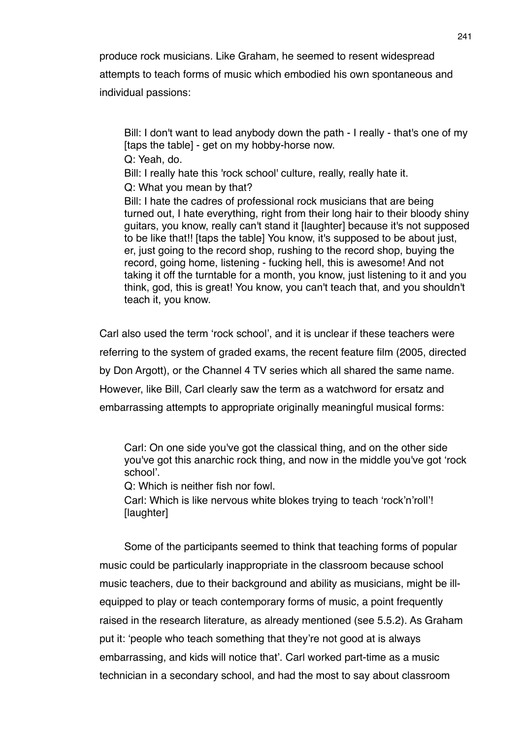produce rock musicians. Like Graham, he seemed to resent widespread attempts to teach forms of music which embodied his own spontaneous and individual passions:

> Bill: I don't want to lead anybody down the path - I really - that's one of my [taps the table] - get on my hobby-horse now.
> Q: Yeah, do.
> Bill: I really hate this 'rock school' culture, really, really hate it.
> Q: What you mean by that?
> Bill: I hate the cadres of professional rock musicians that are being turned out, I hate everything, right from their long hair to their bloody shiny guitars, you know, really can't stand it [laughter] because it's not supposed to be like that!! [taps the table] You know, it's supposed to be about just, er, just going to the record shop, rushing to the record shop, buying the record, going home, listening - fucking hell, this is awesome! And not taking it off the turntable for a month, you know, just listening to it and you think, god, this is great! You know, you can't teach that, and you shouldn't teach it, you know.

Carl also used the term 'rock school', and it is unclear if these teachers were referring to the system of graded exams, the recent feature film (2005, directed by Don Argott), or the Channel 4 TV series which all shared the same name. However, like Bill, Carl clearly saw the term as a watchword for ersatz and embarrassing attempts to appropriate originally meaningful musical forms:

> Carl: On one side you've got the classical thing, and on the other side you've got this anarchic rock thing, and now in the middle you've got 'rock school'.
> Q: Which is neither fish nor fowl.
> Carl: Which is like nervous white blokes trying to teach 'rock'n'roll'! [laughter]

Some of the participants seemed to think that teaching forms of popular music could be particularly inappropriate in the classroom because school music teachers, due to their background and ability as musicians, might be ill-equipped to play or teach contemporary forms of music, a point frequently raised in the research literature, as already mentioned (see 5.5.2). As Graham put it: 'people who teach something that they're not good at is always embarrassing, and kids will notice that'. Carl worked part-time as a music technician in a secondary school, and had the most to say about classroom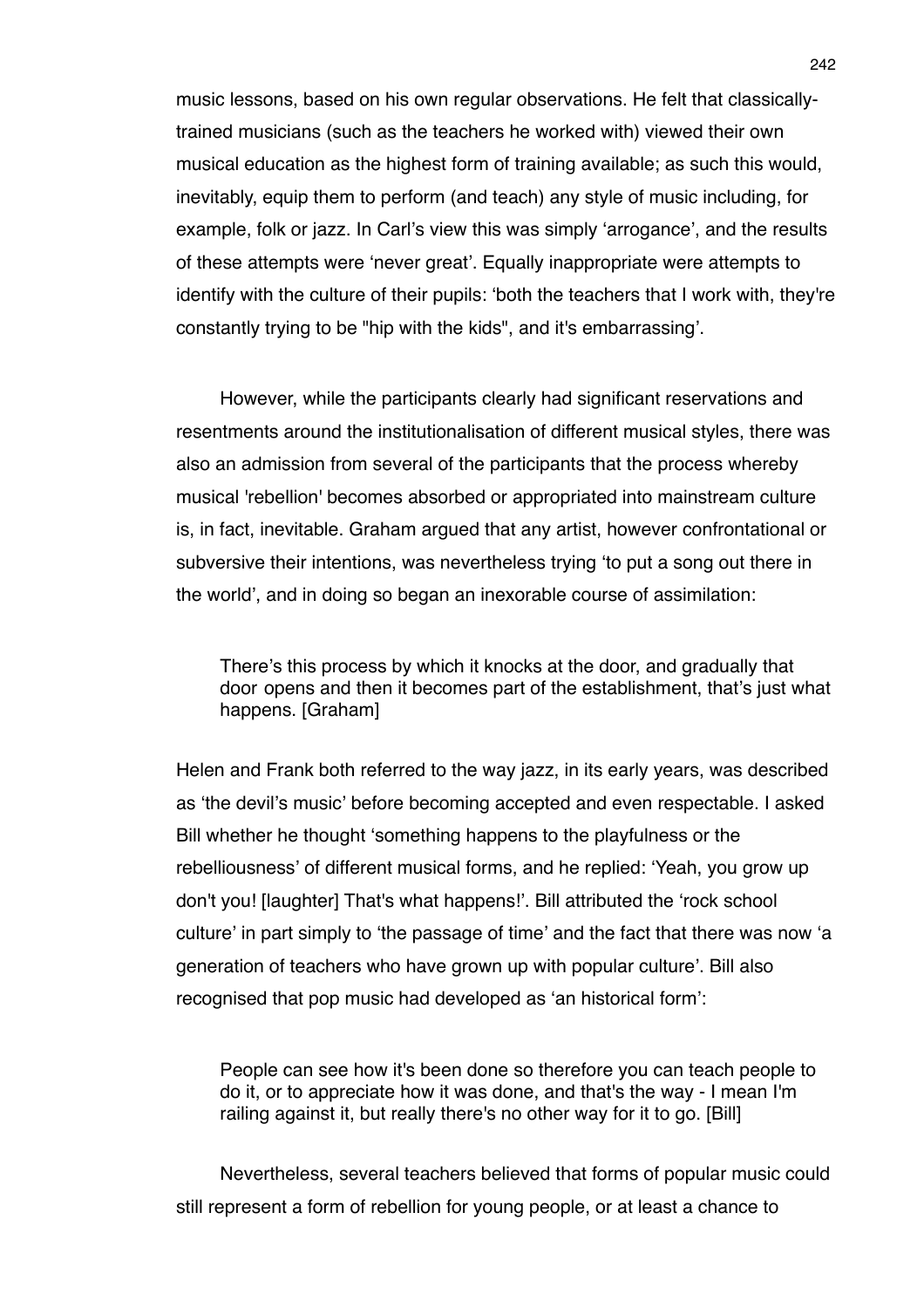music lessons, based on his own regular observations. He felt that classically-trained musicians (such as the teachers he worked with) viewed their own musical education as the highest form of training available; as such this would, inevitably, equip them to perform (and teach) any style of music including, for example, folk or jazz. In Carl's view this was simply 'arrogance', and the results of these attempts were 'never great'. Equally inappropriate were attempts to identify with the culture of their pupils: 'both the teachers that I work with, they're constantly trying to be "hip with the kids", and it's embarrassing'.

However, while the participants clearly had significant reservations and resentments around the institutionalisation of different musical styles, there was also an admission from several of the participants that the process whereby musical 'rebellion' becomes absorbed or appropriated into mainstream culture is, in fact, inevitable. Graham argued that any artist, however confrontational or subversive their intentions, was nevertheless trying 'to put a song out there in the world', and in doing so began an inexorable course of assimilation:

> There's this process by which it knocks at the door, and gradually that door opens and then it becomes part of the establishment, that's just what happens. [Graham]

Helen and Frank both referred to the way jazz, in its early years, was described as 'the devil's music' before becoming accepted and even respectable. I asked Bill whether he thought 'something happens to the playfulness or the rebelliousness' of different musical forms, and he replied: 'Yeah, you grow up don't you! [laughter] That's what happens!'. Bill attributed the 'rock school culture' in part simply to 'the passage of time' and the fact that there was now 'a generation of teachers who have grown up with popular culture'. Bill also recognised that pop music had developed as 'an historical form':

> People can see how it's been done so therefore you can teach people to do it, or to appreciate how it was done, and that's the way - I mean I'm railing against it, but really there's no other way for it to go. [Bill]

Nevertheless, several teachers believed that forms of popular music could still represent a form of rebellion for young people, or at least a chance to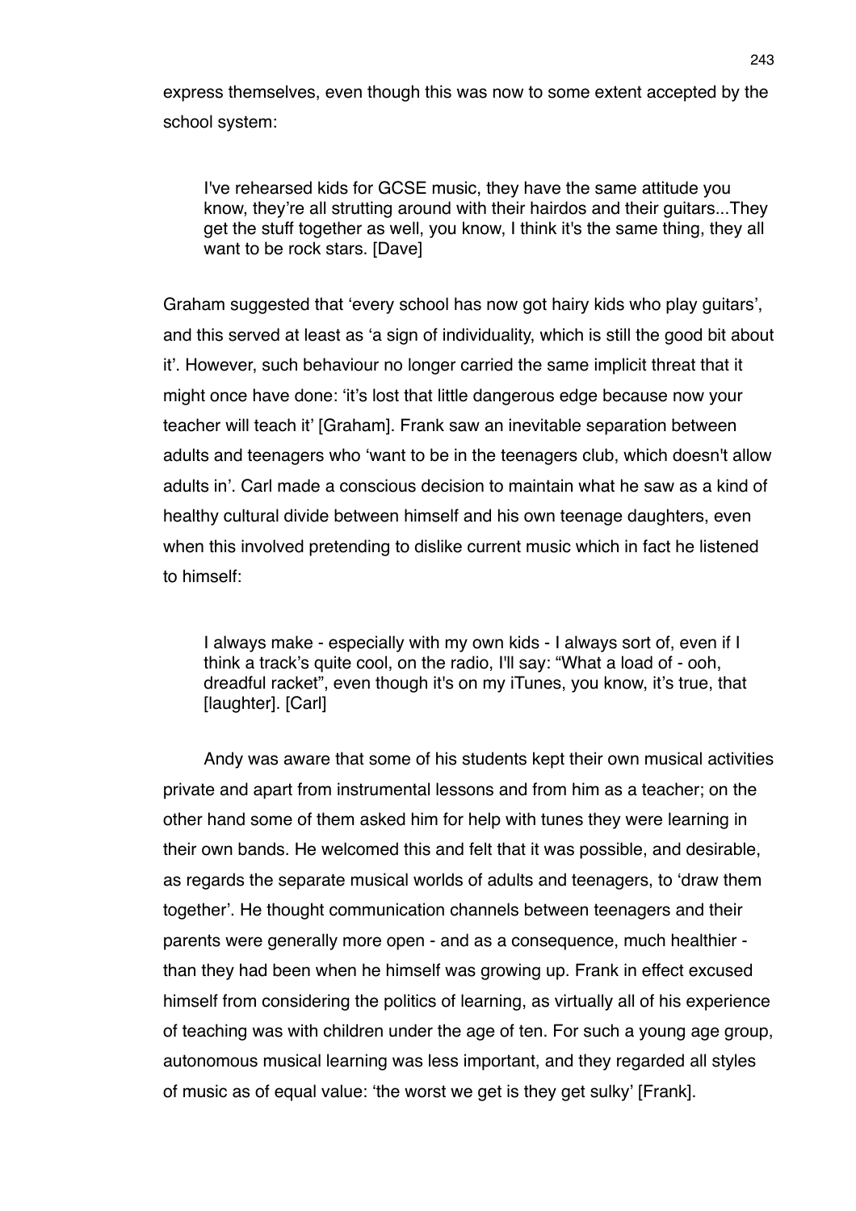express themselves, even though this was now to some extent accepted by the school system:

> I've rehearsed kids for GCSE music, they have the same attitude you know, they're all strutting around with their hairdos and their guitars...They get the stuff together as well, you know, I think it's the same thing, they all want to be rock stars. [Dave]

Graham suggested that 'every school has now got hairy kids who play guitars', and this served at least as 'a sign of individuality, which is still the good bit about it'. However, such behaviour no longer carried the same implicit threat that it might once have done: 'it's lost that little dangerous edge because now your teacher will teach it' [Graham]. Frank saw an inevitable separation between adults and teenagers who 'want to be in the teenagers club, which doesn't allow adults in'. Carl made a conscious decision to maintain what he saw as a kind of healthy cultural divide between himself and his own teenage daughters, even when this involved pretending to dislike current music which in fact he listened to himself:

> I always make - especially with my own kids - I always sort of, even if I think a track's quite cool, on the radio, I'll say: "What a load of - ooh, dreadful racket", even though it's on my iTunes, you know, it's true, that [laughter]. [Carl]

Andy was aware that some of his students kept their own musical activities private and apart from instrumental lessons and from him as a teacher; on the other hand some of them asked him for help with tunes they were learning in their own bands. He welcomed this and felt that it was possible, and desirable, as regards the separate musical worlds of adults and teenagers, to 'draw them together'. He thought communication channels between teenagers and their parents were generally more open - and as a consequence, much healthier - than they had been when he himself was growing up. Frank in effect excused himself from considering the politics of learning, as virtually all of his experience of teaching was with children under the age of ten. For such a young age group, autonomous musical learning was less important, and they regarded all styles of music as of equal value: 'the worst we get is they get sulky' [Frank].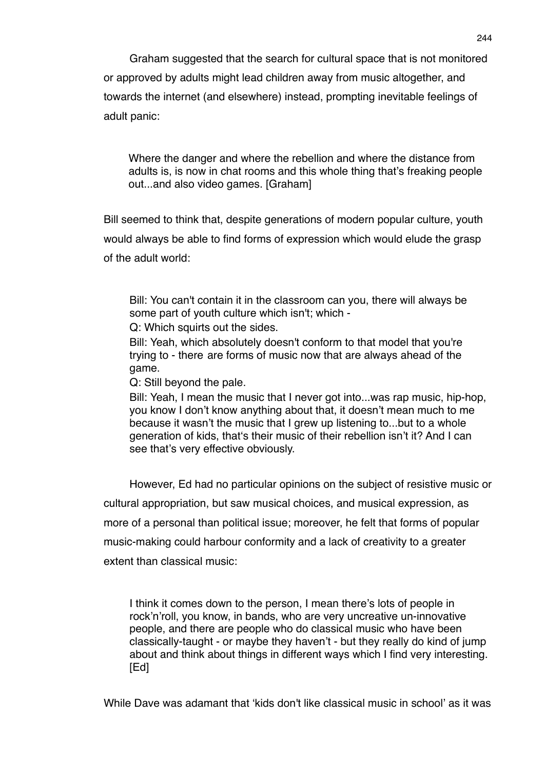Graham suggested that the search for cultural space that is not monitored or approved by adults might lead children away from music altogether, and towards the internet (and elsewhere) instead, prompting inevitable feelings of adult panic:

> Where the danger and where the rebellion and where the distance from adults is, is now in chat rooms and this whole thing that's freaking people out...and also video games. [Graham]

Bill seemed to think that, despite generations of modern popular culture, youth would always be able to find forms of expression which would elude the grasp of the adult world:

> Bill: You can't contain it in the classroom can you, there will always be some part of youth culture which isn't; which -
>
> Q: Which squirts out the sides.
>
> Bill: Yeah, which absolutely doesn't conform to that model that you're trying to - there are forms of music now that are always ahead of the game.
>
> Q: Still beyond the pale.
>
> Bill: Yeah, I mean the music that I never got into...was rap music, hip-hop, you know I don't know anything about that, it doesn't mean much to me because it wasn't the music that I grew up listening to...but to a whole generation of kids, that's their music of their rebellion isn't it? And I can see that's very effective obviously.

However, Ed had no particular opinions on the subject of resistive music or cultural appropriation, but saw musical choices, and musical expression, as more of a personal than political issue; moreover, he felt that forms of popular music-making could harbour conformity and a lack of creativity to a greater extent than classical music:

> I think it comes down to the person, I mean there's lots of people in rock'n'roll, you know, in bands, who are very uncreative un-innovative people, and there are people who do classical music who have been classically-taught - or maybe they haven't - but they really do kind of jump about and think about things in different ways which I find very interesting. [Ed]

While Dave was adamant that 'kids don't like classical music in school' as it was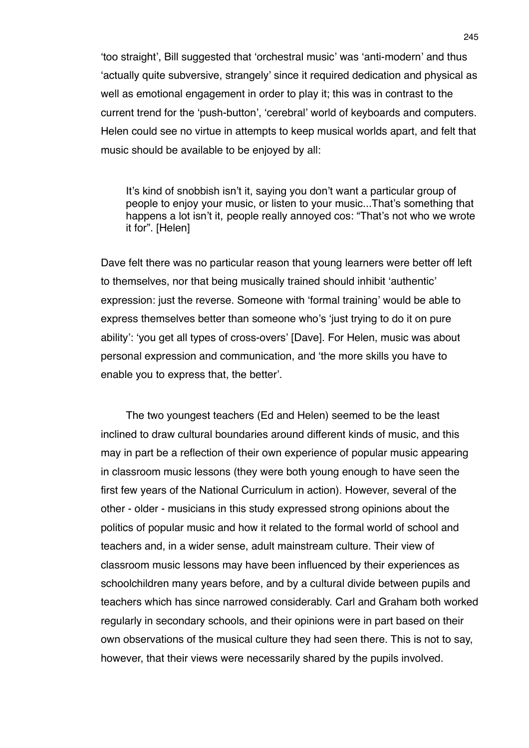'too straight', Bill suggested that 'orchestral music' was 'anti-modern' and thus 'actually quite subversive, strangely' since it required dedication and physical as well as emotional engagement in order to play it; this was in contrast to the current trend for the 'push-button', 'cerebral' world of keyboards and computers. Helen could see no virtue in attempts to keep musical worlds apart, and felt that music should be available to be enjoyed by all:

> It's kind of snobbish isn't it, saying you don't want a particular group of people to enjoy your music, or listen to your music...That's something that happens a lot isn't it, people really annoyed cos: "That's not who we wrote it for". [Helen]

Dave felt there was no particular reason that young learners were better off left to themselves, nor that being musically trained should inhibit 'authentic' expression: just the reverse. Someone with 'formal training' would be able to express themselves better than someone who's 'just trying to do it on pure ability': 'you get all types of cross-overs' [Dave]. For Helen, music was about personal expression and communication, and 'the more skills you have to enable you to express that, the better'.

The two youngest teachers (Ed and Helen) seemed to be the least inclined to draw cultural boundaries around different kinds of music, and this may in part be a reflection of their own experience of popular music appearing in classroom music lessons (they were both young enough to have seen the first few years of the National Curriculum in action). However, several of the other - older - musicians in this study expressed strong opinions about the politics of popular music and how it related to the formal world of school and teachers and, in a wider sense, adult mainstream culture. Their view of classroom music lessons may have been influenced by their experiences as schoolchildren many years before, and by a cultural divide between pupils and teachers which has since narrowed considerably. Carl and Graham both worked regularly in secondary schools, and their opinions were in part based on their own observations of the musical culture they had seen there. This is not to say, however, that their views were necessarily shared by the pupils involved.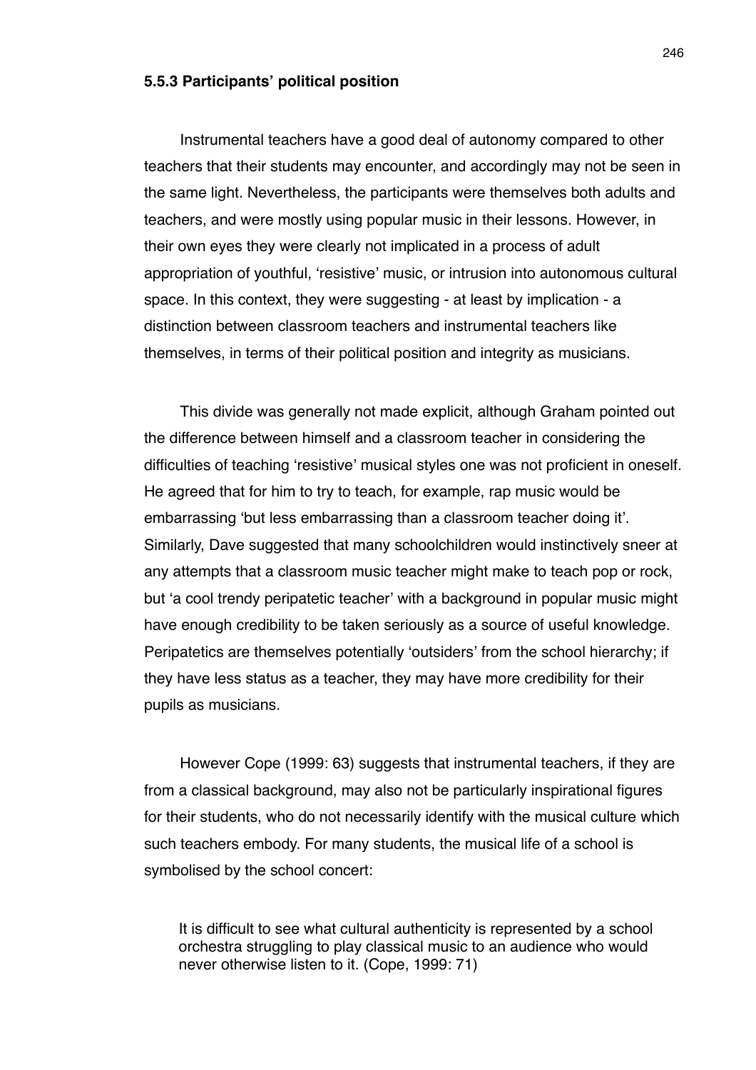### 5.5.3 Participants' political position

Instrumental teachers have a good deal of autonomy compared to other teachers that their students may encounter, and accordingly may not be seen in the same light. Nevertheless, the participants were themselves both adults and teachers, and were mostly using popular music in their lessons. However, in their own eyes they were clearly not implicated in a process of adult appropriation of youthful, 'resistive' music, or intrusion into autonomous cultural space. In this context, they were suggesting - at least by implication - a distinction between classroom teachers and instrumental teachers like themselves, in terms of their political position and integrity as musicians.

This divide was generally not made explicit, although Graham pointed out the difference between himself and a classroom teacher in considering the difficulties of teaching 'resistive' musical styles one was not proficient in oneself. He agreed that for him to try to teach, for example, rap music would be embarrassing 'but less embarrassing than a classroom teacher doing it'. Similarly, Dave suggested that many schoolchildren would instinctively sneer at any attempts that a classroom music teacher might make to teach pop or rock, but 'a cool trendy peripatetic teacher' with a background in popular music might have enough credibility to be taken seriously as a source of useful knowledge. Peripatetics are themselves potentially 'outsiders' from the school hierarchy; if they have less status as a teacher, they may have more credibility for their pupils as musicians.

However Cope (1999: 63) suggests that instrumental teachers, if they are from a classical background, may also not be particularly inspirational figures for their students, who do not necessarily identify with the musical culture which such teachers embody. For many students, the musical life of a school is symbolised by the school concert:

> It is difficult to see what cultural authenticity is represented by a school orchestra struggling to play classical music to an audience who would never otherwise listen to it. (Cope, 1999: 71)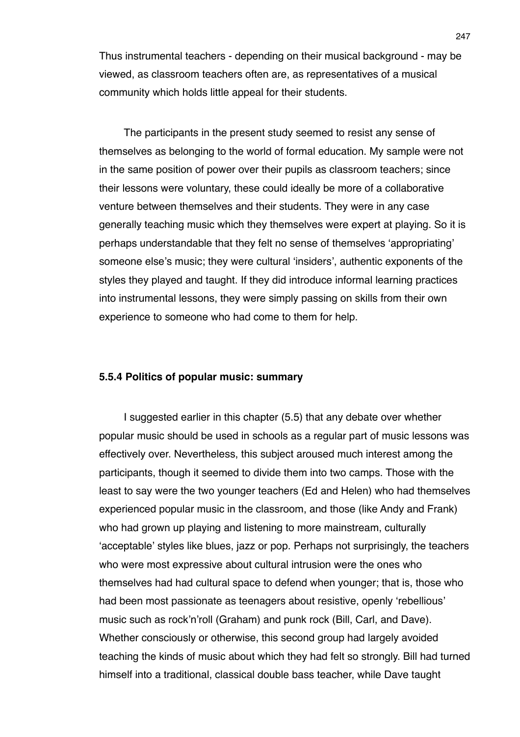Thus instrumental teachers - depending on their musical background - may be viewed, as classroom teachers often are, as representatives of a musical community which holds little appeal for their students.

The participants in the present study seemed to resist any sense of themselves as belonging to the world of formal education. My sample were not in the same position of power over their pupils as classroom teachers; since their lessons were voluntary, these could ideally be more of a collaborative venture between themselves and their students. They were in any case generally teaching music which they themselves were expert at playing. So it is perhaps understandable that they felt no sense of themselves 'appropriating' someone else's music; they were cultural 'insiders', authentic exponents of the styles they played and taught. If they did introduce informal learning practices into instrumental lessons, they were simply passing on skills from their own experience to someone who had come to them for help.

#### 5.5.4 Politics of popular music: summary

I suggested earlier in this chapter (5.5) that any debate over whether popular music should be used in schools as a regular part of music lessons was effectively over. Nevertheless, this subject aroused much interest among the participants, though it seemed to divide them into two camps. Those with the least to say were the two younger teachers (Ed and Helen) who had themselves experienced popular music in the classroom, and those (like Andy and Frank) who had grown up playing and listening to more mainstream, culturally 'acceptable' styles like blues, jazz or pop. Perhaps not surprisingly, the teachers who were most expressive about cultural intrusion were the ones who themselves had had cultural space to defend when younger; that is, those who had been most passionate as teenagers about resistive, openly 'rebellious' music such as rock'n'roll (Graham) and punk rock (Bill, Carl, and Dave). Whether consciously or otherwise, this second group had largely avoided teaching the kinds of music about which they had felt so strongly. Bill had turned himself into a traditional, classical double bass teacher, while Dave taught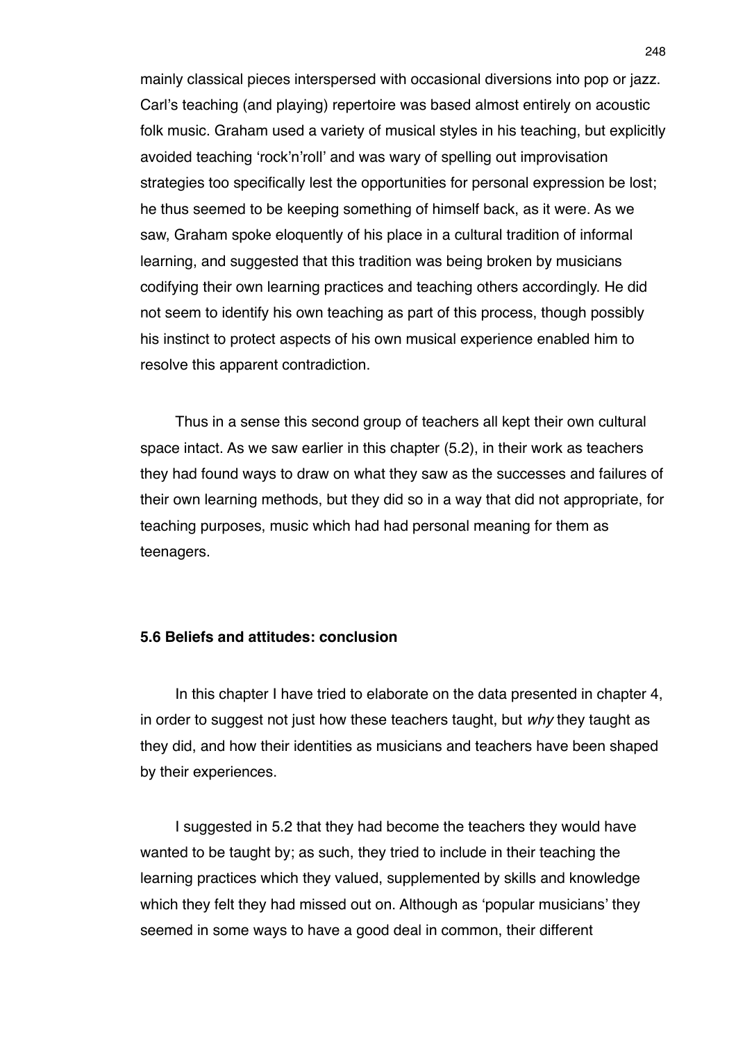mainly classical pieces interspersed with occasional diversions into pop or jazz. Carl's teaching (and playing) repertoire was based almost entirely on acoustic folk music. Graham used a variety of musical styles in his teaching, but explicitly avoided teaching 'rock'n'roll' and was wary of spelling out improvisation strategies too specifically lest the opportunities for personal expression be lost; he thus seemed to be keeping something of himself back, as it were. As we saw, Graham spoke eloquently of his place in a cultural tradition of informal learning, and suggested that this tradition was being broken by musicians codifying their own learning practices and teaching others accordingly. He did not seem to identify his own teaching as part of this process, though possibly his instinct to protect aspects of his own musical experience enabled him to resolve this apparent contradiction.

Thus in a sense this second group of teachers all kept their own cultural space intact. As we saw earlier in this chapter (5.2), in their work as teachers they had found ways to draw on what they saw as the successes and failures of their own learning methods, but they did so in a way that did not appropriate, for teaching purposes, music which had had personal meaning for them as teenagers.

### 5.6 Beliefs and attitudes: conclusion

In this chapter I have tried to elaborate on the data presented in chapter 4, in order to suggest not just how these teachers taught, but *why* they taught as they did, and how their identities as musicians and teachers have been shaped by their experiences.

I suggested in 5.2 that they had become the teachers they would have wanted to be taught by; as such, they tried to include in their teaching the learning practices which they valued, supplemented by skills and knowledge which they felt they had missed out on. Although as 'popular musicians' they seemed in some ways to have a good deal in common, their different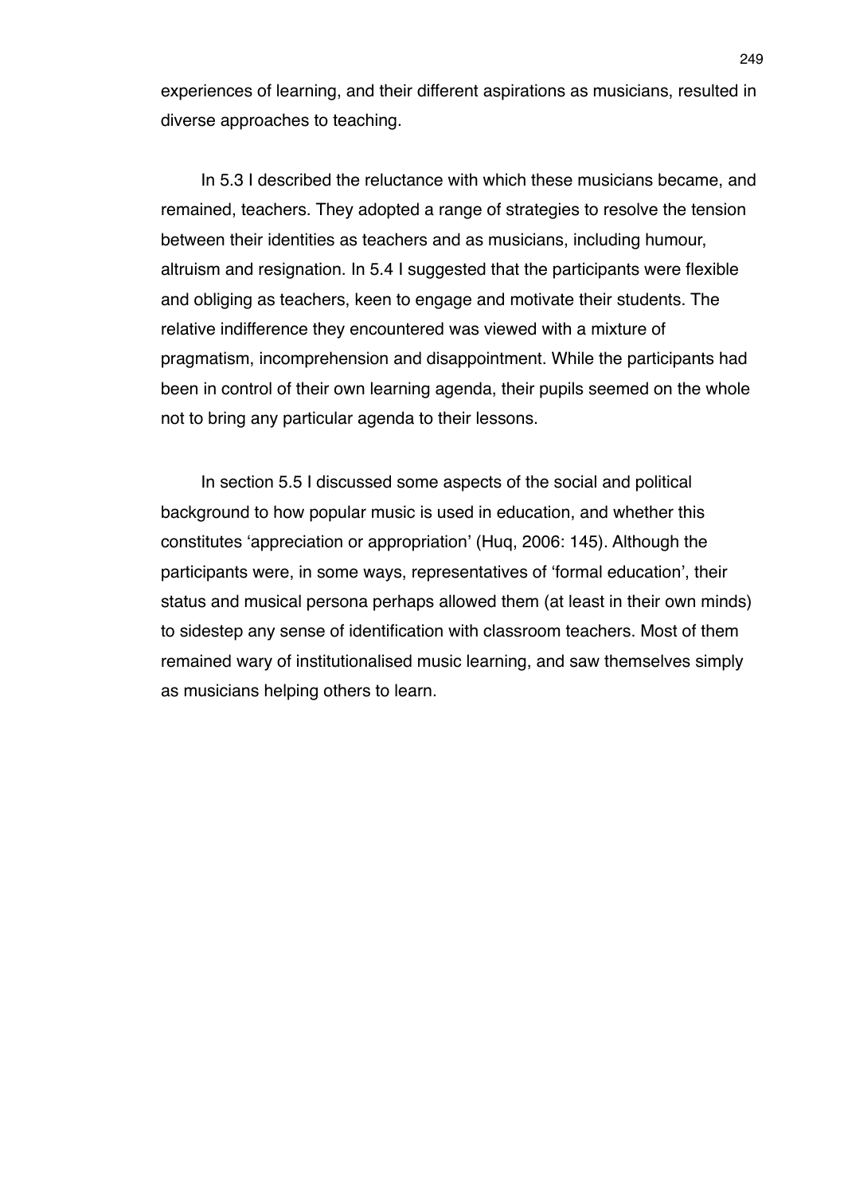experiences of learning, and their different aspirations as musicians, resulted in diverse approaches to teaching.

In 5.3 I described the reluctance with which these musicians became, and remained, teachers. They adopted a range of strategies to resolve the tension between their identities as teachers and as musicians, including humour, altruism and resignation. In 5.4 I suggested that the participants were flexible and obliging as teachers, keen to engage and motivate their students. The relative indifference they encountered was viewed with a mixture of pragmatism, incomprehension and disappointment. While the participants had been in control of their own learning agenda, their pupils seemed on the whole not to bring any particular agenda to their lessons.

In section 5.5 I discussed some aspects of the social and political background to how popular music is used in education, and whether this constitutes 'appreciation or appropriation' (Huq, 2006: 145). Although the participants were, in some ways, representatives of 'formal education', their status and musical persona perhaps allowed them (at least in their own minds) to sidestep any sense of identification with classroom teachers. Most of them remained wary of institutionalised music learning, and saw themselves simply as musicians helping others to learn.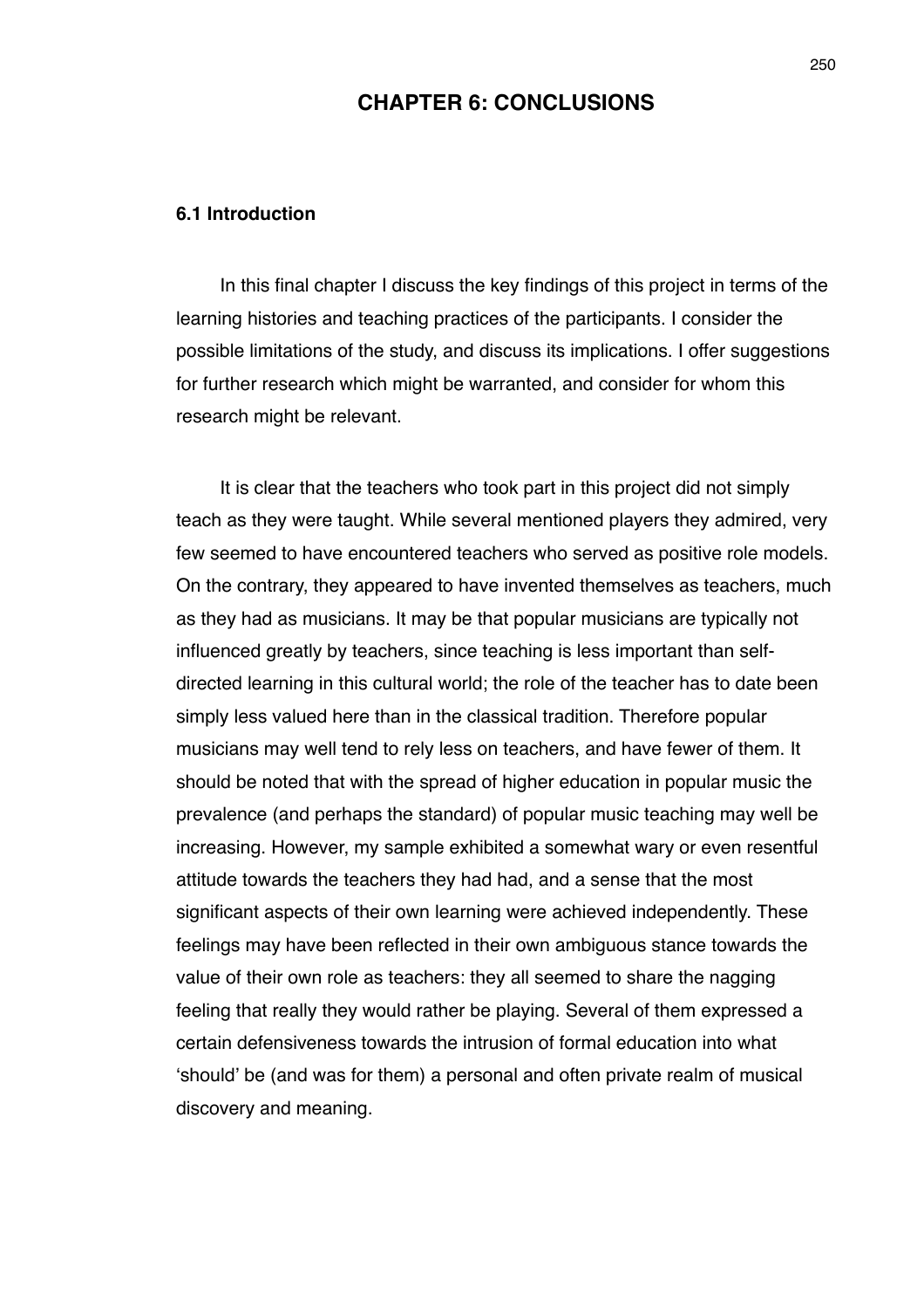# CHAPTER 6: CONCLUSIONS

### 6.1 Introduction

In this final chapter I discuss the key findings of this project in terms of the learning histories and teaching practices of the participants. I consider the possible limitations of the study, and discuss its implications. I offer suggestions for further research which might be warranted, and consider for whom this research might be relevant.

It is clear that the teachers who took part in this project did not simply teach as they were taught. While several mentioned players they admired, very few seemed to have encountered teachers who served as positive role models. On the contrary, they appeared to have invented themselves as teachers, much as they had as musicians. It may be that popular musicians are typically not influenced greatly by teachers, since teaching is less important than self-directed learning in this cultural world; the role of the teacher has to date been simply less valued here than in the classical tradition. Therefore popular musicians may well tend to rely less on teachers, and have fewer of them. It should be noted that with the spread of higher education in popular music the prevalence (and perhaps the standard) of popular music teaching may well be increasing. However, my sample exhibited a somewhat wary or even resentful attitude towards the teachers they had had, and a sense that the most significant aspects of their own learning were achieved independently. These feelings may have been reflected in their own ambiguous stance towards the value of their own role as teachers: they all seemed to share the nagging feeling that really they would rather be playing. Several of them expressed a certain defensiveness towards the intrusion of formal education into what 'should' be (and was for them) a personal and often private realm of musical discovery and meaning.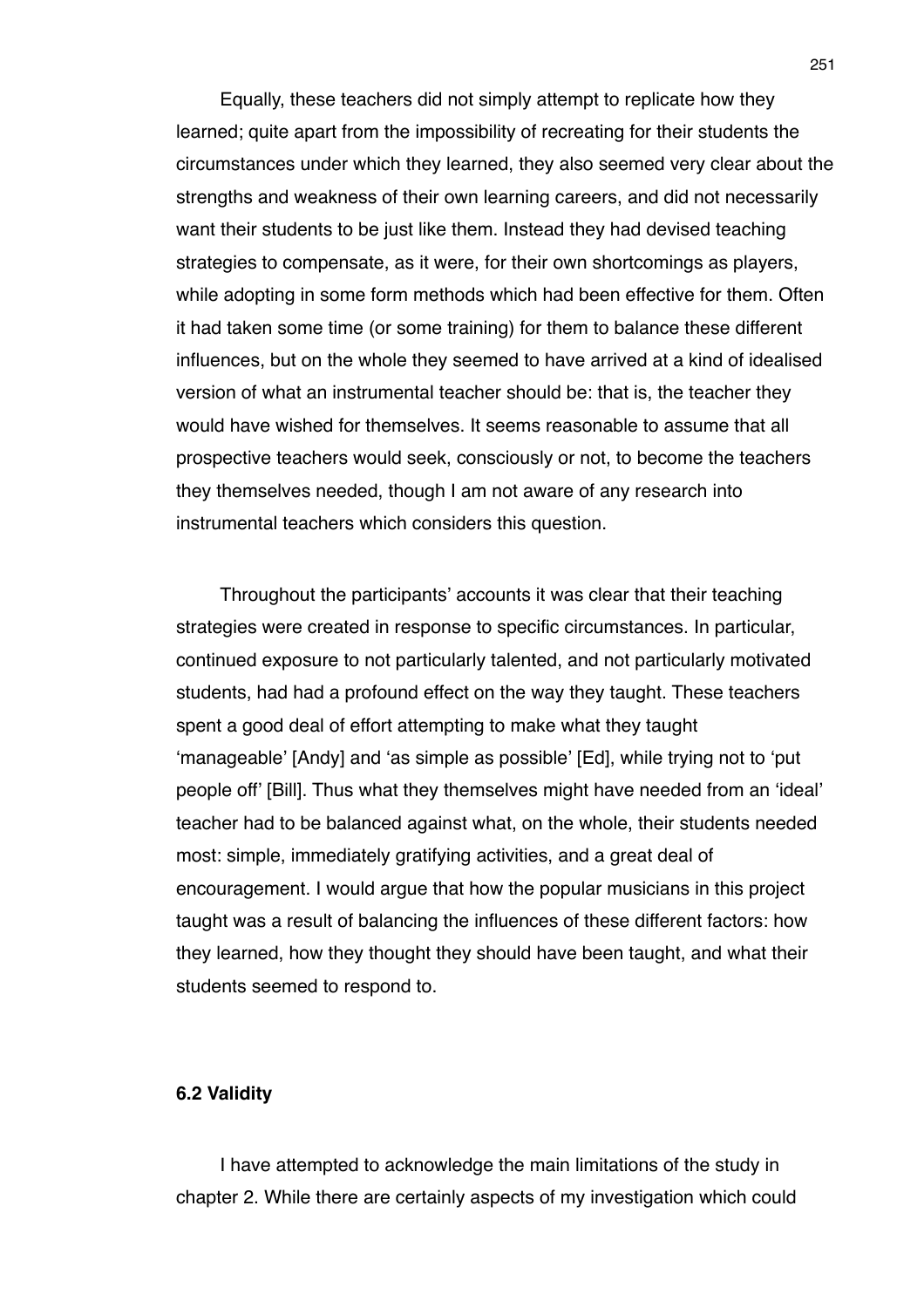Equally, these teachers did not simply attempt to replicate how they learned; quite apart from the impossibility of recreating for their students the circumstances under which they learned, they also seemed very clear about the strengths and weakness of their own learning careers, and did not necessarily want their students to be just like them. Instead they had devised teaching strategies to compensate, as it were, for their own shortcomings as players, while adopting in some form methods which had been effective for them. Often it had taken some time (or some training) for them to balance these different influences, but on the whole they seemed to have arrived at a kind of idealised version of what an instrumental teacher should be: that is, the teacher they would have wished for themselves. It seems reasonable to assume that all prospective teachers would seek, consciously or not, to become the teachers they themselves needed, though I am not aware of any research into instrumental teachers which considers this question.

Throughout the participants' accounts it was clear that their teaching strategies were created in response to specific circumstances. In particular, continued exposure to not particularly talented, and not particularly motivated students, had had a profound effect on the way they taught. These teachers spent a good deal of effort attempting to make what they taught 'manageable' [Andy] and 'as simple as possible' [Ed], while trying not to 'put people off' [Bill]. Thus what they themselves might have needed from an 'ideal' teacher had to be balanced against what, on the whole, their students needed most: simple, immediately gratifying activities, and a great deal of encouragement. I would argue that how the popular musicians in this project taught was a result of balancing the influences of these different factors: how they learned, how they thought they should have been taught, and what their students seemed to respond to.

### 6.2 Validity

I have attempted to acknowledge the main limitations of the study in chapter 2. While there are certainly aspects of my investigation which could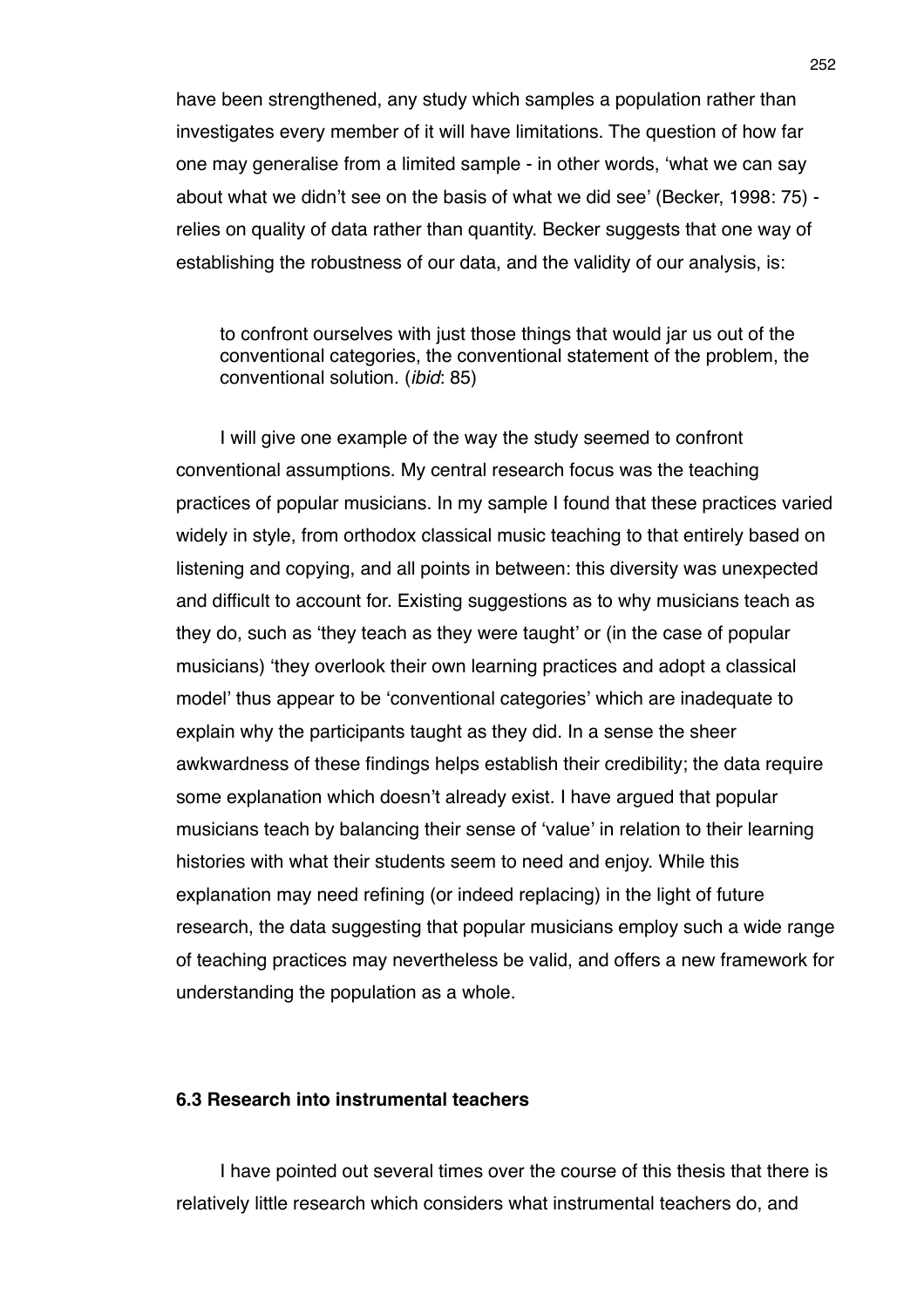have been strengthened, any study which samples a population rather than investigates every member of it will have limitations. The question of how far one may generalise from a limited sample - in other words, 'what we can say about what we didn't see on the basis of what we did see' (Becker, 1998: 75) - relies on quality of data rather than quantity. Becker suggests that one way of establishing the robustness of our data, and the validity of our analysis, is:

> to confront ourselves with just those things that would jar us out of the conventional categories, the conventional statement of the problem, the conventional solution. (*ibid*: 85)

I will give one example of the way the study seemed to confront conventional assumptions. My central research focus was the teaching practices of popular musicians. In my sample I found that these practices varied widely in style, from orthodox classical music teaching to that entirely based on listening and copying, and all points in between: this diversity was unexpected and difficult to account for. Existing suggestions as to why musicians teach as they do, such as 'they teach as they were taught' or (in the case of popular musicians) 'they overlook their own learning practices and adopt a classical model' thus appear to be 'conventional categories' which are inadequate to explain why the participants taught as they did. In a sense the sheer awkwardness of these findings helps establish their credibility; the data require some explanation which doesn't already exist. I have argued that popular musicians teach by balancing their sense of 'value' in relation to their learning histories with what their students seem to need and enjoy. While this explanation may need refining (or indeed replacing) in the light of future research, the data suggesting that popular musicians employ such a wide range of teaching practices may nevertheless be valid, and offers a new framework for understanding the population as a whole.

### 6.3 Research into instrumental teachers

I have pointed out several times over the course of this thesis that there is relatively little research which considers what instrumental teachers do, and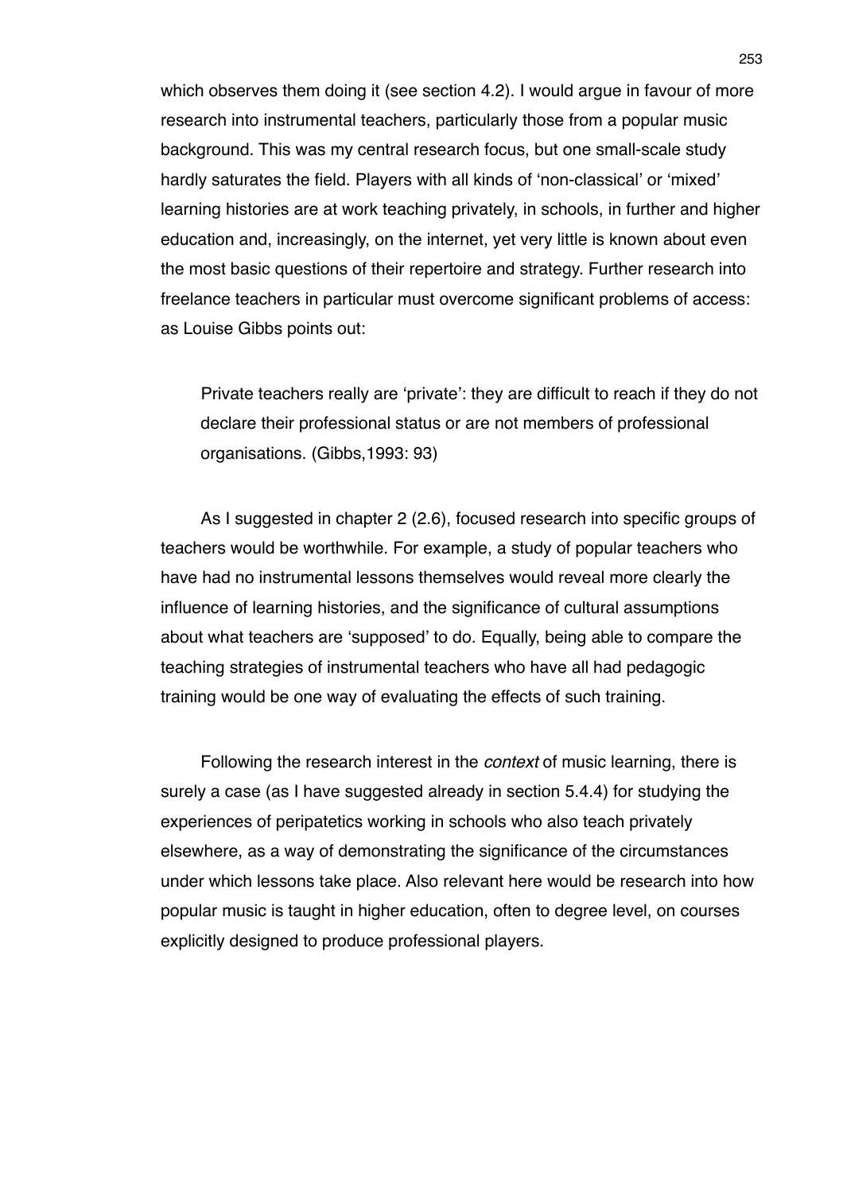which observes them doing it (see section 4.2). I would argue in favour of more research into instrumental teachers, particularly those from a popular music background. This was my central research focus, but one small-scale study hardly saturates the field. Players with all kinds of 'non-classical' or 'mixed' learning histories are at work teaching privately, in schools, in further and higher education and, increasingly, on the internet, yet very little is known about even the most basic questions of their repertoire and strategy. Further research into freelance teachers in particular must overcome significant problems of access: as Louise Gibbs points out:

> Private teachers really are 'private': they are difficult to reach if they do not declare their professional status or are not members of professional organisations. (Gibbs,1993: 93)

As I suggested in chapter 2 (2.6), focused research into specific groups of teachers would be worthwhile. For example, a study of popular teachers who have had no instrumental lessons themselves would reveal more clearly the influence of learning histories, and the significance of cultural assumptions about what teachers are 'supposed' to do. Equally, being able to compare the teaching strategies of instrumental teachers who have all had pedagogic training would be one way of evaluating the effects of such training.

Following the research interest in the *context* of music learning, there is surely a case (as I have suggested already in section 5.4.4) for studying the experiences of peripatetics working in schools who also teach privately elsewhere, as a way of demonstrating the significance of the circumstances under which lessons take place. Also relevant here would be research into how popular music is taught in higher education, often to degree level, on courses explicitly designed to produce professional players.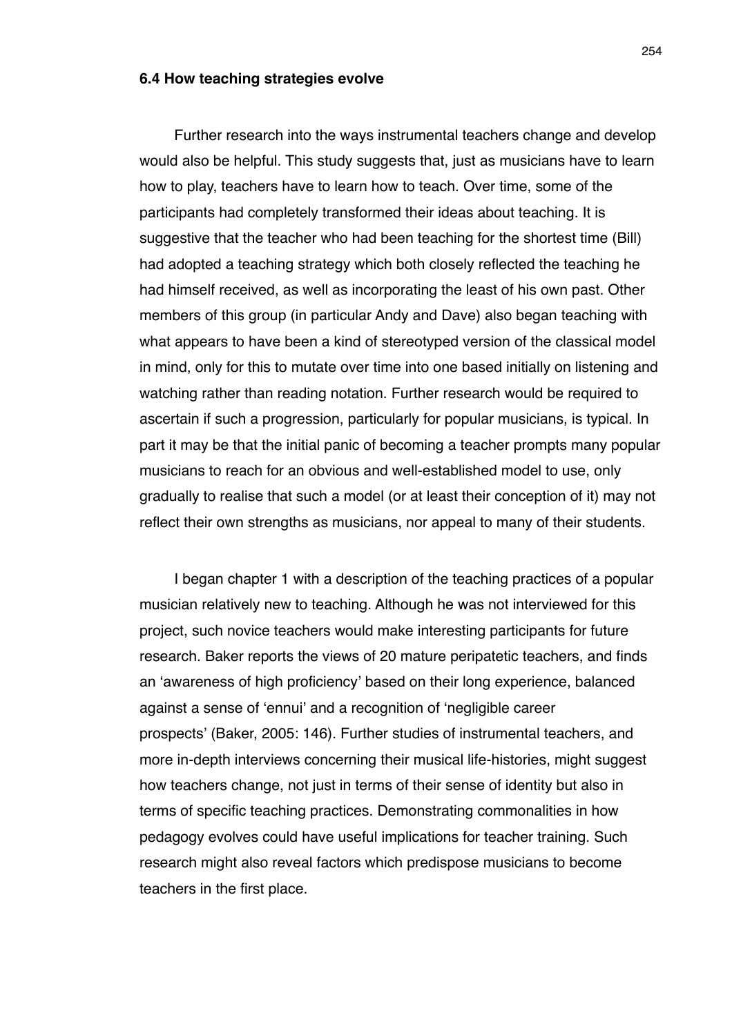### 6.4 How teaching strategies evolve

Further research into the ways instrumental teachers change and develop would also be helpful. This study suggests that, just as musicians have to learn how to play, teachers have to learn how to teach. Over time, some of the participants had completely transformed their ideas about teaching. It is suggestive that the teacher who had been teaching for the shortest time (Bill) had adopted a teaching strategy which both closely reflected the teaching he had himself received, as well as incorporating the least of his own past. Other members of this group (in particular Andy and Dave) also began teaching with what appears to have been a kind of stereotyped version of the classical model in mind, only for this to mutate over time into one based initially on listening and watching rather than reading notation. Further research would be required to ascertain if such a progression, particularly for popular musicians, is typical. In part it may be that the initial panic of becoming a teacher prompts many popular musicians to reach for an obvious and well-established model to use, only gradually to realise that such a model (or at least their conception of it) may not reflect their own strengths as musicians, nor appeal to many of their students.

I began chapter 1 with a description of the teaching practices of a popular musician relatively new to teaching. Although he was not interviewed for this project, such novice teachers would make interesting participants for future research. Baker reports the views of 20 mature peripatetic teachers, and finds an 'awareness of high proficiency' based on their long experience, balanced against a sense of 'ennui' and a recognition of 'negligible career prospects' (Baker, 2005: 146). Further studies of instrumental teachers, and more in-depth interviews concerning their musical life-histories, might suggest how teachers change, not just in terms of their sense of identity but also in terms of specific teaching practices. Demonstrating commonalities in how pedagogy evolves could have useful implications for teacher training. Such research might also reveal factors which predispose musicians to become teachers in the first place.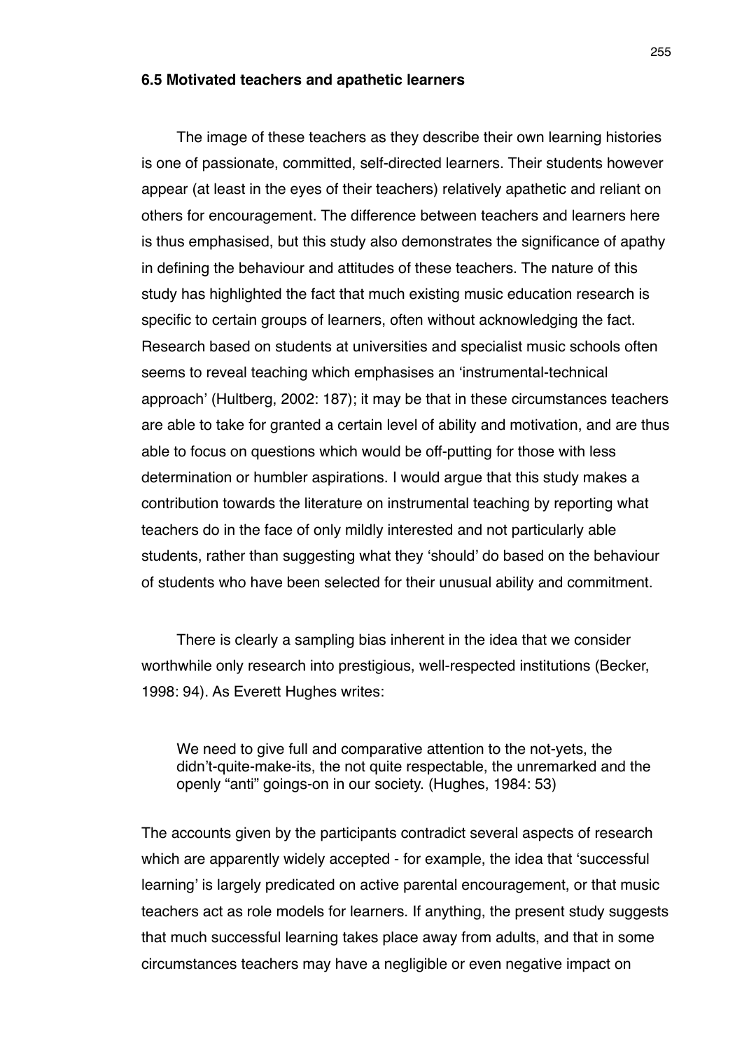### 6.5 Motivated teachers and apathetic learners

The image of these teachers as they describe their own learning histories is one of passionate, committed, self-directed learners. Their students however appear (at least in the eyes of their teachers) relatively apathetic and reliant on others for encouragement. The difference between teachers and learners here is thus emphasised, but this study also demonstrates the significance of apathy in defining the behaviour and attitudes of these teachers. The nature of this study has highlighted the fact that much existing music education research is specific to certain groups of learners, often without acknowledging the fact. Research based on students at universities and specialist music schools often seems to reveal teaching which emphasises an 'instrumental-technical approach' (Hultberg, 2002: 187); it may be that in these circumstances teachers are able to take for granted a certain level of ability and motivation, and are thus able to focus on questions which would be off-putting for those with less determination or humbler aspirations. I would argue that this study makes a contribution towards the literature on instrumental teaching by reporting what teachers do in the face of only mildly interested and not particularly able students, rather than suggesting what they 'should' do based on the behaviour of students who have been selected for their unusual ability and commitment.

There is clearly a sampling bias inherent in the idea that we consider worthwhile only research into prestigious, well-respected institutions (Becker, 1998: 94). As Everett Hughes writes:

> We need to give full and comparative attention to the not-yets, the didn't-quite-make-its, the not quite respectable, the unremarked and the openly "anti" goings-on in our society. (Hughes, 1984: 53)

The accounts given by the participants contradict several aspects of research which are apparently widely accepted - for example, the idea that 'successful learning' is largely predicated on active parental encouragement, or that music teachers act as role models for learners. If anything, the present study suggests that much successful learning takes place away from adults, and that in some circumstances teachers may have a negligible or even negative impact on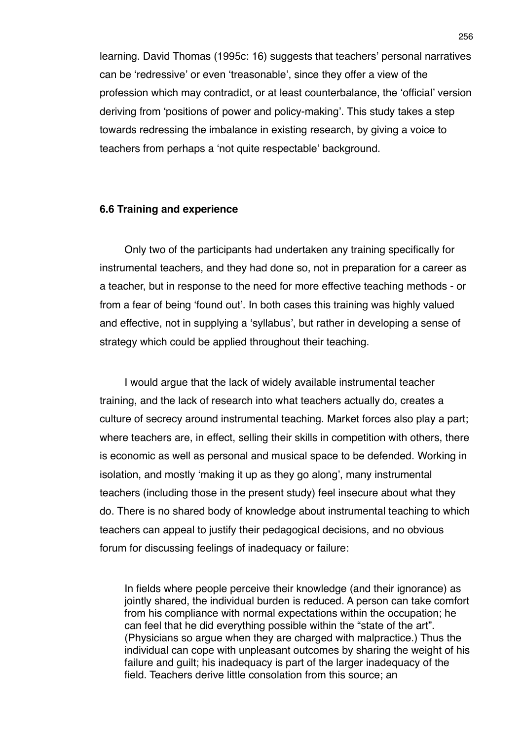learning. David Thomas (1995c: 16) suggests that teachers' personal narratives can be 'redressive' or even 'treasonable', since they offer a view of the profession which may contradict, or at least counterbalance, the 'official' version deriving from 'positions of power and policy-making'. This study takes a step towards redressing the imbalance in existing research, by giving a voice to teachers from perhaps a 'not quite respectable' background.

### 6.6 Training and experience

Only two of the participants had undertaken any training specifically for instrumental teachers, and they had done so, not in preparation for a career as a teacher, but in response to the need for more effective teaching methods - or from a fear of being 'found out'. In both cases this training was highly valued and effective, not in supplying a 'syllabus', but rather in developing a sense of strategy which could be applied throughout their teaching.

I would argue that the lack of widely available instrumental teacher training, and the lack of research into what teachers actually do, creates a culture of secrecy around instrumental teaching. Market forces also play a part; where teachers are, in effect, selling their skills in competition with others, there is economic as well as personal and musical space to be defended. Working in isolation, and mostly 'making it up as they go along', many instrumental teachers (including those in the present study) feel insecure about what they do. There is no shared body of knowledge about instrumental teaching to which teachers can appeal to justify their pedagogical decisions, and no obvious forum for discussing feelings of inadequacy or failure:

> In fields where people perceive their knowledge (and their ignorance) as jointly shared, the individual burden is reduced. A person can take comfort from his compliance with normal expectations within the occupation; he can feel that he did everything possible within the "state of the art". (Physicians so argue when they are charged with malpractice.) Thus the individual can cope with unpleasant outcomes by sharing the weight of his failure and guilt; his inadequacy is part of the larger inadequacy of the field. Teachers derive little consolation from this source; an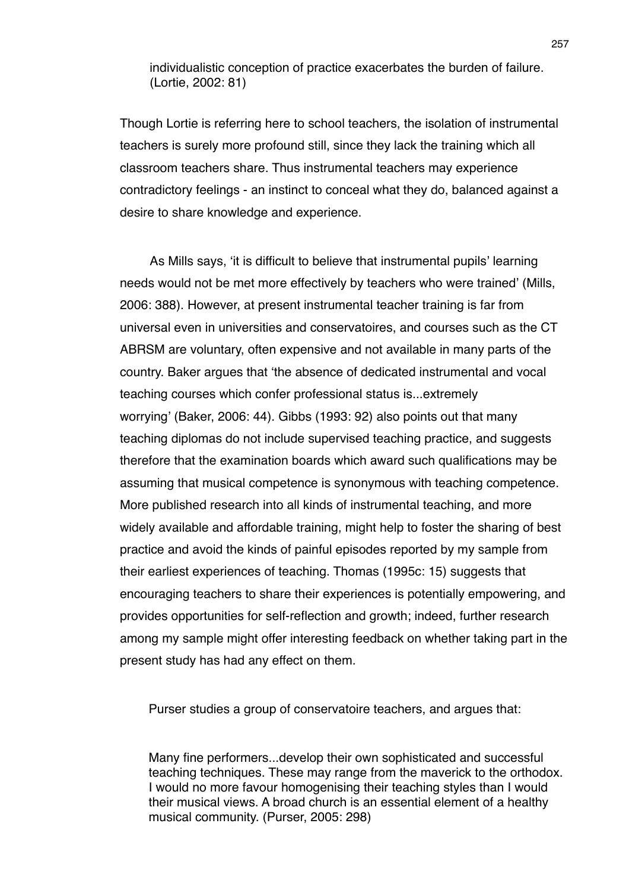individualistic conception of practice exacerbates the burden of failure. (Lortie, 2002: 81)

Though Lortie is referring here to school teachers, the isolation of instrumental teachers is surely more profound still, since they lack the training which all classroom teachers share. Thus instrumental teachers may experience contradictory feelings - an instinct to conceal what they do, balanced against a desire to share knowledge and experience.

As Mills says, 'it is difficult to believe that instrumental pupils' learning needs would not be met more effectively by teachers who were trained' (Mills, 2006: 388). However, at present instrumental teacher training is far from universal even in universities and conservatoires, and courses such as the CT ABRSM are voluntary, often expensive and not available in many parts of the country. Baker argues that 'the absence of dedicated instrumental and vocal teaching courses which confer professional status is...extremely worrying' (Baker, 2006: 44). Gibbs (1993: 92) also points out that many teaching diplomas do not include supervised teaching practice, and suggests therefore that the examination boards which award such qualifications may be assuming that musical competence is synonymous with teaching competence. More published research into all kinds of instrumental teaching, and more widely available and affordable training, might help to foster the sharing of best practice and avoid the kinds of painful episodes reported by my sample from their earliest experiences of teaching. Thomas (1995c: 15) suggests that encouraging teachers to share their experiences is potentially empowering, and provides opportunities for self-reflection and growth; indeed, further research among my sample might offer interesting feedback on whether taking part in the present study has had any effect on them.

Purser studies a group of conservatoire teachers, and argues that:

> Many fine performers...develop their own sophisticated and successful teaching techniques. These may range from the maverick to the orthodox. I would no more favour homogenising their teaching styles than I would their musical views. A broad church is an essential element of a healthy musical community. (Purser, 2005: 298)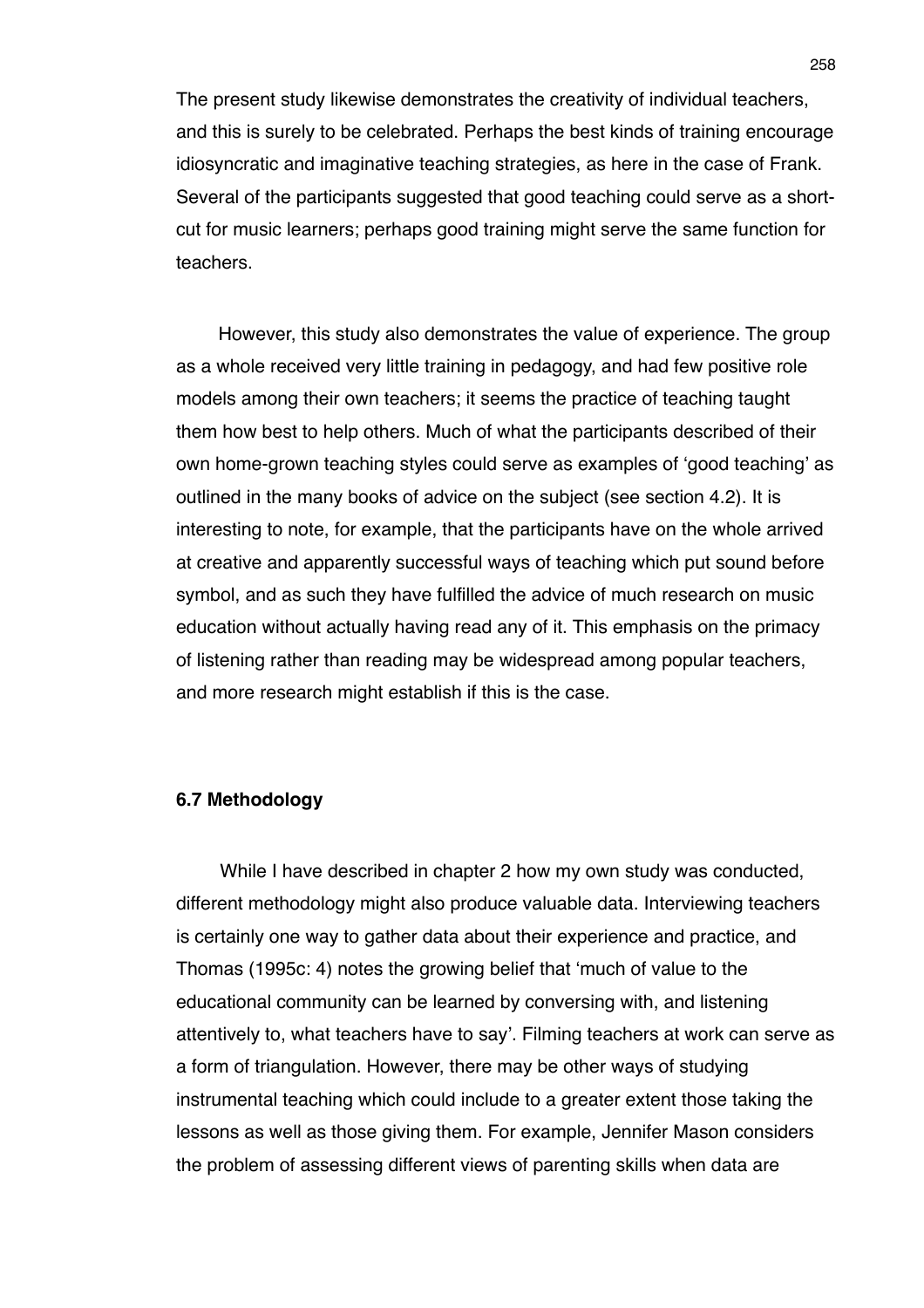The present study likewise demonstrates the creativity of individual teachers, and this is surely to be celebrated. Perhaps the best kinds of training encourage idiosyncratic and imaginative teaching strategies, as here in the case of Frank. Several of the participants suggested that good teaching could serve as a short-cut for music learners; perhaps good training might serve the same function for teachers.

However, this study also demonstrates the value of experience. The group as a whole received very little training in pedagogy, and had few positive role models among their own teachers; it seems the practice of teaching taught them how best to help others. Much of what the participants described of their own home-grown teaching styles could serve as examples of 'good teaching' as outlined in the many books of advice on the subject (see section 4.2). It is interesting to note, for example, that the participants have on the whole arrived at creative and apparently successful ways of teaching which put sound before symbol, and as such they have fulfilled the advice of much research on music education without actually having read any of it. This emphasis on the primacy of listening rather than reading may be widespread among popular teachers, and more research might establish if this is the case.

### 6.7 Methodology

While I have described in chapter 2 how my own study was conducted, different methodology might also produce valuable data. Interviewing teachers is certainly one way to gather data about their experience and practice, and Thomas (1995c: 4) notes the growing belief that 'much of value to the educational community can be learned by conversing with, and listening attentively to, what teachers have to say'. Filming teachers at work can serve as a form of triangulation. However, there may be other ways of studying instrumental teaching which could include to a greater extent those taking the lessons as well as those giving them. For example, Jennifer Mason considers the problem of assessing different views of parenting skills when data are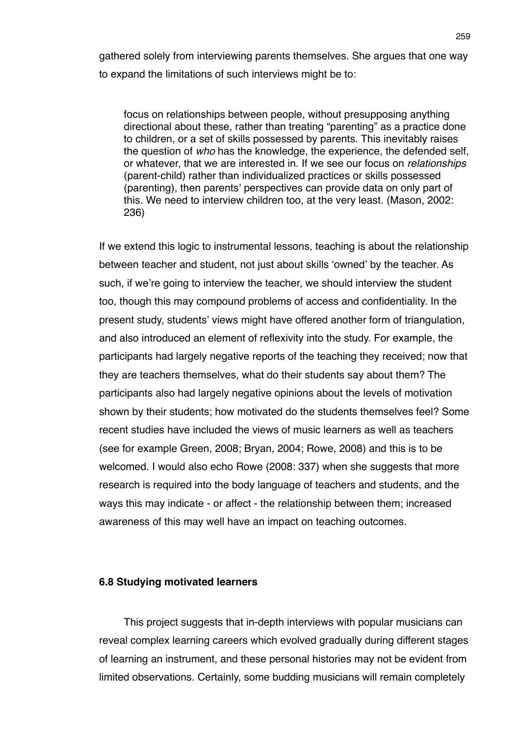gathered solely from interviewing parents themselves. She argues that one way to expand the limitations of such interviews might be to:

> focus on relationships between people, without presupposing anything directional about these, rather than treating "parenting" as a practice done to children, or a set of skills possessed by parents. This inevitably raises the question of *who* has the knowledge, the experience, the defended self, or whatever, that we are interested in. If we see our focus on *relationships* (parent-child) rather than individualized practices or skills possessed (parenting), then parents' perspectives can provide data on only part of this. We need to interview children too, at the very least. (Mason, 2002: 236)

If we extend this logic to instrumental lessons, teaching is about the relationship between teacher and student, not just about skills 'owned' by the teacher. As such, if we're going to interview the teacher, we should interview the student too, though this may compound problems of access and confidentiality. In the present study, students' views might have offered another form of triangulation, and also introduced an element of reflexivity into the study. For example, the participants had largely negative reports of the teaching they received; now that they are teachers themselves, what do their students say about them? The participants also had largely negative opinions about the levels of motivation shown by their students; how motivated do the students themselves feel? Some recent studies have included the views of music learners as well as teachers (see for example Green, 2008; Bryan, 2004; Rowe, 2008) and this is to be welcomed. I would also echo Rowe (2008: 337) when she suggests that more research is required into the body language of teachers and students, and the ways this may indicate - or affect - the relationship between them; increased awareness of this may well have an impact on teaching outcomes.

### 6.8 Studying motivated learners

This project suggests that in-depth interviews with popular musicians can reveal complex learning careers which evolved gradually during different stages of learning an instrument, and these personal histories may not be evident from limited observations. Certainly, some budding musicians will remain completely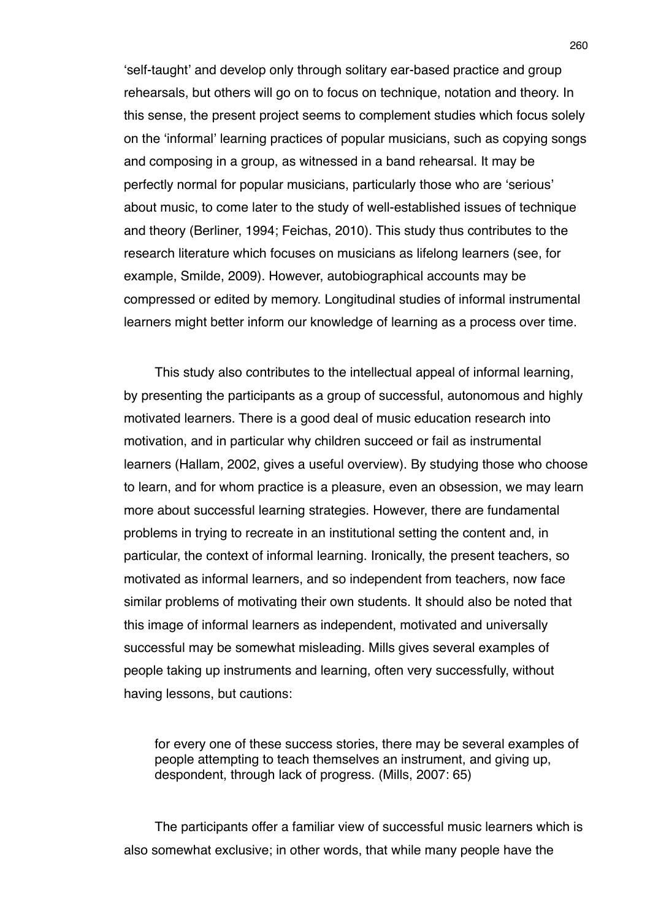'self-taught' and develop only through solitary ear-based practice and group rehearsals, but others will go on to focus on technique, notation and theory. In this sense, the present project seems to complement studies which focus solely on the 'informal' learning practices of popular musicians, such as copying songs and composing in a group, as witnessed in a band rehearsal. It may be perfectly normal for popular musicians, particularly those who are 'serious' about music, to come later to the study of well-established issues of technique and theory (Berliner, 1994; Feichas, 2010). This study thus contributes to the research literature which focuses on musicians as lifelong learners (see, for example, Smilde, 2009). However, autobiographical accounts may be compressed or edited by memory. Longitudinal studies of informal instrumental learners might better inform our knowledge of learning as a process over time.

This study also contributes to the intellectual appeal of informal learning, by presenting the participants as a group of successful, autonomous and highly motivated learners. There is a good deal of music education research into motivation, and in particular why children succeed or fail as instrumental learners (Hallam, 2002, gives a useful overview). By studying those who choose to learn, and for whom practice is a pleasure, even an obsession, we may learn more about successful learning strategies. However, there are fundamental problems in trying to recreate in an institutional setting the content and, in particular, the context of informal learning. Ironically, the present teachers, so motivated as informal learners, and so independent from teachers, now face similar problems of motivating their own students. It should also be noted that this image of informal learners as independent, motivated and universally successful may be somewhat misleading. Mills gives several examples of people taking up instruments and learning, often very successfully, without having lessons, but cautions:

> for every one of these success stories, there may be several examples of people attempting to teach themselves an instrument, and giving up, despondent, through lack of progress. (Mills, 2007: 65)

The participants offer a familiar view of successful music learners which is also somewhat exclusive; in other words, that while many people have the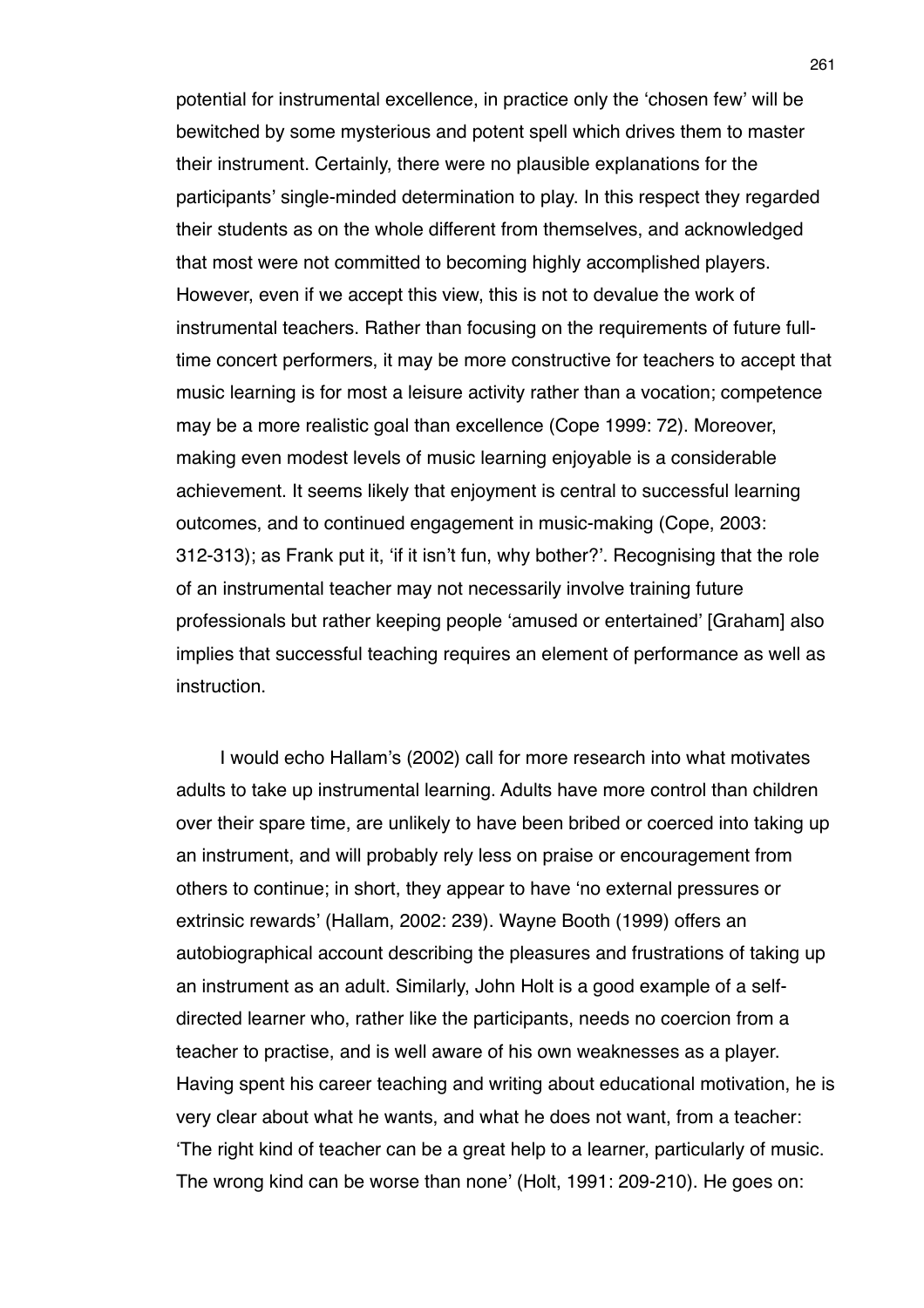potential for instrumental excellence, in practice only the 'chosen few' will be bewitched by some mysterious and potent spell which drives them to master their instrument. Certainly, there were no plausible explanations for the participants' single-minded determination to play. In this respect they regarded their students as on the whole different from themselves, and acknowledged that most were not committed to becoming highly accomplished players. However, even if we accept this view, this is not to devalue the work of instrumental teachers. Rather than focusing on the requirements of future full-time concert performers, it may be more constructive for teachers to accept that music learning is for most a leisure activity rather than a vocation; competence may be a more realistic goal than excellence (Cope 1999: 72). Moreover, making even modest levels of music learning enjoyable is a considerable achievement. It seems likely that enjoyment is central to successful learning outcomes, and to continued engagement in music-making (Cope, 2003: 312-313); as Frank put it, 'if it isn't fun, why bother?'. Recognising that the role of an instrumental teacher may not necessarily involve training future professionals but rather keeping people 'amused or entertained' [Graham] also implies that successful teaching requires an element of performance as well as instruction.

I would echo Hallam's (2002) call for more research into what motivates adults to take up instrumental learning. Adults have more control than children over their spare time, are unlikely to have been bribed or coerced into taking up an instrument, and will probably rely less on praise or encouragement from others to continue; in short, they appear to have 'no external pressures or extrinsic rewards' (Hallam, 2002: 239). Wayne Booth (1999) offers an autobiographical account describing the pleasures and frustrations of taking up an instrument as an adult. Similarly, John Holt is a good example of a self-directed learner who, rather like the participants, needs no coercion from a teacher to practise, and is well aware of his own weaknesses as a player. Having spent his career teaching and writing about educational motivation, he is very clear about what he wants, and what he does not want, from a teacher: 'The right kind of teacher can be a great help to a learner, particularly of music. The wrong kind can be worse than none' (Holt, 1991: 209-210). He goes on: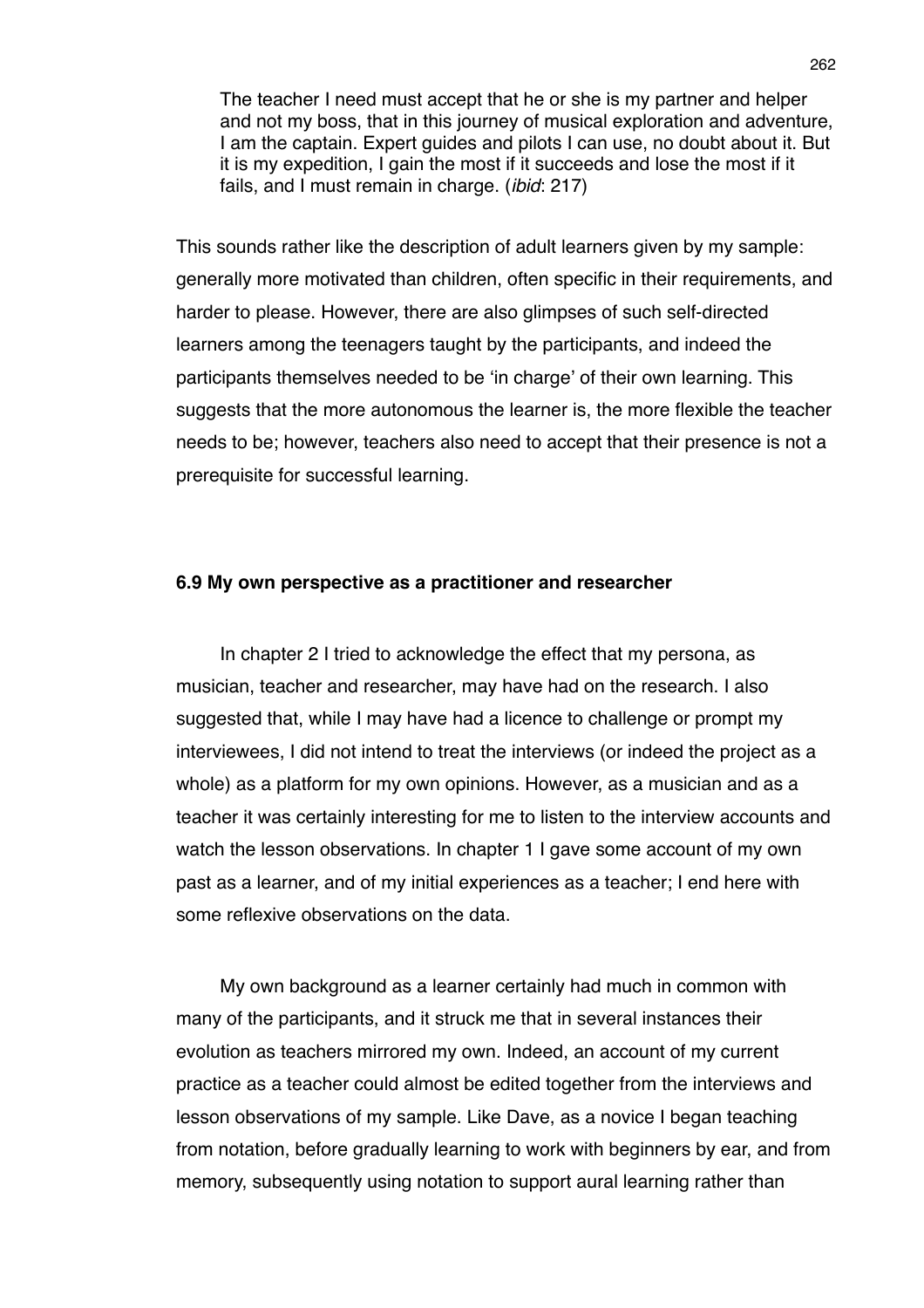> The teacher I need must accept that he or she is my partner and helper and not my boss, that in this journey of musical exploration and adventure, I am the captain. Expert guides and pilots I can use, no doubt about it. But it is my expedition, I gain the most if it succeeds and lose the most if it fails, and I must remain in charge. (*ibid*: 217)

This sounds rather like the description of adult learners given by my sample: generally more motivated than children, often specific in their requirements, and harder to please. However, there are also glimpses of such self-directed learners among the teenagers taught by the participants, and indeed the participants themselves needed to be 'in charge' of their own learning. This suggests that the more autonomous the learner is, the more flexible the teacher needs to be; however, teachers also need to accept that their presence is not a prerequisite for successful learning.

### 6.9 My own perspective as a practitioner and researcher

In chapter 2 I tried to acknowledge the effect that my persona, as musician, teacher and researcher, may have had on the research. I also suggested that, while I may have had a licence to challenge or prompt my interviewees, I did not intend to treat the interviews (or indeed the project as a whole) as a platform for my own opinions. However, as a musician and as a teacher it was certainly interesting for me to listen to the interview accounts and watch the lesson observations. In chapter 1 I gave some account of my own past as a learner, and of my initial experiences as a teacher; I end here with some reflexive observations on the data.

My own background as a learner certainly had much in common with many of the participants, and it struck me that in several instances their evolution as teachers mirrored my own. Indeed, an account of my current practice as a teacher could almost be edited together from the interviews and lesson observations of my sample. Like Dave, as a novice I began teaching from notation, before gradually learning to work with beginners by ear, and from memory, subsequently using notation to support aural learning rather than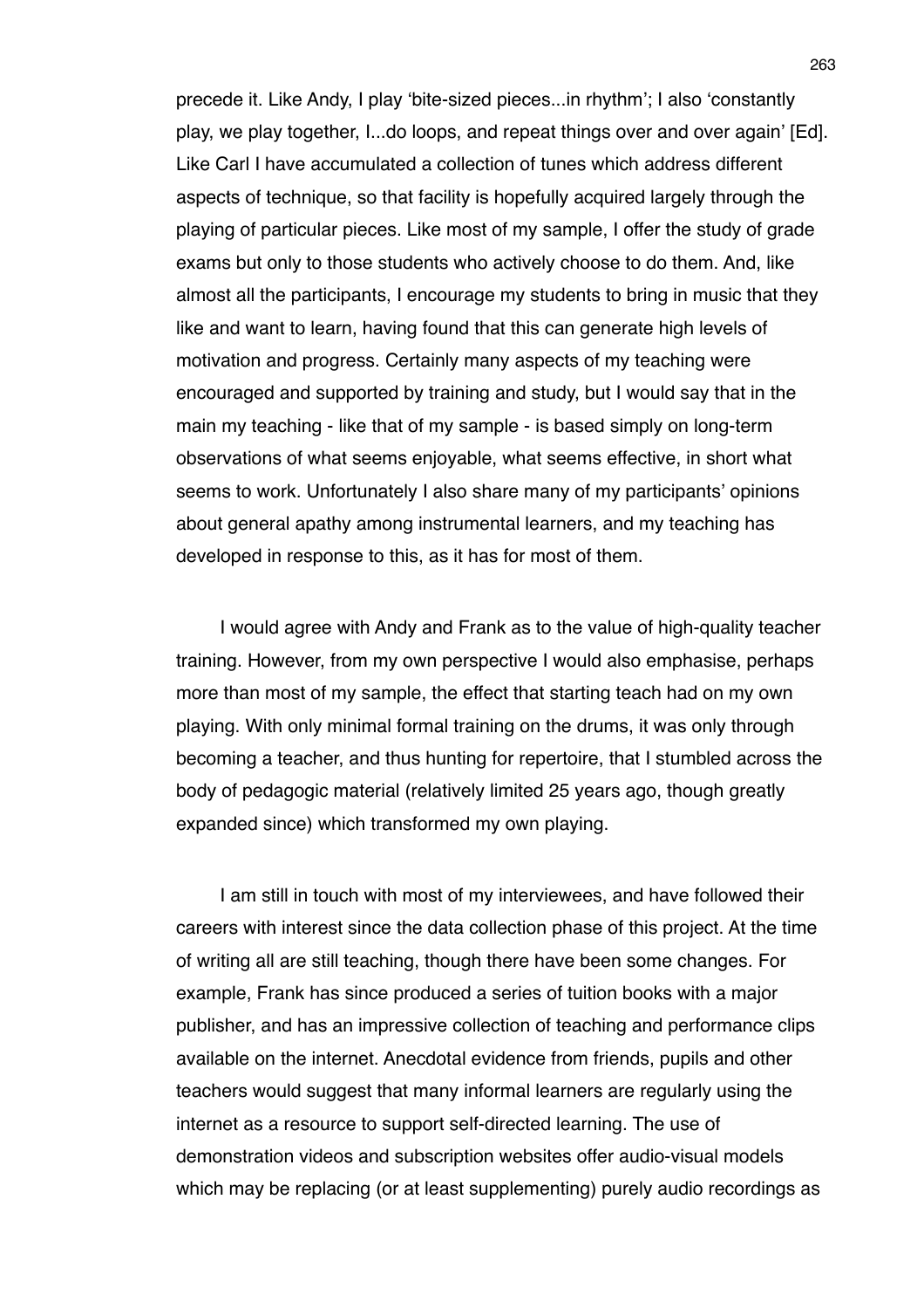precede it. Like Andy, I play 'bite-sized pieces...in rhythm'; I also 'constantly play, we play together, I...do loops, and repeat things over and over again' [Ed]. Like Carl I have accumulated a collection of tunes which address different aspects of technique, so that facility is hopefully acquired largely through the playing of particular pieces. Like most of my sample, I offer the study of grade exams but only to those students who actively choose to do them. And, like almost all the participants, I encourage my students to bring in music that they like and want to learn, having found that this can generate high levels of motivation and progress. Certainly many aspects of my teaching were encouraged and supported by training and study, but I would say that in the main my teaching - like that of my sample - is based simply on long-term observations of what seems enjoyable, what seems effective, in short what seems to work. Unfortunately I also share many of my participants' opinions about general apathy among instrumental learners, and my teaching has developed in response to this, as it has for most of them.

I would agree with Andy and Frank as to the value of high-quality teacher training. However, from my own perspective I would also emphasise, perhaps more than most of my sample, the effect that starting teach had on my own playing. With only minimal formal training on the drums, it was only through becoming a teacher, and thus hunting for repertoire, that I stumbled across the body of pedagogic material (relatively limited 25 years ago, though greatly expanded since) which transformed my own playing.

I am still in touch with most of my interviewees, and have followed their careers with interest since the data collection phase of this project. At the time of writing all are still teaching, though there have been some changes. For example, Frank has since produced a series of tuition books with a major publisher, and has an impressive collection of teaching and performance clips available on the internet. Anecdotal evidence from friends, pupils and other teachers would suggest that many informal learners are regularly using the internet as a resource to support self-directed learning. The use of demonstration videos and subscription websites offer audio-visual models which may be replacing (or at least supplementing) purely audio recordings as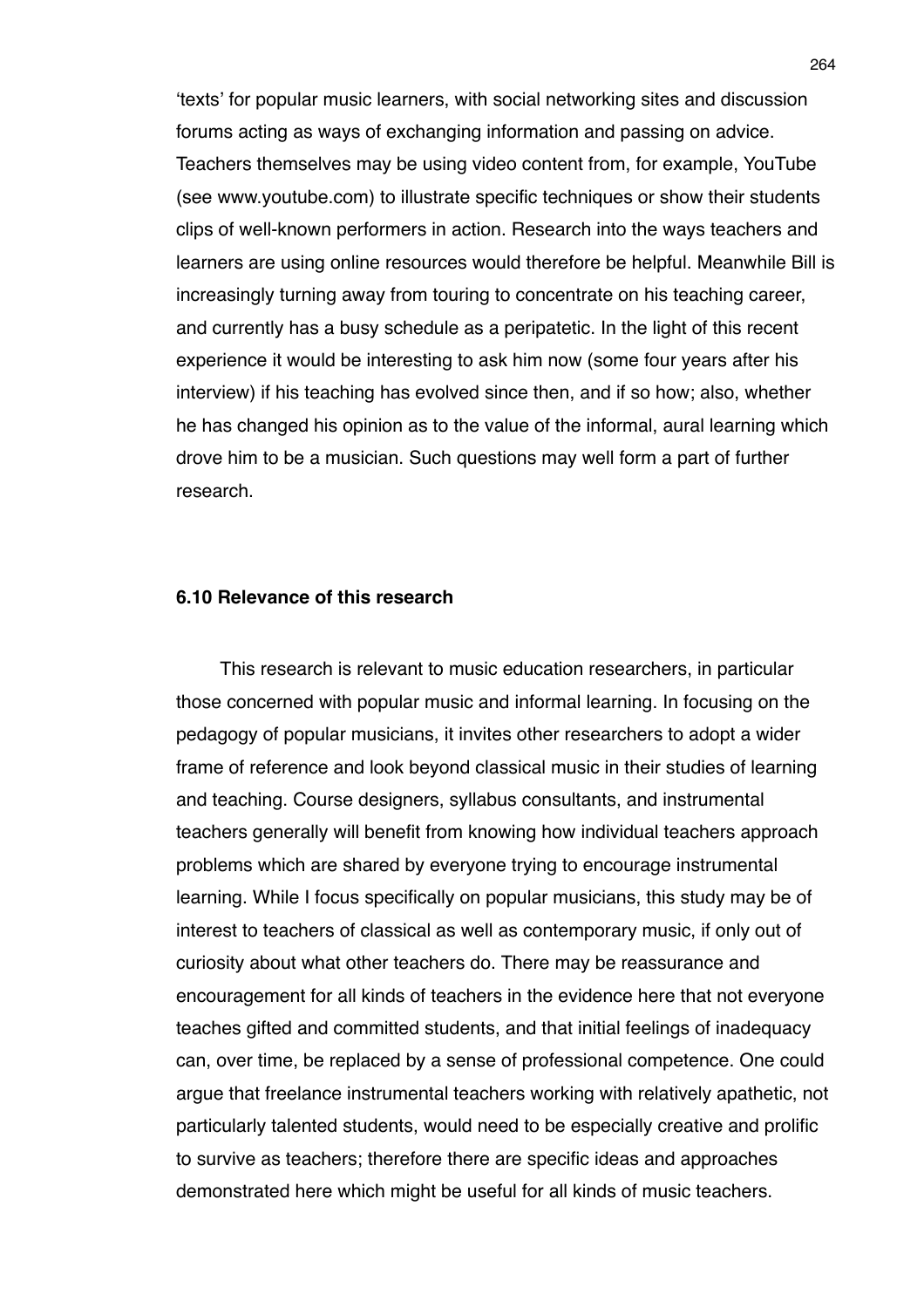'texts' for popular music learners, with social networking sites and discussion forums acting as ways of exchanging information and passing on advice. Teachers themselves may be using video content from, for example, YouTube (see www.youtube.com) to illustrate specific techniques or show their students clips of well-known performers in action. Research into the ways teachers and learners are using online resources would therefore be helpful. Meanwhile Bill is increasingly turning away from touring to concentrate on his teaching career, and currently has a busy schedule as a peripatetic. In the light of this recent experience it would be interesting to ask him now (some four years after his interview) if his teaching has evolved since then, and if so how; also, whether he has changed his opinion as to the value of the informal, aural learning which drove him to be a musician. Such questions may well form a part of further research.

### 6.10 Relevance of this research

This research is relevant to music education researchers, in particular those concerned with popular music and informal learning. In focusing on the pedagogy of popular musicians, it invites other researchers to adopt a wider frame of reference and look beyond classical music in their studies of learning and teaching. Course designers, syllabus consultants, and instrumental teachers generally will benefit from knowing how individual teachers approach problems which are shared by everyone trying to encourage instrumental learning. While I focus specifically on popular musicians, this study may be of interest to teachers of classical as well as contemporary music, if only out of curiosity about what other teachers do. There may be reassurance and encouragement for all kinds of teachers in the evidence here that not everyone teaches gifted and committed students, and that initial feelings of inadequacy can, over time, be replaced by a sense of professional competence. One could argue that freelance instrumental teachers working with relatively apathetic, not particularly talented students, would need to be especially creative and prolific to survive as teachers; therefore there are specific ideas and approaches demonstrated here which might be useful for all kinds of music teachers.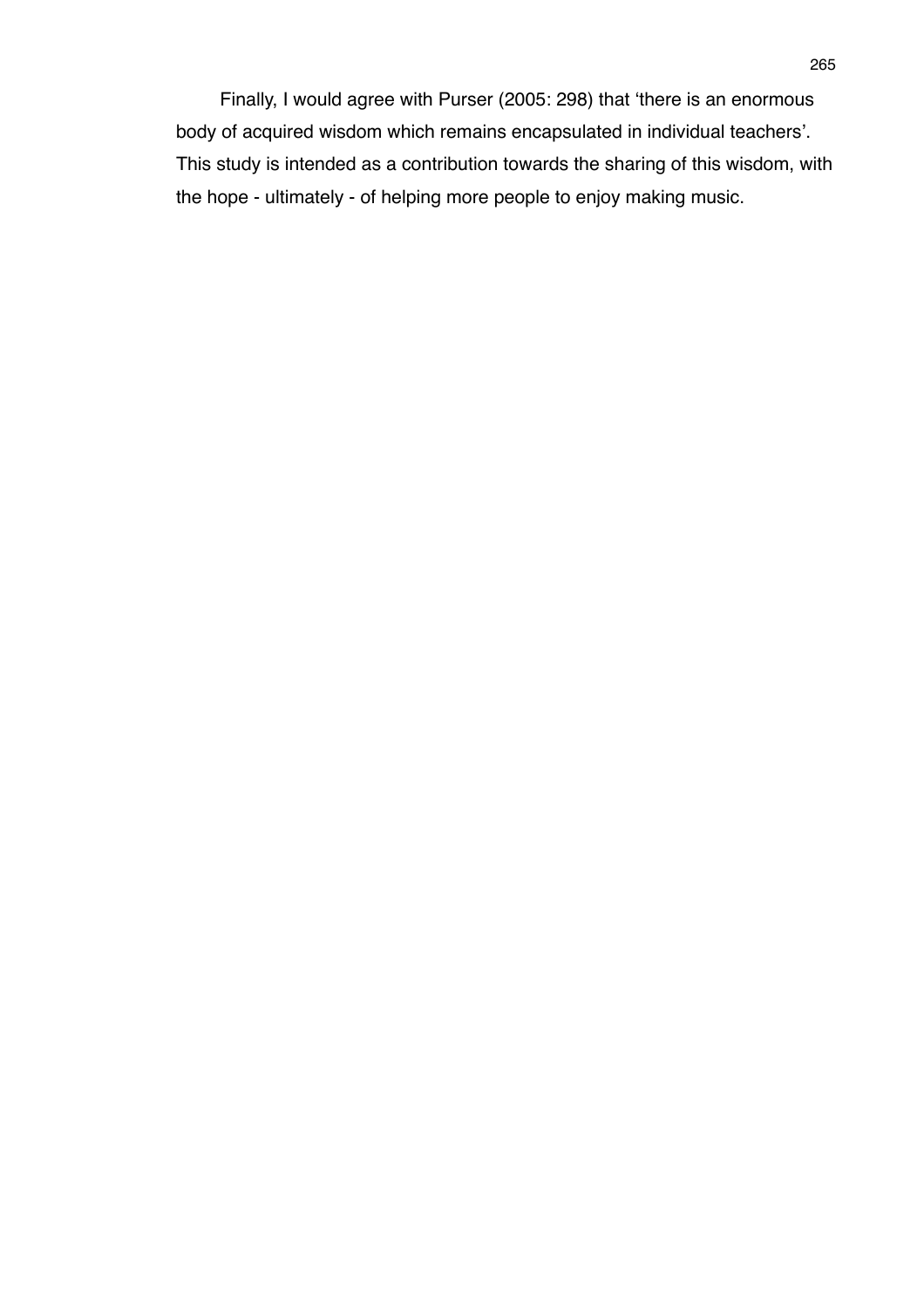Finally, I would agree with Purser (2005: 298) that ‘there is an enormous body of acquired wisdom which remains encapsulated in individual teachers’. This study is intended as a contribution towards the sharing of this wisdom, with the hope - ultimately - of helping more people to enjoy making music.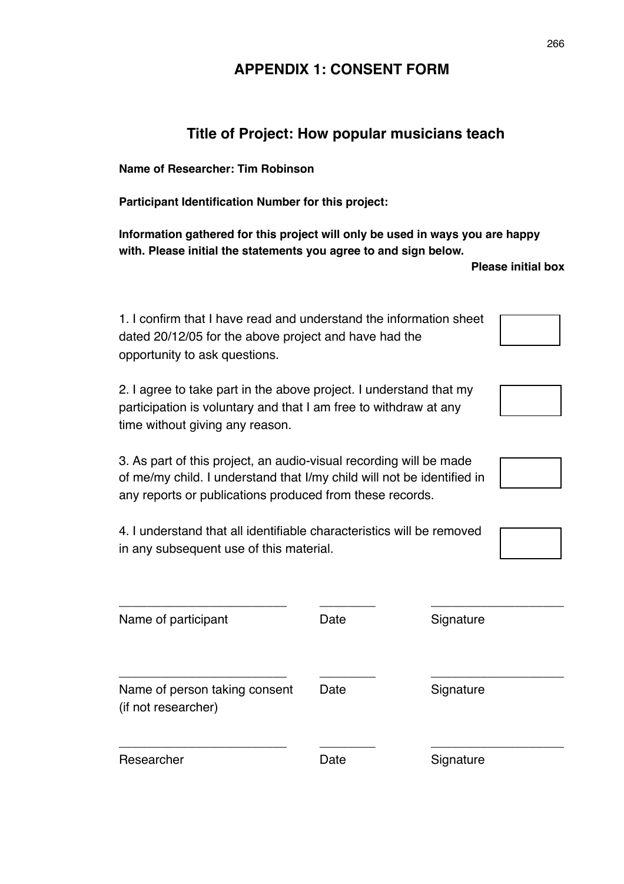# APPENDIX 1: CONSENT FORM

## Title of Project: How popular musicians teach

**Name of Researcher: Tim Robinson**

**Participant Identification Number for this project:**

**Information gathered for this project will only be used in ways you are happy with. Please initial the statements you agree to and sign below.**

**Please initial box**

1. I confirm that I have read and understand the information sheet dated 20/12/05 for the above project and have had the opportunity to ask questions. ☐

2. I agree to take part in the above project. I understand that my participation is voluntary and that I am free to withdraw at any time without giving any reason. ☐

3. As part of this project, an audio-visual recording will be made of me/my child. I understand that I/my child will not be identified in any reports or publications produced from these records. ☐

4. I understand that all identifiable characteristics will be removed in any subsequent use of this material. ☐

| ________________________ | ________ | ___________________ |
|---|---|---|
| Name of participant | Date | Signature |
| ________________________ | ________ | ___________________ |
| Name of person taking consent (if not researcher) | Date | Signature |
| ________________________ | ________ | ___________________ |
| Researcher | Date | Signature |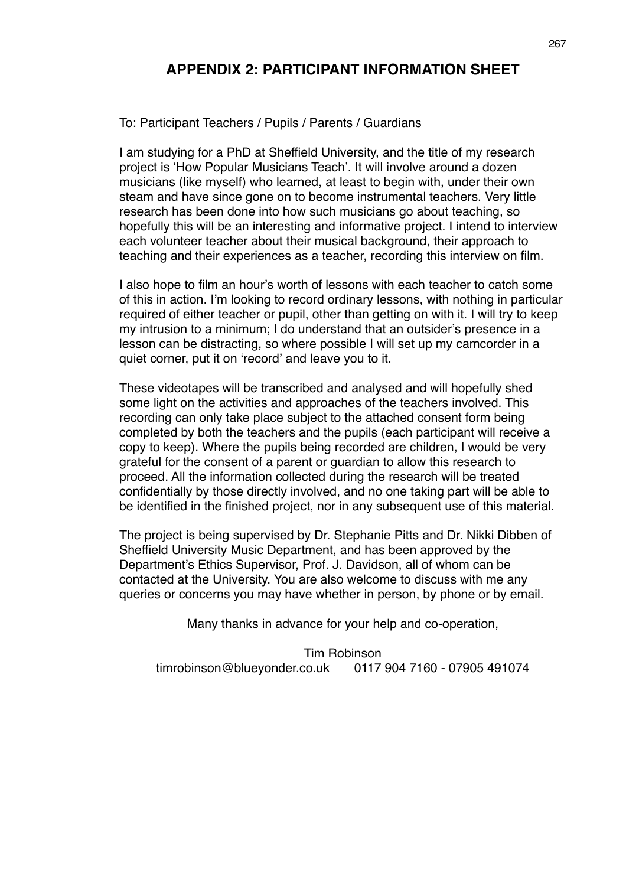## APPENDIX 2: PARTICIPANT INFORMATION SHEET

To: Participant Teachers / Pupils / Parents / Guardians

I am studying for a PhD at Sheffield University, and the title of my research project is 'How Popular Musicians Teach'. It will involve around a dozen musicians (like myself) who learned, at least to begin with, under their own steam and have since gone on to become instrumental teachers. Very little research has been done into how such musicians go about teaching, so hopefully this will be an interesting and informative project. I intend to interview each volunteer teacher about their musical background, their approach to teaching and their experiences as a teacher, recording this interview on film.

I also hope to film an hour's worth of lessons with each teacher to catch some of this in action. I'm looking to record ordinary lessons, with nothing in particular required of either teacher or pupil, other than getting on with it. I will try to keep my intrusion to a minimum; I do understand that an outsider's presence in a lesson can be distracting, so where possible I will set up my camcorder in a quiet corner, put it on 'record' and leave you to it.

These videotapes will be transcribed and analysed and will hopefully shed some light on the activities and approaches of the teachers involved. This recording can only take place subject to the attached consent form being completed by both the teachers and the pupils (each participant will receive a copy to keep). Where the pupils being recorded are children, I would be very grateful for the consent of a parent or guardian to allow this research to proceed. All the information collected during the research will be treated confidentially by those directly involved, and no one taking part will be able to be identified in the finished project, nor in any subsequent use of this material.

The project is being supervised by Dr. Stephanie Pitts and Dr. Nikki Dibben of Sheffield University Music Department, and has been approved by the Department's Ethics Supervisor, Prof. J. Davidson, all of whom can be contacted at the University. You are also welcome to discuss with me any queries or concerns you may have whether in person, by phone or by email.

Many thanks in advance for your help and co-operation,

Tim Robinson
timrobinson@blueyonder.co.uk 0117 904 7160 - 07905 491074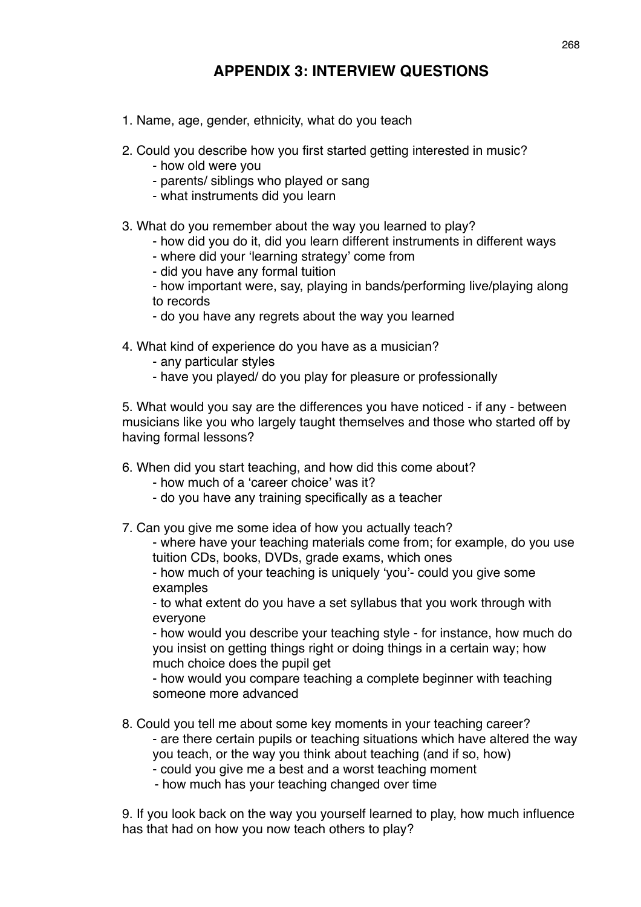## APPENDIX 3: INTERVIEW QUESTIONS

1. Name, age, gender, ethnicity, what do you teach

2. Could you describe how you first started getting interested in music?
    - how old were you
    - parents/ siblings who played or sang
    - what instruments did you learn

3. What do you remember about the way you learned to play?
    - how did you do it, did you learn different instruments in different ways
    - where did your 'learning strategy' come from
    - did you have any formal tuition
    - how important were, say, playing in bands/performing live/playing along to records
    - do you have any regrets about the way you learned

4. What kind of experience do you have as a musician?
    - any particular styles
    - have you played/ do you play for pleasure or professionally

5. What would you say are the differences you have noticed - if any - between musicians like you who largely taught themselves and those who started off by having formal lessons?

6. When did you start teaching, and how did this come about?
    - how much of a 'career choice' was it?
    - do you have any training specifically as a teacher

7. Can you give me some idea of how you actually teach?
    - where have your teaching materials come from; for example, do you use tuition CDs, books, DVDs, grade exams, which ones
    - how much of your teaching is uniquely 'you'- could you give some examples
    - to what extent do you have a set syllabus that you work through with everyone
    - how would you describe your teaching style - for instance, how much do you insist on getting things right or doing things in a certain way; how much choice does the pupil get
    - how would you compare teaching a complete beginner with teaching someone more advanced

8. Could you tell me about some key moments in your teaching career?
    - are there certain pupils or teaching situations which have altered the way you teach, or the way you think about teaching (and if so, how)
    - could you give me a best and a worst teaching moment
    - how much has your teaching changed over time

9. If you look back on the way you yourself learned to play, how much influence has that had on how you now teach others to play?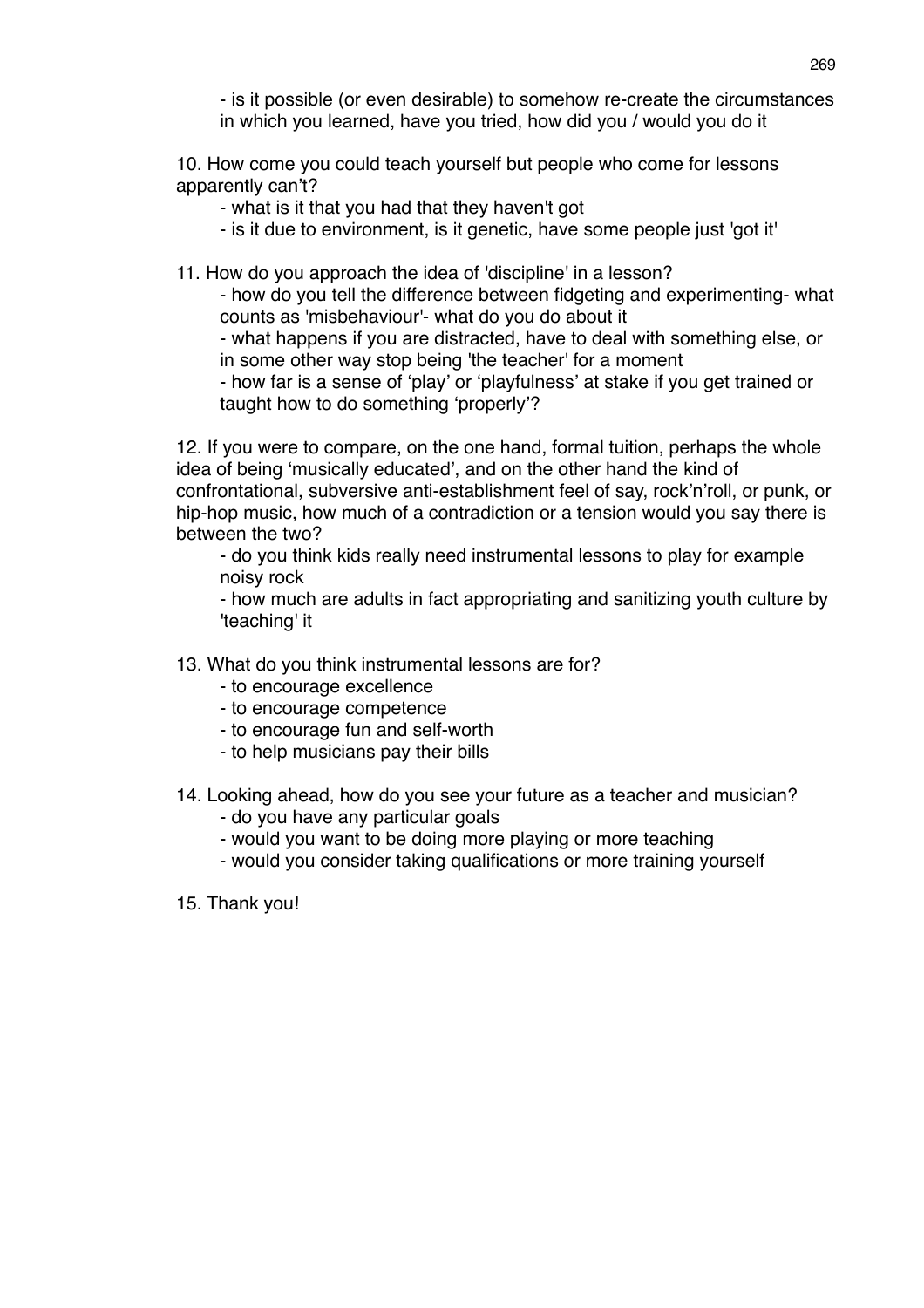- is it possible (or even desirable) to somehow re-create the circumstances in which you learned, have you tried, how did you / would you do it

10. How come you could teach yourself but people who come for lessons apparently can't?
    - what is it that you had that they haven't got
    - is it due to environment, is it genetic, have some people just 'got it'

11. How do you approach the idea of 'discipline' in a lesson?
    - how do you tell the difference between fidgeting and experimenting- what counts as 'misbehaviour'- what do you do about it
    - what happens if you are distracted, have to deal with something else, or in some other way stop being 'the teacher' for a moment
    - how far is a sense of 'play' or 'playfulness' at stake if you get trained or taught how to do something 'properly'?

12. If you were to compare, on the one hand, formal tuition, perhaps the whole idea of being 'musically educated', and on the other hand the kind of confrontational, subversive anti-establishment feel of say, rock'n'roll, or punk, or hip-hop music, how much of a contradiction or a tension would you say there is between the two?
    - do you think kids really need instrumental lessons to play for example noisy rock
    - how much are adults in fact appropriating and sanitizing youth culture by 'teaching' it

13. What do you think instrumental lessons are for?
    - to encourage excellence
    - to encourage competence
    - to encourage fun and self-worth
    - to help musicians pay their bills

14. Looking ahead, how do you see your future as a teacher and musician?
    - do you have any particular goals
    - would you want to be doing more playing or more teaching
    - would you consider taking qualifications or more training yourself

15. Thank you!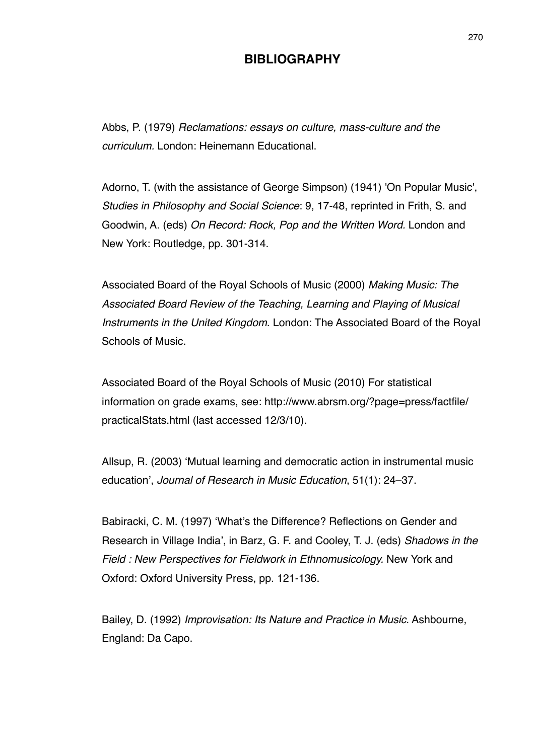# BIBLIOGRAPHY

Abbs, P. (1979) *Reclamations: essays on culture, mass-culture and the curriculum.* London: Heinemann Educational.

Adorno, T. (with the assistance of George Simpson) (1941) 'On Popular Music', *Studies in Philosophy and Social Science*: 9, 17-48, reprinted in Frith, S. and Goodwin, A. (eds) *On Record: Rock, Pop and the Written Word.* London and New York: Routledge, pp. 301-314.

Associated Board of the Royal Schools of Music (2000) *Making Music: The Associated Board Review of the Teaching, Learning and Playing of Musical Instruments in the United Kingdom*. London: The Associated Board of the Royal Schools of Music.

Associated Board of the Royal Schools of Music (2010) For statistical information on grade exams, see: http://www.abrsm.org/?page=press/factfile/practicalStats.html (last accessed 12/3/10).

Allsup, R. (2003) 'Mutual learning and democratic action in instrumental music education', *Journal of Research in Music Education*, 51(1): 24–37.

Babiracki, C. M. (1997) 'What's the Difference? Reflections on Gender and Research in Village India', in Barz, G. F. and Cooley, T. J. (eds) *Shadows in the Field : New Perspectives for Fieldwork in Ethnomusicology.* New York and Oxford: Oxford University Press, pp. 121-136.

Bailey, D. (1992) *Improvisation: Its Nature and Practice in Music*. Ashbourne, England: Da Capo.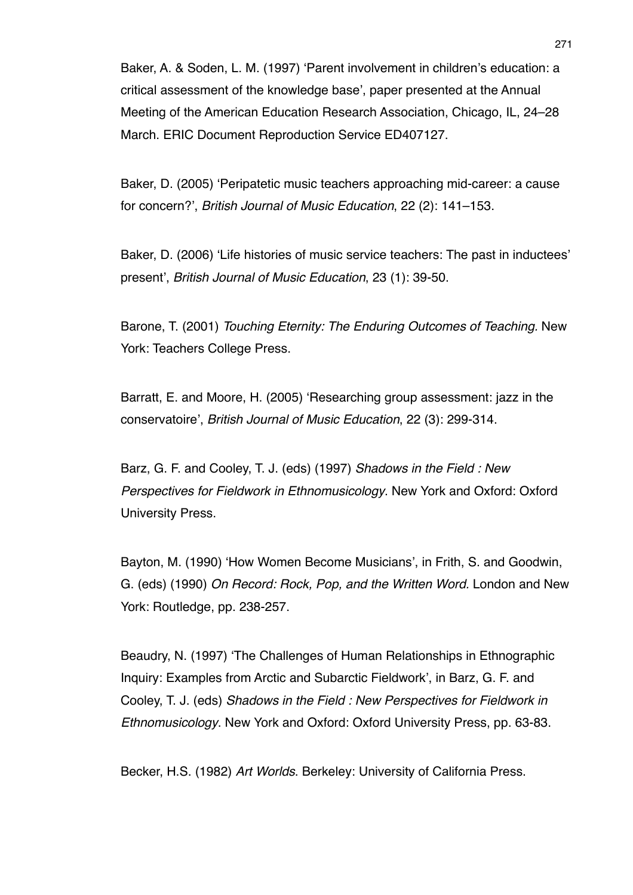Baker, A. & Soden, L. M. (1997) 'Parent involvement in children's education: a critical assessment of the knowledge base', paper presented at the Annual Meeting of the American Education Research Association, Chicago, IL, 24–28 March. ERIC Document Reproduction Service ED407127.

Baker, D. (2005) 'Peripatetic music teachers approaching mid-career: a cause for concern?', *British Journal of Music Education*, 22 (2): 141–153.

Baker, D. (2006) 'Life histories of music service teachers: The past in inductees' present', *British Journal of Music Education*, 23 (1): 39-50.

Barone, T. (2001) *Touching Eternity: The Enduring Outcomes of Teaching.* New York: Teachers College Press.

Barratt, E. and Moore, H. (2005) 'Researching group assessment: jazz in the conservatoire', *British Journal of Music Education*, 22 (3): 299-314.

Barz, G. F. and Cooley, T. J. (eds) (1997) *Shadows in the Field : New Perspectives for Fieldwork in Ethnomusicology*. New York and Oxford: Oxford University Press.

Bayton, M. (1990) 'How Women Become Musicians', in Frith, S. and Goodwin, G. (eds) (1990) *On Record: Rock, Pop, and the Written Word*. London and New York: Routledge, pp. 238-257.

Beaudry, N. (1997) 'The Challenges of Human Relationships in Ethnographic Inquiry: Examples from Arctic and Subarctic Fieldwork', in Barz, G. F. and Cooley, T. J. (eds) *Shadows in the Field : New Perspectives for Fieldwork in Ethnomusicology*. New York and Oxford: Oxford University Press, pp. 63-83.

Becker, H.S. (1982) *Art Worlds*. Berkeley: University of California Press.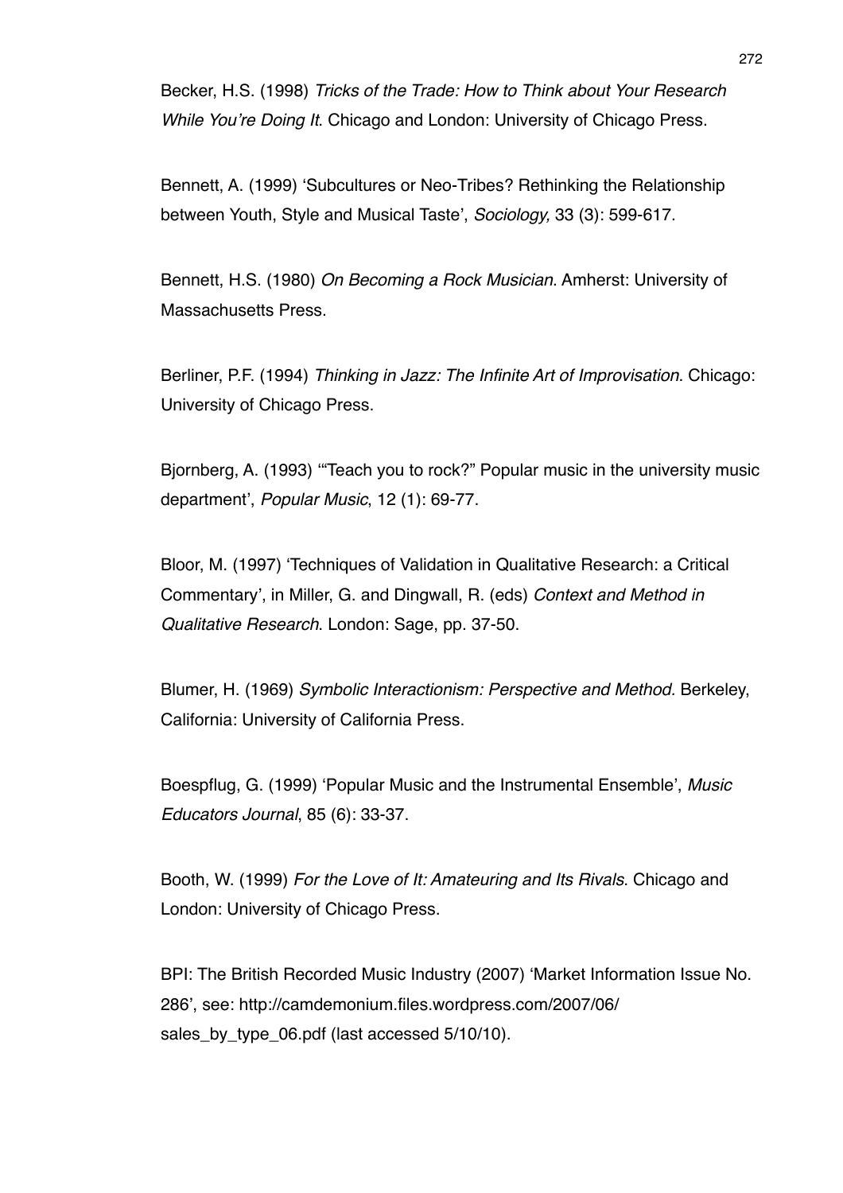Becker, H.S. (1998) *Tricks of the Trade: How to Think about Your Research While You're Doing It*. Chicago and London: University of Chicago Press.

Bennett, A. (1999) 'Subcultures or Neo-Tribes? Rethinking the Relationship between Youth, Style and Musical Taste', *Sociology,* 33 (3): 599-617.

Bennett, H.S. (1980) *On Becoming a Rock Musician*. Amherst: University of Massachusetts Press.

Berliner, P.F. (1994) *Thinking in Jazz: The Infinite Art of Improvisation*. Chicago: University of Chicago Press.

Bjornberg, A. (1993) '"Teach you to rock?" Popular music in the university music department', *Popular Music*, 12 (1): 69-77.

Bloor, M. (1997) 'Techniques of Validation in Qualitative Research: a Critical Commentary', in Miller, G. and Dingwall, R. (eds) *Context and Method in Qualitative Research*. London: Sage, pp. 37-50.

Blumer, H. (1969) *Symbolic Interactionism: Perspective and Method.* Berkeley, California: University of California Press.

Boespflug, G. (1999) 'Popular Music and the Instrumental Ensemble', *Music Educators Journal*, 85 (6): 33-37.

Booth, W. (1999) *For the Love of It: Amateuring and Its Rivals*. Chicago and London: University of Chicago Press.

BPI: The British Recorded Music Industry (2007) 'Market Information Issue No. 286', see: http://camdemonium.files.wordpress.com/2007/06/sales_by_type_06.pdf (last accessed 5/10/10).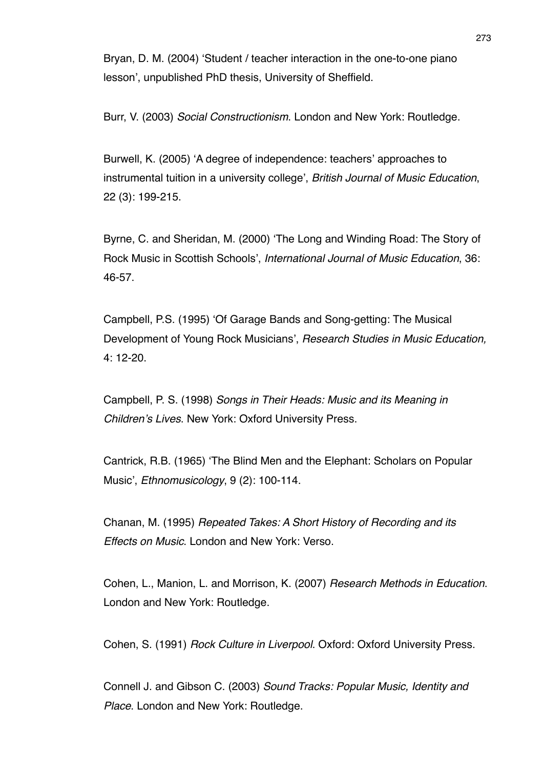Bryan, D. M. (2004) 'Student / teacher interaction in the one-to-one piano lesson', unpublished PhD thesis, University of Sheffield.

Burr, V. (2003) *Social Constructionism*. London and New York: Routledge.

Burwell, K. (2005) 'A degree of independence: teachers' approaches to instrumental tuition in a university college', *British Journal of Music Education*, 22 (3): 199-215.

Byrne, C. and Sheridan, M. (2000) 'The Long and Winding Road: The Story of Rock Music in Scottish Schools', *International Journal of Music Education*, 36: 46-57.

Campbell, P.S. (1995) 'Of Garage Bands and Song-getting: The Musical Development of Young Rock Musicians', *Research Studies in Music Education,* 4: 12-20.

Campbell, P. S. (1998) *Songs in Their Heads: Music and its Meaning in Children's Lives*. New York: Oxford University Press.

Cantrick, R.B. (1965) 'The Blind Men and the Elephant: Scholars on Popular Music', *Ethnomusicology*, 9 (2): 100-114.

Chanan, M. (1995) *Repeated Takes: A Short History of Recording and its Effects on Music*. London and New York: Verso.

Cohen, L., Manion, L. and Morrison, K. (2007) *Research Methods in Education*. London and New York: Routledge.

Cohen, S. (1991) *Rock Culture in Liverpool*. Oxford: Oxford University Press.

Connell J. and Gibson C. (2003) *Sound Tracks: Popular Music, Identity and Place*. London and New York: Routledge.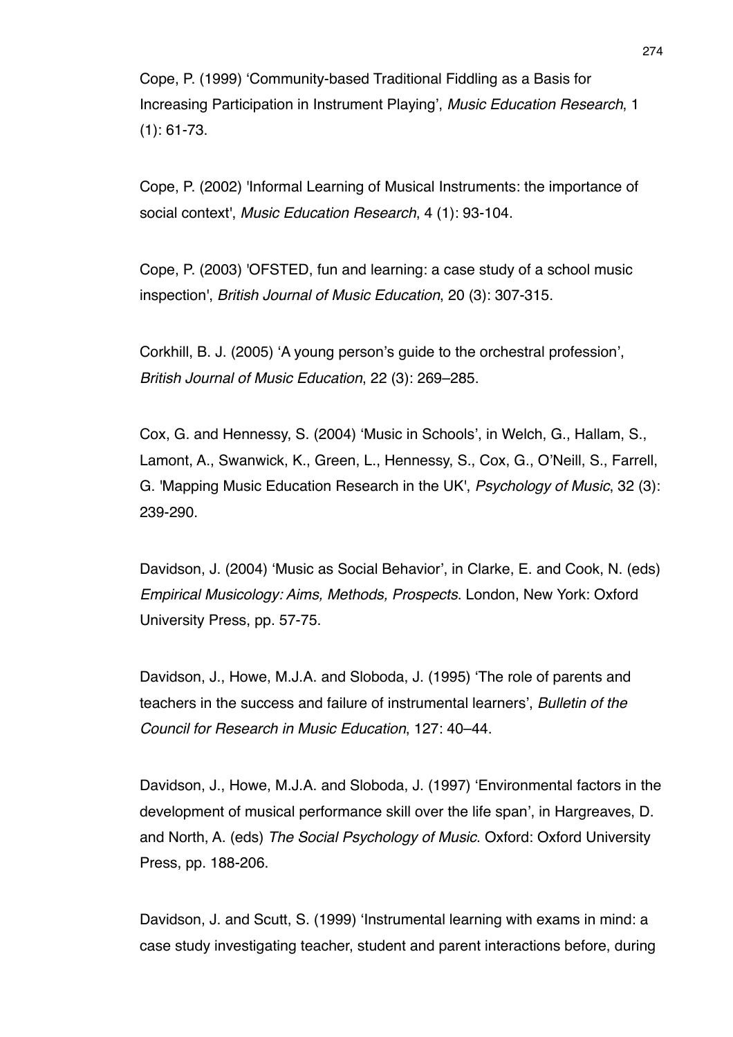Cope, P. (1999) ‘Community-based Traditional Fiddling as a Basis for Increasing Participation in Instrument Playing’, *Music Education Research*, 1 (1): 61-73.

Cope, P. (2002) 'Informal Learning of Musical Instruments: the importance of social context', *Music Education Research*, 4 (1): 93-104.

Cope, P. (2003) 'OFSTED, fun and learning: a case study of a school music inspection', *British Journal of Music Education*, 20 (3): 307-315.

Corkhill, B. J. (2005) ‘A young person’s guide to the orchestral profession’, *British Journal of Music Education*, 22 (3): 269–285.

Cox, G. and Hennessy, S. (2004) ‘Music in Schools’, in Welch, G., Hallam, S., Lamont, A., Swanwick, K., Green, L., Hennessy, S., Cox, G., O’Neill, S., Farrell, G. 'Mapping Music Education Research in the UK', *Psychology of Music*, 32 (3): 239-290.

Davidson, J. (2004) ‘Music as Social Behavior’, in Clarke, E. and Cook, N. (eds) *Empirical Musicology: Aims, Methods, Prospects*. London, New York: Oxford University Press, pp. 57-75.

Davidson, J., Howe, M.J.A. and Sloboda, J. (1995) ‘The role of parents and teachers in the success and failure of instrumental learners’, *Bulletin of the Council for Research in Music Education*, 127: 40–44.

Davidson, J., Howe, M.J.A. and Sloboda, J. (1997) ‘Environmental factors in the development of musical performance skill over the life span’, in Hargreaves, D. and North, A. (eds) *The Social Psychology of Music*. Oxford: Oxford University Press, pp. 188-206.

Davidson, J. and Scutt, S. (1999) ‘Instrumental learning with exams in mind: a case study investigating teacher, student and parent interactions before, during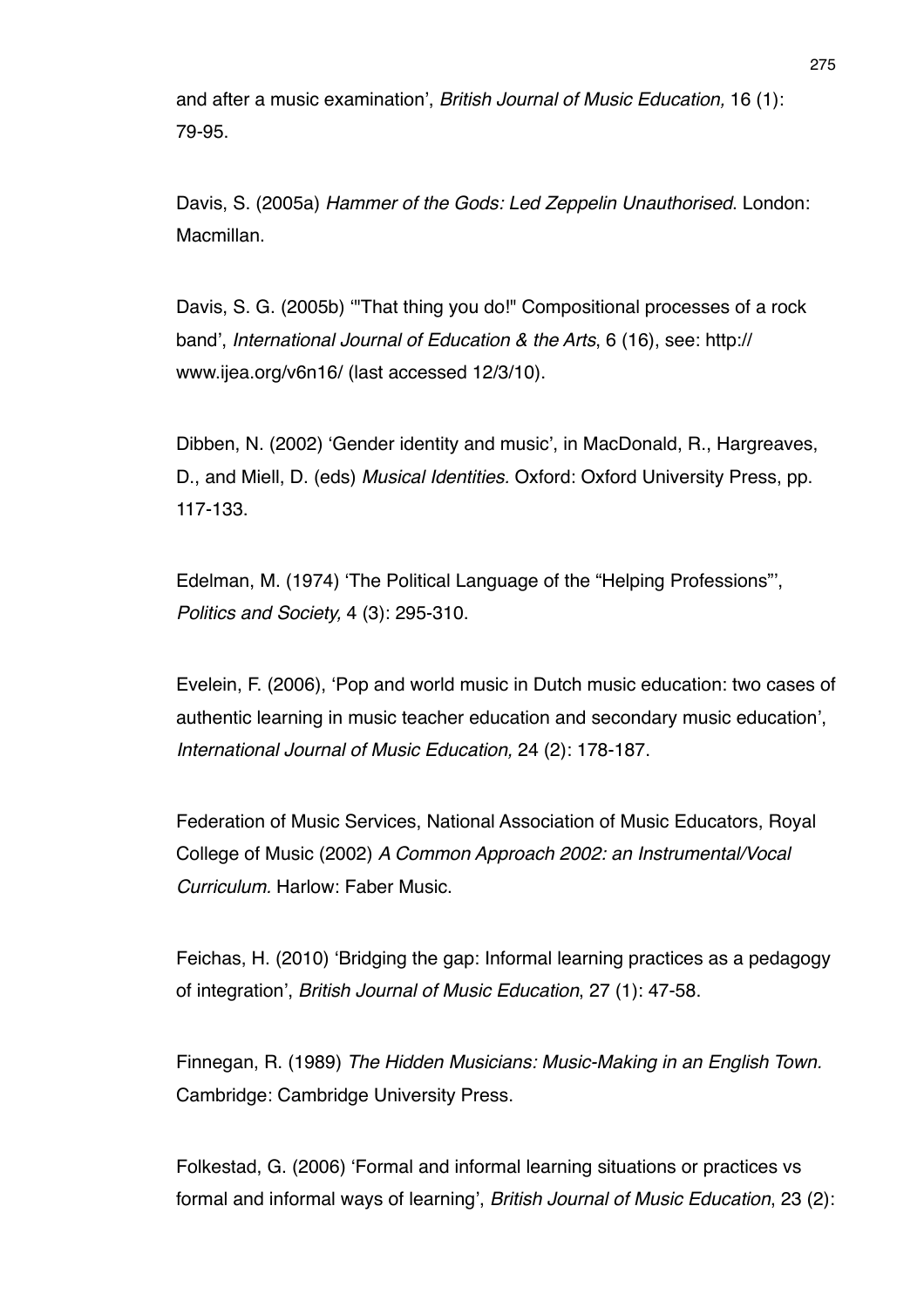and after a music examination', *British Journal of Music Education,* 16 (1): 79-95.

Davis, S. (2005a) *Hammer of the Gods: Led Zeppelin Unauthorised*. London: Macmillan.

Davis, S. G. (2005b) '"That thing you do!" Compositional processes of a rock band', *International Journal of Education & the Arts*, 6 (16), see: http://www.ijea.org/v6n16/ (last accessed 12/3/10).

Dibben, N. (2002) 'Gender identity and music', in MacDonald, R., Hargreaves, D., and Miell, D. (eds) *Musical Identities*. Oxford: Oxford University Press, pp. 117-133.

Edelman, M. (1974) 'The Political Language of the "Helping Professions"', *Politics and Society,* 4 (3): 295-310.

Evelein, F. (2006), 'Pop and world music in Dutch music education: two cases of authentic learning in music teacher education and secondary music education', *International Journal of Music Education,* 24 (2): 178-187.

Federation of Music Services, National Association of Music Educators, Royal College of Music (2002) *A Common Approach 2002: an Instrumental/Vocal Curriculum.* Harlow: Faber Music.

Feichas, H. (2010) 'Bridging the gap: Informal learning practices as a pedagogy of integration', *British Journal of Music Education*, 27 (1): 47-58.

Finnegan, R. (1989) *The Hidden Musicians: Music-Making in an English Town.* Cambridge: Cambridge University Press.

Folkestad, G. (2006) 'Formal and informal learning situations or practices vs formal and informal ways of learning', *British Journal of Music Education*, 23 (2):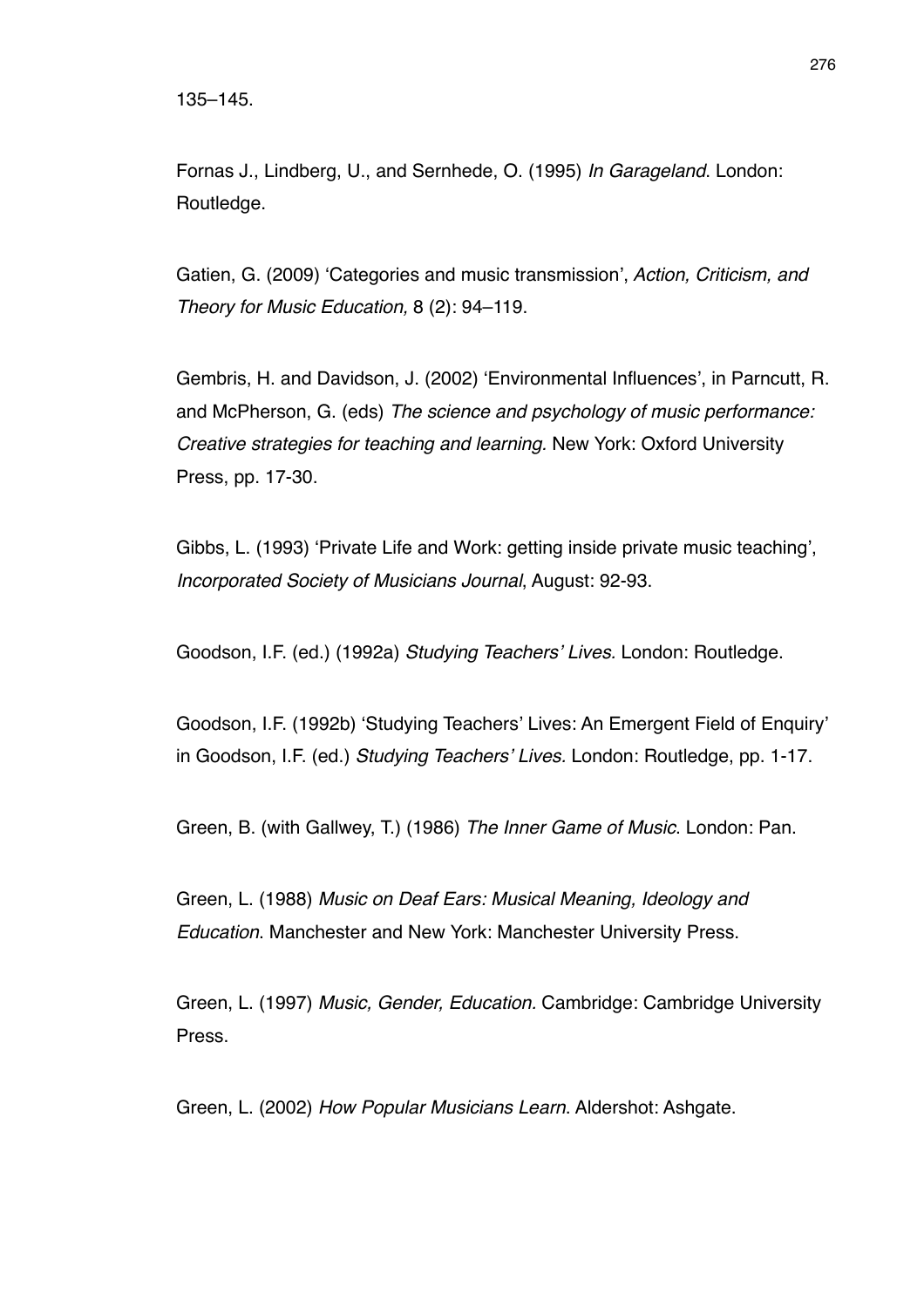135–145.

Fornas J., Lindberg, U., and Sernhede, O. (1995) *In Garageland*. London: Routledge.

Gatien, G. (2009) 'Categories and music transmission', *Action, Criticism, and Theory for Music Education,* 8 (2): 94–119.

Gembris, H. and Davidson, J. (2002) 'Environmental Influences', in Parncutt, R. and McPherson, G. (eds) *The science and psychology of music performance: Creative strategies for teaching and learning.* New York: Oxford University Press, pp. 17-30.

Gibbs, L. (1993) 'Private Life and Work: getting inside private music teaching', *Incorporated Society of Musicians Journal*, August: 92-93.

Goodson, I.F. (ed.) (1992a) *Studying Teachers' Lives.* London: Routledge.

Goodson, I.F. (1992b) 'Studying Teachers' Lives: An Emergent Field of Enquiry' in Goodson, I.F. (ed.) *Studying Teachers' Lives.* London: Routledge, pp. 1-17.

Green, B. (with Gallwey, T.) (1986) *The Inner Game of Music*. London: Pan.

Green, L. (1988) *Music on Deaf Ears: Musical Meaning, Ideology and Education*. Manchester and New York: Manchester University Press.

Green, L. (1997) *Music, Gender, Education*. Cambridge: Cambridge University Press.

Green, L. (2002) *How Popular Musicians Learn*. Aldershot: Ashgate.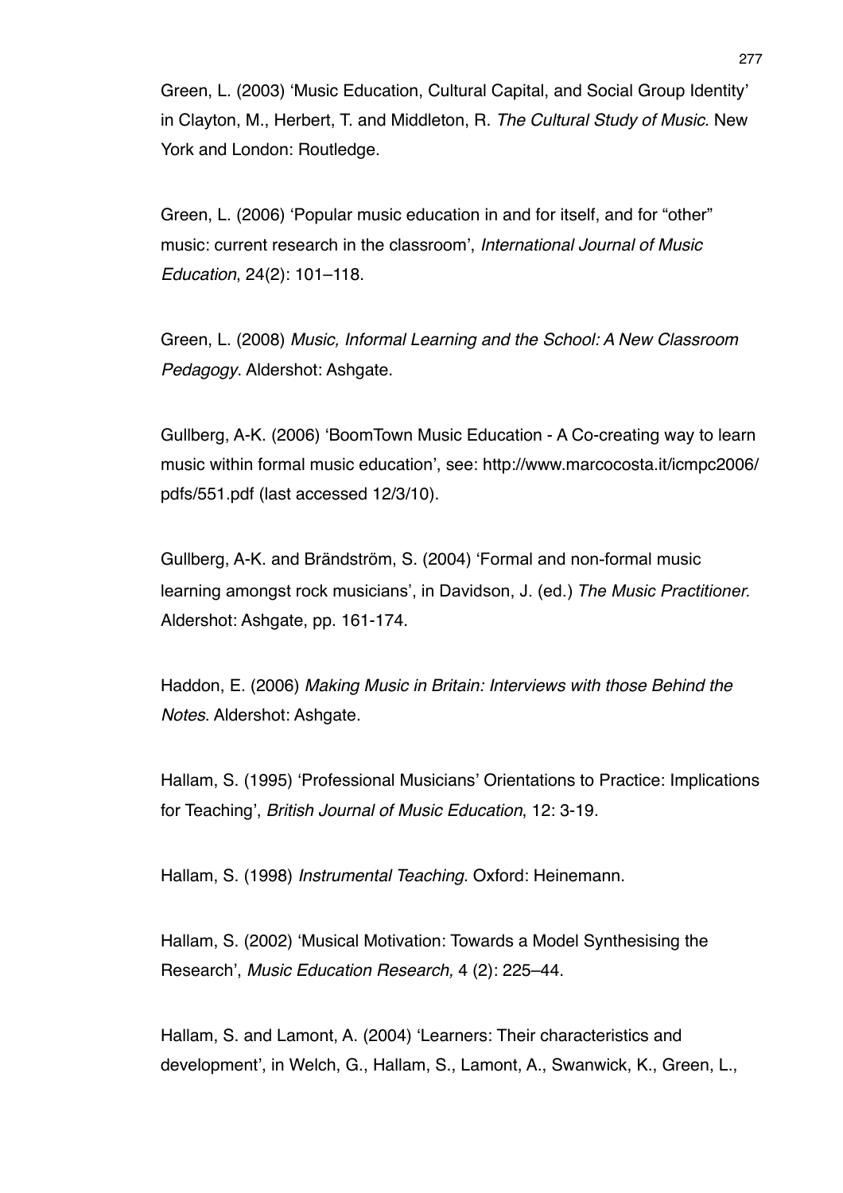Green, L. (2003) 'Music Education, Cultural Capital, and Social Group Identity' in Clayton, M., Herbert, T. and Middleton, R. *The Cultural Study of Music*. New York and London: Routledge.

Green, L. (2006) 'Popular music education in and for itself, and for "other" music: current research in the classroom', *International Journal of Music Education*, 24(2): 101–118.

Green, L. (2008) *Music, Informal Learning and the School: A New Classroom Pedagogy*. Aldershot: Ashgate.

Gullberg, A-K. (2006) 'BoomTown Music Education - A Co-creating way to learn music within formal music education', see: http://www.marcocosta.it/icmpc2006/pdfs/551.pdf (last accessed 12/3/10).

Gullberg, A-K. and Brändström, S. (2004) 'Formal and non-formal music learning amongst rock musicians', in Davidson, J. (ed.) *The Music Practitioner.* Aldershot: Ashgate, pp. 161-174.

Haddon, E. (2006) *Making Music in Britain: Interviews with those Behind the Notes*. Aldershot: Ashgate.

Hallam, S. (1995) 'Professional Musicians' Orientations to Practice: Implications for Teaching', *British Journal of Music Education*, 12: 3-19.

Hallam, S. (1998) *Instrumental Teaching*. Oxford: Heinemann.

Hallam, S. (2002) 'Musical Motivation: Towards a Model Synthesising the Research', *Music Education Research,* 4 (2): 225–44.

Hallam, S. and Lamont, A. (2004) 'Learners: Their characteristics and development', in Welch, G., Hallam, S., Lamont, A., Swanwick, K., Green, L.,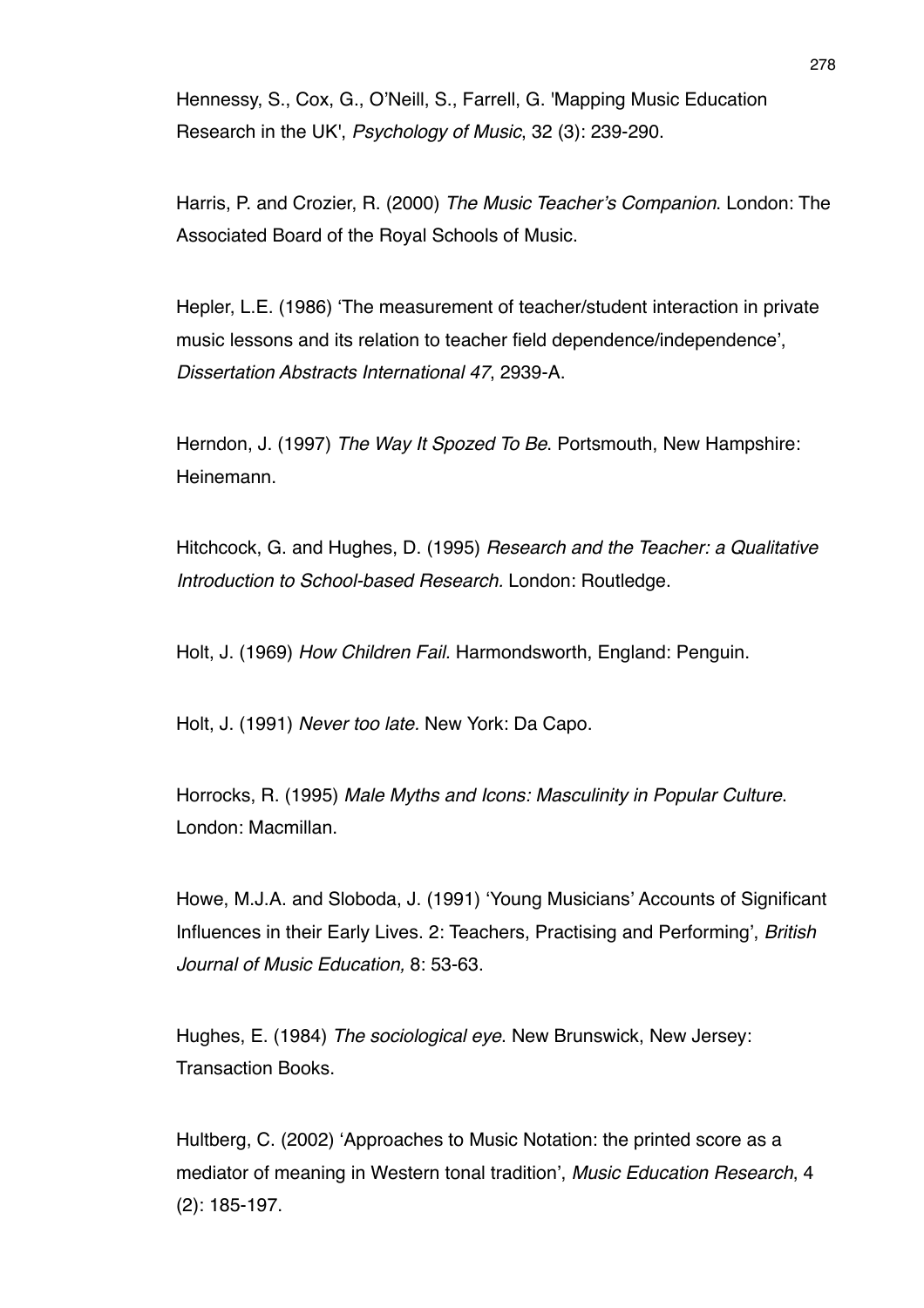Hennessy, S., Cox, G., O'Neill, S., Farrell, G. 'Mapping Music Education Research in the UK', *Psychology of Music*, 32 (3): 239-290.

Harris, P. and Crozier, R. (2000) *The Music Teacher's Companion*. London: The Associated Board of the Royal Schools of Music.

Hepler, L.E. (1986) 'The measurement of teacher/student interaction in private music lessons and its relation to teacher field dependence/independence', *Dissertation Abstracts International 47*, 2939-A.

Herndon, J. (1997) *The Way It Spozed To Be*. Portsmouth, New Hampshire: Heinemann.

Hitchcock, G. and Hughes, D. (1995) *Research and the Teacher: a Qualitative Introduction to School-based Research.* London: Routledge.

Holt, J. (1969) *How Children Fail*. Harmondsworth, England: Penguin.

Holt, J. (1991) *Never too late.* New York: Da Capo.

Horrocks, R. (1995) *Male Myths and Icons: Masculinity in Popular Culture*. London: Macmillan.

Howe, M.J.A. and Sloboda, J. (1991) 'Young Musicians' Accounts of Significant Influences in their Early Lives. 2: Teachers, Practising and Performing', *British Journal of Music Education,* 8: 53-63.

Hughes, E. (1984) *The sociological eye*. New Brunswick, New Jersey: Transaction Books.

Hultberg, C. (2002) 'Approaches to Music Notation: the printed score as a mediator of meaning in Western tonal tradition', *Music Education Research*, 4 (2): 185-197.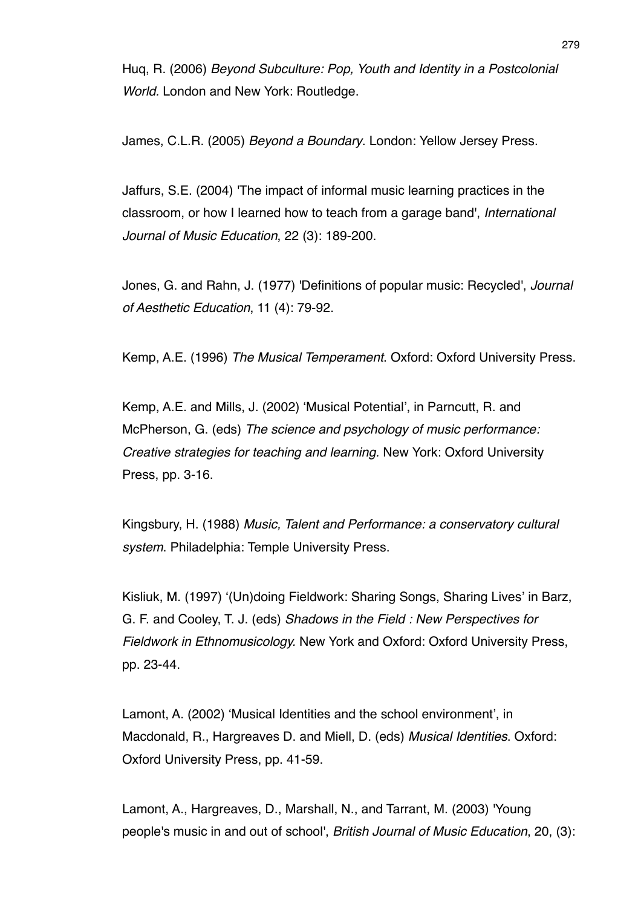Huq, R. (2006) *Beyond Subculture: Pop, Youth and Identity in a Postcolonial World*. London and New York: Routledge.

James, C.L.R. (2005) *Beyond a Boundary*. London: Yellow Jersey Press.

Jaffurs, S.E. (2004) 'The impact of informal music learning practices in the classroom, or how I learned how to teach from a garage band', *International Journal of Music Education*, 22 (3): 189-200.

Jones, G. and Rahn, J. (1977) 'Definitions of popular music: Recycled', *Journal of Aesthetic Education*, 11 (4): 79-92.

Kemp, A.E. (1996) *The Musical Temperament*. Oxford: Oxford University Press.

Kemp, A.E. and Mills, J. (2002) 'Musical Potential', in Parncutt, R. and McPherson, G. (eds) *The science and psychology of music performance: Creative strategies for teaching and learning.* New York: Oxford University Press, pp. 3-16.

Kingsbury, H. (1988) *Music, Talent and Performance: a conservatory cultural system*. Philadelphia: Temple University Press.

Kisliuk, M. (1997) '(Un)doing Fieldwork: Sharing Songs, Sharing Lives' in Barz, G. F. and Cooley, T. J. (eds) *Shadows in the Field : New Perspectives for Fieldwork in Ethnomusicology.* New York and Oxford: Oxford University Press, pp. 23-44.

Lamont, A. (2002) 'Musical Identities and the school environment', in Macdonald, R., Hargreaves D. and Miell, D. (eds) *Musical Identities*. Oxford: Oxford University Press, pp. 41-59.

Lamont, A., Hargreaves, D., Marshall, N., and Tarrant, M. (2003) 'Young people's music in and out of school', *British Journal of Music Education*, 20, (3):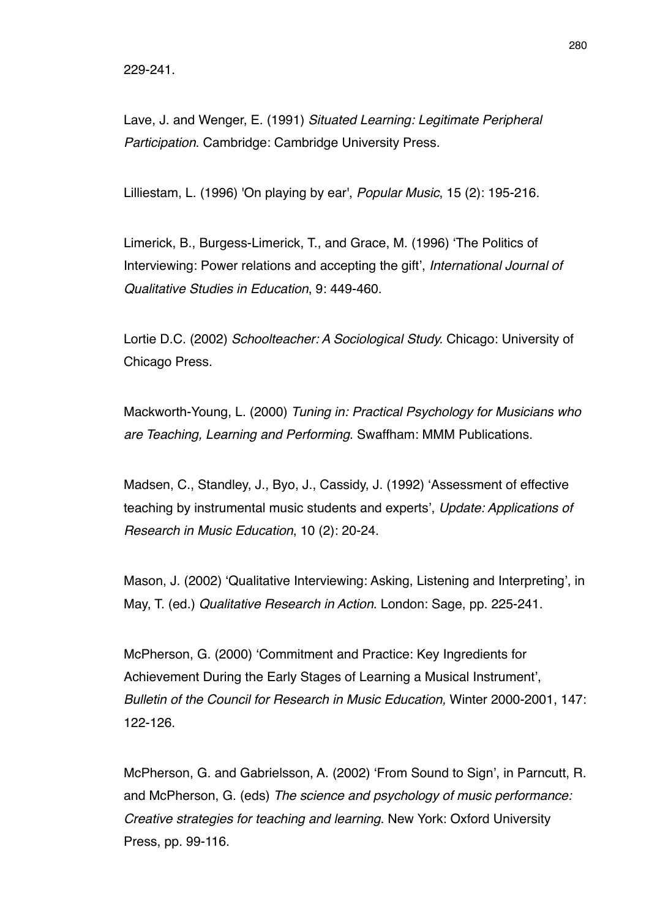229-241.

Lave, J. and Wenger, E. (1991) *Situated Learning: Legitimate Peripheral Participation*. Cambridge: Cambridge University Press.

Lilliestam, L. (1996) 'On playing by ear', *Popular Music*, 15 (2): 195-216.

Limerick, B., Burgess-Limerick, T., and Grace, M. (1996) 'The Politics of Interviewing: Power relations and accepting the gift', *International Journal of Qualitative Studies in Education*, 9: 449-460.

Lortie D.C. (2002) *Schoolteacher: A Sociological Study.* Chicago: University of Chicago Press.

Mackworth-Young, L. (2000) *Tuning in: Practical Psychology for Musicians who are Teaching, Learning and Performing*. Swaffham: MMM Publications.

Madsen, C., Standley, J., Byo, J., Cassidy, J. (1992) 'Assessment of effective teaching by instrumental music students and experts', *Update: Applications of Research in Music Education*, 10 (2): 20-24.

Mason, J. (2002) 'Qualitative Interviewing: Asking, Listening and Interpreting', in May, T. (ed.) *Qualitative Research in Action*. London: Sage, pp. 225-241.

McPherson, G. (2000) 'Commitment and Practice: Key Ingredients for Achievement During the Early Stages of Learning a Musical Instrument', *Bulletin of the Council for Research in Music Education,* Winter 2000-2001, 147: 122-126.

McPherson, G. and Gabrielsson, A. (2002) 'From Sound to Sign', in Parncutt, R. and McPherson, G. (eds) *The science and psychology of music performance: Creative strategies for teaching and learning*. New York: Oxford University Press, pp. 99-116.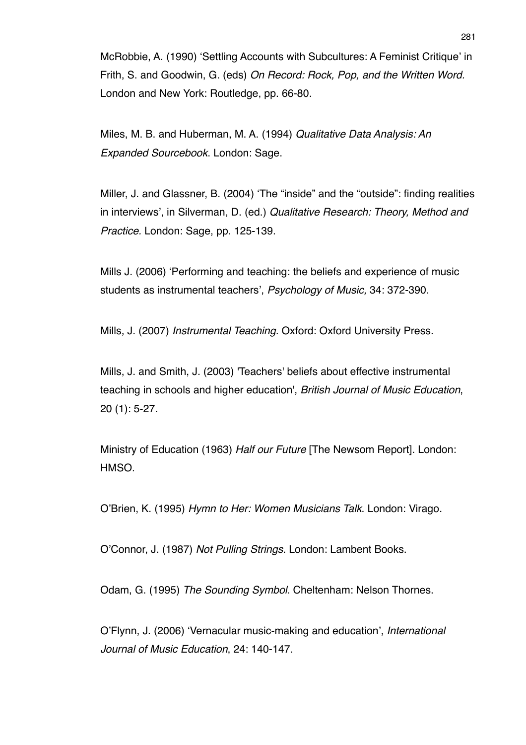McRobbie, A. (1990) 'Settling Accounts with Subcultures: A Feminist Critique' in Frith, S. and Goodwin, G. (eds) *On Record: Rock, Pop, and the Written Word.* London and New York: Routledge, pp. 66-80.

Miles, M. B. and Huberman, M. A. (1994) *Qualitative Data Analysis: An Expanded Sourcebook*. London: Sage.

Miller, J. and Glassner, B. (2004) 'The "inside" and the "outside": finding realities in interviews', in Silverman, D. (ed.) *Qualitative Research: Theory, Method and Practice.* London: Sage, pp. 125-139.

Mills J. (2006) 'Performing and teaching: the beliefs and experience of music students as instrumental teachers', *Psychology of Music,* 34: 372-390.

Mills, J. (2007) *Instrumental Teaching.* Oxford: Oxford University Press.

Mills, J. and Smith, J. (2003) 'Teachers' beliefs about effective instrumental teaching in schools and higher education', *British Journal of Music Education*, 20 (1): 5-27.

Ministry of Education (1963) *Half our Future* [The Newsom Report]. London: HMSO.

O'Brien, K. (1995) *Hymn to Her: Women Musicians Talk*. London: Virago.

O'Connor, J. (1987) *Not Pulling Strings*. London: Lambent Books.

Odam, G. (1995) *The Sounding Symbol*. Cheltenham: Nelson Thornes.

O'Flynn, J. (2006) 'Vernacular music-making and education', *International Journal of Music Education*, 24: 140-147.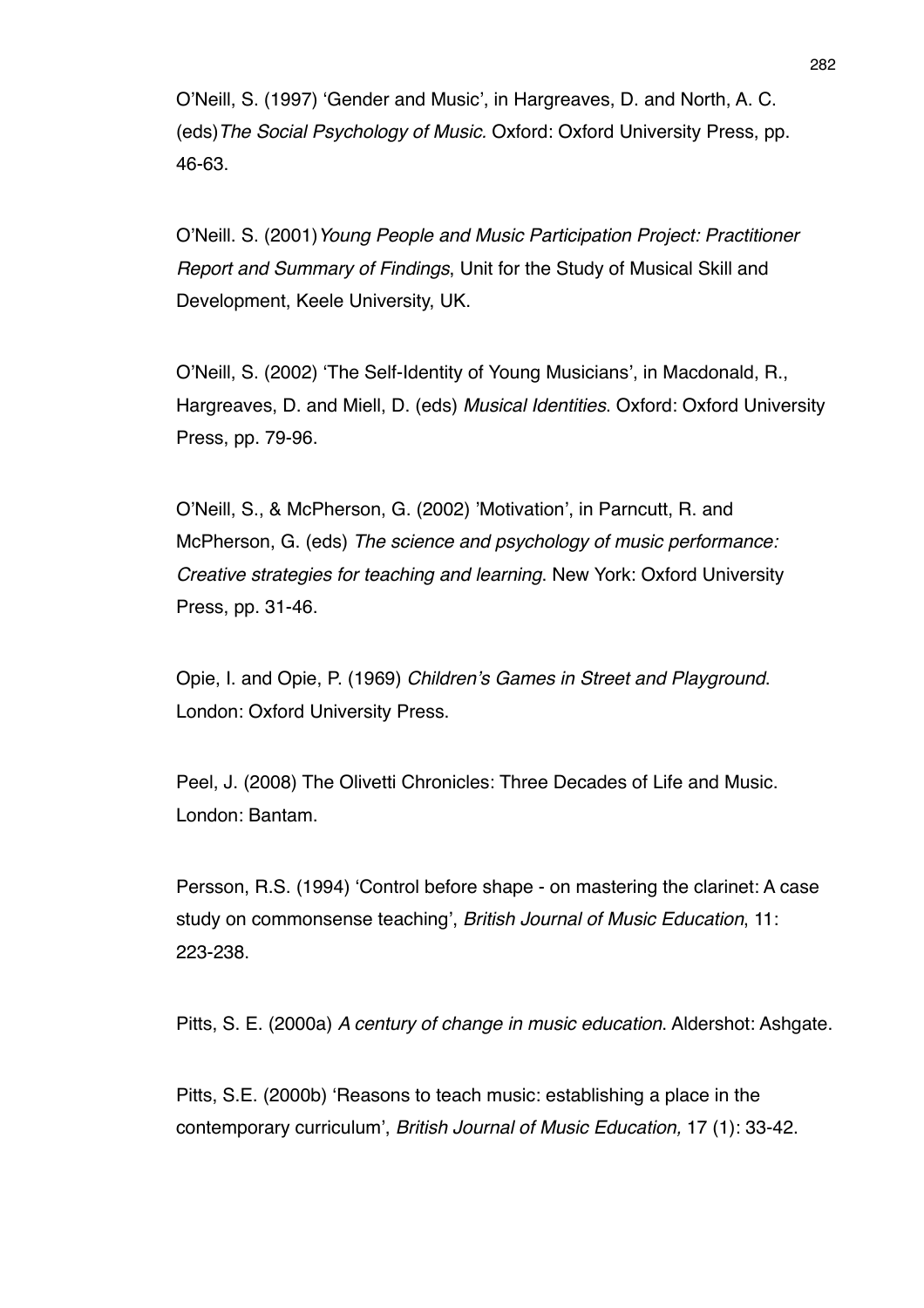O'Neill, S. (1997) 'Gender and Music', in Hargreaves, D. and North, A. C. (eds)*The Social Psychology of Music.* Oxford: Oxford University Press, pp. 46-63.

O'Neill. S. (2001)*Young People and Music Participation Project: Practitioner Report and Summary of Findings*, Unit for the Study of Musical Skill and Development, Keele University, UK.

O'Neill, S. (2002) 'The Self-Identity of Young Musicians', in Macdonald, R., Hargreaves, D. and Miell, D. (eds) *Musical Identities*. Oxford: Oxford University Press, pp. 79-96.

O'Neill, S., & McPherson, G. (2002) 'Motivation', in Parncutt, R. and McPherson, G. (eds) *The science and psychology of music performance: Creative strategies for teaching and learning*. New York: Oxford University Press, pp. 31-46.

Opie, I. and Opie, P. (1969) *Children's Games in Street and Playground*. London: Oxford University Press.

Peel, J. (2008) The Olivetti Chronicles: Three Decades of Life and Music. London: Bantam.

Persson, R.S. (1994) 'Control before shape - on mastering the clarinet: A case study on commonsense teaching', *British Journal of Music Education*, 11: 223-238.

Pitts, S. E. (2000a) *A century of change in music education*. Aldershot: Ashgate.

Pitts, S.E. (2000b) 'Reasons to teach music: establishing a place in the contemporary curriculum', *British Journal of Music Education,* 17 (1): 33-42.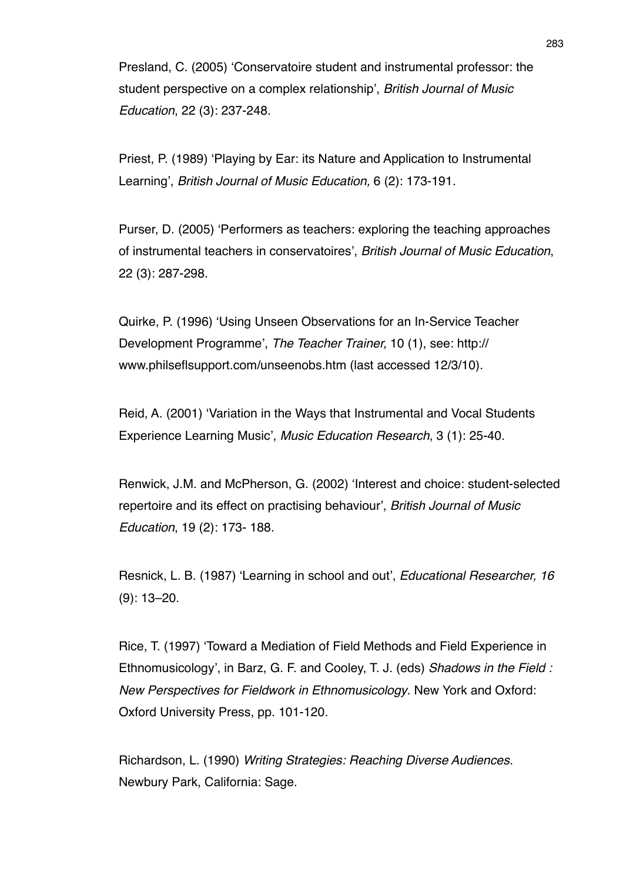Presland, C. (2005) 'Conservatoire student and instrumental professor: the student perspective on a complex relationship', *British Journal of Music Education*, 22 (3): 237-248.

Priest, P. (1989) 'Playing by Ear: its Nature and Application to Instrumental Learning', *British Journal of Music Education,* 6 (2): 173-191.

Purser, D. (2005) 'Performers as teachers: exploring the teaching approaches of instrumental teachers in conservatoires', *British Journal of Music Education*, 22 (3): 287-298.

Quirke, P. (1996) 'Using Unseen Observations for an In-Service Teacher Development Programme', *The Teacher Trainer,* 10 (1), see: http://www.philseflsupport.com/unseenobs.htm (last accessed 12/3/10).

Reid, A. (2001) 'Variation in the Ways that Instrumental and Vocal Students Experience Learning Music', *Music Education Research*, 3 (1): 25-40.

Renwick, J.M. and McPherson, G. (2002) 'Interest and choice: student-selected repertoire and its effect on practising behaviour', *British Journal of Music Education*, 19 (2): 173- 188.

Resnick, L. B. (1987) 'Learning in school and out', *Educational Researcher, 16* (9): 13–20.

Rice, T. (1997) 'Toward a Mediation of Field Methods and Field Experience in Ethnomusicology', in Barz, G. F. and Cooley, T. J. (eds) *Shadows in the Field : New Perspectives for Fieldwork in Ethnomusicology*. New York and Oxford: Oxford University Press, pp. 101-120.

Richardson, L. (1990) *Writing Strategies: Reaching Diverse Audiences.* Newbury Park, California: Sage.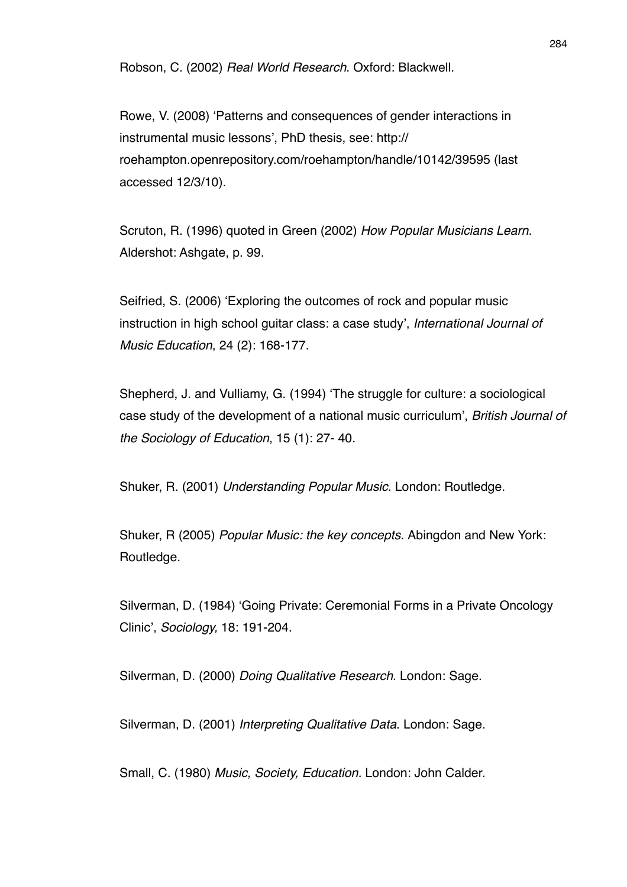Robson, C. (2002) *Real World Research*. Oxford: Blackwell.

Rowe, V. (2008) 'Patterns and consequences of gender interactions in instrumental music lessons', PhD thesis, see: http://roehampton.openrepository.com/roehampton/handle/10142/39595 (last accessed 12/3/10).

Scruton, R. (1996) quoted in Green (2002) *How Popular Musicians Learn*. Aldershot: Ashgate, p. 99.

Seifried, S. (2006) 'Exploring the outcomes of rock and popular music instruction in high school guitar class: a case study', *International Journal of Music Education*, 24 (2): 168-177.

Shepherd, J. and Vulliamy, G. (1994) 'The struggle for culture: a sociological case study of the development of a national music curriculum', *British Journal of the Sociology of Education*, 15 (1): 27- 40.

Shuker, R. (2001) *Understanding Popular Music*. London: Routledge.

Shuker, R (2005) *Popular Music: the key concepts.* Abingdon and New York: Routledge.

Silverman, D. (1984) 'Going Private: Ceremonial Forms in a Private Oncology Clinic', *Sociology,* 18: 191-204.

Silverman, D. (2000) *Doing Qualitative Research*. London: Sage.

Silverman, D. (2001) *Interpreting Qualitative Data*. London: Sage.

Small, C. (1980) *Music, Society, Education*. London: John Calder.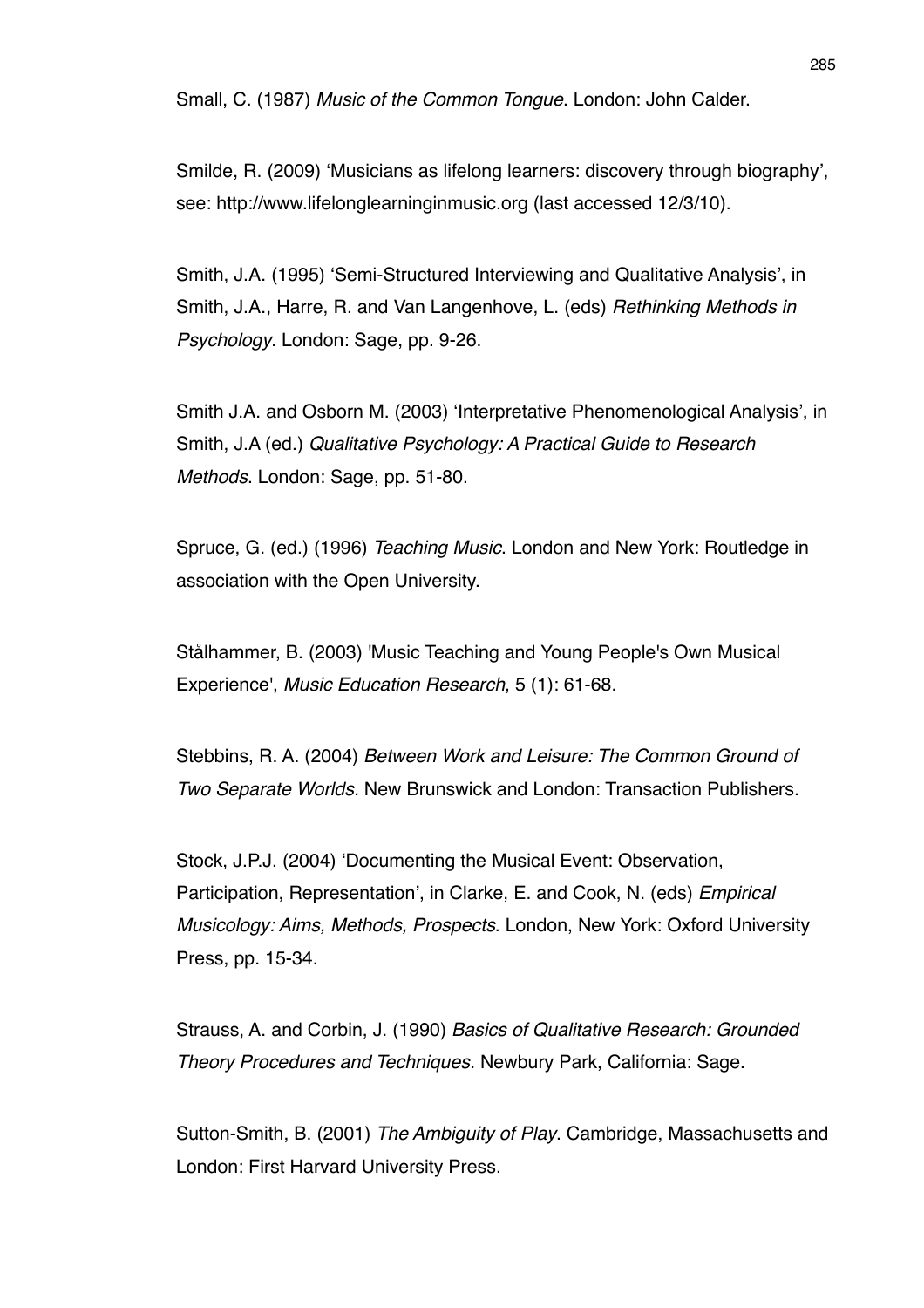Small, C. (1987) *Music of the Common Tongue*. London: John Calder.

Smilde, R. (2009) 'Musicians as lifelong learners: discovery through biography', see: http://www.lifelonglearninginmusic.org (last accessed 12/3/10).

Smith, J.A. (1995) 'Semi-Structured Interviewing and Qualitative Analysis', in Smith, J.A., Harre, R. and Van Langenhove, L. (eds) *Rethinking Methods in Psychology*. London: Sage, pp. 9-26.

Smith J.A. and Osborn M. (2003) 'Interpretative Phenomenological Analysis', in Smith, J.A (ed.) *Qualitative Psychology: A Practical Guide to Research Methods*. London: Sage, pp. 51-80.

Spruce, G. (ed.) (1996) *Teaching Music*. London and New York: Routledge in association with the Open University.

Stålhammer, B. (2003) 'Music Teaching and Young People's Own Musical Experience', *Music Education Research*, 5 (1): 61-68.

Stebbins, R. A. (2004) *Between Work and Leisure: The Common Ground of Two Separate Worlds.* New Brunswick and London: Transaction Publishers.

Stock, J.P.J. (2004) 'Documenting the Musical Event: Observation, Participation, Representation', in Clarke, E. and Cook, N. (eds) *Empirical Musicology: Aims, Methods, Prospects*. London, New York: Oxford University Press, pp. 15-34.

Strauss, A. and Corbin, J. (1990) *Basics of Qualitative Research: Grounded Theory Procedures and Techniques.* Newbury Park, California: Sage.

Sutton-Smith, B. (2001) *The Ambiguity of Play*. Cambridge, Massachusetts and London: First Harvard University Press.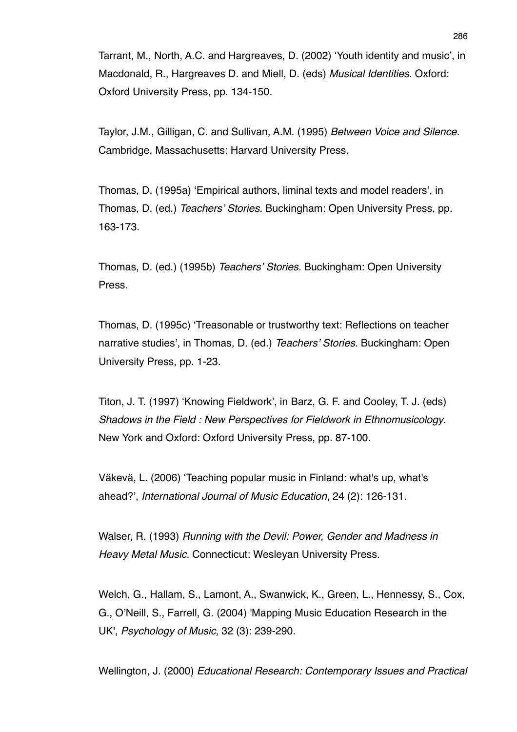Tarrant, M., North, A.C. and Hargreaves, D. (2002) ‘Youth identity and music’, in Macdonald, R., Hargreaves D. and Miell, D. (eds) *Musical Identities*. Oxford: Oxford University Press, pp. 134-150.

Taylor, J.M., Gilligan, C. and Sullivan, A.M. (1995) *Between Voice and Silence.* Cambridge, Massachusetts: Harvard University Press.

Thomas, D. (1995a) ‘Empirical authors, liminal texts and model readers’, in Thomas, D. (ed.) *Teachers' Stories.* Buckingham: Open University Press, pp. 163-173.

Thomas, D. (ed.) (1995b) *Teachers' Stories.* Buckingham: Open University Press.

Thomas, D. (1995c) ‘Treasonable or trustworthy text: Reflections on teacher narrative studies’, in Thomas, D. (ed.) *Teachers' Stories*. Buckingham: Open University Press, pp. 1-23.

Titon, J. T. (1997) ‘Knowing Fieldwork’, in Barz, G. F. and Cooley, T. J. (eds) *Shadows in the Field : New Perspectives for Fieldwork in Ethnomusicology*. New York and Oxford: Oxford University Press, pp. 87-100.

Väkevä, L. (2006) ‘Teaching popular music in Finland: what's up, what's ahead?’, *International Journal of Music Education*, 24 (2): 126-131.

Walser, R. (1993) *Running with the Devil: Power, Gender and Madness in Heavy Metal Music*. Connecticut: Wesleyan University Press.

Welch, G., Hallam, S., Lamont, A., Swanwick, K., Green, L., Hennessy, S., Cox, G., O'Neill, S., Farrell, G. (2004) 'Mapping Music Education Research in the UK', *Psychology of Music*, 32 (3): 239-290.

Wellington, J. (2000) *Educational Research: Contemporary Issues and Practical*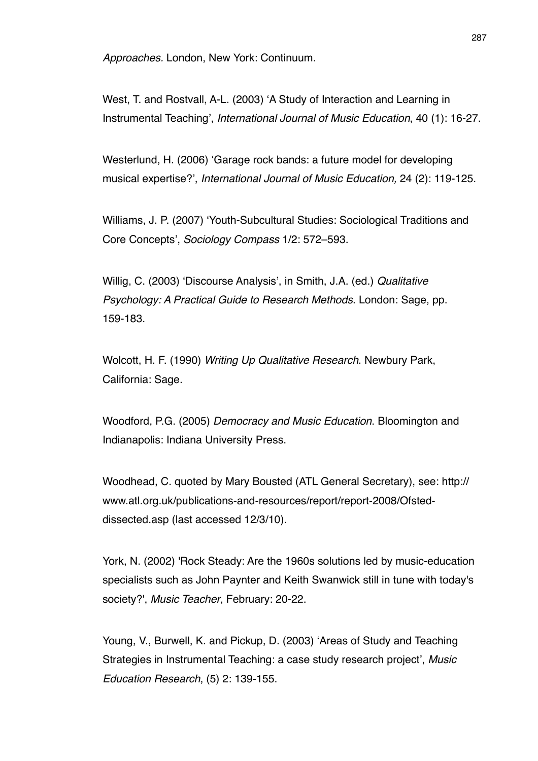*Approaches*. London, New York: Continuum.

West, T. and Rostvall, A-L. (2003) 'A Study of Interaction and Learning in Instrumental Teaching', *International Journal of Music Education*, 40 (1): 16-27.

Westerlund, H. (2006) 'Garage rock bands: a future model for developing musical expertise?', *International Journal of Music Education,* 24 (2): 119-125.

Williams, J. P. (2007) 'Youth-Subcultural Studies: Sociological Traditions and Core Concepts', *Sociology Compass* 1/2: 572–593.

Willig, C. (2003) 'Discourse Analysis', in Smith, J.A. (ed.) *Qualitative Psychology: A Practical Guide to Research Methods*. London: Sage, pp. 159-183.

Wolcott, H. F. (1990) *Writing Up Qualitative Research*. Newbury Park, California: Sage.

Woodford, P.G. (2005) *Democracy and Music Education*. Bloomington and Indianapolis: Indiana University Press.

Woodhead, C. quoted by Mary Bousted (ATL General Secretary), see: http://www.atl.org.uk/publications-and-resources/report/report-2008/Ofsted-dissected.asp (last accessed 12/3/10).

York, N. (2002) 'Rock Steady: Are the 1960s solutions led by music-education specialists such as John Paynter and Keith Swanwick still in tune with today's society?', *Music Teacher*, February: 20-22.

Young, V., Burwell, K. and Pickup, D. (2003) 'Areas of Study and Teaching Strategies in Instrumental Teaching: a case study research project', *Music Education Research*, (5) 2: 139-155.